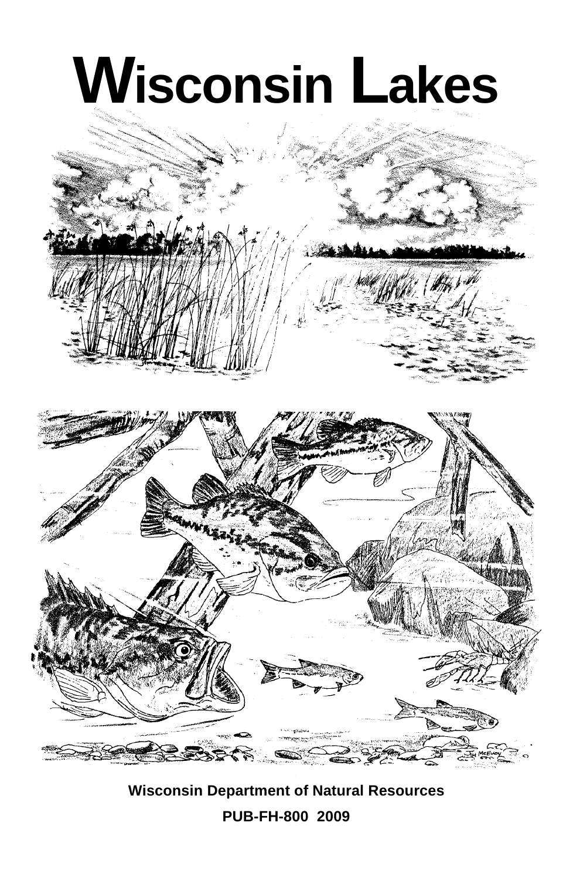# Wisconsin Lakes

**Wisconsin Department of Natural Resources**

**PUB-FH-800 2009**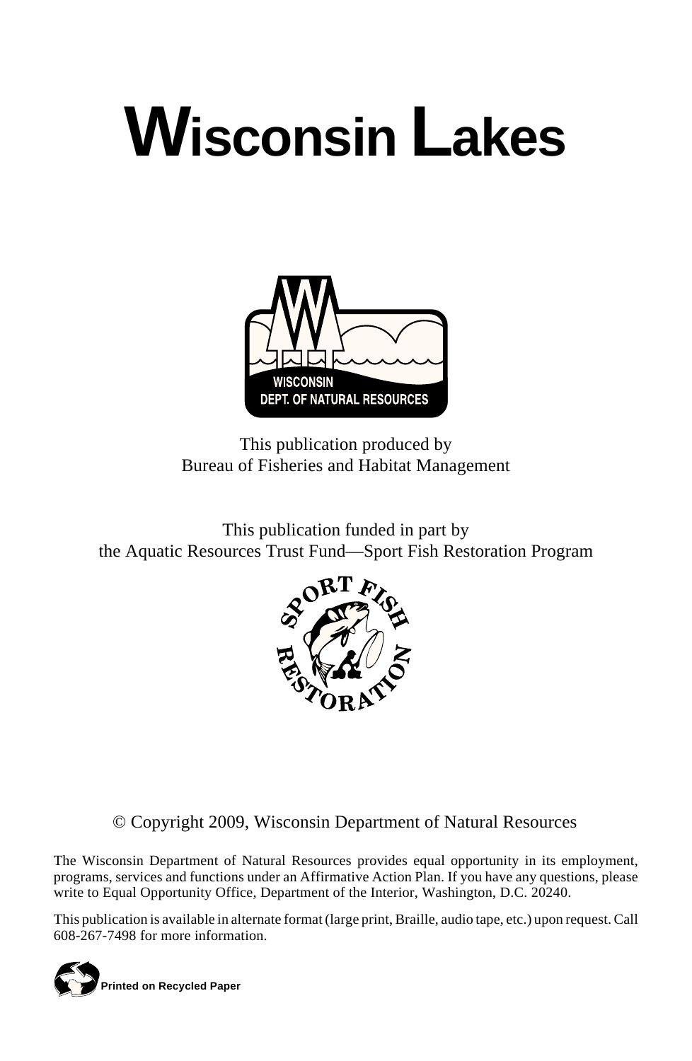# Wisconsin Lakes

This publication produced by
Bureau of Fisheries and Habitat Management

This publication funded in part by
the Aquatic Resources Trust Fund—Sport Fish Restoration Program

© Copyright 2009, Wisconsin Department of Natural Resources

The Wisconsin Department of Natural Resources provides equal opportunity in its employment, programs, services and functions under an Affirmative Action Plan. If you have any questions, please write to Equal Opportunity Office, Department of the Interior, Washington, D.C. 20240.

This publication is available in alternate format (large print, Braille, audio tape, etc.) upon request. Call 608-267-7498 for more information.

**Printed on Recycled Paper**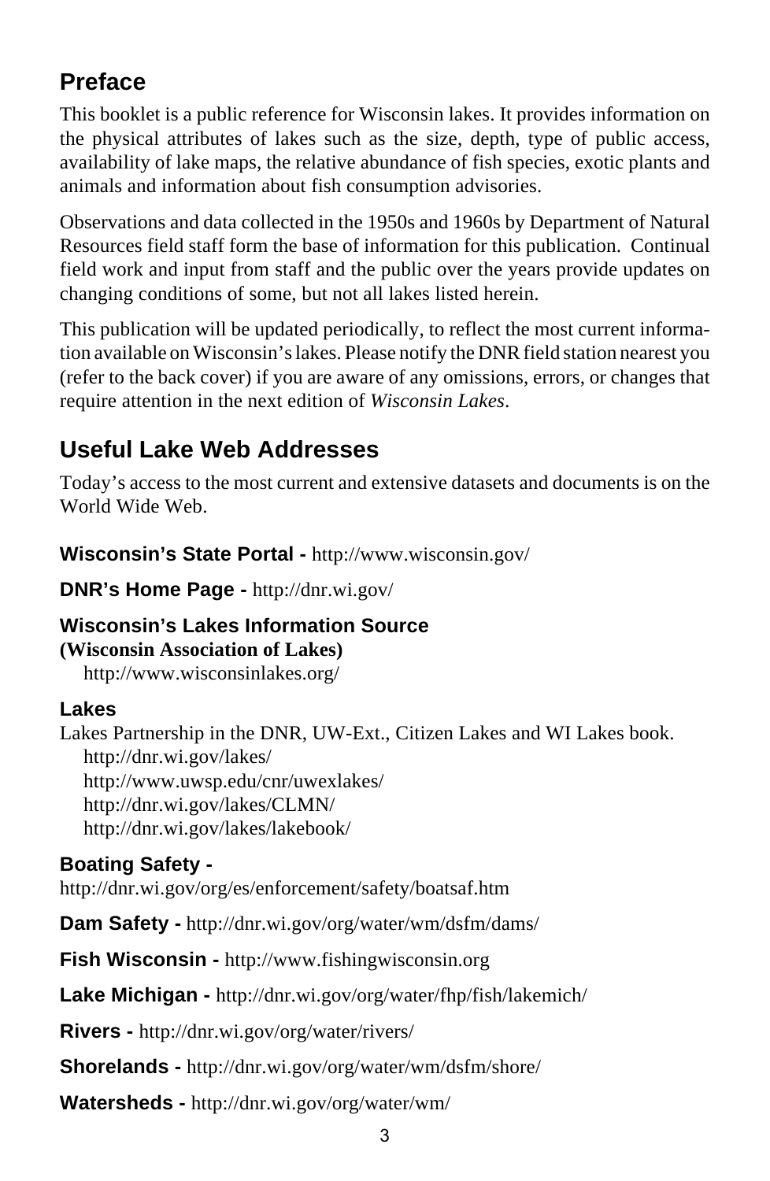## Preface

This booklet is a public reference for Wisconsin lakes. It provides information on the physical attributes of lakes such as the size, depth, type of public access, availability of lake maps, the relative abundance of fish species, exotic plants and animals and information about fish consumption advisories.

Observations and data collected in the 1950s and 1960s by Department of Natural Resources field staff form the base of information for this publication. Continual field work and input from staff and the public over the years provide updates on changing conditions of some, but not all lakes listed herein.

This publication will be updated periodically, to reflect the most current information available on Wisconsin's lakes. Please notify the DNR field station nearest you (refer to the back cover) if you are aware of any omissions, errors, or changes that require attention in the next edition of *Wisconsin Lakes*.

## Useful Lake Web Addresses

Today's access to the most current and extensive datasets and documents is on the World Wide Web.

**Wisconsin's State Portal -** http://www.wisconsin.gov/

**DNR's Home Page -** http://dnr.wi.gov/

**Wisconsin's Lakes Information Source**
**(Wisconsin Association of Lakes)**
http://www.wisconsinlakes.org/

**Lakes**
Lakes Partnership in the DNR, UW-Ext., Citizen Lakes and WI Lakes book.
http://dnr.wi.gov/lakes/
http://www.uwsp.edu/cnr/uwexlakes/
http://dnr.wi.gov/lakes/CLMN/
http://dnr.wi.gov/lakes/lakebook/

**Boating Safety -**
http://dnr.wi.gov/org/es/enforcement/safety/boatsaf.htm

**Dam Safety -** http://dnr.wi.gov/org/water/wm/dsfm/dams/

**Fish Wisconsin -** http://www.fishingwisconsin.org

**Lake Michigan -** http://dnr.wi.gov/org/water/fhp/fish/lakemich/

**Rivers -** http://dnr.wi.gov/org/water/rivers/

**Shorelands -** http://dnr.wi.gov/org/water/wm/dsfm/shore/

**Watersheds -** http://dnr.wi.gov/org/water/wm/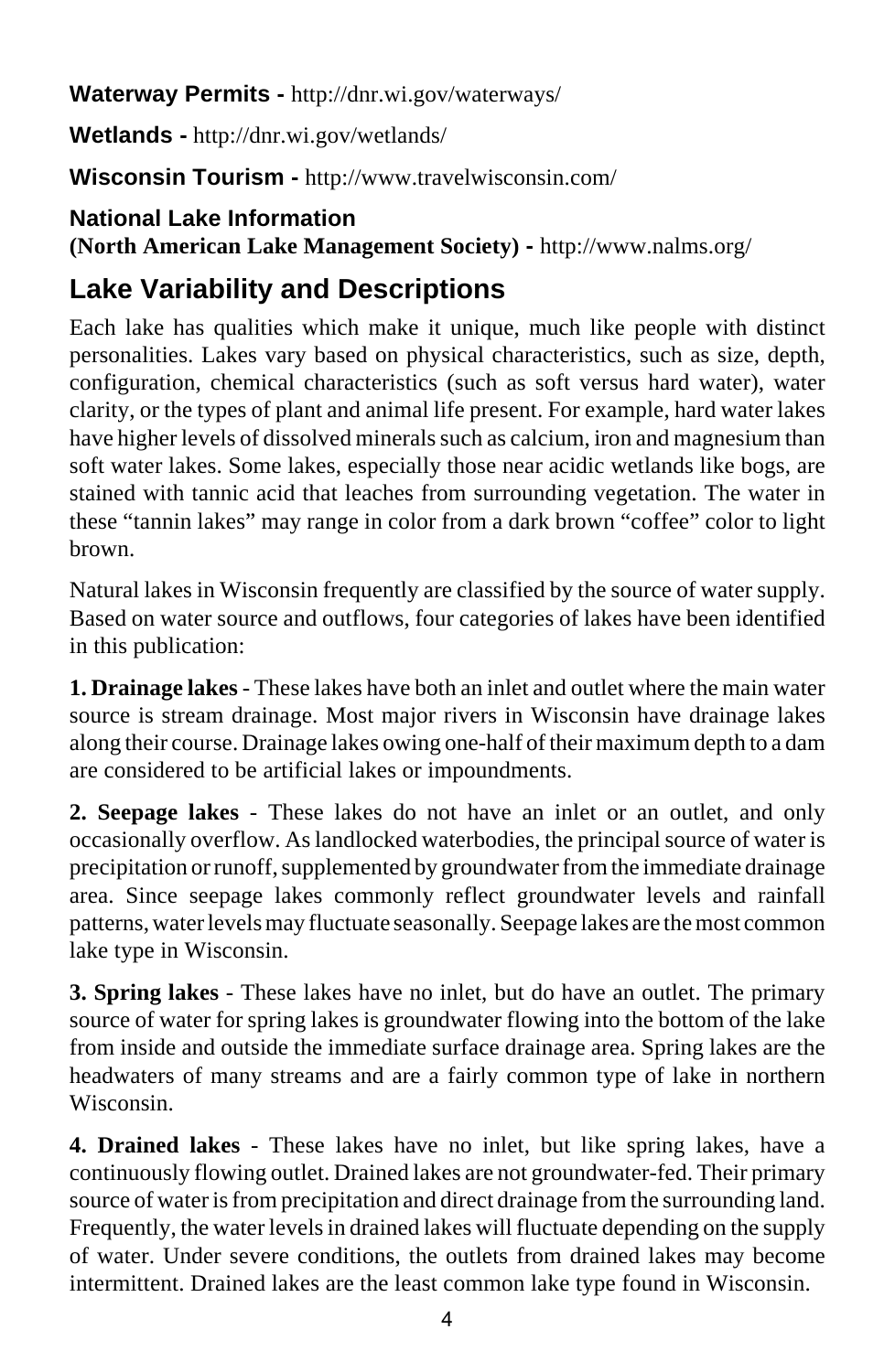**Waterway Permits -** http://dnr.wi.gov/waterways/

**Wetlands -** http://dnr.wi.gov/wetlands/

**Wisconsin Tourism -** http://www.travelwisconsin.com/

**National Lake Information**
**(North American Lake Management Society) -** http://www.nalms.org/

## Lake Variability and Descriptions

Each lake has qualities which make it unique, much like people with distinct personalities. Lakes vary based on physical characteristics, such as size, depth, configuration, chemical characteristics (such as soft versus hard water), water clarity, or the types of plant and animal life present. For example, hard water lakes have higher levels of dissolved minerals such as calcium, iron and magnesium than soft water lakes. Some lakes, especially those near acidic wetlands like bogs, are stained with tannic acid that leaches from surrounding vegetation. The water in these "tannin lakes" may range in color from a dark brown "coffee" color to light brown.

Natural lakes in Wisconsin frequently are classified by the source of water supply. Based on water source and outflows, four categories of lakes have been identified in this publication:

**1. Drainage lakes** - These lakes have both an inlet and outlet where the main water source is stream drainage. Most major rivers in Wisconsin have drainage lakes along their course. Drainage lakes owing one-half of their maximum depth to a dam are considered to be artificial lakes or impoundments.

**2. Seepage lakes** - These lakes do not have an inlet or an outlet, and only occasionally overflow. As landlocked waterbodies, the principal source of water is precipitation or runoff, supplemented by groundwater from the immediate drainage area. Since seepage lakes commonly reflect groundwater levels and rainfall patterns, water levels may fluctuate seasonally. Seepage lakes are the most common lake type in Wisconsin.

**3. Spring lakes** - These lakes have no inlet, but do have an outlet. The primary source of water for spring lakes is groundwater flowing into the bottom of the lake from inside and outside the immediate surface drainage area. Spring lakes are the headwaters of many streams and are a fairly common type of lake in northern Wisconsin.

**4. Drained lakes** - These lakes have no inlet, but like spring lakes, have a continuously flowing outlet. Drained lakes are not groundwater-fed. Their primary source of water is from precipitation and direct drainage from the surrounding land. Frequently, the water levels in drained lakes will fluctuate depending on the supply of water. Under severe conditions, the outlets from drained lakes may become intermittent. Drained lakes are the least common lake type found in Wisconsin.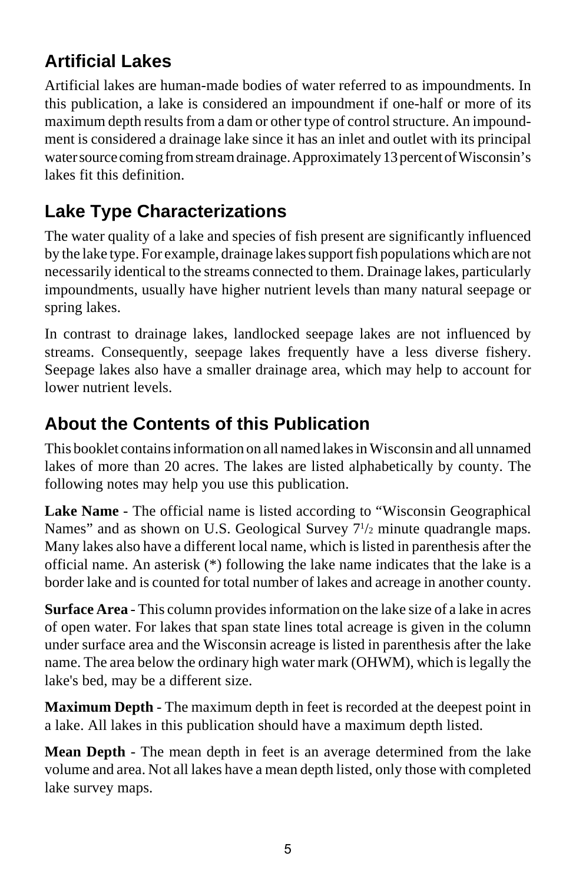## Artificial Lakes

Artificial lakes are human-made bodies of water referred to as impoundments. In this publication, a lake is considered an impoundment if one-half or more of its maximum depth results from a dam or other type of control structure. An impoundment is considered a drainage lake since it has an inlet and outlet with its principal water source coming from stream drainage. Approximately 13 percent of Wisconsin's lakes fit this definition.

## Lake Type Characterizations

The water quality of a lake and species of fish present are significantly influenced by the lake type. For example, drainage lakes support fish populations which are not necessarily identical to the streams connected to them. Drainage lakes, particularly impoundments, usually have higher nutrient levels than many natural seepage or spring lakes.

In contrast to drainage lakes, landlocked seepage lakes are not influenced by streams. Consequently, seepage lakes frequently have a less diverse fishery. Seepage lakes also have a smaller drainage area, which may help to account for lower nutrient levels.

## About the Contents of this Publication

This booklet contains information on all named lakes in Wisconsin and all unnamed lakes of more than 20 acres. The lakes are listed alphabetically by county. The following notes may help you use this publication.

**Lake Name** - The official name is listed according to "Wisconsin Geographical Names" and as shown on U.S. Geological Survey 7½ minute quadrangle maps. Many lakes also have a different local name, which is listed in parenthesis after the official name. An asterisk (*) following the lake name indicates that the lake is a border lake and is counted for total number of lakes and acreage in another county.

**Surface Area** - This column provides information on the lake size of a lake in acres of open water. For lakes that span state lines total acreage is given in the column under surface area and the Wisconsin acreage is listed in parenthesis after the lake name. The area below the ordinary high water mark (OHWM), which is legally the lake's bed, may be a different size.

**Maximum Depth** - The maximum depth in feet is recorded at the deepest point in a lake. All lakes in this publication should have a maximum depth listed.

**Mean Depth** - The mean depth in feet is an average determined from the lake volume and area. Not all lakes have a mean depth listed, only those with completed lake survey maps.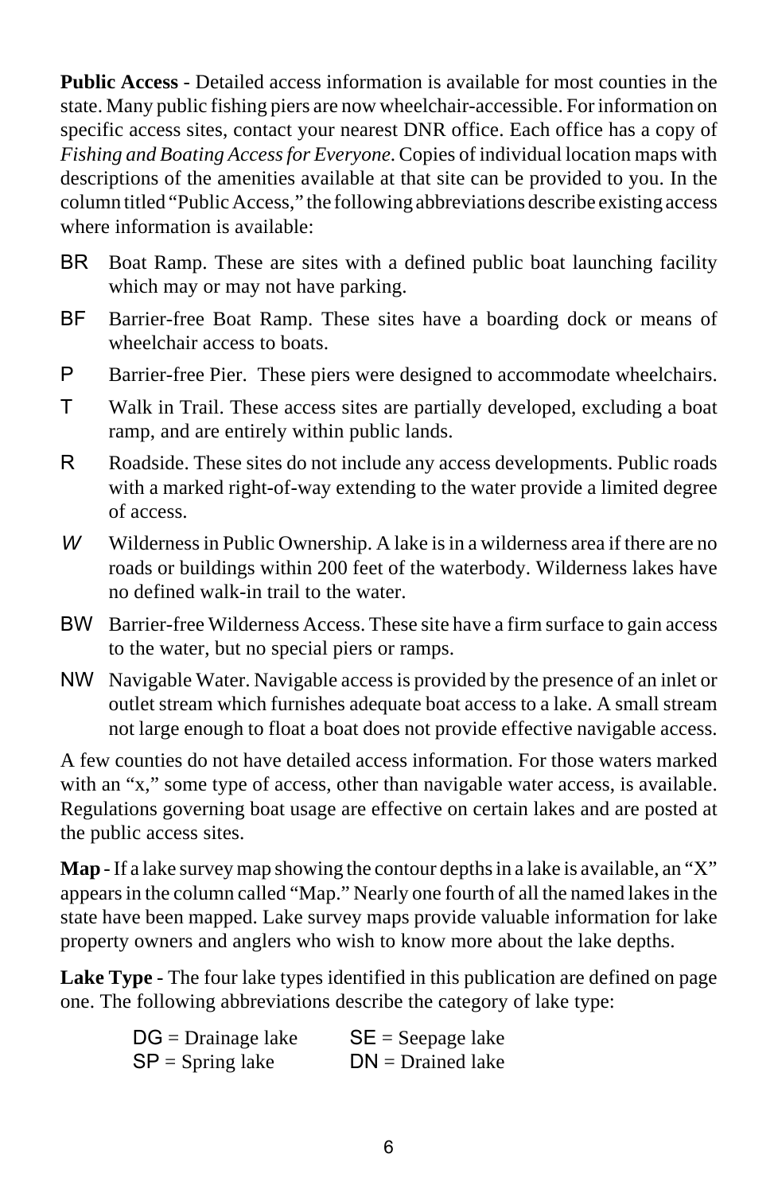**Public Access** - Detailed access information is available for most counties in the state. Many public fishing piers are now wheelchair-accessible. For information on specific access sites, contact your nearest DNR office. Each office has a copy of *Fishing and Boating Access for Everyone*. Copies of individual location maps with descriptions of the amenities available at that site can be provided to you. In the column titled "Public Access," the following abbreviations describe existing access where information is available:

- BR Boat Ramp. These are sites with a defined public boat launching facility which may or may not have parking.
- BF Barrier-free Boat Ramp. These sites have a boarding dock or means of wheelchair access to boats.
- P Barrier-free Pier. These piers were designed to accommodate wheelchairs.
- T Walk in Trail. These access sites are partially developed, excluding a boat ramp, and are entirely within public lands.
- R Roadside. These sites do not include any access developments. Public roads with a marked right-of-way extending to the water provide a limited degree of access.
- *W* Wilderness in Public Ownership. A lake is in a wilderness area if there are no roads or buildings within 200 feet of the waterbody. Wilderness lakes have no defined walk-in trail to the water.
- BW Barrier-free Wilderness Access. These site have a firm surface to gain access to the water, but no special piers or ramps.
- NW Navigable Water. Navigable access is provided by the presence of an inlet or outlet stream which furnishes adequate boat access to a lake. A small stream not large enough to float a boat does not provide effective navigable access.

A few counties do not have detailed access information. For those waters marked with an "x," some type of access, other than navigable water access, is available. Regulations governing boat usage are effective on certain lakes and are posted at the public access sites.

**Map** - If a lake survey map showing the contour depths in a lake is available, an "X" appears in the column called "Map." Nearly one fourth of all the named lakes in the state have been mapped. Lake survey maps provide valuable information for lake property owners and anglers who wish to know more about the lake depths.

**Lake Type** - The four lake types identified in this publication are defined on page one. The following abbreviations describe the category of lake type:

DG = Drainage lake  SE = Seepage lake
SP = Spring lake  DN = Drained lake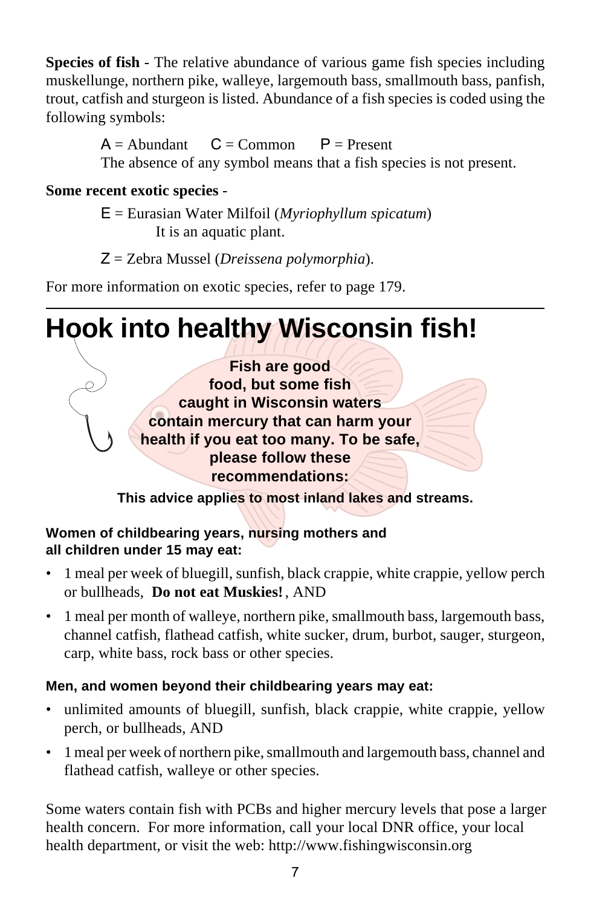**Species of fish** - The relative abundance of various game fish species including muskellunge, northern pike, walleye, largemouth bass, smallmouth bass, panfish, trout, catfish and sturgeon is listed. Abundance of a fish species is coded using the following symbols:

A = Abundant     C = Common     P = Present
The absence of any symbol means that a fish species is not present.

**Some recent exotic species** -

E = Eurasian Water Milfoil (*Myriophyllum spicatum*)
It is an aquatic plant.

Z = Zebra Mussel (*Dreissena polymorphia*).

For more information on exotic species, refer to page 179.

---

# Hook into healthy Wisconsin fish!

**Fish are good food, but some fish caught in Wisconsin waters contain mercury that can harm your health if you eat too many. To be safe, please follow these recommendations:**

**This advice applies to most inland lakes and streams.**

**Women of childbearing years, nursing mothers and all children under 15 may eat:**

- 1 meal per week of bluegill, sunfish, black crappie, white crappie, yellow perch or bullheads, **Do not eat Muskies!** , AND
- 1 meal per month of walleye, northern pike, smallmouth bass, largemouth bass, channel catfish, flathead catfish, white sucker, drum, burbot, sauger, sturgeon, carp, white bass, rock bass or other species.

**Men, and women beyond their childbearing years may eat:**

- unlimited amounts of bluegill, sunfish, black crappie, white crappie, yellow perch, or bullheads, AND
- 1 meal per week of northern pike, smallmouth and largemouth bass, channel and flathead catfish, walleye or other species.

Some waters contain fish with PCBs and higher mercury levels that pose a larger health concern. For more information, call your local DNR office, your local health department, or visit the web: http://www.fishingwisconsin.org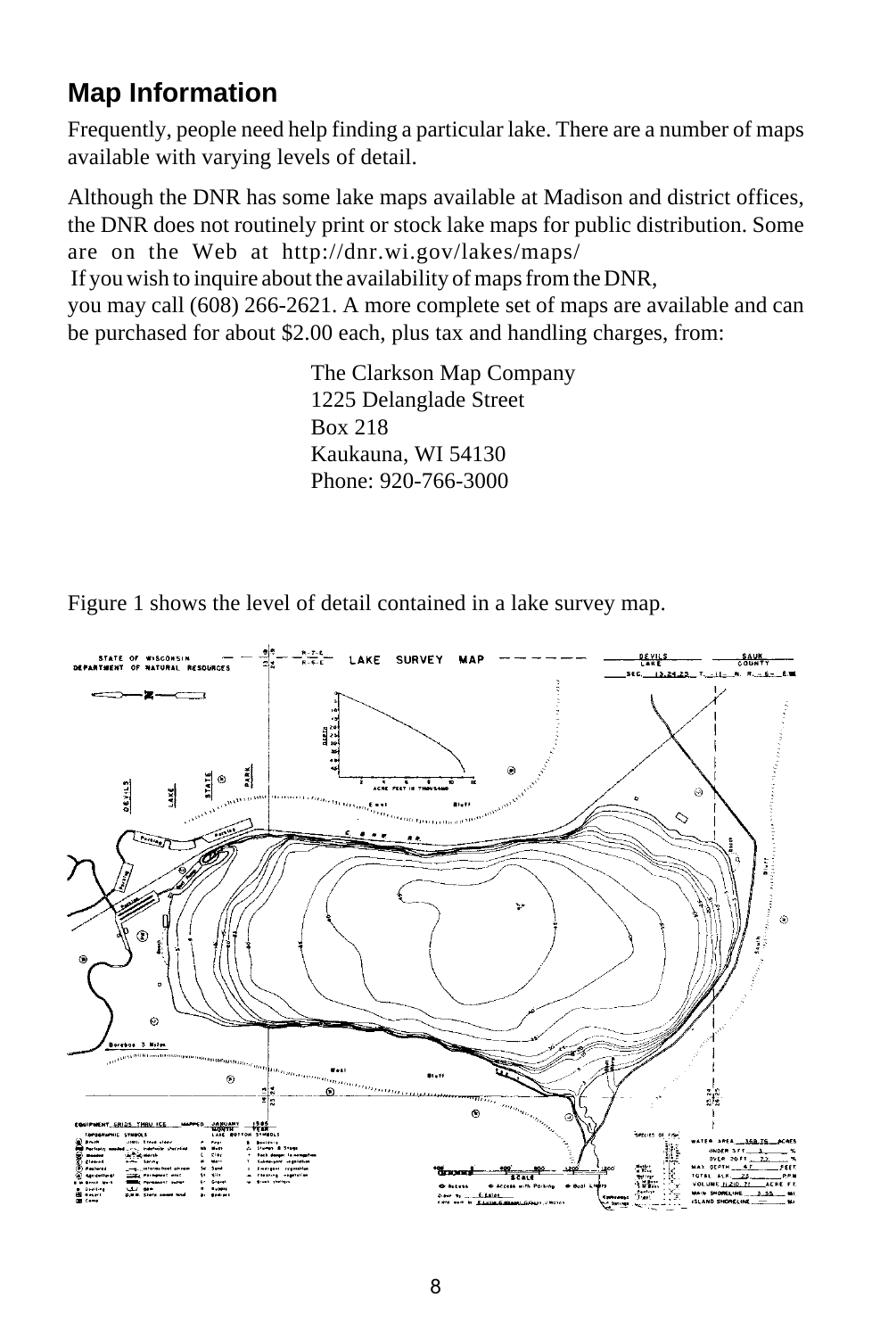## Map Information

Frequently, people need help finding a particular lake. There are a number of maps available with varying levels of detail.

Although the DNR has some lake maps available at Madison and district offices, the DNR does not routinely print or stock lake maps for public distribution. Some are on the Web at http://dnr.wi.gov/lakes/maps/ If you wish to inquire about the availability of maps from the DNR, you may call (608) 266-2621. A more complete set of maps are available and can be purchased for about $2.00 each, plus tax and handling charges, from:

The Clarkson Map Company
1225 Delanglade Street
Box 218
Kaukauna, WI 54130
Phone: 920-766-3000

Figure 1 shows the level of detail contained in a lake survey map.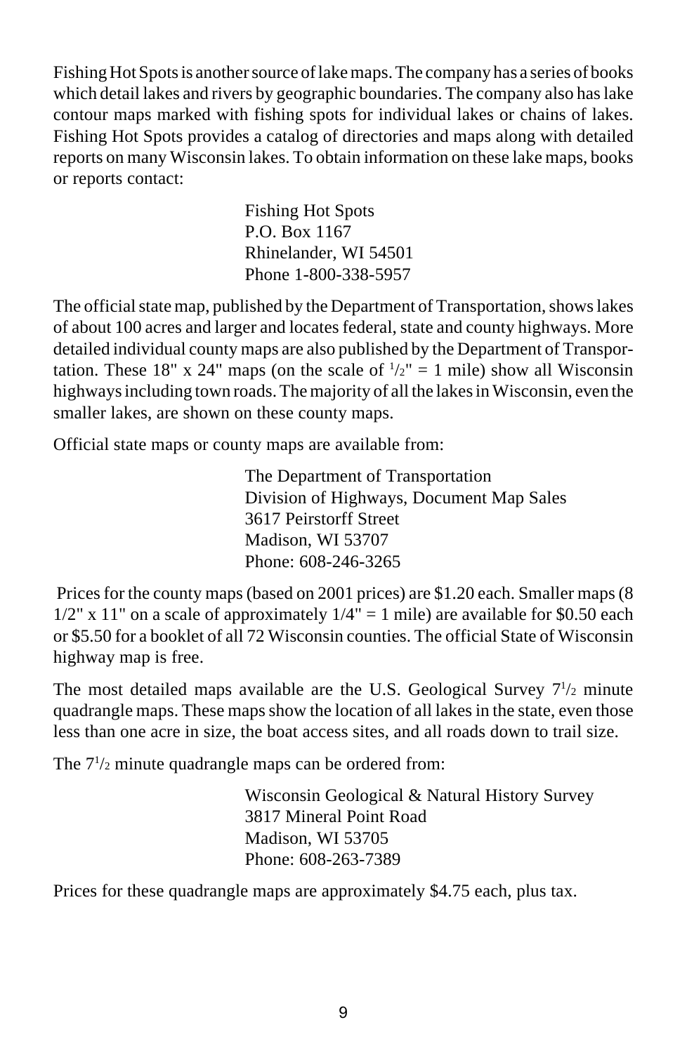Fishing Hot Spots is another source of lake maps. The company has a series of books which detail lakes and rivers by geographic boundaries. The company also has lake contour maps marked with fishing spots for individual lakes or chains of lakes. Fishing Hot Spots provides a catalog of directories and maps along with detailed reports on many Wisconsin lakes. To obtain information on these lake maps, books or reports contact:

> Fishing Hot Spots
> P.O. Box 1167
> Rhinelander, WI 54501
> Phone 1-800-338-5957

The official state map, published by the Department of Transportation, shows lakes of about 100 acres and larger and locates federal, state and county highways. More detailed individual county maps are also published by the Department of Transportation. These 18" x 24" maps (on the scale of 1/2" = 1 mile) show all Wisconsin highways including town roads. The majority of all the lakes in Wisconsin, even the smaller lakes, are shown on these county maps.

Official state maps or county maps are available from:

> The Department of Transportation
> Division of Highways, Document Map Sales
> 3617 Peirstorff Street
> Madison, WI 53707
> Phone: 608-246-3265

Prices for the county maps (based on 2001 prices) are $1.20 each. Smaller maps (8 1/2" x 11" on a scale of approximately 1/4" = 1 mile) are available for $0.50 each or $5.50 for a booklet of all 72 Wisconsin counties. The official State of Wisconsin highway map is free.

The most detailed maps available are the U.S. Geological Survey 7 1/2 minute quadrangle maps. These maps show the location of all lakes in the state, even those less than one acre in size, the boat access sites, and all roads down to trail size.

The 7 1/2 minute quadrangle maps can be ordered from:

> Wisconsin Geological & Natural History Survey
> 3817 Mineral Point Road
> Madison, WI 53705
> Phone: 608-263-7389

Prices for these quadrangle maps are approximately $4.75 each, plus tax.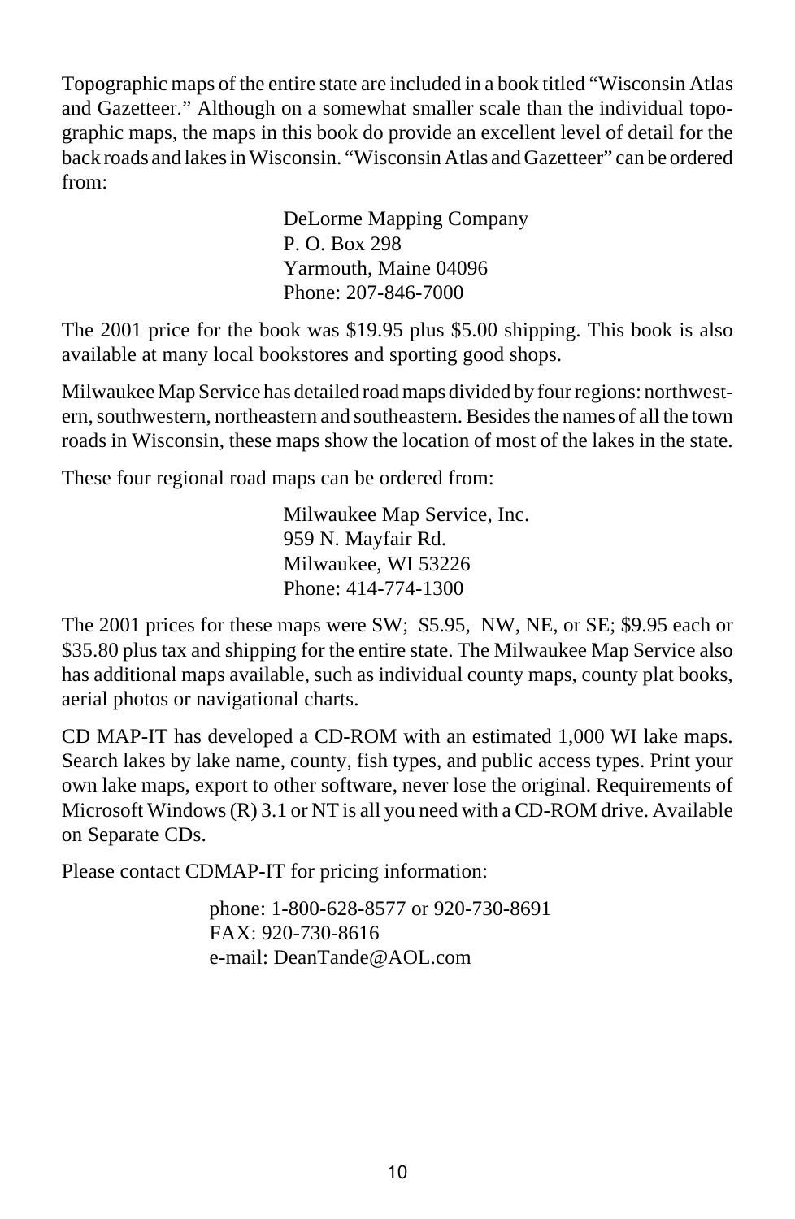Topographic maps of the entire state are included in a book titled "Wisconsin Atlas and Gazetteer." Although on a somewhat smaller scale than the individual topographic maps, the maps in this book do provide an excellent level of detail for the back roads and lakes in Wisconsin. "Wisconsin Atlas and Gazetteer" can be ordered from:

DeLorme Mapping Company  
P. O. Box 298  
Yarmouth, Maine 04096  
Phone: 207-846-7000

The 2001 price for the book was $19.95 plus $5.00 shipping. This book is also available at many local bookstores and sporting good shops.

Milwaukee Map Service has detailed road maps divided by four regions: northwestern, southwestern, northeastern and southeastern. Besides the names of all the town roads in Wisconsin, these maps show the location of most of the lakes in the state.

These four regional road maps can be ordered from:

Milwaukee Map Service, Inc.  
959 N. Mayfair Rd.  
Milwaukee, WI 53226  
Phone: 414-774-1300

The 2001 prices for these maps were SW; $5.95, NW, NE, or SE; $9.95 each or $35.80 plus tax and shipping for the entire state. The Milwaukee Map Service also has additional maps available, such as individual county maps, county plat books, aerial photos or navigational charts.

CD MAP-IT has developed a CD-ROM with an estimated 1,000 WI lake maps. Search lakes by lake name, county, fish types, and public access types. Print your own lake maps, export to other software, never lose the original. Requirements of Microsoft Windows (R) 3.1 or NT is all you need with a CD-ROM drive. Available on Separate CDs.

Please contact CDMAP-IT for pricing information:

phone: 1-800-628-8577 or 920-730-8691  
FAX: 920-730-8616  
e-mail: DeanTande@AOL.com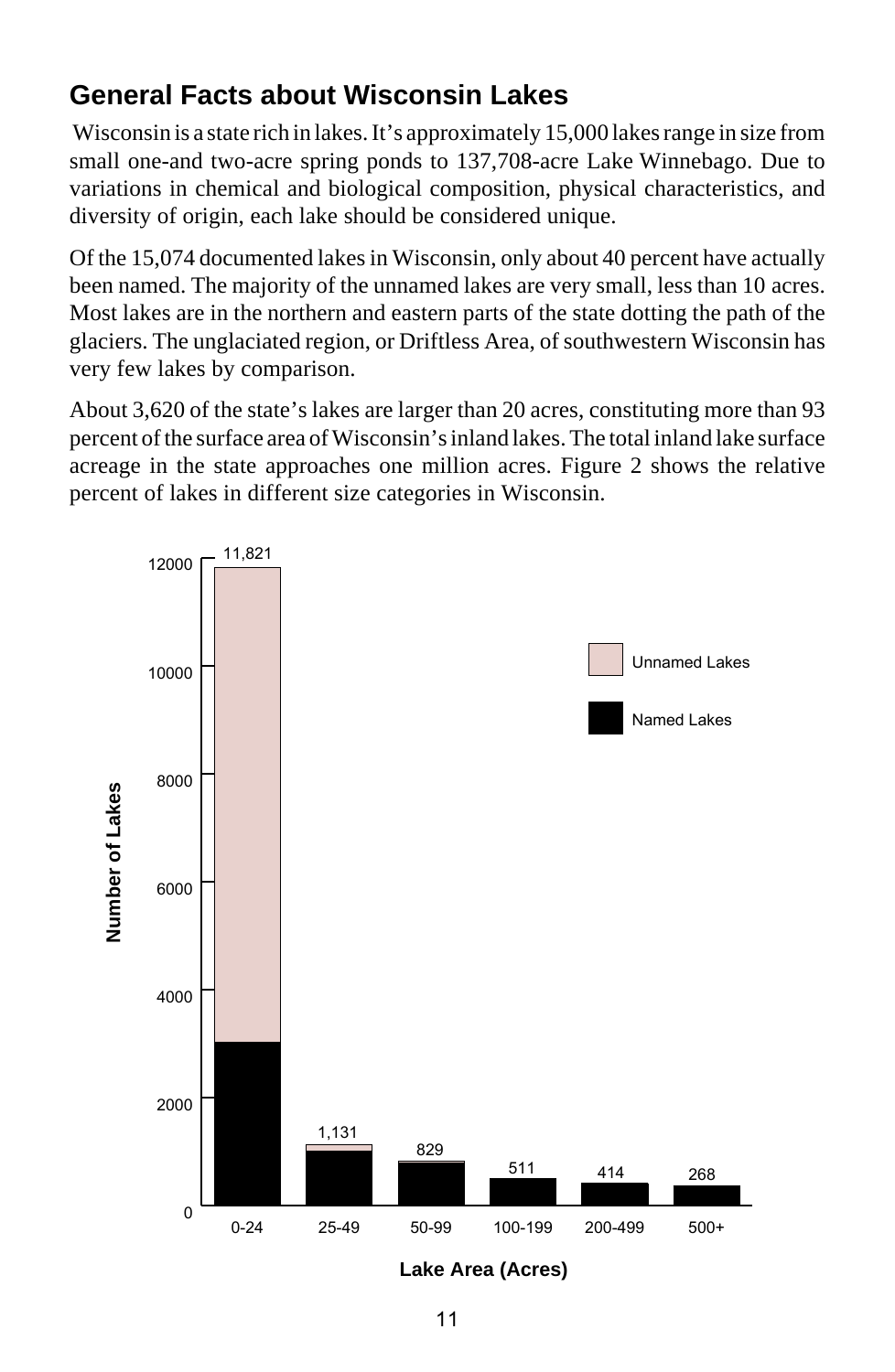## General Facts about Wisconsin Lakes

Wisconsin is a state rich in lakes. It's approximately 15,000 lakes range in size from small one-and two-acre spring ponds to 137,708-acre Lake Winnebago. Due to variations in chemical and biological composition, physical characteristics, and diversity of origin, each lake should be considered unique.

Of the 15,074 documented lakes in Wisconsin, only about 40 percent have actually been named. The majority of the unnamed lakes are very small, less than 10 acres. Most lakes are in the northern and eastern parts of the state dotting the path of the glaciers. The unglaciated region, or Driftless Area, of southwestern Wisconsin has very few lakes by comparison.

About 3,620 of the state's lakes are larger than 20 acres, constituting more than 93 percent of the surface area of Wisconsin's inland lakes. The total inland lake surface acreage in the state approaches one million acres. Figure 2 shows the relative percent of lakes in different size categories in Wisconsin.

| Lake Area (Acres) | Number of Lakes |
|---|---|
| 0-24 | 11,821 |
| 25-49 | 1,131 |
| 50-99 | 829 |
| 100-199 | 511 |
| 200-499 | 414 |
| 500+ | 268 |

Unnamed Lakes / Named Lakes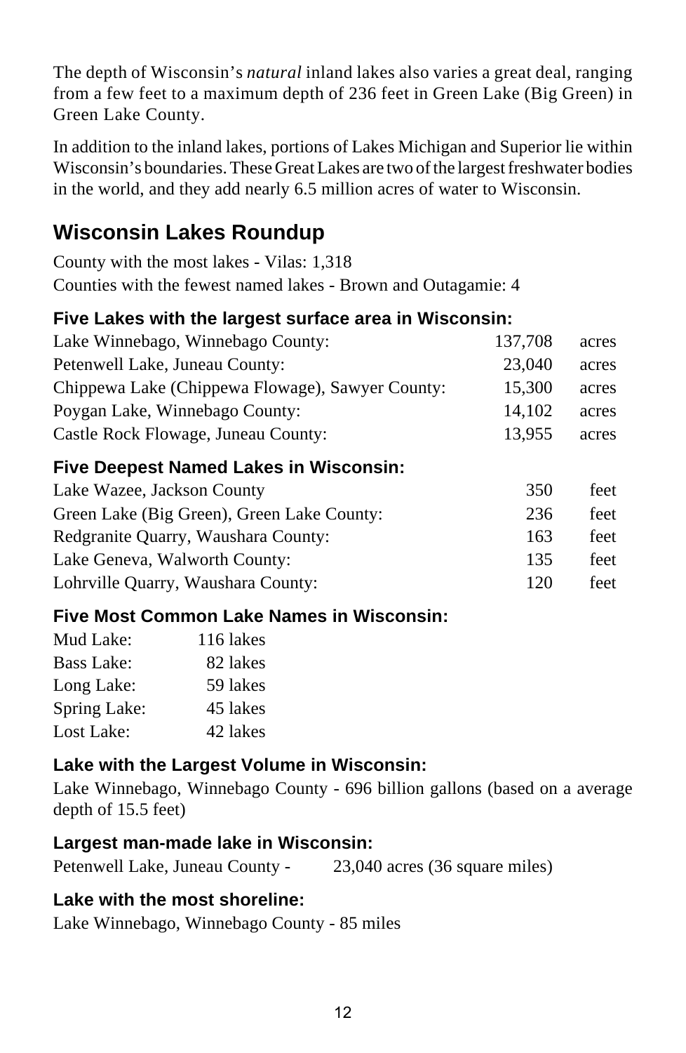The depth of Wisconsin's *natural* inland lakes also varies a great deal, ranging from a few feet to a maximum depth of 236 feet in Green Lake (Big Green) in Green Lake County.

In addition to the inland lakes, portions of Lakes Michigan and Superior lie within Wisconsin's boundaries. These Great Lakes are two of the largest freshwater bodies in the world, and they add nearly 6.5 million acres of water to Wisconsin.

## Wisconsin Lakes Roundup

County with the most lakes - Vilas: 1,318
Counties with the fewest named lakes - Brown and Outagamie: 4

### Five Lakes with the largest surface area in Wisconsin:

| | | |
|---|---|---|
| Lake Winnebago, Winnebago County: | 137,708 | acres |
| Petenwell Lake, Juneau County: | 23,040 | acres |
| Chippewa Lake (Chippewa Flowage), Sawyer County: | 15,300 | acres |
| Poygan Lake, Winnebago County: | 14,102 | acres |
| Castle Rock Flowage, Juneau County: | 13,955 | acres |

### Five Deepest Named Lakes in Wisconsin:

| | | |
|---|---|---|
| Lake Wazee, Jackson County | 350 | feet |
| Green Lake (Big Green), Green Lake County: | 236 | feet |
| Redgranite Quarry, Waushara County: | 163 | feet |
| Lake Geneva, Walworth County: | 135 | feet |
| Lohrville Quarry, Waushara County: | 120 | feet |

### Five Most Common Lake Names in Wisconsin:

| | |
|---|---|
| Mud Lake: | 116 lakes |
| Bass Lake: | 82 lakes |
| Long Lake: | 59 lakes |
| Spring Lake: | 45 lakes |
| Lost Lake: | 42 lakes |

### Lake with the Largest Volume in Wisconsin:

Lake Winnebago, Winnebago County - 696 billion gallons (based on a average depth of 15.5 feet)

### Largest man-made lake in Wisconsin:

Petenwell Lake, Juneau County - 23,040 acres (36 square miles)

### Lake with the most shoreline:

Lake Winnebago, Winnebago County - 85 miles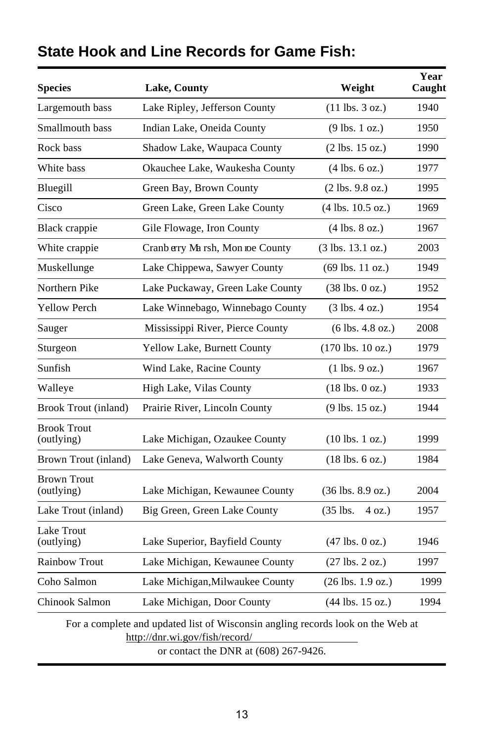## State Hook and Line Records for Game Fish:

| Species | Lake, County | Weight | Year Caught |
|---|---|---|---|
| Largemouth bass | Lake Ripley, Jefferson County | (11 lbs. 3 oz.) | 1940 |
| Smallmouth bass | Indian Lake, Oneida County | (9 lbs. 1 oz.) | 1950 |
| Rock bass | Shadow Lake, Waupaca County | (2 lbs. 15 oz.) | 1990 |
| White bass | Okauchee Lake, Waukesha County | (4 lbs. 6 oz.) | 1977 |
| Bluegill | Green Bay, Brown County | (2 lbs. 9.8 oz.) | 1995 |
| Cisco | Green Lake, Green Lake County | (4 lbs. 10.5 oz.) | 1969 |
| Black crappie | Gile Flowage, Iron County | (4 lbs. 8 oz.) | 1967 |
| White crappie | Cranberry Marsh, Monroe County | (3 lbs. 13.1 oz.) | 2003 |
| Muskellunge | Lake Chippewa, Sawyer County | (69 lbs. 11 oz.) | 1949 |
| Northern Pike | Lake Puckaway, Green Lake County | (38 lbs. 0 oz.) | 1952 |
| Yellow Perch | Lake Winnebago, Winnebago County | (3 lbs. 4 oz.) | 1954 |
| Sauger | Mississippi River, Pierce County | (6 lbs. 4.8 oz.) | 2008 |
| Sturgeon | Yellow Lake, Burnett County | (170 lbs. 10 oz.) | 1979 |
| Sunfish | Wind Lake, Racine County | (1 lbs. 9 oz.) | 1967 |
| Walleye | High Lake, Vilas County | (18 lbs. 0 oz.) | 1933 |
| Brook Trout (inland) | Prairie River, Lincoln County | (9 lbs. 15 oz.) | 1944 |
| Brook Trout (outlying) | Lake Michigan, Ozaukee County | (10 lbs. 1 oz.) | 1999 |
| Brown Trout (inland) | Lake Geneva, Walworth County | (18 lbs. 6 oz.) | 1984 |
| Brown Trout (outlying) | Lake Michigan, Kewaunee County | (36 lbs. 8.9 oz.) | 2004 |
| Lake Trout (inland) | Big Green, Green Lake County | (35 lbs. 4 oz.) | 1957 |
| Lake Trout (outlying) | Lake Superior, Bayfield County | (47 lbs. 0 oz.) | 1946 |
| Rainbow Trout | Lake Michigan, Kewaunee County | (27 lbs. 2 oz.) | 1997 |
| Coho Salmon | Lake Michigan,Milwaukee County | (26 lbs. 1.9 oz.) | 1999 |
| Chinook Salmon | Lake Michigan, Door County | (44 lbs. 15 oz.) | 1994 |

For a complete and updated list of Wisconsin angling records look on the Web at http://dnr.wi.gov/fish/record/ or contact the DNR at (608) 267-9426.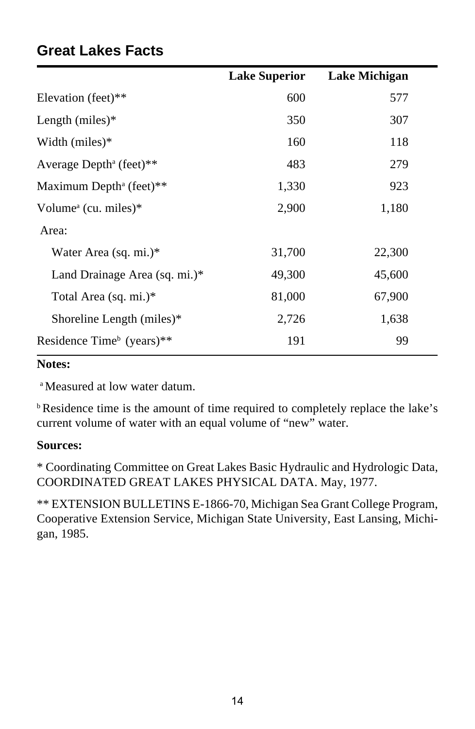## Great Lakes Facts

| | Lake Superior | Lake Michigan |
|---|---|---|
| Elevation (feet)** | 600 | 577 |
| Length (miles)* | 350 | 307 |
| Width (miles)* | 160 | 118 |
| Average Depth[a] (feet)** | 483 | 279 |
| Maximum Depth[a] (feet)** | 1,330 | 923 |
| Volume[a] (cu. miles)* | 2,900 | 1,180 |
| Area: | | |
| Water Area (sq. mi.)* | 31,700 | 22,300 |
| Land Drainage Area (sq. mi.)* | 49,300 | 45,600 |
| Total Area (sq. mi.)* | 81,000 | 67,900 |
| Shoreline Length (miles)* | 2,726 | 1,638 |
| Residence Time[b] (years)** | 191 | 99 |

**Notes:**

[a] Measured at low water datum.

[b] Residence time is the amount of time required to completely replace the lake's current volume of water with an equal volume of "new" water.

**Sources:**

* Coordinating Committee on Great Lakes Basic Hydraulic and Hydrologic Data, COORDINATED GREAT LAKES PHYSICAL DATA. May, 1977.

** EXTENSION BULLETINS E-1866-70, Michigan Sea Grant College Program, Cooperative Extension Service, Michigan State University, East Lansing, Michigan, 1985.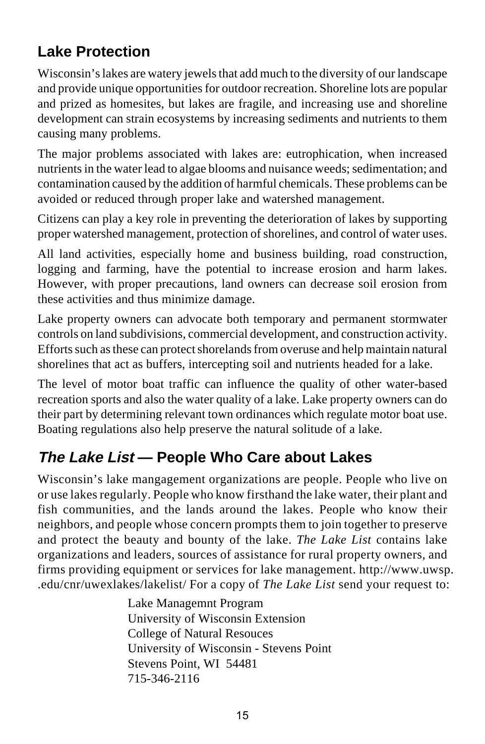## Lake Protection

Wisconsin's lakes are watery jewels that add much to the diversity of our landscape and provide unique opportunities for outdoor recreation. Shoreline lots are popular and prized as homesites, but lakes are fragile, and increasing use and shoreline development can strain ecosystems by increasing sediments and nutrients to them causing many problems.

The major problems associated with lakes are: eutrophication, when increased nutrients in the water lead to algae blooms and nuisance weeds; sedimentation; and contamination caused by the addition of harmful chemicals. These problems can be avoided or reduced through proper lake and watershed management.

Citizens can play a key role in preventing the deterioration of lakes by supporting proper watershed management, protection of shorelines, and control of water uses.

All land activities, especially home and business building, road construction, logging and farming, have the potential to increase erosion and harm lakes. However, with proper precautions, land owners can decrease soil erosion from these activities and thus minimize damage.

Lake property owners can advocate both temporary and permanent stormwater controls on land subdivisions, commercial development, and construction activity. Efforts such as these can protect shorelands from overuse and help maintain natural shorelines that act as buffers, intercepting soil and nutrients headed for a lake.

The level of motor boat traffic can influence the quality of other water-based recreation sports and also the water quality of a lake. Lake property owners can do their part by determining relevant town ordinances which regulate motor boat use. Boating regulations also help preserve the natural solitude of a lake.

## *The Lake List* — People Who Care about Lakes

Wisconsin's lake mangagement organizations are people. People who live on or use lakes regularly. People who know firsthand the lake water, their plant and fish communities, and the lands around the lakes. People who know their neighbors, and people whose concern prompts them to join together to preserve and protect the beauty and bounty of the lake. *The Lake List* contains lake organizations and leaders, sources of assistance for rural property owners, and firms providing equipment or services for lake management. http://www.uwsp..edu/cnr/uwexlakes/lakelist/ For a copy of *The Lake List* send your request to:

Lake Managemnt Program
University of Wisconsin Extension
College of Natural Resouces
University of Wisconsin - Stevens Point
Stevens Point, WI 54481
715-346-2116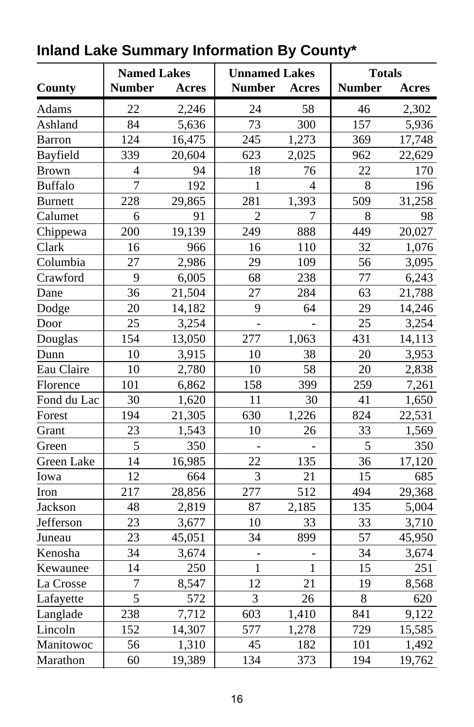## Inland Lake Summary Information By County*

| County | Named Lakes | | Unnamed Lakes | | Totals | |
|---|---|---|---|---|---|---|
| | Number | Acres | Number | Acres | Number | Acres |
| Adams | 22 | 2,246 | 24 | 58 | 46 | 2,302 |
| Ashland | 84 | 5,636 | 73 | 300 | 157 | 5,936 |
| Barron | 124 | 16,475 | 245 | 1,273 | 369 | 17,748 |
| Bayfield | 339 | 20,604 | 623 | 2,025 | 962 | 22,629 |
| Brown | 4 | 94 | 18 | 76 | 22 | 170 |
| Buffalo | 7 | 192 | 1 | 4 | 8 | 196 |
| Burnett | 228 | 29,865 | 281 | 1,393 | 509 | 31,258 |
| Calumet | 6 | 91 | 2 | 7 | 8 | 98 |
| Chippewa | 200 | 19,139 | 249 | 888 | 449 | 20,027 |
| Clark | 16 | 966 | 16 | 110 | 32 | 1,076 |
| Columbia | 27 | 2,986 | 29 | 109 | 56 | 3,095 |
| Crawford | 9 | 6,005 | 68 | 238 | 77 | 6,243 |
| Dane | 36 | 21,504 | 27 | 284 | 63 | 21,788 |
| Dodge | 20 | 14,182 | 9 | 64 | 29 | 14,246 |
| Door | 25 | 3,254 | - | - | 25 | 3,254 |
| Douglas | 154 | 13,050 | 277 | 1,063 | 431 | 14,113 |
| Dunn | 10 | 3,915 | 10 | 38 | 20 | 3,953 |
| Eau Claire | 10 | 2,780 | 10 | 58 | 20 | 2,838 |
| Florence | 101 | 6,862 | 158 | 399 | 259 | 7,261 |
| Fond du Lac | 30 | 1,620 | 11 | 30 | 41 | 1,650 |
| Forest | 194 | 21,305 | 630 | 1,226 | 824 | 22,531 |
| Grant | 23 | 1,543 | 10 | 26 | 33 | 1,569 |
| Green | 5 | 350 | - | - | 5 | 350 |
| Green Lake | 14 | 16,985 | 22 | 135 | 36 | 17,120 |
| Iowa | 12 | 664 | 3 | 21 | 15 | 685 |
| Iron | 217 | 28,856 | 277 | 512 | 494 | 29,368 |
| Jackson | 48 | 2,819 | 87 | 2,185 | 135 | 5,004 |
| Jefferson | 23 | 3,677 | 10 | 33 | 33 | 3,710 |
| Juneau | 23 | 45,051 | 34 | 899 | 57 | 45,950 |
| Kenosha | 34 | 3,674 | - | - | 34 | 3,674 |
| Kewaunee | 14 | 250 | 1 | 1 | 15 | 251 |
| La Crosse | 7 | 8,547 | 12 | 21 | 19 | 8,568 |
| Lafayette | 5 | 572 | 3 | 26 | 8 | 620 |
| Langlade | 238 | 7,712 | 603 | 1,410 | 841 | 9,122 |
| Lincoln | 152 | 14,307 | 577 | 1,278 | 729 | 15,585 |
| Manitowoc | 56 | 1,310 | 45 | 182 | 101 | 1,492 |
| Marathon | 60 | 19,389 | 134 | 373 | 194 | 19,762 |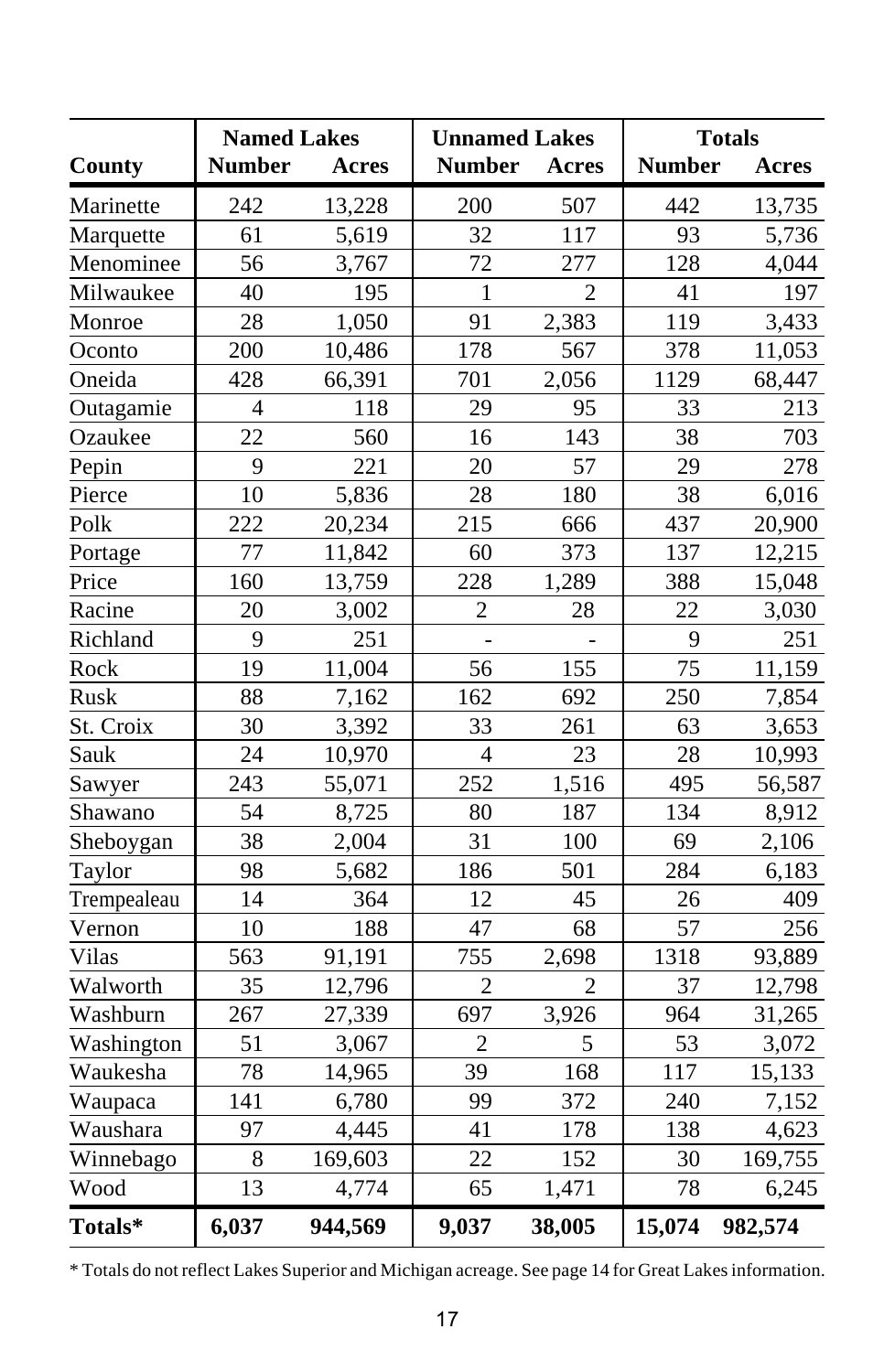| County | Named Lakes | | Unnamed Lakes | | Totals | |
|---|---|---|---|---|---|---|
| | Number | Acres | Number | Acres | Number | Acres |
| Marinette | 242 | 13,228 | 200 | 507 | 442 | 13,735 |
| Marquette | 61 | 5,619 | 32 | 117 | 93 | 5,736 |
| Menominee | 56 | 3,767 | 72 | 277 | 128 | 4,044 |
| Milwaukee | 40 | 195 | 1 | 2 | 41 | 197 |
| Monroe | 28 | 1,050 | 91 | 2,383 | 119 | 3,433 |
| Oconto | 200 | 10,486 | 178 | 567 | 378 | 11,053 |
| Oneida | 428 | 66,391 | 701 | 2,056 | 1129 | 68,447 |
| Outagamie | 4 | 118 | 29 | 95 | 33 | 213 |
| Ozaukee | 22 | 560 | 16 | 143 | 38 | 703 |
| Pepin | 9 | 221 | 20 | 57 | 29 | 278 |
| Pierce | 10 | 5,836 | 28 | 180 | 38 | 6,016 |
| Polk | 222 | 20,234 | 215 | 666 | 437 | 20,900 |
| Portage | 77 | 11,842 | 60 | 373 | 137 | 12,215 |
| Price | 160 | 13,759 | 228 | 1,289 | 388 | 15,048 |
| Racine | 20 | 3,002 | 2 | 28 | 22 | 3,030 |
| Richland | 9 | 251 | - | - | 9 | 251 |
| Rock | 19 | 11,004 | 56 | 155 | 75 | 11,159 |
| Rusk | 88 | 7,162 | 162 | 692 | 250 | 7,854 |
| St. Croix | 30 | 3,392 | 33 | 261 | 63 | 3,653 |
| Sauk | 24 | 10,970 | 4 | 23 | 28 | 10,993 |
| Sawyer | 243 | 55,071 | 252 | 1,516 | 495 | 56,587 |
| Shawano | 54 | 8,725 | 80 | 187 | 134 | 8,912 |
| Sheboygan | 38 | 2,004 | 31 | 100 | 69 | 2,106 |
| Taylor | 98 | 5,682 | 186 | 501 | 284 | 6,183 |
| Trempealeau | 14 | 364 | 12 | 45 | 26 | 409 |
| Vernon | 10 | 188 | 47 | 68 | 57 | 256 |
| Vilas | 563 | 91,191 | 755 | 2,698 | 1318 | 93,889 |
| Walworth | 35 | 12,796 | 2 | 2 | 37 | 12,798 |
| Washburn | 267 | 27,339 | 697 | 3,926 | 964 | 31,265 |
| Washington | 51 | 3,067 | 2 | 5 | 53 | 3,072 |
| Waukesha | 78 | 14,965 | 39 | 168 | 117 | 15,133 |
| Waupaca | 141 | 6,780 | 99 | 372 | 240 | 7,152 |
| Waushara | 97 | 4,445 | 41 | 178 | 138 | 4,623 |
| Winnebago | 8 | 169,603 | 22 | 152 | 30 | 169,755 |
| Wood | 13 | 4,774 | 65 | 1,471 | 78 | 6,245 |
| **Totals*** | **6,037** | **944,569** | **9,037** | **38,005** | **15,074** | **982,574** |

* Totals do not reflect Lakes Superior and Michigan acreage. See page 14 for Great Lakes information.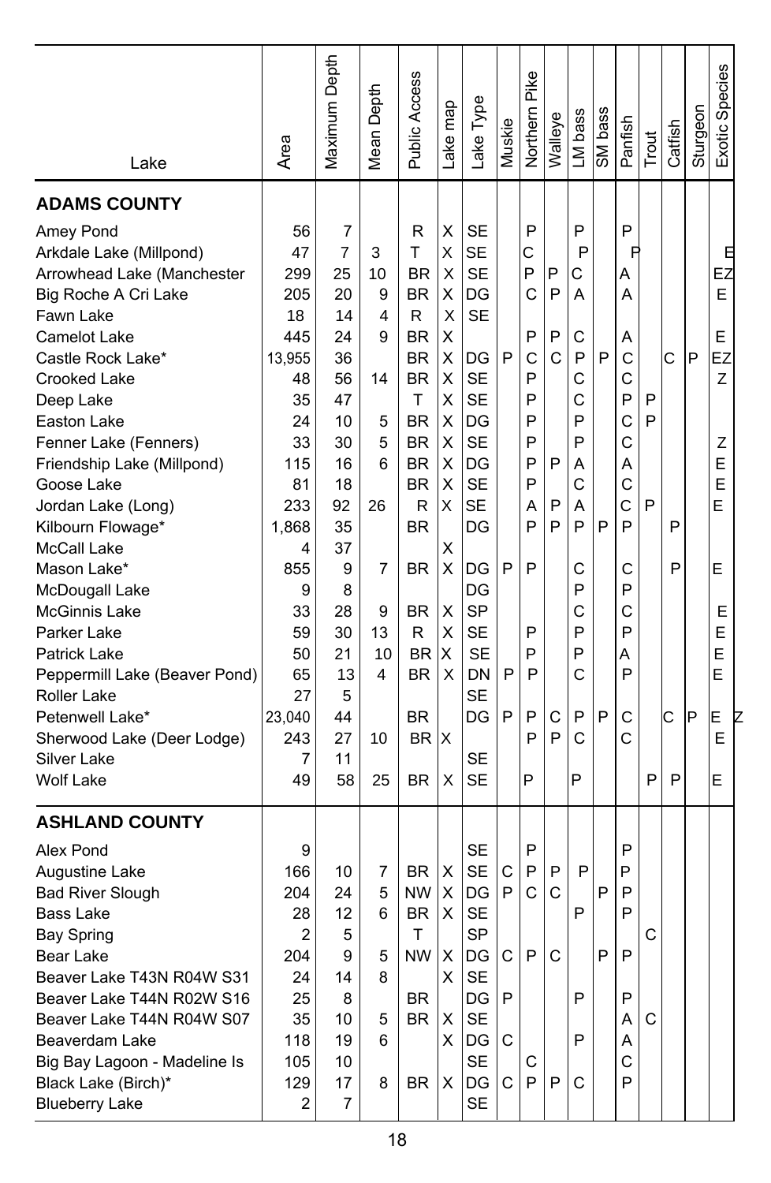| Lake | Area | Maximum Depth | Mean Depth | Public Access | Lake map | Lake Type | Muskie | Northern Pike | Walleye | LM bass | SM bass | Panfish | Trout | Catfish | Sturgeon | Exotic Species |
|---|---|---|---|---|---|---|---|---|---|---|---|---|---|---|---|---|
| **ADAMS COUNTY** | | | | | | | | | | | | | | | | |
| Amey Pond | 56 | 7 | | R | X | SE | | P | | P | | P | | | | |
| Arkdale Lake (Millpond) | 47 | 7 | 3 | T | X | SE | | C | | P | | P | | | | E |
| Arrowhead Lake (Manchester | 299 | 25 | 10 | BR | X | SE | | P | P | C | | A | | | | EZ |
| Big Roche A Cri Lake | 205 | 20 | 9 | BR | X | DG | | C | P | A | | A | | | | E |
| Fawn Lake | 18 | 14 | 4 | R | X | SE | | | | | | | | | | |
| Camelot Lake | 445 | 24 | 9 | BR | X | | | P | P | C | | A | | | | E |
| Castle Rock Lake* | 13,955 | 36 | | BR | X | DG | P | C | C | P | P | C | | C | P | EZ |
| Crooked Lake | 48 | 56 | 14 | BR | X | SE | | P | | C | | C | | | | Z |
| Deep Lake | 35 | 47 | | T | X | SE | | P | | C | | P | P | | | |
| Easton Lake | 24 | 10 | 5 | BR | X | DG | | P | | P | | C | P | | | |
| Fenner Lake (Fenners) | 33 | 30 | 5 | BR | X | SE | | P | | P | | C | | | | Z |
| Friendship Lake (Millpond) | 115 | 16 | 6 | BR | X | DG | | P | P | A | | A | | | | E |
| Goose Lake | 81 | 18 | | BR | X | SE | | P | | C | | C | | | | E |
| Jordan Lake (Long) | 233 | 92 | 26 | R | X | SE | | A | P | A | | C | P | | | E |
| Kilbourn Flowage* | 1,868 | 35 | | BR | | DG | | P | P | P | P | P | | P | | |
| McCall Lake | 4 | 37 | | | X | | | | | | | | | | | |
| Mason Lake* | 855 | 9 | 7 | BR | X | DG | P | P | | C | | C | | P | | E |
| McDougall Lake | 9 | 8 | | | | DG | | | | P | | P | | | | |
| McGinnis Lake | 33 | 28 | 9 | BR | X | SP | | | | C | | C | | | | E |
| Parker Lake | 59 | 30 | 13 | R | X | SE | | P | | P | | P | | | | E |
| Patrick Lake | 50 | 21 | 10 | BR | X | SE | | P | | P | | A | | | | E |
| Peppermill Lake (Beaver Pond) | 65 | 13 | 4 | BR | X | DN | P | P | | C | | P | | | | E |
| Roller Lake | 27 | 5 | | | | SE | | | | | | | | | | |
| Petenwell Lake* | 23,040 | 44 | | BR | | DG | P | P | C | P | P | C | | C | P | E Z |
| Sherwood Lake (Deer Lodge) | 243 | 27 | 10 | BR | X | | | P | P | C | | C | | | | E |
| Silver Lake | 7 | 11 | | | | SE | | | | | | | | | | |
| Wolf Lake | 49 | 58 | 25 | BR | X | SE | | P | | P | | | P | P | | E |
| **ASHLAND COUNTY** | | | | | | | | | | | | | | | | |
| Alex Pond | 9 | | | | | SE | | P | | | | P | | | | |
| Augustine Lake | 166 | 10 | 7 | BR | X | SE | C | P | P | P | | P | | | | |
| Bad River Slough | 204 | 24 | 5 | NW | X | DG | P | C | C | | P | P | | | | |
| Bass Lake | 28 | 12 | 6 | BR | X | SE | | | | P | | P | | | | |
| Bay Spring | 2 | 5 | | T | | SP | | | | | | | C | | | |
| Bear Lake | 204 | 9 | 5 | NW | X | DG | C | P | C | | P | P | | | | |
| Beaver Lake T43N R04W S31 | 24 | 14 | 8 | | X | SE | | | | | | | | | | |
| Beaver Lake T44N R02W S16 | 25 | 8 | | BR | | DG | P | | | P | | P | | | | |
| Beaver Lake T44N R04W S07 | 35 | 10 | 5 | BR | X | SE | | | | | | A | C | | | |
| Beaverdam Lake | 118 | 19 | 6 | | X | DG | C | | | P | | A | | | | |
| Big Bay Lagoon - Madeline Is | 105 | 10 | | | | SE | | C | | | | C | | | | |
| Black Lake (Birch)* | 129 | 17 | 8 | BR | X | DG | C | P | P | C | | P | | | | |
| Blueberry Lake | 2 | 7 | | | | SE | | | | | | | | | | |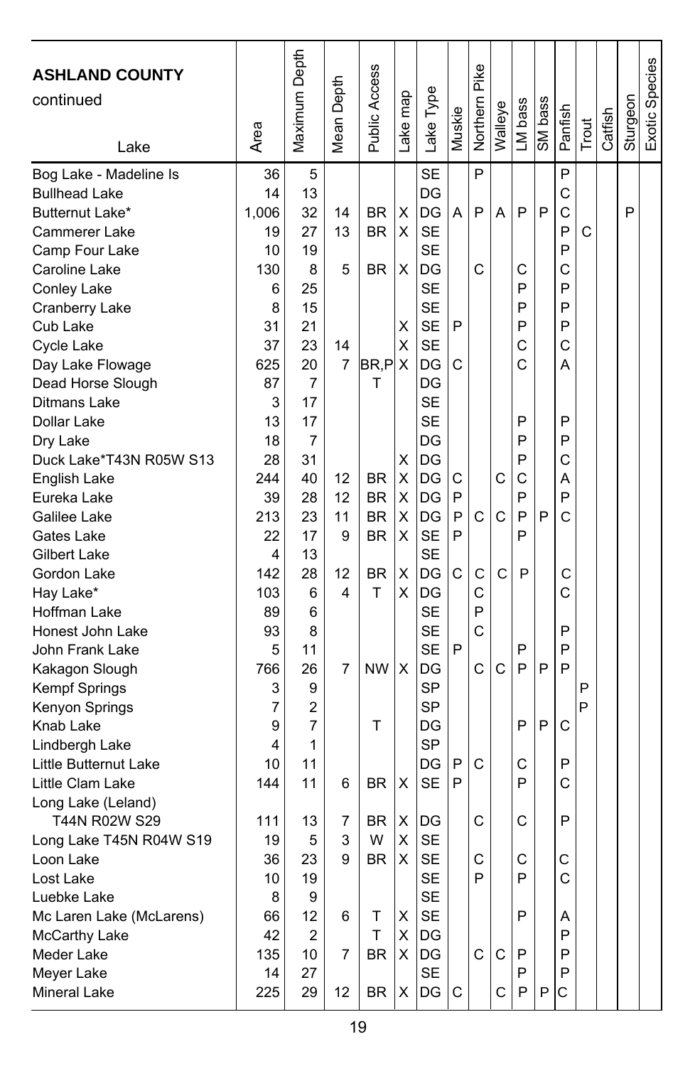| ASHLAND COUNTY continued Lake | Area | Maximum Depth | Mean Depth | Public Access | Lake map | Lake Type | Muskie | Northern Pike | Walleye | LM bass | SM bass | Panfish | Trout | Catfish | Sturgeon | Exotic Species |
|---|---|---|---|---|---|---|---|---|---|---|---|---|---|---|---|---|
| Bog Lake - Madeline Is | 36 | 5 | | | | SE | | P | | | | P | | | | |
| Bullhead Lake | 14 | 13 | | | | DG | | | | | | C | | | | |
| Butternut Lake* | 1,006 | 32 | 14 | BR | X | DG | A | P | A | P | P | C | | | P | |
| Cammerer Lake | 19 | 27 | 13 | BR | X | SE | | | | | | P | C | | | |
| Camp Four Lake | 10 | 19 | | | | SE | | | | | | P | | | | |
| Caroline Lake | 130 | 8 | 5 | BR | X | DG | | C | | C | | C | | | | |
| Conley Lake | 6 | 25 | | | | SE | | | | P | | P | | | | |
| Cranberry Lake | 8 | 15 | | | | SE | | | | P | | P | | | | |
| Cub Lake | 31 | 21 | | | X | SE | P | | | P | | P | | | | |
| Cycle Lake | 37 | 23 | 14 | | X | SE | | | | C | | C | | | | |
| Day Lake Flowage | 625 | 20 | 7 | BR,P | X | DG | C | | | C | | A | | | | |
| Dead Horse Slough | 87 | 7 | | T | | DG | | | | | | | | | | |
| Ditmans Lake | 3 | 17 | | | | SE | | | | | | | | | | |
| Dollar Lake | 13 | 17 | | | | SE | | | | P | | P | | | | |
| Dry Lake | 18 | 7 | | | | DG | | | | P | | P | | | | |
| Duck Lake*T43N R05W S13 | 28 | 31 | | | X | DG | | | | P | | C | | | | |
| English Lake | 244 | 40 | 12 | BR | X | DG | C | | C | C | | A | | | | |
| Eureka Lake | 39 | 28 | 12 | BR | X | DG | P | | | P | | P | | | | |
| Galilee Lake | 213 | 23 | 11 | BR | X | DG | P | C | C | P | P | C | | | | |
| Gates Lake | 22 | 17 | 9 | BR | X | SE | P | | | P | | | | | | |
| Gilbert Lake | 4 | 13 | | | | SE | | | | | | | | | | |
| Gordon Lake | 142 | 28 | 12 | BR | X | DG | C | C | C | P | | C | | | | |
| Hay Lake* | 103 | 6 | 4 | T | X | DG | | C | | | | C | | | | |
| Hoffman Lake | 89 | 6 | | | | SE | | P | | | | | | | | |
| Honest John Lake | 93 | 8 | | | | SE | | C | | | | P | | | | |
| John Frank Lake | 5 | 11 | | | | SE | P | | | P | | P | | | | |
| Kakagon Slough | 766 | 26 | 7 | NW | X | DG | | C | C | P | P | P | | | | |
| Kempf Springs | 3 | 9 | | | | SP | | | | | | | P | | | |
| Kenyon Springs | 7 | 2 | | | | SP | | | | | | | P | | | |
| Knab Lake | 9 | 7 | | T | | DG | | | | P | P | C | | | | |
| Lindbergh Lake | 4 | 1 | | | | SP | | | | | | | | | | |
| Little Butternut Lake | 10 | 11 | | | | DG | P | C | | C | | P | | | | |
| Little Clam Lake | 144 | 11 | 6 | BR | X | SE | P | | | P | | C | | | | |
| Long Lake (Leland) T44N R02W S29 | 111 | 13 | 7 | BR | X | DG | | C | | C | | P | | | | |
| Long Lake T45N R04W S19 | 19 | 5 | 3 | W | X | SE | | | | | | | | | | |
| Loon Lake | 36 | 23 | 9 | BR | X | SE | | C | | C | | C | | | | |
| Lost Lake | 10 | 19 | | | | SE | | P | | P | | C | | | | |
| Luebke Lake | 8 | 9 | | | | SE | | | | | | | | | | |
| Mc Laren Lake (McLarens) | 66 | 12 | 6 | T | X | SE | | | | P | | A | | | | |
| McCarthy Lake | 42 | 2 | | T | X | DG | | | | | | P | | | | |
| Meder Lake | 135 | 10 | 7 | BR | X | DG | | C | C | P | | P | | | | |
| Meyer Lake | 14 | 27 | | | | SE | | | | P | | P | | | | |
| Mineral Lake | 225 | 29 | 12 | BR | X | DG | C | | C | P | P | C | | | | |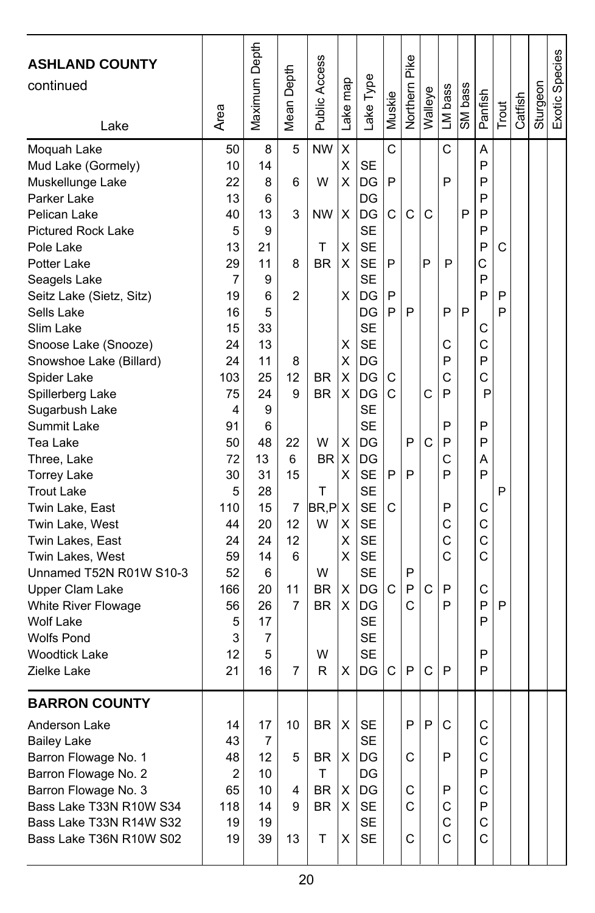| **ASHLAND COUNTY** continued Lake | Area | Maximum Depth | Mean Depth | Public Access | Lake map | Lake Type | Muskie | Northern Pike | Walleye | LM bass | SM bass | Panfish | Trout | Catfish | Sturgeon | Exotic Species |
|---|---|---|---|---|---|---|---|---|---|---|---|---|---|---|---|---|
| Moquah Lake | 50 | 8 | 5 | NW | X | | C | | | C | | A | | | | |
| Mud Lake (Gormely) | 10 | 14 | | | X | SE | | | | | | P | | | | |
| Muskellunge Lake | 22 | 8 | 6 | W | X | DG | P | | | P | | P | | | | |
| Parker Lake | 13 | 6 | | | | DG | | | | | | P | | | | |
| Pelican Lake | 40 | 13 | 3 | NW | X | DG | C | C | C | | P | P | | | | |
| Pictured Rock Lake | 5 | 9 | | | | SE | | | | | | P | | | | |
| Pole Lake | 13 | 21 | | T | X | SE | | | | | | P | C | | | |
| Potter Lake | 29 | 11 | 8 | BR | X | SE | P | | P | P | | C | | | | |
| Seagels Lake | 7 | 9 | | | | SE | | | | | | P | | | | |
| Seitz Lake (Sietz, Sitz) | 19 | 6 | 2 | | X | DG | P | | | | | P | P | | | |
| Sells Lake | 16 | 5 | | | | DG | P | P | | P | P | | P | | | |
| Slim Lake | 15 | 33 | | | | SE | | | | | | C | | | | |
| Snoose Lake (Snooze) | 24 | 13 | | | X | SE | | | | C | | C | | | | |
| Snowshoe Lake (Billard) | 24 | 11 | 8 | | X | DG | | | | P | | P | | | | |
| Spider Lake | 103 | 25 | 12 | BR | X | DG | C | | | C | | C | | | | |
| Spillerberg Lake | 75 | 24 | 9 | BR | X | DG | C | | C | P | | P | | | | |
| Sugarbush Lake | 4 | 9 | | | | SE | | | | | | | | | | |
| Summit Lake | 91 | 6 | | | | SE | | | | P | | P | | | | |
| Tea Lake | 50 | 48 | 22 | W | X | DG | | P | C | P | | P | | | | |
| Three, Lake | 72 | 13 | 6 | BR | X | DG | | | | C | | A | | | | |
| Torrey Lake | 30 | 31 | 15 | | X | SE | P | P | | P | | P | | | | |
| Trout Lake | 5 | 28 | | T | | SE | | | | | | | P | | | |
| Twin Lake, East | 110 | 15 | 7 | BR,P | X | SE | C | | | P | | C | | | | |
| Twin Lake, West | 44 | 20 | 12 | W | X | SE | | | | C | | C | | | | |
| Twin Lakes, East | 24 | 24 | 12 | | X | SE | | | | C | | C | | | | |
| Twin Lakes, West | 59 | 14 | 6 | | X | SE | | | | C | | C | | | | |
| Unnamed T52N R01W S10-3 | 52 | 6 | | W | | SE | | P | | | | | | | | |
| Upper Clam Lake | 166 | 20 | 11 | BR | X | DG | C | P | C | P | | C | | | | |
| White River Flowage | 56 | 26 | 7 | BR | X | DG | | C | | P | | P | P | | | |
| Wolf Lake | 5 | 17 | | | | SE | | | | | | P | | | | |
| Wolfs Pond | 3 | 7 | | | | SE | | | | | | | | | | |
| Woodtick Lake | 12 | 5 | | W | | SE | | | | | | P | | | | |
| Zielke Lake | 21 | 16 | 7 | R | X | DG | C | P | C | P | | P | | | | |
| **BARRON COUNTY** | | | | | | | | | | | | | | | | |
| Anderson Lake | 14 | 17 | 10 | BR | X | SE | | P | P | C | | C | | | | |
| Bailey Lake | 43 | 7 | | | | SE | | | | | | C | | | | |
| Barron Flowage No. 1 | 48 | 12 | 5 | BR | X | DG | | C | | P | | C | | | | |
| Barron Flowage No. 2 | 2 | 10 | | T | | DG | | | | | | P | | | | |
| Barron Flowage No. 3 | 65 | 10 | 4 | BR | X | DG | | C | | P | | C | | | | |
| Bass Lake T33N R10W S34 | 118 | 14 | 9 | BR | X | SE | | C | | C | | P | | | | |
| Bass Lake T33N R14W S32 | 19 | 19 | | | | SE | | | | C | | C | | | | |
| Bass Lake T36N R10W S02 | 19 | 39 | 13 | T | X | SE | | C | | C | | C | | | | |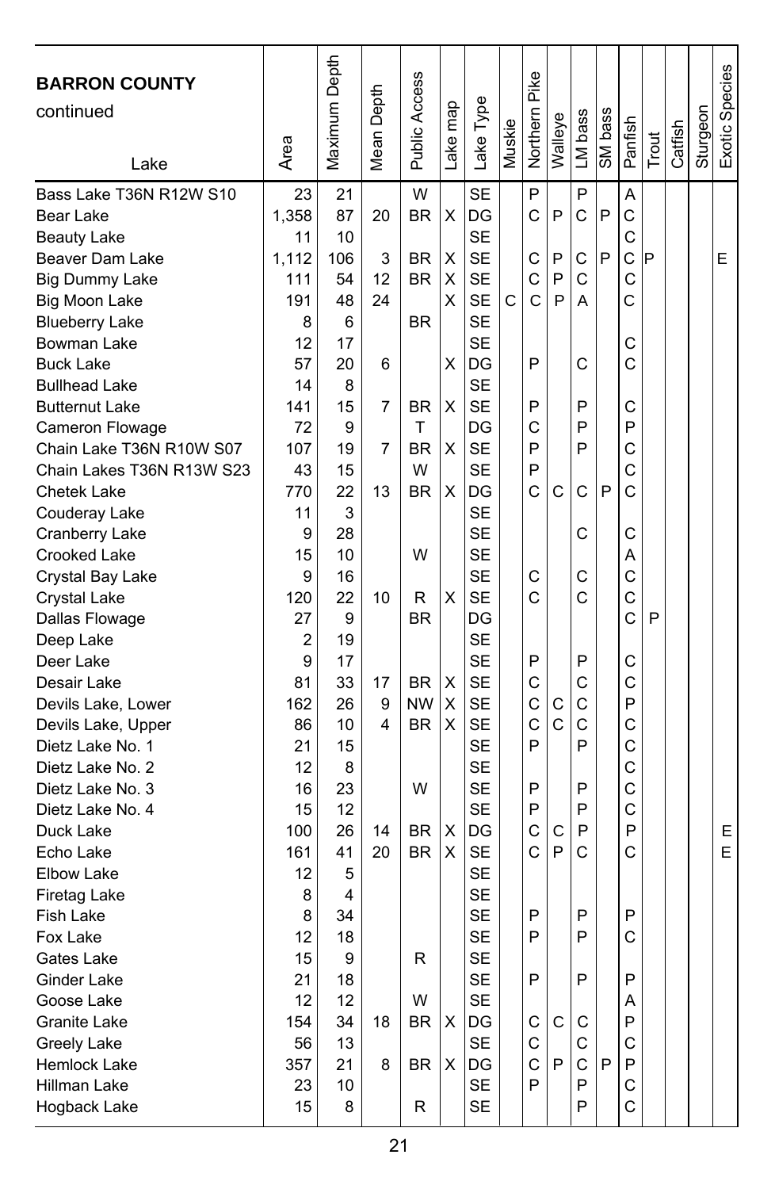| **BARRON COUNTY** continued Lake | Area | Maximum Depth | Mean Depth | Public Access | Lake map | Lake Type | Muskie | Northern Pike | Walleye | LM bass | SM bass | Panfish | Trout | Catfish | Sturgeon | Exotic Species |
|---|---|---|---|---|---|---|---|---|---|---|---|---|---|---|---|---|
| Bass Lake T36N R12W S10 | 23 | 21 | | W | | SE | | P | | P | | A | | | | |
| Bear Lake | 1,358 | 87 | 20 | BR | X | DG | | C | P | C | P | C | | | | |
| Beauty Lake | 11 | 10 | | | | SE | | | | | | C | | | | |
| Beaver Dam Lake | 1,112 | 106 | 3 | BR | X | SE | | C | P | C | P | C | P | | | E |
| Big Dummy Lake | 111 | 54 | 12 | BR | X | SE | | C | P | C | | C | | | | |
| Big Moon Lake | 191 | 48 | 24 | | X | SE | C | C | P | A | | C | | | | |
| Blueberry Lake | 8 | 6 | | BR | | SE | | | | | | | | | | |
| Bowman Lake | 12 | 17 | | | | SE | | | | | | C | | | | |
| Buck Lake | 57 | 20 | 6 | | X | DG | | P | | C | | C | | | | |
| Bullhead Lake | 14 | 8 | | | | SE | | | | | | | | | | |
| Butternut Lake | 141 | 15 | 7 | BR | X | SE | | P | | P | | C | | | | |
| Cameron Flowage | 72 | 9 | | T | | DG | | C | | P | | P | | | | |
| Chain Lake T36N R10W S07 | 107 | 19 | 7 | BR | X | SE | | P | | P | | C | | | | |
| Chain Lakes T36N R13W S23 | 43 | 15 | | W | | SE | | P | | | | C | | | | |
| Chetek Lake | 770 | 22 | 13 | BR | X | DG | | C | C | C | P | C | | | | |
| Couderay Lake | 11 | 3 | | | | SE | | | | | | | | | | |
| Cranberry Lake | 9 | 28 | | | | SE | | | | C | | C | | | | |
| Crooked Lake | 15 | 10 | | W | | SE | | | | | | A | | | | |
| Crystal Bay Lake | 9 | 16 | | | | SE | | C | | C | | C | | | | |
| Crystal Lake | 120 | 22 | 10 | R | X | SE | | C | | C | | C | | | | |
| Dallas Flowage | 27 | 9 | | BR | | DG | | | | | | C | P | | | |
| Deep Lake | 2 | 19 | | | | SE | | | | | | | | | | |
| Deer Lake | 9 | 17 | | | | SE | | P | | P | | C | | | | |
| Desair Lake | 81 | 33 | 17 | BR | X | SE | | C | | C | | C | | | | |
| Devils Lake, Lower | 162 | 26 | 9 | NW | X | SE | | C | C | C | | P | | | | |
| Devils Lake, Upper | 86 | 10 | 4 | BR | X | SE | | C | C | C | | C | | | | |
| Dietz Lake No. 1 | 21 | 15 | | | | SE | | P | | P | | C | | | | |
| Dietz Lake No. 2 | 12 | 8 | | | | SE | | | | | | C | | | | |
| Dietz Lake No. 3 | 16 | 23 | | W | | SE | | P | | P | | C | | | | |
| Dietz Lake No. 4 | 15 | 12 | | | | SE | | P | | P | | C | | | | |
| Duck Lake | 100 | 26 | 14 | BR | X | DG | | C | C | P | | P | | | | E |
| Echo Lake | 161 | 41 | 20 | BR | X | SE | | C | P | C | | C | | | | E |
| Elbow Lake | 12 | 5 | | | | SE | | | | | | | | | | |
| Firetag Lake | 8 | 4 | | | | SE | | | | | | | | | | |
| Fish Lake | 8 | 34 | | | | SE | | P | | P | | P | | | | |
| Fox Lake | 12 | 18 | | | | SE | | P | | P | | C | | | | |
| Gates Lake | 15 | 9 | | R | | SE | | | | | | | | | | |
| Ginder Lake | 21 | 18 | | | | SE | | P | | P | | P | | | | |
| Goose Lake | 12 | 12 | | W | | SE | | | | | | A | | | | |
| Granite Lake | 154 | 34 | 18 | BR | X | DG | | C | C | C | | P | | | | |
| Greely Lake | 56 | 13 | | | | SE | | C | | C | | C | | | | |
| Hemlock Lake | 357 | 21 | 8 | BR | X | DG | | C | P | C | P | P | | | | |
| Hillman Lake | 23 | 10 | | | | SE | | P | | P | | C | | | | |
| Hogback Lake | 15 | 8 | | R | | SE | | | | P | | C | | | | |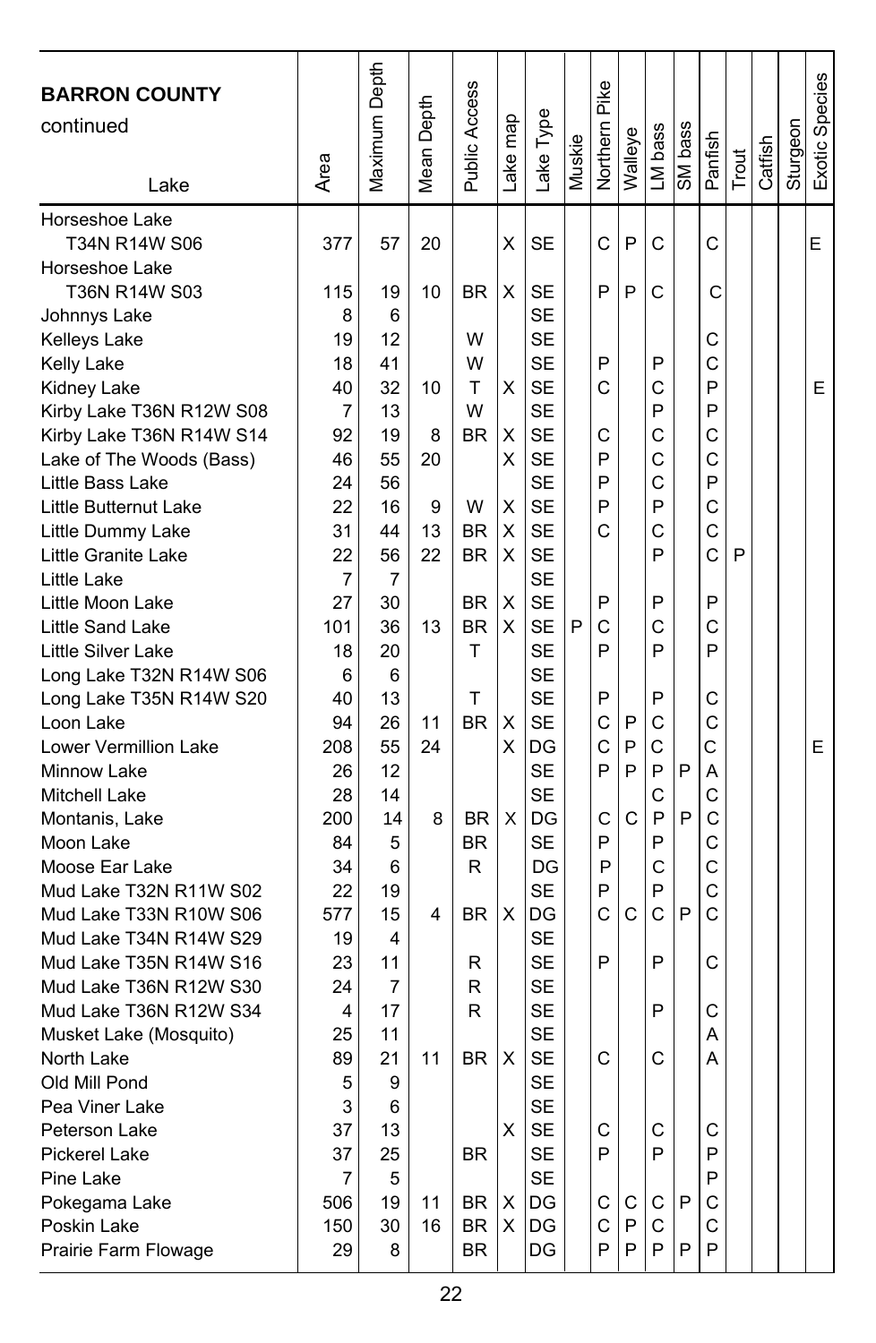| **BARRON COUNTY** continued<br>Lake | Area | Maximum Depth | Mean Depth | Public Access | Lake map | Lake Type | Muskie | Northern Pike | Walleye | LM bass | SM bass | Panfish | Trout | Catfish | Sturgeon | Exotic Species |
|---|---|---|---|---|---|---|---|---|---|---|---|---|---|---|---|---|
| Horseshoe Lake T34N R14W S06 | 377 | 57 | 20 | | X | SE | | C | P | C | | C | | | | E |
| Horseshoe Lake T36N R14W S03 | 115 | 19 | 10 | BR | X | SE | | P | P | C | | C | | | | |
| Johnnys Lake | 8 | 6 | | | | SE | | | | | | | | | | |
| Kelleys Lake | 19 | 12 | | W | | SE | | | | | | C | | | | |
| Kelly Lake | 18 | 41 | | W | | SE | | P | | P | | C | | | | |
| Kidney Lake | 40 | 32 | 10 | T | X | SE | | C | | C | | P | | | | E |
| Kirby Lake T36N R12W S08 | 7 | 13 | | W | | SE | | | | P | | P | | | | |
| Kirby Lake T36N R14W S14 | 92 | 19 | 8 | BR | X | SE | | C | | C | | C | | | | |
| Lake of The Woods (Bass) | 46 | 55 | 20 | | X | SE | | P | | C | | C | | | | |
| Little Bass Lake | 24 | 56 | | | | SE | | P | | C | | P | | | | |
| Little Butternut Lake | 22 | 16 | 9 | W | X | SE | | P | | P | | C | | | | |
| Little Dummy Lake | 31 | 44 | 13 | BR | X | SE | | C | | C | | C | | | | |
| Little Granite Lake | 22 | 56 | 22 | BR | X | SE | | | | P | | C | P | | | |
| Little Lake | 7 | 7 | | | | SE | | | | | | | | | | |
| Little Moon Lake | 27 | 30 | | BR | X | SE | | P | | P | | P | | | | |
| Little Sand Lake | 101 | 36 | 13 | BR | X | SE | P | C | | C | | C | | | | |
| Little Silver Lake | 18 | 20 | | T | | SE | | P | | P | | P | | | | |
| Long Lake T32N R14W S06 | 6 | 6 | | | | SE | | | | | | | | | | |
| Long Lake T35N R14W S20 | 40 | 13 | | T | | SE | | P | | P | | C | | | | |
| Loon Lake | 94 | 26 | 11 | BR | X | SE | | C | P | C | | C | | | | |
| Lower Vermillion Lake | 208 | 55 | 24 | | X | DG | | C | P | C | | C | | | | E |
| Minnow Lake | 26 | 12 | | | | SE | | P | P | P | P | A | | | | |
| Mitchell Lake | 28 | 14 | | | | SE | | | | C | | C | | | | |
| Montanis, Lake | 200 | 14 | 8 | BR | X | DG | | C | C | P | P | C | | | | |
| Moon Lake | 84 | 5 | | BR | | SE | | P | | P | | C | | | | |
| Moose Ear Lake | 34 | 6 | | R | | DG | | P | | C | | C | | | | |
| Mud Lake T32N R11W S02 | 22 | 19 | | | | SE | | P | | P | | C | | | | |
| Mud Lake T33N R10W S06 | 577 | 15 | 4 | BR | X | DG | | C | C | C | P | C | | | | |
| Mud Lake T34N R14W S29 | 19 | 4 | | | | SE | | | | | | | | | | |
| Mud Lake T35N R14W S16 | 23 | 11 | | R | | SE | | P | | P | | C | | | | |
| Mud Lake T36N R12W S30 | 24 | 7 | | R | | SE | | | | | | | | | | |
| Mud Lake T36N R12W S34 | 4 | 17 | | R | | SE | | | | P | | C | | | | |
| Musket Lake (Mosquito) | 25 | 11 | | | | SE | | | | | | A | | | | |
| North Lake | 89 | 21 | 11 | BR | X | SE | | C | | C | | A | | | | |
| Old Mill Pond | 5 | 9 | | | | SE | | | | | | | | | | |
| Pea Viner Lake | 3 | 6 | | | | SE | | | | | | | | | | |
| Peterson Lake | 37 | 13 | | | X | SE | | C | | C | | C | | | | |
| Pickerel Lake | 37 | 25 | | BR | | SE | | P | | P | | P | | | | |
| Pine Lake | 7 | 5 | | | | SE | | | | | | P | | | | |
| Pokegama Lake | 506 | 19 | 11 | BR | X | DG | | C | C | C | P | C | | | | |
| Poskin Lake | 150 | 30 | 16 | BR | X | DG | | C | P | C | | C | | | | |
| Prairie Farm Flowage | 29 | 8 | | BR | | DG | | P | P | P | P | P | | | | |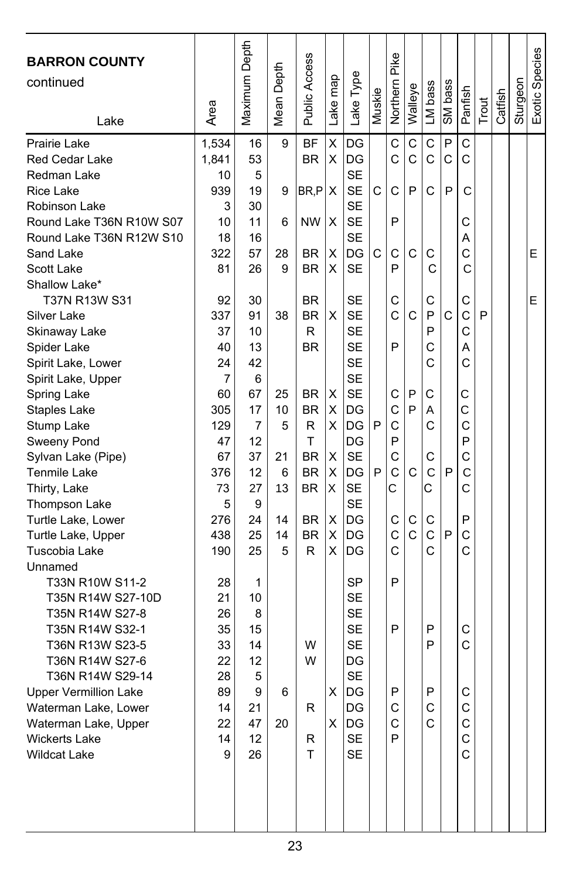| BARRON COUNTY continued Lake | Area | Maximum Depth | Mean Depth | Public Access | Lake map | Lake Type | Muskie | Northern Pike | Walleye | LM bass | SM bass | Panfish | Trout | Catfish | Sturgeon | Exotic Species |
|---|---|---|---|---|---|---|---|---|---|---|---|---|---|---|---|---|
| Prairie Lake | 1,534 | 16 | 9 | BF | X | DG | | C | C | C | P | C | | | | |
| Red Cedar Lake | 1,841 | 53 | | BR | X | DG | | C | C | C | C | C | | | | |
| Redman Lake | 10 | 5 | | | | SE | | | | | | | | | | |
| Rice Lake | 939 | 19 | 9 | BR,P | X | SE | C | C | P | C | P | C | | | | |
| Robinson Lake | 3 | 30 | | | | SE | | | | | | | | | | |
| Round Lake T36N R10W S07 | 10 | 11 | 6 | NW | X | SE | | P | | | | C | | | | |
| Round Lake T36N R12W S10 | 18 | 16 | | | | SE | | | | | | A | | | | |
| Sand Lake | 322 | 57 | 28 | BR | X | DG | C | C | C | C | | C | | | | E |
| Scott Lake | 81 | 26 | 9 | BR | X | SE | | P | | C | | C | | | | |
| Shallow Lake* | | | | | | | | | | | | | | | | |
| T37N R13W S31 | 92 | 30 | | BR | | SE | | C | | C | | C | | | | E |
| Silver Lake | 337 | 91 | 38 | BR | X | SE | | C | C | P | C | C | P | | | |
| Skinaway Lake | 37 | 10 | | R | | SE | | | | P | | C | | | | |
| Spider Lake | 40 | 13 | | BR | | SE | | P | | C | | A | | | | |
| Spirit Lake, Lower | 24 | 42 | | | | SE | | | | C | | C | | | | |
| Spirit Lake, Upper | 7 | 6 | | | | SE | | | | | | | | | | |
| Spring Lake | 60 | 67 | 25 | BR | X | SE | | C | P | C | | C | | | | |
| Staples Lake | 305 | 17 | 10 | BR | X | DG | | C | P | A | | C | | | | |
| Stump Lake | 129 | 7 | 5 | R | X | DG | P | C | | C | | C | | | | |
| Sweeny Pond | 47 | 12 | | T | | DG | | P | | | | P | | | | |
| Sylvan Lake (Pipe) | 67 | 37 | 21 | BR | X | SE | | C | | C | | C | | | | |
| Tenmile Lake | 376 | 12 | 6 | BR | X | DG | P | C | C | C | P | C | | | | |
| Thirty, Lake | 73 | 27 | 13 | BR | X | SE | | C | | C | | C | | | | |
| Thompson Lake | 5 | 9 | | | | SE | | | | | | | | | | |
| Turtle Lake, Lower | 276 | 24 | 14 | BR | X | DG | | C | C | C | | P | | | | |
| Turtle Lake, Upper | 438 | 25 | 14 | BR | X | DG | | C | C | C | P | C | | | | |
| Tuscobia Lake | 190 | 25 | 5 | R | X | DG | | C | | C | | C | | | | |
| Unnamed | | | | | | | | | | | | | | | | |
| T33N R10W S11-2 | 28 | 1 | | | | SP | | P | | | | | | | | |
| T35N R14W S27-10D | 21 | 10 | | | | SE | | | | | | | | | | |
| T35N R14W S27-8 | 26 | 8 | | | | SE | | | | | | | | | | |
| T35N R14W S32-1 | 35 | 15 | | | | SE | | P | | P | | C | | | | |
| T36N R13W S23-5 | 33 | 14 | | W | | SE | | | | P | | C | | | | |
| T36N R14W S27-6 | 22 | 12 | | W | | DG | | | | | | | | | | |
| T36N R14W S29-14 | 28 | 5 | | | | SE | | | | | | | | | | |
| Upper Vermillion Lake | 89 | 9 | 6 | | X | DG | | P | | P | | C | | | | |
| Waterman Lake, Lower | 14 | 21 | | R | | DG | | C | | C | | C | | | | |
| Waterman Lake, Upper | 22 | 47 | 20 | | X | DG | | C | | C | | C | | | | |
| Wickerts Lake | 14 | 12 | | R | | SE | | P | | | | C | | | | |
| Wildcat Lake | 9 | 26 | | T | | SE | | | | | | C | | | | |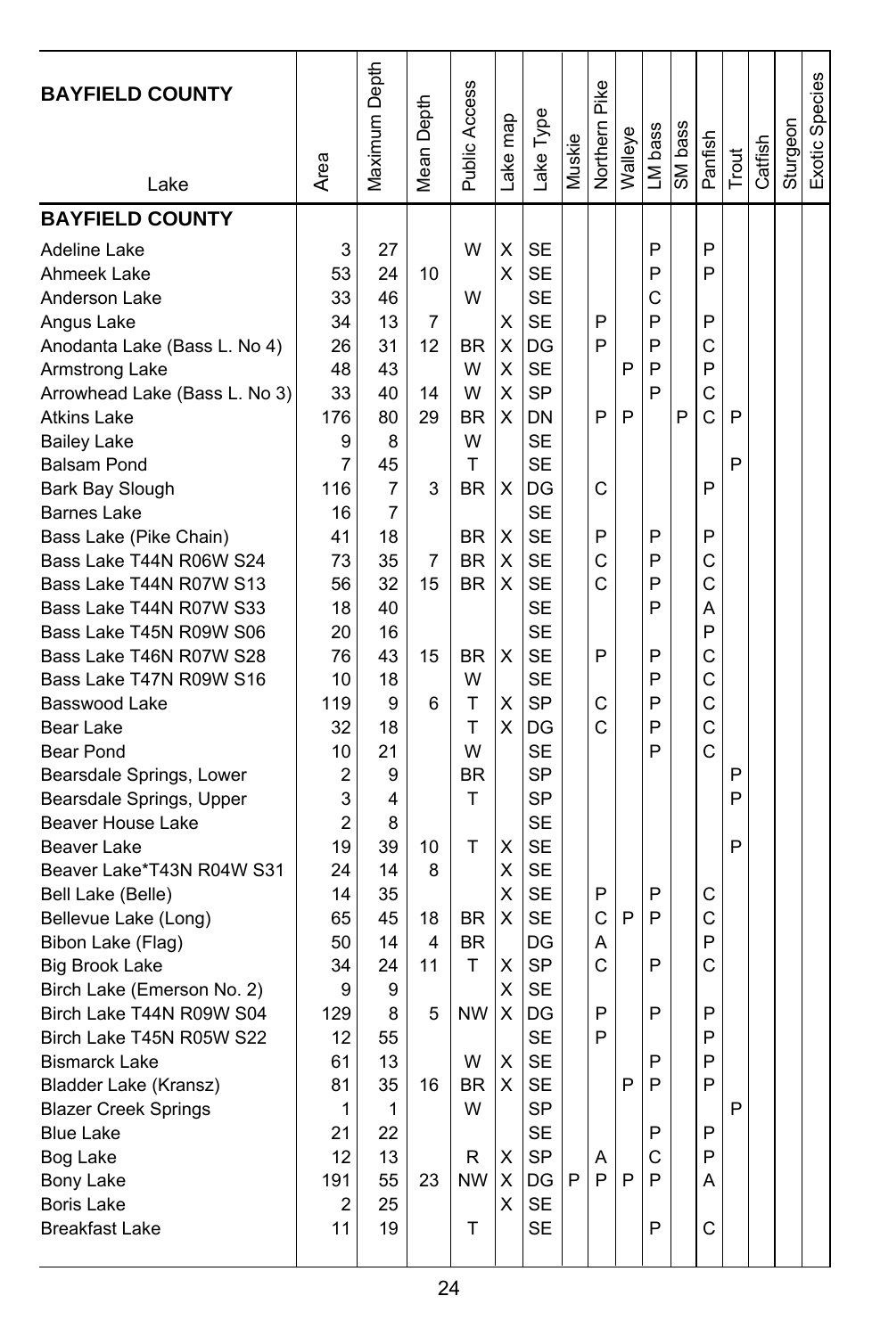| BAYFIELD COUNTY Lake | Area | Maximum Depth | Mean Depth | Public Access | Lake map | Lake Type | Muskie | Northern Pike | Walleye | LM bass | SM bass | Panfish | Trout | Catfish | Sturgeon | Exotic Species |
|---|---|---|---|---|---|---|---|---|---|---|---|---|---|---|---|---|
| **BAYFIELD COUNTY** | | | | | | | | | | | | | | | | |
| Adeline Lake | 3 | 27 | | W | X | SE | | | | P | | P | | | | |
| Ahmeek Lake | 53 | 24 | 10 | | X | SE | | | | P | | P | | | | |
| Anderson Lake | 33 | 46 | | W | | SE | | | | C | | | | | | |
| Angus Lake | 34 | 13 | 7 | | X | SE | | P | | P | | P | | | | |
| Anodanta Lake (Bass L. No 4) | 26 | 31 | 12 | BR | X | DG | | P | | P | | C | | | | |
| Armstrong Lake | 48 | 43 | | W | X | SE | | | P | P | | P | | | | |
| Arrowhead Lake (Bass L. No 3) | 33 | 40 | 14 | W | X | SP | | | | P | | C | | | | |
| Atkins Lake | 176 | 80 | 29 | BR | X | DN | | P | P | | P | C | P | | | |
| Bailey Lake | 9 | 8 | | W | | SE | | | | | | | | | | |
| Balsam Pond | 7 | 45 | | T | | SE | | | | | | | P | | | |
| Bark Bay Slough | 116 | 7 | 3 | BR | X | DG | | C | | | | P | | | | |
| Barnes Lake | 16 | 7 | | | | SE | | | | | | | | | | |
| Bass Lake (Pike Chain) | 41 | 18 | | BR | X | SE | | P | | P | | P | | | | |
| Bass Lake T44N R06W S24 | 73 | 35 | 7 | BR | X | SE | | C | | P | | C | | | | |
| Bass Lake T44N R07W S13 | 56 | 32 | 15 | BR | X | SE | | C | | P | | C | | | | |
| Bass Lake T44N R07W S33 | 18 | 40 | | | | SE | | | | P | | A | | | | |
| Bass Lake T45N R09W S06 | 20 | 16 | | | | SE | | | | | | P | | | | |
| Bass Lake T46N R07W S28 | 76 | 43 | 15 | BR | X | SE | | P | | P | | C | | | | |
| Bass Lake T47N R09W S16 | 10 | 18 | | W | | SE | | | | P | | C | | | | |
| Basswood Lake | 119 | 9 | 6 | T | X | SP | | C | | P | | C | | | | |
| Bear Lake | 32 | 18 | | T | X | DG | | C | | P | | C | | | | |
| Bear Pond | 10 | 21 | | W | | SE | | | | P | | C | | | | |
| Bearsdale Springs, Lower | 2 | 9 | | BR | | SP | | | | | | | P | | | |
| Bearsdale Springs, Upper | 3 | 4 | | T | | SP | | | | | | | P | | | |
| Beaver House Lake | 2 | 8 | | | | SE | | | | | | | | | | |
| Beaver Lake | 19 | 39 | 10 | T | X | SE | | | | | | | P | | | |
| Beaver Lake*T43N R04W S31 | 24 | 14 | 8 | | X | SE | | | | | | | | | | |
| Bell Lake (Belle) | 14 | 35 | | | X | SE | | P | | P | | C | | | | |
| Bellevue Lake (Long) | 65 | 45 | 18 | BR | X | SE | | C | P | P | | C | | | | |
| Bibon Lake (Flag) | 50 | 14 | 4 | BR | | DG | | A | | | | P | | | | |
| Big Brook Lake | 34 | 24 | 11 | T | X | SP | | C | | P | | C | | | | |
| Birch Lake (Emerson No. 2) | 9 | 9 | | | X | SE | | | | | | | | | | |
| Birch Lake T44N R09W S04 | 129 | 8 | 5 | NW | X | DG | | P | | P | | P | | | | |
| Birch Lake T45N R05W S22 | 12 | 55 | | | | SE | | P | | | | P | | | | |
| Bismarck Lake | 61 | 13 | | W | X | SE | | | | P | | P | | | | |
| Bladder Lake (Kransz) | 81 | 35 | 16 | BR | X | SE | | | P | P | | P | | | | |
| Blazer Creek Springs | 1 | 1 | | W | | SP | | | | | | | P | | | |
| Blue Lake | 21 | 22 | | | | SE | | | | P | | P | | | | |
| Bog Lake | 12 | 13 | | R | X | SP | | A | | C | | P | | | | |
| Bony Lake | 191 | 55 | 23 | NW | X | DG | P | P | P | P | | A | | | | |
| Boris Lake | 2 | 25 | | | X | SE | | | | | | | | | | |
| Breakfast Lake | 11 | 19 | | T | | SE | | | | P | | C | | | | |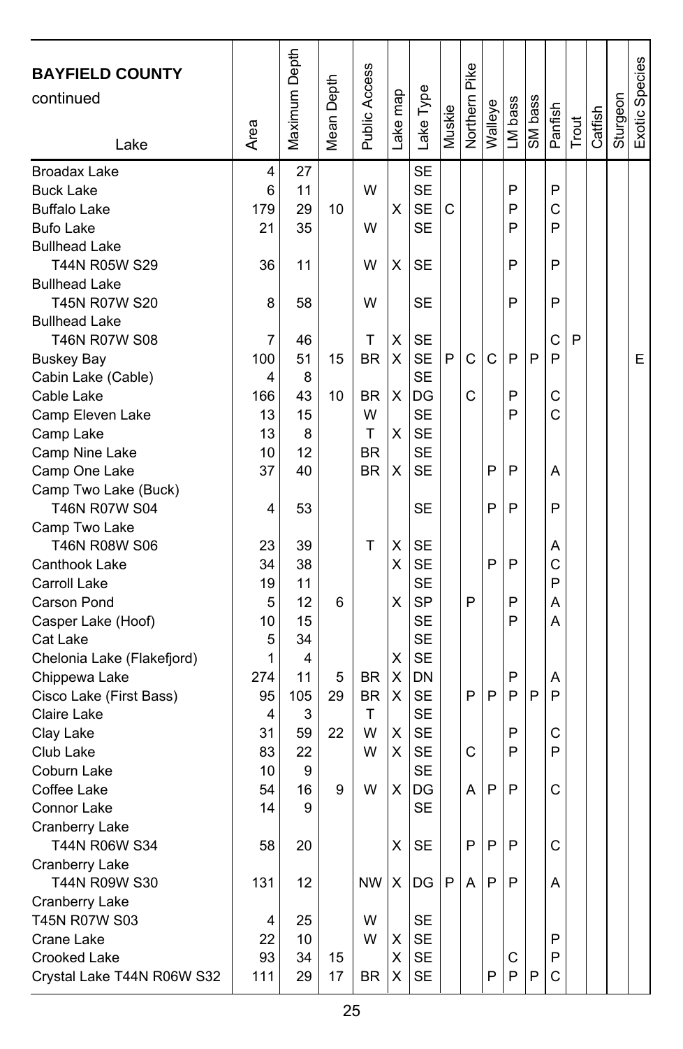| BAYFIELD COUNTY continued<br>Lake | Area | Maximum Depth | Mean Depth | Public Access | Lake map | Lake Type | Muskie | Northern Pike | Walleye | LM bass | SM bass | Panfish | Trout | Catfish | Sturgeon | Exotic Species |
|---|---|---|---|---|---|---|---|---|---|---|---|---|---|---|---|---|
| Broadax Lake | 4 | 27 | | | | SE | | | | | | | | | | |
| Buck Lake | 6 | 11 | | W | | SE | | | | P | | P | | | | |
| Buffalo Lake | 179 | 29 | 10 | | X | SE | C | | | P | | C | | | | |
| Bufo Lake | 21 | 35 | | W | | SE | | | | P | | P | | | | |
| Bullhead Lake T44N R05W S29 | 36 | 11 | | W | X | SE | | | | P | | P | | | | |
| Bullhead Lake T45N R07W S20 | 8 | 58 | | W | | SE | | | | P | | P | | | | |
| Bullhead Lake T46N R07W S08 | 7 | 46 | | T | X | SE | | | | | | C | P | | | |
| Buskey Bay | 100 | 51 | 15 | BR | X | SE | P | C | C | P | P | P | | | | E |
| Cabin Lake (Cable) | 4 | 8 | | | | SE | | | | | | | | | | |
| Cable Lake | 166 | 43 | 10 | BR | X | DG | | C | | P | | C | | | | |
| Camp Eleven Lake | 13 | 15 | | W | | SE | | | | P | | C | | | | |
| Camp Lake | 13 | 8 | | T | X | SE | | | | | | | | | | |
| Camp Nine Lake | 10 | 12 | | BR | | SE | | | | | | | | | | |
| Camp One Lake | 37 | 40 | | BR | X | SE | | | P | P | | A | | | | |
| Camp Two Lake (Buck) T46N R07W S04 | 4 | 53 | | | | SE | | | P | P | | P | | | | |
| Camp Two Lake T46N R08W S06 | 23 | 39 | | T | X | SE | | | | | | A | | | | |
| Canthook Lake | 34 | 38 | | | X | SE | | | P | P | | C | | | | |
| Carroll Lake | 19 | 11 | | | | SE | | | | | | P | | | | |
| Carson Pond | 5 | 12 | 6 | | X | SP | | P | | P | | A | | | | |
| Casper Lake (Hoof) | 10 | 15 | | | | SE | | | | P | | A | | | | |
| Cat Lake | 5 | 34 | | | | SE | | | | | | | | | | |
| Chelonia Lake (Flakefjord) | 1 | 4 | | | X | SE | | | | | | | | | | |
| Chippewa Lake | 274 | 11 | 5 | BR | X | DN | | | | P | | A | | | | |
| Cisco Lake (First Bass) | 95 | 105 | 29 | BR | X | SE | | P | P | P | P | P | | | | |
| Claire Lake | 4 | 3 | | T | | SE | | | | | | | | | | |
| Clay Lake | 31 | 59 | 22 | W | X | SE | | | | P | | C | | | | |
| Club Lake | 83 | 22 | | W | X | SE | | C | | P | | P | | | | |
| Coburn Lake | 10 | 9 | | | | SE | | | | | | | | | | |
| Coffee Lake | 54 | 16 | 9 | W | X | DG | | A | P | P | | C | | | | |
| Connor Lake | 14 | 9 | | | | SE | | | | | | | | | | |
| Cranberry Lake T44N R06W S34 | 58 | 20 | | | X | SE | | P | P | P | | C | | | | |
| Cranberry Lake T44N R09W S30 | 131 | 12 | | NW | X | DG | P | A | P | P | | A | | | | |
| Cranberry Lake T45N R07W S03 | 4 | 25 | | W | | SE | | | | | | | | | | |
| Crane Lake | 22 | 10 | | W | X | SE | | | | | | P | | | | |
| Crooked Lake | 93 | 34 | 15 | | X | SE | | | | C | | P | | | | |
| Crystal Lake T44N R06W S32 | 111 | 29 | 17 | BR | X | SE | | | P | P | P | C | | | | |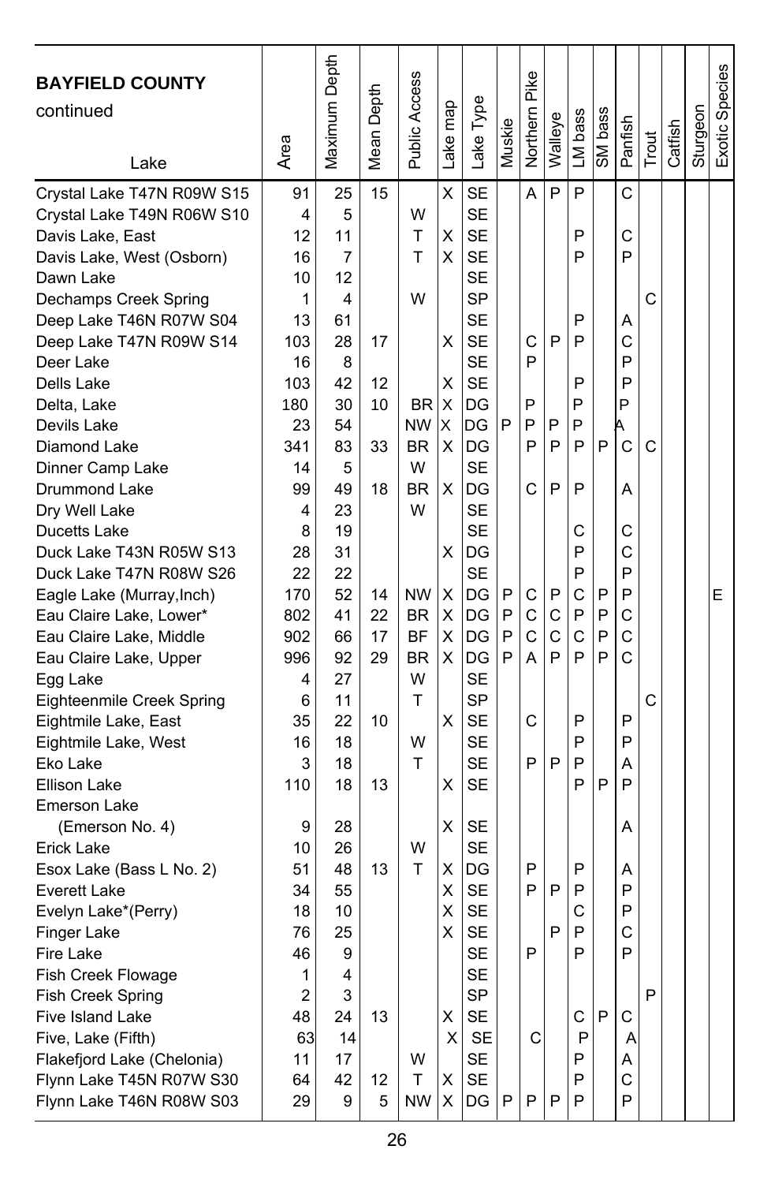| BAYFIELD COUNTY continued<br>Lake | Area | Maximum Depth | Mean Depth | Public Access | Lake map | Lake Type | Muskie | Northern Pike | Walleye | LM bass | SM bass | Panfish | Trout | Catfish | Sturgeon | Exotic Species |
|---|---|---|---|---|---|---|---|---|---|---|---|---|---|---|---|---|
| Crystal Lake T47N R09W S15 | 91 | 25 | 15 | | X | SE | | A | P | P | | C | | | | |
| Crystal Lake T49N R06W S10 | 4 | 5 | | W | | SE | | | | | | | | | | |
| Davis Lake, East | 12 | 11 | | T | X | SE | | | | P | | C | | | | |
| Davis Lake, West (Osborn) | 16 | 7 | | T | X | SE | | | | P | | P | | | | |
| Dawn Lake | 10 | 12 | | | | SE | | | | | | | | | | |
| Dechamps Creek Spring | 1 | 4 | | W | | SP | | | | | | | C | | | |
| Deep Lake T46N R07W S04 | 13 | 61 | | | | SE | | | | P | | A | | | | |
| Deep Lake T47N R09W S14 | 103 | 28 | 17 | | X | SE | | C | P | P | | C | | | | |
| Deer Lake | 16 | 8 | | | | SE | | P | | | | P | | | | |
| Dells Lake | 103 | 42 | 12 | | X | SE | | | | P | | P | | | | |
| Delta, Lake | 180 | 30 | 10 | BR | X | DG | | P | | P | | P | | | | |
| Devils Lake | 23 | 54 | | NW | X | DG | P | P | P | P | | A | | | | |
| Diamond Lake | 341 | 83 | 33 | BR | X | DG | | P | P | P | P | C | C | | | |
| Dinner Camp Lake | 14 | 5 | | W | | SE | | | | | | | | | | |
| Drummond Lake | 99 | 49 | 18 | BR | X | DG | | C | P | P | | A | | | | |
| Dry Well Lake | 4 | 23 | | W | | SE | | | | | | | | | | |
| Ducetts Lake | 8 | 19 | | | | SE | | | | C | | C | | | | |
| Duck Lake T43N R05W S13 | 28 | 31 | | | X | DG | | | | P | | C | | | | |
| Duck Lake T47N R08W S26 | 22 | 22 | | | | SE | | | | P | | P | | | | |
| Eagle Lake (Murray,Inch) | 170 | 52 | 14 | NW | X | DG | P | C | P | C | P | P | | | | E |
| Eau Claire Lake, Lower* | 802 | 41 | 22 | BR | X | DG | P | C | C | P | P | C | | | | |
| Eau Claire Lake, Middle | 902 | 66 | 17 | BF | X | DG | P | C | C | C | P | C | | | | |
| Eau Claire Lake, Upper | 996 | 92 | 29 | BR | X | DG | P | A | P | P | P | C | | | | |
| Egg Lake | 4 | 27 | | W | | SE | | | | | | | | | | |
| Eighteenmile Creek Spring | 6 | 11 | | T | | SP | | | | | | | C | | | |
| Eightmile Lake, East | 35 | 22 | 10 | | X | SE | | C | | P | | P | | | | |
| Eightmile Lake, West | 16 | 18 | | W | | SE | | | | P | | P | | | | |
| Eko Lake | 3 | 18 | | T | | SE | | P | P | P | | A | | | | |
| Ellison Lake | 110 | 18 | 13 | | X | SE | | | | P | P | P | | | | |
| Emerson Lake (Emerson No. 4) | 9 | 28 | | | X | SE | | | | | | A | | | | |
| Erick Lake | 10 | 26 | | W | | SE | | | | | | | | | | |
| Esox Lake (Bass L No. 2) | 51 | 48 | 13 | T | X | DG | | P | | P | | A | | | | |
| Everett Lake | 34 | 55 | | | X | SE | | P | P | P | | P | | | | |
| Evelyn Lake*(Perry) | 18 | 10 | | | X | SE | | | | C | | P | | | | |
| Finger Lake | 76 | 25 | | | X | SE | | | P | P | | C | | | | |
| Fire Lake | 46 | 9 | | | | SE | | P | | P | | P | | | | |
| Fish Creek Flowage | 1 | 4 | | | | SE | | | | | | | | | | |
| Fish Creek Spring | 2 | 3 | | | | SP | | | | | | | P | | | |
| Five Island Lake | 48 | 24 | 13 | | X | SE | | | | C | P | C | | | | |
| Five, Lake (Fifth) | 63 | 14 | | | X | SE | | C | | P | | A | | | | |
| Flakefjord Lake (Chelonia) | 11 | 17 | | W | | SE | | | | P | | A | | | | |
| Flynn Lake T45N R07W S30 | 64 | 42 | 12 | T | X | SE | | | | P | | C | | | | |
| Flynn Lake T46N R08W S03 | 29 | 9 | 5 | NW | X | DG | P | P | P | P | | P | | | | |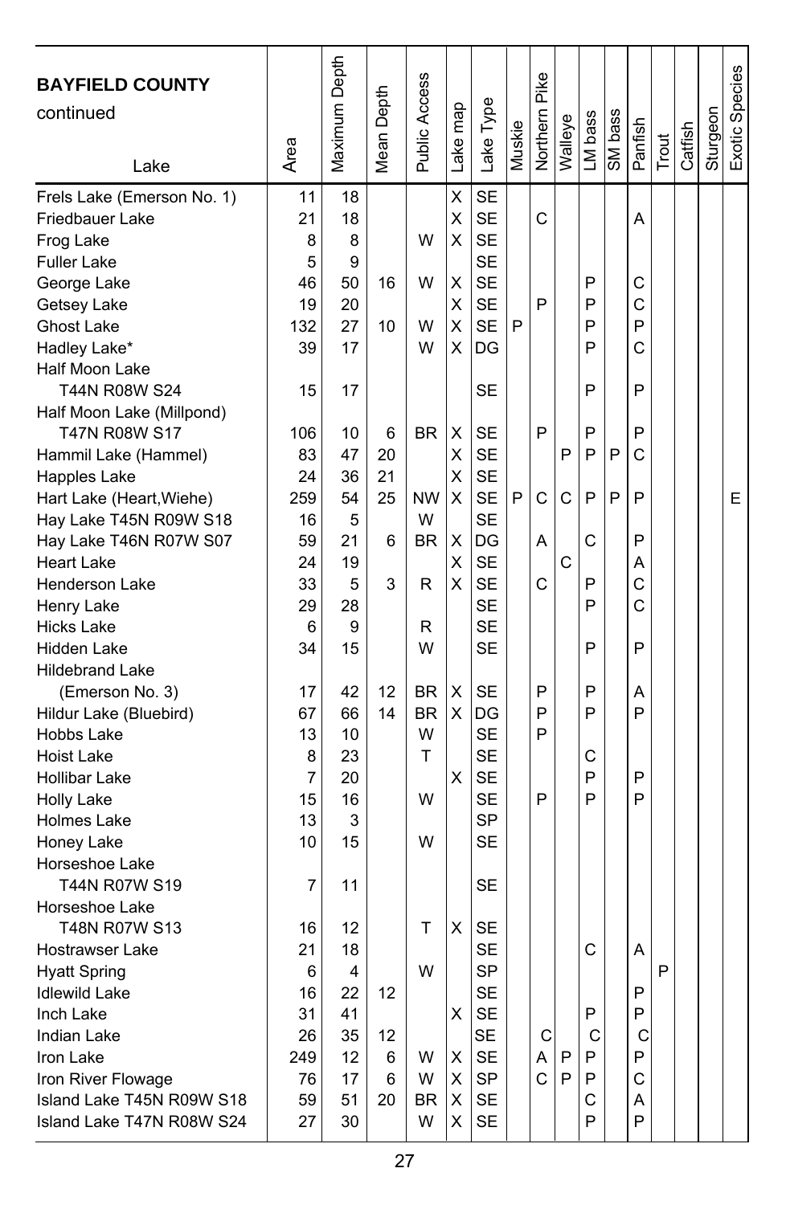| **BAYFIELD COUNTY** continued Lake | Area | Maximum Depth | Mean Depth | Public Access | Lake map | Lake Type | Muskie | Northern Pike | Walleye | LM bass | SM bass | Panfish | Trout | Catfish | Sturgeon | Exotic Species |
|---|---|---|---|---|---|---|---|---|---|---|---|---|---|---|---|---|
| Frels Lake (Emerson No. 1) | 11 | 18 | | | X | SE | | | | | | | | | | |
| Friedbauer Lake | 21 | 18 | | | X | SE | | C | | | | A | | | | |
| Frog Lake | 8 | 8 | | W | X | SE | | | | | | | | | | |
| Fuller Lake | 5 | 9 | | | | SE | | | | | | | | | | |
| George Lake | 46 | 50 | 16 | W | X | SE | | | | P | | C | | | | |
| Getsey Lake | 19 | 20 | | | X | SE | | P | | P | | C | | | | |
| Ghost Lake | 132 | 27 | 10 | W | X | SE | P | | | P | | P | | | | |
| Hadley Lake* | 39 | 17 | | W | X | DG | | | | P | | C | | | | |
| Half Moon Lake T44N R08W S24 | 15 | 17 | | | | SE | | | | P | | P | | | | |
| Half Moon Lake (Millpond) T47N R08W S17 | 106 | 10 | 6 | BR | X | SE | | P | | P | | P | | | | |
| Hammil Lake (Hammel) | 83 | 47 | 20 | | X | SE | | | P | P | P | C | | | | |
| Happles Lake | 24 | 36 | 21 | | X | SE | | | | | | | | | | |
| Hart Lake (Heart,Wiehe) | 259 | 54 | 25 | NW | X | SE | P | C | C | P | P | P | | | | E |
| Hay Lake T45N R09W S18 | 16 | 5 | | W | | SE | | | | | | | | | | |
| Hay Lake T46N R07W S07 | 59 | 21 | 6 | BR | X | DG | | A | | C | | P | | | | |
| Heart Lake | 24 | 19 | | | X | SE | | | C | | | A | | | | |
| Henderson Lake | 33 | 5 | 3 | R | X | SE | | C | | P | | C | | | | |
| Henry Lake | 29 | 28 | | | | SE | | | | P | | C | | | | |
| Hicks Lake | 6 | 9 | | R | | SE | | | | | | | | | | |
| Hidden Lake | 34 | 15 | | W | | SE | | | | P | | P | | | | |
| Hildebrand Lake (Emerson No. 3) | 17 | 42 | 12 | BR | X | SE | | P | | P | | A | | | | |
| Hildur Lake (Bluebird) | 67 | 66 | 14 | BR | X | DG | | P | | P | | P | | | | |
| Hobbs Lake | 13 | 10 | | W | | SE | | P | | | | | | | | |
| Hoist Lake | 8 | 23 | | T | | SE | | | | C | | | | | | |
| Hollibar Lake | 7 | 20 | | | X | SE | | | | P | | P | | | | |
| Holly Lake | 15 | 16 | | W | | SE | | P | | P | | P | | | | |
| Holmes Lake | 13 | 3 | | | | SP | | | | | | | | | | |
| Honey Lake | 10 | 15 | | W | | SE | | | | | | | | | | |
| Horseshoe Lake T44N R07W S19 | 7 | 11 | | | | SE | | | | | | | | | | |
| Horseshoe Lake T48N R07W S13 | 16 | 12 | | T | X | SE | | | | | | | | | | |
| Hostrawser Lake | 21 | 18 | | | | SE | | | | C | | A | | | | |
| Hyatt Spring | 6 | 4 | | W | | SP | | | | | | | P | | | |
| Idlewild Lake | 16 | 22 | 12 | | | SE | | | | | | P | | | | |
| Inch Lake | 31 | 41 | | | X | SE | | | | P | | P | | | | |
| Indian Lake | 26 | 35 | 12 | | | SE | | C | | C | | C | | | | |
| Iron Lake | 249 | 12 | 6 | W | X | SE | | A | P | P | | P | | | | |
| Iron River Flowage | 76 | 17 | 6 | W | X | SP | | C | P | P | | C | | | | |
| Island Lake T45N R09W S18 | 59 | 51 | 20 | BR | X | SE | | | | C | | A | | | | |
| Island Lake T47N R08W S24 | 27 | 30 | | W | X | SE | | | | P | | P | | | | |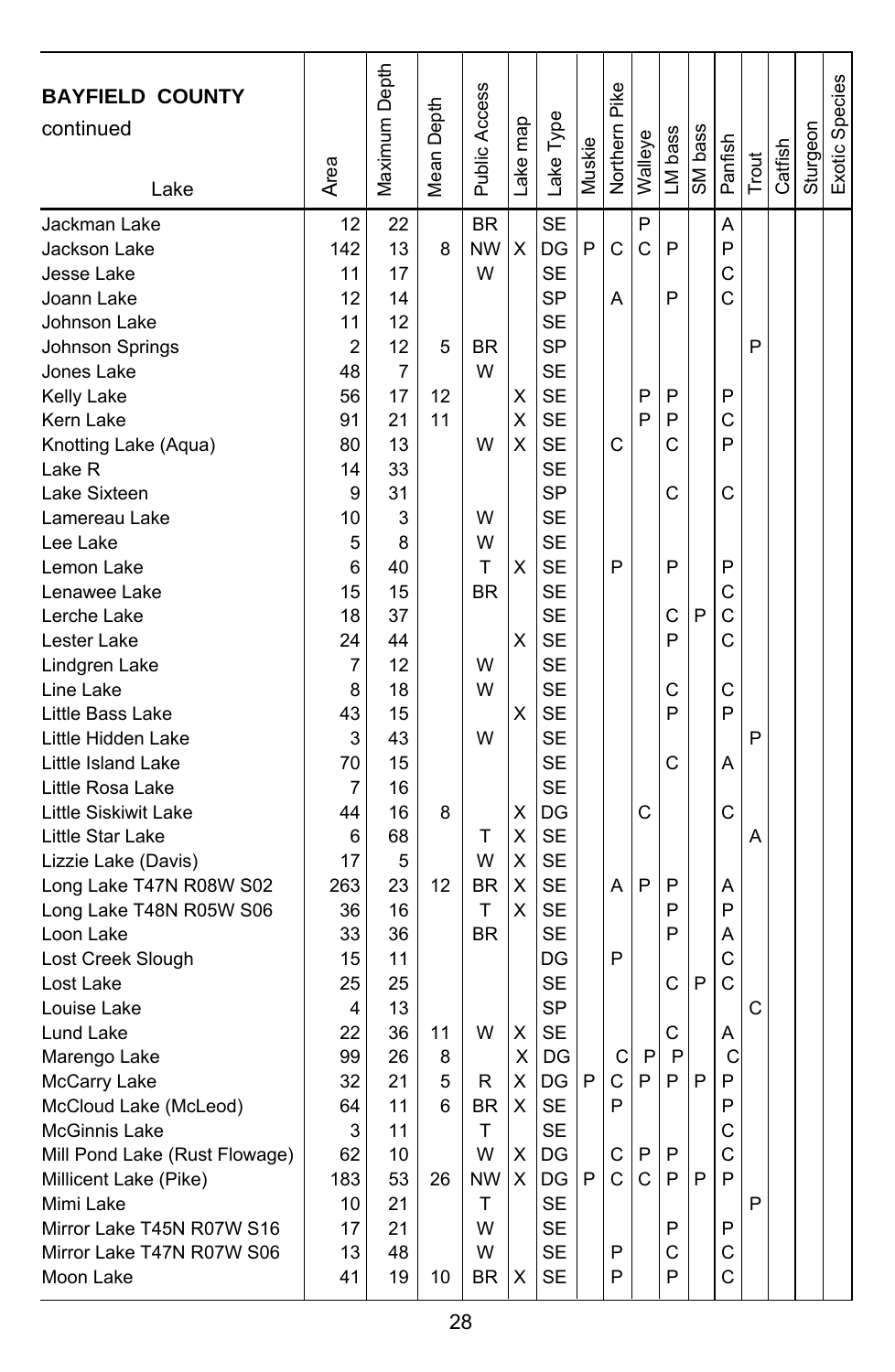| **BAYFIELD COUNTY** continued Lake | Area | Maximum Depth | Mean Depth | Public Access | Lake map | Lake Type | Muskie | Northern Pike | Walleye | LM bass | SM bass | Panfish | Trout | Catfish | Sturgeon | Exotic Species |
|---|---|---|---|---|---|---|---|---|---|---|---|---|---|---|---|---|
| Jackman Lake | 12 | 22 | | BR | | SE | | | P | | | A | | | | |
| Jackson Lake | 142 | 13 | 8 | NW | X | DG | P | C | C | P | | P | | | | |
| Jesse Lake | 11 | 17 | | W | | SE | | | | | | C | | | | |
| Joann Lake | 12 | 14 | | | | SP | | A | | P | | C | | | | |
| Johnson Lake | 11 | 12 | | | | SE | | | | | | | | | | |
| Johnson Springs | 2 | 12 | 5 | BR | | SP | | | | | | | P | | | |
| Jones Lake | 48 | 7 | | W | | SE | | | | | | | | | | |
| Kelly Lake | 56 | 17 | 12 | | X | SE | | | P | P | | P | | | | |
| Kern Lake | 91 | 21 | 11 | | X | SE | | | P | P | | C | | | | |
| Knotting Lake (Aqua) | 80 | 13 | | W | X | SE | | C | | C | | P | | | | |
| Lake R | 14 | 33 | | | | SE | | | | | | | | | | |
| Lake Sixteen | 9 | 31 | | | | SP | | | | C | | C | | | | |
| Lamereau Lake | 10 | 3 | | W | | SE | | | | | | | | | | |
| Lee Lake | 5 | 8 | | W | | SE | | | | | | | | | | |
| Lemon Lake | 6 | 40 | | T | X | SE | | P | | P | | P | | | | |
| Lenawee Lake | 15 | 15 | | BR | | SE | | | | | | C | | | | |
| Lerche Lake | 18 | 37 | | | | SE | | | | C | P | C | | | | |
| Lester Lake | 24 | 44 | | | X | SE | | | | P | | C | | | | |
| Lindgren Lake | 7 | 12 | | W | | SE | | | | | | | | | | |
| Line Lake | 8 | 18 | | W | | SE | | | | C | | C | | | | |
| Little Bass Lake | 43 | 15 | | | X | SE | | | | P | | P | | | | |
| Little Hidden Lake | 3 | 43 | | W | | SE | | | | | | | P | | | |
| Little Island Lake | 70 | 15 | | | | SE | | | | C | | A | | | | |
| Little Rosa Lake | 7 | 16 | | | | SE | | | | | | | | | | |
| Little Siskiwit Lake | 44 | 16 | 8 | | X | DG | | | C | | | C | | | | |
| Little Star Lake | 6 | 68 | | T | X | SE | | | | | | | A | | | |
| Lizzie Lake (Davis) | 17 | 5 | | W | X | SE | | | | | | | | | | |
| Long Lake T47N R08W S02 | 263 | 23 | 12 | BR | X | SE | | A | P | P | | A | | | | |
| Long Lake T48N R05W S06 | 36 | 16 | | T | X | SE | | | | P | | P | | | | |
| Loon Lake | 33 | 36 | | BR | | SE | | | | P | | A | | | | |
| Lost Creek Slough | 15 | 11 | | | | DG | | P | | | | C | | | | |
| Lost Lake | 25 | 25 | | | | SE | | | | C | P | C | | | | |
| Louise Lake | 4 | 13 | | | | SP | | | | | | | C | | | |
| Lund Lake | 22 | 36 | 11 | W | X | SE | | | | C | | A | | | | |
| Marengo Lake | 99 | 26 | 8 | | X | DG | | C | P | P | | C | | | | |
| McCarry Lake | 32 | 21 | 5 | R | X | DG | P | C | P | P | P | P | | | | |
| McCloud Lake (McLeod) | 64 | 11 | 6 | BR | X | SE | | P | | | | P | | | | |
| McGinnis Lake | 3 | 11 | | T | | SE | | | | | | C | | | | |
| Mill Pond Lake (Rust Flowage) | 62 | 10 | | W | X | DG | | C | P | P | | C | | | | |
| Millicent Lake (Pike) | 183 | 53 | 26 | NW | X | DG | P | C | C | P | P | P | | | | |
| Mimi Lake | 10 | 21 | | T | | SE | | | | | | | P | | | |
| Mirror Lake T45N R07W S16 | 17 | 21 | | W | | SE | | | | P | | P | | | | |
| Mirror Lake T47N R07W S06 | 13 | 48 | | W | | SE | | P | | C | | C | | | | |
| Moon Lake | 41 | 19 | 10 | BR | X | SE | | P | | P | | C | | | | |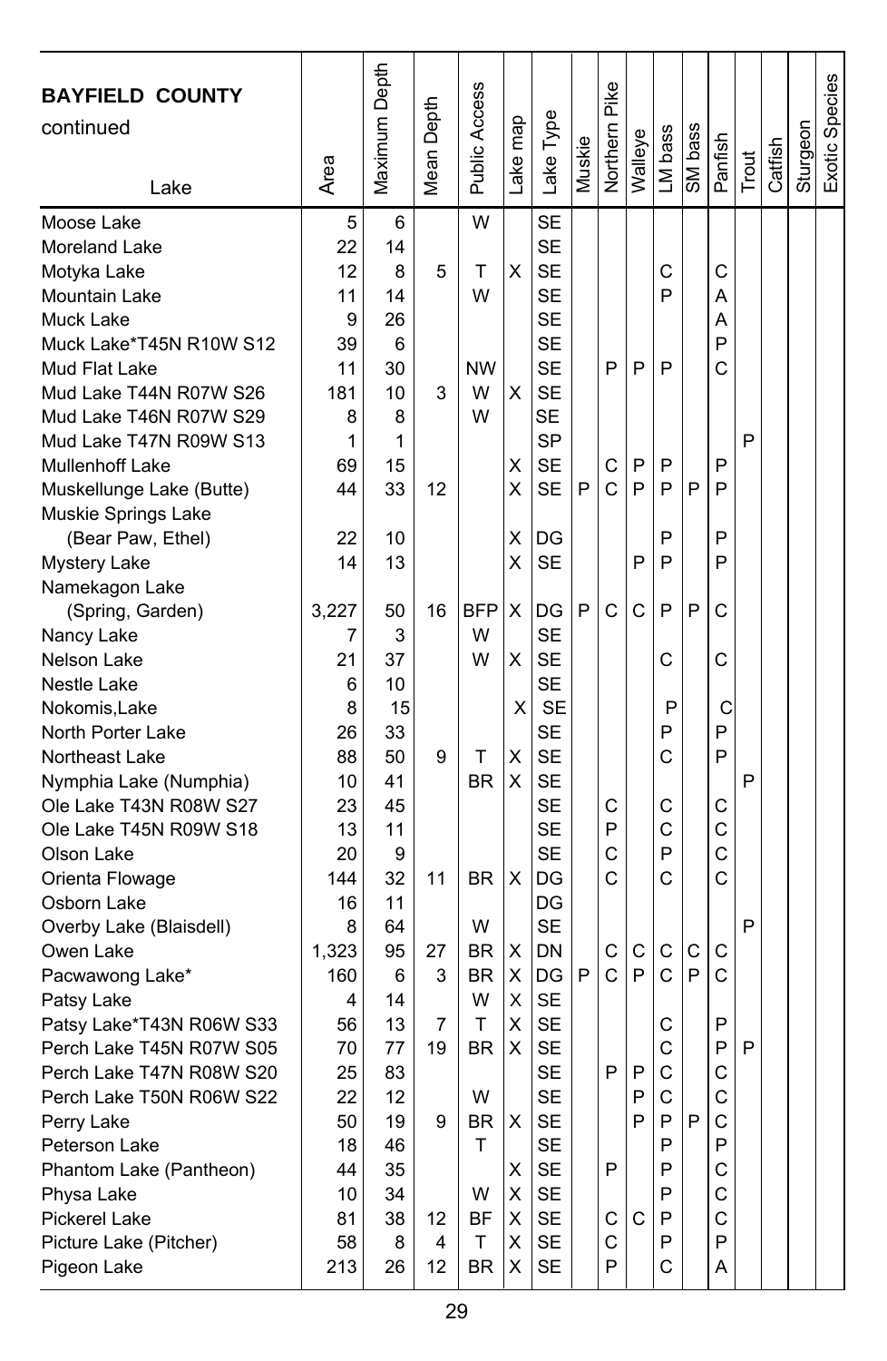| BAYFIELD COUNTY continued<br>Lake | Area | Maximum Depth | Mean Depth | Public Access | Lake map | Lake Type | Muskie | Northern Pike | Walleye | LM bass | SM bass | Panfish | Trout | Catfish | Sturgeon | Exotic Species |
|---|---|---|---|---|---|---|---|---|---|---|---|---|---|---|---|---|
| Moose Lake | 5 | 6 | | W | | SE | | | | | | | | | | |
| Moreland Lake | 22 | 14 | | | | SE | | | | | | | | | | |
| Motyka Lake | 12 | 8 | 5 | T | X | SE | | | | C | | C | | | | |
| Mountain Lake | 11 | 14 | | W | | SE | | | | P | | A | | | | |
| Muck Lake | 9 | 26 | | | | SE | | | | | | A | | | | |
| Muck Lake*T45N R10W S12 | 39 | 6 | | | | SE | | | | | | P | | | | |
| Mud Flat Lake | 11 | 30 | | NW | | SE | | P | P | P | | C | | | | |
| Mud Lake T44N R07W S26 | 181 | 10 | 3 | W | X | SE | | | | | | | | | | |
| Mud Lake T46N R07W S29 | 8 | 8 | | W | | SE | | | | | | | | | | |
| Mud Lake T47N R09W S13 | 1 | 1 | | | | SP | | | | | | | P | | | |
| Mullenhoff Lake | 69 | 15 | | | X | SE | | C | P | P | | P | | | | |
| Muskellunge Lake (Butte) | 44 | 33 | 12 | | X | SE | P | C | P | P | P | P | | | | |
| Muskie Springs Lake (Bear Paw, Ethel) | 22 | 10 | | | X | DG | | | | P | | P | | | | |
| Mystery Lake | 14 | 13 | | | X | SE | | | P | P | | P | | | | |
| Namekagon Lake (Spring, Garden) | 3,227 | 50 | 16 | BFP | X | DG | P | C | C | P | P | C | | | | |
| Nancy Lake | 7 | 3 | | W | | SE | | | | | | | | | | |
| Nelson Lake | 21 | 37 | | W | X | SE | | | | C | | C | | | | |
| Nestle Lake | 6 | 10 | | | | SE | | | | | | | | | | |
| Nokomis,Lake | 8 | 15 | | | X | SE | | | | P | | C | | | | |
| North Porter Lake | 26 | 33 | | | | SE | | | | P | | P | | | | |
| Northeast Lake | 88 | 50 | 9 | T | X | SE | | | | C | | P | | | | |
| Nymphia Lake (Numphia) | 10 | 41 | | BR | X | SE | | | | | | | P | | | |
| Ole Lake T43N R08W S27 | 23 | 45 | | | | SE | | C | | C | | C | | | | |
| Ole Lake T45N R09W S18 | 13 | 11 | | | | SE | | P | | C | | C | | | | |
| Olson Lake | 20 | 9 | | | | SE | | C | | P | | C | | | | |
| Orienta Flowage | 144 | 32 | 11 | BR | X | DG | | C | | C | | C | | | | |
| Osborn Lake | 16 | 11 | | | | DG | | | | | | | | | | |
| Overby Lake (Blaisdell) | 8 | 64 | | W | | SE | | | | | | | P | | | |
| Owen Lake | 1,323 | 95 | 27 | BR | X | DN | | C | C | C | C | C | | | | |
| Pacwawong Lake* | 160 | 6 | 3 | BR | X | DG | P | C | P | C | P | C | | | | |
| Patsy Lake | 4 | 14 | | W | X | SE | | | | | | | | | | |
| Patsy Lake*T43N R06W S33 | 56 | 13 | 7 | T | X | SE | | | | C | | P | | | | |
| Perch Lake T45N R07W S05 | 70 | 77 | 19 | BR | X | SE | | | | C | | P | P | | | |
| Perch Lake T47N R08W S20 | 25 | 83 | | | | SE | | P | P | C | | C | | | | |
| Perch Lake T50N R06W S22 | 22 | 12 | | W | | SE | | | P | C | | C | | | | |
| Perry Lake | 50 | 19 | 9 | BR | X | SE | | | P | P | P | C | | | | |
| Peterson Lake | 18 | 46 | | T | | SE | | | | P | | P | | | | |
| Phantom Lake (Pantheon) | 44 | 35 | | | X | SE | | P | | P | | C | | | | |
| Physa Lake | 10 | 34 | | W | X | SE | | | | P | | C | | | | |
| Pickerel Lake | 81 | 38 | 12 | BF | X | SE | | C | C | P | | C | | | | |
| Picture Lake (Pitcher) | 58 | 8 | 4 | T | X | SE | | C | | P | | P | | | | |
| Pigeon Lake | 213 | 26 | 12 | BR | X | SE | | P | | C | | A | | | | |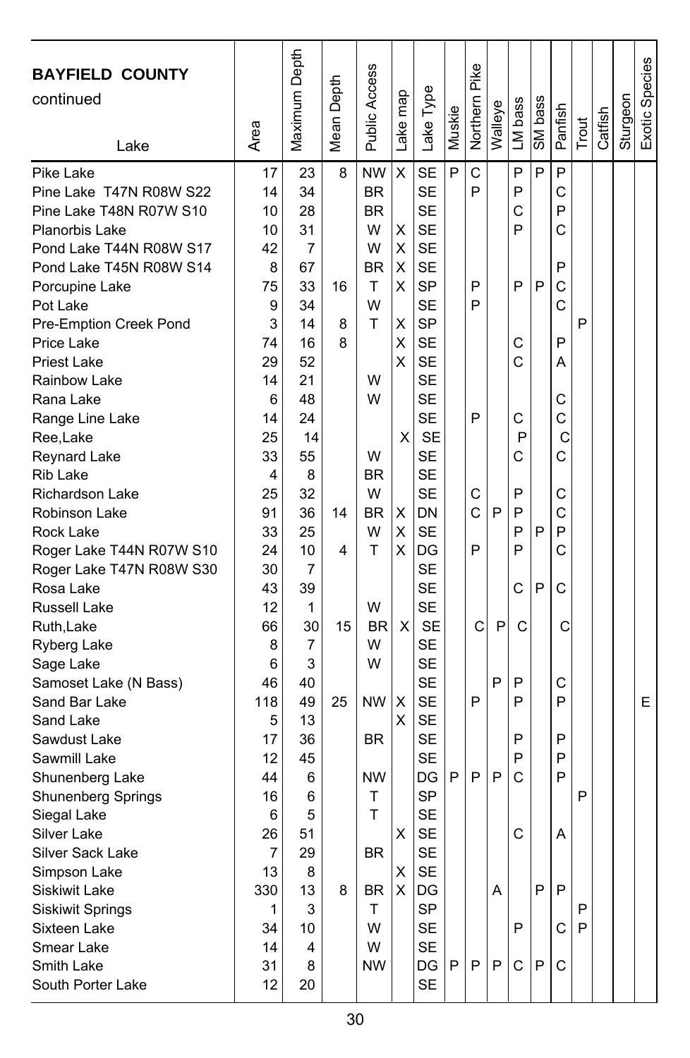| **BAYFIELD COUNTY** continued Lake | Area | Maximum Depth | Mean Depth | Public Access | Lake map | Lake Type | Muskie | Northern Pike | Walleye | LM bass | SM bass | Panfish | Trout | Catfish | Sturgeon | Exotic Species |
|---|---|---|---|---|---|---|---|---|---|---|---|---|---|---|---|---|
| Pike Lake | 17 | 23 | 8 | NW | X | SE | P | C | | P | P | P | | | | |
| Pine Lake T47N R08W S22 | 14 | 34 | | BR | | SE | | P | | P | | C | | | | |
| Pine Lake T48N R07W S10 | 10 | 28 | | BR | | SE | | | | C | | P | | | | |
| Planorbis Lake | 10 | 31 | | W | X | SE | | | | P | | C | | | | |
| Pond Lake T44N R08W S17 | 42 | 7 | | W | X | SE | | | | | | | | | | |
| Pond Lake T45N R08W S14 | 8 | 67 | | BR | X | SE | | | | | | P | | | | |
| Porcupine Lake | 75 | 33 | 16 | T | X | SP | | P | | P | P | C | | | | |
| Pot Lake | 9 | 34 | | W | | SE | | P | | | | C | | | | |
| Pre-Emption Creek Pond | 3 | 14 | 8 | T | X | SP | | | | | | | P | | | |
| Price Lake | 74 | 16 | 8 | | X | SE | | | | C | | P | | | | |
| Priest Lake | 29 | 52 | | | X | SE | | | | C | | A | | | | |
| Rainbow Lake | 14 | 21 | | W | | SE | | | | | | | | | | |
| Rana Lake | 6 | 48 | | W | | SE | | | | | | C | | | | |
| Range Line Lake | 14 | 24 | | | | SE | | P | | C | | C | | | | |
| Ree,Lake | 25 | 14 | | | X | SE | | | | P | | C | | | | |
| Reynard Lake | 33 | 55 | | W | | SE | | | | C | | C | | | | |
| Rib Lake | 4 | 8 | | BR | | SE | | | | | | | | | | |
| Richardson Lake | 25 | 32 | | W | | SE | | C | | P | | C | | | | |
| Robinson Lake | 91 | 36 | 14 | BR | X | DN | | C | P | P | | C | | | | |
| Rock Lake | 33 | 25 | | W | X | SE | | | | P | P | P | | | | |
| Roger Lake T44N R07W S10 | 24 | 10 | 4 | T | X | DG | | P | | P | | C | | | | |
| Roger Lake T47N R08W S30 | 30 | 7 | | | | SE | | | | | | | | | | |
| Rosa Lake | 43 | 39 | | | | SE | | | | C | P | C | | | | |
| Russell Lake | 12 | 1 | | W | | SE | | | | | | | | | | |
| Ruth,Lake | 66 | 30 | 15 | BR | X | SE | | C | P | C | | C | | | | |
| Ryberg Lake | 8 | 7 | | W | | SE | | | | | | | | | | |
| Sage Lake | 6 | 3 | | W | | SE | | | | | | | | | | |
| Samoset Lake (N Bass) | 46 | 40 | | | | SE | | | P | P | | C | | | | |
| Sand Bar Lake | 118 | 49 | 25 | NW | X | SE | | P | | P | | P | | | | E |
| Sand Lake | 5 | 13 | | | X | SE | | | | | | | | | | |
| Sawdust Lake | 17 | 36 | | BR | | SE | | | | P | | P | | | | |
| Sawmill Lake | 12 | 45 | | | | SE | | | | P | | P | | | | |
| Shunenberg Lake | 44 | 6 | | NW | | DG | P | P | P | C | | P | | | | |
| Shunenberg Springs | 16 | 6 | | T | | SP | | | | | | | P | | | |
| Siegal Lake | 6 | 5 | | T | | SE | | | | | | | | | | |
| Silver Lake | 26 | 51 | | | X | SE | | | | C | | A | | | | |
| Silver Sack Lake | 7 | 29 | | BR | | SE | | | | | | | | | | |
| Simpson Lake | 13 | 8 | | | X | SE | | | | | | | | | | |
| Siskiwit Lake | 330 | 13 | 8 | BR | X | DG | | | A | | P | P | | | | |
| Siskiwit Springs | 1 | 3 | | T | | SP | | | | | | | P | | | |
| Sixteen Lake | 34 | 10 | | W | | SE | | | | P | | C | P | | | |
| Smear Lake | 14 | 4 | | W | | SE | | | | | | | | | | |
| Smith Lake | 31 | 8 | | NW | | DG | P | P | P | C | P | C | | | | |
| South Porter Lake | 12 | 20 | | | | SE | | | | | | | | | | |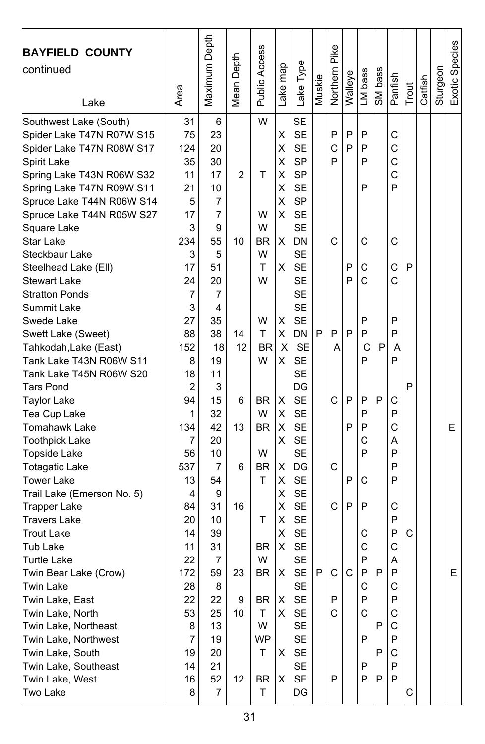**BAYFIELD COUNTY** continued

| Lake | Area | Maximum Depth | Mean Depth | Public Access | Lake map | Lake Type | Muskie | Northern Pike | Walleye | LM bass | SM bass | Panfish | Trout | Catfish | Sturgeon | Exotic Species |
|---|---|---|---|---|---|---|---|---|---|---|---|---|---|---|---|---|
| Southwest Lake (South) | 31 | 6 | | W | | SE | | | | | | | | | | |
| Spider Lake T47N R07W S15 | 75 | 23 | | | X | SE | | P | P | P | | C | | | | |
| Spider Lake T47N R08W S17 | 124 | 20 | | | X | SE | | C | P | P | | C | | | | |
| Spirit Lake | 35 | 30 | | | X | SP | | P | | P | | C | | | | |
| Spring Lake T43N R06W S32 | 11 | 17 | 2 | T | X | SP | | | | | | C | | | | |
| Spring Lake T47N R09W S11 | 21 | 10 | | | X | SE | | | | P | | P | | | | |
| Spruce Lake T44N R06W S14 | 5 | 7 | | | X | SP | | | | | | | | | | |
| Spruce Lake T44N R05W S27 | 17 | 7 | | W | X | SE | | | | | | | | | | |
| Square Lake | 3 | 9 | | W | | SE | | | | | | | | | | |
| Star Lake | 234 | 55 | 10 | BR | X | DN | | C | | C | | C | | | | |
| Steckbaur Lake | 3 | 5 | | W | | SE | | | | | | | | | | |
| Steelhead Lake (Ell) | 17 | 51 | | T | X | SE | | | P | C | | C | P | | | |
| Stewart Lake | 24 | 20 | | W | | SE | | | P | C | | C | | | | |
| Stratton Ponds | 7 | 7 | | | | SE | | | | | | | | | | |
| Summit Lake | 3 | 4 | | | | SE | | | | | | | | | | |
| Swede Lake | 27 | 35 | | W | X | SE | | | | P | | P | | | | |
| Swett Lake (Sweet) | 88 | 38 | 14 | T | X | DN | P | P | P | P | | P | | | | |
| Tahkodah,Lake (East) | 152 | 18 | 12 | BR | X | SE | | A | | C | P | A | | | | |
| Tank Lake T43N R06W S11 | 8 | 19 | | W | X | SE | | | | P | | P | | | | |
| Tank Lake T45N R06W S20 | 18 | 11 | | | | SE | | | | | | | | | | |
| Tars Pond | 2 | 3 | | | | DG | | | | | | | P | | | |
| Taylor Lake | 94 | 15 | 6 | BR | X | SE | | C | P | P | P | C | | | | |
| Tea Cup Lake | 1 | 32 | | W | X | SE | | | | P | | P | | | | |
| Tomahawk Lake | 134 | 42 | 13 | BR | X | SE | | | P | P | | C | | | | E |
| Toothpick Lake | 7 | 20 | | | X | SE | | | | C | | A | | | | |
| Topside Lake | 56 | 10 | | W | | SE | | | | P | | P | | | | |
| Totagatic Lake | 537 | 7 | 6 | BR | X | DG | | C | | | | P | | | | |
| Tower Lake | 13 | 54 | | T | X | SE | | | P | C | | P | | | | |
| Trail Lake (Emerson No. 5) | 4 | 9 | | | X | SE | | | | | | | | | | |
| Trapper Lake | 84 | 31 | 16 | | X | SE | | C | P | P | | C | | | | |
| Travers Lake | 20 | 10 | | T | X | SE | | | | | | P | | | | |
| Trout Lake | 14 | 39 | | | X | SE | | | | C | | P | C | | | |
| Tub Lake | 11 | 31 | | BR | X | SE | | | | C | | C | | | | |
| Turtle Lake | 22 | 7 | | W | | SE | | | | P | | A | | | | |
| Twin Bear Lake (Crow) | 172 | 59 | 23 | BR | X | SE | P | C | C | P | P | P | | | | E |
| Twin Lake | 28 | 8 | | | | SE | | | | C | | C | | | | |
| Twin Lake, East | 22 | 22 | 9 | BR | X | SE | | P | | P | | P | | | | |
| Twin Lake, North | 53 | 25 | 10 | T | X | SE | | C | | C | | C | | | | |
| Twin Lake, Northeast | 8 | 13 | | W | | SE | | | | | P | C | | | | |
| Twin Lake, Northwest | 7 | 19 | | WP | | SE | | | | P | | P | | | | |
| Twin Lake, South | 19 | 20 | | T | X | SE | | | | | P | C | | | | |
| Twin Lake, Southeast | 14 | 21 | | | | SE | | | | P | | P | | | | |
| Twin Lake, West | 16 | 52 | 12 | BR | X | SE | | P | | P | P | P | | | | |
| Two Lake | 8 | 7 | | T | | DG | | | | | | | C | | | |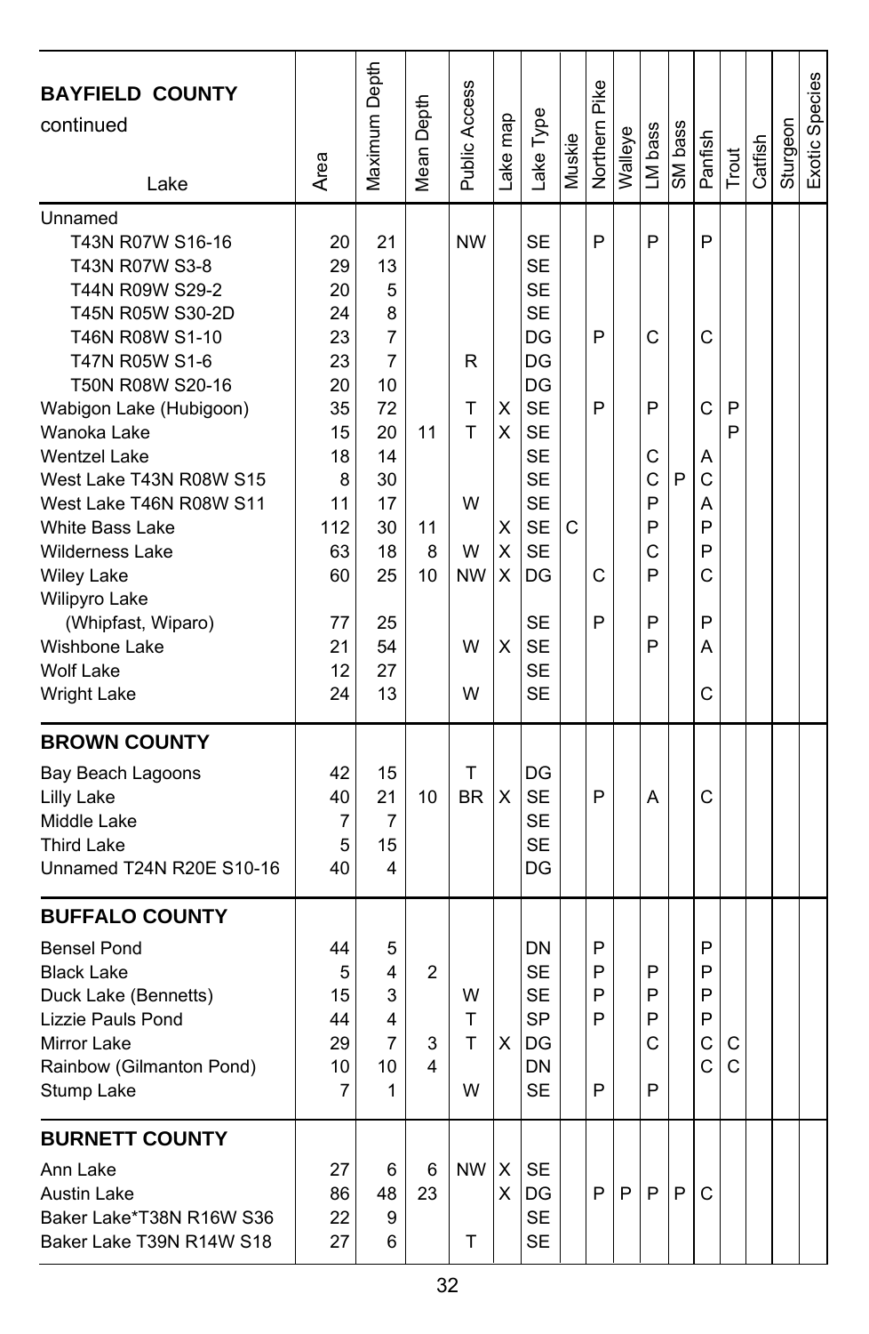| BAYFIELD COUNTY continued Lake | Area | Maximum Depth | Mean Depth | Public Access | Lake map | Lake Type | Muskie | Northern Pike | Walleye | LM bass | SM bass | Panfish | Trout | Catfish | Sturgeon | Exotic Species |
|---|---|---|---|---|---|---|---|---|---|---|---|---|---|---|---|---|
| Unnamed | | | | | | | | | | | | | | | | |
| T43N R07W S16-16 | 20 | 21 | | NW | | SE | | P | | P | | P | | | | |
| T43N R07W S3-8 | 29 | 13 | | | | SE | | | | | | | | | | |
| T44N R09W S29-2 | 20 | 5 | | | | SE | | | | | | | | | | |
| T45N R05W S30-2D | 24 | 8 | | | | SE | | | | | | | | | | |
| T46N R08W S1-10 | 23 | 7 | | | | DG | | P | | C | | C | | | | |
| T47N R05W S1-6 | 23 | 7 | | R | | DG | | | | | | | | | | |
| T50N R08W S20-16 | 20 | 10 | | | | DG | | | | | | | | | | |
| Wabigon Lake (Hubigoon) | 35 | 72 | | T | X | SE | | P | | P | | C | P | | | |
| Wanoka Lake | 15 | 20 | 11 | T | X | SE | | | | | | | P | | | |
| Wentzel Lake | 18 | 14 | | | | SE | | | | C | | A | | | | |
| West Lake T43N R08W S15 | 8 | 30 | | | | SE | | | | C | P | C | | | | |
| West Lake T46N R08W S11 | 11 | 17 | | W | | SE | | | | P | | A | | | | |
| White Bass Lake | 112 | 30 | 11 | | X | SE | C | | | P | | P | | | | |
| Wilderness Lake | 63 | 18 | 8 | W | X | SE | | | | C | | P | | | | |
| Wiley Lake | 60 | 25 | 10 | NW | X | DG | | C | | P | | C | | | | |
| Wilipyro Lake (Whipfast, Wiparo) | 77 | 25 | | | | SE | | P | | P | | P | | | | |
| Wishbone Lake | 21 | 54 | | W | X | SE | | | | P | | A | | | | |
| Wolf Lake | 12 | 27 | | | | SE | | | | | | | | | | |
| Wright Lake | 24 | 13 | | W | | SE | | | | | | C | | | | |
| **BROWN COUNTY** | | | | | | | | | | | | | | | | |
| Bay Beach Lagoons | 42 | 15 | | T | | DG | | | | | | | | | | |
| Lilly Lake | 40 | 21 | 10 | BR | X | SE | | P | | A | | C | | | | |
| Middle Lake | 7 | 7 | | | | SE | | | | | | | | | | |
| Third Lake | 5 | 15 | | | | SE | | | | | | | | | | |
| Unnamed T24N R20E S10-16 | 40 | 4 | | | | DG | | | | | | | | | | |
| **BUFFALO COUNTY** | | | | | | | | | | | | | | | | |
| Bensel Pond | 44 | 5 | | | | DN | | P | | | | P | | | | |
| Black Lake | 5 | 4 | 2 | | | SE | | P | | P | | P | | | | |
| Duck Lake (Bennetts) | 15 | 3 | | W | | SE | | P | | P | | P | | | | |
| Lizzie Pauls Pond | 44 | 4 | | T | | SP | | P | | P | | P | | | | |
| Mirror Lake | 29 | 7 | 3 | T | X | DG | | | | C | | C | C | | | |
| Rainbow (Gilmanton Pond) | 10 | 10 | 4 | | | DN | | | | | | C | C | | | |
| Stump Lake | 7 | 1 | | W | | SE | | P | | P | | | | | | |
| **BURNETT COUNTY** | | | | | | | | | | | | | | | | |
| Ann Lake | 27 | 6 | 6 | NW | X | SE | | | | | | | | | | |
| Austin Lake | 86 | 48 | 23 | | X | DG | | P | P | P | P | C | | | | |
| Baker Lake*T38N R16W S36 | 22 | 9 | | | | SE | | | | | | | | | | |
| Baker Lake T39N R14W S18 | 27 | 6 | | T | | SE | | | | | | | | | | |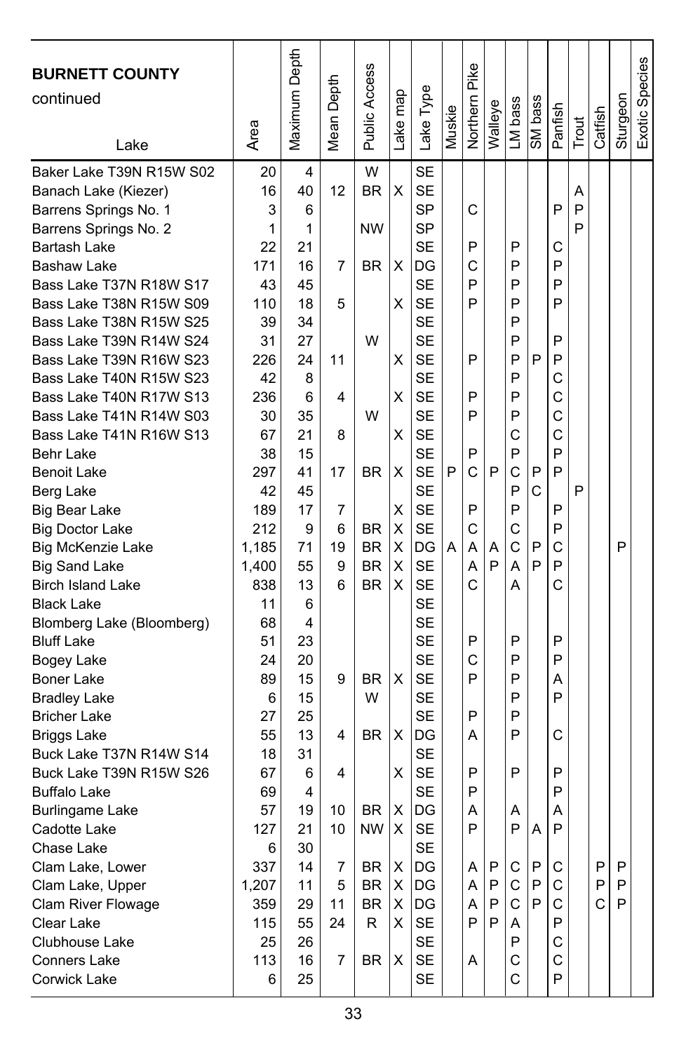| BURNETT COUNTY continued Lake | Area | Maximum Depth | Mean Depth | Public Access | Lake map | Lake Type | Muskie | Northern Pike | Walleye | LM bass | SM bass | Panfish | Trout | Catfish | Sturgeon | Exotic Species |
|---|---|---|---|---|---|---|---|---|---|---|---|---|---|---|---|---|
| Baker Lake T39N R15W S02 | 20 | 4 | | W | | SE | | | | | | | | | | |
| Banach Lake (Kiezer) | 16 | 40 | 12 | BR | X | SE | | | | | | | A | | | |
| Barrens Springs No. 1 | 3 | 6 | | | | SP | | C | | | | P | P | | | |
| Barrens Springs No. 2 | 1 | 1 | | NW | | SP | | | | | | | P | | | |
| Bartash Lake | 22 | 21 | | | | SE | | P | | P | | C | | | | |
| Bashaw Lake | 171 | 16 | 7 | BR | X | DG | | C | | P | | P | | | | |
| Bass Lake T37N R18W S17 | 43 | 45 | | | | SE | | P | | P | | P | | | | |
| Bass Lake T38N R15W S09 | 110 | 18 | 5 | | X | SE | | P | | P | | P | | | | |
| Bass Lake T38N R15W S25 | 39 | 34 | | | | SE | | | | P | | | | | | |
| Bass Lake T39N R14W S24 | 31 | 27 | | W | | SE | | | | P | | P | | | | |
| Bass Lake T39N R16W S23 | 226 | 24 | 11 | | X | SE | | P | | P | P | P | | | | |
| Bass Lake T40N R15W S23 | 42 | 8 | | | | SE | | | | P | | C | | | | |
| Bass Lake T40N R17W S13 | 236 | 6 | 4 | | X | SE | | P | | P | | C | | | | |
| Bass Lake T41N R14W S03 | 30 | 35 | | W | | SE | | P | | P | | C | | | | |
| Bass Lake T41N R16W S13 | 67 | 21 | 8 | | X | SE | | | | C | | C | | | | |
| Behr Lake | 38 | 15 | | | | SE | | P | | P | | P | | | | |
| Benoit Lake | 297 | 41 | 17 | BR | X | SE | P | C | P | C | P | P | | | | |
| Berg Lake | 42 | 45 | | | | SE | | | | P | C | | P | | | |
| Big Bear Lake | 189 | 17 | 7 | | X | SE | | P | | P | | P | | | | |
| Big Doctor Lake | 212 | 9 | 6 | BR | X | SE | | C | | C | | P | | | | |
| Big McKenzie Lake | 1,185 | 71 | 19 | BR | X | DG | A | A | A | C | P | C | | | P | |
| Big Sand Lake | 1,400 | 55 | 9 | BR | X | SE | | A | P | A | P | P | | | | |
| Birch Island Lake | 838 | 13 | 6 | BR | X | SE | | C | | A | | C | | | | |
| Black Lake | 11 | 6 | | | | SE | | | | | | | | | | |
| Blomberg Lake (Bloomberg) | 68 | 4 | | | | SE | | | | | | | | | | |
| Bluff Lake | 51 | 23 | | | | SE | | P | | P | | P | | | | |
| Bogey Lake | 24 | 20 | | | | SE | | C | | P | | P | | | | |
| Boner Lake | 89 | 15 | 9 | BR | X | SE | | P | | P | | A | | | | |
| Bradley Lake | 6 | 15 | | W | | SE | | | | P | | P | | | | |
| Bricher Lake | 27 | 25 | | | | SE | | P | | P | | | | | | |
| Briggs Lake | 55 | 13 | 4 | BR | X | DG | | A | | P | | C | | | | |
| Buck Lake T37N R14W S14 | 18 | 31 | | | | SE | | | | | | | | | | |
| Buck Lake T39N R15W S26 | 67 | 6 | 4 | | X | SE | | P | | P | | P | | | | |
| Buffalo Lake | 69 | 4 | | | | SE | | P | | | | P | | | | |
| Burlingame Lake | 57 | 19 | 10 | BR | X | DG | | A | | A | | A | | | | |
| Cadotte Lake | 127 | 21 | 10 | NW | X | SE | | P | | P | A | P | | | | |
| Chase Lake | 6 | 30 | | | | SE | | | | | | | | | | |
| Clam Lake, Lower | 337 | 14 | 7 | BR | X | DG | | A | P | C | P | C | | P | P | |
| Clam Lake, Upper | 1,207 | 11 | 5 | BR | X | DG | | A | P | C | P | C | | P | P | |
| Clam River Flowage | 359 | 29 | 11 | BR | X | DG | | A | P | C | P | C | | C | P | |
| Clear Lake | 115 | 55 | 24 | R | X | SE | | P | P | A | | P | | | | |
| Clubhouse Lake | 25 | 26 | | | | SE | | | | P | | C | | | | |
| Conners Lake | 113 | 16 | 7 | BR | X | SE | | A | | C | | C | | | | |
| Corwick Lake | 6 | 25 | | | | SE | | | | C | | P | | | | |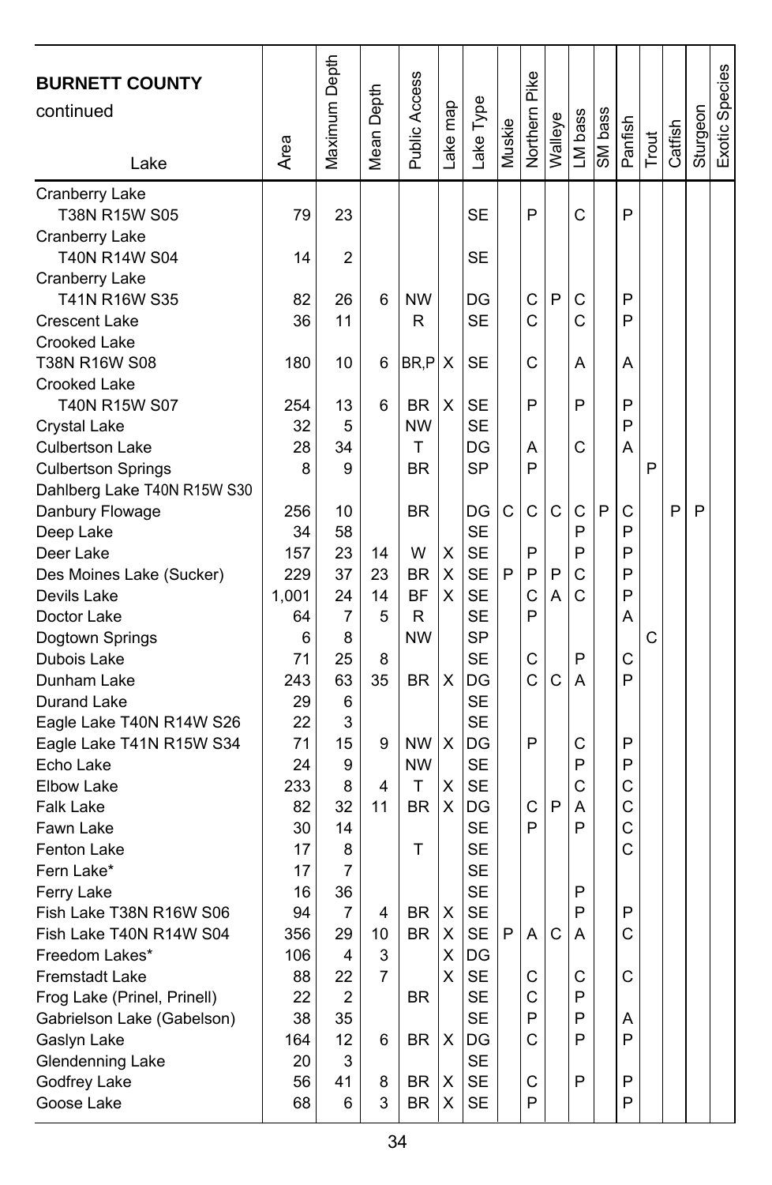| **BURNETT COUNTY** continued Lake | Area | Maximum Depth | Mean Depth | Public Access | Lake map | Lake Type | Muskie | Northern Pike | Walleye | LM bass | SM bass | Panfish | Trout | Catfish | Sturgeon | Exotic Species |
|---|---|---|---|---|---|---|---|---|---|---|---|---|---|---|---|---|
| Cranberry Lake T38N R15W S05 | 79 | 23 | | | | SE | | P | | C | | P | | | | |
| Cranberry Lake T40N R14W S04 | 14 | 2 | | | | SE | | | | | | | | | | |
| Cranberry Lake T41N R16W S35 | 82 | 26 | 6 | NW | | DG | | C | P | C | | P | | | | |
| Crescent Lake | 36 | 11 | | R | | SE | | C | | C | | P | | | | |
| Crooked Lake T38N R16W S08 | 180 | 10 | 6 | BR,P | X | SE | | C | | A | | A | | | | |
| Crooked Lake T40N R15W S07 | 254 | 13 | 6 | BR | X | SE | | P | | P | | P | | | | |
| Crystal Lake | 32 | 5 | | NW | | SE | | | | | | P | | | | |
| Culbertson Lake | 28 | 34 | | T | | DG | | A | | C | | A | | | | |
| Culbertson Springs | 8 | 9 | | BR | | SP | | P | | | | | P | | | |
| Dahlberg Lake T40N R15W S30 | | | | | | | | | | | | | | | | |
| Danbury Flowage | 256 | 10 | | BR | | DG | C | C | C | C | P | C | | P | P | |
| Deep Lake | 34 | 58 | | | | SE | | | | P | | P | | | | |
| Deer Lake | 157 | 23 | 14 | W | X | SE | | P | | P | | P | | | | |
| Des Moines Lake (Sucker) | 229 | 37 | 23 | BR | X | SE | P | P | P | C | | P | | | | |
| Devils Lake | 1,001 | 24 | 14 | BF | X | SE | | C | A | C | | P | | | | |
| Doctor Lake | 64 | 7 | 5 | R | | SE | | P | | | | A | | | | |
| Dogtown Springs | 6 | 8 | | NW | | SP | | | | | | | C | | | |
| Dubois Lake | 71 | 25 | 8 | | | SE | | C | | P | | C | | | | |
| Dunham Lake | 243 | 63 | 35 | BR | X | DG | | C | C | A | | P | | | | |
| Durand Lake | 29 | 6 | | | | SE | | | | | | | | | | |
| Eagle Lake T40N R14W S26 | 22 | 3 | | | | SE | | | | | | | | | | |
| Eagle Lake T41N R15W S34 | 71 | 15 | 9 | NW | X | DG | | P | | C | | P | | | | |
| Echo Lake | 24 | 9 | | NW | | SE | | | | P | | P | | | | |
| Elbow Lake | 233 | 8 | 4 | T | X | SE | | | | C | | C | | | | |
| Falk Lake | 82 | 32 | 11 | BR | X | DG | | C | P | A | | C | | | | |
| Fawn Lake | 30 | 14 | | | | SE | | P | | P | | C | | | | |
| Fenton Lake | 17 | 8 | | T | | SE | | | | | | C | | | | |
| Fern Lake* | 17 | 7 | | | | SE | | | | | | | | | | |
| Ferry Lake | 16 | 36 | | | | SE | | | | P | | | | | | |
| Fish Lake T38N R16W S06 | 94 | 7 | 4 | BR | X | SE | | | | P | | P | | | | |
| Fish Lake T40N R14W S04 | 356 | 29 | 10 | BR | X | SE | P | A | C | A | | C | | | | |
| Freedom Lakes* | 106 | 4 | 3 | | X | DG | | | | | | | | | | |
| Fremstadt Lake | 88 | 22 | 7 | | X | SE | | C | | C | | C | | | | |
| Frog Lake (Prinel, Prinell) | 22 | 2 | | BR | | SE | | C | | P | | | | | | |
| Gabrielson Lake (Gabelson) | 38 | 35 | | | | SE | | P | | P | | A | | | | |
| Gaslyn Lake | 164 | 12 | 6 | BR | X | DG | | C | | P | | P | | | | |
| Glendenning Lake | 20 | 3 | | | | SE | | | | | | | | | | |
| Godfrey Lake | 56 | 41 | 8 | BR | X | SE | | C | | P | | P | | | | |
| Goose Lake | 68 | 6 | 3 | BR | X | SE | | P | | | | P | | | | |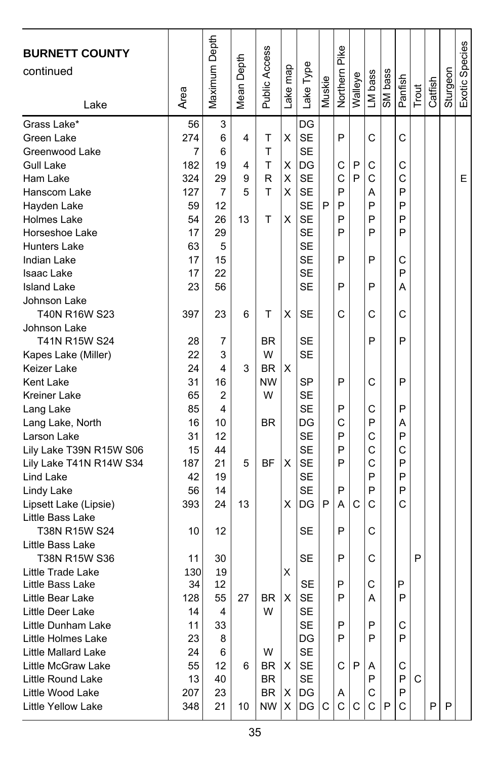| BURNETT COUNTY continued Lake | Area | Maximum Depth | Mean Depth | Public Access | Lake map | Lake Type | Muskie | Northern Pike | Walleye | LM bass | SM bass | Panfish | Trout | Catfish | Sturgeon | Exotic Species |
|---|---|---|---|---|---|---|---|---|---|---|---|---|---|---|---|---|
| Grass Lake* | 56 | 3 | | | | DG | | | | | | | | | | |
| Green Lake | 274 | 6 | 4 | T | X | SE | | P | | C | | C | | | | |
| Greenwood Lake | 7 | 6 | | T | | SE | | | | | | | | | | |
| Gull Lake | 182 | 19 | 4 | T | X | DG | | C | P | C | | C | | | | |
| Ham Lake | 324 | 29 | 9 | R | X | SE | | C | P | C | | C | | | | E |
| Hanscom Lake | 127 | 7 | 5 | T | X | SE | | P | | A | | P | | | | |
| Hayden Lake | 59 | 12 | | | | SE | P | P | | P | | P | | | | |
| Holmes Lake | 54 | 26 | 13 | T | X | SE | | P | | P | | P | | | | |
| Horseshoe Lake | 17 | 29 | | | | SE | | P | | P | | P | | | | |
| Hunters Lake | 63 | 5 | | | | SE | | | | | | | | | | |
| Indian Lake | 17 | 15 | | | | SE | | P | | P | | C | | | | |
| Isaac Lake | 17 | 22 | | | | SE | | | | | | P | | | | |
| Island Lake | 23 | 56 | | | | SE | | P | | P | | A | | | | |
| Johnson Lake T40N R16W S23 | 397 | 23 | 6 | T | X | SE | | C | | C | | C | | | | |
| Johnson Lake T41N R15W S24 | 28 | 7 | | BR | | SE | | | | P | | P | | | | |
| Kapes Lake (Miller) | 22 | 3 | | W | | SE | | | | | | | | | | |
| Keizer Lake | 24 | 4 | 3 | BR | X | | | | | | | | | | | |
| Kent Lake | 31 | 16 | | NW | | SP | | P | | C | | P | | | | |
| Kreiner Lake | 65 | 2 | | W | | SE | | | | | | | | | | |
| Lang Lake | 85 | 4 | | | | SE | | P | | C | | P | | | | |
| Lang Lake, North | 16 | 10 | | BR | | DG | | C | | P | | A | | | | |
| Larson Lake | 31 | 12 | | | | SE | | P | | C | | P | | | | |
| Lily Lake T39N R15W S06 | 15 | 44 | | | | SE | | P | | C | | C | | | | |
| Lily Lake T41N R14W S34 | 187 | 21 | 5 | BF | X | SE | | P | | C | | P | | | | |
| Lind Lake | 42 | 19 | | | | SE | | | | P | | P | | | | |
| Lindy Lake | 56 | 14 | | | | SE | | P | | P | | P | | | | |
| Lipsett Lake (Lipsie) | 393 | 24 | 13 | | X | DG | P | A | C | C | | C | | | | |
| Little Bass Lake T38N R15W S24 | 10 | 12 | | | | SE | | P | | C | | | | | | |
| Little Bass Lake T38N R15W S36 | 11 | 30 | | | | SE | | P | | C | | | P | | | |
| Little Trade Lake | 130 | 19 | | | X | | | | | | | | | | | |
| Little Bass Lake | 34 | 12 | | | | SE | | P | | C | | P | | | | |
| Little Bear Lake | 128 | 55 | 27 | BR | X | SE | | P | | A | | P | | | | |
| Little Deer Lake | 14 | 4 | | W | | SE | | | | | | | | | | |
| Little Dunham Lake | 11 | 33 | | | | SE | | P | | P | | C | | | | |
| Little Holmes Lake | 23 | 8 | | | | DG | | P | | P | | P | | | | |
| Little Mallard Lake | 24 | 6 | | W | | SE | | | | | | | | | | |
| Little McGraw Lake | 55 | 12 | 6 | BR | X | SE | | C | P | A | | C | | | | |
| Little Round Lake | 13 | 40 | | BR | | SE | | | | P | | P | C | | | |
| Little Wood Lake | 207 | 23 | | BR | X | DG | | A | | C | | P | | | | |
| Little Yellow Lake | 348 | 21 | 10 | NW | X | DG | C | C | C | C | P | C | | P | P | |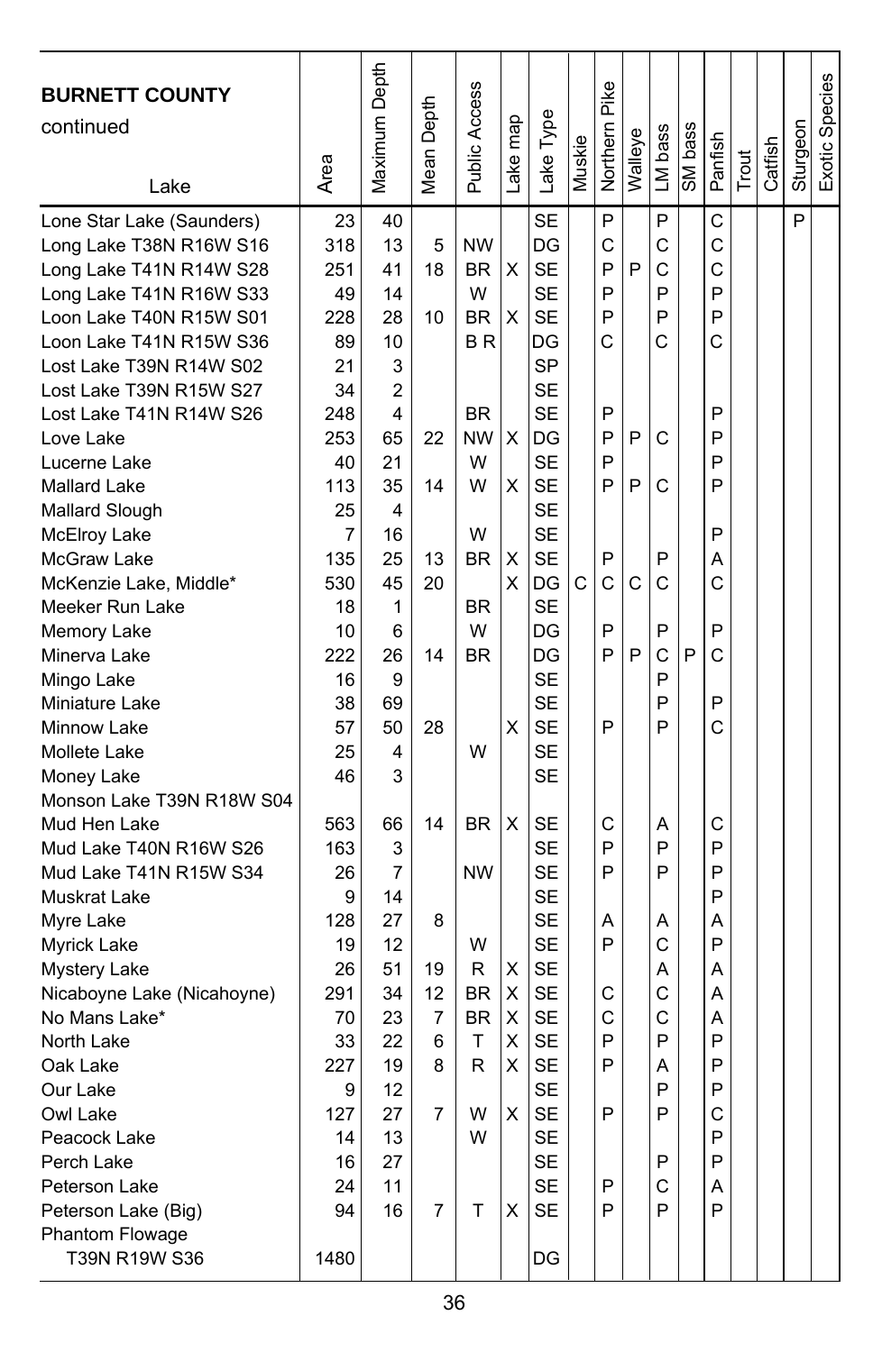| **BURNETT COUNTY** continued Lake | Area | Maximum Depth | Mean Depth | Public Access | Lake map | Lake Type | Muskie | Northern Pike | Walleye | LM bass | SM bass | Panfish | Trout | Catfish | Sturgeon | Exotic Species |
|---|---|---|---|---|---|---|---|---|---|---|---|---|---|---|---|---|
| Lone Star Lake (Saunders) | 23 | 40 | | | | SE | | P | | P | | C | | | P | |
| Long Lake T38N R16W S16 | 318 | 13 | 5 | NW | | DG | | C | | C | | C | | | | |
| Long Lake T41N R14W S28 | 251 | 41 | 18 | BR | X | SE | | P | P | C | | C | | | | |
| Long Lake T41N R16W S33 | 49 | 14 | | W | | SE | | P | | P | | P | | | | |
| Loon Lake T40N R15W S01 | 228 | 28 | 10 | BR | X | SE | | P | | P | | P | | | | |
| Loon Lake T41N R15W S36 | 89 | 10 | | B R | | DG | | C | | C | | C | | | | |
| Lost Lake T39N R14W S02 | 21 | 3 | | | | SP | | | | | | | | | | |
| Lost Lake T39N R15W S27 | 34 | 2 | | | | SE | | | | | | | | | | |
| Lost Lake T41N R14W S26 | 248 | 4 | | BR | | SE | | P | | | | P | | | | |
| Love Lake | 253 | 65 | 22 | NW | X | DG | | P | P | C | | P | | | | |
| Lucerne Lake | 40 | 21 | | W | | SE | | P | | | | P | | | | |
| Mallard Lake | 113 | 35 | 14 | W | X | SE | | P | P | C | | P | | | | |
| Mallard Slough | 25 | 4 | | | | SE | | | | | | | | | | |
| McElroy Lake | 7 | 16 | | W | | SE | | | | | | P | | | | |
| McGraw Lake | 135 | 25 | 13 | BR | X | SE | | P | | P | | A | | | | |
| McKenzie Lake, Middle* | 530 | 45 | 20 | | X | DG | C | C | C | C | | C | | | | |
| Meeker Run Lake | 18 | 1 | | BR | | SE | | | | | | | | | | |
| Memory Lake | 10 | 6 | | W | | DG | | P | | P | | P | | | | |
| Minerva Lake | 222 | 26 | 14 | BR | | DG | | P | P | C | P | C | | | | |
| Mingo Lake | 16 | 9 | | | | SE | | | | P | | | | | | |
| Miniature Lake | 38 | 69 | | | | SE | | | | P | | P | | | | |
| Minnow Lake | 57 | 50 | 28 | | X | SE | | P | | P | | C | | | | |
| Mollete Lake | 25 | 4 | | W | | SE | | | | | | | | | | |
| Money Lake | 46 | 3 | | | | SE | | | | | | | | | | |
| Monson Lake T39N R18W S04 | | | | | | | | | | | | | | | | |
| Mud Hen Lake | 563 | 66 | 14 | BR | X | SE | | C | | A | | C | | | | |
| Mud Lake T40N R16W S26 | 163 | 3 | | | | SE | | P | | P | | P | | | | |
| Mud Lake T41N R15W S34 | 26 | 7 | | NW | | SE | | P | | P | | P | | | | |
| Muskrat Lake | 9 | 14 | | | | SE | | | | | | P | | | | |
| Myre Lake | 128 | 27 | 8 | | | SE | | A | | A | | A | | | | |
| Myrick Lake | 19 | 12 | | W | | SE | | P | | C | | P | | | | |
| Mystery Lake | 26 | 51 | 19 | R | X | SE | | | | A | | A | | | | |
| Nicaboyne Lake (Nicahoyne) | 291 | 34 | 12 | BR | X | SE | | C | | C | | A | | | | |
| No Mans Lake* | 70 | 23 | 7 | BR | X | SE | | C | | C | | A | | | | |
| North Lake | 33 | 22 | 6 | T | X | SE | | P | | P | | P | | | | |
| Oak Lake | 227 | 19 | 8 | R | X | SE | | P | | A | | P | | | | |
| Our Lake | 9 | 12 | | | | SE | | | | P | | P | | | | |
| Owl Lake | 127 | 27 | 7 | W | X | SE | | P | | P | | C | | | | |
| Peacock Lake | 14 | 13 | | W | | SE | | | | | | P | | | | |
| Perch Lake | 16 | 27 | | | | SE | | | | P | | P | | | | |
| Peterson Lake | 24 | 11 | | | | SE | | P | | C | | A | | | | |
| Peterson Lake (Big) | 94 | 16 | 7 | T | X | SE | | P | | P | | P | | | | |
| Phantom Flowage T39N R19W S36 | 1480 | | | | | DG | | | | | | | | | | |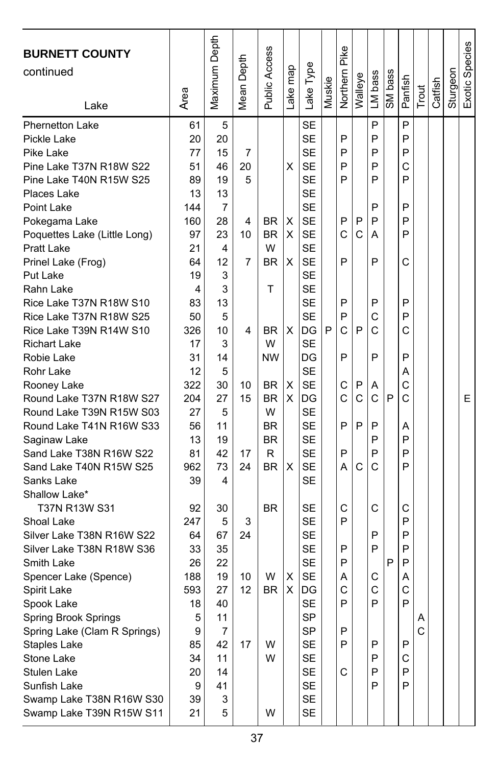| **BURNETT COUNTY** continued Lake | Area | Maximum Depth | Mean Depth | Public Access | Lake map | Lake Type | Muskie | Northern Pike | Walleye | LM bass | SM bass | Panfish | Trout | Catfish | Sturgeon | Exotic Species |
|---|---|---|---|---|---|---|---|---|---|---|---|---|---|---|---|---|
| Phernetton Lake | 61 | 5 | | | | SE | | | | P | | P | | | | |
| Pickle Lake | 20 | 20 | | | | SE | | P | | P | | P | | | | |
| Pike Lake | 77 | 15 | 7 | | | SE | | P | | P | | P | | | | |
| Pine Lake T37N R18W S22 | 51 | 46 | 20 | | X | SE | | P | | P | | C | | | | |
| Pine Lake T40N R15W S25 | 89 | 19 | 5 | | | SE | | P | | P | | P | | | | |
| Places Lake | 13 | 13 | | | | SE | | | | | | | | | | |
| Point Lake | 144 | 7 | | | | SE | | | | P | | P | | | | |
| Pokegama Lake | 160 | 28 | 4 | BR | X | SE | | P | P | P | | P | | | | |
| Poquettes Lake (Little Long) | 97 | 23 | 10 | BR | X | SE | | C | C | A | | P | | | | |
| Pratt Lake | 21 | 4 | | W | | SE | | | | | | | | | | |
| Prinel Lake (Frog) | 64 | 12 | 7 | BR | X | SE | | P | | P | | C | | | | |
| Put Lake | 19 | 3 | | | | SE | | | | | | | | | | |
| Rahn Lake | 4 | 3 | | T | | SE | | | | | | | | | | |
| Rice Lake T37N R18W S10 | 83 | 13 | | | | SE | | P | | P | | P | | | | |
| Rice Lake T37N R18W S25 | 50 | 5 | | | | SE | | P | | C | | P | | | | |
| Rice Lake T39N R14W S10 | 326 | 10 | 4 | BR | X | DG | P | C | P | C | | C | | | | |
| Richart Lake | 17 | 3 | | W | | SE | | | | | | | | | | |
| Robie Lake | 31 | 14 | | NW | | DG | | P | | P | | P | | | | |
| Rohr Lake | 12 | 5 | | | | SE | | | | | | A | | | | |
| Rooney Lake | 322 | 30 | 10 | BR | X | SE | | C | P | A | | C | | | | |
| Round Lake T37N R18W S27 | 204 | 27 | 15 | BR | X | DG | | C | C | C | P | C | | | | E |
| Round Lake T39N R15W S03 | 27 | 5 | | W | | SE | | | | | | | | | | |
| Round Lake T41N R16W S33 | 56 | 11 | | BR | | SE | | P | P | P | | A | | | | |
| Saginaw Lake | 13 | 19 | | BR | | SE | | | | P | | P | | | | |
| Sand Lake T38N R16W S22 | 81 | 42 | 17 | R | | SE | | P | | P | | P | | | | |
| Sand Lake T40N R15W S25 | 962 | 73 | 24 | BR | X | SE | | A | C | C | | P | | | | |
| Sanks Lake | 39 | 4 | | | | SE | | | | | | | | | | |
| Shallow Lake* T37N R13W S31 | 92 | 30 | | BR | | SE | | C | | C | | C | | | | |
| Shoal Lake | 247 | 5 | 3 | | | SE | | P | | | | P | | | | |
| Silver Lake T38N R16W S22 | 64 | 67 | 24 | | | SE | | | | P | | P | | | | |
| Silver Lake T38N R18W S36 | 33 | 35 | | | | SE | | P | | P | | P | | | | |
| Smith Lake | 26 | 22 | | | | SE | | P | | | P | P | | | | |
| Spencer Lake (Spence) | 188 | 19 | 10 | W | X | SE | | A | | C | | A | | | | |
| Spirit Lake | 593 | 27 | 12 | BR | X | DG | | C | | C | | C | | | | |
| Spook Lake | 18 | 40 | | | | SE | | P | | P | | P | | | | |
| Spring Brook Springs | 5 | 11 | | | | SP | | | | | | | A | | | |
| Spring Lake (Clam R Springs) | 9 | 7 | | | | SP | | P | | | | | C | | | |
| Staples Lake | 85 | 42 | 17 | W | | SE | | P | | P | | P | | | | |
| Stone Lake | 34 | 11 | | W | | SE | | | | P | | C | | | | |
| Stulen Lake | 20 | 14 | | | | SE | | C | | P | | P | | | | |
| Sunfish Lake | 9 | 41 | | | | SE | | | | P | | P | | | | |
| Swamp Lake T38N R16W S30 | 39 | 3 | | | | SE | | | | | | | | | | |
| Swamp Lake T39N R15W S11 | 21 | 5 | | W | | SE | | | | | | | | | | |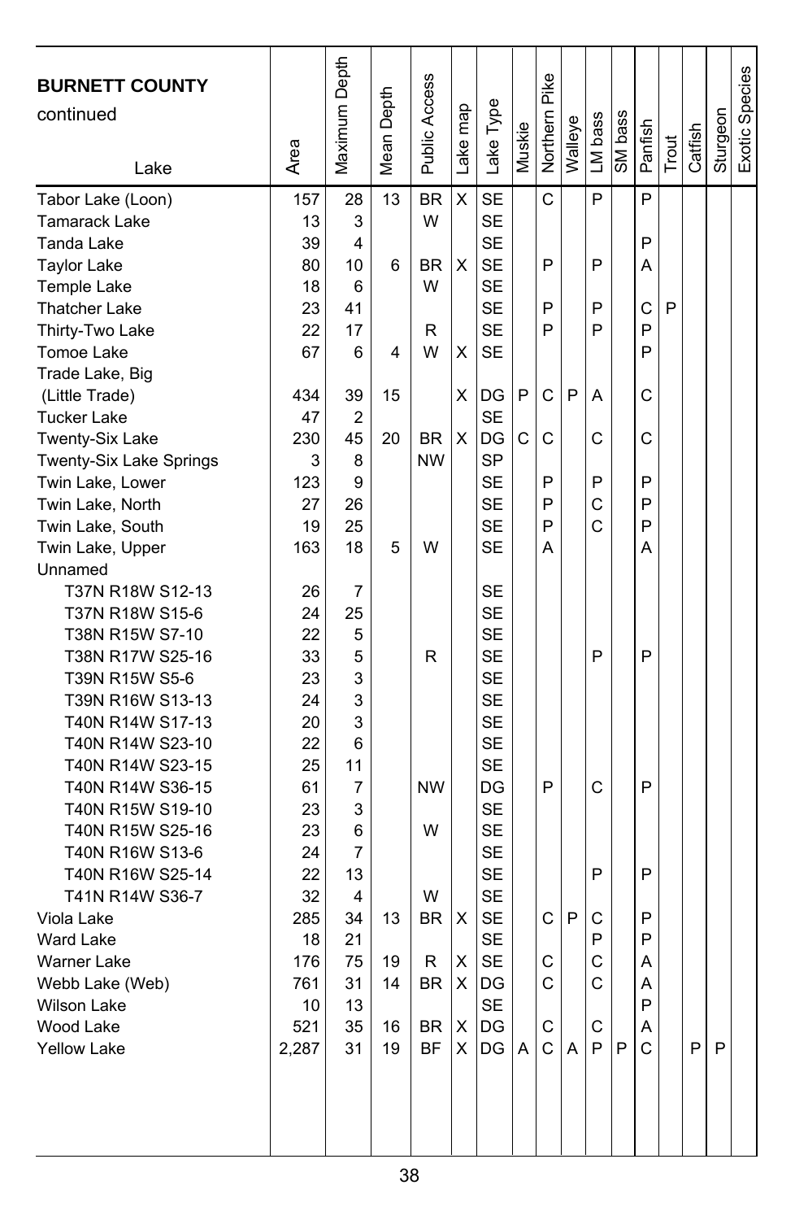| BURNETT COUNTY continued Lake | Area | Maximum Depth | Mean Depth | Public Access | Lake map | Lake Type | Muskie | Northern Pike | Walleye | LM bass | SM bass | Panfish | Trout | Catfish | Sturgeon | Exotic Species |
|---|---|---|---|---|---|---|---|---|---|---|---|---|---|---|---|---|
| Tabor Lake (Loon) | 157 | 28 | 13 | BR | X | SE | | C | | P | | P | | | | |
| Tamarack Lake | 13 | 3 | | W | | SE | | | | | | | | | | |
| Tanda Lake | 39 | 4 | | | | SE | | | | | | P | | | | |
| Taylor Lake | 80 | 10 | 6 | BR | X | SE | | P | | P | | A | | | | |
| Temple Lake | 18 | 6 | | W | | SE | | | | | | | | | | |
| Thatcher Lake | 23 | 41 | | | | SE | | P | | P | | C | P | | | |
| Thirty-Two Lake | 22 | 17 | | R | | SE | | P | | P | | P | | | | |
| Tomoe Lake | 67 | 6 | 4 | W | X | SE | | | | | | P | | | | |
| Trade Lake, Big (Little Trade) | 434 | 39 | 15 | | X | DG | P | C | P | A | | C | | | | |
| Tucker Lake | 47 | 2 | | | | SE | | | | | | | | | | |
| Twenty-Six Lake | 230 | 45 | 20 | BR | X | DG | C | C | | C | | C | | | | |
| Twenty-Six Lake Springs | 3 | 8 | | NW | | SP | | | | | | | | | | |
| Twin Lake, Lower | 123 | 9 | | | | SE | | P | | P | | P | | | | |
| Twin Lake, North | 27 | 26 | | | | SE | | P | | C | | P | | | | |
| Twin Lake, South | 19 | 25 | | | | SE | | P | | C | | P | | | | |
| Twin Lake, Upper | 163 | 18 | 5 | W | | SE | | A | | | | A | | | | |
| Unnamed | | | | | | | | | | | | | | | | |
| T37N R18W S12-13 | 26 | 7 | | | | SE | | | | | | | | | | |
| T37N R18W S15-6 | 24 | 25 | | | | SE | | | | | | | | | | |
| T38N R15W S7-10 | 22 | 5 | | | | SE | | | | | | | | | | |
| T38N R17W S25-16 | 33 | 5 | | R | | SE | | | | P | | P | | | | |
| T39N R15W S5-6 | 23 | 3 | | | | SE | | | | | | | | | | |
| T39N R16W S13-13 | 24 | 3 | | | | SE | | | | | | | | | | |
| T40N R14W S17-13 | 20 | 3 | | | | SE | | | | | | | | | | |
| T40N R14W S23-10 | 22 | 6 | | | | SE | | | | | | | | | | |
| T40N R14W S23-15 | 25 | 11 | | | | SE | | | | | | | | | | |
| T40N R14W S36-15 | 61 | 7 | | NW | | DG | | P | | C | | P | | | | |
| T40N R15W S19-10 | 23 | 3 | | | | SE | | | | | | | | | | |
| T40N R15W S25-16 | 23 | 6 | | W | | SE | | | | | | | | | | |
| T40N R16W S13-6 | 24 | 7 | | | | SE | | | | | | | | | | |
| T40N R16W S25-14 | 22 | 13 | | | | SE | | | | P | | P | | | | |
| T41N R14W S36-7 | 32 | 4 | | W | | SE | | | | | | | | | | |
| Viola Lake | 285 | 34 | 13 | BR | X | SE | | C | P | C | | P | | | | |
| Ward Lake | 18 | 21 | | | | SE | | | | P | | P | | | | |
| Warner Lake | 176 | 75 | 19 | R | X | SE | | C | | C | | A | | | | |
| Webb Lake (Web) | 761 | 31 | 14 | BR | X | DG | | C | | C | | A | | | | |
| Wilson Lake | 10 | 13 | | | | SE | | | | | | P | | | | |
| Wood Lake | 521 | 35 | 16 | BR | X | DG | | C | | C | | A | | | | |
| Yellow Lake | 2,287 | 31 | 19 | BF | X | DG | A | C | A | P | P | C | | P | P | |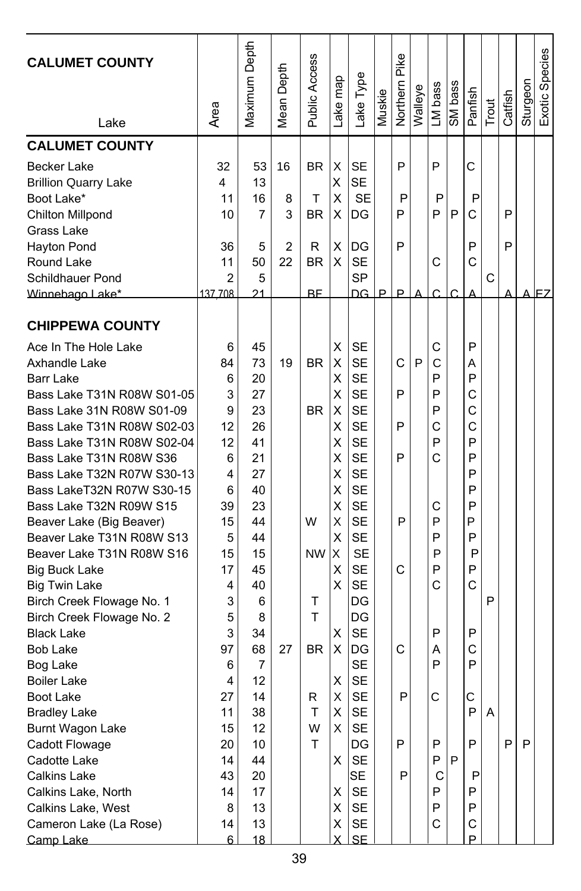| CALUMET COUNTY Lake | Area | Maximum Depth | Mean Depth | Public Access | Lake map | Lake Type | Muskie | Northern Pike | Walleye | LM bass | SM bass | Panfish | Trout | Catfish | Sturgeon | Exotic Species |
|---|---|---|---|---|---|---|---|---|---|---|---|---|---|---|---|---|
| **CALUMET COUNTY** | | | | | | | | | | | | | | | | |
| Becker Lake | 32 | 53 | 16 | BR | X | SE | | P | | P | | C | | | | |
| Brillion Quarry Lake | 4 | 13 | | | X | SE | | | | | | | | | | |
| Boot Lake* | 11 | 16 | 8 | T | X | SE | | P | | P | | P | | | | |
| Chilton Millpond | 10 | 7 | 3 | BR | X | DG | | P | | P | P | C | | P | | |
| Grass Lake | | | | | | | | | | | | | | | | |
| Hayton Pond | 36 | 5 | 2 | R | X | DG | | P | | | | P | | P | | |
| Round Lake | 11 | 50 | 22 | BR | X | SE | | | | C | | C | | | | |
| Schildhauer Pond | 2 | 5 | | | | SP | | | | | | | C | | | |
| Winnebago Lake* | 137,708 | 21 | | BF | | DG | P | P | A | C | C | A | | A | A | EZ |
| **CHIPPEWA COUNTY** | | | | | | | | | | | | | | | | |
| Ace In The Hole Lake | 6 | 45 | | | X | SE | | | | C | | P | | | | |
| Axhandle Lake | 84 | 73 | 19 | BR | X | SE | | C | P | C | | A | | | | |
| Barr Lake | 6 | 20 | | | X | SE | | | | P | | P | | | | |
| Bass Lake T31N R08W S01-05 | 3 | 27 | | | X | SE | | P | | P | | C | | | | |
| Bass Lake 31N R08W S01-09 | 9 | 23 | | BR | X | SE | | | | P | | C | | | | |
| Bass Lake T31N R08W S02-03 | 12 | 26 | | | X | SE | | P | | C | | C | | | | |
| Bass Lake T31N R08W S02-04 | 12 | 41 | | | X | SE | | | | P | | P | | | | |
| Bass Lake T31N R08W S36 | 6 | 21 | | | X | SE | | P | | C | | P | | | | |
| Bass Lake T32N R07W S30-13 | 4 | 27 | | | X | SE | | | | | | P | | | | |
| Bass LakeT32N R07W S30-15 | 6 | 40 | | | X | SE | | | | | | P | | | | |
| Bass Lake T32N R09W S15 | 39 | 23 | | | X | SE | | | | C | | P | | | | |
| Beaver Lake (Big Beaver) | 15 | 44 | | W | X | SE | | P | | P | | P | | | | |
| Beaver Lake T31N R08W S13 | 5 | 44 | | | X | SE | | | | P | | P | | | | |
| Beaver Lake T31N R08W S16 | 15 | 15 | | NW | X | SE | | | | P | | P | | | | |
| Big Buck Lake | 17 | 45 | | | X | SE | | C | | P | | P | | | | |
| Big Twin Lake | 4 | 40 | | | X | SE | | | | C | | C | | | | |
| Birch Creek Flowage No. 1 | 3 | 6 | | T | | DG | | | | | | | P | | | |
| Birch Creek Flowage No. 2 | 5 | 8 | | T | | DG | | | | | | | | | | |
| Black Lake | 3 | 34 | | | X | SE | | | | P | | P | | | | |
| Bob Lake | 97 | 68 | 27 | BR | X | DG | | C | | A | | C | | | | |
| Bog Lake | 6 | 7 | | | | SE | | | | P | | P | | | | |
| Boiler Lake | 4 | 12 | | | X | SE | | | | | | | | | | |
| Boot Lake | 27 | 14 | | R | X | SE | | P | | C | | C | | | | |
| Bradley Lake | 11 | 38 | | T | X | SE | | | | | | P | A | | | |
| Burnt Wagon Lake | 15 | 12 | | W | X | SE | | | | | | | | | | |
| Cadott Flowage | 20 | 10 | | T | | DG | | P | | P | | P | | P | P | |
| Cadotte Lake | 14 | 44 | | | X | SE | | | | P | P | | | | | |
| Calkins Lake | 43 | 20 | | | | SE | | P | | C | | P | | | | |
| Calkins Lake, North | 14 | 17 | | | X | SE | | | | P | | P | | | | |
| Calkins Lake, West | 8 | 13 | | | X | SE | | | | P | | P | | | | |
| Cameron Lake (La Rose) | 14 | 13 | | | X | SE | | | | C | | C | | | | |
| Camp Lake | 6 | 18 | | | X | SE | | | | | | P | | | | |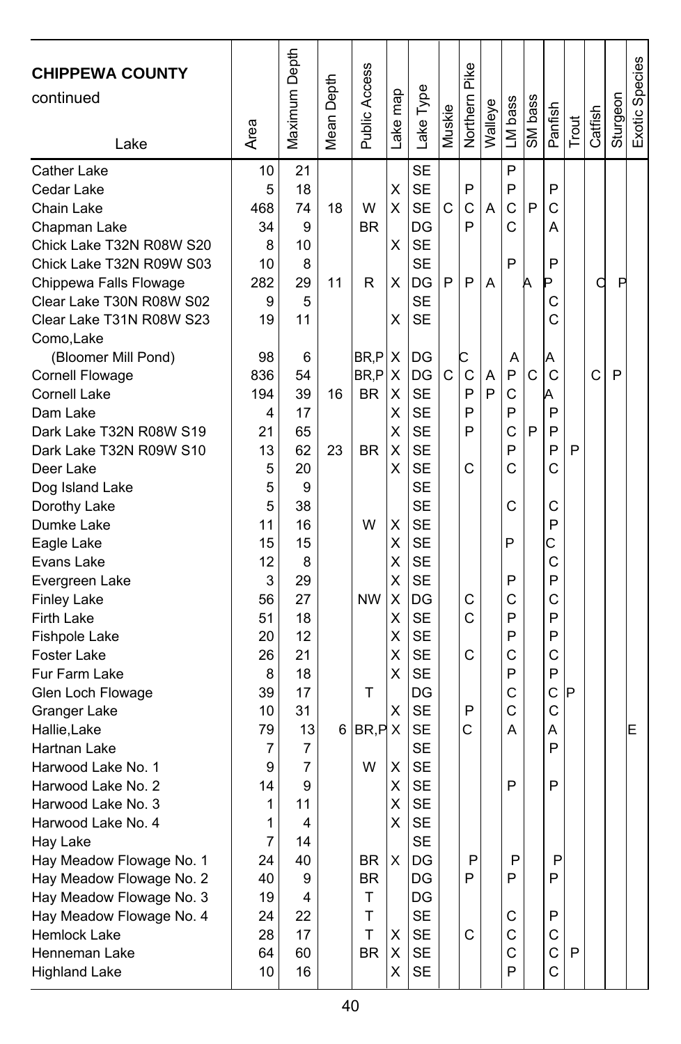| CHIPPEWA COUNTY continued Lake | Area | Maximum Depth | Mean Depth | Public Access | Lake map | Lake Type | Muskie | Northern Pike | Walleye | LM bass | SM bass | Panfish | Trout | Catfish | Sturgeon | Exotic Species |
|---|---|---|---|---|---|---|---|---|---|---|---|---|---|---|---|---|
| Cather Lake | 10 | 21 | | | | SE | | | | P | | | | | | |
| Cedar Lake | 5 | 18 | | | X | SE | | P | | P | | P | | | | |
| Chain Lake | 468 | 74 | 18 | W | X | SE | C | C | A | C | P | C | | | | |
| Chapman Lake | 34 | 9 | | BR | | DG | | P | | C | | A | | | | |
| Chick Lake T32N R08W S20 | 8 | 10 | | | X | SE | | | | | | | | | | |
| Chick Lake T32N R09W S03 | 10 | 8 | | | | SE | | | | P | | P | | | | |
| Chippewa Falls Flowage | 282 | 29 | 11 | R | X | DG | P | P | A | | A | P | | C | P | |
| Clear Lake T30N R08W S02 | 9 | 5 | | | | SE | | | | | | C | | | | |
| Clear Lake T31N R08W S23 | 19 | 11 | | | X | SE | | | | | | C | | | | |
| Como,Lake (Bloomer Mill Pond) | 98 | 6 | | BR,P | X | DG | | C | | A | | A | | | | |
| Cornell Flowage | 836 | 54 | | BR,P | X | DG | C | C | A | P | C | C | | C | P | |
| Cornell Lake | 194 | 39 | 16 | BR | X | SE | | P | P | C | | A | | | | |
| Dam Lake | 4 | 17 | | | X | SE | | P | | P | | P | | | | |
| Dark Lake T32N R08W S19 | 21 | 65 | | | X | SE | | P | | C | P | P | | | | |
| Dark Lake T32N R09W S10 | 13 | 62 | 23 | BR | X | SE | | | | P | | P | P | | | |
| Deer Lake | 5 | 20 | | | X | SE | | C | | C | | C | | | | |
| Dog Island Lake | 5 | 9 | | | | SE | | | | | | | | | | |
| Dorothy Lake | 5 | 38 | | | | SE | | | | C | | C | | | | |
| Dumke Lake | 11 | 16 | | W | X | SE | | | | | | P | | | | |
| Eagle Lake | 15 | 15 | | | X | SE | | | | P | | C | | | | |
| Evans Lake | 12 | 8 | | | X | SE | | | | | | C | | | | |
| Evergreen Lake | 3 | 29 | | | X | SE | | | | P | | P | | | | |
| Finley Lake | 56 | 27 | | NW | X | DG | | C | | C | | C | | | | |
| Firth Lake | 51 | 18 | | | X | SE | | C | | P | | P | | | | |
| Fishpole Lake | 20 | 12 | | | X | SE | | | | P | | P | | | | |
| Foster Lake | 26 | 21 | | | X | SE | | C | | C | | C | | | | |
| Fur Farm Lake | 8 | 18 | | | X | SE | | | | P | | P | | | | |
| Glen Loch Flowage | 39 | 17 | | T | | DG | | | | C | | C | P | | | |
| Granger Lake | 10 | 31 | | | X | SE | | P | | C | | C | | | | |
| Hallie,Lake | 79 | 13 | 6 | BR,P | X | SE | | C | | A | | A | | | | E |
| Hartnan Lake | 7 | 7 | | | | SE | | | | | | P | | | | |
| Harwood Lake No. 1 | 9 | 7 | | W | X | SE | | | | | | | | | | |
| Harwood Lake No. 2 | 14 | 9 | | | X | SE | | | | P | | P | | | | |
| Harwood Lake No. 3 | 1 | 11 | | | X | SE | | | | | | | | | | |
| Harwood Lake No. 4 | 1 | 4 | | | X | SE | | | | | | | | | | |
| Hay Lake | 7 | 14 | | | | SE | | | | | | | | | | |
| Hay Meadow Flowage No. 1 | 24 | 40 | | BR | X | DG | | P | | P | | P | | | | |
| Hay Meadow Flowage No. 2 | 40 | 9 | | BR | | DG | | P | | P | | P | | | | |
| Hay Meadow Flowage No. 3 | 19 | 4 | | T | | DG | | | | | | | | | | |
| Hay Meadow Flowage No. 4 | 24 | 22 | | T | | SE | | | | C | | P | | | | |
| Hemlock Lake | 28 | 17 | | T | X | SE | | C | | C | | C | | | | |
| Henneman Lake | 64 | 60 | | BR | X | SE | | | | C | | C | P | | | |
| Highland Lake | 10 | 16 | | | X | SE | | | | P | | C | | | | |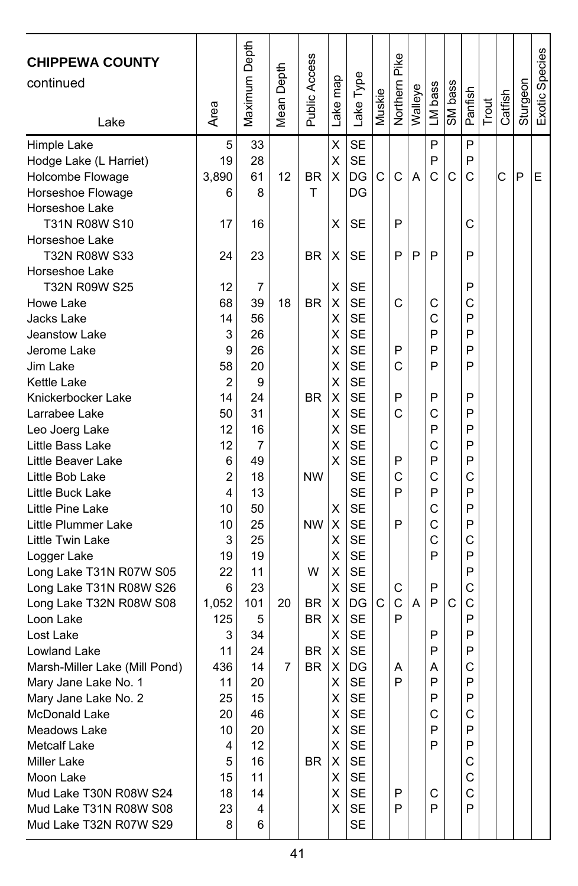| **CHIPPEWA COUNTY** continued<br>Lake | Area | Maximum Depth | Mean Depth | Public Access | Lake map | Lake Type | Muskie | Northern Pike | Walleye | LM bass | SM bass | Panfish | Trout | Catfish | Sturgeon | Exotic Species |
|---|---|---|---|---|---|---|---|---|---|---|---|---|---|---|---|---|
| Himple Lake | 5 | 33 | | | X | SE | | | | P | | P | | | | |
| Hodge Lake (L Harriet) | 19 | 28 | | | X | SE | | | | P | | P | | | | |
| Holcombe Flowage | 3,890 | 61 | 12 | BR | X | DG | C | C | A | C | C | C | | C | P | E |
| Horseshoe Flowage | 6 | 8 | | T | | DG | | | | | | | | | | |
| Horseshoe Lake T31N R08W S10 | 17 | 16 | | | X | SE | | P | | | | C | | | | |
| Horseshoe Lake T32N R08W S33 | 24 | 23 | | BR | X | SE | | P | P | P | | P | | | | |
| Horseshoe Lake T32N R09W S25 | 12 | 7 | | | X | SE | | | | | | P | | | | |
| Howe Lake | 68 | 39 | 18 | BR | X | SE | | C | | C | | C | | | | |
| Jacks Lake | 14 | 56 | | | X | SE | | | | C | | P | | | | |
| Jeanstow Lake | 3 | 26 | | | X | SE | | | | P | | P | | | | |
| Jerome Lake | 9 | 26 | | | X | SE | | P | | P | | P | | | | |
| Jim Lake | 58 | 20 | | | X | SE | | C | | P | | P | | | | |
| Kettle Lake | 2 | 9 | | | X | SE | | | | | | | | | | |
| Knickerbocker Lake | 14 | 24 | | BR | X | SE | | P | | P | | P | | | | |
| Larrabee Lake | 50 | 31 | | | X | SE | | C | | C | | P | | | | |
| Leo Joerg Lake | 12 | 16 | | | X | SE | | | | P | | P | | | | |
| Little Bass Lake | 12 | 7 | | | X | SE | | | | C | | P | | | | |
| Little Beaver Lake | 6 | 49 | | | X | SE | | P | | P | | P | | | | |
| Little Bob Lake | 2 | 18 | | NW | | SE | | C | | C | | C | | | | |
| Little Buck Lake | 4 | 13 | | | | SE | | P | | P | | P | | | | |
| Little Pine Lake | 10 | 50 | | | X | SE | | | | C | | P | | | | |
| Little Plummer Lake | 10 | 25 | | NW | X | SE | | P | | C | | P | | | | |
| Little Twin Lake | 3 | 25 | | | X | SE | | | | C | | C | | | | |
| Logger Lake | 19 | 19 | | | X | SE | | | | P | | P | | | | |
| Long Lake T31N R07W S05 | 22 | 11 | | W | X | SE | | | | | | P | | | | |
| Long Lake T31N R08W S26 | 6 | 23 | | | X | SE | | C | | P | | C | | | | |
| Long Lake T32N R08W S08 | 1,052 | 101 | 20 | BR | X | DG | C | C | A | P | C | C | | | | |
| Loon Lake | 125 | 5 | | BR | X | SE | | P | | | | P | | | | |
| Lost Lake | 3 | 34 | | | X | SE | | | | P | | P | | | | |
| Lowland Lake | 11 | 24 | | BR | X | SE | | | | P | | P | | | | |
| Marsh-Miller Lake (Mill Pond) | 436 | 14 | 7 | BR | X | DG | | A | | A | | C | | | | |
| Mary Jane Lake No. 1 | 11 | 20 | | | X | SE | | P | | P | | P | | | | |
| Mary Jane Lake No. 2 | 25 | 15 | | | X | SE | | | | P | | P | | | | |
| McDonald Lake | 20 | 46 | | | X | SE | | | | C | | C | | | | |
| Meadows Lake | 10 | 20 | | | X | SE | | | | P | | P | | | | |
| Metcalf Lake | 4 | 12 | | | X | SE | | | | P | | P | | | | |
| Miller Lake | 5 | 16 | | BR | X | SE | | | | | | C | | | | |
| Moon Lake | 15 | 11 | | | X | SE | | | | | | C | | | | |
| Mud Lake T30N R08W S24 | 18 | 14 | | | X | SE | | P | | C | | C | | | | |
| Mud Lake T31N R08W S08 | 23 | 4 | | | X | SE | | P | | P | | P | | | | |
| Mud Lake T32N R07W S29 | 8 | 6 | | | | SE | | | | | | | | | | |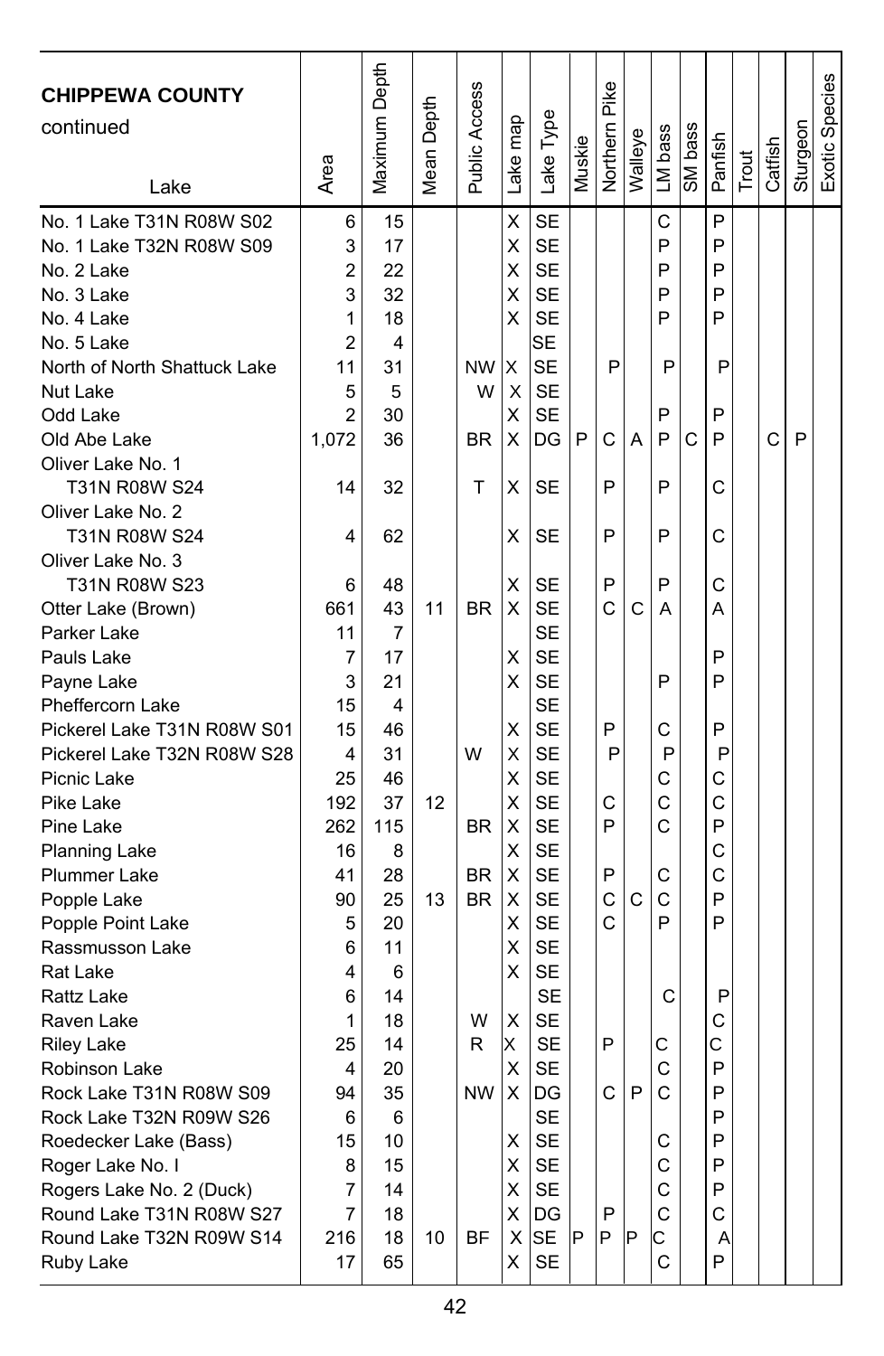| CHIPPEWA COUNTY continued Lake | Area | Maximum Depth | Mean Depth | Public Access | Lake map | Lake Type | Muskie | Northern Pike | Walleye | LM bass | SM bass | Panfish | Trout | Catfish | Sturgeon | Exotic Species |
|---|---|---|---|---|---|---|---|---|---|---|---|---|---|---|---|---|
| No. 1 Lake T31N R08W S02 | 6 | 15 | | | X | SE | | | | C | | P | | | | |
| No. 1 Lake T32N R08W S09 | 3 | 17 | | | X | SE | | | | P | | P | | | | |
| No. 2 Lake | 2 | 22 | | | X | SE | | | | P | | P | | | | |
| No. 3 Lake | 3 | 32 | | | X | SE | | | | P | | P | | | | |
| No. 4 Lake | 1 | 18 | | | X | SE | | | | P | | P | | | | |
| No. 5 Lake | 2 | 4 | | | | SE | | | | | | | | | | |
| North of North Shattuck Lake | 11 | 31 | | NW | X | SE | | P | | P | | P | | | | |
| Nut Lake | 5 | 5 | | W | X | SE | | | | | | | | | | |
| Odd Lake | 2 | 30 | | | X | SE | | | | P | | P | | | | |
| Old Abe Lake | 1,072 | 36 | | BR | X | DG | P | C | A | P | C | P | | C | P | |
| Oliver Lake No. 1 T31N R08W S24 | 14 | 32 | | T | X | SE | | P | | P | | C | | | | |
| Oliver Lake No. 2 T31N R08W S24 | 4 | 62 | | | X | SE | | P | | P | | C | | | | |
| Oliver Lake No. 3 T31N R08W S23 | 6 | 48 | | | X | SE | | P | | P | | C | | | | |
| Otter Lake (Brown) | 661 | 43 | 11 | BR | X | SE | | C | C | A | | A | | | | |
| Parker Lake | 11 | 7 | | | | SE | | | | | | | | | | |
| Pauls Lake | 7 | 17 | | | X | SE | | | | | | P | | | | |
| Payne Lake | 3 | 21 | | | X | SE | | | | P | | P | | | | |
| Pheffercorn Lake | 15 | 4 | | | | SE | | | | | | | | | | |
| Pickerel Lake T31N R08W S01 | 15 | 46 | | | X | SE | | P | | C | | P | | | | |
| Pickerel Lake T32N R08W S28 | 4 | 31 | | W | X | SE | | P | | P | | P | | | | |
| Picnic Lake | 25 | 46 | | | X | SE | | | | C | | C | | | | |
| Pike Lake | 192 | 37 | 12 | | X | SE | | C | | C | | C | | | | |
| Pine Lake | 262 | 115 | | BR | X | SE | | P | | C | | P | | | | |
| Planning Lake | 16 | 8 | | | X | SE | | | | | | C | | | | |
| Plummer Lake | 41 | 28 | | BR | X | SE | | P | | C | | C | | | | |
| Popple Lake | 90 | 25 | 13 | BR | X | SE | | C | C | C | | P | | | | |
| Popple Point Lake | 5 | 20 | | | X | SE | | C | | P | | P | | | | |
| Rassmusson Lake | 6 | 11 | | | X | SE | | | | | | | | | | |
| Rat Lake | 4 | 6 | | | X | SE | | | | | | | | | | |
| Rattz Lake | 6 | 14 | | | | SE | | | | C | | P | | | | |
| Raven Lake | 1 | 18 | | W | X | SE | | | | | | C | | | | |
| Riley Lake | 25 | 14 | | R | X | SE | | P | | C | | C | | | | |
| Robinson Lake | 4 | 20 | | | X | SE | | | | C | | P | | | | |
| Rock Lake T31N R08W S09 | 94 | 35 | | NW | X | DG | | C | P | C | | P | | | | |
| Rock Lake T32N R09W S26 | 6 | 6 | | | | SE | | | | | | P | | | | |
| Roedecker Lake (Bass) | 15 | 10 | | | X | SE | | | | C | | P | | | | |
| Roger Lake No. I | 8 | 15 | | | X | SE | | | | C | | P | | | | |
| Rogers Lake No. 2 (Duck) | 7 | 14 | | | X | SE | | | | C | | P | | | | |
| Round Lake T31N R08W S27 | 7 | 18 | | | X | DG | | P | | C | | C | | | | |
| Round Lake T32N R09W S14 | 216 | 18 | 10 | BF | X | SE | P | P | P | C | | A | | | | |
| Ruby Lake | 17 | 65 | | | X | SE | | | | C | | P | | | | |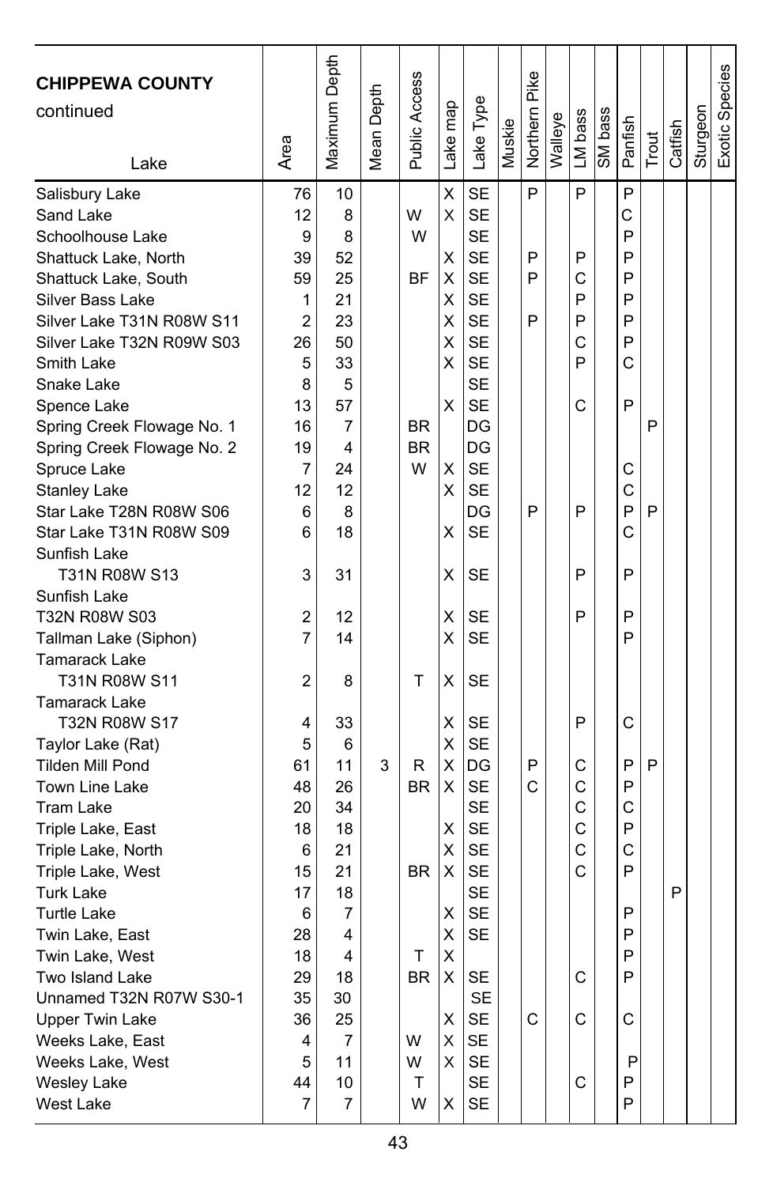| CHIPPEWA COUNTY continued Lake | Area | Maximum Depth | Mean Depth | Public Access | Lake map | Lake Type | Muskie | Northern Pike | Walleye | LM bass | SM bass | Panfish | Trout | Catfish | Sturgeon | Exotic Species |
|---|---|---|---|---|---|---|---|---|---|---|---|---|---|---|---|---|
| Salisbury Lake | 76 | 10 | | | X | SE | | P | | P | | P | | | | |
| Sand Lake | 12 | 8 | | W | X | SE | | | | | | C | | | | |
| Schoolhouse Lake | 9 | 8 | | W | | SE | | | | | | P | | | | |
| Shattuck Lake, North | 39 | 52 | | | X | SE | | P | | P | | P | | | | |
| Shattuck Lake, South | 59 | 25 | | BF | X | SE | | P | | C | | P | | | | |
| Silver Bass Lake | 1 | 21 | | | X | SE | | | | P | | P | | | | |
| Silver Lake T31N R08W S11 | 2 | 23 | | | X | SE | | P | | P | | P | | | | |
| Silver Lake T32N R09W S03 | 26 | 50 | | | X | SE | | | | C | | P | | | | |
| Smith Lake | 5 | 33 | | | X | SE | | | | P | | C | | | | |
| Snake Lake | 8 | 5 | | | | SE | | | | | | | | | | |
| Spence Lake | 13 | 57 | | | X | SE | | | | C | | P | | | | |
| Spring Creek Flowage No. 1 | 16 | 7 | | BR | | DG | | | | | | | P | | | |
| Spring Creek Flowage No. 2 | 19 | 4 | | BR | | DG | | | | | | | | | | |
| Spruce Lake | 7 | 24 | | W | X | SE | | | | | | C | | | | |
| Stanley Lake | 12 | 12 | | | X | SE | | | | | | C | | | | |
| Star Lake T28N R08W S06 | 6 | 8 | | | | DG | | P | | P | | P | P | | | |
| Star Lake T31N R08W S09 | 6 | 18 | | | X | SE | | | | | | C | | | | |
| Sunfish Lake T31N R08W S13 | 3 | 31 | | | X | SE | | | | P | | P | | | | |
| Sunfish Lake T32N R08W S03 | 2 | 12 | | | X | SE | | | | P | | P | | | | |
| Tallman Lake (Siphon) | 7 | 14 | | | X | SE | | | | | | P | | | | |
| Tamarack Lake T31N R08W S11 | 2 | 8 | | T | X | SE | | | | | | | | | | |
| Tamarack Lake T32N R08W S17 | 4 | 33 | | | X | SE | | | | P | | C | | | | |
| Taylor Lake (Rat) | 5 | 6 | | | X | SE | | | | | | | | | | |
| Tilden Mill Pond | 61 | 11 | 3 | R | X | DG | | P | | C | | P | P | | | |
| Town Line Lake | 48 | 26 | | BR | X | SE | | C | | C | | P | | | | |
| Tram Lake | 20 | 34 | | | | SE | | | | C | | C | | | | |
| Triple Lake, East | 18 | 18 | | | X | SE | | | | C | | P | | | | |
| Triple Lake, North | 6 | 21 | | | X | SE | | | | C | | C | | | | |
| Triple Lake, West | 15 | 21 | | BR | X | SE | | | | C | | P | | | | |
| Turk Lake | 17 | 18 | | | | SE | | | | | | | | P | | |
| Turtle Lake | 6 | 7 | | | X | SE | | | | | | P | | | | |
| Twin Lake, East | 28 | 4 | | | X | SE | | | | | | P | | | | |
| Twin Lake, West | 18 | 4 | | T | X | | | | | | | P | | | | |
| Two Island Lake | 29 | 18 | | BR | X | SE | | | | C | | P | | | | |
| Unnamed T32N R07W S30-1 | 35 | 30 | | | | SE | | | | | | | | | | |
| Upper Twin Lake | 36 | 25 | | | X | SE | | C | | C | | C | | | | |
| Weeks Lake, East | 4 | 7 | | W | X | SE | | | | | | | | | | |
| Weeks Lake, West | 5 | 11 | | W | X | SE | | | | | | P | | | | |
| Wesley Lake | 44 | 10 | | T | | SE | | | | C | | P | | | | |
| West Lake | 7 | 7 | | W | X | SE | | | | | | P | | | | |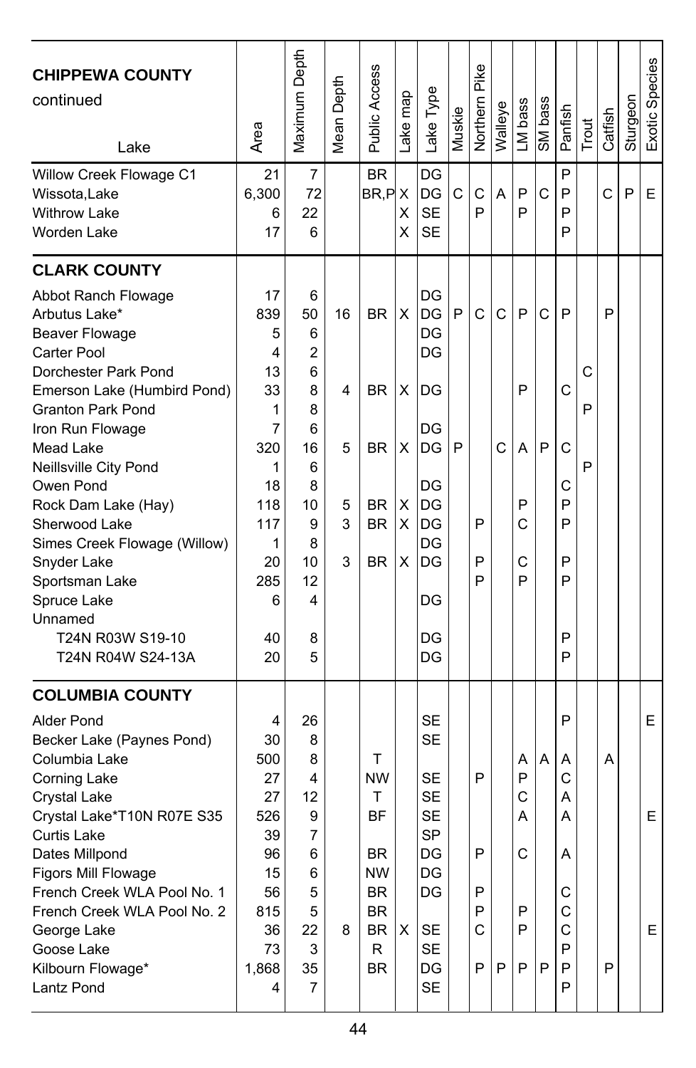| CHIPPEWA COUNTY continued Lake | Area | Maximum Depth | Mean Depth | Public Access | Lake map | Lake Type | Muskie | Northern Pike | Walleye | LM bass | SM bass | Panfish | Trout | Catfish | Sturgeon | Exotic Species |
|---|---|---|---|---|---|---|---|---|---|---|---|---|---|---|---|---|
| Willow Creek Flowage C1 | 21 | 7 | | BR | | DG | | | | | | P | | | | |
| Wissota,Lake | 6,300 | 72 | | BR,P | X | DG | C | C | A | P | C | P | | C | P | E |
| Withrow Lake | 6 | 22 | | | X | SE | | P | | P | | P | | | | |
| Worden Lake | 17 | 6 | | | X | SE | | | | | | P | | | | |
| **CLARK COUNTY** | | | | | | | | | | | | | | | | |
| Abbot Ranch Flowage | 17 | 6 | | | | DG | | | | | | | | | | |
| Arbutus Lake* | 839 | 50 | 16 | BR | X | DG | P | C | C | P | C | P | | P | | |
| Beaver Flowage | 5 | 6 | | | | DG | | | | | | | | | | |
| Carter Pool | 4 | 2 | | | | DG | | | | | | | | | | |
| Dorchester Park Pond | 13 | 6 | | | | | | | | | | | C | | | |
| Emerson Lake (Humbird Pond) | 33 | 8 | 4 | BR | X | DG | | | | P | | C | | | | |
| Granton Park Pond | 1 | 8 | | | | | | | | | | | P | | | |
| Iron Run Flowage | 7 | 6 | | | | DG | | | | | | | | | | |
| Mead Lake | 320 | 16 | 5 | BR | X | DG | P | | C | A | P | C | | | | |
| Neillsville City Pond | 1 | 6 | | | | | | | | | | | P | | | |
| Owen Pond | 18 | 8 | | | | DG | | | | | | C | | | | |
| Rock Dam Lake (Hay) | 118 | 10 | 5 | BR | X | DG | | | | P | | P | | | | |
| Sherwood Lake | 117 | 9 | 3 | BR | X | DG | | P | | C | | P | | | | |
| Simes Creek Flowage (Willow) | 1 | 8 | | | | DG | | | | | | | | | | |
| Snyder Lake | 20 | 10 | 3 | BR | X | DG | | P | | C | | P | | | | |
| Sportsman Lake | 285 | 12 | | | | | | P | | P | | P | | | | |
| Spruce Lake | 6 | 4 | | | | DG | | | | | | | | | | |
| Unnamed | | | | | | | | | | | | | | | | |
| T24N R03W S19-10 | 40 | 8 | | | | DG | | | | | | P | | | | |
| T24N R04W S24-13A | 20 | 5 | | | | DG | | | | | | P | | | | |
| **COLUMBIA COUNTY** | | | | | | | | | | | | | | | | |
| Alder Pond | 4 | 26 | | | | SE | | | | | | P | | | | E |
| Becker Lake (Paynes Pond) | 30 | 8 | | | | SE | | | | | | | | | | |
| Columbia Lake | 500 | 8 | | T | | | | | | A | A | A | | A | | |
| Corning Lake | 27 | 4 | | NW | | SE | | P | | P | | C | | | | |
| Crystal Lake | 27 | 12 | | T | | SE | | | | C | | A | | | | |
| Crystal Lake*T10N R07E S35 | 526 | 9 | | BF | | SE | | | | A | | A | | | | E |
| Curtis Lake | 39 | 7 | | | | SP | | | | | | | | | | |
| Dates Millpond | 96 | 6 | | BR | | DG | | P | | C | | A | | | | |
| Figors Mill Flowage | 15 | 6 | | NW | | DG | | | | | | | | | | |
| French Creek WLA Pool No. 1 | 56 | 5 | | BR | | DG | | P | | | | C | | | | |
| French Creek WLA Pool No. 2 | 815 | 5 | | BR | | | | P | | P | | C | | | | |
| George Lake | 36 | 22 | 8 | BR | X | SE | | C | | P | | C | | | | E |
| Goose Lake | 73 | 3 | | R | | SE | | | | | | P | | | | |
| Kilbourn Flowage* | 1,868 | 35 | | BR | | DG | | P | P | P | P | P | | P | | |
| Lantz Pond | 4 | 7 | | | | SE | | | | | | P | | | | |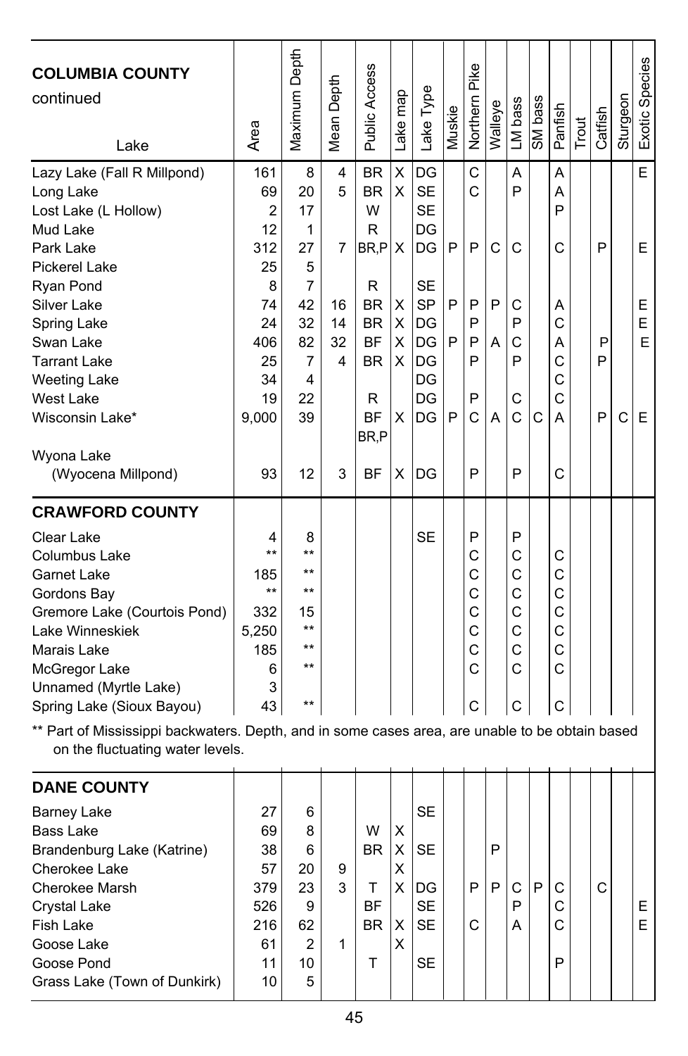| COLUMBIA COUNTY continued Lake | Area | Maximum Depth | Mean Depth | Public Access | Lake map | Lake Type | Muskie | Northern Pike | Walleye | LM bass | SM bass | Panfish | Trout | Catfish | Sturgeon | Exotic Species |
|---|---|---|---|---|---|---|---|---|---|---|---|---|---|---|---|---|
| Lazy Lake (Fall R Millpond) | 161 | 8 | 4 | BR | X | DG | | C | | A | | A | | | | E |
| Long Lake | 69 | 20 | 5 | BR | X | SE | | C | | P | | A | | | | |
| Lost Lake (L Hollow) | 2 | 17 | | W | | SE | | | | | | P | | | | |
| Mud Lake | 12 | 1 | | R | | DG | | | | | | | | | | |
| Park Lake | 312 | 27 | 7 | BR,P | X | DG | P | P | C | C | | C | | P | | E |
| Pickerel Lake | 25 | 5 | | | | | | | | | | | | | | |
| Ryan Pond | 8 | 7 | | R | | SE | | | | | | | | | | |
| Silver Lake | 74 | 42 | 16 | BR | X | SP | P | P | P | C | | A | | | | E |
| Spring Lake | 24 | 32 | 14 | BR | X | DG | | P | | P | | C | | | | E |
| Swan Lake | 406 | 82 | 32 | BF | X | DG | P | P | A | C | | A | | P | | E |
| Tarrant Lake | 25 | 7 | 4 | BR | X | DG | | P | | P | | C | | P | | |
| Weeting Lake | 34 | 4 | | | | DG | | | | | | C | | | | |
| West Lake | 19 | 22 | | R | | DG | | P | | C | | C | | | | |
| Wisconsin Lake* | 9,000 | 39 | | BF BR,P | X | DG | P | C | A | C | C | A | | P | C | E |
| Wyona Lake (Wyocena Millpond) | 93 | 12 | 3 | BF | X | DG | | P | | P | | C | | | | |

| CRAWFORD COUNTY | Area | Maximum Depth | Mean Depth | Public Access | Lake map | Lake Type | Muskie | Northern Pike | Walleye | LM bass | SM bass | Panfish | Trout | Catfish | Sturgeon | Exotic Species |
|---|---|---|---|---|---|---|---|---|---|---|---|---|---|---|---|---|
| Clear Lake | 4 | 8 | | | | SE | | P | | P | | | | | | |
| Columbus Lake | ** | ** | | | | | | C | | C | | C | | | | |
| Garnet Lake | 185 | ** | | | | | | C | | C | | C | | | | |
| Gordons Bay | ** | ** | | | | | | C | | C | | C | | | | |
| Gremore Lake (Courtois Pond) | 332 | 15 | | | | | | C | | C | | C | | | | |
| Lake Winneskiek | 5,250 | ** | | | | | | C | | C | | C | | | | |
| Marais Lake | 185 | ** | | | | | | C | | C | | C | | | | |
| McGregor Lake | 6 | ** | | | | | | C | | C | | C | | | | |
| Unnamed (Myrtle Lake) | 3 | | | | | | | | | | | | | | | |
| Spring Lake (Sioux Bayou) | 43 | ** | | | | | | C | | C | | C | | | | |

** Part of Mississippi backwaters. Depth, and in some cases area, are unable to be obtain based on the fluctuating water levels.

| DANE COUNTY | Area | Maximum Depth | Mean Depth | Public Access | Lake map | Lake Type | Muskie | Northern Pike | Walleye | LM bass | SM bass | Panfish | Trout | Catfish | Sturgeon | Exotic Species |
|---|---|---|---|---|---|---|---|---|---|---|---|---|---|---|---|---|
| Barney Lake | 27 | 6 | | | | SE | | | | | | | | | | |
| Bass Lake | 69 | 8 | | W | X | | | | | | | | | | | |
| Brandenburg Lake (Katrine) | 38 | 6 | | BR | X | SE | | | P | | | | | | | |
| Cherokee Lake | 57 | 20 | 9 | | X | | | | | | | | | | | |
| Cherokee Marsh | 379 | 23 | 3 | T | X | DG | | P | P | C | P | C | | C | | |
| Crystal Lake | 526 | 9 | | BF | | SE | | | | P | | C | | | | E |
| Fish Lake | 216 | 62 | | BR | X | SE | | C | | A | | C | | | | E |
| Goose Lake | 61 | 2 | 1 | | X | | | | | | | | | | | |
| Goose Pond | 11 | 10 | | T | | SE | | | | | | P | | | | |
| Grass Lake (Town of Dunkirk) | 10 | 5 | | | | | | | | | | | | | | |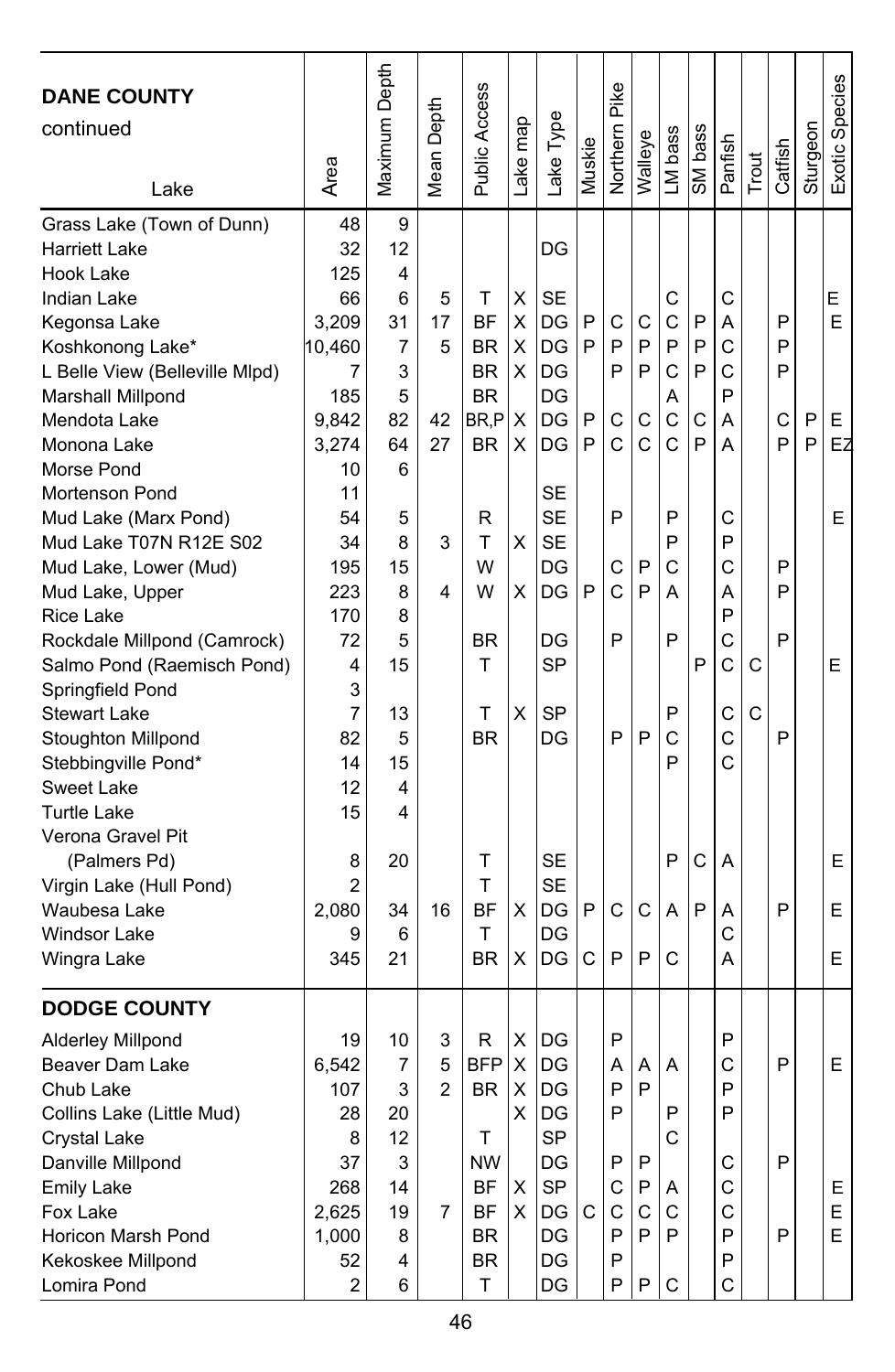| DANE COUNTY continued<br>Lake | Area | Maximum Depth | Mean Depth | Public Access | Lake map | Lake Type | Muskie | Northern Pike | Walleye | LM bass | SM bass | Panfish | Trout | Catfish | Sturgeon | Exotic Species |
|---|---|---|---|---|---|---|---|---|---|---|---|---|---|---|---|---|
| Grass Lake (Town of Dunn) | 48 | 9 | | | | | | | | | | | | | | |
| Harriett Lake | 32 | 12 | | | | DG | | | | | | | | | | |
| Hook Lake | 125 | 4 | | | | | | | | | | | | | | |
| Indian Lake | 66 | 6 | 5 | T | X | SE | | | | C | | C | | | | E |
| Kegonsa Lake | 3,209 | 31 | 17 | BF | X | DG | P | C | C | C | P | A | | P | | E |
| Koshkonong Lake* | 10,460 | 7 | 5 | BR | X | DG | P | P | P | P | P | C | | P | | |
| L Belle View (Belleville Mlpd) | 7 | 3 | | BR | X | DG | | P | P | C | P | C | | P | | |
| Marshall Millpond | 185 | 5 | | BR | | DG | | | | A | | P | | | | |
| Mendota Lake | 9,842 | 82 | 42 | BR,P | X | DG | P | C | C | C | C | A | | C | P | E |
| Monona Lake | 3,274 | 64 | 27 | BR | X | DG | P | C | C | C | P | A | | P | P | EZ |
| Morse Pond | 10 | 6 | | | | | | | | | | | | | | |
| Mortenson Pond | 11 | | | | | SE | | | | | | | | | | |
| Mud Lake (Marx Pond) | 54 | 5 | | R | | SE | | P | | P | | C | | | | E |
| Mud Lake T07N R12E S02 | 34 | 8 | 3 | T | X | SE | | | | P | | P | | | | |
| Mud Lake, Lower (Mud) | 195 | 15 | | W | | DG | | C | P | C | | C | | P | | |
| Mud Lake, Upper | 223 | 8 | 4 | W | X | DG | P | C | P | A | | A | | P | | |
| Rice Lake | 170 | 8 | | | | | | | | | | P | | | | |
| Rockdale Millpond (Camrock) | 72 | 5 | | BR | | DG | | P | | P | | C | | P | | |
| Salmo Pond (Raemisch Pond) | 4 | 15 | | T | | SP | | | | | P | C | C | | | E |
| Springfield Pond | 3 | | | | | | | | | | | | | | | |
| Stewart Lake | 7 | 13 | | T | X | SP | | | | P | | C | C | | | |
| Stoughton Millpond | 82 | 5 | | BR | | DG | | P | P | C | | C | | P | | |
| Stebbingville Pond* | 14 | 15 | | | | | | | | P | | C | | | | |
| Sweet Lake | 12 | 4 | | | | | | | | | | | | | | |
| Turtle Lake | 15 | 4 | | | | | | | | | | | | | | |
| Verona Gravel Pit (Palmers Pd) | 8 | 20 | | T | | SE | | | | P | C | A | | | | E |
| Virgin Lake (Hull Pond) | 2 | | | T | | SE | | | | | | | | | | |
| Waubesa Lake | 2,080 | 34 | 16 | BF | X | DG | P | C | C | A | P | A | | P | | E |
| Windsor Lake | 9 | 6 | | T | | DG | | | | | | C | | | | |
| Wingra Lake | 345 | 21 | | BR | X | DG | C | P | P | C | | A | | | | E |
| **DODGE COUNTY** | | | | | | | | | | | | | | | | |
| Alderley Millpond | 19 | 10 | 3 | R | X | DG | | P | | | | P | | | | |
| Beaver Dam Lake | 6,542 | 7 | 5 | BFP | X | DG | | A | A | A | | C | | P | | E |
| Chub Lake | 107 | 3 | 2 | BR | X | DG | | P | P | | | P | | | | |
| Collins Lake (Little Mud) | 28 | 20 | | | X | DG | | P | | P | | P | | | | |
| Crystal Lake | 8 | 12 | | T | | SP | | | | C | | | | | | |
| Danville Millpond | 37 | 3 | | NW | | DG | | P | P | | | C | | P | | |
| Emily Lake | 268 | 14 | | BF | X | SP | | C | P | A | | C | | | | E |
| Fox Lake | 2,625 | 19 | 7 | BF | X | DG | C | C | C | C | | C | | | | E |
| Horicon Marsh Pond | 1,000 | 8 | | BR | | DG | | P | P | P | | P | | P | | E |
| Kekoskee Millpond | 52 | 4 | | BR | | DG | | P | | | | P | | | | |
| Lomira Pond | 2 | 6 | | T | | DG | | P | P | C | | C | | | | |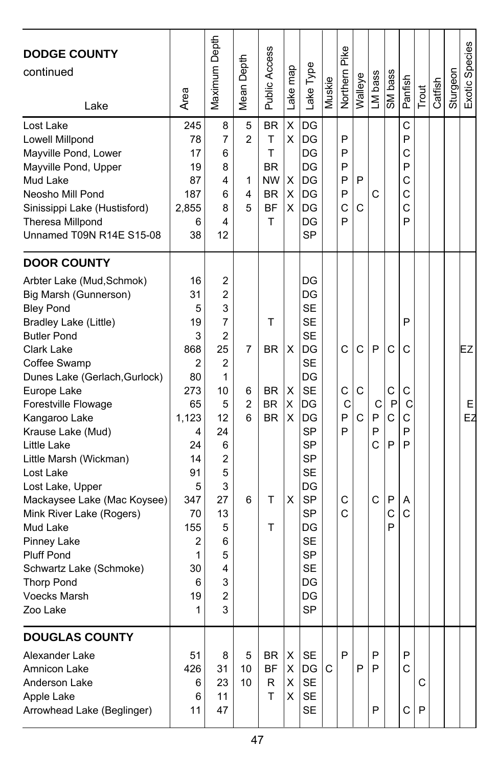| DODGE COUNTY continued<br>Lake | Area | Maximum Depth | Mean Depth | Public Access | Lake map | Lake Type | Muskie | Northern Pike | Walleye | LM bass | SM bass | Panfish | Trout | Catfish | Sturgeon | Exotic Species |
|---|---|---|---|---|---|---|---|---|---|---|---|---|---|---|---|---|
| Lost Lake | 245 | 8 | 5 | BR | X | DG | | | | | | C | | | | |
| Lowell Millpond | 78 | 7 | 2 | T | X | DG | | P | | | | P | | | | |
| Mayville Pond, Lower | 17 | 6 | | T | | DG | | P | | | | C | | | | |
| Mayville Pond, Upper | 19 | 8 | | BR | | DG | | P | | | | P | | | | |
| Mud Lake | 87 | 4 | 1 | NW | X | DG | | P | P | | | C | | | | |
| Neosho Mill Pond | 187 | 6 | 4 | BR | X | DG | | P | | C | | C | | | | |
| Sinissippi Lake (Hustisford) | 2,855 | 8 | 5 | BF | X | DG | | C | C | | | C | | | | |
| Theresa Millpond | 6 | 4 | | T | | DG | | P | | | | P | | | | |
| Unnamed T09N R14E S15-08 | 38 | 12 | | | | SP | | | | | | | | | | |
| **DOOR COUNTY** | | | | | | | | | | | | | | | | |
| Arbter Lake (Mud,Schmok) | 16 | 2 | | | | DG | | | | | | | | | | |
| Big Marsh (Gunnerson) | 31 | 2 | | | | DG | | | | | | | | | | |
| Bley Pond | 5 | 3 | | | | SE | | | | | | | | | | |
| Bradley Lake (Little) | 19 | 7 | | T | | SE | | | | | | P | | | | |
| Butler Pond | 3 | 2 | | | | SE | | | | | | | | | | |
| Clark Lake | 868 | 25 | 7 | BR | X | DG | | C | C | P | C | C | | | | EZ |
| Coffee Swamp | 2 | 2 | | | | SE | | | | | | | | | | |
| Dunes Lake (Gerlach,Gurlock) | 80 | 1 | | | | DG | | | | | | | | | | |
| Europe Lake | 273 | 10 | 6 | BR | X | SE | | C | C | | C | C | | | | |
| Forestville Flowage | 65 | 5 | 2 | BR | X | DG | | C | | C | P | C | | | | E |
| Kangaroo Lake | 1,123 | 12 | 6 | BR | X | DG | | P | C | P | C | C | | | | EZ |
| Krause Lake (Mud) | 4 | 24 | | | | SP | | P | | P | | P | | | | |
| Little Lake | 24 | 6 | | | | SP | | | | C | P | P | | | | |
| Little Marsh (Wickman) | 14 | 2 | | | | SP | | | | | | | | | | |
| Lost Lake | 91 | 5 | | | | SE | | | | | | | | | | |
| Lost Lake, Upper | 5 | 3 | | | | DG | | | | | | | | | | |
| Mackaysee Lake (Mac Koysee) | 347 | 27 | 6 | T | X | SP | | C | | C | P | A | | | | |
| Mink River Lake (Rogers) | 70 | 13 | | | | SP | | C | | | C | C | | | | |
| Mud Lake | 155 | 5 | | T | | DG | | | | | P | | | | | |
| Pinney Lake | 2 | 6 | | | | SE | | | | | | | | | | |
| Pluff Pond | 1 | 5 | | | | SP | | | | | | | | | | |
| Schwartz Lake (Schmoke) | 30 | 4 | | | | SE | | | | | | | | | | |
| Thorp Pond | 6 | 3 | | | | DG | | | | | | | | | | |
| Voecks Marsh | 19 | 2 | | | | DG | | | | | | | | | | |
| Zoo Lake | 1 | 3 | | | | SP | | | | | | | | | | |
| **DOUGLAS COUNTY** | | | | | | | | | | | | | | | | |
| Alexander Lake | 51 | 8 | 5 | BR | X | SE | | P | | P | | P | | | | |
| Amnicon Lake | 426 | 31 | 10 | BF | X | DG | C | | P | P | | C | | | | |
| Anderson Lake | 6 | 23 | 10 | R | X | SE | | | | | | | C | | | |
| Apple Lake | 6 | 11 | | T | X | SE | | | | | | | | | | |
| Arrowhead Lake (Beglinger) | 11 | 47 | | | | SE | | | | P | | C | P | | | |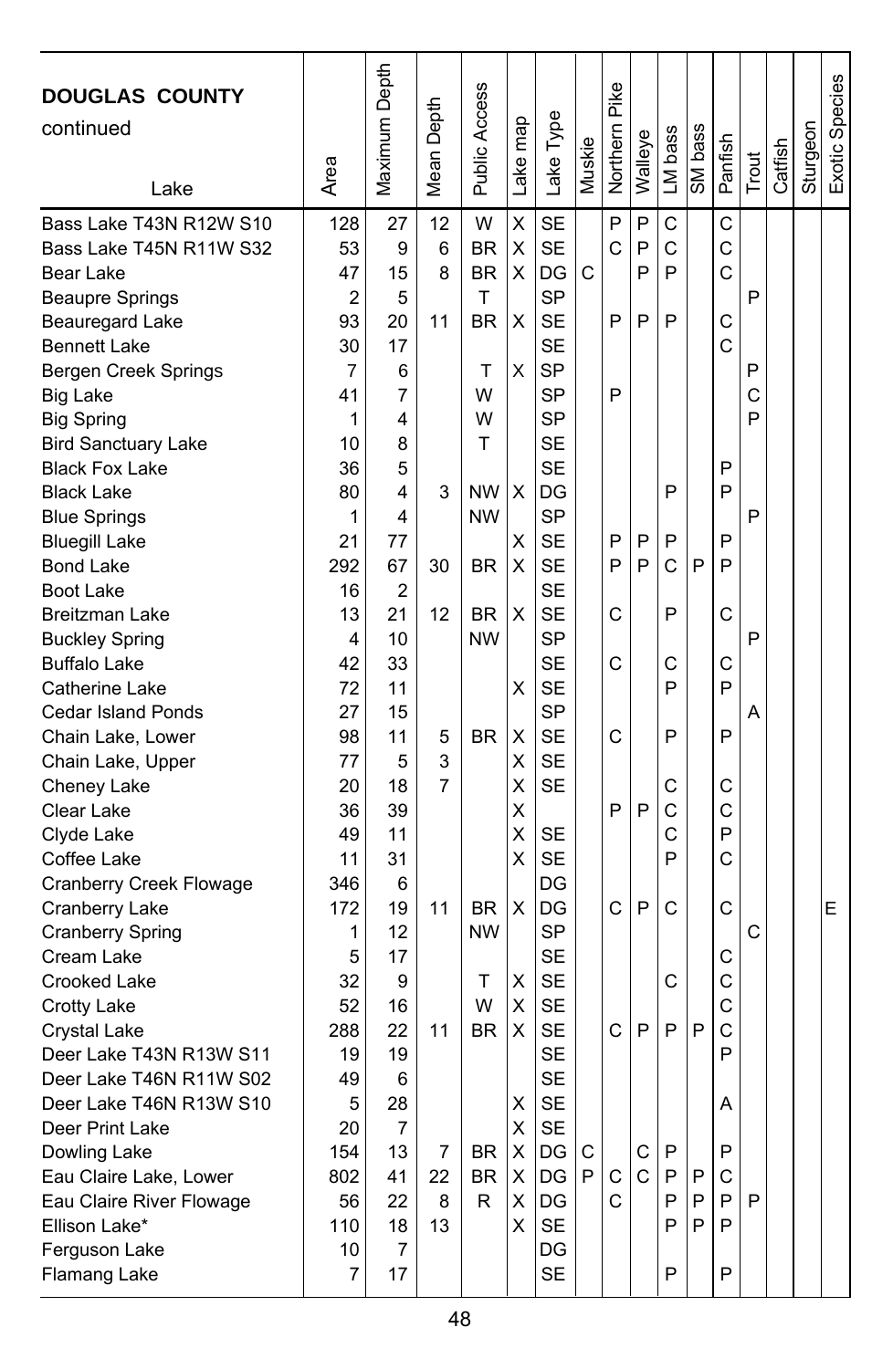| DOUGLAS COUNTY continued<br>Lake | Area | Maximum Depth | Mean Depth | Public Access | Lake map | Lake Type | Muskie | Northern Pike | Walleye | LM bass | SM bass | Panfish | Trout | Catfish | Sturgeon | Exotic Species |
|---|---|---|---|---|---|---|---|---|---|---|---|---|---|---|---|---|
| Bass Lake T43N R12W S10 | 128 | 27 | 12 | W | X | SE | | P | P | C | | C | | | | |
| Bass Lake T45N R11W S32 | 53 | 9 | 6 | BR | X | SE | | C | P | C | | C | | | | |
| Bear Lake | 47 | 15 | 8 | BR | X | DG | C | | P | P | | C | | | | |
| Beaupre Springs | 2 | 5 | | T | | SP | | | | | | | P | | | |
| Beauregard Lake | 93 | 20 | 11 | BR | X | SE | | P | P | P | | C | | | | |
| Bennett Lake | 30 | 17 | | | | SE | | | | | | C | | | | |
| Bergen Creek Springs | 7 | 6 | | T | X | SP | | | | | | | P | | | |
| Big Lake | 41 | 7 | | W | | SP | | P | | | | | C | | | |
| Big Spring | 1 | 4 | | W | | SP | | | | | | | P | | | |
| Bird Sanctuary Lake | 10 | 8 | | T | | SE | | | | | | | | | | |
| Black Fox Lake | 36 | 5 | | | | SE | | | | | | P | | | | |
| Black Lake | 80 | 4 | 3 | NW | X | DG | | | | P | | P | | | | |
| Blue Springs | 1 | 4 | | NW | | SP | | | | | | | P | | | |
| Bluegill Lake | 21 | 77 | | | X | SE | | P | P | P | | P | | | | |
| Bond Lake | 292 | 67 | 30 | BR | X | SE | | P | P | C | P | P | | | | |
| Boot Lake | 16 | 2 | | | | SE | | | | | | | | | | |
| Breitzman Lake | 13 | 21 | 12 | BR | X | SE | | C | | P | | C | | | | |
| Buckley Spring | 4 | 10 | | NW | | SP | | | | | | | P | | | |
| Buffalo Lake | 42 | 33 | | | | SE | | C | | C | | C | | | | |
| Catherine Lake | 72 | 11 | | | X | SE | | | | P | | P | | | | |
| Cedar Island Ponds | 27 | 15 | | | | SP | | | | | | | A | | | |
| Chain Lake, Lower | 98 | 11 | 5 | BR | X | SE | | C | | P | | P | | | | |
| Chain Lake, Upper | 77 | 5 | 3 | | X | SE | | | | | | | | | | |
| Cheney Lake | 20 | 18 | 7 | | X | SE | | | | C | | C | | | | |
| Clear Lake | 36 | 39 | | | X | | | P | P | C | | C | | | | |
| Clyde Lake | 49 | 11 | | | X | SE | | | | C | | P | | | | |
| Coffee Lake | 11 | 31 | | | X | SE | | | | P | | C | | | | |
| Cranberry Creek Flowage | 346 | 6 | | | | DG | | | | | | | | | | |
| Cranberry Lake | 172 | 19 | 11 | BR | X | DG | | C | P | C | | C | | | | E |
| Cranberry Spring | 1 | 12 | | NW | | SP | | | | | | | C | | | |
| Cream Lake | 5 | 17 | | | | SE | | | | | | C | | | | |
| Crooked Lake | 32 | 9 | | T | X | SE | | | | C | | C | | | | |
| Crotty Lake | 52 | 16 | | W | X | SE | | | | | | C | | | | |
| Crystal Lake | 288 | 22 | 11 | BR | X | SE | | C | P | P | P | C | | | | |
| Deer Lake T43N R13W S11 | 19 | 19 | | | | SE | | | | | | P | | | | |
| Deer Lake T46N R11W S02 | 49 | 6 | | | | SE | | | | | | | | | | |
| Deer Lake T46N R13W S10 | 5 | 28 | | | X | SE | | | | | | A | | | | |
| Deer Print Lake | 20 | 7 | | | X | SE | | | | | | | | | | |
| Dowling Lake | 154 | 13 | 7 | BR | X | DG | C | | C | P | | P | | | | |
| Eau Claire Lake, Lower | 802 | 41 | 22 | BR | X | DG | P | C | C | P | P | C | | | | |
| Eau Claire River Flowage | 56 | 22 | 8 | R | X | DG | | C | | P | P | P | P | | | |
| Ellison Lake* | 110 | 18 | 13 | | X | SE | | | | P | P | P | | | | |
| Ferguson Lake | 10 | 7 | | | | DG | | | | | | | | | | |
| Flamang Lake | 7 | 17 | | | | SE | | | | P | | P | | | | |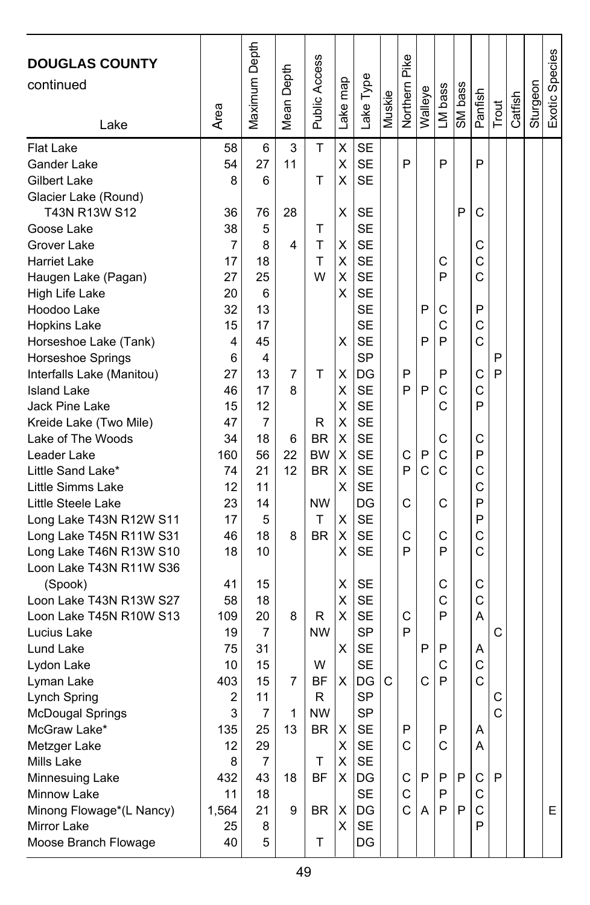| DOUGLAS COUNTY continued Lake | Area | Maximum Depth | Mean Depth | Public Access | Lake map | Lake Type | Muskie | Northern Pike | Walleye | LM bass | SM bass | Panfish | Trout | Catfish | Sturgeon | Exotic Species |
|---|---|---|---|---|---|---|---|---|---|---|---|---|---|---|---|---|
| Flat Lake | 58 | 6 | 3 | T | X | SE | | | | | | | | | | |
| Gander Lake | 54 | 27 | 11 | | X | SE | | P | | P | | P | | | | |
| Gilbert Lake | 8 | 6 | | T | X | SE | | | | | | | | | | |
| Glacier Lake (Round) T43N R13W S12 | 36 | 76 | 28 | | X | SE | | | | | P | C | | | | |
| Goose Lake | 38 | 5 | | T | | SE | | | | | | | | | | |
| Grover Lake | 7 | 8 | 4 | T | X | SE | | | | | | C | | | | |
| Harriet Lake | 17 | 18 | | T | X | SE | | | | C | | C | | | | |
| Haugen Lake (Pagan) | 27 | 25 | | W | X | SE | | | | P | | C | | | | |
| High Life Lake | 20 | 6 | | | X | SE | | | | | | | | | | |
| Hoodoo Lake | 32 | 13 | | | | SE | | | P | C | | P | | | | |
| Hopkins Lake | 15 | 17 | | | | SE | | | | C | | C | | | | |
| Horseshoe Lake (Tank) | 4 | 45 | | | X | SE | | | P | P | | C | | | | |
| Horseshoe Springs | 6 | 4 | | | | SP | | | | | | | P | | | |
| Interfalls Lake (Manitou) | 27 | 13 | 7 | T | X | DG | | P | | P | | C | P | | | |
| Island Lake | 46 | 17 | 8 | | X | SE | | P | P | C | | C | | | | |
| Jack Pine Lake | 15 | 12 | | | X | SE | | | | C | | P | | | | |
| Kreide Lake (Two Mile) | 47 | 7 | | R | X | SE | | | | | | | | | | |
| Lake of The Woods | 34 | 18 | 6 | BR | X | SE | | | | C | | C | | | | |
| Leader Lake | 160 | 56 | 22 | BW | X | SE | | C | P | C | | P | | | | |
| Little Sand Lake* | 74 | 21 | 12 | BR | X | SE | | P | C | C | | C | | | | |
| Little Simms Lake | 12 | 11 | | | X | SE | | | | | | C | | | | |
| Little Steele Lake | 23 | 14 | | NW | | DG | | C | | C | | P | | | | |
| Long Lake T43N R12W S11 | 17 | 5 | | T | X | SE | | | | | | P | | | | |
| Long Lake T45N R11W S31 | 46 | 18 | 8 | BR | X | SE | | C | | C | | C | | | | |
| Long Lake T46N R13W S10 | 18 | 10 | | | X | SE | | P | | P | | C | | | | |
| Loon Lake T43N R11W S36 (Spook) | 41 | 15 | | | X | SE | | | | C | | C | | | | |
| Loon Lake T43N R13W S27 | 58 | 18 | | | X | SE | | | | C | | C | | | | |
| Loon Lake T45N R10W S13 | 109 | 20 | 8 | R | X | SE | | C | | P | | A | | | | |
| Lucius Lake | 19 | 7 | | NW | | SP | | P | | | | | C | | | |
| Lund Lake | 75 | 31 | | | X | SE | | | P | P | | A | | | | |
| Lydon Lake | 10 | 15 | | W | | SE | | | | C | | C | | | | |
| Lyman Lake | 403 | 15 | 7 | BF | X | DG | C | | C | P | | C | | | | |
| Lynch Spring | 2 | 11 | | R | | SP | | | | | | | C | | | |
| McDougal Springs | 3 | 7 | 1 | NW | | SP | | | | | | | C | | | |
| McGraw Lake* | 135 | 25 | 13 | BR | X | SE | | P | | P | | A | | | | |
| Metzger Lake | 12 | 29 | | | X | SE | | C | | C | | A | | | | |
| Mills Lake | 8 | 7 | | T | X | SE | | | | | | | | | | |
| Minnesuing Lake | 432 | 43 | 18 | BF | X | DG | | C | P | P | P | C | P | | | |
| Minnow Lake | 11 | 18 | | | | SE | | C | | P | | C | | | | |
| Minong Flowage*(L Nancy) | 1,564 | 21 | 9 | BR | X | DG | | C | A | P | P | C | | | | E |
| Mirror Lake | 25 | 8 | | | X | SE | | | | | | P | | | | |
| Moose Branch Flowage | 40 | 5 | | T | | DG | | | | | | | | | | |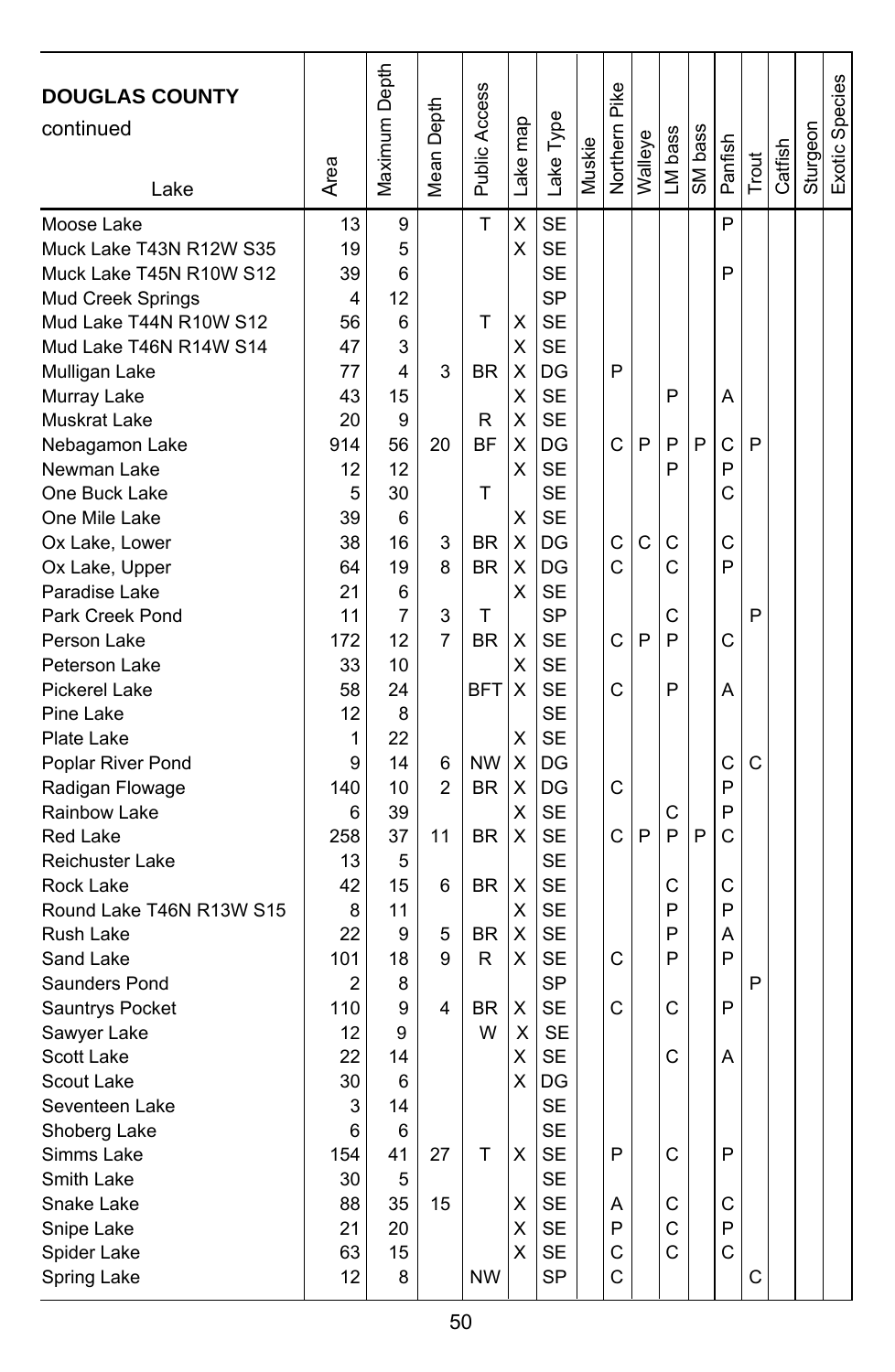| **DOUGLAS COUNTY** continued Lake | Area | Maximum Depth | Mean Depth | Public Access | Lake map | Lake Type | Muskie | Northern Pike | Walleye | LM bass | SM bass | Panfish | Trout | Catfish | Sturgeon | Exotic Species |
|---|---|---|---|---|---|---|---|---|---|---|---|---|---|---|---|---|
| Moose Lake | 13 | 9 | | T | X | SE | | | | | | P | | | | |
| Muck Lake T43N R12W S35 | 19 | 5 | | | X | SE | | | | | | | | | | |
| Muck Lake T45N R10W S12 | 39 | 6 | | | | SE | | | | | | P | | | | |
| Mud Creek Springs | 4 | 12 | | | | SP | | | | | | | | | | |
| Mud Lake T44N R10W S12 | 56 | 6 | | T | X | SE | | | | | | | | | | |
| Mud Lake T46N R14W S14 | 47 | 3 | | | X | SE | | | | | | | | | | |
| Mulligan Lake | 77 | 4 | 3 | BR | X | DG | | P | | | | | | | | |
| Murray Lake | 43 | 15 | | | X | SE | | | | P | | A | | | | |
| Muskrat Lake | 20 | 9 | | R | X | SE | | | | | | | | | | |
| Nebagamon Lake | 914 | 56 | 20 | BF | X | DG | | C | P | P | P | C | P | | | |
| Newman Lake | 12 | 12 | | | X | SE | | | | P | | P | | | | |
| One Buck Lake | 5 | 30 | | T | | SE | | | | | | C | | | | |
| One Mile Lake | 39 | 6 | | | X | SE | | | | | | | | | | |
| Ox Lake, Lower | 38 | 16 | 3 | BR | X | DG | | C | C | C | | C | | | | |
| Ox Lake, Upper | 64 | 19 | 8 | BR | X | DG | | C | | C | | P | | | | |
| Paradise Lake | 21 | 6 | | | X | SE | | | | | | | | | | |
| Park Creek Pond | 11 | 7 | 3 | T | | SP | | | | C | | | P | | | |
| Person Lake | 172 | 12 | 7 | BR | X | SE | | C | P | P | | C | | | | |
| Peterson Lake | 33 | 10 | | | X | SE | | | | | | | | | | |
| Pickerel Lake | 58 | 24 | | BFT | X | SE | | C | | P | | A | | | | |
| Pine Lake | 12 | 8 | | | | SE | | | | | | | | | | |
| Plate Lake | 1 | 22 | | | X | SE | | | | | | | | | | |
| Poplar River Pond | 9 | 14 | 6 | NW | X | DG | | | | | | C | C | | | |
| Radigan Flowage | 140 | 10 | 2 | BR | X | DG | | C | | | | P | | | | |
| Rainbow Lake | 6 | 39 | | | X | SE | | | | C | | P | | | | |
| Red Lake | 258 | 37 | 11 | BR | X | SE | | C | P | P | P | C | | | | |
| Reichuster Lake | 13 | 5 | | | | SE | | | | | | | | | | |
| Rock Lake | 42 | 15 | 6 | BR | X | SE | | | | C | | C | | | | |
| Round Lake T46N R13W S15 | 8 | 11 | | | X | SE | | | | P | | P | | | | |
| Rush Lake | 22 | 9 | 5 | BR | X | SE | | | | P | | A | | | | |
| Sand Lake | 101 | 18 | 9 | R | X | SE | | C | | P | | P | | | | |
| Saunders Pond | 2 | 8 | | | | SP | | | | | | | P | | | |
| Sauntrys Pocket | 110 | 9 | 4 | BR | X | SE | | C | | C | | P | | | | |
| Sawyer Lake | 12 | 9 | | W | X | SE | | | | | | | | | | |
| Scott Lake | 22 | 14 | | | X | SE | | | | C | | A | | | | |
| Scout Lake | 30 | 6 | | | X | DG | | | | | | | | | | |
| Seventeen Lake | 3 | 14 | | | | SE | | | | | | | | | | |
| Shoberg Lake | 6 | 6 | | | | SE | | | | | | | | | | |
| Simms Lake | 154 | 41 | 27 | T | X | SE | | P | | C | | P | | | | |
| Smith Lake | 30 | 5 | | | | SE | | | | | | | | | | |
| Snake Lake | 88 | 35 | 15 | | X | SE | | A | | C | | C | | | | |
| Snipe Lake | 21 | 20 | | | X | SE | | P | | C | | P | | | | |
| Spider Lake | 63 | 15 | | | X | SE | | C | | C | | C | | | | |
| Spring Lake | 12 | 8 | | NW | | SP | | C | | | | | C | | | |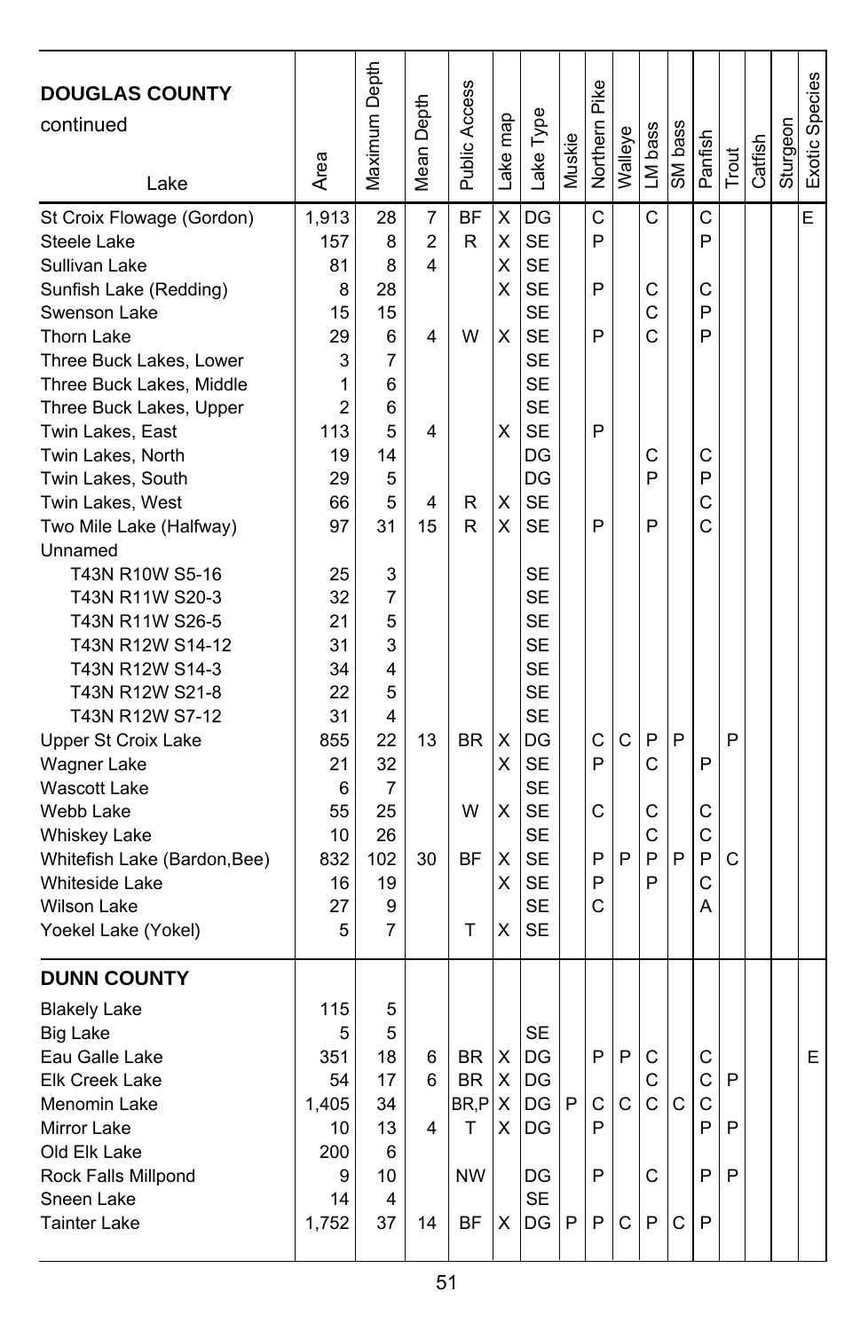| DOUGLAS COUNTY continued<br>Lake | Area | Maximum Depth | Mean Depth | Public Access | Lake map | Lake Type | Muskie | Northern Pike | Walleye | LM bass | SM bass | Panfish | Trout | Catfish | Sturgeon | Exotic Species |
|---|---|---|---|---|---|---|---|---|---|---|---|---|---|---|---|---|
| St Croix Flowage (Gordon) | 1,913 | 28 | 7 | BF | X | DG | | C | | C | | C | | | | E |
| Steele Lake | 157 | 8 | 2 | R | X | SE | | P | | | | P | | | | |
| Sullivan Lake | 81 | 8 | 4 | | X | SE | | | | | | | | | | |
| Sunfish Lake (Redding) | 8 | 28 | | | X | SE | | P | | C | | C | | | | |
| Swenson Lake | 15 | 15 | | | | SE | | | | C | | P | | | | |
| Thorn Lake | 29 | 6 | 4 | W | X | SE | | P | | C | | P | | | | |
| Three Buck Lakes, Lower | 3 | 7 | | | | SE | | | | | | | | | | |
| Three Buck Lakes, Middle | 1 | 6 | | | | SE | | | | | | | | | | |
| Three Buck Lakes, Upper | 2 | 6 | | | | SE | | | | | | | | | | |
| Twin Lakes, East | 113 | 5 | 4 | | X | SE | | P | | | | | | | | |
| Twin Lakes, North | 19 | 14 | | | | DG | | | | C | | C | | | | |
| Twin Lakes, South | 29 | 5 | | | | DG | | | | P | | P | | | | |
| Twin Lakes, West | 66 | 5 | 4 | R | X | SE | | | | | | C | | | | |
| Two Mile Lake (Halfway) | 97 | 31 | 15 | R | X | SE | | P | | P | | C | | | | |
| Unnamed | | | | | | | | | | | | | | | | |
| T43N R10W S5-16 | 25 | 3 | | | | SE | | | | | | | | | | |
| T43N R11W S20-3 | 32 | 7 | | | | SE | | | | | | | | | | |
| T43N R11W S26-5 | 21 | 5 | | | | SE | | | | | | | | | | |
| T43N R12W S14-12 | 31 | 3 | | | | SE | | | | | | | | | | |
| T43N R12W S14-3 | 34 | 4 | | | | SE | | | | | | | | | | |
| T43N R12W S21-8 | 22 | 5 | | | | SE | | | | | | | | | | |
| T43N R12W S7-12 | 31 | 4 | | | | SE | | | | | | | | | | |
| Upper St Croix Lake | 855 | 22 | 13 | BR | X | DG | | C | C | P | P | | P | | | |
| Wagner Lake | 21 | 32 | | | X | SE | | P | | C | | P | | | | |
| Wascott Lake | 6 | 7 | | | | SE | | | | | | | | | | |
| Webb Lake | 55 | 25 | | W | X | SE | | C | | C | | C | | | | |
| Whiskey Lake | 10 | 26 | | | | SE | | | | C | | C | | | | |
| Whitefish Lake (Bardon,Bee) | 832 | 102 | 30 | BF | X | SE | | P | P | P | P | P | C | | | |
| Whiteside Lake | 16 | 19 | | | X | SE | | P | | P | | C | | | | |
| Wilson Lake | 27 | 9 | | | | SE | | C | | | | A | | | | |
| Yoekel Lake (Yokel) | 5 | 7 | | T | X | SE | | | | | | | | | | |
| **DUNN COUNTY** | | | | | | | | | | | | | | | | |
| Blakely Lake | 115 | 5 | | | | | | | | | | | | | | |
| Big Lake | 5 | 5 | | | | SE | | | | | | | | | | |
| Eau Galle Lake | 351 | 18 | 6 | BR | X | DG | | P | P | C | | C | | | | E |
| Elk Creek Lake | 54 | 17 | 6 | BR | X | DG | | | | C | | C | P | | | |
| Menomin Lake | 1,405 | 34 | | BR,P | X | DG | P | C | C | C | C | C | | | | |
| Mirror Lake | 10 | 13 | 4 | T | X | DG | | P | | | | P | P | | | |
| Old Elk Lake | 200 | 6 | | | | | | | | | | | | | | |
| Rock Falls Millpond | 9 | 10 | | NW | | DG | | P | | C | | P | P | | | |
| Sneen Lake | 14 | 4 | | | | SE | | | | | | | | | | |
| Tainter Lake | 1,752 | 37 | 14 | BF | X | DG | P | P | C | P | C | P | | | | |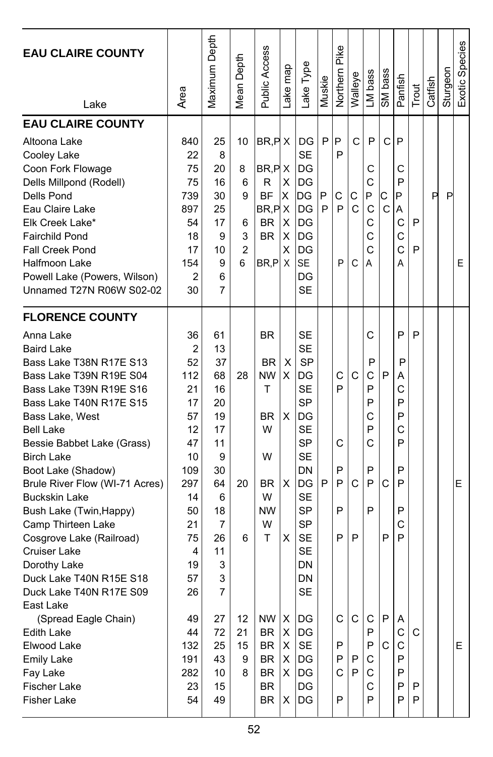| EAU CLAIRE COUNTY<br>Lake | Area | Maximum Depth | Mean Depth | Public Access | Lake map | Lake Type | Muskie | Northern Pike | Walleye | LM bass | SM bass | Panfish | Trout | Catfish | Sturgeon | Exotic Species |
|---|---|---|---|---|---|---|---|---|---|---|---|---|---|---|---|---|
| **EAU CLAIRE COUNTY** | | | | | | | | | | | | | | | | |
| Altoona Lake | 840 | 25 | 10 | BR,P | X | DG | P | P | C | P | C | P | | | | |
| Cooley Lake | 22 | 8 | | | | SE | | P | | | | | | | | |
| Coon Fork Flowage | 75 | 20 | 8 | BR,P | X | DG | | | | C | | C | | | | |
| Dells Millpond (Rodell) | 75 | 16 | 6 | R | X | DG | | | | C | | P | | | | |
| Dells Pond | 739 | 30 | 9 | BF | X | DG | P | C | C | P | C | P | | P | P | |
| Eau Claire Lake | 897 | 25 | | BR,P | X | DG | P | P | C | C | C | A | | | | |
| Elk Creek Lake* | 54 | 17 | 6 | BR | X | DG | | | | C | | C | P | | | |
| Fairchild Pond | 18 | 9 | 3 | BR | X | DG | | | | C | | C | | | | |
| Fall Creek Pond | 17 | 10 | 2 | | X | DG | | | | C | | C | P | | | |
| Halfmoon Lake | 154 | 9 | 6 | BR,P | X | SE | | P | C | A | | A | | | | E |
| Powell Lake (Powers, Wilson) | 2 | 6 | | | | DG | | | | | | | | | | |
| Unnamed T27N R06W S02-02 | 30 | 7 | | | | SE | | | | | | | | | | |
| **FLORENCE COUNTY** | | | | | | | | | | | | | | | | |
| Anna Lake | 36 | 61 | | BR | | SE | | | | C | | P | P | | | |
| Baird Lake | 2 | 13 | | | | SE | | | | | | | | | | |
| Bass Lake T38N R17E S13 | 52 | 37 | | BR | X | SP | | | | P | | P | | | | |
| Bass Lake T39N R19E S04 | 112 | 68 | 28 | NW | X | DG | | C | C | C | P | A | | | | |
| Bass Lake T39N R19E S16 | 21 | 16 | | T | | SE | | P | | P | | C | | | | |
| Bass Lake T40N R17E S15 | 17 | 20 | | | | SP | | | | P | | P | | | | |
| Bass Lake, West | 57 | 19 | | BR | X | DG | | | | C | | P | | | | |
| Bell Lake | 12 | 17 | | W | | SE | | | | P | | C | | | | |
| Bessie Babbet Lake (Grass) | 47 | 11 | | | | SP | | C | | C | | P | | | | |
| Birch Lake | 10 | 9 | | W | | SE | | | | | | | | | | |
| Boot Lake (Shadow) | 109 | 30 | | | | DN | | P | | P | | P | | | | |
| Brule River Flow (WI-71 Acres) | 297 | 64 | 20 | BR | X | DG | P | P | C | P | C | P | | | | E |
| Buckskin Lake | 14 | 6 | | W | | SE | | | | | | | | | | |
| Bush Lake (Twin,Happy) | 50 | 18 | | NW | | SP | | P | | P | | P | | | | |
| Camp Thirteen Lake | 21 | 7 | | W | | SP | | | | | | C | | | | |
| Cosgrove Lake (Railroad) | 75 | 26 | 6 | T | X | SE | | P | P | | P | P | | | | |
| Cruiser Lake | 4 | 11 | | | | SE | | | | | | | | | | |
| Dorothy Lake | 19 | 3 | | | | DN | | | | | | | | | | |
| Duck Lake T40N R15E S18 | 57 | 3 | | | | DN | | | | | | | | | | |
| Duck Lake T40N R17E S09 | 26 | 7 | | | | SE | | | | | | | | | | |
| East Lake (Spread Eagle Chain) | 49 | 27 | 12 | NW | X | DG | | C | C | C | P | A | | | | |
| Edith Lake | 44 | 72 | 21 | BR | X | DG | | | | P | | C | C | | | |
| Elwood Lake | 132 | 25 | 15 | BR | X | SE | | P | | P | C | C | | | | E |
| Emily Lake | 191 | 43 | 9 | BR | X | DG | | P | P | C | | P | | | | |
| Fay Lake | 282 | 10 | 8 | BR | X | DG | | C | P | C | | P | | | | |
| Fischer Lake | 23 | 15 | | BR | | DG | | | | C | | P | P | | | |
| Fisher Lake | 54 | 49 | | BR | X | DG | | P | | P | | P | P | | | |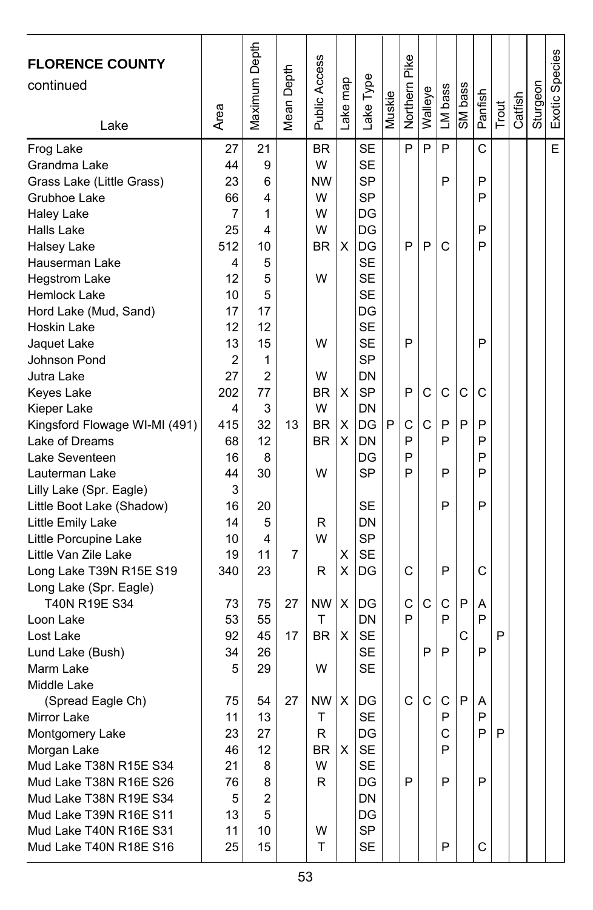| FLORENCE COUNTY continued Lake | Area | Maximum Depth | Mean Depth | Public Access | Lake map | Lake Type | Muskie | Northern Pike | Walleye | LM bass | SM bass | Panfish | Trout | Catfish | Sturgeon | Exotic Species |
|---|---|---|---|---|---|---|---|---|---|---|---|---|---|---|---|---|
| Frog Lake | 27 | 21 | | BR | | SE | | P | P | P | | C | | | | E |
| Grandma Lake | 44 | 9 | | W | | SE | | | | | | | | | | |
| Grass Lake (Little Grass) | 23 | 6 | | NW | | SP | | | | P | | P | | | | |
| Grubhoe Lake | 66 | 4 | | W | | SP | | | | | | P | | | | |
| Haley Lake | 7 | 1 | | W | | DG | | | | | | | | | | |
| Halls Lake | 25 | 4 | | W | | DG | | | | | | P | | | | |
| Halsey Lake | 512 | 10 | | BR | X | DG | | P | P | C | | P | | | | |
| Hauserman Lake | 4 | 5 | | | | SE | | | | | | | | | | |
| Hegstrom Lake | 12 | 5 | | W | | SE | | | | | | | | | | |
| Hemlock Lake | 10 | 5 | | | | SE | | | | | | | | | | |
| Hord Lake (Mud, Sand) | 17 | 17 | | | | DG | | | | | | | | | | |
| Hoskin Lake | 12 | 12 | | | | SE | | | | | | | | | | |
| Jaquet Lake | 13 | 15 | | W | | SE | | P | | | | P | | | | |
| Johnson Pond | 2 | 1 | | | | SP | | | | | | | | | | |
| Jutra Lake | 27 | 2 | | W | | DN | | | | | | | | | | |
| Keyes Lake | 202 | 77 | | BR | X | SP | | P | C | C | C | C | | | | |
| Kieper Lake | 4 | 3 | | W | | DN | | | | | | | | | | |
| Kingsford Flowage WI-MI (491) | 415 | 32 | 13 | BR | X | DG | P | C | C | P | P | P | | | | |
| Lake of Dreams | 68 | 12 | | BR | X | DN | | P | | P | | P | | | | |
| Lake Seventeen | 16 | 8 | | | | DG | | P | | | | P | | | | |
| Lauterman Lake | 44 | 30 | | W | | SP | | P | | P | | P | | | | |
| Lilly Lake (Spr. Eagle) | 3 | | | | | | | | | | | | | | | |
| Little Boot Lake (Shadow) | 16 | 20 | | | | SE | | | | P | | P | | | | |
| Little Emily Lake | 14 | 5 | | R | | DN | | | | | | | | | | |
| Little Porcupine Lake | 10 | 4 | | W | | SP | | | | | | | | | | |
| Little Van Zile Lake | 19 | 11 | 7 | | X | SE | | | | | | | | | | |
| Long Lake T39N R15E S19 | 340 | 23 | | R | X | DG | | C | | P | | C | | | | |
| Long Lake (Spr. Eagle) T40N R19E S34 | 73 | 75 | 27 | NW | X | DG | | C | C | C | P | A | | | | |
| Loon Lake | 53 | 55 | | T | | DN | | P | | P | | P | | | | |
| Lost Lake | 92 | 45 | 17 | BR | X | SE | | | | | C | | P | | | |
| Lund Lake (Bush) | 34 | 26 | | | | SE | | | P | P | | P | | | | |
| Marm Lake | 5 | 29 | | W | | SE | | | | | | | | | | |
| Middle Lake (Spread Eagle Ch) | 75 | 54 | 27 | NW | X | DG | | C | C | C | P | A | | | | |
| Mirror Lake | 11 | 13 | | T | | SE | | | | P | | P | | | | |
| Montgomery Lake | 23 | 27 | | R | | DG | | | | C | | P | P | | | |
| Morgan Lake | 46 | 12 | | BR | X | SE | | | | P | | | | | | |
| Mud Lake T38N R15E S34 | 21 | 8 | | W | | SE | | | | | | | | | | |
| Mud Lake T38N R16E S26 | 76 | 8 | | R | | DG | | P | | P | | P | | | | |
| Mud Lake T38N R19E S34 | 5 | 2 | | | | DN | | | | | | | | | | |
| Mud Lake T39N R16E S11 | 13 | 5 | | | | DG | | | | | | | | | | |
| Mud Lake T40N R16E S31 | 11 | 10 | | W | | SP | | | | | | | | | | |
| Mud Lake T40N R18E S16 | 25 | 15 | | T | | SE | | | | P | | C | | | | |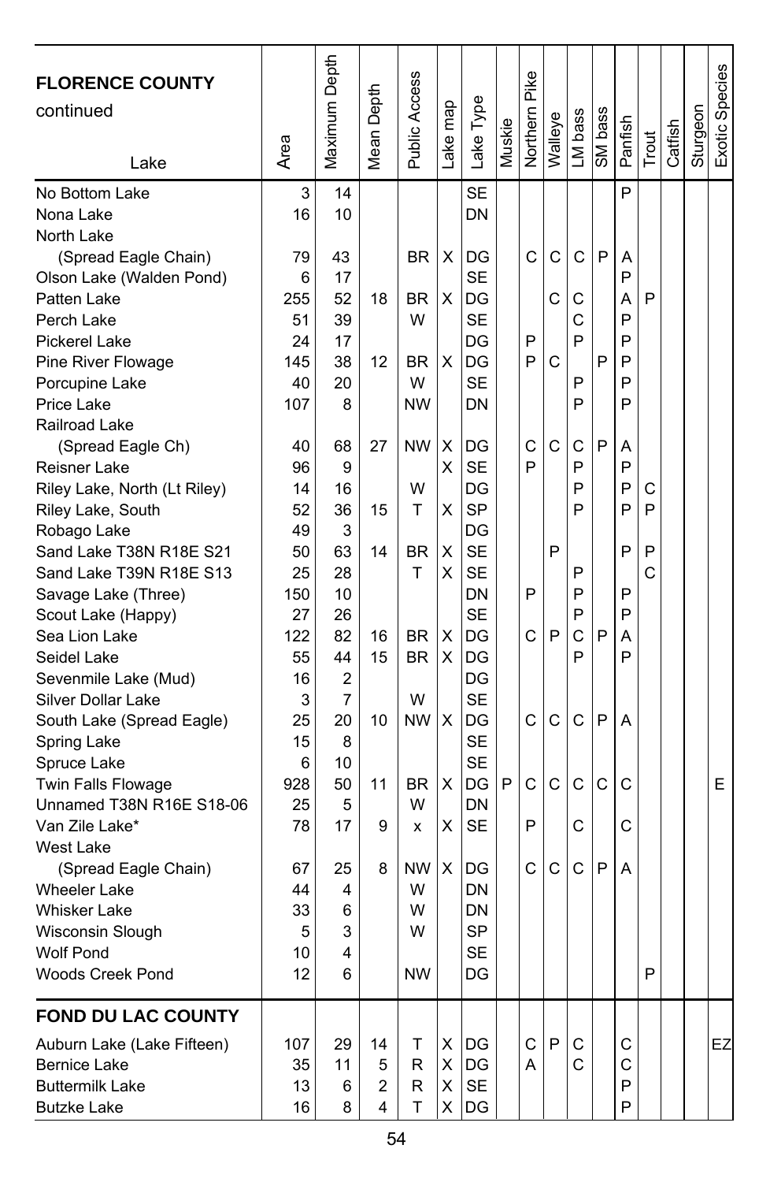| FLORENCE COUNTY continued Lake | Area | Maximum Depth | Mean Depth | Public Access | Lake map | Lake Type | Muskie | Northern Pike | Walleye | LM bass | SM bass | Panfish | Trout | Catfish | Sturgeon | Exotic Species |
|---|---|---|---|---|---|---|---|---|---|---|---|---|---|---|---|---|
| No Bottom Lake | 3 | 14 | | | | SE | | | | | | P | | | | |
| Nona Lake | 16 | 10 | | | | DN | | | | | | | | | | |
| North Lake (Spread Eagle Chain) | 79 | 43 | | BR | X | DG | | C | C | C | P | A | | | | |
| Olson Lake (Walden Pond) | 6 | 17 | | | | SE | | | | | | P | | | | |
| Patten Lake | 255 | 52 | 18 | BR | X | DG | | | C | C | | A | P | | | |
| Perch Lake | 51 | 39 | | W | | SE | | | | C | | P | | | | |
| Pickerel Lake | 24 | 17 | | | | DG | | P | | P | | P | | | | |
| Pine River Flowage | 145 | 38 | 12 | BR | X | DG | | P | C | | P | P | | | | |
| Porcupine Lake | 40 | 20 | | W | | SE | | | | P | | P | | | | |
| Price Lake | 107 | 8 | | NW | | DN | | | | P | | P | | | | |
| Railroad Lake (Spread Eagle Ch) | 40 | 68 | 27 | NW | X | DG | | C | C | C | P | A | | | | |
| Reisner Lake | 96 | 9 | | | X | SE | | P | | P | | P | | | | |
| Riley Lake, North (Lt Riley) | 14 | 16 | | W | | DG | | | | P | | P | C | | | |
| Riley Lake, South | 52 | 36 | 15 | T | X | SP | | | | P | | P | P | | | |
| Robago Lake | 49 | 3 | | | | DG | | | | | | | | | | |
| Sand Lake T38N R18E S21 | 50 | 63 | 14 | BR | X | SE | | | P | | | P | P | | | |
| Sand Lake T39N R18E S13 | 25 | 28 | | T | X | SE | | | | P | | | C | | | |
| Savage Lake (Three) | 150 | 10 | | | | DN | | P | | P | | P | | | | |
| Scout Lake (Happy) | 27 | 26 | | | | SE | | | | P | | P | | | | |
| Sea Lion Lake | 122 | 82 | 16 | BR | X | DG | | C | P | C | P | A | | | | |
| Seidel Lake | 55 | 44 | 15 | BR | X | DG | | | | P | | P | | | | |
| Sevenmile Lake (Mud) | 16 | 2 | | | | DG | | | | | | | | | | |
| Silver Dollar Lake | 3 | 7 | | W | | SE | | | | | | | | | | |
| South Lake (Spread Eagle) | 25 | 20 | 10 | NW | X | DG | | C | C | C | P | A | | | | |
| Spring Lake | 15 | 8 | | | | SE | | | | | | | | | | |
| Spruce Lake | 6 | 10 | | | | SE | | | | | | | | | | |
| Twin Falls Flowage | 928 | 50 | 11 | BR | X | DG | P | C | C | C | C | C | | | | E |
| Unnamed T38N R16E S18-06 | 25 | 5 | | W | | DN | | | | | | | | | | |
| Van Zile Lake* | 78 | 17 | 9 | x | X | SE | | P | | C | | C | | | | |
| West Lake (Spread Eagle Chain) | 67 | 25 | 8 | NW | X | DG | | C | C | C | P | A | | | | |
| Wheeler Lake | 44 | 4 | | W | | DN | | | | | | | | | | |
| Whisker Lake | 33 | 6 | | W | | DN | | | | | | | | | | |
| Wisconsin Slough | 5 | 3 | | W | | SP | | | | | | | | | | |
| Wolf Pond | 10 | 4 | | | | SE | | | | | | | | | | |
| Woods Creek Pond | 12 | 6 | | NW | | DG | | | | | | | P | | | |
| **FOND DU LAC COUNTY** | | | | | | | | | | | | | | | | |
| Auburn Lake (Lake Fifteen) | 107 | 29 | 14 | T | X | DG | | C | P | C | | C | | | | EZ |
| Bernice Lake | 35 | 11 | 5 | R | X | DG | | A | | C | | C | | | | |
| Buttermilk Lake | 13 | 6 | 2 | R | X | SE | | | | | | P | | | | |
| Butzke Lake | 16 | 8 | 4 | T | X | DG | | | | | | P | | | | |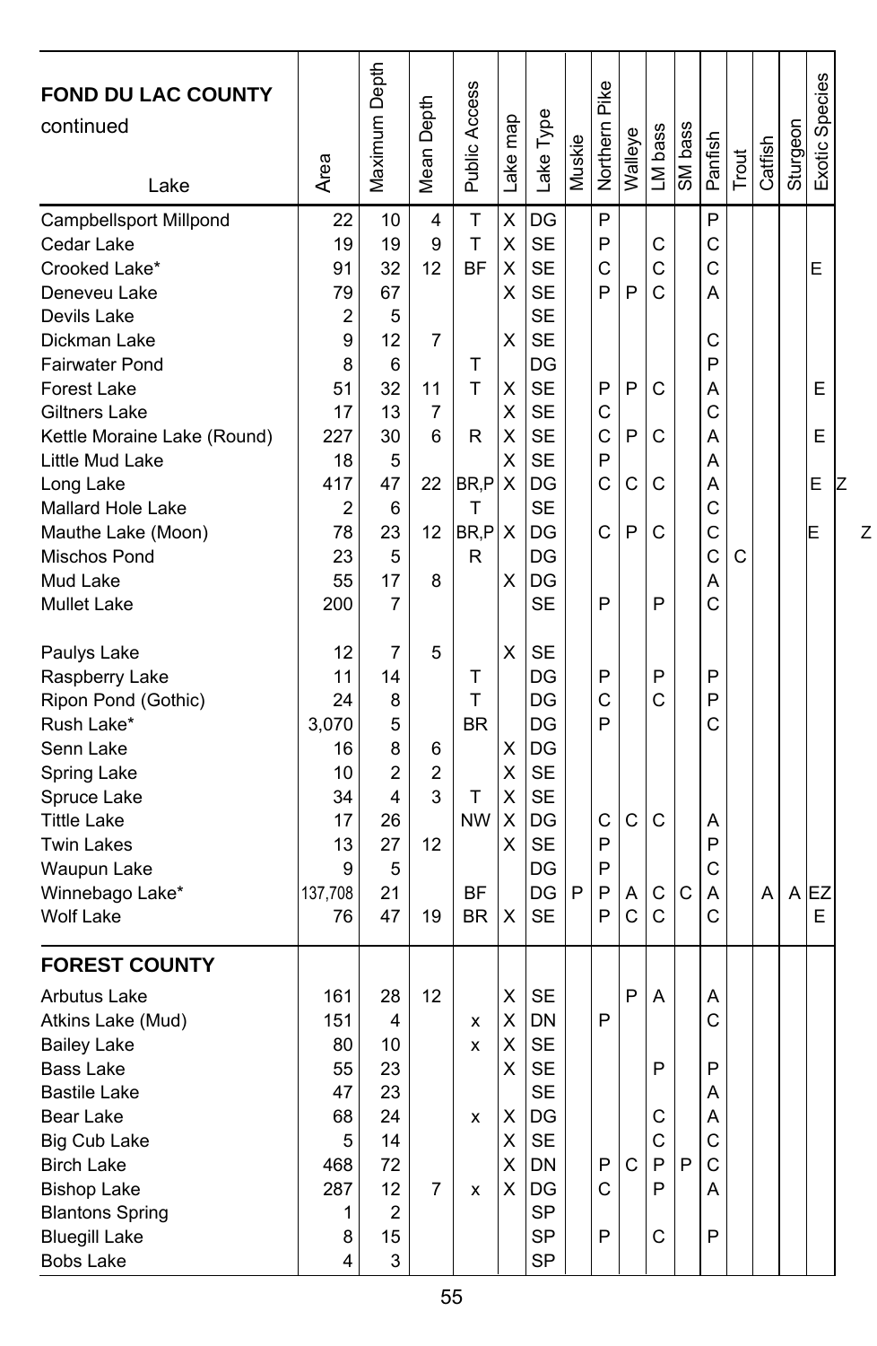| FOND DU LAC COUNTY continued<br>Lake | Area | Maximum Depth | Mean Depth | Public Access | Lake map | Lake Type | Muskie | Northern Pike | Walleye | LM bass | SM bass | Panfish | Trout | Catfish | Sturgeon | Exotic Species |
|---|---|---|---|---|---|---|---|---|---|---|---|---|---|---|---|---|
| Campbellsport Millpond | 22 | 10 | 4 | T | X | DG | | P | | | | P | | | | |
| Cedar Lake | 19 | 19 | 9 | T | X | SE | | P | | C | | C | | | | |
| Crooked Lake* | 91 | 32 | 12 | BF | X | SE | | C | | C | | C | | | | E |
| Deneveu Lake | 79 | 67 | | | X | SE | | P | P | C | | A | | | | |
| Devils Lake | 2 | 5 | | | | SE | | | | | | | | | | |
| Dickman Lake | 9 | 12 | 7 | | X | SE | | | | | | C | | | | |
| Fairwater Pond | 8 | 6 | | T | | DG | | | | | | P | | | | |
| Forest Lake | 51 | 32 | 11 | T | X | SE | | P | P | C | | A | | | | E |
| Giltners Lake | 17 | 13 | 7 | | X | SE | | C | | | | C | | | | |
| Kettle Moraine Lake (Round) | 227 | 30 | 6 | R | X | SE | | C | P | C | | A | | | | E |
| Little Mud Lake | 18 | 5 | | | X | SE | | P | | | | A | | | | |
| Long Lake | 417 | 47 | 22 | BR,P | X | DG | | C | C | C | | A | | | | EZ |
| Mallard Hole Lake | 2 | 6 | | T | | SE | | | | | | C | | | | |
| Mauthe Lake (Moon) | 78 | 23 | 12 | BR,P | X | DG | | C | P | C | | C | | | | EZ |
| Mischos Pond | 23 | 5 | | R | | DG | | | | | | C | C | | | |
| Mud Lake | 55 | 17 | 8 | | X | DG | | | | | | A | | | | |
| Mullet Lake | 200 | 7 | | | | SE | | P | | P | | C | | | | |
| Paulys Lake | 12 | 7 | 5 | | X | SE | | | | | | | | | | |
| Raspberry Lake | 11 | 14 | | T | | DG | | P | | P | | P | | | | |
| Ripon Pond (Gothic) | 24 | 8 | | T | | DG | | C | | C | | P | | | | |
| Rush Lake* | 3,070 | 5 | | BR | | DG | | P | | | | C | | | | |
| Senn Lake | 16 | 8 | 6 | | X | DG | | | | | | | | | | |
| Spring Lake | 10 | 2 | 2 | | X | SE | | | | | | | | | | |
| Spruce Lake | 34 | 4 | 3 | T | X | SE | | | | | | | | | | |
| Tittle Lake | 17 | 26 | | NW | X | DG | | C | C | C | | A | | | | |
| Twin Lakes | 13 | 27 | 12 | | X | SE | | P | | | | P | | | | |
| Waupun Lake | 9 | 5 | | | | DG | | P | | | | C | | | | |
| Winnebago Lake* | 137,708 | 21 | | BF | | DG | P | P | A | C | C | A | | A | A | EZ |
| Wolf Lake | 76 | 47 | 19 | BR | X | SE | | P | C | C | | C | | | | E |
| **FOREST COUNTY** | | | | | | | | | | | | | | | | |
| Arbutus Lake | 161 | 28 | 12 | | X | SE | | | P | A | | A | | | | |
| Atkins Lake (Mud) | 151 | 4 | | x | X | DN | | P | | | | C | | | | |
| Bailey Lake | 80 | 10 | | x | X | SE | | | | | | | | | | |
| Bass Lake | 55 | 23 | | | X | SE | | | | P | | P | | | | |
| Bastile Lake | 47 | 23 | | | | SE | | | | | | A | | | | |
| Bear Lake | 68 | 24 | | x | X | DG | | | | C | | A | | | | |
| Big Cub Lake | 5 | 14 | | | X | SE | | | | C | | C | | | | |
| Birch Lake | 468 | 72 | | x | X | DN | | P | C | P | P | C | | | | |
| Bishop Lake | 287 | 12 | 7 | x | X | DG | | C | | P | | A | | | | |
| Blantons Spring | 1 | 2 | | | | SP | | | | | | | | | | |
| Bluegill Lake | 8 | 15 | | | | SP | | P | | C | | P | | | | |
| Bobs Lake | 4 | 3 | | | | SP | | | | | | | | | | |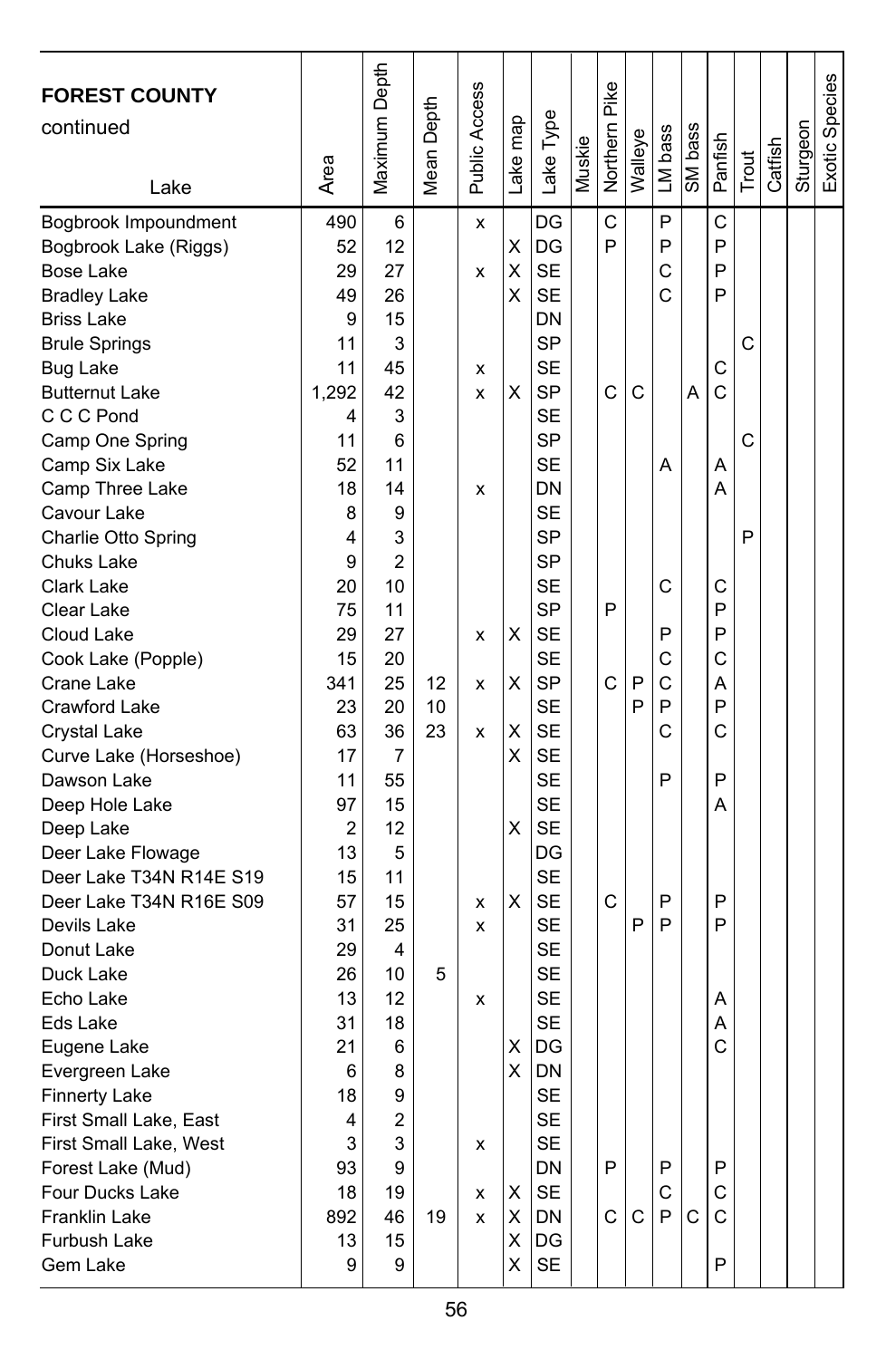| FOREST COUNTY continued Lake | Area | Maximum Depth | Mean Depth | Public Access | Lake map | Lake Type | Muskie | Northern Pike | Walleye | LM bass | SM bass | Panfish | Trout | Catfish | Sturgeon | Exotic Species |
|---|---|---|---|---|---|---|---|---|---|---|---|---|---|---|---|---|
| Bogbrook Impoundment | 490 | 6 | | x | | DG | | C | | P | | C | | | | |
| Bogbrook Lake (Riggs) | 52 | 12 | | | X | DG | | P | | P | | P | | | | |
| Bose Lake | 29 | 27 | | x | X | SE | | | | C | | P | | | | |
| Bradley Lake | 49 | 26 | | | X | SE | | | | C | | P | | | | |
| Briss Lake | 9 | 15 | | | | DN | | | | | | | | | | |
| Brule Springs | 11 | 3 | | | | SP | | | | | | | C | | | |
| Bug Lake | 11 | 45 | | x | | SE | | | | | | C | | | | |
| Butternut Lake | 1,292 | 42 | | x | X | SP | | C | C | | A | C | | | | |
| C C C Pond | 4 | 3 | | | | SE | | | | | | | | | | |
| Camp One Spring | 11 | 6 | | | | SP | | | | | | | C | | | |
| Camp Six Lake | 52 | 11 | | | | SE | | | | A | | A | | | | |
| Camp Three Lake | 18 | 14 | | x | | DN | | | | | | A | | | | |
| Cavour Lake | 8 | 9 | | | | SE | | | | | | | | | | |
| Charlie Otto Spring | 4 | 3 | | | | SP | | | | | | | P | | | |
| Chuks Lake | 9 | 2 | | | | SP | | | | | | | | | | |
| Clark Lake | 20 | 10 | | | | SE | | | | C | | C | | | | |
| Clear Lake | 75 | 11 | | | | SP | | P | | | | P | | | | |
| Cloud Lake | 29 | 27 | | x | X | SE | | | | P | | P | | | | |
| Cook Lake (Popple) | 15 | 20 | | | | SE | | | | C | | C | | | | |
| Crane Lake | 341 | 25 | 12 | x | X | SP | | C | P | C | | A | | | | |
| Crawford Lake | 23 | 20 | 10 | | | SE | | | P | P | | P | | | | |
| Crystal Lake | 63 | 36 | 23 | x | X | SE | | | | C | | C | | | | |
| Curve Lake (Horseshoe) | 17 | 7 | | | X | SE | | | | | | | | | | |
| Dawson Lake | 11 | 55 | | | | SE | | | | P | | P | | | | |
| Deep Hole Lake | 97 | 15 | | | | SE | | | | | | A | | | | |
| Deep Lake | 2 | 12 | | | X | SE | | | | | | | | | | |
| Deer Lake Flowage | 13 | 5 | | | | DG | | | | | | | | | | |
| Deer Lake T34N R14E S19 | 15 | 11 | | | | SE | | | | | | | | | | |
| Deer Lake T34N R16E S09 | 57 | 15 | | x | X | SE | | C | | P | | P | | | | |
| Devils Lake | 31 | 25 | | x | | SE | | | P | P | | P | | | | |
| Donut Lake | 29 | 4 | | | | SE | | | | | | | | | | |
| Duck Lake | 26 | 10 | 5 | | | SE | | | | | | | | | | |
| Echo Lake | 13 | 12 | | x | | SE | | | | | | A | | | | |
| Eds Lake | 31 | 18 | | | | SE | | | | | | A | | | | |
| Eugene Lake | 21 | 6 | | | X | DG | | | | | | C | | | | |
| Evergreen Lake | 6 | 8 | | | X | DN | | | | | | | | | | |
| Finnerty Lake | 18 | 9 | | | | SE | | | | | | | | | | |
| First Small Lake, East | 4 | 2 | | | | SE | | | | | | | | | | |
| First Small Lake, West | 3 | 3 | | x | | SE | | | | | | | | | | |
| Forest Lake (Mud) | 93 | 9 | | | | DN | | P | | P | | P | | | | |
| Four Ducks Lake | 18 | 19 | | x | X | SE | | | | C | | C | | | | |
| Franklin Lake | 892 | 46 | 19 | x | X | DN | | C | C | P | C | C | | | | |
| Furbush Lake | 13 | 15 | | | X | DG | | | | | | | | | | |
| Gem Lake | 9 | 9 | | | X | SE | | | | | | P | | | | |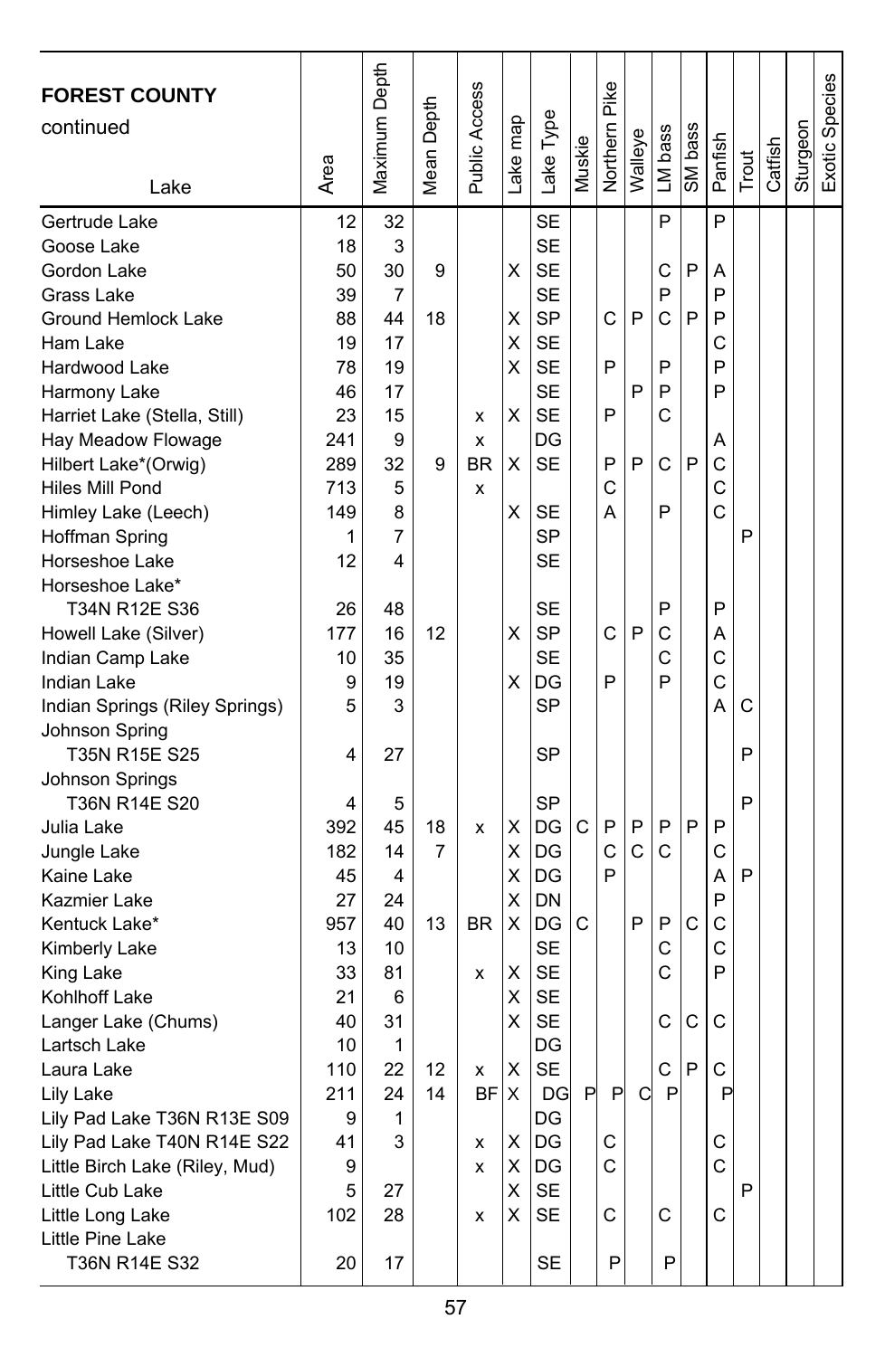| FOREST COUNTY continued Lake | Area | Maximum Depth | Mean Depth | Public Access | Lake map | Lake Type | Muskie | Northern Pike | Walleye | LM bass | SM bass | Panfish | Trout | Catfish | Sturgeon | Exotic Species |
|---|---|---|---|---|---|---|---|---|---|---|---|---|---|---|---|---|
| Gertrude Lake | 12 | 32 | | | | SE | | | | P | | P | | | | |
| Goose Lake | 18 | 3 | | | | SE | | | | | | | | | | |
| Gordon Lake | 50 | 30 | 9 | | X | SE | | | | C | P | A | | | | |
| Grass Lake | 39 | 7 | | | | SE | | | | P | | P | | | | |
| Ground Hemlock Lake | 88 | 44 | 18 | | X | SP | | C | P | C | P | P | | | | |
| Ham Lake | 19 | 17 | | | X | SE | | | | | | C | | | | |
| Hardwood Lake | 78 | 19 | | | X | SE | | P | | P | | P | | | | |
| Harmony Lake | 46 | 17 | | | | SE | | | P | P | | P | | | | |
| Harriet Lake (Stella, Still) | 23 | 15 | | x | X | SE | | P | | C | | | | | | |
| Hay Meadow Flowage | 241 | 9 | | x | | DG | | | | | | A | | | | |
| Hilbert Lake*(Orwig) | 289 | 32 | 9 | BR | X | SE | | P | P | C | P | C | | | | |
| Hiles Mill Pond | 713 | 5 | | x | | | | C | | | | C | | | | |
| Himley Lake (Leech) | 149 | 8 | | | X | SE | | A | | P | | C | | | | |
| Hoffman Spring | 1 | 7 | | | | SP | | | | | | | P | | | |
| Horseshoe Lake | 12 | 4 | | | | SE | | | | | | | | | | |
| Horseshoe Lake* T34N R12E S36 | 26 | 48 | | | | SE | | | | P | | P | | | | |
| Howell Lake (Silver) | 177 | 16 | 12 | | X | SP | | C | P | C | | A | | | | |
| Indian Camp Lake | 10 | 35 | | | | SE | | | | C | | C | | | | |
| Indian Lake | 9 | 19 | | | X | DG | | P | | P | | C | | | | |
| Indian Springs (Riley Springs) | 5 | 3 | | | | SP | | | | | | A | C | | | |
| Johnson Spring T35N R15E S25 | 4 | 27 | | | | SP | | | | | | | P | | | |
| Johnson Springs T36N R14E S20 | 4 | 5 | | | | SP | | | | | | | P | | | |
| Julia Lake | 392 | 45 | 18 | x | X | DG | C | P | P | P | P | P | | | | |
| Jungle Lake | 182 | 14 | 7 | | X | DG | | C | C | C | | C | | | | |
| Kaine Lake | 45 | 4 | | | X | DG | | P | | | | A | P | | | |
| Kazmier Lake | 27 | 24 | | | X | DN | | | | | | P | | | | |
| Kentuck Lake* | 957 | 40 | 13 | BR | X | DG | C | | P | P | C | C | | | | |
| Kimberly Lake | 13 | 10 | | | | SE | | | | C | | C | | | | |
| King Lake | 33 | 81 | | x | X | SE | | | | C | | P | | | | |
| Kohlhoff Lake | 21 | 6 | | | X | SE | | | | | | | | | | |
| Langer Lake (Chums) | 40 | 31 | | | X | SE | | | | C | C | C | | | | |
| Lartsch Lake | 10 | 1 | | | | DG | | | | | | | | | | |
| Laura Lake | 110 | 22 | 12 | x | X | SE | | | | C | P | C | | | | |
| Lily Lake | 211 | 24 | 14 | BF | X | DG | P | P | C | P | | P | | | | |
| Lily Pad Lake T36N R13E S09 | 9 | 1 | | | | DG | | | | | | | | | | |
| Lily Pad Lake T40N R14E S22 | 41 | 3 | | x | X | DG | | C | | | | C | | | | |
| Little Birch Lake (Riley, Mud) | 9 | | | x | X | DG | | C | | | | C | | | | |
| Little Cub Lake | 5 | 27 | | | X | SE | | | | | | | P | | | |
| Little Long Lake | 102 | 28 | | x | X | SE | | C | | C | | C | | | | |
| Little Pine Lake T36N R14E S32 | 20 | 17 | | | | SE | | P | | P | | | | | | |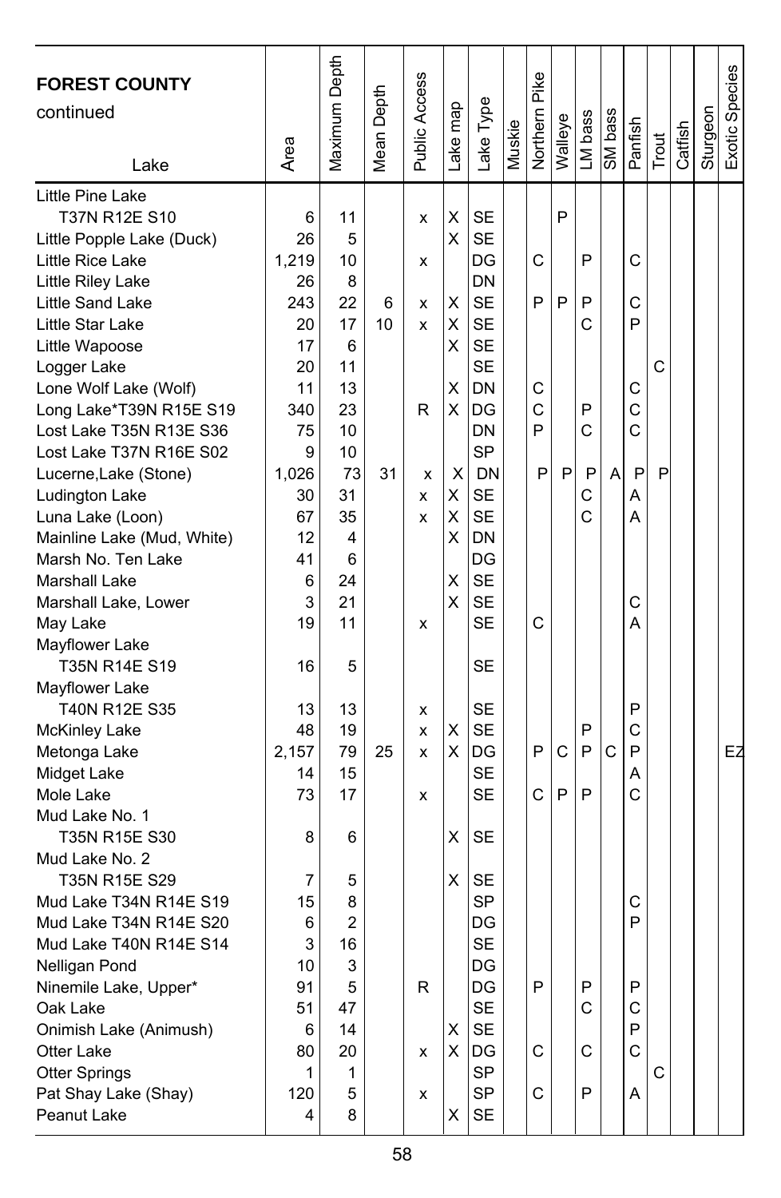| FOREST COUNTY continued Lake | Area | Maximum Depth | Mean Depth | Public Access | Lake map | Lake Type | Muskie | Northern Pike | Walleye | LM bass | SM bass | Panfish | Trout | Catfish | Sturgeon | Exotic Species |
|---|---|---|---|---|---|---|---|---|---|---|---|---|---|---|---|---|
| Little Pine Lake T37N R12E S10 | 6 | 11 | | x | X | SE | | | P | | | | | | | |
| Little Popple Lake (Duck) | 26 | 5 | | | X | SE | | | | | | | | | | |
| Little Rice Lake | 1,219 | 10 | | x | | DG | | C | | P | | C | | | | |
| Little Riley Lake | 26 | 8 | | | | DN | | | | | | | | | | |
| Little Sand Lake | 243 | 22 | 6 | x | X | SE | | P | P | P | | C | | | | |
| Little Star Lake | 20 | 17 | 10 | x | X | SE | | | | C | | P | | | | |
| Little Wapoose | 17 | 6 | | | X | SE | | | | | | | | | | |
| Logger Lake | 20 | 11 | | | | SE | | | | | | | C | | | |
| Lone Wolf Lake (Wolf) | 11 | 13 | | | X | DN | | C | | | | C | | | | |
| Long Lake*T39N R15E S19 | 340 | 23 | | R | X | DG | | C | | P | | C | | | | |
| Lost Lake T35N R13E S36 | 75 | 10 | | | | DN | | P | | C | | C | | | | |
| Lost Lake T37N R16E S02 | 9 | 10 | | | | SP | | | | | | | | | | |
| Lucerne,Lake (Stone) | 1,026 | 73 | 31 | x | X | DN | | P | P | P | A | P | P | | | |
| Ludington Lake | 30 | 31 | | x | X | SE | | | | C | | A | | | | |
| Luna Lake (Loon) | 67 | 35 | | x | X | SE | | | | C | | A | | | | |
| Mainline Lake (Mud, White) | 12 | 4 | | | X | DN | | | | | | | | | | |
| Marsh No. Ten Lake | 41 | 6 | | | | DG | | | | | | | | | | |
| Marshall Lake | 6 | 24 | | | X | SE | | | | | | | | | | |
| Marshall Lake, Lower | 3 | 21 | | | X | SE | | | | | | C | | | | |
| May Lake | 19 | 11 | | x | | SE | | C | | | | A | | | | |
| Mayflower Lake T35N R14E S19 | 16 | 5 | | | | SE | | | | | | | | | | |
| Mayflower Lake T40N R12E S35 | 13 | 13 | | x | | SE | | | | | | P | | | | |
| McKinley Lake | 48 | 19 | | x | X | SE | | | | P | | C | | | | |
| Metonga Lake | 2,157 | 79 | 25 | x | X | DG | | P | C | P | C | P | | | | EZ |
| Midget Lake | 14 | 15 | | | | SE | | | | | | A | | | | |
| Mole Lake | 73 | 17 | | x | | SE | | C | P | P | | C | | | | |
| Mud Lake No. 1 T35N R15E S30 | 8 | 6 | | | X | SE | | | | | | | | | | |
| Mud Lake No. 2 T35N R15E S29 | 7 | 5 | | | X | SE | | | | | | | | | | |
| Mud Lake T34N R14E S19 | 15 | 8 | | | | SP | | | | | | C | | | | |
| Mud Lake T34N R14E S20 | 6 | 2 | | | | DG | | | | | | P | | | | |
| Mud Lake T40N R14E S14 | 3 | 16 | | | | SE | | | | | | | | | | |
| Nelligan Pond | 10 | 3 | | | | DG | | | | | | | | | | |
| Ninemile Lake, Upper* | 91 | 5 | | R | | DG | | P | | P | | P | | | | |
| Oak Lake | 51 | 47 | | | | SE | | | | C | | C | | | | |
| Onimish Lake (Animush) | 6 | 14 | | | X | SE | | | | | | P | | | | |
| Otter Lake | 80 | 20 | | x | X | DG | | C | | C | | C | | | | |
| Otter Springs | 1 | 1 | | | | SP | | | | | | | C | | | |
| Pat Shay Lake (Shay) | 120 | 5 | | x | | SP | | C | | P | | A | | | | |
| Peanut Lake | 4 | 8 | | | X | SE | | | | | | | | | | |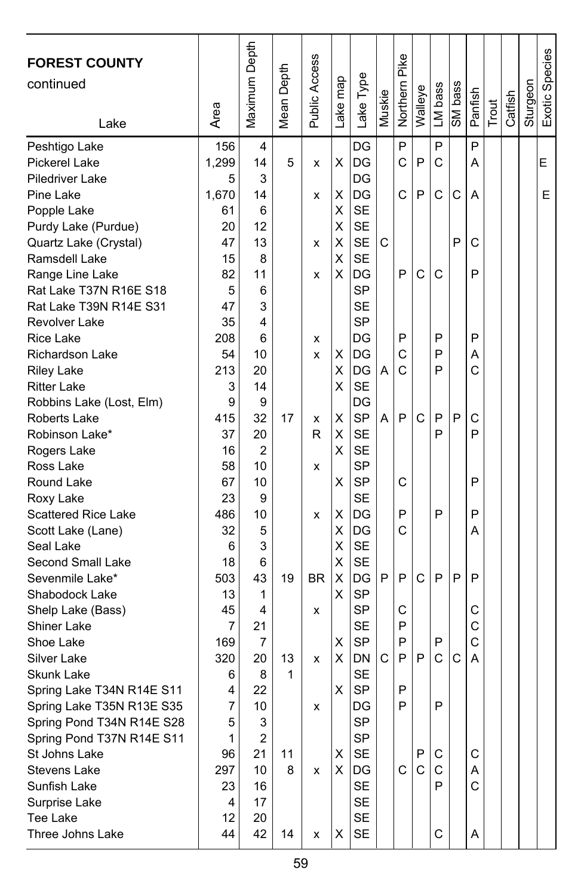| FOREST COUNTY continued Lake | Area | Maximum Depth | Mean Depth | Public Access | Lake map | Lake Type | Muskie | Northern Pike | Walleye | LM bass | SM bass | Panfish | Trout | Catfish | Sturgeon | Exotic Species |
|---|---|---|---|---|---|---|---|---|---|---|---|---|---|---|---|---|
| Peshtigo Lake | 156 | 4 | | | | DG | | P | | P | | P | | | | |
| Pickerel Lake | 1,299 | 14 | 5 | x | X | DG | | C | P | C | | A | | | | E |
| Piledriver Lake | 5 | 3 | | | | DG | | | | | | | | | | |
| Pine Lake | 1,670 | 14 | | x | X | DG | | C | P | C | C | A | | | | E |
| Popple Lake | 61 | 6 | | | X | SE | | | | | | | | | | |
| Purdy Lake (Purdue) | 20 | 12 | | | X | SE | | | | | | | | | | |
| Quartz Lake (Crystal) | 47 | 13 | | x | X | SE | C | | | | P | C | | | | |
| Ramsdell Lake | 15 | 8 | | | X | SE | | | | | | | | | | |
| Range Line Lake | 82 | 11 | | x | X | DG | | P | C | C | | P | | | | |
| Rat Lake T37N R16E S18 | 5 | 6 | | | | SP | | | | | | | | | | |
| Rat Lake T39N R14E S31 | 47 | 3 | | | | SE | | | | | | | | | | |
| Revolver Lake | 35 | 4 | | | | SP | | | | | | | | | | |
| Rice Lake | 208 | 6 | | x | | DG | | P | | P | | P | | | | |
| Richardson Lake | 54 | 10 | | x | X | DG | | C | | P | | A | | | | |
| Riley Lake | 213 | 20 | | | X | DG | A | C | | P | | C | | | | |
| Ritter Lake | 3 | 14 | | | X | SE | | | | | | | | | | |
| Robbins Lake (Lost, Elm) | 9 | 9 | | | | DG | | | | | | | | | | |
| Roberts Lake | 415 | 32 | 17 | x | X | SP | A | P | C | P | P | C | | | | |
| Robinson Lake* | 37 | 20 | | R | X | SE | | | | P | | P | | | | |
| Rogers Lake | 16 | 2 | | | X | SE | | | | | | | | | | |
| Ross Lake | 58 | 10 | | x | | SP | | | | | | | | | | |
| Round Lake | 67 | 10 | | | X | SP | | C | | | | P | | | | |
| Roxy Lake | 23 | 9 | | | | SE | | | | | | | | | | |
| Scattered Rice Lake | 486 | 10 | | x | X | DG | | P | | P | | P | | | | |
| Scott Lake (Lane) | 32 | 5 | | | X | DG | | C | | | | A | | | | |
| Seal Lake | 6 | 3 | | | X | SE | | | | | | | | | | |
| Second Small Lake | 18 | 6 | | | X | SE | | | | | | | | | | |
| Sevenmile Lake* | 503 | 43 | 19 | BR | X | DG | P | P | C | P | P | P | | | | |
| Shabodock Lake | 13 | 1 | | | X | SP | | | | | | | | | | |
| Shelp Lake (Bass) | 45 | 4 | | x | | SP | | C | | | | C | | | | |
| Shiner Lake | 7 | 21 | | | | SE | | P | | | | C | | | | |
| Shoe Lake | 169 | 7 | | | X | SP | | P | | P | | C | | | | |
| Silver Lake | 320 | 20 | 13 | x | X | DN | C | P | P | C | C | A | | | | |
| Skunk Lake | 6 | 8 | 1 | | | SE | | | | | | | | | | |
| Spring Lake T34N R14E S11 | 4 | 22 | | | X | SP | | P | | | | | | | | |
| Spring Lake T35N R13E S35 | 7 | 10 | | x | | DG | | P | | P | | | | | | |
| Spring Pond T34N R14E S28 | 5 | 3 | | | | SP | | | | | | | | | | |
| Spring Pond T37N R14E S11 | 1 | 2 | | | | SP | | | | | | | | | | |
| St Johns Lake | 96 | 21 | 11 | | X | SE | | | P | C | | C | | | | |
| Stevens Lake | 297 | 10 | 8 | x | X | DG | | C | C | C | | A | | | | |
| Sunfish Lake | 23 | 16 | | | | SE | | | | P | | C | | | | |
| Surprise Lake | 4 | 17 | | | | SE | | | | | | | | | | |
| Tee Lake | 12 | 20 | | | | SE | | | | | | | | | | |
| Three Johns Lake | 44 | 42 | 14 | x | X | SE | | | | C | | A | | | | |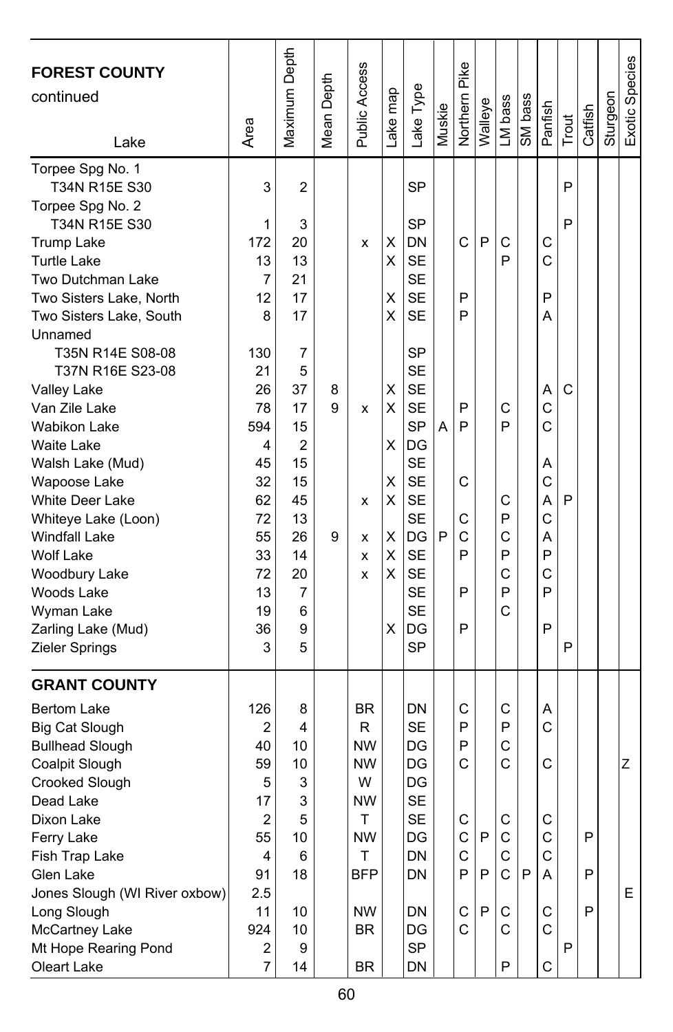| **FOREST COUNTY** continued<br>Lake | Area | Maximum Depth | Mean Depth | Public Access | Lake map | Lake Type | Muskie | Northern Pike | Walleye | LM bass | SM bass | Panfish | Trout | Catfish | Sturgeon | Exotic Species |
|---|---|---|---|---|---|---|---|---|---|---|---|---|---|---|---|---|
| Torpee Spg No. 1 T34N R15E S30 | 3 | 2 | | | | SP | | | | | | | P | | | |
| Torpee Spg No. 2 T34N R15E S30 | 1 | 3 | | | | SP | | | | | | | P | | | |
| Trump Lake | 172 | 20 | | x | X | DN | | C | P | C | | C | | | | |
| Turtle Lake | 13 | 13 | | | X | SE | | | | P | | C | | | | |
| Two Dutchman Lake | 7 | 21 | | | | SE | | | | | | | | | | |
| Two Sisters Lake, North | 12 | 17 | | | X | SE | | P | | | | P | | | | |
| Two Sisters Lake, South | 8 | 17 | | | X | SE | | P | | | | A | | | | |
| Unnamed | | | | | | | | | | | | | | | | |
| T35N R14E S08-08 | 130 | 7 | | | | SP | | | | | | | | | | |
| T37N R16E S23-08 | 21 | 5 | | | | SE | | | | | | | | | | |
| Valley Lake | 26 | 37 | 8 | | X | SE | | | | | | A | C | | | |
| Van Zile Lake | 78 | 17 | 9 | x | X | SE | | P | | C | | C | | | | |
| Wabikon Lake | 594 | 15 | | | | SP | A | P | | P | | C | | | | |
| Waite Lake | 4 | 2 | | | X | DG | | | | | | | | | | |
| Walsh Lake (Mud) | 45 | 15 | | | | SE | | | | | | A | | | | |
| Wapoose Lake | 32 | 15 | | | X | SE | | C | | | | C | | | | |
| White Deer Lake | 62 | 45 | | x | X | SE | | | | C | | A | P | | | |
| Whiteye Lake (Loon) | 72 | 13 | | | | SE | | C | | P | | C | | | | |
| Windfall Lake | 55 | 26 | 9 | x | X | DG | P | C | | C | | A | | | | |
| Wolf Lake | 33 | 14 | | x | X | SE | | P | | P | | P | | | | |
| Woodbury Lake | 72 | 20 | | x | X | SE | | | | C | | C | | | | |
| Woods Lake | 13 | 7 | | | | SE | | P | | P | | P | | | | |
| Wyman Lake | 19 | 6 | | | | SE | | | | C | | | | | | |
| Zarling Lake (Mud) | 36 | 9 | | | X | DG | | P | | | | P | | | | |
| Zieler Springs | 3 | 5 | | | | SP | | | | | | | P | | | |
| **GRANT COUNTY** | | | | | | | | | | | | | | | | |
| Bertom Lake | 126 | 8 | | BR | | DN | | C | | C | | A | | | | |
| Big Cat Slough | 2 | 4 | | R | | SE | | P | | P | | C | | | | |
| Bullhead Slough | 40 | 10 | | NW | | DG | | P | | C | | | | | | |
| Coalpit Slough | 59 | 10 | | NW | | DG | | C | | C | | C | | | | Z |
| Crooked Slough | 5 | 3 | | W | | DG | | | | | | | | | | |
| Dead Lake | 17 | 3 | | NW | | SE | | | | | | | | | | |
| Dixon Lake | 2 | 5 | | T | | SE | | C | | C | | C | | | | |
| Ferry Lake | 55 | 10 | | NW | | DG | | C | P | C | | C | | P | | |
| Fish Trap Lake | 4 | 6 | | T | | DN | | C | | C | | C | | | | |
| Glen Lake | 91 | 18 | | BFP | | DN | | P | P | C | P | A | | P | | |
| Jones Slough (WI River oxbow) | 2.5 | | | | | | | | | | | | | | | E |
| Long Slough | 11 | 10 | | NW | | DN | | C | P | C | | C | | P | | |
| McCartney Lake | 924 | 10 | | BR | | DG | | C | | C | | C | | | | |
| Mt Hope Rearing Pond | 2 | 9 | | | | SP | | | | | | | P | | | |
| Oleart Lake | 7 | 14 | | BR | | DN | | | | P | | C | | | | |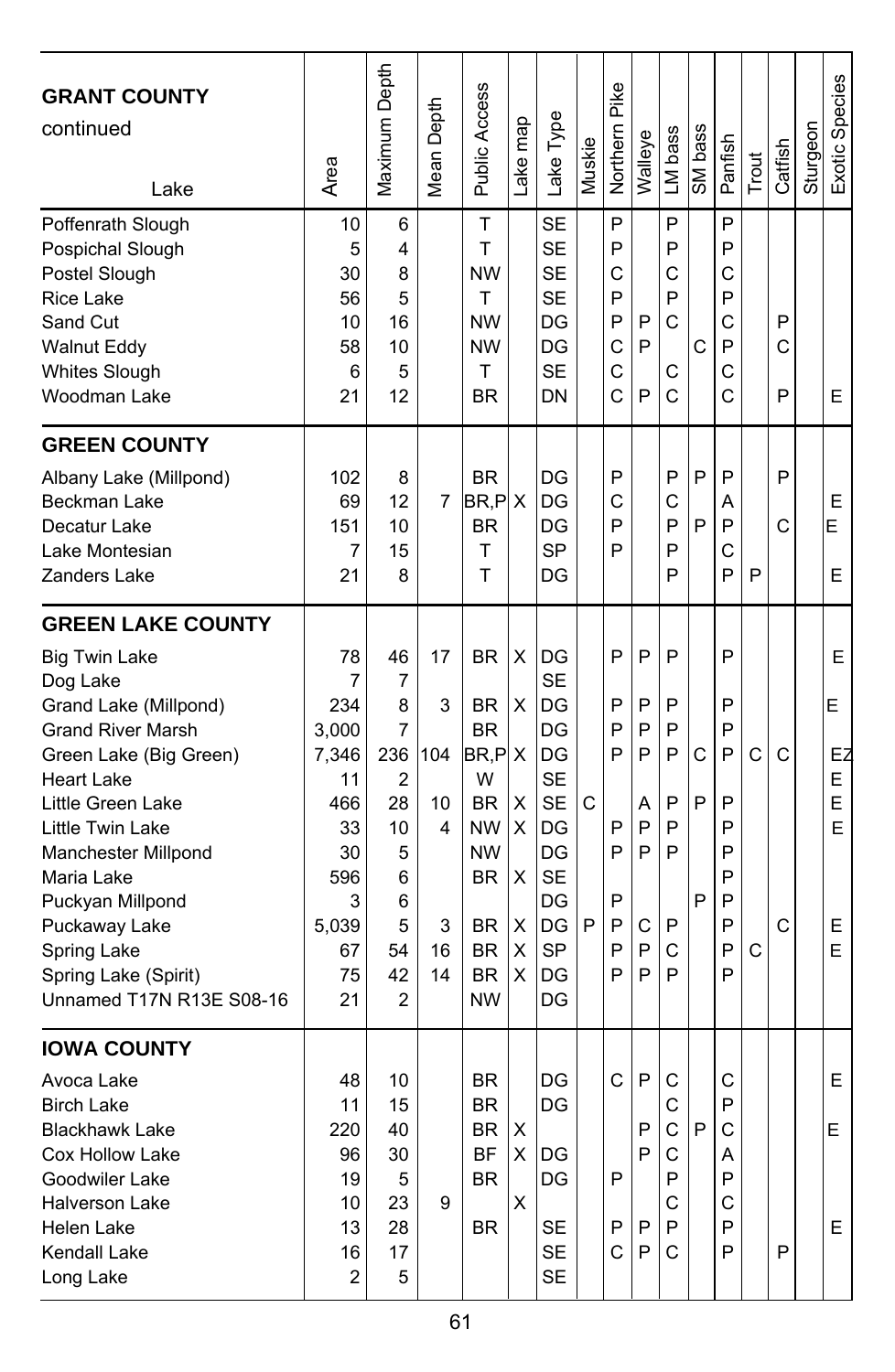| Lake | Area | Maximum Depth | Mean Depth | Public Access | Lake map | Lake Type | Muskie | Northern Pike | Walleye | LM bass | SM bass | Panfish | Trout | Catfish | Sturgeon | Exotic Species |
|---|---|---|---|---|---|---|---|---|---|---|---|---|---|---|---|---|
| **GRANT COUNTY** continued | | | | | | | | | | | | | | | | |
| Poffenrath Slough | 10 | 6 | | T | | SE | | P | | P | | P | | | | |
| Pospichal Slough | 5 | 4 | | T | | SE | | P | | P | | P | | | | |
| Postel Slough | 30 | 8 | | NW | | SE | | C | | C | | C | | | | |
| Rice Lake | 56 | 5 | | T | | SE | | P | | P | | P | | | | |
| Sand Cut | 10 | 16 | | NW | | DG | | P | P | C | | C | | P | | |
| Walnut Eddy | 58 | 10 | | NW | | DG | | C | P | | C | P | | C | | |
| Whites Slough | 6 | 5 | | T | | SE | | C | | C | | C | | | | |
| Woodman Lake | 21 | 12 | | BR | | DN | | C | P | C | | C | | P | | E |
| **GREEN COUNTY** | | | | | | | | | | | | | | | | |
| Albany Lake (Millpond) | 102 | 8 | | BR | | DG | | P | | P | P | P | | P | | |
| Beckman Lake | 69 | 12 | 7 | BR,P | X | DG | | C | | C | | A | | | | E |
| Decatur Lake | 151 | 10 | | BR | | DG | | P | | P | P | P | | C | | E |
| Lake Montesian | 7 | 15 | | T | | SP | | P | | P | | C | | | | |
| Zanders Lake | 21 | 8 | | T | | DG | | | | P | | P | P | | | E |
| **GREEN LAKE COUNTY** | | | | | | | | | | | | | | | | |
| Big Twin Lake | 78 | 46 | 17 | BR | X | DG | | P | P | P | | P | | | | E |
| Dog Lake | 7 | 7 | | | | SE | | | | | | | | | | |
| Grand Lake (Millpond) | 234 | 8 | 3 | BR | X | DG | | P | P | P | | P | | | | E |
| Grand River Marsh | 3,000 | 7 | | BR | | DG | | P | P | P | | P | | | | |
| Green Lake (Big Green) | 7,346 | 236 | 104 | BR,P | X | DG | | P | P | P | C | P | C | C | | EZ |
| Heart Lake | 11 | 2 | | W | | SE | | | | | | | | | | E |
| Little Green Lake | 466 | 28 | 10 | BR | X | SE | C | | A | P | P | P | | | | E |
| Little Twin Lake | 33 | 10 | 4 | NW | X | DG | | P | P | P | | P | | | | E |
| Manchester Millpond | 30 | 5 | | NW | | DG | | P | P | P | | P | | | | |
| Maria Lake | 596 | 6 | | BR | X | SE | | | | | | P | | | | |
| Puckyan Millpond | 3 | 6 | | | | DG | | P | | | P | P | | | | |
| Puckaway Lake | 5,039 | 5 | 3 | BR | X | DG | P | P | C | P | | P | | C | | E |
| Spring Lake | 67 | 54 | 16 | BR | X | SP | | P | P | C | | P | C | | | E |
| Spring Lake (Spirit) | 75 | 42 | 14 | BR | X | DG | | P | P | P | | P | | | | |
| Unnamed T17N R13E S08-16 | 21 | 2 | | NW | | DG | | | | | | | | | | |
| **IOWA COUNTY** | | | | | | | | | | | | | | | | |
| Avoca Lake | 48 | 10 | | BR | | DG | | C | P | C | | C | | | | E |
| Birch Lake | 11 | 15 | | BR | | DG | | | | C | | P | | | | |
| Blackhawk Lake | 220 | 40 | | BR | X | | | | P | C | P | C | | | | E |
| Cox Hollow Lake | 96 | 30 | | BF | X | DG | | | P | C | | A | | | | |
| Goodwiler Lake | 19 | 5 | | BR | | DG | | P | | P | | P | | | | |
| Halverson Lake | 10 | 23 | 9 | | X | | | | | C | | C | | | | |
| Helen Lake | 13 | 28 | | BR | | SE | | P | P | P | | P | | | | E |
| Kendall Lake | 16 | 17 | | | | SE | | C | P | C | | P | | P | | |
| Long Lake | 2 | 5 | | | | SE | | | | | | | | | | |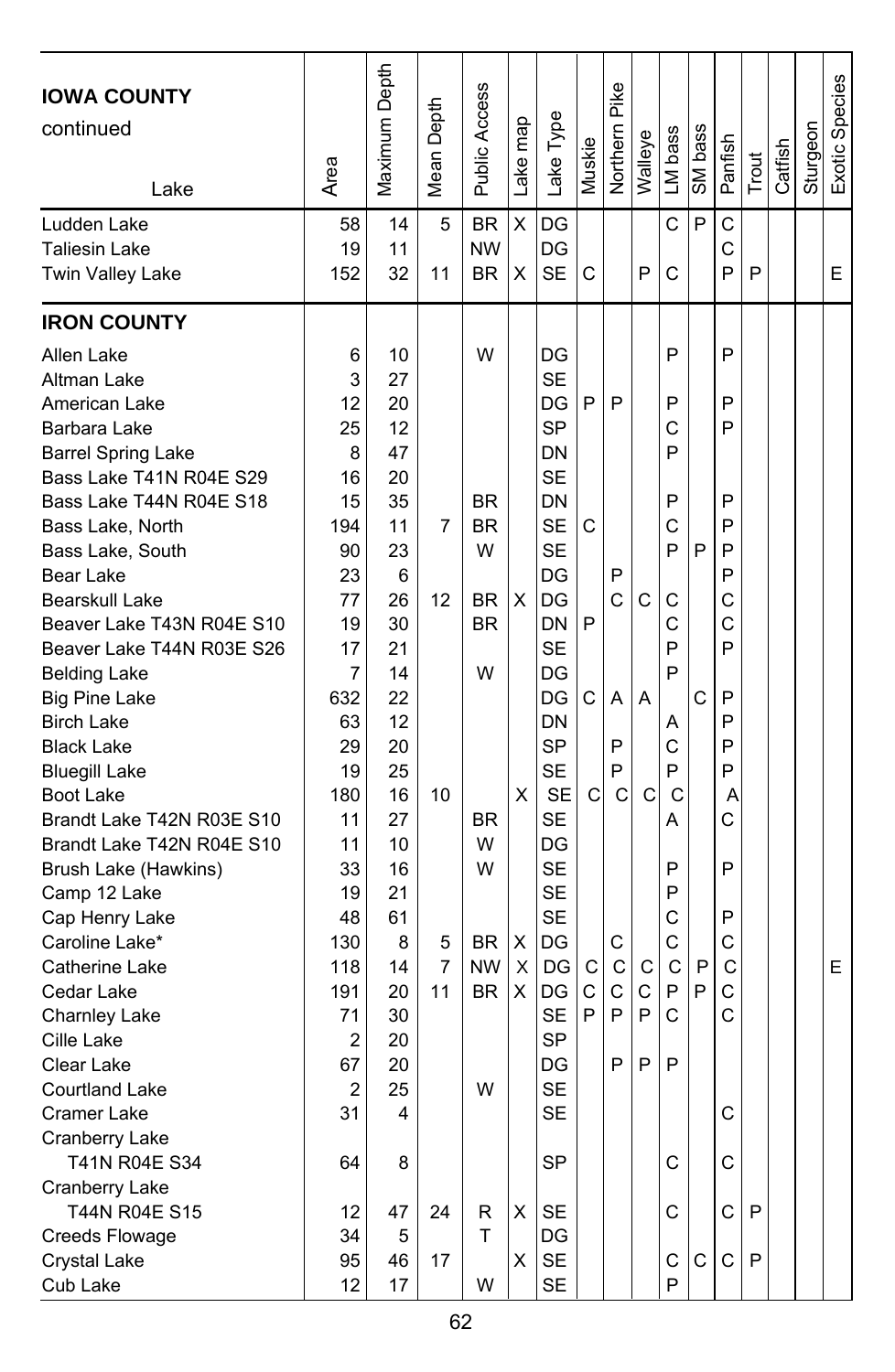| Lake | Area | Maximum Depth | Mean Depth | Public Access | Lake map | Lake Type | Muskie | Northern Pike | Walleye | LM bass | SM bass | Panfish | Trout | Catfish | Sturgeon | Exotic Species |
|---|---|---|---|---|---|---|---|---|---|---|---|---|---|---|---|---|
| **IOWA COUNTY** continued | | | | | | | | | | | | | | | | |
| Ludden Lake | 58 | 14 | 5 | BR | X | DG | | | | C | P | C | | | | |
| Taliesin Lake | 19 | 11 | | NW | | DG | | | | | | C | | | | |
| Twin Valley Lake | 152 | 32 | 11 | BR | X | SE | C | | P | C | | P | P | | | E |
| **IRON COUNTY** | | | | | | | | | | | | | | | | |
| Allen Lake | 6 | 10 | | W | | DG | | | | P | | P | | | | |
| Altman Lake | 3 | 27 | | | | SE | | | | | | | | | | |
| American Lake | 12 | 20 | | | | DG | P | P | | P | | P | | | | |
| Barbara Lake | 25 | 12 | | | | SP | | | | C | | P | | | | |
| Barrel Spring Lake | 8 | 47 | | | | DN | | | | P | | | | | | |
| Bass Lake T41N R04E S29 | 16 | 20 | | | | SE | | | | | | | | | | |
| Bass Lake T44N R04E S18 | 15 | 35 | | BR | | DN | | | | P | | P | | | | |
| Bass Lake, North | 194 | 11 | 7 | BR | | SE | C | | | C | | P | | | | |
| Bass Lake, South | 90 | 23 | | W | | SE | | | | P | P | P | | | | |
| Bear Lake | 23 | 6 | | | | DG | | P | | | | P | | | | |
| Bearskull Lake | 77 | 26 | 12 | BR | X | DG | | C | C | C | | C | | | | |
| Beaver Lake T43N R04E S10 | 19 | 30 | | BR | | DN | P | | | C | | C | | | | |
| Beaver Lake T44N R03E S26 | 17 | 21 | | | | SE | | | | P | | P | | | | |
| Belding Lake | 7 | 14 | | W | | DG | | | | P | | | | | | |
| Big Pine Lake | 632 | 22 | | | | DG | C | A | A | | C | P | | | | |
| Birch Lake | 63 | 12 | | | | DN | | | | A | | P | | | | |
| Black Lake | 29 | 20 | | | | SP | | P | | C | | P | | | | |
| Bluegill Lake | 19 | 25 | | | | SE | | P | | P | | P | | | | |
| Boot Lake | 180 | 16 | 10 | | X | SE | C | C | C | C | | A | | | | |
| Brandt Lake T42N R03E S10 | 11 | 27 | | BR | | SE | | | | A | | C | | | | |
| Brandt Lake T42N R04E S10 | 11 | 10 | | W | | DG | | | | | | | | | | |
| Brush Lake (Hawkins) | 33 | 16 | | W | | SE | | | | P | | P | | | | |
| Camp 12 Lake | 19 | 21 | | | | SE | | | | P | | | | | | |
| Cap Henry Lake | 48 | 61 | | | | SE | | | | C | | P | | | | |
| Caroline Lake* | 130 | 8 | 5 | BR | X | DG | | C | | C | | C | | | | |
| Catherine Lake | 118 | 14 | 7 | NW | X | DG | C | C | C | C | P | C | | | | E |
| Cedar Lake | 191 | 20 | 11 | BR | X | DG | C | C | C | P | P | C | | | | |
| Charnley Lake | 71 | 30 | | | | SE | P | P | P | C | | C | | | | |
| Cille Lake | 2 | 20 | | | | SP | | | | | | | | | | |
| Clear Lake | 67 | 20 | | | | DG | | P | P | P | | | | | | |
| Courtland Lake | 2 | 25 | | W | | SE | | | | | | | | | | |
| Cramer Lake | 31 | 4 | | | | SE | | | | | | C | | | | |
| Cranberry Lake T41N R04E S34 | 64 | 8 | | | | SP | | | | C | | C | | | | |
| Cranberry Lake T44N R04E S15 | 12 | 47 | 24 | R | X | SE | | | | C | | C | P | | | |
| Creeds Flowage | 34 | 5 | | T | | DG | | | | | | | | | | |
| Crystal Lake | 95 | 46 | 17 | | X | SE | | | | C | C | C | P | | | |
| Cub Lake | 12 | 17 | | W | | SE | | | | P | | | | | | |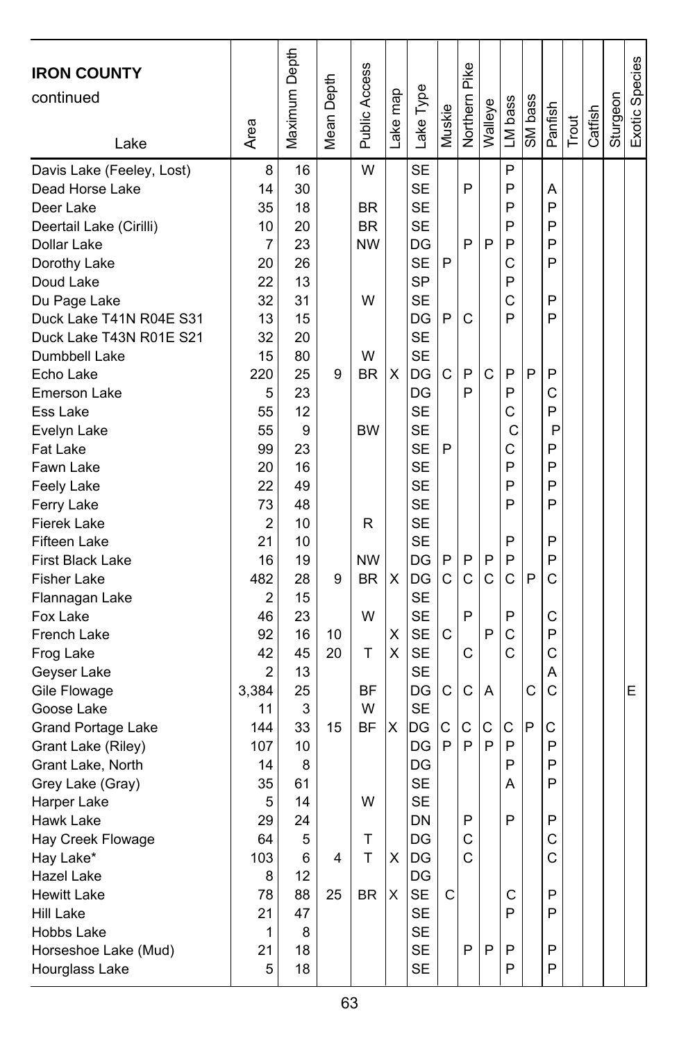| IRON COUNTY continued<br>Lake | Area | Maximum Depth | Mean Depth | Public Access | Lake map | Lake Type | Muskie | Northern Pike | Walleye | LM bass | SM bass | Panfish | Trout | Catfish | Sturgeon | Exotic Species |
|---|---|---|---|---|---|---|---|---|---|---|---|---|---|---|---|---|
| Davis Lake (Feeley, Lost) | 8 | 16 | | W | | SE | | | | P | | | | | | |
| Dead Horse Lake | 14 | 30 | | | | SE | | P | | P | | A | | | | |
| Deer Lake | 35 | 18 | | BR | | SE | | | | P | | P | | | | |
| Deertail Lake (Cirilli) | 10 | 20 | | BR | | SE | | | | P | | P | | | | |
| Dollar Lake | 7 | 23 | | NW | | DG | | P | P | P | | P | | | | |
| Dorothy Lake | 20 | 26 | | | | SE | P | | | C | | P | | | | |
| Doud Lake | 22 | 13 | | | | SP | | | | P | | | | | | |
| Du Page Lake | 32 | 31 | | W | | SE | | | | C | | P | | | | |
| Duck Lake T41N R04E S31 | 13 | 15 | | | | DG | P | C | | P | | P | | | | |
| Duck Lake T43N R01E S21 | 32 | 20 | | | | SE | | | | | | | | | | |
| Dumbbell Lake | 15 | 80 | | W | | SE | | | | | | | | | | |
| Echo Lake | 220 | 25 | 9 | BR | X | DG | C | P | C | P | P | P | | | | |
| Emerson Lake | 5 | 23 | | | | DG | | P | | P | | C | | | | |
| Ess Lake | 55 | 12 | | | | SE | | | | C | | P | | | | |
| Evelyn Lake | 55 | 9 | | BW | | SE | | | | C | | P | | | | |
| Fat Lake | 99 | 23 | | | | SE | P | | | C | | P | | | | |
| Fawn Lake | 20 | 16 | | | | SE | | | | P | | P | | | | |
| Feely Lake | 22 | 49 | | | | SE | | | | P | | P | | | | |
| Ferry Lake | 73 | 48 | | | | SE | | | | P | | P | | | | |
| Fierek Lake | 2 | 10 | | R | | SE | | | | | | | | | | |
| Fifteen Lake | 21 | 10 | | | | SE | | | | P | | P | | | | |
| First Black Lake | 16 | 19 | | NW | | DG | P | P | P | P | | P | | | | |
| Fisher Lake | 482 | 28 | 9 | BR | X | DG | C | C | C | C | P | C | | | | |
| Flannagan Lake | 2 | 15 | | | | SE | | | | | | | | | | |
| Fox Lake | 46 | 23 | | W | | SE | | P | | P | | C | | | | |
| French Lake | 92 | 16 | 10 | | X | SE | C | | P | C | | P | | | | |
| Frog Lake | 42 | 45 | 20 | T | X | SE | | C | | C | | C | | | | |
| Geyser Lake | 2 | 13 | | | | SE | | | | | | A | | | | |
| Gile Flowage | 3,384 | 25 | | BF | | DG | C | C | A | | C | C | | | | E |
| Goose Lake | 11 | 3 | | W | | SE | | | | | | | | | | |
| Grand Portage Lake | 144 | 33 | 15 | BF | X | DG | C | C | C | C | P | C | | | | |
| Grant Lake (Riley) | 107 | 10 | | | | DG | P | P | P | P | | P | | | | |
| Grant Lake, North | 14 | 8 | | | | DG | | | | P | | P | | | | |
| Grey Lake (Gray) | 35 | 61 | | | | SE | | | | A | | P | | | | |
| Harper Lake | 5 | 14 | | W | | SE | | | | | | | | | | |
| Hawk Lake | 29 | 24 | | | | DN | | P | | P | | P | | | | |
| Hay Creek Flowage | 64 | 5 | | T | | DG | | C | | | | C | | | | |
| Hay Lake* | 103 | 6 | 4 | T | X | DG | | C | | | | C | | | | |
| Hazel Lake | 8 | 12 | | | | DG | | | | | | | | | | |
| Hewitt Lake | 78 | 88 | 25 | BR | X | SE | C | | | C | | P | | | | |
| Hill Lake | 21 | 47 | | | | SE | | | | P | | P | | | | |
| Hobbs Lake | 1 | 8 | | | | SE | | | | | | | | | | |
| Horseshoe Lake (Mud) | 21 | 18 | | | | SE | | P | P | P | | P | | | | |
| Hourglass Lake | 5 | 18 | | | | SE | | | | P | | P | | | | |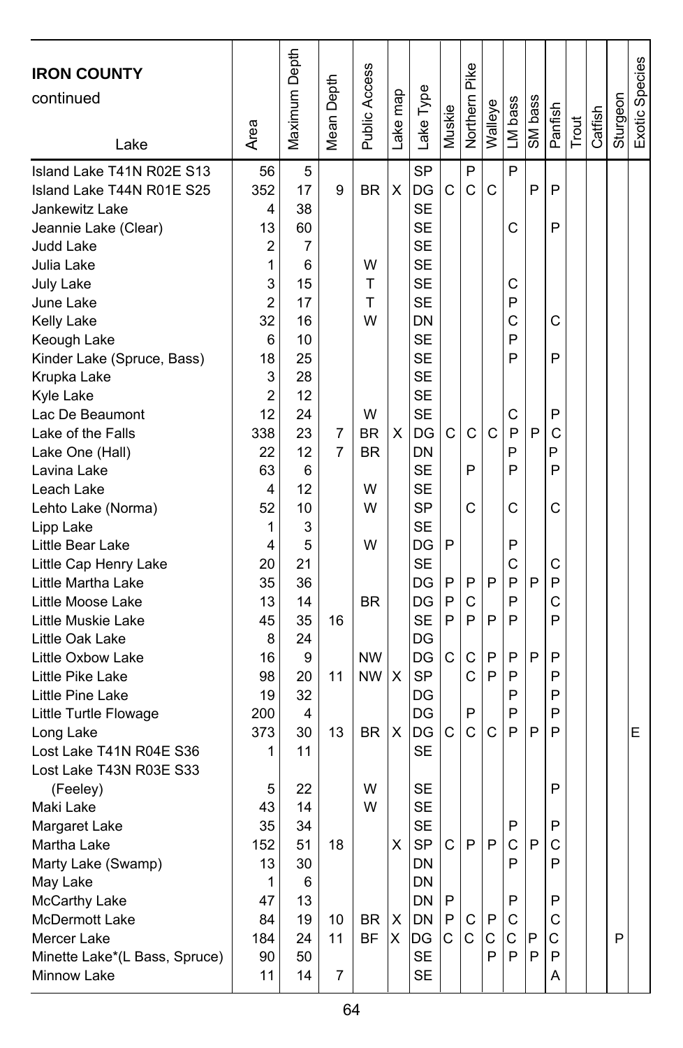| IRON COUNTY continued Lake | Area | Maximum Depth | Mean Depth | Public Access | Lake map | Lake Type | Muskie | Northern Pike | Walleye | LM bass | SM bass | Panfish | Trout | Catfish | Sturgeon | Exotic Species |
|---|---|---|---|---|---|---|---|---|---|---|---|---|---|---|---|---|
| Island Lake T41N R02E S13 | 56 | 5 | | | | SP | | P | | P | | | | | | |
| Island Lake T44N R01E S25 | 352 | 17 | 9 | BR | X | DG | C | C | C | | P | P | | | | |
| Jankewitz Lake | 4 | 38 | | | | SE | | | | | | | | | | |
| Jeannie Lake (Clear) | 13 | 60 | | | | SE | | | | C | | P | | | | |
| Judd Lake | 2 | 7 | | | | SE | | | | | | | | | | |
| Julia Lake | 1 | 6 | | W | | SE | | | | | | | | | | |
| July Lake | 3 | 15 | | T | | SE | | | | C | | | | | | |
| June Lake | 2 | 17 | | T | | SE | | | | P | | | | | | |
| Kelly Lake | 32 | 16 | | W | | DN | | | | C | | C | | | | |
| Keough Lake | 6 | 10 | | | | SE | | | | P | | | | | | |
| Kinder Lake (Spruce, Bass) | 18 | 25 | | | | SE | | | | P | | P | | | | |
| Krupka Lake | 3 | 28 | | | | SE | | | | | | | | | | |
| Kyle Lake | 2 | 12 | | | | SE | | | | | | | | | | |
| Lac De Beaumont | 12 | 24 | | W | | SE | | | | C | | P | | | | |
| Lake of the Falls | 338 | 23 | 7 | BR | X | DG | C | C | C | P | P | C | | | | |
| Lake One (Hall) | 22 | 12 | 7 | BR | | DN | | | | P | | P | | | | |
| Lavina Lake | 63 | 6 | | | | SE | | P | | P | | P | | | | |
| Leach Lake | 4 | 12 | | W | | SE | | | | | | | | | | |
| Lehto Lake (Norma) | 52 | 10 | | W | | SP | | C | | C | | C | | | | |
| Lipp Lake | 1 | 3 | | | | SE | | | | | | | | | | |
| Little Bear Lake | 4 | 5 | | W | | DG | P | | | P | | | | | | |
| Little Cap Henry Lake | 20 | 21 | | | | SE | | | | C | | C | | | | |
| Little Martha Lake | 35 | 36 | | | | DG | P | P | P | P | P | P | | | | |
| Little Moose Lake | 13 | 14 | | BR | | DG | P | C | | P | | C | | | | |
| Little Muskie Lake | 45 | 35 | 16 | | | SE | P | P | P | P | | P | | | | |
| Little Oak Lake | 8 | 24 | | | | DG | | | | | | | | | | |
| Little Oxbow Lake | 16 | 9 | | NW | | DG | C | C | P | P | P | P | | | | |
| Little Pike Lake | 98 | 20 | 11 | NW | X | SP | | C | P | P | | P | | | | |
| Little Pine Lake | 19 | 32 | | | | DG | | | | P | | P | | | | |
| Little Turtle Flowage | 200 | 4 | | | | DG | | P | | P | | P | | | | |
| Long Lake | 373 | 30 | 13 | BR | X | DG | C | C | C | P | P | P | | | | E |
| Lost Lake T41N R04E S36 | 1 | 11 | | | | SE | | | | | | | | | | |
| Lost Lake T43N R03E S33 (Feeley) | 5 | 22 | | W | | SE | | | | | | P | | | | |
| Maki Lake | 43 | 14 | | W | | SE | | | | | | | | | | |
| Margaret Lake | 35 | 34 | | | | SE | | | | P | | P | | | | |
| Martha Lake | 152 | 51 | 18 | | X | SP | C | P | P | C | P | C | | | | |
| Marty Lake (Swamp) | 13 | 30 | | | | DN | | | | P | | P | | | | |
| May Lake | 1 | 6 | | | | DN | | | | | | | | | | |
| McCarthy Lake | 47 | 13 | | | | DN | P | | | P | | P | | | | |
| McDermott Lake | 84 | 19 | 10 | BR | X | DN | P | C | P | C | | C | | | | |
| Mercer Lake | 184 | 24 | 11 | BF | X | DG | C | C | C | C | P | C | | | P | |
| Minette Lake*(L Bass, Spruce) | 90 | 50 | | | | SE | | | P | P | P | P | | | | |
| Minnow Lake | 11 | 14 | 7 | | | SE | | | | | | A | | | | |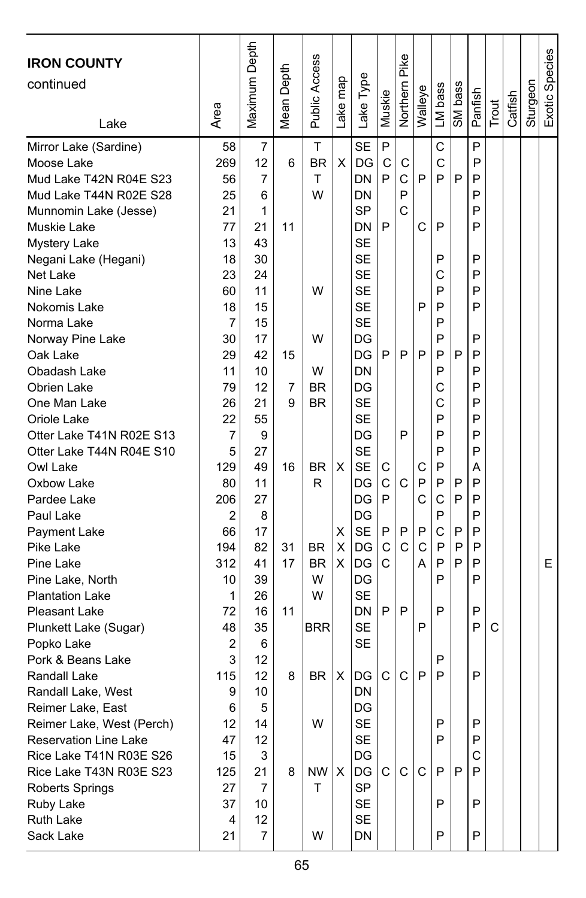| IRON COUNTY continued<br>Lake | Area | Maximum Depth | Mean Depth | Public Access | Lake map | Lake Type | Muskie | Northern Pike | Walleye | LM bass | SM bass | Panfish | Trout | Catfish | Sturgeon | Exotic Species |
|---|---|---|---|---|---|---|---|---|---|---|---|---|---|---|---|---|
| Mirror Lake (Sardine) | 58 | 7 | | T | | SE | P | | | C | | P | | | | |
| Moose Lake | 269 | 12 | 6 | BR | X | DG | C | C | | C | | P | | | | |
| Mud Lake T42N R04E S23 | 56 | 7 | | T | | DN | P | C | P | P | P | P | | | | |
| Mud Lake T44N R02E S28 | 25 | 6 | | W | | DN | | P | | | | P | | | | |
| Munnomin Lake (Jesse) | 21 | 1 | | | | SP | | C | | | | P | | | | |
| Muskie Lake | 77 | 21 | 11 | | | DN | P | | C | P | | P | | | | |
| Mystery Lake | 13 | 43 | | | | SE | | | | | | | | | | |
| Negani Lake (Hegani) | 18 | 30 | | | | SE | | | | P | | P | | | | |
| Net Lake | 23 | 24 | | | | SE | | | | C | | P | | | | |
| Nine Lake | 60 | 11 | | W | | SE | | | | P | | P | | | | |
| Nokomis Lake | 18 | 15 | | | | SE | | | P | P | | P | | | | |
| Norma Lake | 7 | 15 | | | | SE | | | | P | | | | | | |
| Norway Pine Lake | 30 | 17 | | W | | DG | | | | P | | P | | | | |
| Oak Lake | 29 | 42 | 15 | | | DG | P | P | P | P | P | P | | | | |
| Obadash Lake | 11 | 10 | | W | | DN | | | | P | | P | | | | |
| Obrien Lake | 79 | 12 | 7 | BR | | DG | | | | C | | P | | | | |
| One Man Lake | 26 | 21 | 9 | BR | | SE | | | | C | | P | | | | |
| Oriole Lake | 22 | 55 | | | | SE | | | | P | | P | | | | |
| Otter Lake T41N R02E S13 | 7 | 9 | | | | DG | | P | | P | | P | | | | |
| Otter Lake T44N R04E S10 | 5 | 27 | | | | SE | | | | P | | P | | | | |
| Owl Lake | 129 | 49 | 16 | BR | X | SE | C | | C | P | | A | | | | |
| Oxbow Lake | 80 | 11 | | R | | DG | C | C | P | P | P | P | | | | |
| Pardee Lake | 206 | 27 | | | | DG | P | | C | C | P | P | | | | |
| Paul Lake | 2 | 8 | | | | DG | | | | P | | P | | | | |
| Payment Lake | 66 | 17 | | | X | SE | P | P | P | C | P | P | | | | |
| Pike Lake | 194 | 82 | 31 | BR | X | DG | C | C | C | P | P | P | | | | |
| Pine Lake | 312 | 41 | 17 | BR | X | DG | C | | A | P | P | P | | | | E |
| Pine Lake, North | 10 | 39 | | W | | DG | | | | P | | P | | | | |
| Plantation Lake | 1 | 26 | | W | | SE | | | | | | | | | | |
| Pleasant Lake | 72 | 16 | 11 | | | DN | P | P | | P | | P | | | | |
| Plunkett Lake (Sugar) | 48 | 35 | | BRR | | SE | | | P | | | P | C | | | |
| Popko Lake | 2 | 6 | | | | SE | | | | | | | | | | |
| Pork & Beans Lake | 3 | 12 | | | | | | | | P | | | | | | |
| Randall Lake | 115 | 12 | 8 | BR | X | DG | C | C | P | P | | P | | | | |
| Randall Lake, West | 9 | 10 | | | | DN | | | | | | | | | | |
| Reimer Lake, East | 6 | 5 | | | | DG | | | | | | | | | | |
| Reimer Lake, West (Perch) | 12 | 14 | | W | | SE | | | | P | | P | | | | |
| Reservation Line Lake | 47 | 12 | | | | SE | | | | P | | P | | | | |
| Rice Lake T41N R03E S26 | 15 | 3 | | | | DG | | | | | | C | | | | |
| Rice Lake T43N R03E S23 | 125 | 21 | 8 | NW | X | DG | C | C | C | P | P | P | | | | |
| Roberts Springs | 27 | 7 | | T | | SP | | | | | | | | | | |
| Ruby Lake | 37 | 10 | | | | SE | | | | P | | P | | | | |
| Ruth Lake | 4 | 12 | | | | SE | | | | | | | | | | |
| Sack Lake | 21 | 7 | | W | | DN | | | | P | | P | | | | |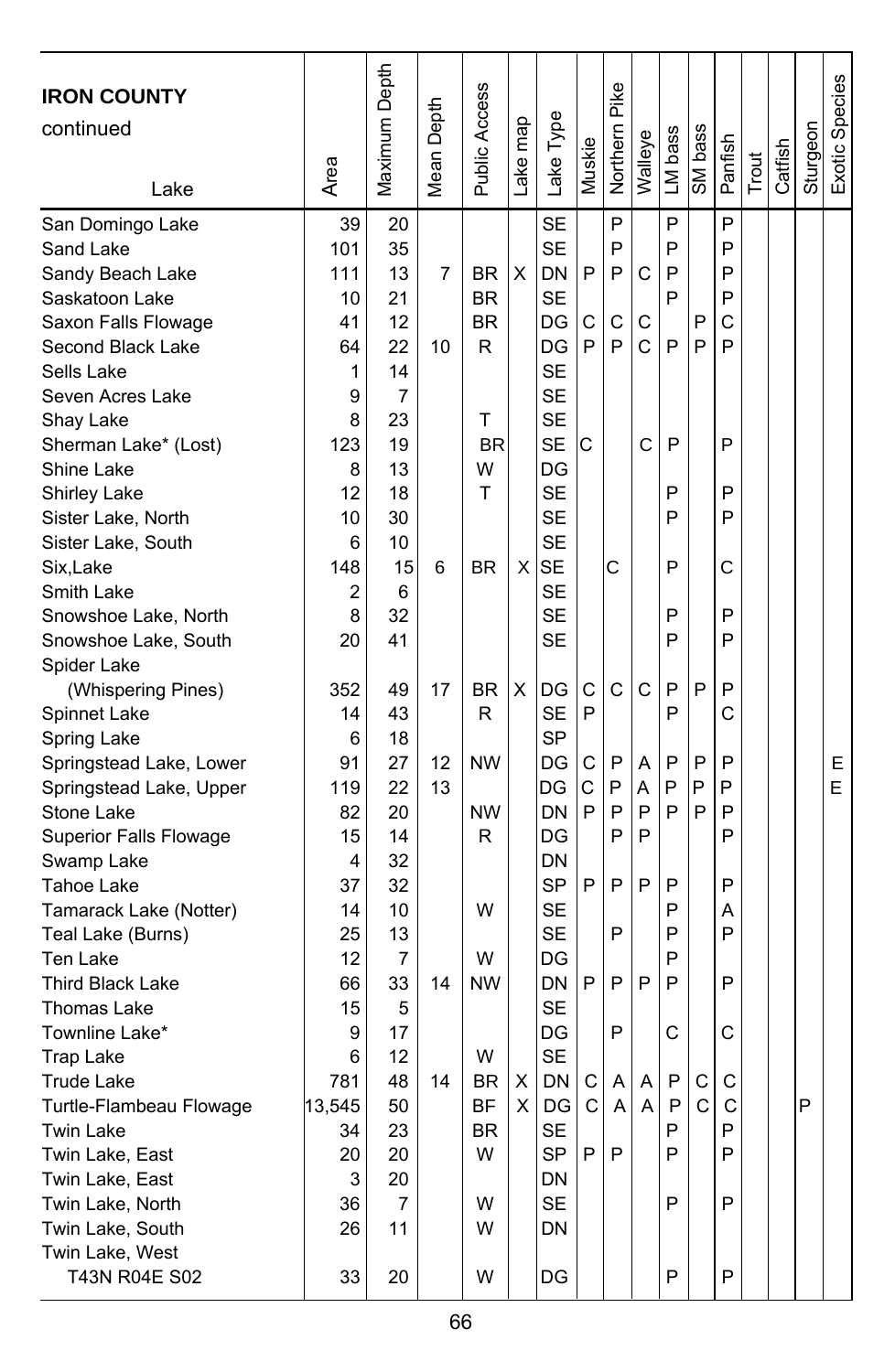| **IRON COUNTY** continued Lake | Area | Maximum Depth | Mean Depth | Public Access | Lake map | Lake Type | Muskie | Northern Pike | Walleye | LM bass | SM bass | Panfish | Trout | Catfish | Sturgeon | Exotic Species |
|---|---|---|---|---|---|---|---|---|---|---|---|---|---|---|---|---|
| San Domingo Lake | 39 | 20 | | | | SE | | P | | P | | P | | | | |
| Sand Lake | 101 | 35 | | | | SE | | P | | P | | P | | | | |
| Sandy Beach Lake | 111 | 13 | 7 | BR | X | DN | P | P | C | P | | P | | | | |
| Saskatoon Lake | 10 | 21 | | BR | | SE | | | | P | | P | | | | |
| Saxon Falls Flowage | 41 | 12 | | BR | | DG | C | C | C | | P | C | | | | |
| Second Black Lake | 64 | 22 | 10 | R | | DG | P | P | C | P | P | P | | | | |
| Sells Lake | 1 | 14 | | | | SE | | | | | | | | | | |
| Seven Acres Lake | 9 | 7 | | | | SE | | | | | | | | | | |
| Shay Lake | 8 | 23 | | T | | SE | | | | | | | | | | |
| Sherman Lake* (Lost) | 123 | 19 | | BR | | SE | C | | C | P | | P | | | | |
| Shine Lake | 8 | 13 | | W | | DG | | | | | | | | | | |
| Shirley Lake | 12 | 18 | | T | | SE | | | | P | | P | | | | |
| Sister Lake, North | 10 | 30 | | | | SE | | | | P | | P | | | | |
| Sister Lake, South | 6 | 10 | | | | SE | | | | | | | | | | |
| Six,Lake | 148 | 15 | 6 | BR | X | SE | | C | | P | | C | | | | |
| Smith Lake | 2 | 6 | | | | SE | | | | | | | | | | |
| Snowshoe Lake, North | 8 | 32 | | | | SE | | | | P | | P | | | | |
| Snowshoe Lake, South | 20 | 41 | | | | SE | | | | P | | P | | | | |
| Spider Lake (Whispering Pines) | 352 | 49 | 17 | BR | X | DG | C | C | C | P | P | P | | | | |
| Spinnet Lake | 14 | 43 | | R | | SE | P | | | P | | C | | | | |
| Spring Lake | 6 | 18 | | | | SP | | | | | | | | | | |
| Springstead Lake, Lower | 91 | 27 | 12 | NW | | DG | C | P | A | P | P | P | | | | E |
| Springstead Lake, Upper | 119 | 22 | 13 | | | DG | C | P | A | P | P | P | | | | E |
| Stone Lake | 82 | 20 | | NW | | DN | P | P | P | P | P | P | | | | |
| Superior Falls Flowage | 15 | 14 | | R | | DG | | P | P | | | P | | | | |
| Swamp Lake | 4 | 32 | | | | DN | | | | | | | | | | |
| Tahoe Lake | 37 | 32 | | | | SP | P | P | P | P | | P | | | | |
| Tamarack Lake (Notter) | 14 | 10 | | W | | SE | | | | P | | A | | | | |
| Teal Lake (Burns) | 25 | 13 | | | | SE | | P | | P | | P | | | | |
| Ten Lake | 12 | 7 | | W | | DG | | | | P | | | | | | |
| Third Black Lake | 66 | 33 | 14 | NW | | DN | P | P | P | P | | P | | | | |
| Thomas Lake | 15 | 5 | | | | SE | | | | | | | | | | |
| Townline Lake* | 9 | 17 | | | | DG | | P | | C | | C | | | | |
| Trap Lake | 6 | 12 | | W | | SE | | | | | | | | | | |
| Trude Lake | 781 | 48 | 14 | BR | X | DN | C | A | A | P | C | C | | | | |
| Turtle-Flambeau Flowage | 13,545 | 50 | | BF | X | DG | C | A | A | P | C | C | | | P | |
| Twin Lake | 34 | 23 | | BR | | SE | | | | P | | P | | | | |
| Twin Lake, East | 20 | 20 | | W | | SP | P | P | | P | | P | | | | |
| Twin Lake, East | 3 | 20 | | | | DN | | | | | | | | | | |
| Twin Lake, North | 36 | 7 | | W | | SE | | | | P | | P | | | | |
| Twin Lake, South | 26 | 11 | | W | | DN | | | | | | | | | | |
| Twin Lake, West T43N R04E S02 | 33 | 20 | | W | | DG | | | | P | | P | | | | |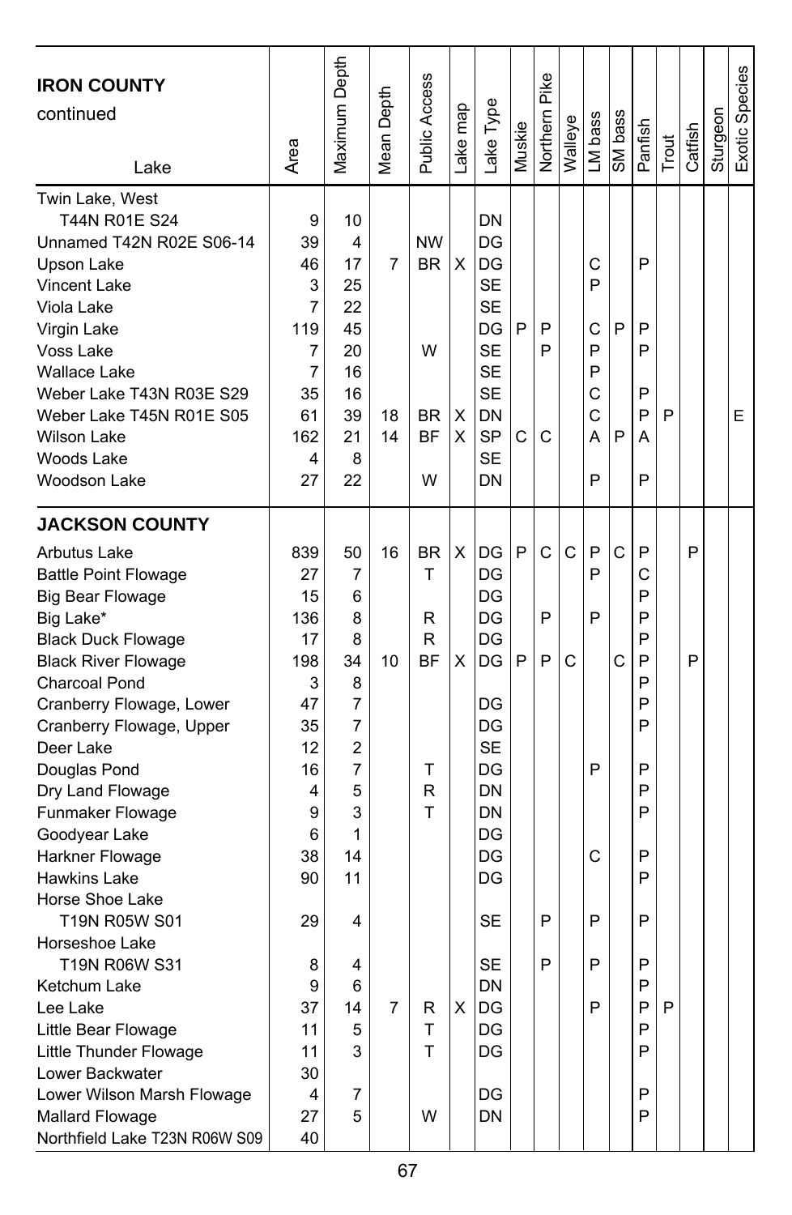| IRON COUNTY continued Lake | Area | Maximum Depth | Mean Depth | Public Access | Lake map | Lake Type | Muskie | Northern Pike | Walleye | LM bass | SM bass | Panfish | Trout | Catfish | Sturgeon | Exotic Species |
|---|---|---|---|---|---|---|---|---|---|---|---|---|---|---|---|---|
| Twin Lake, West T44N R01E S24 | 9 | 10 | | | | DN | | | | | | | | | | |
| Unnamed T42N R02E S06-14 | 39 | 4 | | NW | | DG | | | | | | | | | | |
| Upson Lake | 46 | 17 | 7 | BR | X | DG | | | | C | | P | | | | |
| Vincent Lake | 3 | 25 | | | | SE | | | | P | | | | | | |
| Viola Lake | 7 | 22 | | | | SE | | | | | | | | | | |
| Virgin Lake | 119 | 45 | | | | DG | P | P | | C | P | P | | | | |
| Voss Lake | 7 | 20 | | W | | SE | | P | | P | | P | | | | |
| Wallace Lake | 7 | 16 | | | | SE | | | | P | | | | | | |
| Weber Lake T43N R03E S29 | 35 | 16 | | | | SE | | | | C | | P | | | | |
| Weber Lake T45N R01E S05 | 61 | 39 | 18 | BR | X | DN | | | | C | | P | P | | | E |
| Wilson Lake | 162 | 21 | 14 | BF | X | SP | C | C | | A | P | A | | | | |
| Woods Lake | 4 | 8 | | | | SE | | | | | | | | | | |
| Woodson Lake | 27 | 22 | | W | | DN | | | | P | | P | | | | |
| **JACKSON COUNTY** | | | | | | | | | | | | | | | | |
| Arbutus Lake | 839 | 50 | 16 | BR | X | DG | P | C | C | P | C | P | | P | | |
| Battle Point Flowage | 27 | 7 | | T | | DG | | | | P | | C | | | | |
| Big Bear Flowage | 15 | 6 | | | | DG | | | | | | P | | | | |
| Big Lake* | 136 | 8 | | R | | DG | | P | | P | | P | | | | |
| Black Duck Flowage | 17 | 8 | | R | | DG | | | | | | P | | | | |
| Black River Flowage | 198 | 34 | 10 | BF | X | DG | P | P | C | | C | P | | P | | |
| Charcoal Pond | 3 | 8 | | | | | | | | | | P | | | | |
| Cranberry Flowage, Lower | 47 | 7 | | | | DG | | | | | | P | | | | |
| Cranberry Flowage, Upper | 35 | 7 | | | | DG | | | | | | P | | | | |
| Deer Lake | 12 | 2 | | | | SE | | | | | | | | | | |
| Douglas Pond | 16 | 7 | | T | | DG | | | | P | | P | | | | |
| Dry Land Flowage | 4 | 5 | | R | | DN | | | | | | P | | | | |
| Funmaker Flowage | 9 | 3 | | T | | DN | | | | | | P | | | | |
| Goodyear Lake | 6 | 1 | | | | DG | | | | | | | | | | |
| Harkner Flowage | 38 | 14 | | | | DG | | | | C | | P | | | | |
| Hawkins Lake | 90 | 11 | | | | DG | | | | | | P | | | | |
| Horse Shoe Lake T19N R05W S01 | 29 | 4 | | | | SE | | P | | P | | P | | | | |
| Horseshoe Lake T19N R06W S31 | 8 | 4 | | | | SE | | P | | P | | P | | | | |
| Ketchum Lake | 9 | 6 | | | | DN | | | | | | P | | | | |
| Lee Lake | 37 | 14 | 7 | R | X | DG | | | | P | | P | P | | | |
| Little Bear Flowage | 11 | 5 | | T | | DG | | | | | | P | | | | |
| Little Thunder Flowage | 11 | 3 | | T | | DG | | | | | | P | | | | |
| Lower Backwater | 30 | | | | | | | | | | | | | | | |
| Lower Wilson Marsh Flowage | 4 | 7 | | | | DG | | | | | | P | | | | |
| Mallard Flowage | 27 | 5 | | W | | DN | | | | | | P | | | | |
| Northfield Lake T23N R06W S09 | 40 | | | | | | | | | | | | | | | |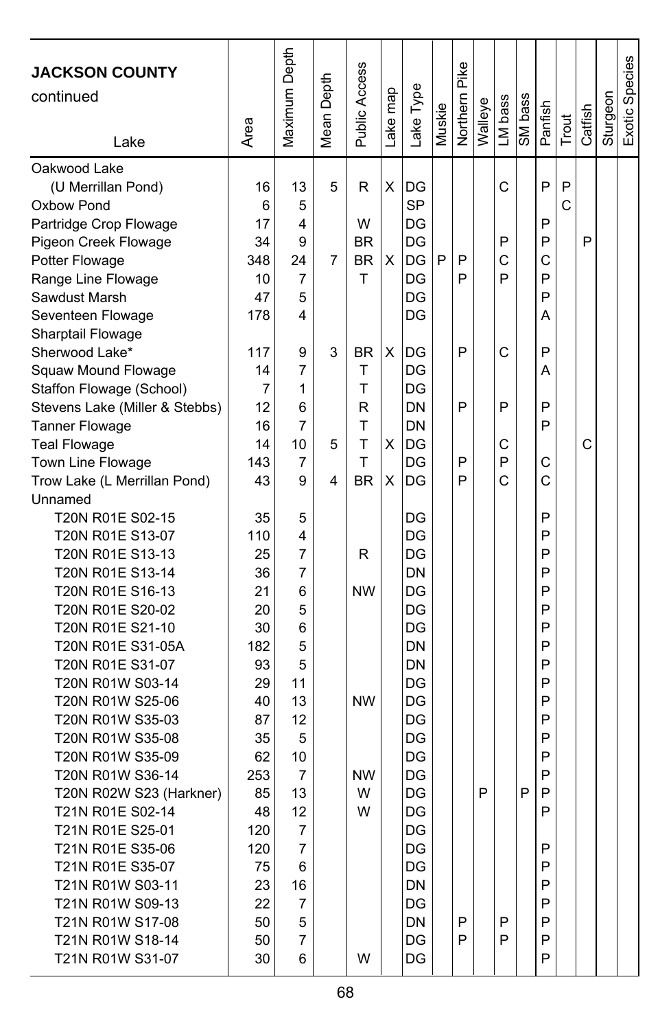| JACKSON COUNTY continued Lake | Area | Maximum Depth | Mean Depth | Public Access | Lake map | Lake Type | Muskie | Northern Pike | Walleye | LM bass | SM bass | Panfish | Trout | Catfish | Sturgeon | Exotic Species |
|---|---|---|---|---|---|---|---|---|---|---|---|---|---|---|---|---|
| Oakwood Lake | | | | | | | | | | | | | | | | |
| (U Merrillan Pond) | 16 | 13 | 5 | R | X | DG | | | | C | | P | P | | | |
| Oxbow Pond | 6 | 5 | | | | SP | | | | | | | C | | | |
| Partridge Crop Flowage | 17 | 4 | | W | | DG | | | | | | P | | | | |
| Pigeon Creek Flowage | 34 | 9 | | BR | | DG | | | | P | | P | | P | | |
| Potter Flowage | 348 | 24 | 7 | BR | X | DG | P | P | | C | | C | | | | |
| Range Line Flowage | 10 | 7 | | T | | DG | | P | | P | | P | | | | |
| Sawdust Marsh | 47 | 5 | | | | DG | | | | | | P | | | | |
| Seventeen Flowage | 178 | 4 | | | | DG | | | | | | A | | | | |
| Sharptail Flowage | | | | | | | | | | | | | | | | |
| Sherwood Lake* | 117 | 9 | 3 | BR | X | DG | | P | | C | | P | | | | |
| Squaw Mound Flowage | 14 | 7 | | T | | DG | | | | | | A | | | | |
| Staffon Flowage (School) | 7 | 1 | | T | | DG | | | | | | | | | | |
| Stevens Lake (Miller & Stebbs) | 12 | 6 | | R | | DN | | P | | P | | P | | | | |
| Tanner Flowage | 16 | 7 | | T | | DN | | | | | | P | | | | |
| Teal Flowage | 14 | 10 | 5 | T | X | DG | | | | C | | | | C | | |
| Town Line Flowage | 143 | 7 | | T | | DG | | P | | P | | C | | | | |
| Trow Lake (L Merrillan Pond) | 43 | 9 | 4 | BR | X | DG | | P | | C | | C | | | | |
| Unnamed | | | | | | | | | | | | | | | | |
| T20N R01E S02-15 | 35 | 5 | | | | DG | | | | | | P | | | | |
| T20N R01E S13-07 | 110 | 4 | | | | DG | | | | | | P | | | | |
| T20N R01E S13-13 | 25 | 7 | | R | | DG | | | | | | P | | | | |
| T20N R01E S13-14 | 36 | 7 | | | | DN | | | | | | P | | | | |
| T20N R01E S16-13 | 21 | 6 | | NW | | DG | | | | | | P | | | | |
| T20N R01E S20-02 | 20 | 5 | | | | DG | | | | | | P | | | | |
| T20N R01E S21-10 | 30 | 6 | | | | DG | | | | | | P | | | | |
| T20N R01E S31-05A | 182 | 5 | | | | DN | | | | | | P | | | | |
| T20N R01E S31-07 | 93 | 5 | | | | DN | | | | | | P | | | | |
| T20N R01W S03-14 | 29 | 11 | | | | DG | | | | | | P | | | | |
| T20N R01W S25-06 | 40 | 13 | | NW | | DG | | | | | | P | | | | |
| T20N R01W S35-03 | 87 | 12 | | | | DG | | | | | | P | | | | |
| T20N R01W S35-08 | 35 | 5 | | | | DG | | | | | | P | | | | |
| T20N R01W S35-09 | 62 | 10 | | | | DG | | | | | | P | | | | |
| T20N R01W S36-14 | 253 | 7 | | NW | | DG | | | | | | P | | | | |
| T20N R02W S23 (Harkner) | 85 | 13 | | W | | DG | | | P | | P | P | | | | |
| T21N R01E S02-14 | 48 | 12 | | W | | DG | | | | | | P | | | | |
| T21N R01E S25-01 | 120 | 7 | | | | DG | | | | | | | | | | |
| T21N R01E S35-06 | 120 | 7 | | | | DG | | | | | | P | | | | |
| T21N R01E S35-07 | 75 | 6 | | | | DG | | | | | | P | | | | |
| T21N R01W S03-11 | 23 | 16 | | | | DN | | | | | | P | | | | |
| T21N R01W S09-13 | 22 | 7 | | | | DG | | | | | | P | | | | |
| T21N R01W S17-08 | 50 | 5 | | | | DN | | P | | P | | P | | | | |
| T21N R01W S18-14 | 50 | 7 | | | | DG | | P | | P | | P | | | | |
| T21N R01W S31-07 | 30 | 6 | | W | | DG | | | | | | P | | | | |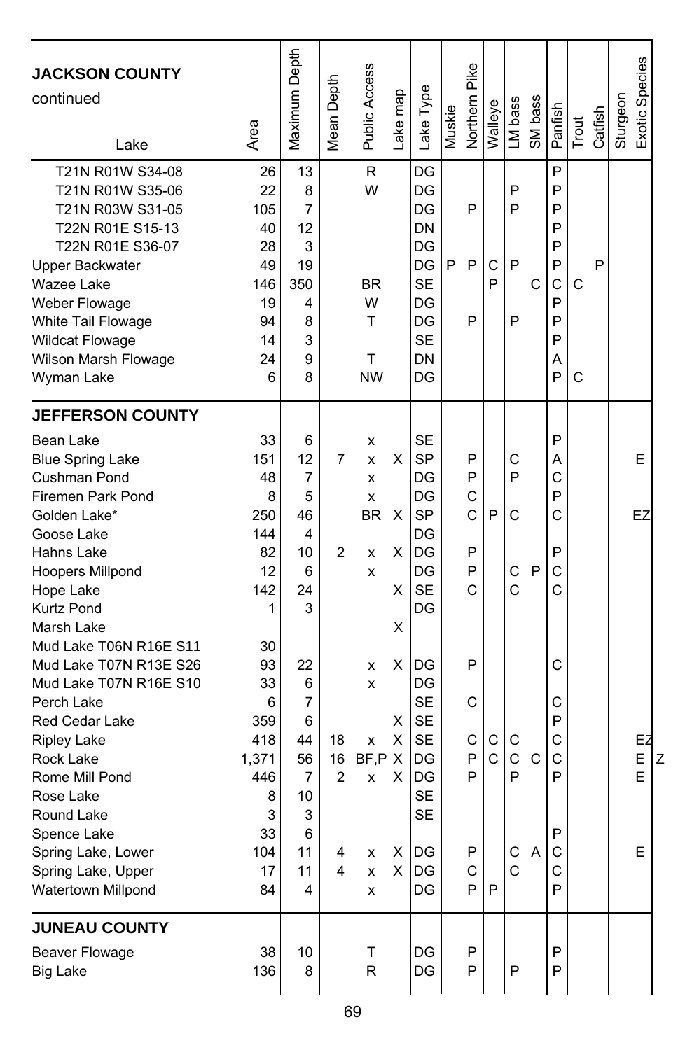| Lake | Area | Maximum Depth | Mean Depth | Public Access | Lake map | Lake Type | Muskie | Northern Pike | Walleye | LM bass | SM bass | Panfish | Trout | Catfish | Sturgeon | Exotic Species |
|---|---|---|---|---|---|---|---|---|---|---|---|---|---|---|---|---|
| **JACKSON COUNTY** continued | | | | | | | | | | | | | | | | |
| T21N R01W S34-08 | 26 | 13 | | R | | DG | | | | | | P | | | | |
| T21N R01W S35-06 | 22 | 8 | | W | | DG | | | | P | | P | | | | |
| T21N R03W S31-05 | 105 | 7 | | | | DG | | P | | P | | P | | | | |
| T22N R01E S15-13 | 40 | 12 | | | | DN | | | | | | P | | | | |
| T22N R01E S36-07 | 28 | 3 | | | | DG | | | | | | P | | | | |
| Upper Backwater | 49 | 19 | | | | DG | P | P | C | P | | P | | P | | |
| Wazee Lake | 146 | 350 | | BR | | SE | | | P | | C | C | C | | | |
| Weber Flowage | 19 | 4 | | W | | DG | | | | | | P | | | | |
| White Tail Flowage | 94 | 8 | | T | | DG | | P | | P | | P | | | | |
| Wildcat Flowage | 14 | 3 | | | | SE | | | | | | P | | | | |
| Wilson Marsh Flowage | 24 | 9 | | T | | DN | | | | | | A | | | | |
| Wyman Lake | 6 | 8 | | NW | | DG | | | | | | P | C | | | |
| **JEFFERSON COUNTY** | | | | | | | | | | | | | | | | |
| Bean Lake | 33 | 6 | | x | | SE | | | | | | P | | | | |
| Blue Spring Lake | 151 | 12 | 7 | x | X | SP | | P | | C | | A | | | | E |
| Cushman Pond | 48 | 7 | | x | | DG | | P | | P | | C | | | | |
| Firemen Park Pond | 8 | 5 | | x | | DG | | C | | | | P | | | | |
| Golden Lake* | 250 | 46 | | BR | X | SP | | C | P | C | | C | | | | EZ |
| Goose Lake | 144 | 4 | | | | DG | | | | | | | | | | |
| Hahns Lake | 82 | 10 | 2 | x | X | DG | | P | | | | P | | | | |
| Hoopers Millpond | 12 | 6 | | x | | DG | | P | | C | P | C | | | | |
| Hope Lake | 142 | 24 | | | X | SE | | C | | C | | C | | | | |
| Kurtz Pond | 1 | 3 | | | | DG | | | | | | | | | | |
| Marsh Lake | | | | | X | | | | | | | | | | | |
| Mud Lake T06N R16E S11 | 30 | | | | | | | | | | | | | | | |
| Mud Lake T07N R13E S26 | 93 | 22 | | x | X | DG | | P | | | | C | | | | |
| Mud Lake T07N R16E S10 | 33 | 6 | | x | | DG | | | | | | | | | | |
| Perch Lake | 6 | 7 | | | | SE | | C | | | | C | | | | |
| Red Cedar Lake | 359 | 6 | | | X | SE | | | | | | P | | | | |
| Ripley Lake | 418 | 44 | 18 | x | X | SE | | C | C | C | | C | | | | EZ |
| Rock Lake | 1,371 | 56 | 16 | BF,P | X | DG | | P | C | C | C | C | | | | E Z |
| Rome Mill Pond | 446 | 7 | 2 | x | X | DG | | P | | P | | P | | | | E |
| Rose Lake | 8 | 10 | | | | SE | | | | | | | | | | |
| Round Lake | 3 | 3 | | | | SE | | | | | | | | | | |
| Spence Lake | 33 | 6 | | | | | | | | | | P | | | | |
| Spring Lake, Lower | 104 | 11 | 4 | x | X | DG | | P | | C | A | C | | | | E |
| Spring Lake, Upper | 17 | 11 | 4 | x | X | DG | | C | | C | | C | | | | |
| Watertown Millpond | 84 | 4 | | x | | DG | | P | P | | | P | | | | |
| **JUNEAU COUNTY** | | | | | | | | | | | | | | | | |
| Beaver Flowage | 38 | 10 | | T | | DG | | P | | | | P | | | | |
| Big Lake | 136 | 8 | | R | | DG | | P | | P | | P | | | | |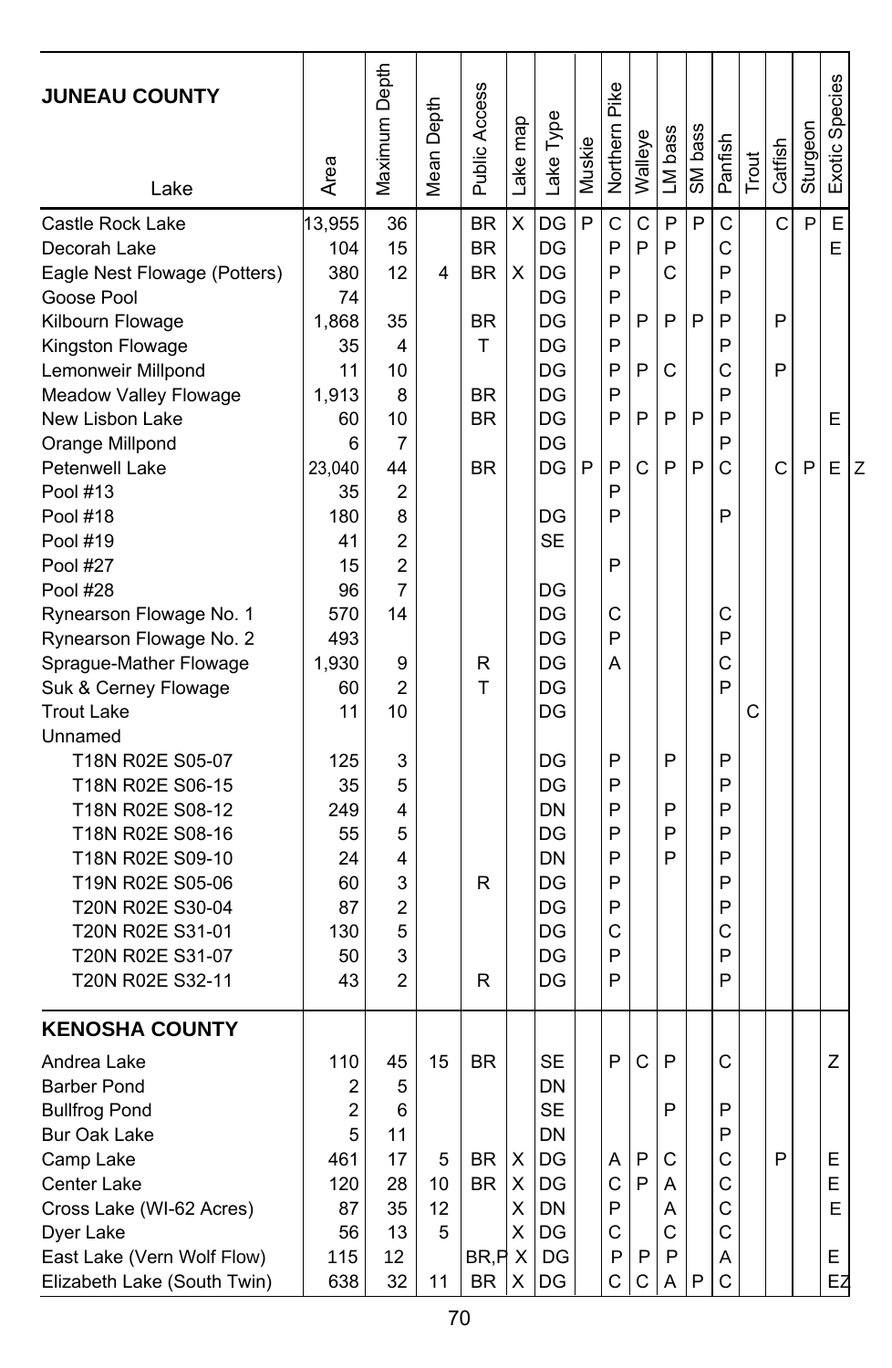| JUNEAU COUNTY<br>Lake | Area | Maximum Depth | Mean Depth | Public Access | Lake map | Lake Type | Muskie | Northern Pike | Walleye | LM bass | SM bass | Panfish | Trout | Catfish | Sturgeon | Exotic Species |
|---|---|---|---|---|---|---|---|---|---|---|---|---|---|---|---|---|
| Castle Rock Lake | 13,955 | 36 | | BR | X | DG | P | C | C | P | P | C | | C | P | E |
| Decorah Lake | 104 | 15 | | BR | | DG | | P | P | P | | C | | | | E |
| Eagle Nest Flowage (Potters) | 380 | 12 | 4 | BR | X | DG | | P | | C | | P | | | | |
| Goose Pool | 74 | | | | | DG | | P | | | | P | | | | |
| Kilbourn Flowage | 1,868 | 35 | | BR | | DG | | P | P | P | P | P | | P | | |
| Kingston Flowage | 35 | 4 | | T | | DG | | P | | | | P | | | | |
| Lemonweir Millpond | 11 | 10 | | | | DG | | P | P | C | | C | | P | | |
| Meadow Valley Flowage | 1,913 | 8 | | BR | | DG | | P | | | | P | | | | |
| New Lisbon Lake | 60 | 10 | | BR | | DG | | P | P | P | P | P | | | | E |
| Orange Millpond | 6 | 7 | | | | DG | | | | | | P | | | | |
| Petenwell Lake | 23,040 | 44 | | BR | | DG | P | P | C | P | P | C | | C | P | E Z |
| Pool #13 | 35 | 2 | | | | | | P | | | | | | | | |
| Pool #18 | 180 | 8 | | | | DG | | P | | | | P | | | | |
| Pool #19 | 41 | 2 | | | | SE | | | | | | | | | | |
| Pool #27 | 15 | 2 | | | | | | P | | | | | | | | |
| Pool #28 | 96 | 7 | | | | DG | | | | | | | | | | |
| Rynearson Flowage No. 1 | 570 | 14 | | | | DG | | C | | | | C | | | | |
| Rynearson Flowage No. 2 | 493 | | | | | DG | | P | | | | P | | | | |
| Sprague-Mather Flowage | 1,930 | 9 | | R | | DG | | A | | | | C | | | | |
| Suk & Cerney Flowage | 60 | 2 | | T | | DG | | | | | | P | | | | |
| Trout Lake | 11 | 10 | | | | DG | | | | | | | C | | | |
| Unnamed | | | | | | | | | | | | | | | | |
| T18N R02E S05-07 | 125 | 3 | | | | DG | | P | | P | | P | | | | |
| T18N R02E S06-15 | 35 | 5 | | | | DG | | P | | | | P | | | | |
| T18N R02E S08-12 | 249 | 4 | | | | DN | | P | | P | | P | | | | |
| T18N R02E S08-16 | 55 | 5 | | | | DG | | P | | P | | P | | | | |
| T18N R02E S09-10 | 24 | 4 | | | | DN | | P | | P | | P | | | | |
| T19N R02E S05-06 | 60 | 3 | | R | | DG | | P | | | | P | | | | |
| T20N R02E S30-04 | 87 | 2 | | | | DG | | P | | | | P | | | | |
| T20N R02E S31-01 | 130 | 5 | | | | DG | | C | | | | C | | | | |
| T20N R02E S31-07 | 50 | 3 | | | | DG | | P | | | | P | | | | |
| T20N R02E S32-11 | 43 | 2 | | R | | DG | | P | | | | P | | | | |
| **KENOSHA COUNTY** | | | | | | | | | | | | | | | | |
| Andrea Lake | 110 | 45 | 15 | BR | | SE | | P | C | P | | C | | | | Z |
| Barber Pond | 2 | 5 | | | | DN | | | | | | | | | | |
| Bullfrog Pond | 2 | 6 | | | | SE | | | | P | | P | | | | |
| Bur Oak Lake | 5 | 11 | | | | DN | | | | | | P | | | | |
| Camp Lake | 461 | 17 | 5 | BR | X | DG | | A | P | C | | C | | P | | E |
| Center Lake | 120 | 28 | 10 | BR | X | DG | | C | P | A | | C | | | | E |
| Cross Lake (WI-62 Acres) | 87 | 35 | 12 | | X | DN | | P | | A | | C | | | | E |
| Dyer Lake | 56 | 13 | 5 | | X | DG | | C | | C | | C | | | | |
| East Lake (Vern Wolf Flow) | 115 | 12 | | BR,P | X | DG | | P | P | P | | A | | | | E |
| Elizabeth Lake (South Twin) | 638 | 32 | 11 | BR | X | DG | | C | C | A | P | C | | | | EZ |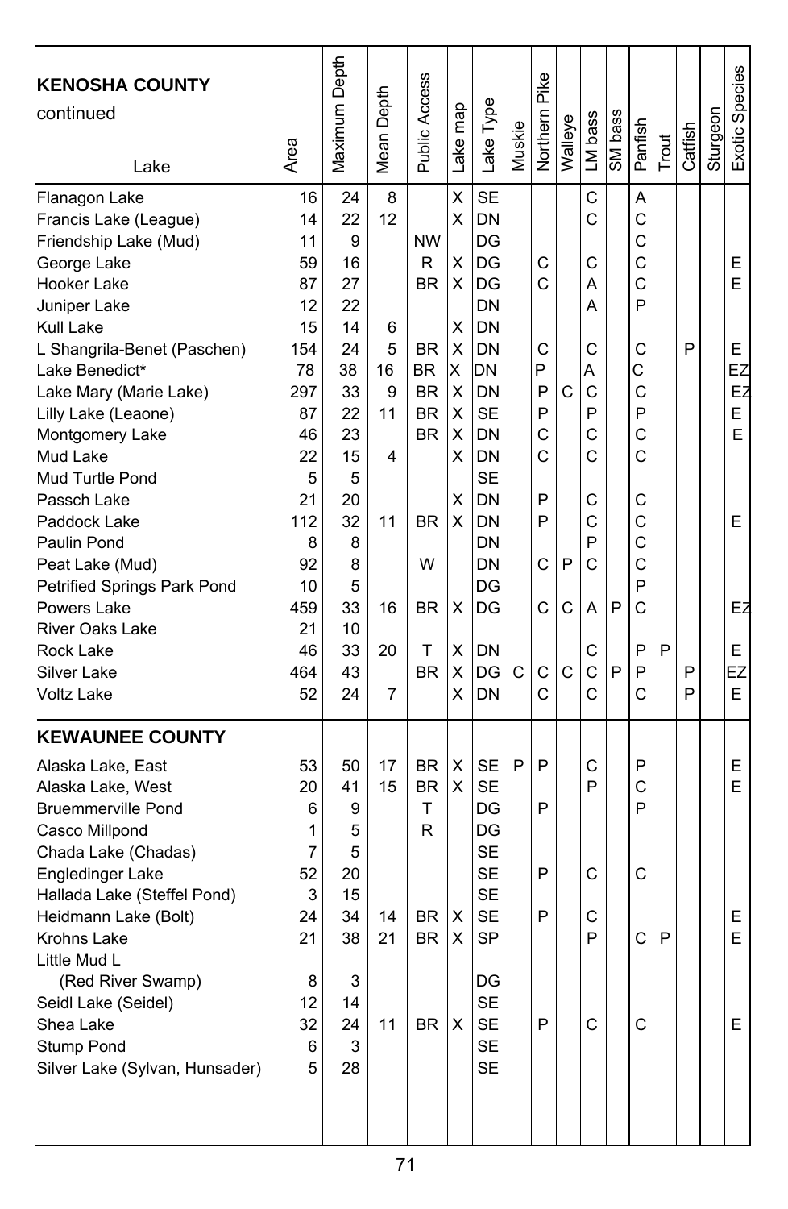| KENOSHA COUNTY continued Lake | Area | Maximum Depth | Mean Depth | Public Access | Lake map | Lake Type | Muskie | Northern Pike | Walleye | LM bass | SM bass | Panfish | Trout | Catfish | Sturgeon | Exotic Species |
|---|---|---|---|---|---|---|---|---|---|---|---|---|---|---|---|---|
| Flanagon Lake | 16 | 24 | 8 | | X | SE | | | | C | | A | | | | |
| Francis Lake (League) | 14 | 22 | 12 | | X | DN | | | | C | | C | | | | |
| Friendship Lake (Mud) | 11 | 9 | | NW | | DG | | | | | | C | | | | |
| George Lake | 59 | 16 | | R | X | DG | | C | | C | | C | | | | E |
| Hooker Lake | 87 | 27 | | BR | X | DG | | C | | A | | C | | | | E |
| Juniper Lake | 12 | 22 | | | | DN | | | | A | | P | | | | |
| Kull Lake | 15 | 14 | 6 | | X | DN | | | | | | | | | | |
| L Shangrila-Benet (Paschen) | 154 | 24 | 5 | BR | X | DN | | C | | C | | C | | P | | E |
| Lake Benedict* | 78 | 38 | 16 | BR | X | DN | | P | | A | | C | | | | EZ |
| Lake Mary (Marie Lake) | 297 | 33 | 9 | BR | X | DN | | P | C | C | | C | | | | EZ |
| Lilly Lake (Leaone) | 87 | 22 | 11 | BR | X | SE | | P | | P | | P | | | | E |
| Montgomery Lake | 46 | 23 | | BR | X | DN | | C | | C | | C | | | | E |
| Mud Lake | 22 | 15 | 4 | | X | DN | | C | | C | | C | | | | |
| Mud Turtle Pond | 5 | 5 | | | | SE | | | | | | | | | | |
| Passch Lake | 21 | 20 | | | X | DN | | P | | C | | C | | | | |
| Paddock Lake | 112 | 32 | 11 | BR | X | DN | | P | | C | | C | | | | E |
| Paulin Pond | 8 | 8 | | | | DN | | | | P | | C | | | | |
| Peat Lake (Mud) | 92 | 8 | | W | | DN | | C | P | C | | C | | | | |
| Petrified Springs Park Pond | 10 | 5 | | | | DG | | | | | | P | | | | |
| Powers Lake | 459 | 33 | 16 | BR | X | DG | | C | C | A | P | C | | | | EZ |
| River Oaks Lake | 21 | 10 | | | | | | | | | | | | | | |
| Rock Lake | 46 | 33 | 20 | T | X | DN | | | | C | | P | P | | | E |
| Silver Lake | 464 | 43 | | BR | X | DG | C | C | C | C | P | P | | P | | EZ |
| Voltz Lake | 52 | 24 | 7 | | X | DN | | C | | C | | C | | P | | E |
| **KEWAUNEE COUNTY** | | | | | | | | | | | | | | | | |
| Alaska Lake, East | 53 | 50 | 17 | BR | X | SE | P | P | | C | | P | | | | E |
| Alaska Lake, West | 20 | 41 | 15 | BR | X | SE | | | | P | | C | | | | E |
| Bruemmerville Pond | 6 | 9 | | T | | DG | | P | | | | P | | | | |
| Casco Millpond | 1 | 5 | | R | | DG | | | | | | | | | | |
| Chada Lake (Chadas) | 7 | 5 | | | | SE | | | | | | | | | | |
| Engledinger Lake | 52 | 20 | | | | SE | | P | | C | | C | | | | |
| Hallada Lake (Steffel Pond) | 3 | 15 | | | | SE | | | | | | | | | | |
| Heidmann Lake (Bolt) | 24 | 34 | 14 | BR | X | SE | | P | | C | | | | | | E |
| Krohns Lake | 21 | 38 | 21 | BR | X | SP | | | | P | | C | P | | | E |
| Little Mud L (Red River Swamp) | 8 | 3 | | | | DG | | | | | | | | | | |
| Seidl Lake (Seidel) | 12 | 14 | | | | SE | | | | | | | | | | |
| Shea Lake | 32 | 24 | 11 | BR | X | SE | | P | | C | | C | | | | E |
| Stump Pond | 6 | 3 | | | | SE | | | | | | | | | | |
| Silver Lake (Sylvan, Hunsader) | 5 | 28 | | | | SE | | | | | | | | | | |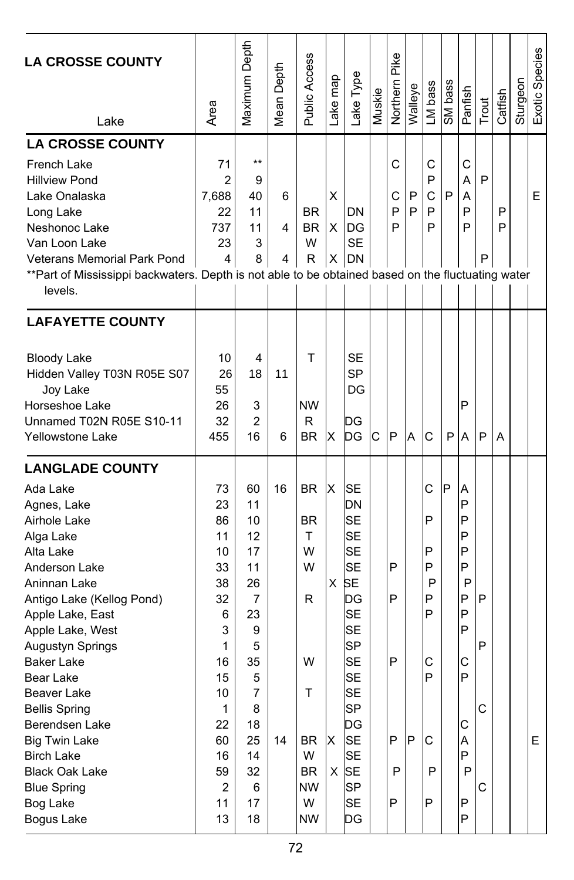| Lake | Area | Maximum Depth | Mean Depth | Public Access | Lake map | Lake Type | Muskie | Northern Pike | Walleye | LM bass | SM bass | Panfish | Trout | Catfish | Sturgeon | Exotic Species |
|---|---|---|---|---|---|---|---|---|---|---|---|---|---|---|---|---|
| **LA CROSSE COUNTY** | | | | | | | | | | | | | | | | |
| French Lake | 71 | ** | | | | | | C | | C | | C | | | | |
| Hillview Pond | 2 | 9 | | | | | | | | P | | A | P | | | |
| Lake Onalaska | 7,688 | 40 | 6 | | X | | | C | P | C | P | A | | | | E |
| Long Lake | 22 | 11 | | BR | | DN | | P | P | P | | P | | P | | |
| Neshonoc Lake | 737 | 11 | 4 | BR | X | DG | | P | | P | | P | | P | | |
| Van Loon Lake | 23 | 3 | | W | | SE | | | | | | | | | | |
| Veterans Memorial Park Pond | 4 | 8 | 4 | R | X | DN | | | | | | | P | | | |
| **LAFAYETTE COUNTY** | | | | | | | | | | | | | | | | |
| Bloody Lake | 10 | 4 | | T | | SE | | | | | | | | | | |
| Hidden Valley T03N R05E S07 | 26 | 18 | 11 | | | SP | | | | | | | | | | |
| Joy Lake | 55 | | | | | DG | | | | | | | | | | |
| Horseshoe Lake | 26 | 3 | | NW | | | | | | | | P | | | | |
| Unnamed T02N R05E S10-11 | 32 | 2 | | R | | DG | | | | | | | | | | |
| Yellowstone Lake | 455 | 16 | 6 | BR | X | DG | C | P | A | C | P | A | P | A | | |
| **LANGLADE COUNTY** | | | | | | | | | | | | | | | | |
| Ada Lake | 73 | 60 | 16 | BR | X | SE | | | | C | P | A | | | | |
| Agnes, Lake | 23 | 11 | | | | DN | | | | | | P | | | | |
| Airhole Lake | 86 | 10 | | BR | | SE | | | | P | | P | | | | |
| Alga Lake | 11 | 12 | | T | | SE | | | | | | P | | | | |
| Alta Lake | 10 | 17 | | W | | SE | | | | P | | P | | | | |
| Anderson Lake | 33 | 11 | | W | | SE | | P | | P | | P | | | | |
| Aninnan Lake | 38 | 26 | | | X | SE | | | | P | | P | | | | |
| Antigo Lake (Kellog Pond) | 32 | 7 | | R | | DG | | P | | P | | P | P | | | |
| Apple Lake, East | 6 | 23 | | | | SE | | | | P | | P | | | | |
| Apple Lake, West | 3 | 9 | | | | SE | | | | | | P | | | | |
| Augustyn Springs | 1 | 5 | | | | SP | | | | | | | P | | | |
| Baker Lake | 16 | 35 | | W | | SE | | P | | C | | C | | | | |
| Bear Lake | 15 | 5 | | | | SE | | | | P | | P | | | | |
| Beaver Lake | 10 | 7 | | T | | SE | | | | | | | | | | |
| Bellis Spring | 1 | 8 | | | | SP | | | | | | | C | | | |
| Berendsen Lake | 22 | 18 | | | | DG | | | | | | C | | | | |
| Big Twin Lake | 60 | 25 | 14 | BR | X | SE | | P | P | C | | A | | | | E |
| Birch Lake | 16 | 14 | | W | | SE | | | | | | P | | | | |
| Black Oak Lake | 59 | 32 | | BR | X | SE | | P | | P | | P | | | | |
| Blue Spring | 2 | 6 | | NW | | SP | | | | | | | C | | | |
| Bog Lake | 11 | 17 | | W | | SE | | P | | P | | P | | | | |
| Bogus Lake | 13 | 18 | | NW | | DG | | | | | | P | | | | |

**Part of Mississippi backwaters. Depth is not able to be obtained based on the fluctuating water levels.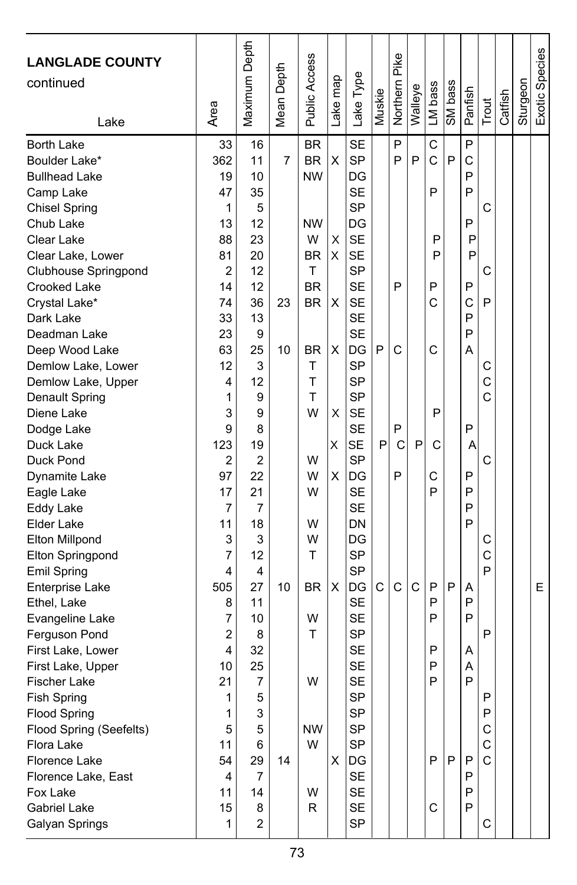| LANGLADE COUNTY continued Lake | Area | Maximum Depth | Mean Depth | Public Access | Lake map | Lake Type | Muskie | Northern Pike | Walleye | LM bass | SM bass | Panfish | Trout | Catfish | Sturgeon | Exotic Species |
|---|---|---|---|---|---|---|---|---|---|---|---|---|---|---|---|---|
| Borth Lake | 33 | 16 | | BR | | SE | | P | | C | | P | | | | |
| Boulder Lake* | 362 | 11 | 7 | BR | X | SP | | P | P | C | P | C | | | | |
| Bullhead Lake | 19 | 10 | | NW | | DG | | | | | | P | | | | |
| Camp Lake | 47 | 35 | | | | SE | | | | P | | P | | | | |
| Chisel Spring | 1 | 5 | | | | SP | | | | | | | C | | | |
| Chub Lake | 13 | 12 | | NW | | DG | | | | | | P | | | | |
| Clear Lake | 88 | 23 | | W | X | SE | | | | P | | P | | | | |
| Clear Lake, Lower | 81 | 20 | | BR | X | SE | | | | P | | P | | | | |
| Clubhouse Springpond | 2 | 12 | | T | | SP | | | | | | | C | | | |
| Crooked Lake | 14 | 12 | | BR | | SE | | P | | P | | P | | | | |
| Crystal Lake* | 74 | 36 | 23 | BR | X | SE | | | | C | | C | P | | | |
| Dark Lake | 33 | 13 | | | | SE | | | | | | P | | | | |
| Deadman Lake | 23 | 9 | | | | SE | | | | | | P | | | | |
| Deep Wood Lake | 63 | 25 | 10 | BR | X | DG | P | C | | C | | A | | | | |
| Demlow Lake, Lower | 12 | 3 | | T | | SP | | | | | | | C | | | |
| Demlow Lake, Upper | 4 | 12 | | T | | SP | | | | | | | C | | | |
| Denault Spring | 1 | 9 | | T | | SP | | | | | | | C | | | |
| Diene Lake | 3 | 9 | | W | X | SE | | | | P | | | | | | |
| Dodge Lake | 9 | 8 | | | | SE | | P | | | | P | | | | |
| Duck Lake | 123 | 19 | | | X | SE | P | C | P | C | | A | | | | |
| Duck Pond | 2 | 2 | | W | | SP | | | | | | | C | | | |
| Dynamite Lake | 97 | 22 | | W | X | DG | | P | | C | | P | | | | |
| Eagle Lake | 17 | 21 | | W | | SE | | | | P | | P | | | | |
| Eddy Lake | 7 | 7 | | | | SE | | | | | | P | | | | |
| Elder Lake | 11 | 18 | | W | | DN | | | | | | P | | | | |
| Elton Millpond | 3 | 3 | | W | | DG | | | | | | | C | | | |
| Elton Springpond | 7 | 12 | | T | | SP | | | | | | | C | | | |
| Emil Spring | 4 | 4 | | | | SP | | | | | | | P | | | |
| Enterprise Lake | 505 | 27 | 10 | BR | X | DG | C | C | C | P | P | A | | | | E |
| Ethel, Lake | 8 | 11 | | | | SE | | | | P | | P | | | | |
| Evangeline Lake | 7 | 10 | | W | | SE | | | | P | | P | | | | |
| Ferguson Pond | 2 | 8 | | T | | SP | | | | | | | P | | | |
| First Lake, Lower | 4 | 32 | | | | SE | | | | P | | A | | | | |
| First Lake, Upper | 10 | 25 | | | | SE | | | | P | | A | | | | |
| Fischer Lake | 21 | 7 | | W | | SE | | | | P | | P | | | | |
| Fish Spring | 1 | 5 | | | | SP | | | | | | | P | | | |
| Flood Spring | 1 | 3 | | | | SP | | | | | | | P | | | |
| Flood Spring (Seefelts) | 5 | 5 | | NW | | SP | | | | | | | C | | | |
| Flora Lake | 11 | 6 | | W | | SP | | | | | | | C | | | |
| Florence Lake | 54 | 29 | 14 | | X | DG | | | | P | P | P | C | | | |
| Florence Lake, East | 4 | 7 | | | | SE | | | | | | P | | | | |
| Fox Lake | 11 | 14 | | W | | SE | | | | | | P | | | | |
| Gabriel Lake | 15 | 8 | | R | | SE | | | | C | | P | | | | |
| Galyan Springs | 1 | 2 | | | | SP | | | | | | | C | | | |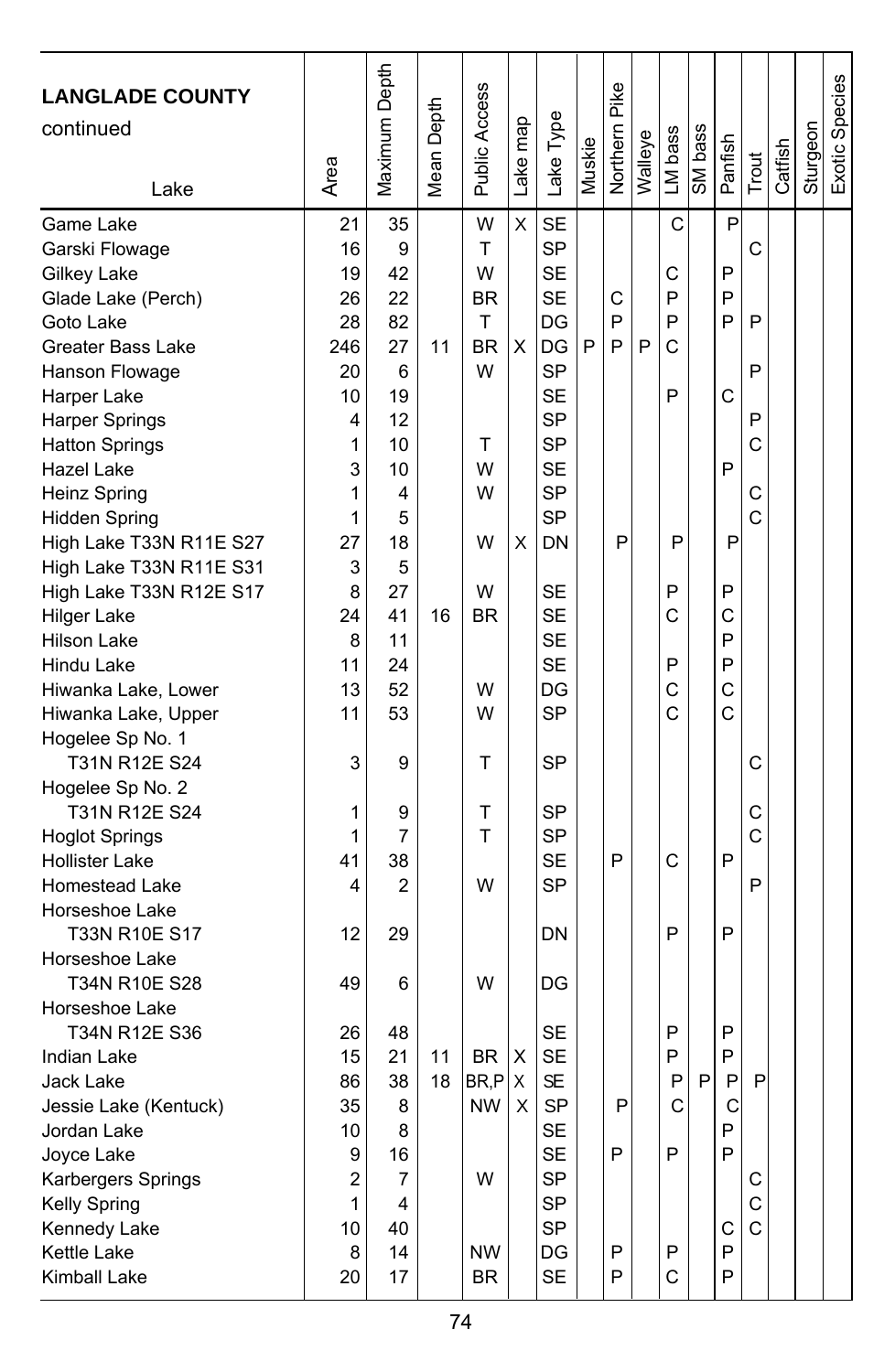| LANGLADE COUNTY continued Lake | Area | Maximum Depth | Mean Depth | Public Access | Lake map | Lake Type | Muskie | Northern Pike | Walleye | LM bass | SM bass | Panfish | Trout | Catfish | Sturgeon | Exotic Species |
|---|---|---|---|---|---|---|---|---|---|---|---|---|---|---|---|---|
| Game Lake | 21 | 35 | | W | X | SE | | | | C | | P | | | | |
| Garski Flowage | 16 | 9 | | T | | SP | | | | | | | C | | | |
| Gilkey Lake | 19 | 42 | | W | | SE | | | | C | | P | | | | |
| Glade Lake (Perch) | 26 | 22 | | BR | | SE | | C | | P | | P | | | | |
| Goto Lake | 28 | 82 | | T | | DG | | P | | P | | P | P | | | |
| Greater Bass Lake | 246 | 27 | 11 | BR | X | DG | P | P | P | C | | | | | | |
| Hanson Flowage | 20 | 6 | | W | | SP | | | | | | | P | | | |
| Harper Lake | 10 | 19 | | | | SE | | | | P | | C | | | | |
| Harper Springs | 4 | 12 | | | | SP | | | | | | | P | | | |
| Hatton Springs | 1 | 10 | | T | | SP | | | | | | | C | | | |
| Hazel Lake | 3 | 10 | | W | | SE | | | | | | P | | | | |
| Heinz Spring | 1 | 4 | | W | | SP | | | | | | | C | | | |
| Hidden Spring | 1 | 5 | | | | SP | | | | | | | C | | | |
| High Lake T33N R11E S27 | 27 | 18 | | W | X | DN | | P | | P | | P | | | | |
| High Lake T33N R11E S31 | 3 | 5 | | | | | | | | | | | | | | |
| High Lake T33N R12E S17 | 8 | 27 | | W | | SE | | | | P | | P | | | | |
| Hilger Lake | 24 | 41 | 16 | BR | | SE | | | | C | | C | | | | |
| Hilson Lake | 8 | 11 | | | | SE | | | | | | P | | | | |
| Hindu Lake | 11 | 24 | | | | SE | | | | P | | P | | | | |
| Hiwanka Lake, Lower | 13 | 52 | | W | | DG | | | | C | | C | | | | |
| Hiwanka Lake, Upper | 11 | 53 | | W | | SP | | | | C | | C | | | | |
| Hogelee Sp No. 1 T31N R12E S24 | 3 | 9 | | T | | SP | | | | | | | C | | | |
| Hogelee Sp No. 2 T31N R12E S24 | 1 | 9 | | T | | SP | | | | | | | C | | | |
| Hoglot Springs | 1 | 7 | | T | | SP | | | | | | | C | | | |
| Hollister Lake | 41 | 38 | | | | SE | | P | | C | | P | | | | |
| Homestead Lake | 4 | 2 | | W | | SP | | | | | | | P | | | |
| Horseshoe Lake T33N R10E S17 | 12 | 29 | | | | DN | | | | P | | P | | | | |
| Horseshoe Lake T34N R10E S28 | 49 | 6 | | W | | DG | | | | | | | | | | |
| Horseshoe Lake T34N R12E S36 | 26 | 48 | | | | SE | | | | P | | P | | | | |
| Indian Lake | 15 | 21 | 11 | BR | X | SE | | | | P | | P | | | | |
| Jack Lake | 86 | 38 | 18 | BR,P | X | SE | | | | P | P | P | P | | | |
| Jessie Lake (Kentuck) | 35 | 8 | | NW | X | SP | | P | | C | | C | | | | |
| Jordan Lake | 10 | 8 | | | | SE | | | | | | P | | | | |
| Joyce Lake | 9 | 16 | | | | SE | | P | | P | | P | | | | |
| Karbergers Springs | 2 | 7 | | W | | SP | | | | | | | C | | | |
| Kelly Spring | 1 | 4 | | | | SP | | | | | | | C | | | |
| Kennedy Lake | 10 | 40 | | | | SP | | | | | | C | C | | | |
| Kettle Lake | 8 | 14 | | NW | | DG | | P | | P | | P | | | | |
| Kimball Lake | 20 | 17 | | BR | | SE | | P | | C | | P | | | | |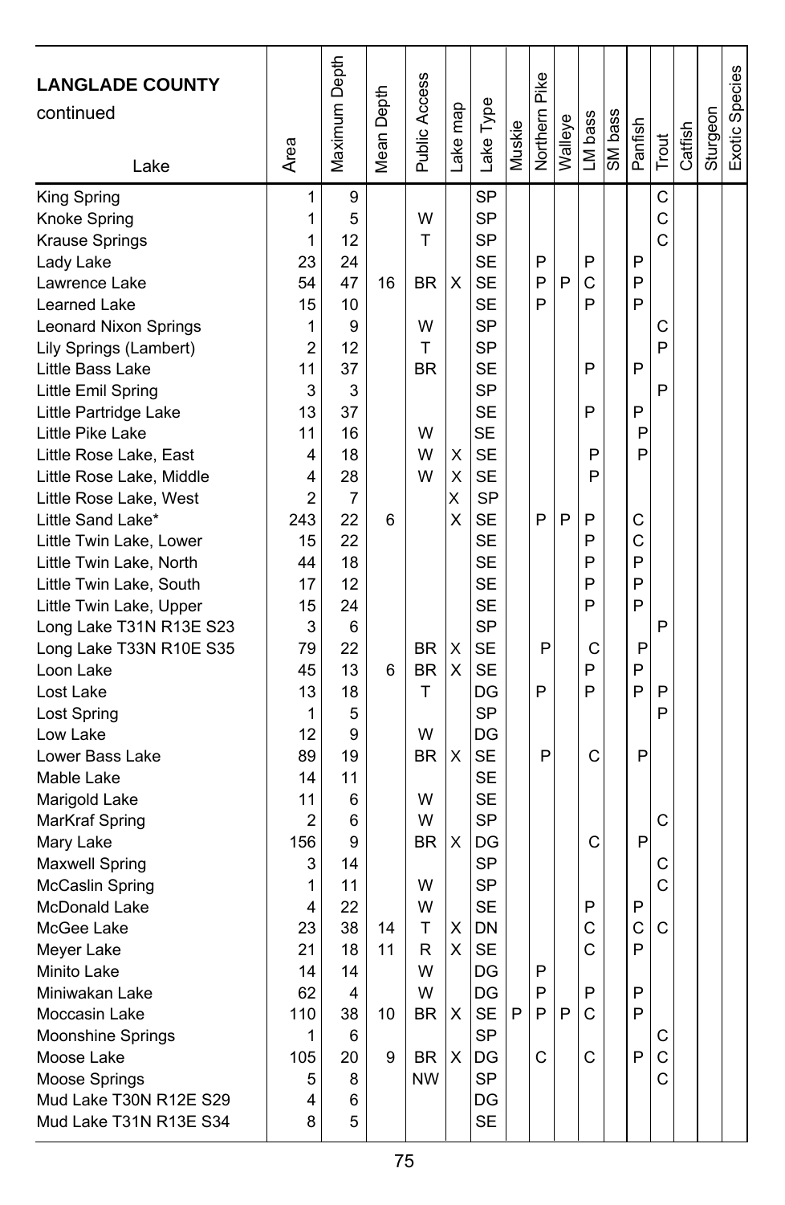| LANGLADE COUNTY continued Lake | Area | Maximum Depth | Mean Depth | Public Access | Lake map | Lake Type | Muskie | Northern Pike | Walleye | LM bass | SM bass | Panfish | Trout | Catfish | Sturgeon | Exotic Species |
|---|---|---|---|---|---|---|---|---|---|---|---|---|---|---|---|---|
| King Spring | 1 | 9 | | | | SP | | | | | | | C | | | |
| Knoke Spring | 1 | 5 | | W | | SP | | | | | | | C | | | |
| Krause Springs | 1 | 12 | | T | | SP | | | | | | | C | | | |
| Lady Lake | 23 | 24 | | | | SE | | P | | P | | P | | | | |
| Lawrence Lake | 54 | 47 | 16 | BR | X | SE | | P | P | C | | P | | | | |
| Learned Lake | 15 | 10 | | | | SE | | P | | P | | P | | | | |
| Leonard Nixon Springs | 1 | 9 | | W | | SP | | | | | | | C | | | |
| Lily Springs (Lambert) | 2 | 12 | | T | | SP | | | | | | | P | | | |
| Little Bass Lake | 11 | 37 | | BR | | SE | | | | P | | P | | | | |
| Little Emil Spring | 3 | 3 | | | | SP | | | | | | | P | | | |
| Little Partridge Lake | 13 | 37 | | | | SE | | | | P | | P | | | | |
| Little Pike Lake | 11 | 16 | | W | | SE | | | | | | P | | | | |
| Little Rose Lake, East | 4 | 18 | | W | X | SE | | | | P | | P | | | | |
| Little Rose Lake, Middle | 4 | 28 | | W | X | SE | | | | P | | | | | | |
| Little Rose Lake, West | 2 | 7 | | | X | SP | | | | | | | | | | |
| Little Sand Lake* | 243 | 22 | 6 | | X | SE | | P | P | P | | C | | | | |
| Little Twin Lake, Lower | 15 | 22 | | | | SE | | | | P | | C | | | | |
| Little Twin Lake, North | 44 | 18 | | | | SE | | | | P | | P | | | | |
| Little Twin Lake, South | 17 | 12 | | | | SE | | | | P | | P | | | | |
| Little Twin Lake, Upper | 15 | 24 | | | | SE | | | | P | | P | | | | |
| Long Lake T31N R13E S23 | 3 | 6 | | | | SP | | | | | | | P | | | |
| Long Lake T33N R10E S35 | 79 | 22 | | BR | X | SE | | P | | C | | P | | | | |
| Loon Lake | 45 | 13 | 6 | BR | X | SE | | | | P | | P | | | | |
| Lost Lake | 13 | 18 | | T | | DG | | P | | P | | P | P | | | |
| Lost Spring | 1 | 5 | | | | SP | | | | | | | P | | | |
| Low Lake | 12 | 9 | | W | | DG | | | | | | | | | | |
| Lower Bass Lake | 89 | 19 | | BR | X | SE | | P | | C | | P | | | | |
| Mable Lake | 14 | 11 | | | | SE | | | | | | | | | | |
| Marigold Lake | 11 | 6 | | W | | SE | | | | | | | | | | |
| MarKraf Spring | 2 | 6 | | W | | SP | | | | | | | C | | | |
| Mary Lake | 156 | 9 | | BR | X | DG | | | | C | | P | | | | |
| Maxwell Spring | 3 | 14 | | | | SP | | | | | | | C | | | |
| McCaslin Spring | 1 | 11 | | W | | SP | | | | | | | C | | | |
| McDonald Lake | 4 | 22 | | W | | SE | | | | P | | P | | | | |
| McGee Lake | 23 | 38 | 14 | T | X | DN | | | | C | | C | C | | | |
| Meyer Lake | 21 | 18 | 11 | R | X | SE | | | | C | | P | | | | |
| Minito Lake | 14 | 14 | | W | | DG | | P | | | | | | | | |
| Miniwakan Lake | 62 | 4 | | W | | DG | | P | | P | | P | | | | |
| Moccasin Lake | 110 | 38 | 10 | BR | X | SE | P | P | P | C | | P | | | | |
| Moonshine Springs | 1 | 6 | | | | SP | | | | | | | C | | | |
| Moose Lake | 105 | 20 | 9 | BR | X | DG | | C | | C | | P | C | | | |
| Moose Springs | 5 | 8 | | NW | | SP | | | | | | | C | | | |
| Mud Lake T30N R12E S29 | 4 | 6 | | | | DG | | | | | | | | | | |
| Mud Lake T31N R13E S34 | 8 | 5 | | | | SE | | | | | | | | | | |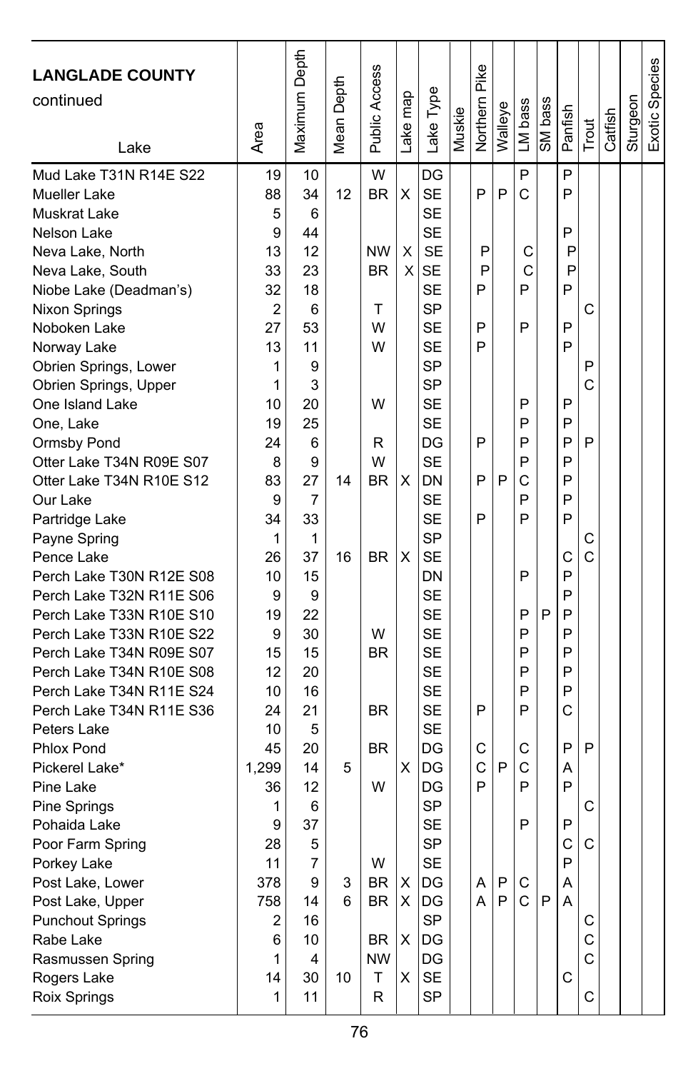| LANGLADE COUNTY continued Lake | Area | Maximum Depth | Mean Depth | Public Access | Lake map | Lake Type | Muskie | Northern Pike | Walleye | LM bass | SM bass | Panfish | Trout | Catfish | Sturgeon | Exotic Species |
|---|---|---|---|---|---|---|---|---|---|---|---|---|---|---|---|---|
| Mud Lake T31N R14E S22 | 19 | 10 | | W | | DG | | | | P | | P | | | | |
| Mueller Lake | 88 | 34 | 12 | BR | X | SE | | P | P | C | | P | | | | |
| Muskrat Lake | 5 | 6 | | | | SE | | | | | | | | | | |
| Nelson Lake | 9 | 44 | | | | SE | | | | | | P | | | | |
| Neva Lake, North | 13 | 12 | | NW | X | SE | | P | | C | | P | | | | |
| Neva Lake, South | 33 | 23 | | BR | X | SE | | P | | C | | P | | | | |
| Niobe Lake (Deadman's) | 32 | 18 | | | | SE | | P | | P | | P | | | | |
| Nixon Springs | 2 | 6 | | T | | SP | | | | | | | C | | | |
| Noboken Lake | 27 | 53 | | W | | SE | | P | | P | | P | | | | |
| Norway Lake | 13 | 11 | | W | | SE | | P | | | | P | | | | |
| Obrien Springs, Lower | 1 | 9 | | | | SP | | | | | | | P | | | |
| Obrien Springs, Upper | 1 | 3 | | | | SP | | | | | | | C | | | |
| One Island Lake | 10 | 20 | | W | | SE | | | | P | | P | | | | |
| One, Lake | 19 | 25 | | | | SE | | | | P | | P | | | | |
| Ormsby Pond | 24 | 6 | | R | | DG | | P | | P | | P | P | | | |
| Otter Lake T34N R09E S07 | 8 | 9 | | W | | SE | | | | P | | P | | | | |
| Otter Lake T34N R10E S12 | 83 | 27 | 14 | BR | X | DN | | P | P | C | | P | | | | |
| Our Lake | 9 | 7 | | | | SE | | | | P | | P | | | | |
| Partridge Lake | 34 | 33 | | | | SE | | P | | P | | P | | | | |
| Payne Spring | 1 | 1 | | | | SP | | | | | | | C | | | |
| Pence Lake | 26 | 37 | 16 | BR | X | SE | | | | | | C | C | | | |
| Perch Lake T30N R12E S08 | 10 | 15 | | | | DN | | | | P | | P | | | | |
| Perch Lake T32N R11E S06 | 9 | 9 | | | | SE | | | | | | P | | | | |
| Perch Lake T33N R10E S10 | 19 | 22 | | | | SE | | | | P | P | P | | | | |
| Perch Lake T33N R10E S22 | 9 | 30 | | W | | SE | | | | P | | P | | | | |
| Perch Lake T34N R09E S07 | 15 | 15 | | BR | | SE | | | | P | | P | | | | |
| Perch Lake T34N R10E S08 | 12 | 20 | | | | SE | | | | P | | P | | | | |
| Perch Lake T34N R11E S24 | 10 | 16 | | | | SE | | | | P | | P | | | | |
| Perch Lake T34N R11E S36 | 24 | 21 | | BR | | SE | | P | | P | | C | | | | |
| Peters Lake | 10 | 5 | | | | SE | | | | | | | | | | |
| Phlox Pond | 45 | 20 | | BR | | DG | | C | | C | | P | P | | | |
| Pickerel Lake* | 1,299 | 14 | 5 | | X | DG | | C | P | C | | A | | | | |
| Pine Lake | 36 | 12 | | W | | DG | | P | | P | | P | | | | |
| Pine Springs | 1 | 6 | | | | SP | | | | | | | C | | | |
| Pohaida Lake | 9 | 37 | | | | SE | | | | P | | P | | | | |
| Poor Farm Spring | 28 | 5 | | | | SP | | | | | | C | C | | | |
| Porkey Lake | 11 | 7 | | W | | SE | | | | | | P | | | | |
| Post Lake, Lower | 378 | 9 | 3 | BR | X | DG | | A | P | C | | A | | | | |
| Post Lake, Upper | 758 | 14 | 6 | BR | X | DG | | A | P | C | P | A | | | | |
| Punchout Springs | 2 | 16 | | | | SP | | | | | | | C | | | |
| Rabe Lake | 6 | 10 | | BR | X | DG | | | | | | | C | | | |
| Rasmussen Spring | 1 | 4 | | NW | | DG | | | | | | | C | | | |
| Rogers Lake | 14 | 30 | 10 | T | X | SE | | | | | | C | | | | |
| Roix Springs | 1 | 11 | | R | | SP | | | | | | | C | | | |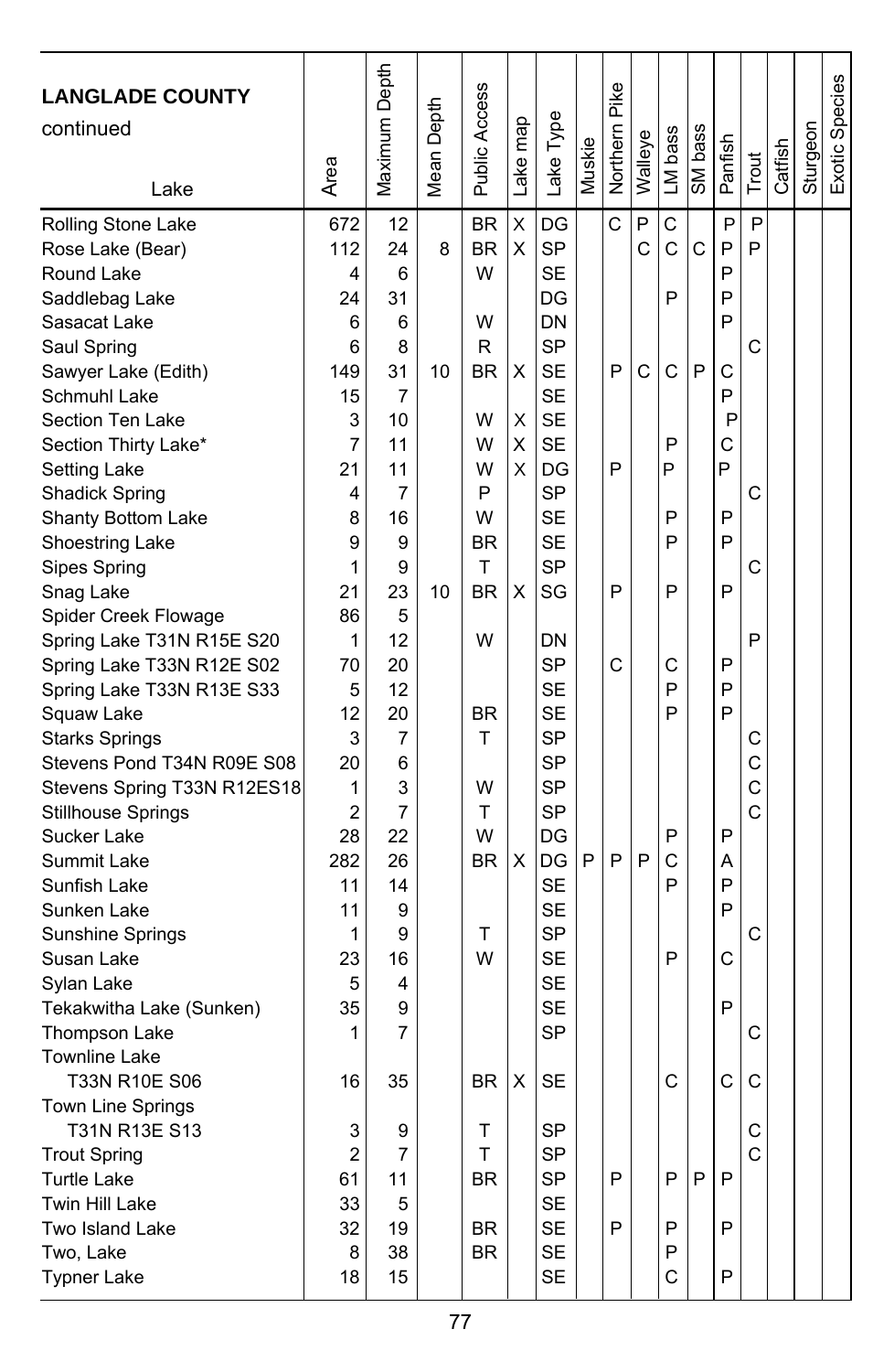| **LANGLADE COUNTY** continued<br>Lake | Area | Maximum Depth | Mean Depth | Public Access | Lake map | Lake Type | Muskie | Northern Pike | Walleye | LM bass | SM bass | Panfish | Trout | Catfish | Sturgeon | Exotic Species |
|---|---|---|---|---|---|---|---|---|---|---|---|---|---|---|---|---|
| Rolling Stone Lake | 672 | 12 | | BR | X | DG | | C | P | C | | P | P | | | |
| Rose Lake (Bear) | 112 | 24 | 8 | BR | X | SP | | | C | C | C | P | P | | | |
| Round Lake | 4 | 6 | | W | | SE | | | | | | P | | | | |
| Saddlebag Lake | 24 | 31 | | | | DG | | | | P | | P | | | | |
| Sasacat Lake | 6 | 6 | | W | | DN | | | | | | P | | | | |
| Saul Spring | 6 | 8 | | R | | SP | | | | | | | C | | | |
| Sawyer Lake (Edith) | 149 | 31 | 10 | BR | X | SE | | P | C | C | P | C | | | | |
| Schmuhl Lake | 15 | 7 | | | | SE | | | | | | P | | | | |
| Section Ten Lake | 3 | 10 | | W | X | SE | | | | | | P | | | | |
| Section Thirty Lake* | 7 | 11 | | W | X | SE | | | | P | | C | | | | |
| Setting Lake | 21 | 11 | | W | X | DG | | P | | P | | P | | | | |
| Shadick Spring | 4 | 7 | | P | | SP | | | | | | | C | | | |
| Shanty Bottom Lake | 8 | 16 | | W | | SE | | | | P | | P | | | | |
| Shoestring Lake | 9 | 9 | | BR | | SE | | | | P | | P | | | | |
| Sipes Spring | 1 | 9 | | T | | SP | | | | | | | C | | | |
| Snag Lake | 21 | 23 | 10 | BR | X | SG | | P | | P | | P | | | | |
| Spider Creek Flowage | 86 | 5 | | | | | | | | | | | | | | |
| Spring Lake T31N R15E S20 | 1 | 12 | | W | | DN | | | | | | | P | | | |
| Spring Lake T33N R12E S02 | 70 | 20 | | | | SP | | C | | C | | P | | | | |
| Spring Lake T33N R13E S33 | 5 | 12 | | | | SE | | | | P | | P | | | | |
| Squaw Lake | 12 | 20 | | BR | | SE | | | | P | | P | | | | |
| Starks Springs | 3 | 7 | | T | | SP | | | | | | | C | | | |
| Stevens Pond T34N R09E S08 | 20 | 6 | | | | SP | | | | | | | C | | | |
| Stevens Spring T33N R12ES18 | 1 | 3 | | W | | SP | | | | | | | C | | | |
| Stillhouse Springs | 2 | 7 | | T | | SP | | | | | | | C | | | |
| Sucker Lake | 28 | 22 | | W | | DG | | | | P | | P | | | | |
| Summit Lake | 282 | 26 | | BR | X | DG | P | P | P | C | | A | | | | |
| Sunfish Lake | 11 | 14 | | | | SE | | | | P | | P | | | | |
| Sunken Lake | 11 | 9 | | | | SE | | | | | | P | | | | |
| Sunshine Springs | 1 | 9 | | T | | SP | | | | | | | C | | | |
| Susan Lake | 23 | 16 | | W | | SE | | | | P | | C | | | | |
| Sylan Lake | 5 | 4 | | | | SE | | | | | | | | | | |
| Tekakwitha Lake (Sunken) | 35 | 9 | | | | SE | | | | | | P | | | | |
| Thompson Lake | 1 | 7 | | | | SP | | | | | | | C | | | |
| Townline Lake T33N R10E S06 | 16 | 35 | | BR | X | SE | | | | C | | C | C | | | |
| Town Line Springs T31N R13E S13 | 3 | 9 | | T | | SP | | | | | | | C | | | |
| Trout Spring | 2 | 7 | | T | | SP | | | | | | | C | | | |
| Turtle Lake | 61 | 11 | | BR | | SP | | P | | P | P | P | | | | |
| Twin Hill Lake | 33 | 5 | | | | SE | | | | | | | | | | |
| Two Island Lake | 32 | 19 | | BR | | SE | | P | | P | | P | | | | |
| Two, Lake | 8 | 38 | | BR | | SE | | | | P | | | | | | |
| Typner Lake | 18 | 15 | | | | SE | | | | C | | P | | | | |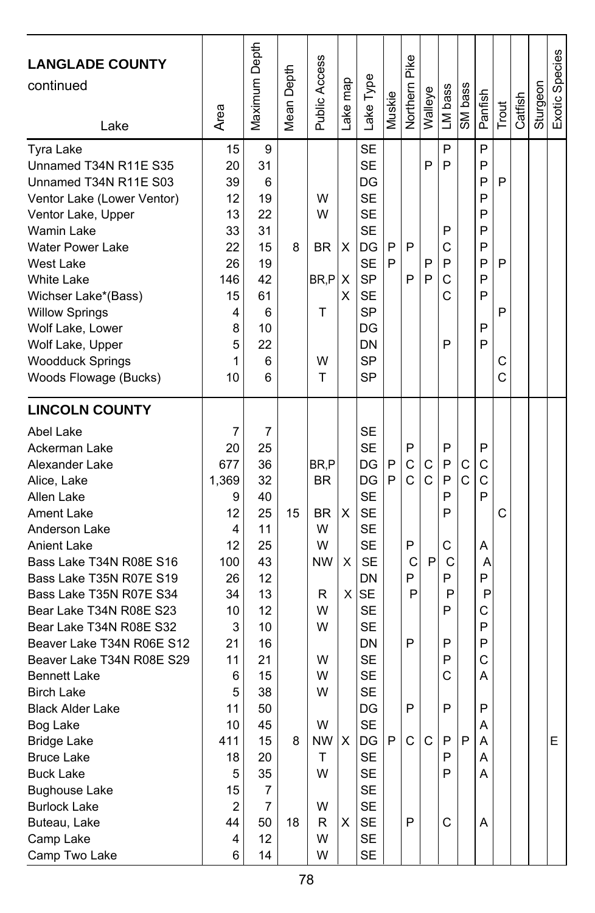| LANGLADE COUNTY continued<br>Lake | Area | Maximum Depth | Mean Depth | Public Access | Lake map | Lake Type | Muskie | Northern Pike | Walleye | LM bass | SM bass | Panfish | Trout | Catfish | Sturgeon | Exotic Species |
|---|---|---|---|---|---|---|---|---|---|---|---|---|---|---|---|---|
| Tyra Lake | 15 | 9 | | | | SE | | | | P | | P | | | | |
| Unnamed T34N R11E S35 | 20 | 31 | | | | SE | | | P | P | | P | | | | |
| Unnamed T34N R11E S03 | 39 | 6 | | | | DG | | | | | | P | P | | | |
| Ventor Lake (Lower Ventor) | 12 | 19 | | W | | SE | | | | | | P | | | | |
| Ventor Lake, Upper | 13 | 22 | | W | | SE | | | | | | P | | | | |
| Wamin Lake | 33 | 31 | | | | SE | | | | P | | P | | | | |
| Water Power Lake | 22 | 15 | 8 | BR | X | DG | P | P | | C | | P | | | | |
| West Lake | 26 | 19 | | | | SE | P | | P | P | | P | P | | | |
| White Lake | 146 | 42 | | BR,P | X | SP | | P | P | C | | P | | | | |
| Wichser Lake*(Bass) | 15 | 61 | | | X | SE | | | | C | | P | | | | |
| Willow Springs | 4 | 6 | | T | | SP | | | | | | | P | | | |
| Wolf Lake, Lower | 8 | 10 | | | | DG | | | | | | P | | | | |
| Wolf Lake, Upper | 5 | 22 | | | | DN | | | | P | | P | | | | |
| Woodduck Springs | 1 | 6 | | W | | SP | | | | | | | C | | | |
| Woods Flowage (Bucks) | 10 | 6 | | T | | SP | | | | | | | C | | | |
| **LINCOLN COUNTY** | | | | | | | | | | | | | | | | |
| Abel Lake | 7 | 7 | | | | SE | | | | | | | | | | |
| Ackerman Lake | 20 | 25 | | | | SE | | P | | P | | P | | | | |
| Alexander Lake | 677 | 36 | | BR,P | | DG | P | C | C | P | C | C | | | | |
| Alice, Lake | 1,369 | 32 | | BR | | DG | P | C | C | P | C | C | | | | |
| Allen Lake | 9 | 40 | | | | SE | | | | P | | P | | | | |
| Ament Lake | 12 | 25 | 15 | BR | X | SE | | | | P | | | C | | | |
| Anderson Lake | 4 | 11 | | W | | SE | | | | | | | | | | |
| Anient Lake | 12 | 25 | | W | | SE | | P | | C | | A | | | | |
| Bass Lake T34N R08E S16 | 100 | 43 | | NW | X | SE | | C | P | C | | A | | | | |
| Bass Lake T35N R07E S19 | 26 | 12 | | | | DN | | P | | P | | P | | | | |
| Bass Lake T35N R07E S34 | 34 | 13 | | R | X | SE | | P | | P | | P | | | | |
| Bear Lake T34N R08E S23 | 10 | 12 | | W | | SE | | | | P | | C | | | | |
| Bear Lake T34N R08E S32 | 3 | 10 | | W | | SE | | | | | | P | | | | |
| Beaver Lake T34N R06E S12 | 21 | 16 | | | | DN | | P | | P | | P | | | | |
| Beaver Lake T34N R08E S29 | 11 | 21 | | W | | SE | | | | P | | C | | | | |
| Bennett Lake | 6 | 15 | | W | | SE | | | | C | | A | | | | |
| Birch Lake | 5 | 38 | | W | | SE | | | | | | | | | | |
| Black Alder Lake | 11 | 50 | | | | DG | | P | | P | | P | | | | |
| Bog Lake | 10 | 45 | | W | | SE | | | | | | A | | | | |
| Bridge Lake | 411 | 15 | 8 | NW | X | DG | P | C | C | P | P | A | | | | E |
| Bruce Lake | 18 | 20 | | T | | SE | | | | P | | A | | | | |
| Buck Lake | 5 | 35 | | W | | SE | | | | P | | A | | | | |
| Bughouse Lake | 15 | 7 | | | | SE | | | | | | | | | | |
| Burlock Lake | 2 | 7 | | W | | SE | | | | | | | | | | |
| Buteau, Lake | 44 | 50 | 18 | R | X | SE | | P | | C | | A | | | | |
| Camp Lake | 4 | 12 | | W | | SE | | | | | | | | | | |
| Camp Two Lake | 6 | 14 | | W | | SE | | | | | | | | | | |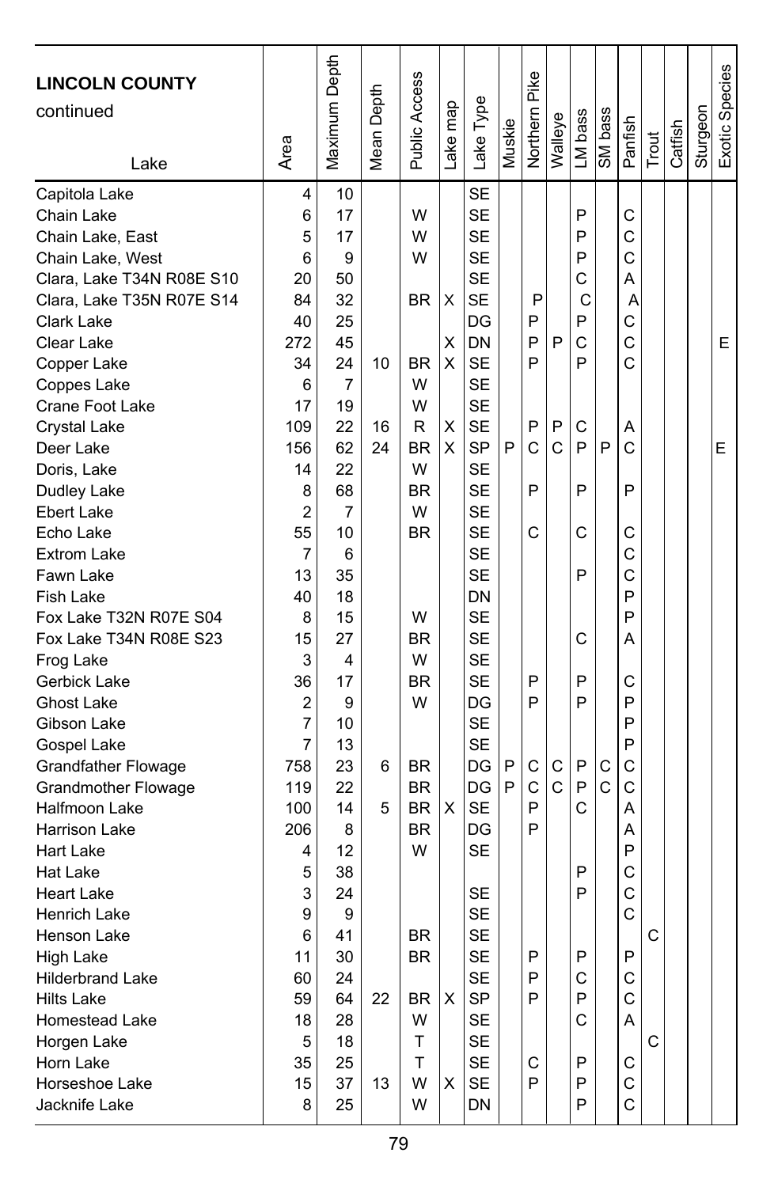| LINCOLN COUNTY continued Lake | Area | Maximum Depth | Mean Depth | Public Access | Lake map | Lake Type | Muskie | Northern Pike | Walleye | LM bass | SM bass | Panfish | Trout | Catfish | Sturgeon | Exotic Species |
|---|---|---|---|---|---|---|---|---|---|---|---|---|---|---|---|---|
| Capitola Lake | 4 | 10 | | | | SE | | | | | | | | | | |
| Chain Lake | 6 | 17 | | W | | SE | | | | P | | C | | | | |
| Chain Lake, East | 5 | 17 | | W | | SE | | | | P | | C | | | | |
| Chain Lake, West | 6 | 9 | | W | | SE | | | | P | | C | | | | |
| Clara, Lake T34N R08E S10 | 20 | 50 | | | | SE | | | | C | | A | | | | |
| Clara, Lake T35N R07E S14 | 84 | 32 | | BR | X | SE | | P | | C | | A | | | | |
| Clark Lake | 40 | 25 | | | | DG | | P | | P | | C | | | | |
| Clear Lake | 272 | 45 | | | X | DN | | P | P | C | | C | | | | E |
| Copper Lake | 34 | 24 | 10 | BR | X | SE | | P | | P | | C | | | | |
| Coppes Lake | 6 | 7 | | W | | SE | | | | | | | | | | |
| Crane Foot Lake | 17 | 19 | | W | | SE | | | | | | | | | | |
| Crystal Lake | 109 | 22 | 16 | R | X | SE | | P | P | C | | A | | | | |
| Deer Lake | 156 | 62 | 24 | BR | X | SP | P | C | C | P | P | C | | | | E |
| Doris, Lake | 14 | 22 | | W | | SE | | | | | | | | | | |
| Dudley Lake | 8 | 68 | | BR | | SE | | P | | P | | P | | | | |
| Ebert Lake | 2 | 7 | | W | | SE | | | | | | | | | | |
| Echo Lake | 55 | 10 | | BR | | SE | | C | | C | | C | | | | |
| Extrom Lake | 7 | 6 | | | | SE | | | | | | C | | | | |
| Fawn Lake | 13 | 35 | | | | SE | | | | P | | C | | | | |
| Fish Lake | 40 | 18 | | | | DN | | | | | | P | | | | |
| Fox Lake T32N R07E S04 | 8 | 15 | | W | | SE | | | | | | P | | | | |
| Fox Lake T34N R08E S23 | 15 | 27 | | BR | | SE | | | | C | | A | | | | |
| Frog Lake | 3 | 4 | | W | | SE | | | | | | | | | | |
| Gerbick Lake | 36 | 17 | | BR | | SE | | P | | P | | C | | | | |
| Ghost Lake | 2 | 9 | | W | | DG | | P | | P | | P | | | | |
| Gibson Lake | 7 | 10 | | | | SE | | | | | | P | | | | |
| Gospel Lake | 7 | 13 | | | | SE | | | | | | P | | | | |
| Grandfather Flowage | 758 | 23 | 6 | BR | | DG | P | C | C | P | C | C | | | | |
| Grandmother Flowage | 119 | 22 | | BR | | DG | P | C | C | P | C | C | | | | |
| Halfmoon Lake | 100 | 14 | 5 | BR | X | SE | | P | | C | | A | | | | |
| Harrison Lake | 206 | 8 | | BR | | DG | | P | | | | A | | | | |
| Hart Lake | 4 | 12 | | W | | SE | | | | | | P | | | | |
| Hat Lake | 5 | 38 | | | | | | | | P | | C | | | | |
| Heart Lake | 3 | 24 | | | | SE | | | | P | | C | | | | |
| Henrich Lake | 9 | 9 | | | | SE | | | | | | C | | | | |
| Henson Lake | 6 | 41 | | BR | | SE | | | | | | | C | | | |
| High Lake | 11 | 30 | | BR | | SE | | P | | P | | P | | | | |
| Hilderbrand Lake | 60 | 24 | | | | SE | | P | | C | | C | | | | |
| Hilts Lake | 59 | 64 | 22 | BR | X | SP | | P | | P | | C | | | | |
| Homestead Lake | 18 | 28 | | W | | SE | | | | C | | A | | | | |
| Horgen Lake | 5 | 18 | | T | | SE | | | | | | | C | | | |
| Horn Lake | 35 | 25 | | T | | SE | | C | | P | | C | | | | |
| Horseshoe Lake | 15 | 37 | 13 | W | X | SE | | P | | P | | C | | | | |
| Jacknife Lake | 8 | 25 | | W | | DN | | | | P | | C | | | | |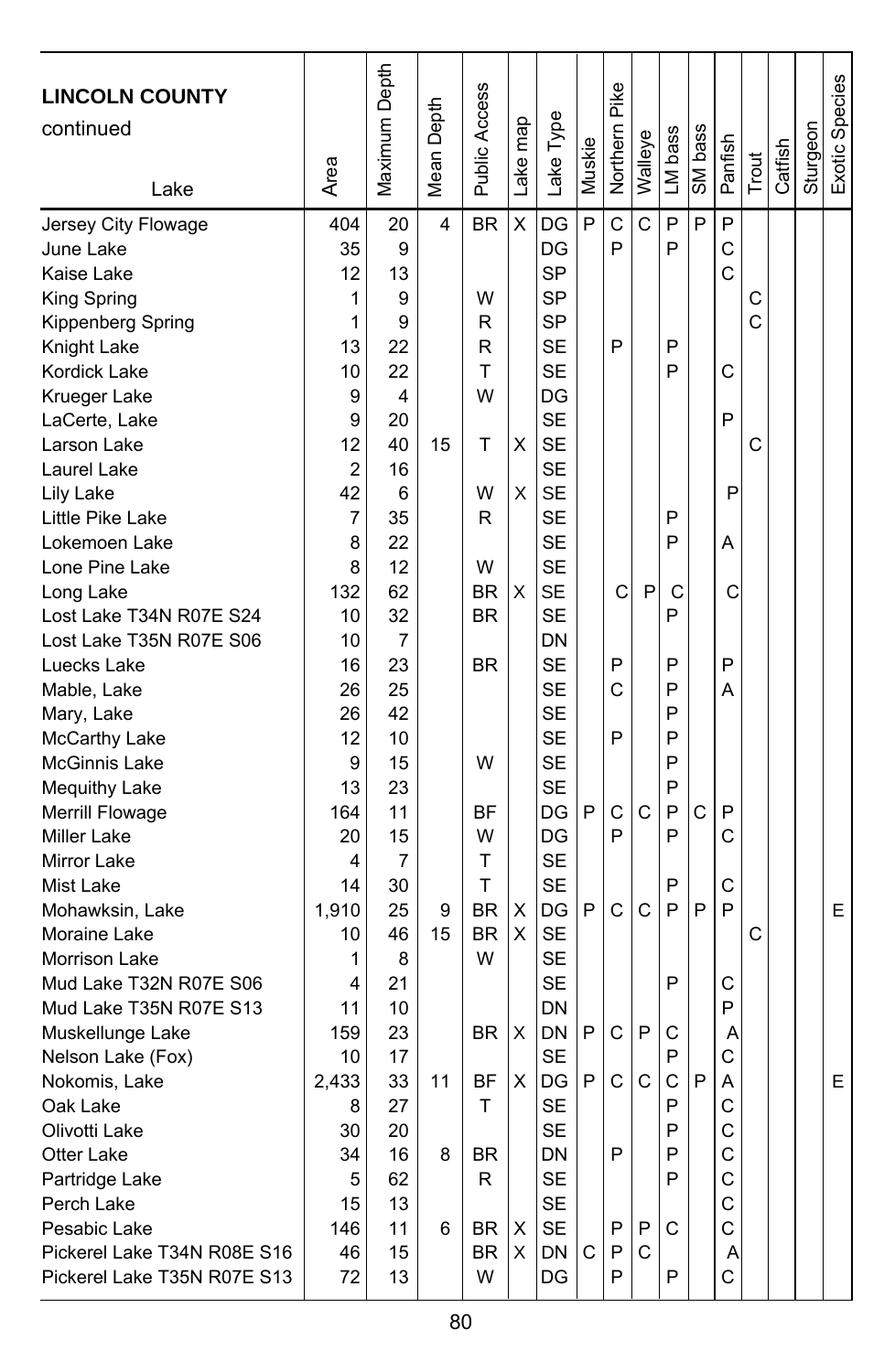## LINCOLN COUNTY continued

| Lake | Area | Maximum Depth | Mean Depth | Public Access | Lake map | Lake Type | Muskie | Northern Pike | Walleye | LM bass | SM bass | Panfish | Trout | Catfish | Sturgeon | Exotic Species |
|---|---|---|---|---|---|---|---|---|---|---|---|---|---|---|---|---|
| Jersey City Flowage | 404 | 20 | 4 | BR | X | DG | P | C | C | P | P | P | | | | |
| June Lake | 35 | 9 | | | | DG | | P | | P | | C | | | | |
| Kaise Lake | 12 | 13 | | | | SP | | | | | | C | | | | |
| King Spring | 1 | 9 | | W | | SP | | | | | | | C | | | |
| Kippenberg Spring | 1 | 9 | | R | | SP | | | | | | | C | | | |
| Knight Lake | 13 | 22 | | R | | SE | | P | | P | | | | | | |
| Kordick Lake | 10 | 22 | | T | | SE | | | | P | | C | | | | |
| Krueger Lake | 9 | 4 | | W | | DG | | | | | | | | | | |
| LaCerte, Lake | 9 | 20 | | | | SE | | | | | | P | | | | |
| Larson Lake | 12 | 40 | 15 | T | X | SE | | | | | | | C | | | |
| Laurel Lake | 2 | 16 | | | | SE | | | | | | | | | | |
| Lily Lake | 42 | 6 | | W | X | SE | | | | | | P | | | | |
| Little Pike Lake | 7 | 35 | | R | | SE | | | | P | | | | | | |
| Lokemoen Lake | 8 | 22 | | | | SE | | | | P | | A | | | | |
| Lone Pine Lake | 8 | 12 | | W | | SE | | | | | | | | | | |
| Long Lake | 132 | 62 | | BR | X | SE | | C | P | C | | C | | | | |
| Lost Lake T34N R07E S24 | 10 | 32 | | BR | | SE | | | | P | | | | | | |
| Lost Lake T35N R07E S06 | 10 | 7 | | | | DN | | | | | | | | | | |
| Luecks Lake | 16 | 23 | | BR | | SE | | P | | P | | P | | | | |
| Mable, Lake | 26 | 25 | | | | SE | | C | | P | | A | | | | |
| Mary, Lake | 26 | 42 | | | | SE | | | | P | | | | | | |
| McCarthy Lake | 12 | 10 | | | | SE | | P | | P | | | | | | |
| McGinnis Lake | 9 | 15 | | W | | SE | | | | P | | | | | | |
| Mequithy Lake | 13 | 23 | | | | SE | | | | P | | | | | | |
| Merrill Flowage | 164 | 11 | | BF | | DG | P | C | C | P | C | P | | | | |
| Miller Lake | 20 | 15 | | W | | DG | | P | | P | | C | | | | |
| Mirror Lake | 4 | 7 | | T | | SE | | | | | | | | | | |
| Mist Lake | 14 | 30 | | T | | SE | | | | P | | C | | | | |
| Mohawksin, Lake | 1,910 | 25 | 9 | BR | X | DG | P | C | C | P | P | P | | | | E |
| Moraine Lake | 10 | 46 | 15 | BR | X | SE | | | | | | | C | | | |
| Morrison Lake | 1 | 8 | | W | | SE | | | | | | | | | | |
| Mud Lake T32N R07E S06 | 4 | 21 | | | | SE | | | | P | | C | | | | |
| Mud Lake T35N R07E S13 | 11 | 10 | | | | DN | | | | | | P | | | | |
| Muskellunge Lake | 159 | 23 | | BR | X | DN | P | C | P | C | | A | | | | |
| Nelson Lake (Fox) | 10 | 17 | | | | SE | | | | P | | C | | | | |
| Nokomis, Lake | 2,433 | 33 | 11 | BF | X | DG | P | C | C | C | P | A | | | | E |
| Oak Lake | 8 | 27 | | T | | SE | | | | P | | C | | | | |
| Olivotti Lake | 30 | 20 | | | | SE | | | | P | | C | | | | |
| Otter Lake | 34 | 16 | 8 | BR | | DN | | P | | P | | C | | | | |
| Partridge Lake | 5 | 62 | | R | | SE | | | | P | | C | | | | |
| Perch Lake | 15 | 13 | | | | SE | | | | | | C | | | | |
| Pesabic Lake | 146 | 11 | 6 | BR | X | SE | | P | P | C | | C | | | | |
| Pickerel Lake T34N R08E S16 | 46 | 15 | | BR | X | DN | C | P | C | | | A | | | | |
| Pickerel Lake T35N R07E S13 | 72 | 13 | | W | | DG | | P | | P | | C | | | | |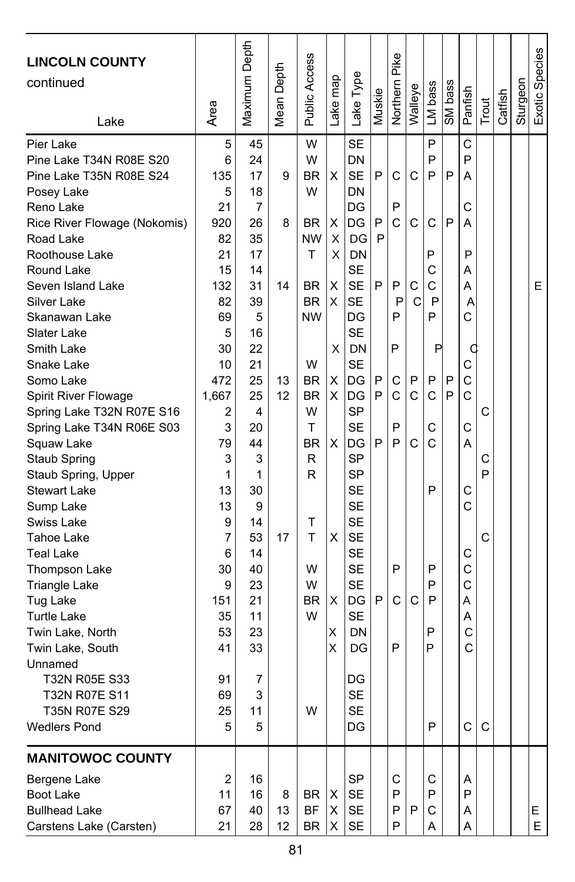| LINCOLN COUNTY continued Lake | Area | Maximum Depth | Mean Depth | Public Access | Lake map | Lake Type | Muskie | Northern Pike | Walleye | LM bass | SM bass | Panfish | Trout | Catfish | Sturgeon | Exotic Species |
|---|---|---|---|---|---|---|---|---|---|---|---|---|---|---|---|---|
| Pier Lake | 5 | 45 | | W | | SE | | | | P | | C | | | | |
| Pine Lake T34N R08E S20 | 6 | 24 | | W | | DN | | | | P | | P | | | | |
| Pine Lake T35N R08E S24 | 135 | 17 | 9 | BR | X | SE | P | C | C | P | P | A | | | | |
| Posey Lake | 5 | 18 | | W | | DN | | | | | | | | | | |
| Reno Lake | 21 | 7 | | | | DG | | P | | | | C | | | | |
| Rice River Flowage (Nokomis) | 920 | 26 | 8 | BR | X | DG | P | C | C | C | P | A | | | | |
| Road Lake | 82 | 35 | | NW | X | DG | P | | | | | | | | | |
| Roothouse Lake | 21 | 17 | | T | X | DN | | | | P | | P | | | | |
| Round Lake | 15 | 14 | | | | SE | | | | C | | A | | | | |
| Seven Island Lake | 132 | 31 | 14 | BR | X | SE | P | P | C | C | | A | | | | E |
| Silver Lake | 82 | 39 | | BR | X | SE | | P | C | P | | A | | | | |
| Skanawan Lake | 69 | 5 | | NW | | DG | | P | | P | | C | | | | |
| Slater Lake | 5 | 16 | | | | SE | | | | | | | | | | |
| Smith Lake | 30 | 22 | | | X | DN | | P | | P | | C | | | | |
| Snake Lake | 10 | 21 | | W | | SE | | | | | | C | | | | |
| Somo Lake | 472 | 25 | 13 | BR | X | DG | P | C | P | P | P | C | | | | |
| Spirit River Flowage | 1,667 | 25 | 12 | BR | X | DG | P | C | C | C | P | C | | | | |
| Spring Lake T32N R07E S16 | 2 | 4 | | W | | SP | | | | | | | C | | | |
| Spring Lake T34N R06E S03 | 3 | 20 | | T | | SE | | P | | C | | C | | | | |
| Squaw Lake | 79 | 44 | | BR | X | DG | P | P | C | C | | A | | | | |
| Staub Spring | 3 | 3 | | R | | SP | | | | | | | C | | | |
| Staub Spring, Upper | 1 | 1 | | R | | SP | | | | | | | P | | | |
| Stewart Lake | 13 | 30 | | | | SE | | | | P | | C | | | | |
| Sump Lake | 13 | 9 | | | | SE | | | | | | C | | | | |
| Swiss Lake | 9 | 14 | | T | | SE | | | | | | | | | | |
| Tahoe Lake | 7 | 53 | 17 | T | X | SE | | | | | | | C | | | |
| Teal Lake | 6 | 14 | | | | SE | | | | | | C | | | | |
| Thompson Lake | 30 | 40 | | W | | SE | | P | | P | | C | | | | |
| Triangle Lake | 9 | 23 | | W | | SE | | | | P | | C | | | | |
| Tug Lake | 151 | 21 | | BR | X | DG | P | C | C | P | | A | | | | |
| Turtle Lake | 35 | 11 | | W | | SE | | | | | | A | | | | |
| Twin Lake, North | 53 | 23 | | | X | DN | | | | P | | C | | | | |
| Twin Lake, South | 41 | 33 | | | X | DG | | P | | P | | C | | | | |
| Unnamed | | | | | | | | | | | | | | | | |
| T32N R05E S33 | 91 | 7 | | | | DG | | | | | | | | | | |
| T32N R07E S11 | 69 | 3 | | | | SE | | | | | | | | | | |
| T35N R07E S29 | 25 | 11 | | W | | SE | | | | | | | | | | |
| Wedlers Pond | 5 | 5 | | | | DG | | | | P | | C | C | | | |
| **MANITOWOC COUNTY** | | | | | | | | | | | | | | | | |
| Bergene Lake | 2 | 16 | | | | SP | | C | | C | | A | | | | |
| Boot Lake | 11 | 16 | 8 | BR | X | SE | | P | | P | | P | | | | |
| Bullhead Lake | 67 | 40 | 13 | BF | X | SE | | P | P | C | | A | | | | E |
| Carstens Lake (Carsten) | 21 | 28 | 12 | BR | X | SE | | P | | A | | A | | | | E |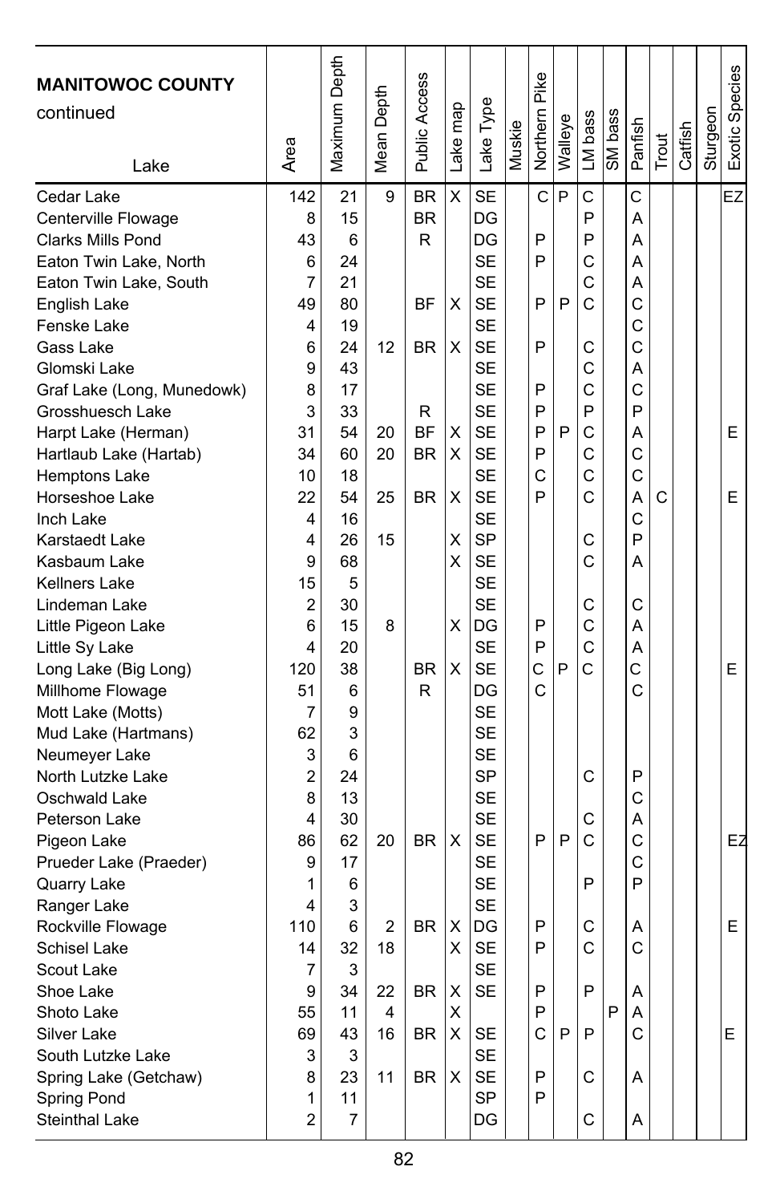| **MANITOWOC COUNTY** continued Lake | Area | Maximum Depth | Mean Depth | Public Access | Lake map | Lake Type | Muskie | Northern Pike | Walleye | LM bass | SM bass | Panfish | Trout | Catfish | Sturgeon | Exotic Species |
|---|---|---|---|---|---|---|---|---|---|---|---|---|---|---|---|---|
| Cedar Lake | 142 | 21 | 9 | BR | X | SE | | C | P | C | | C | | | | EZ |
| Centerville Flowage | 8 | 15 | | BR | | DG | | | | P | | A | | | | |
| Clarks Mills Pond | 43 | 6 | | R | | DG | | P | | P | | A | | | | |
| Eaton Twin Lake, North | 6 | 24 | | | | SE | | P | | C | | A | | | | |
| Eaton Twin Lake, South | 7 | 21 | | | | SE | | | | C | | A | | | | |
| English Lake | 49 | 80 | | BF | X | SE | | P | P | C | | C | | | | |
| Fenske Lake | 4 | 19 | | | | SE | | | | | | C | | | | |
| Gass Lake | 6 | 24 | 12 | BR | X | SE | | P | | C | | C | | | | |
| Glomski Lake | 9 | 43 | | | | SE | | | | C | | A | | | | |
| Graf Lake (Long, Munedowk) | 8 | 17 | | | | SE | | P | | C | | C | | | | |
| Grosshuesch Lake | 3 | 33 | | R | | SE | | P | | P | | P | | | | |
| Harpt Lake (Herman) | 31 | 54 | 20 | BF | X | SE | | P | P | C | | A | | | | E |
| Hartlaub Lake (Hartab) | 34 | 60 | 20 | BR | X | SE | | P | | C | | C | | | | |
| Hemptons Lake | 10 | 18 | | | | SE | | C | | C | | C | | | | |
| Horseshoe Lake | 22 | 54 | 25 | BR | X | SE | | P | | C | | A | C | | | E |
| Inch Lake | 4 | 16 | | | | SE | | | | | | C | | | | |
| Karstaedt Lake | 4 | 26 | 15 | | X | SP | | | | C | | P | | | | |
| Kasbaum Lake | 9 | 68 | | | X | SE | | | | C | | A | | | | |
| Kellners Lake | 15 | 5 | | | | SE | | | | | | | | | | |
| Lindeman Lake | 2 | 30 | | | | SE | | | | C | | C | | | | |
| Little Pigeon Lake | 6 | 15 | 8 | | X | DG | | P | | C | | A | | | | |
| Little Sy Lake | 4 | 20 | | | | SE | | P | | C | | A | | | | |
| Long Lake (Big Long) | 120 | 38 | | BR | X | SE | | C | P | C | | C | | | | E |
| Millhome Flowage | 51 | 6 | | R | | DG | | C | | | | C | | | | |
| Mott Lake (Motts) | 7 | 9 | | | | SE | | | | | | | | | | |
| Mud Lake (Hartmans) | 62 | 3 | | | | SE | | | | | | | | | | |
| Neumeyer Lake | 3 | 6 | | | | SE | | | | | | | | | | |
| North Lutzke Lake | 2 | 24 | | | | SP | | | | C | | P | | | | |
| Oschwald Lake | 8 | 13 | | | | SE | | | | | | C | | | | |
| Peterson Lake | 4 | 30 | | | | SE | | | | C | | A | | | | |
| Pigeon Lake | 86 | 62 | 20 | BR | X | SE | | P | P | C | | C | | | | EZ |
| Prueder Lake (Praeder) | 9 | 17 | | | | SE | | | | | | C | | | | |
| Quarry Lake | 1 | 6 | | | | SE | | | | P | | P | | | | |
| Ranger Lake | 4 | 3 | | | | SE | | | | | | | | | | |
| Rockville Flowage | 110 | 6 | 2 | BR | X | DG | | P | | C | | A | | | | E |
| Schisel Lake | 14 | 32 | 18 | | X | SE | | P | | C | | C | | | | |
| Scout Lake | 7 | 3 | | | | SE | | | | | | | | | | |
| Shoe Lake | 9 | 34 | 22 | BR | X | SE | | P | | P | | A | | | | |
| Shoto Lake | 55 | 11 | 4 | | X | | | P | | | P | A | | | | |
| Silver Lake | 69 | 43 | 16 | BR | X | SE | | C | P | P | | C | | | | E |
| South Lutzke Lake | 3 | 3 | | | | SE | | | | | | | | | | |
| Spring Lake (Getchaw) | 8 | 23 | 11 | BR | X | SE | | P | | C | | A | | | | |
| Spring Pond | 1 | 11 | | | | SP | | P | | | | | | | | |
| Steinthal Lake | 2 | 7 | | | | DG | | | | C | | A | | | | |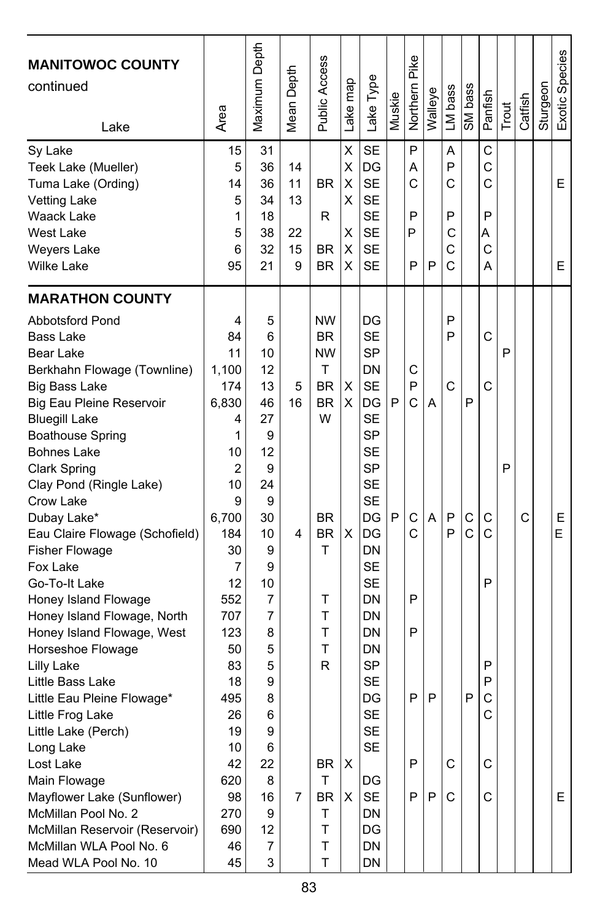| MANITOWOC COUNTY continued Lake | Area | Maximum Depth | Mean Depth | Public Access | Lake map | Lake Type | Muskie | Northern Pike | Walleye | LM bass | SM bass | Panfish | Trout | Catfish | Sturgeon | Exotic Species |
|---|---|---|---|---|---|---|---|---|---|---|---|---|---|---|---|---|
| Sy Lake | 15 | 31 | | | X | SE | | P | | A | | C | | | | |
| Teek Lake (Mueller) | 5 | 36 | 14 | | X | DG | | A | | P | | C | | | | |
| Tuma Lake (Ording) | 14 | 36 | 11 | BR | X | SE | | C | | C | | C | | | | E |
| Vetting Lake | 5 | 34 | 13 | | X | SE | | | | | | | | | | |
| Waack Lake | 1 | 18 | | R | | SE | | P | | P | | P | | | | |
| West Lake | 5 | 38 | 22 | | X | SE | | P | | C | | A | | | | |
| Weyers Lake | 6 | 32 | 15 | BR | X | SE | | | | C | | C | | | | |
| Wilke Lake | 95 | 21 | 9 | BR | X | SE | | P | P | C | | A | | | | E |
| **MARATHON COUNTY** | | | | | | | | | | | | | | | | |
| Abbotsford Pond | 4 | 5 | | NW | | DG | | | | P | | | | | | |
| Bass Lake | 84 | 6 | | BR | | SE | | | | P | | C | | | | |
| Bear Lake | 11 | 10 | | NW | | SP | | | | | | | P | | | |
| Berkhahn Flowage (Townline) | 1,100 | 12 | | T | | DN | | C | | | | | | | | |
| Big Bass Lake | 174 | 13 | 5 | BR | X | SE | | P | | C | | C | | | | |
| Big Eau Pleine Reservoir | 6,830 | 46 | 16 | BR | X | DG | P | C | A | | P | | | | | |
| Bluegill Lake | 4 | 27 | | W | | SE | | | | | | | | | | |
| Boathouse Spring | 1 | 9 | | | | SP | | | | | | | | | | |
| Bohnes Lake | 10 | 12 | | | | SE | | | | | | | | | | |
| Clark Spring | 2 | 9 | | | | SP | | | | | | | P | | | |
| Clay Pond (Ringle Lake) | 10 | 24 | | | | SE | | | | | | | | | | |
| Crow Lake | 9 | 9 | | | | SE | | | | | | | | | | |
| Dubay Lake* | 6,700 | 30 | | BR | | DG | P | C | A | P | C | C | | C | | E |
| Eau Claire Flowage (Schofield) | 184 | 10 | 4 | BR | X | DG | | C | | P | C | C | | | | E |
| Fisher Flowage | 30 | 9 | | T | | DN | | | | | | | | | | |
| Fox Lake | 7 | 9 | | | | SE | | | | | | | | | | |
| Go-To-It Lake | 12 | 10 | | | | SE | | | | | | P | | | | |
| Honey Island Flowage | 552 | 7 | | T | | DN | | P | | | | | | | | |
| Honey Island Flowage, North | 707 | 7 | | T | | DN | | | | | | | | | | |
| Honey Island Flowage, West | 123 | 8 | | T | | DN | | P | | | | | | | | |
| Horseshoe Flowage | 50 | 5 | | T | | DN | | | | | | | | | | |
| Lilly Lake | 83 | 5 | | R | | SP | | | | | | P | | | | |
| Little Bass Lake | 18 | 9 | | | | SE | | | | | | P | | | | |
| Little Eau Pleine Flowage* | 495 | 8 | | | | DG | | P | P | | P | C | | | | |
| Little Frog Lake | 26 | 6 | | | | SE | | | | | | C | | | | |
| Little Lake (Perch) | 19 | 9 | | | | SE | | | | | | | | | | |
| Long Lake | 10 | 6 | | | | SE | | | | | | | | | | |
| Lost Lake | 42 | 22 | | BR | X | | | P | | C | | C | | | | |
| Main Flowage | 620 | 8 | | T | | DG | | | | | | | | | | |
| Mayflower Lake (Sunflower) | 98 | 16 | 7 | BR | X | SE | | P | P | C | | C | | | | E |
| McMillan Pool No. 2 | 270 | 9 | | T | | DN | | | | | | | | | | |
| McMillan Reservoir (Reservoir) | 690 | 12 | | T | | DG | | | | | | | | | | |
| McMillan WLA Pool No. 6 | 46 | 7 | | T | | DN | | | | | | | | | | |
| Mead WLA Pool No. 10 | 45 | 3 | | T | | DN | | | | | | | | | | |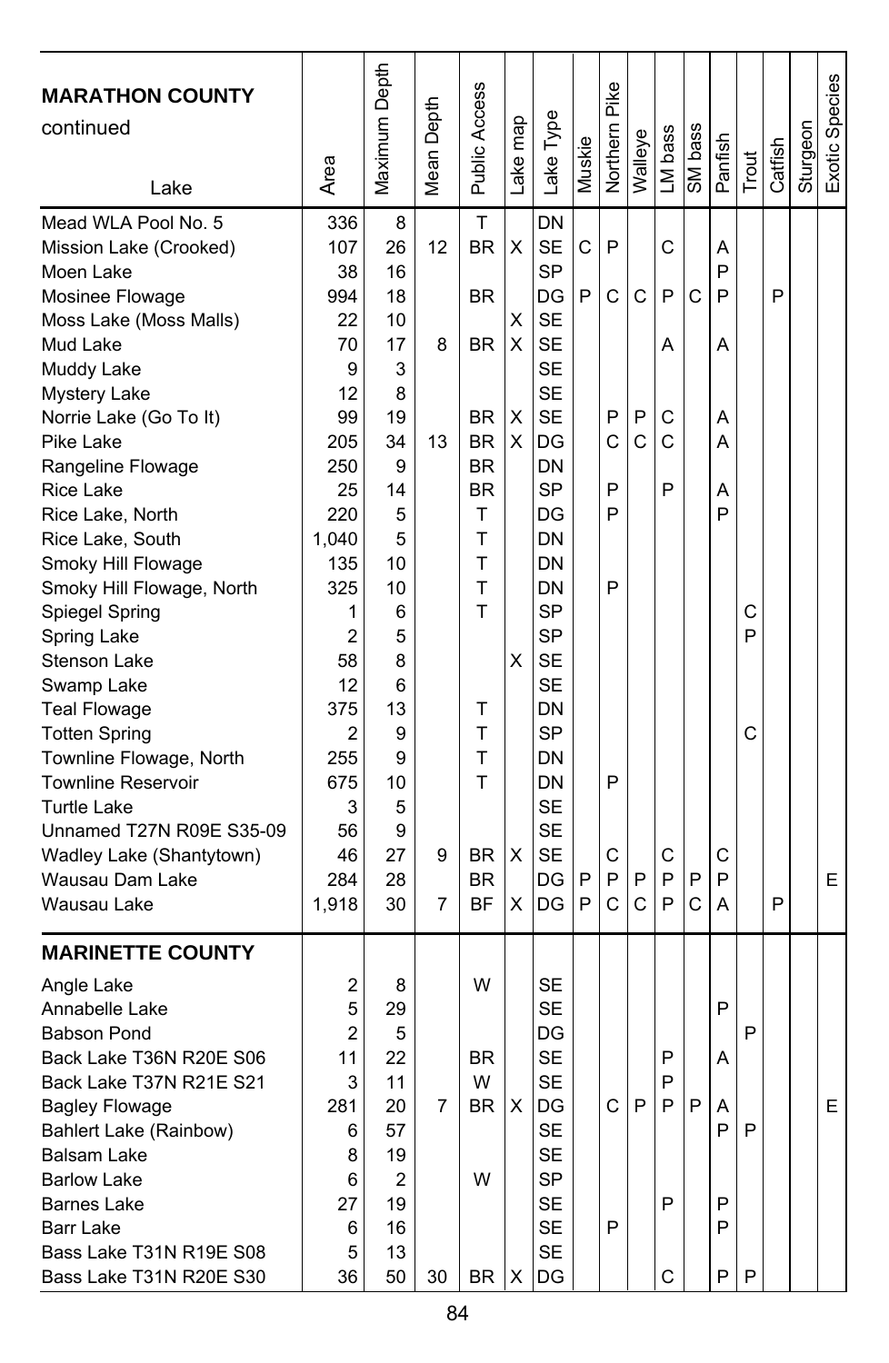| **MARATHON COUNTY** continued Lake | Area | Maximum Depth | Mean Depth | Public Access | Lake map | Lake Type | Muskie | Northern Pike | Walleye | LM bass | SM bass | Panfish | Trout | Catfish | Sturgeon | Exotic Species |
|---|---|---|---|---|---|---|---|---|---|---|---|---|---|---|---|---|
| Mead WLA Pool No. 5 | 336 | 8 | | T | | DN | | | | | | | | | | |
| Mission Lake (Crooked) | 107 | 26 | 12 | BR | X | SE | C | P | | C | | A | | | | |
| Moen Lake | 38 | 16 | | | | SP | | | | | | P | | | | |
| Mosinee Flowage | 994 | 18 | | BR | | DG | P | C | C | P | C | P | | P | | |
| Moss Lake (Moss Malls) | 22 | 10 | | | X | SE | | | | | | | | | | |
| Mud Lake | 70 | 17 | 8 | BR | X | SE | | | | A | | A | | | | |
| Muddy Lake | 9 | 3 | | | | SE | | | | | | | | | | |
| Mystery Lake | 12 | 8 | | | | SE | | | | | | | | | | |
| Norrie Lake (Go To It) | 99 | 19 | | BR | X | SE | | P | P | C | | A | | | | |
| Pike Lake | 205 | 34 | 13 | BR | X | DG | | C | C | C | | A | | | | |
| Rangeline Flowage | 250 | 9 | | BR | | DN | | | | | | | | | | |
| Rice Lake | 25 | 14 | | BR | | SP | | P | | P | | A | | | | |
| Rice Lake, North | 220 | 5 | | T | | DG | | P | | | | P | | | | |
| Rice Lake, South | 1,040 | 5 | | T | | DN | | | | | | | | | | |
| Smoky Hill Flowage | 135 | 10 | | T | | DN | | | | | | | | | | |
| Smoky Hill Flowage, North | 325 | 10 | | T | | DN | | P | | | | | | | | |
| Spiegel Spring | 1 | 6 | | T | | SP | | | | | | | C | | | |
| Spring Lake | 2 | 5 | | | | SP | | | | | | | P | | | |
| Stenson Lake | 58 | 8 | | | X | SE | | | | | | | | | | |
| Swamp Lake | 12 | 6 | | | | SE | | | | | | | | | | |
| Teal Flowage | 375 | 13 | | T | | DN | | | | | | | | | | |
| Totten Spring | 2 | 9 | | T | | SP | | | | | | | C | | | |
| Townline Flowage, North | 255 | 9 | | T | | DN | | | | | | | | | | |
| Townline Reservoir | 675 | 10 | | T | | DN | | P | | | | | | | | |
| Turtle Lake | 3 | 5 | | | | SE | | | | | | | | | | |
| Unnamed T27N R09E S35-09 | 56 | 9 | | | | SE | | | | | | | | | | |
| Wadley Lake (Shantytown) | 46 | 27 | 9 | BR | X | SE | | C | | C | | C | | | | |
| Wausau Dam Lake | 284 | 28 | | BR | | DG | P | P | P | P | P | P | | | | E |
| Wausau Lake | 1,918 | 30 | 7 | BF | X | DG | P | C | C | P | C | A | | P | | |
| **MARINETTE COUNTY** | | | | | | | | | | | | | | | | |
| Angle Lake | 2 | 8 | | W | | SE | | | | | | | | | | |
| Annabelle Lake | 5 | 29 | | | | SE | | | | | | P | | | | |
| Babson Pond | 2 | 5 | | | | DG | | | | | | | P | | | |
| Back Lake T36N R20E S06 | 11 | 22 | | BR | | SE | | | | P | | A | | | | |
| Back Lake T37N R21E S21 | 3 | 11 | | W | | SE | | | | P | | | | | | |
| Bagley Flowage | 281 | 20 | 7 | BR | X | DG | | C | P | P | P | A | | | | E |
| Bahlert Lake (Rainbow) | 6 | 57 | | | | SE | | | | | | P | P | | | |
| Balsam Lake | 8 | 19 | | | | SE | | | | | | | | | | |
| Barlow Lake | 6 | 2 | | W | | SP | | | | | | | | | | |
| Barnes Lake | 27 | 19 | | | | SE | | | | P | | P | | | | |
| Barr Lake | 6 | 16 | | | | SE | | P | | | | P | | | | |
| Bass Lake T31N R19E S08 | 5 | 13 | | | | SE | | | | | | | | | | |
| Bass Lake T31N R20E S30 | 36 | 50 | 30 | BR | X | DG | | | | C | | P | P | | | |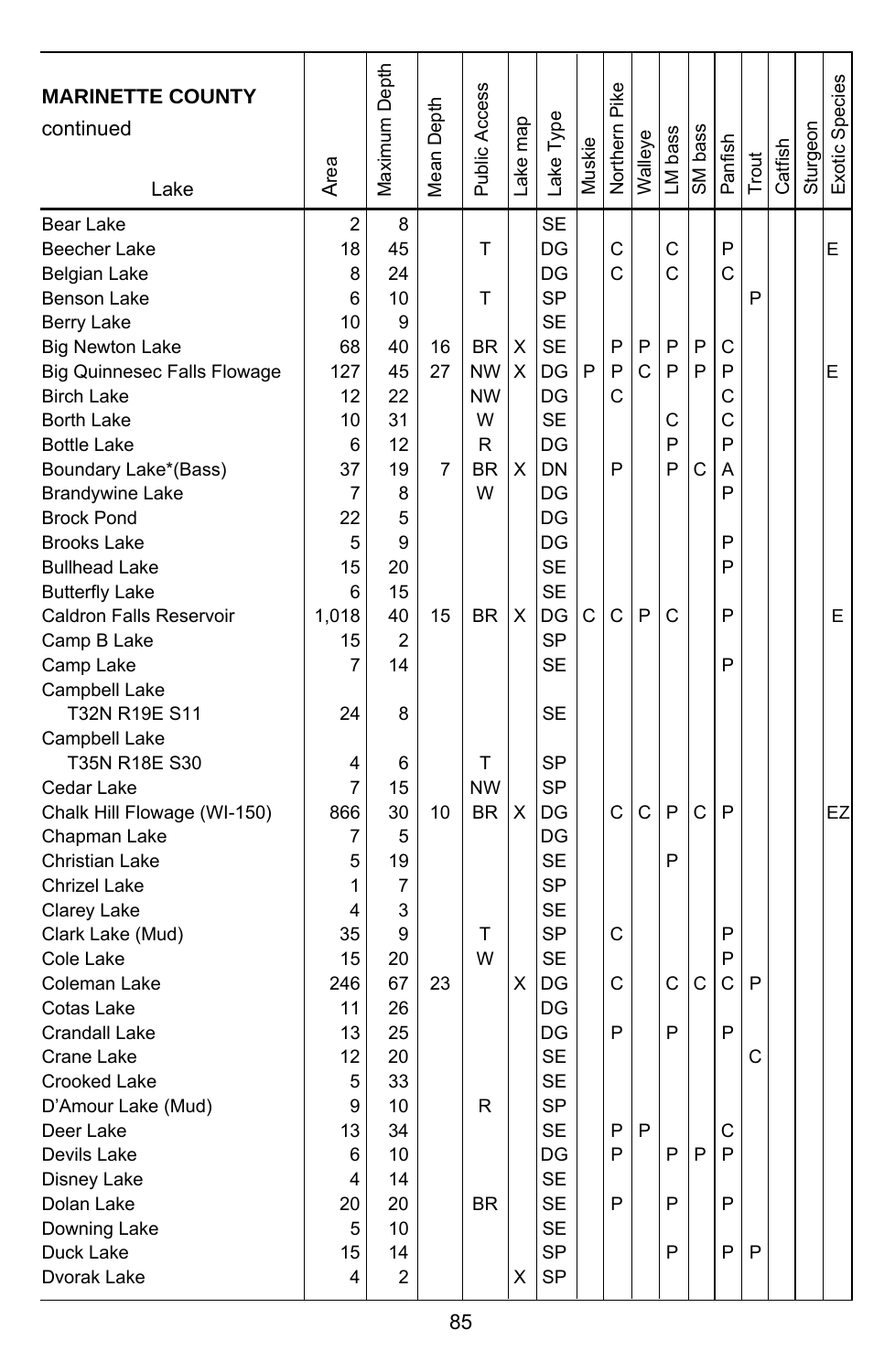| MARINETTE COUNTY continued Lake | Area | Maximum Depth | Mean Depth | Public Access | Lake map | Lake Type | Muskie | Northern Pike | Walleye | LM bass | SM bass | Panfish | Trout | Catfish | Sturgeon | Exotic Species |
|---|---|---|---|---|---|---|---|---|---|---|---|---|---|---|---|---|
| Bear Lake | 2 | 8 | | | | SE | | | | | | | | | | |
| Beecher Lake | 18 | 45 | | T | | DG | | C | | C | | P | | | | E |
| Belgian Lake | 8 | 24 | | | | DG | | C | | C | | C | | | | |
| Benson Lake | 6 | 10 | | T | | SP | | | | | | | P | | | |
| Berry Lake | 10 | 9 | | | | SE | | | | | | | | | | |
| Big Newton Lake | 68 | 40 | 16 | BR | X | SE | | P | P | P | P | C | | | | |
| Big Quinnesec Falls Flowage | 127 | 45 | 27 | NW | X | DG | P | P | C | P | P | P | | | | E |
| Birch Lake | 12 | 22 | | NW | | DG | | C | | | | C | | | | |
| Borth Lake | 10 | 31 | | W | | SE | | | | C | | C | | | | |
| Bottle Lake | 6 | 12 | | R | | DG | | | | P | | P | | | | |
| Boundary Lake*(Bass) | 37 | 19 | 7 | BR | X | DN | | P | | P | C | A | | | | |
| Brandywine Lake | 7 | 8 | | W | | DG | | | | | | P | | | | |
| Brock Pond | 22 | 5 | | | | DG | | | | | | | | | | |
| Brooks Lake | 5 | 9 | | | | DG | | | | | | P | | | | |
| Bullhead Lake | 15 | 20 | | | | SE | | | | | | P | | | | |
| Butterfly Lake | 6 | 15 | | | | SE | | | | | | | | | | |
| Caldron Falls Reservoir | 1,018 | 40 | 15 | BR | X | DG | C | C | P | C | | P | | | | E |
| Camp B Lake | 15 | 2 | | | | SP | | | | | | | | | | |
| Camp Lake | 7 | 14 | | | | SE | | | | | | P | | | | |
| Campbell Lake T32N R19E S11 | 24 | 8 | | | | SE | | | | | | | | | | |
| Campbell Lake T35N R18E S30 | 4 | 6 | | T | | SP | | | | | | | | | | |
| Cedar Lake | 7 | 15 | | NW | | SP | | | | | | | | | | |
| Chalk Hill Flowage (WI-150) | 866 | 30 | 10 | BR | X | DG | | C | C | P | C | P | | | | EZ |
| Chapman Lake | 7 | 5 | | | | DG | | | | | | | | | | |
| Christian Lake | 5 | 19 | | | | SE | | | | P | | | | | | |
| Chrizel Lake | 1 | 7 | | | | SP | | | | | | | | | | |
| Clarey Lake | 4 | 3 | | | | SE | | | | | | | | | | |
| Clark Lake (Mud) | 35 | 9 | | T | | SP | | C | | | | P | | | | |
| Cole Lake | 15 | 20 | | W | | SE | | | | | | P | | | | |
| Coleman Lake | 246 | 67 | 23 | | X | DG | | C | | C | C | C | P | | | |
| Cotas Lake | 11 | 26 | | | | DG | | | | | | | | | | |
| Crandall Lake | 13 | 25 | | | | DG | | P | | P | | P | | | | |
| Crane Lake | 12 | 20 | | | | SE | | | | | | | C | | | |
| Crooked Lake | 5 | 33 | | | | SE | | | | | | | | | | |
| D'Amour Lake (Mud) | 9 | 10 | | R | | SP | | | | | | | | | | |
| Deer Lake | 13 | 34 | | | | SE | | P | P | | | C | | | | |
| Devils Lake | 6 | 10 | | | | DG | | P | | P | P | P | | | | |
| Disney Lake | 4 | 14 | | | | SE | | | | | | | | | | |
| Dolan Lake | 20 | 20 | | BR | | SE | | P | | P | | P | | | | |
| Downing Lake | 5 | 10 | | | | SE | | | | | | | | | | |
| Duck Lake | 15 | 14 | | | | SP | | | | P | | P | P | | | |
| Dvorak Lake | 4 | 2 | | | X | SP | | | | | | | | | | |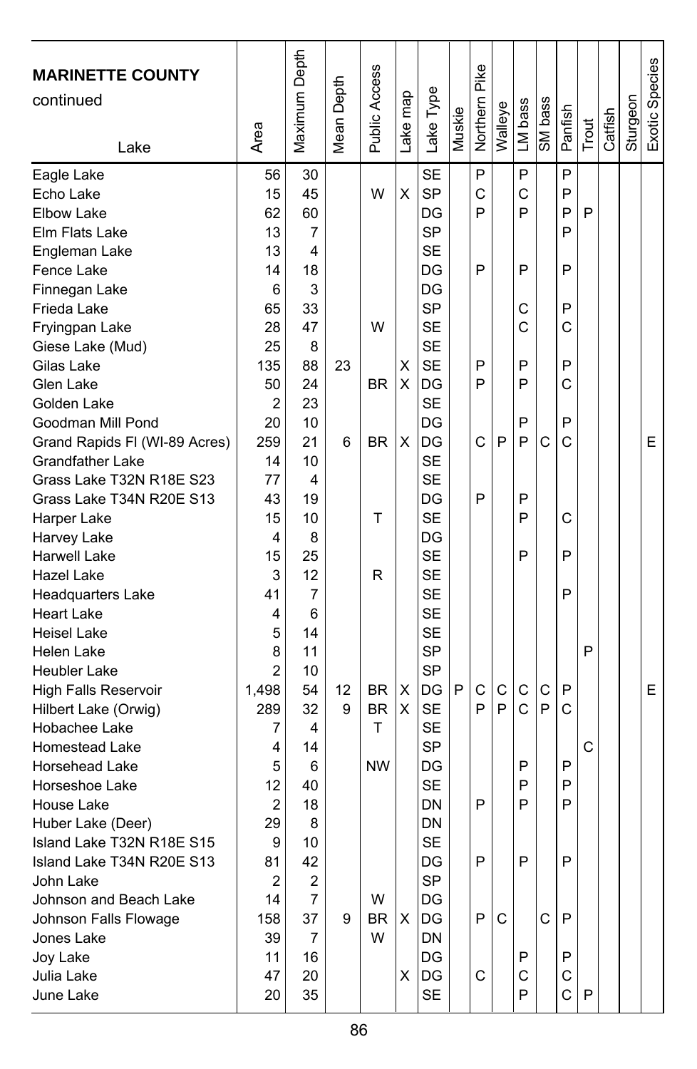| MARINETTE COUNTY continued Lake | Area | Maximum Depth | Mean Depth | Public Access | Lake map | Lake Type | Muskie | Northern Pike | Walleye | LM bass | SM bass | Panfish | Trout | Catfish | Sturgeon | Exotic Species |
|---|---|---|---|---|---|---|---|---|---|---|---|---|---|---|---|---|
| Eagle Lake | 56 | 30 | | | | SE | | P | | P | | P | | | | |
| Echo Lake | 15 | 45 | | W | X | SP | | C | | C | | P | | | | |
| Elbow Lake | 62 | 60 | | | | DG | | P | | P | | P | P | | | |
| Elm Flats Lake | 13 | 7 | | | | SP | | | | | | P | | | | |
| Engleman Lake | 13 | 4 | | | | SE | | | | | | | | | | |
| Fence Lake | 14 | 18 | | | | DG | | P | | P | | P | | | | |
| Finnegan Lake | 6 | 3 | | | | DG | | | | | | | | | | |
| Frieda Lake | 65 | 33 | | | | SP | | | | C | | P | | | | |
| Fryingpan Lake | 28 | 47 | | W | | SE | | | | C | | C | | | | |
| Giese Lake (Mud) | 25 | 8 | | | | SE | | | | | | | | | | |
| Gilas Lake | 135 | 88 | 23 | | X | SE | | P | | P | | P | | | | |
| Glen Lake | 50 | 24 | | BR | X | DG | | P | | P | | C | | | | |
| Golden Lake | 2 | 23 | | | | SE | | | | | | | | | | |
| Goodman Mill Pond | 20 | 10 | | | | DG | | | | P | | P | | | | |
| Grand Rapids Fl (WI-89 Acres) | 259 | 21 | 6 | BR | X | DG | | C | P | P | C | C | | | | E |
| Grandfather Lake | 14 | 10 | | | | SE | | | | | | | | | | |
| Grass Lake T32N R18E S23 | 77 | 4 | | | | SE | | | | | | | | | | |
| Grass Lake T34N R20E S13 | 43 | 19 | | | | DG | | P | | P | | | | | | |
| Harper Lake | 15 | 10 | | T | | SE | | | | P | | C | | | | |
| Harvey Lake | 4 | 8 | | | | DG | | | | | | | | | | |
| Harwell Lake | 15 | 25 | | | | SE | | | | P | | P | | | | |
| Hazel Lake | 3 | 12 | | R | | SE | | | | | | | | | | |
| Headquarters Lake | 41 | 7 | | | | SE | | | | | | P | | | | |
| Heart Lake | 4 | 6 | | | | SE | | | | | | | | | | |
| Heisel Lake | 5 | 14 | | | | SE | | | | | | | | | | |
| Helen Lake | 8 | 11 | | | | SP | | | | | | | P | | | |
| Heubler Lake | 2 | 10 | | | | SP | | | | | | | | | | |
| High Falls Reservoir | 1,498 | 54 | 12 | BR | X | DG | P | C | C | C | C | P | | | | E |
| Hilbert Lake (Orwig) | 289 | 32 | 9 | BR | X | SE | | P | P | C | P | C | | | | |
| Hobachee Lake | 7 | 4 | | T | | SE | | | | | | | | | | |
| Homestead Lake | 4 | 14 | | | | SP | | | | | | | C | | | |
| Horsehead Lake | 5 | 6 | | NW | | DG | | | | P | | P | | | | |
| Horseshoe Lake | 12 | 40 | | | | SE | | | | P | | P | | | | |
| House Lake | 2 | 18 | | | | DN | | P | | P | | P | | | | |
| Huber Lake (Deer) | 29 | 8 | | | | DN | | | | | | | | | | |
| Island Lake T32N R18E S15 | 9 | 10 | | | | SE | | | | | | | | | | |
| Island Lake T34N R20E S13 | 81 | 42 | | | | DG | | P | | P | | P | | | | |
| John Lake | 2 | 2 | | | | SP | | | | | | | | | | |
| Johnson and Beach Lake | 14 | 7 | | W | | DG | | | | | | | | | | |
| Johnson Falls Flowage | 158 | 37 | 9 | BR | X | DG | | P | C | | C | P | | | | |
| Jones Lake | 39 | 7 | | W | | DN | | | | | | | | | | |
| Joy Lake | 11 | 16 | | | | DG | | | | P | | P | | | | |
| Julia Lake | 47 | 20 | | | X | DG | | C | | C | | C | | | | |
| June Lake | 20 | 35 | | | | SE | | | | P | | C | P | | | |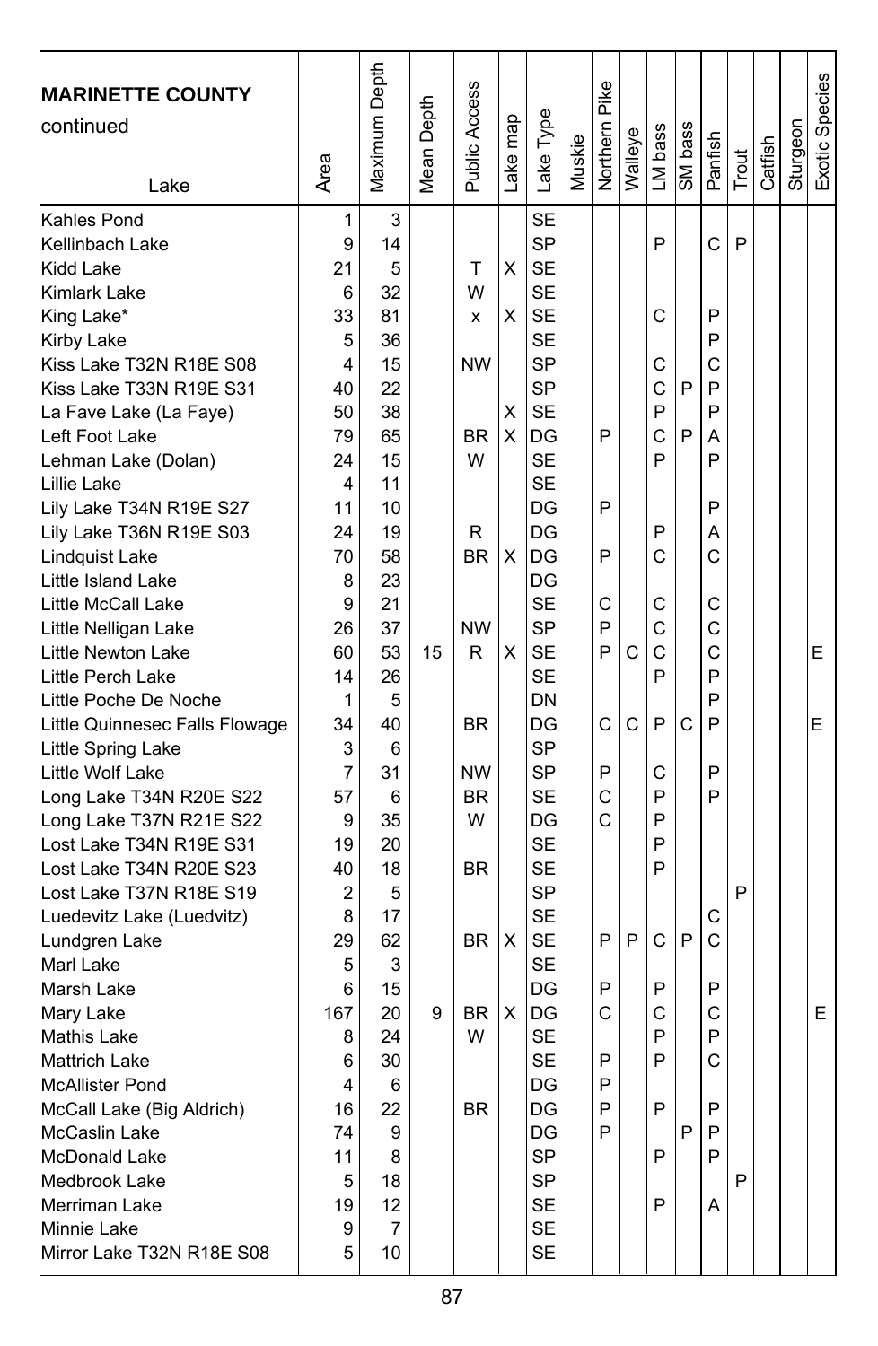| MARINETTE COUNTY continued Lake | Area | Maximum Depth | Mean Depth | Public Access | Lake map | Lake Type | Muskie | Northern Pike | Walleye | LM bass | SM bass | Panfish | Trout | Catfish | Sturgeon | Exotic Species |
|---|---|---|---|---|---|---|---|---|---|---|---|---|---|---|---|---|
| Kahles Pond | 1 | 3 | | | | SE | | | | | | | | | | |
| Kellinbach Lake | 9 | 14 | | | | SP | | | | P | | C | P | | | |
| Kidd Lake | 21 | 5 | | T | X | SE | | | | | | | | | | |
| Kimlark Lake | 6 | 32 | | W | | SE | | | | | | | | | | |
| King Lake* | 33 | 81 | | x | X | SE | | | | C | | P | | | | |
| Kirby Lake | 5 | 36 | | | | SE | | | | | | P | | | | |
| Kiss Lake T32N R18E S08 | 4 | 15 | | NW | | SP | | | | C | | C | | | | |
| Kiss Lake T33N R19E S31 | 40 | 22 | | | | SP | | | | C | P | P | | | | |
| La Fave Lake (La Faye) | 50 | 38 | | | X | SE | | | | P | | P | | | | |
| Left Foot Lake | 79 | 65 | | BR | X | DG | | P | | C | P | A | | | | |
| Lehman Lake (Dolan) | 24 | 15 | | W | | SE | | | | P | | P | | | | |
| Lillie Lake | 4 | 11 | | | | SE | | | | | | | | | | |
| Lily Lake T34N R19E S27 | 11 | 10 | | | | DG | | P | | | | P | | | | |
| Lily Lake T36N R19E S03 | 24 | 19 | | R | | DG | | | | P | | A | | | | |
| Lindquist Lake | 70 | 58 | | BR | X | DG | | P | | C | | C | | | | |
| Little Island Lake | 8 | 23 | | | | DG | | | | | | | | | | |
| Little McCall Lake | 9 | 21 | | | | SE | | C | | C | | C | | | | |
| Little Nelligan Lake | 26 | 37 | | NW | | SP | | P | | C | | C | | | | |
| Little Newton Lake | 60 | 53 | 15 | R | X | SE | | P | C | C | | C | | | | E |
| Little Perch Lake | 14 | 26 | | | | SE | | | | P | | P | | | | |
| Little Poche De Noche | 1 | 5 | | | | DN | | | | | | P | | | | |
| Little Quinnesec Falls Flowage | 34 | 40 | | BR | | DG | | C | C | P | C | P | | | | E |
| Little Spring Lake | 3 | 6 | | | | SP | | | | | | | | | | |
| Little Wolf Lake | 7 | 31 | | NW | | SP | | P | | C | | P | | | | |
| Long Lake T34N R20E S22 | 57 | 6 | | BR | | SE | | C | | P | | P | | | | |
| Long Lake T37N R21E S22 | 9 | 35 | | W | | DG | | C | | P | | | | | | |
| Lost Lake T34N R19E S31 | 19 | 20 | | | | SE | | | | P | | | | | | |
| Lost Lake T34N R20E S23 | 40 | 18 | | BR | | SE | | | | P | | | | | | |
| Lost Lake T37N R18E S19 | 2 | 5 | | | | SP | | | | | | | P | | | |
| Luedevitz Lake (Luedvitz) | 8 | 17 | | | | SE | | | | | | C | | | | |
| Lundgren Lake | 29 | 62 | | BR | X | SE | | P | P | C | P | C | | | | |
| Marl Lake | 5 | 3 | | | | SE | | | | | | | | | | |
| Marsh Lake | 6 | 15 | | | | DG | | P | | P | | P | | | | |
| Mary Lake | 167 | 20 | 9 | BR | X | DG | | C | | C | | C | | | | E |
| Mathis Lake | 8 | 24 | | W | | SE | | | | P | | P | | | | |
| Mattrich Lake | 6 | 30 | | | | SE | | P | | P | | C | | | | |
| McAllister Pond | 4 | 6 | | | | DG | | P | | | | | | | | |
| McCall Lake (Big Aldrich) | 16 | 22 | | BR | | DG | | P | | P | | P | | | | |
| McCaslin Lake | 74 | 9 | | | | DG | | P | | | P | P | | | | |
| McDonald Lake | 11 | 8 | | | | SP | | | | P | | P | | | | |
| Medbrook Lake | 5 | 18 | | | | SP | | | | | | | P | | | |
| Merriman Lake | 19 | 12 | | | | SE | | | | P | | A | | | | |
| Minnie Lake | 9 | 7 | | | | SE | | | | | | | | | | |
| Mirror Lake T32N R18E S08 | 5 | 10 | | | | SE | | | | | | | | | | |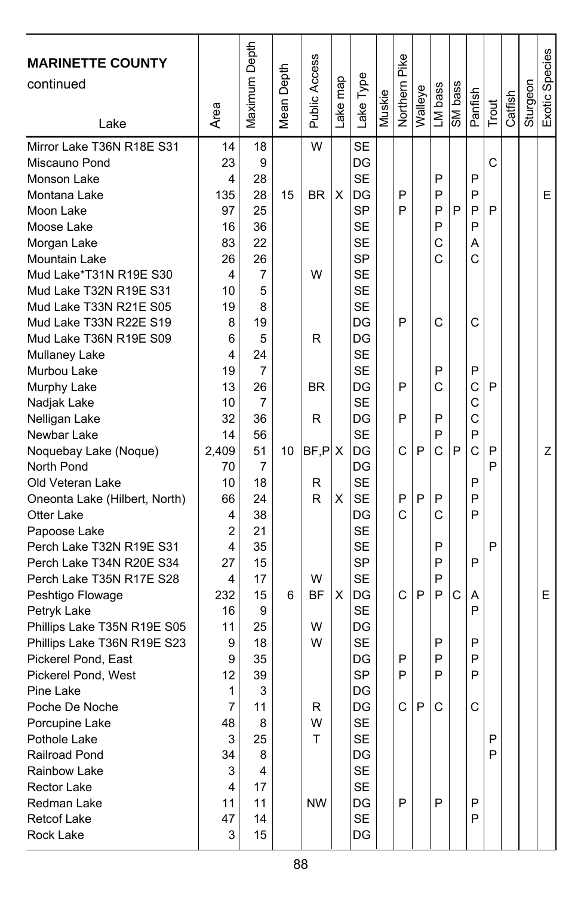| MARINETTE COUNTY continued Lake | Area | Maximum Depth | Mean Depth | Public Access | Lake map | Lake Type | Muskie | Northern Pike | Walleye | LM bass | SM bass | Panfish | Trout | Catfish | Sturgeon | Exotic Species |
|---|---|---|---|---|---|---|---|---|---|---|---|---|---|---|---|---|
| Mirror Lake T36N R18E S31 | 14 | 18 | | W | | SE | | | | | | | | | | |
| Miscauno Pond | 23 | 9 | | | | DG | | | | | | | C | | | |
| Monson Lake | 4 | 28 | | | | SE | | | | P | | P | | | | |
| Montana Lake | 135 | 28 | 15 | BR | X | DG | | P | | P | | P | | | | E |
| Moon Lake | 97 | 25 | | | | SP | | P | | P | P | P | P | | | |
| Moose Lake | 16 | 36 | | | | SE | | | | P | | P | | | | |
| Morgan Lake | 83 | 22 | | | | SE | | | | C | | A | | | | |
| Mountain Lake | 26 | 26 | | | | SP | | | | C | | C | | | | |
| Mud Lake*T31N R19E S30 | 4 | 7 | | W | | SE | | | | | | | | | | |
| Mud Lake T32N R19E S31 | 10 | 5 | | | | SE | | | | | | | | | | |
| Mud Lake T33N R21E S05 | 19 | 8 | | | | SE | | | | | | | | | | |
| Mud Lake T33N R22E S19 | 8 | 19 | | | | DG | | P | | C | | C | | | | |
| Mud Lake T36N R19E S09 | 6 | 5 | | R | | DG | | | | | | | | | | |
| Mullaney Lake | 4 | 24 | | | | SE | | | | | | | | | | |
| Murbou Lake | 19 | 7 | | | | SE | | | | P | | P | | | | |
| Murphy Lake | 13 | 26 | | BR | | DG | | P | | C | | C | P | | | |
| Nadjak Lake | 10 | 7 | | | | SE | | | | | | C | | | | |
| Nelligan Lake | 32 | 36 | | R | | DG | | P | | P | | C | | | | |
| Newbar Lake | 14 | 56 | | | | SE | | | | P | | P | | | | |
| Noquebay Lake (Noque) | 2,409 | 51 | 10 | BF,P | X | DG | | C | P | C | P | C | P | | | Z |
| North Pond | 70 | 7 | | | | DG | | | | | | | P | | | |
| Old Veteran Lake | 10 | 18 | | R | | SE | | | | | | P | | | | |
| Oneonta Lake (Hilbert, North) | 66 | 24 | | R | X | SE | | P | P | P | | P | | | | |
| Otter Lake | 4 | 38 | | | | DG | | C | | C | | P | | | | |
| Papoose Lake | 2 | 21 | | | | SE | | | | | | | | | | |
| Perch Lake T32N R19E S31 | 4 | 35 | | | | SE | | | | P | | | P | | | |
| Perch Lake T34N R20E S34 | 27 | 15 | | | | SP | | | | P | | P | | | | |
| Perch Lake T35N R17E S28 | 4 | 17 | | W | | SE | | | | P | | | | | | |
| Peshtigo Flowage | 232 | 15 | 6 | BF | X | DG | | C | P | P | C | A | | | | E |
| Petryk Lake | 16 | 9 | | | | SE | | | | | | P | | | | |
| Phillips Lake T35N R19E S05 | 11 | 25 | | W | | DG | | | | | | | | | | |
| Phillips Lake T36N R19E S23 | 9 | 18 | | W | | SE | | | | P | | P | | | | |
| Pickerel Pond, East | 9 | 35 | | | | DG | | P | | P | | P | | | | |
| Pickerel Pond, West | 12 | 39 | | | | SP | | P | | P | | P | | | | |
| Pine Lake | 1 | 3 | | | | DG | | | | | | | | | | |
| Poche De Noche | 7 | 11 | | R | | DG | | C | P | C | | C | | | | |
| Porcupine Lake | 48 | 8 | | W | | SE | | | | | | | | | | |
| Pothole Lake | 3 | 25 | | T | | SE | | | | | | | P | | | |
| Railroad Pond | 34 | 8 | | | | DG | | | | | | | P | | | |
| Rainbow Lake | 3 | 4 | | | | SE | | | | | | | | | | |
| Rector Lake | 4 | 17 | | | | SE | | | | | | | | | | |
| Redman Lake | 11 | 11 | | NW | | DG | | P | | P | | P | | | | |
| Retcof Lake | 47 | 14 | | | | SE | | | | | | P | | | | |
| Rock Lake | 3 | 15 | | | | DG | | | | | | | | | | |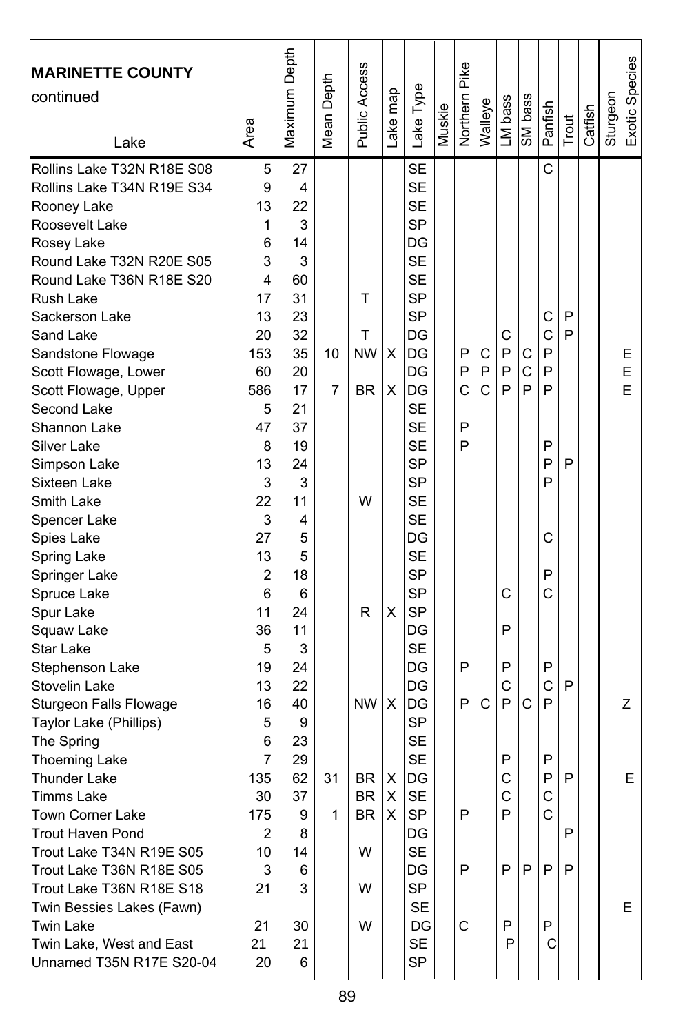| MARINETTE COUNTY continued Lake | Area | Maximum Depth | Mean Depth | Public Access | Lake map | Lake Type | Muskie | Northern Pike | Walleye | LM bass | SM bass | Panfish | Trout | Catfish | Sturgeon | Exotic Species |
|---|---|---|---|---|---|---|---|---|---|---|---|---|---|---|---|---|
| Rollins Lake T32N R18E S08 | 5 | 27 | | | | SE | | | | | | C | | | | |
| Rollins Lake T34N R19E S34 | 9 | 4 | | | | SE | | | | | | | | | | |
| Rooney Lake | 13 | 22 | | | | SE | | | | | | | | | | |
| Roosevelt Lake | 1 | 3 | | | | SP | | | | | | | | | | |
| Rosey Lake | 6 | 14 | | | | DG | | | | | | | | | | |
| Round Lake T32N R20E S05 | 3 | 3 | | | | SE | | | | | | | | | | |
| Round Lake T36N R18E S20 | 4 | 60 | | | | SE | | | | | | | | | | |
| Rush Lake | 17 | 31 | | T | | SP | | | | | | | | | | |
| Sackerson Lake | 13 | 23 | | | | SP | | | | | | C | P | | | |
| Sand Lake | 20 | 32 | | T | | DG | | | | C | | C | P | | | |
| Sandstone Flowage | 153 | 35 | 10 | NW | X | DG | | P | C | P | C | P | | | | E |
| Scott Flowage, Lower | 60 | 20 | | | | DG | | P | P | P | C | P | | | | E |
| Scott Flowage, Upper | 586 | 17 | 7 | BR | X | DG | | C | C | P | P | P | | | | E |
| Second Lake | 5 | 21 | | | | SE | | | | | | | | | | |
| Shannon Lake | 47 | 37 | | | | SE | | P | | | | | | | | |
| Silver Lake | 8 | 19 | | | | SE | | P | | | | P | | | | |
| Simpson Lake | 13 | 24 | | | | SP | | | | | | P | P | | | |
| Sixteen Lake | 3 | 3 | | | | SP | | | | | | P | | | | |
| Smith Lake | 22 | 11 | | W | | SE | | | | | | | | | | |
| Spencer Lake | 3 | 4 | | | | SE | | | | | | | | | | |
| Spies Lake | 27 | 5 | | | | DG | | | | | | C | | | | |
| Spring Lake | 13 | 5 | | | | SE | | | | | | | | | | |
| Springer Lake | 2 | 18 | | | | SP | | | | | | P | | | | |
| Spruce Lake | 6 | 6 | | | | SP | | | | C | | C | | | | |
| Spur Lake | 11 | 24 | | R | X | SP | | | | | | | | | | |
| Squaw Lake | 36 | 11 | | | | DG | | | | P | | | | | | |
| Star Lake | 5 | 3 | | | | SE | | | | | | | | | | |
| Stephenson Lake | 19 | 24 | | | | DG | | P | | P | | P | | | | |
| Stovelin Lake | 13 | 22 | | | | DG | | | | C | | C | P | | | |
| Sturgeon Falls Flowage | 16 | 40 | | NW | X | DG | | P | C | P | C | P | | | | Z |
| Taylor Lake (Phillips) | 5 | 9 | | | | SP | | | | | | | | | | |
| The Spring | 6 | 23 | | | | SE | | | | | | | | | | |
| Thoeming Lake | 7 | 29 | | | | SE | | | | P | | P | | | | |
| Thunder Lake | 135 | 62 | 31 | BR | X | DG | | | | C | | P | P | | | E |
| Timms Lake | 30 | 37 | | BR | X | SE | | | | C | | C | | | | |
| Town Corner Lake | 175 | 9 | 1 | BR | X | SP | | P | | P | | C | | | | |
| Trout Haven Pond | 2 | 8 | | | | DG | | | | | | | P | | | |
| Trout Lake T34N R19E S05 | 10 | 14 | | W | | SE | | | | | | | | | | |
| Trout Lake T36N R18E S05 | 3 | 6 | | | | DG | | P | | P | P | P | P | | | |
| Trout Lake T36N R18E S18 | 21 | 3 | | W | | SP | | | | | | | | | | |
| Twin Bessies Lakes (Fawn) | | | | | | SE | | | | | | | | | | E |
| Twin Lake | 21 | 30 | | W | | DG | | C | | P | | P | | | | |
| Twin Lake, West and East | 21 | 21 | | | | SE | | | | P | | C | | | | |
| Unnamed T35N R17E S20-04 | 20 | 6 | | | | SP | | | | | | | | | | |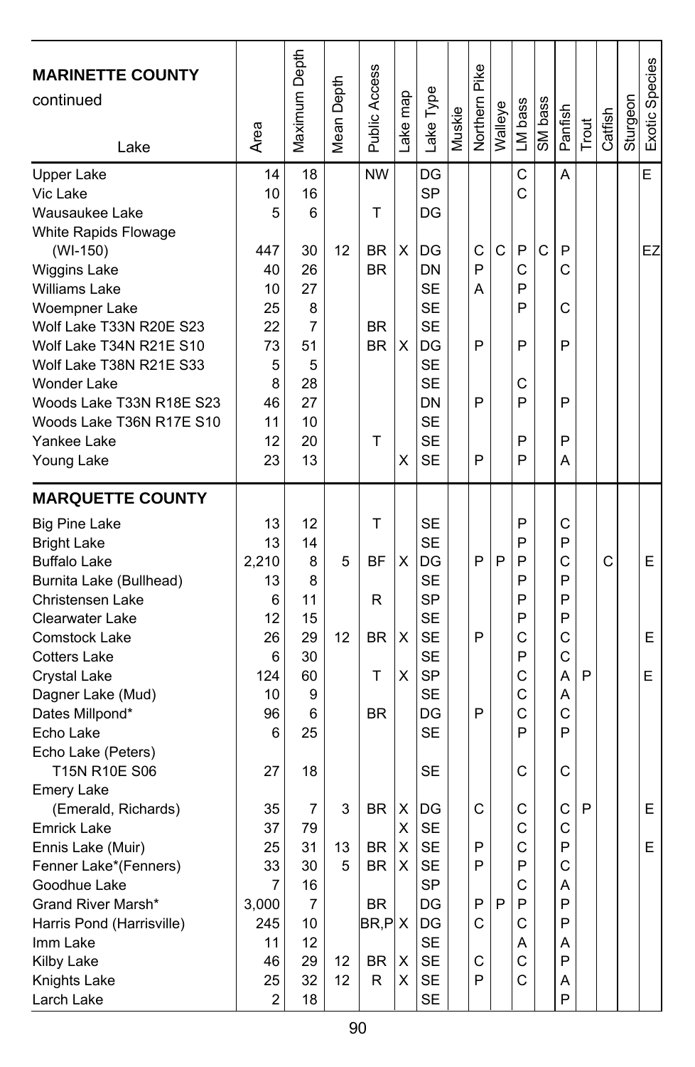| MARINETTE COUNTY continued Lake | Area | Maximum Depth | Mean Depth | Public Access | Lake map | Lake Type | Muskie | Northern Pike | Walleye | LM bass | SM bass | Panfish | Trout | Catfish | Sturgeon | Exotic Species |
|---|---|---|---|---|---|---|---|---|---|---|---|---|---|---|---|---|
| Upper Lake | 14 | 18 | | NW | | DG | | | | C | | A | | | | E |
| Vic Lake | 10 | 16 | | | | SP | | | | C | | | | | | |
| Wausaukee Lake | 5 | 6 | | T | | DG | | | | | | | | | | |
| White Rapids Flowage (WI-150) | 447 | 30 | 12 | BR | X | DG | | C | C | P | C | P | | | | EZ |
| Wiggins Lake | 40 | 26 | | BR | | DN | | P | | C | | C | | | | |
| Williams Lake | 10 | 27 | | | | SE | | A | | P | | | | | | |
| Woempner Lake | 25 | 8 | | | | SE | | | | P | | C | | | | |
| Wolf Lake T33N R20E S23 | 22 | 7 | | BR | | SE | | | | | | | | | | |
| Wolf Lake T34N R21E S10 | 73 | 51 | | BR | X | DG | | P | | P | | P | | | | |
| Wolf Lake T38N R21E S33 | 5 | 5 | | | | SE | | | | | | | | | | |
| Wonder Lake | 8 | 28 | | | | SE | | | | C | | | | | | |
| Woods Lake T33N R18E S23 | 46 | 27 | | | | DN | | P | | P | | P | | | | |
| Woods Lake T36N R17E S10 | 11 | 10 | | | | SE | | | | | | | | | | |
| Yankee Lake | 12 | 20 | | T | | SE | | | | P | | P | | | | |
| Young Lake | 23 | 13 | | | X | SE | | P | | P | | A | | | | |
| **MARQUETTE COUNTY** | | | | | | | | | | | | | | | | |
| Big Pine Lake | 13 | 12 | | T | | SE | | | | P | | C | | | | |
| Bright Lake | 13 | 14 | | | | SE | | | | P | | P | | | | |
| Buffalo Lake | 2,210 | 8 | 5 | BF | X | DG | | P | P | P | | C | | C | | E |
| Burnita Lake (Bullhead) | 13 | 8 | | | | SE | | | | P | | P | | | | |
| Christensen Lake | 6 | 11 | | R | | SP | | | | P | | P | | | | |
| Clearwater Lake | 12 | 15 | | | | SE | | | | P | | P | | | | |
| Comstock Lake | 26 | 29 | 12 | BR | X | SE | | P | | C | | C | | | | E |
| Cotters Lake | 6 | 30 | | | | SE | | | | P | | C | | | | |
| Crystal Lake | 124 | 60 | | T | X | SP | | | | C | | A | P | | | E |
| Dagner Lake (Mud) | 10 | 9 | | | | SE | | | | C | | A | | | | |
| Dates Millpond* | 96 | 6 | | BR | | DG | | P | | C | | C | | | | |
| Echo Lake | 6 | 25 | | | | SE | | | | P | | P | | | | |
| Echo Lake (Peters) T15N R10E S06 | 27 | 18 | | | | SE | | | | C | | C | | | | |
| Emery Lake (Emerald, Richards) | 35 | 7 | 3 | BR | X | DG | | C | | C | | C | P | | | E |
| Emrick Lake | 37 | 79 | | | X | SE | | | | C | | C | | | | |
| Ennis Lake (Muir) | 25 | 31 | 13 | BR | X | SE | | P | | C | | P | | | | E |
| Fenner Lake*(Fenners) | 33 | 30 | 5 | BR | X | SE | | P | | P | | C | | | | |
| Goodhue Lake | 7 | 16 | | | | SP | | | | C | | A | | | | |
| Grand River Marsh* | 3,000 | 7 | | BR | | DG | | P | P | P | | P | | | | |
| Harris Pond (Harrisville) | 245 | 10 | | BR,P | X | DG | | C | | C | | P | | | | |
| Imm Lake | 11 | 12 | | | | SE | | | | A | | A | | | | |
| Kilby Lake | 46 | 29 | 12 | BR | X | SE | | C | | C | | P | | | | |
| Knights Lake | 25 | 32 | 12 | R | X | SE | | P | | C | | A | | | | |
| Larch Lake | 2 | 18 | | | | SE | | | | | | P | | | | |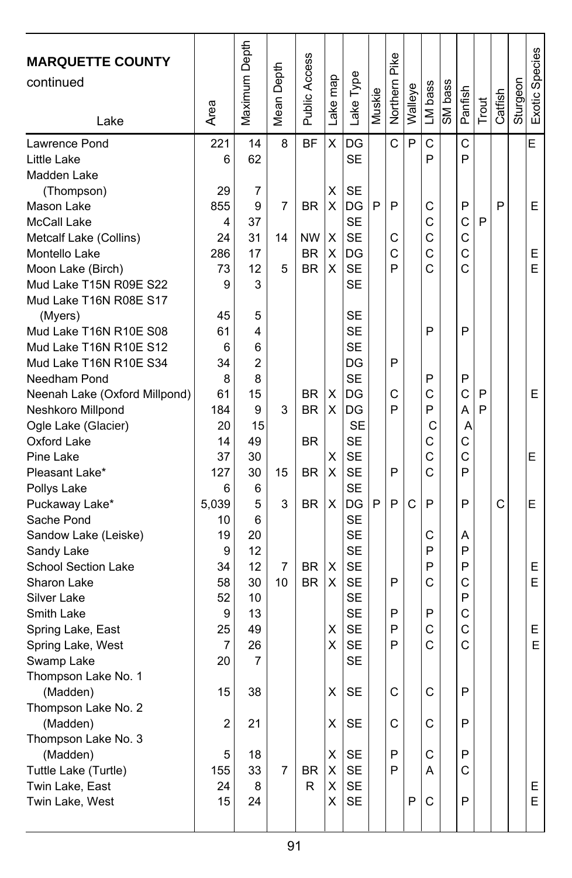| MARQUETTE COUNTY continued Lake | Area | Maximum Depth | Mean Depth | Public Access | Lake map | Lake Type | Muskie | Northern Pike | Walleye | LM bass | SM bass | Panfish | Trout | Catfish | Sturgeon | Exotic Species |
|---|---|---|---|---|---|---|---|---|---|---|---|---|---|---|---|---|
| Lawrence Pond | 221 | 14 | 8 | BF | X | DG | | C | P | C | | C | | | | E |
| Little Lake | 6 | 62 | | | | SE | | | | P | | P | | | | |
| Madden Lake (Thompson) | 29 | 7 | | | X | SE | | | | | | | | | | |
| Mason Lake | 855 | 9 | 7 | BR | X | DG | P | P | | C | | P | | P | | E |
| McCall Lake | 4 | 37 | | | | SE | | | | C | | C | P | | | |
| Metcalf Lake (Collins) | 24 | 31 | 14 | NW | X | SE | | C | | C | | C | | | | |
| Montello Lake | 286 | 17 | | BR | X | DG | | C | | C | | C | | | | E |
| Moon Lake (Birch) | 73 | 12 | 5 | BR | X | SE | | P | | C | | C | | | | E |
| Mud Lake T15N R09E S22 | 9 | 3 | | | | SE | | | | | | | | | | |
| Mud Lake T16N R08E S17 (Myers) | 45 | 5 | | | | SE | | | | | | | | | | |
| Mud Lake T16N R10E S08 | 61 | 4 | | | | SE | | | | P | | P | | | | |
| Mud Lake T16N R10E S12 | 6 | 6 | | | | SE | | | | | | | | | | |
| Mud Lake T16N R10E S34 | 34 | 2 | | | | DG | | P | | | | | | | | |
| Needham Pond | 8 | 8 | | | | SE | | | | P | | P | | | | |
| Neenah Lake (Oxford Millpond) | 61 | 15 | | BR | X | DG | | C | | C | | C | P | | | E |
| Neshkoro Millpond | 184 | 9 | 3 | BR | X | DG | | P | | P | | A | P | | | |
| Ogle Lake (Glacier) | 20 | 15 | | | | SE | | | | C | | A | | | | |
| Oxford Lake | 14 | 49 | | BR | | SE | | | | C | | C | | | | |
| Pine Lake | 37 | 30 | | | X | SE | | | | C | | C | | | | E |
| Pleasant Lake* | 127 | 30 | 15 | BR | X | SE | | P | | C | | P | | | | |
| Pollys Lake | 6 | 6 | | | | SE | | | | | | | | | | |
| Puckaway Lake* | 5,039 | 5 | 3 | BR | X | DG | P | P | C | P | | P | | C | | E |
| Sache Pond | 10 | 6 | | | | SE | | | | | | | | | | |
| Sandow Lake (Leiske) | 19 | 20 | | | | SE | | | | C | | A | | | | |
| Sandy Lake | 9 | 12 | | | | SE | | | | P | | P | | | | |
| School Section Lake | 34 | 12 | 7 | BR | X | SE | | | | P | | P | | | | E |
| Sharon Lake | 58 | 30 | 10 | BR | X | SE | | P | | C | | C | | | | E |
| Silver Lake | 52 | 10 | | | | SE | | | | | | P | | | | |
| Smith Lake | 9 | 13 | | | | SE | | P | | P | | C | | | | |
| Spring Lake, East | 25 | 49 | | | X | SE | | P | | C | | C | | | | E |
| Spring Lake, West | 7 | 26 | | | X | SE | | P | | C | | C | | | | E |
| Swamp Lake | 20 | 7 | | | | SE | | | | | | | | | | |
| Thompson Lake No. 1 (Madden) | 15 | 38 | | | X | SE | | C | | C | | P | | | | |
| Thompson Lake No. 2 (Madden) | 2 | 21 | | | X | SE | | C | | C | | P | | | | |
| Thompson Lake No. 3 (Madden) | 5 | 18 | | | X | SE | | P | | C | | P | | | | |
| Tuttle Lake (Turtle) | 155 | 33 | 7 | BR | X | SE | | P | | A | | C | | | | |
| Twin Lake, East | 24 | 8 | | R | X | SE | | | | | | | | | | E |
| Twin Lake, West | 15 | 24 | | | X | SE | | | P | C | | P | | | | E |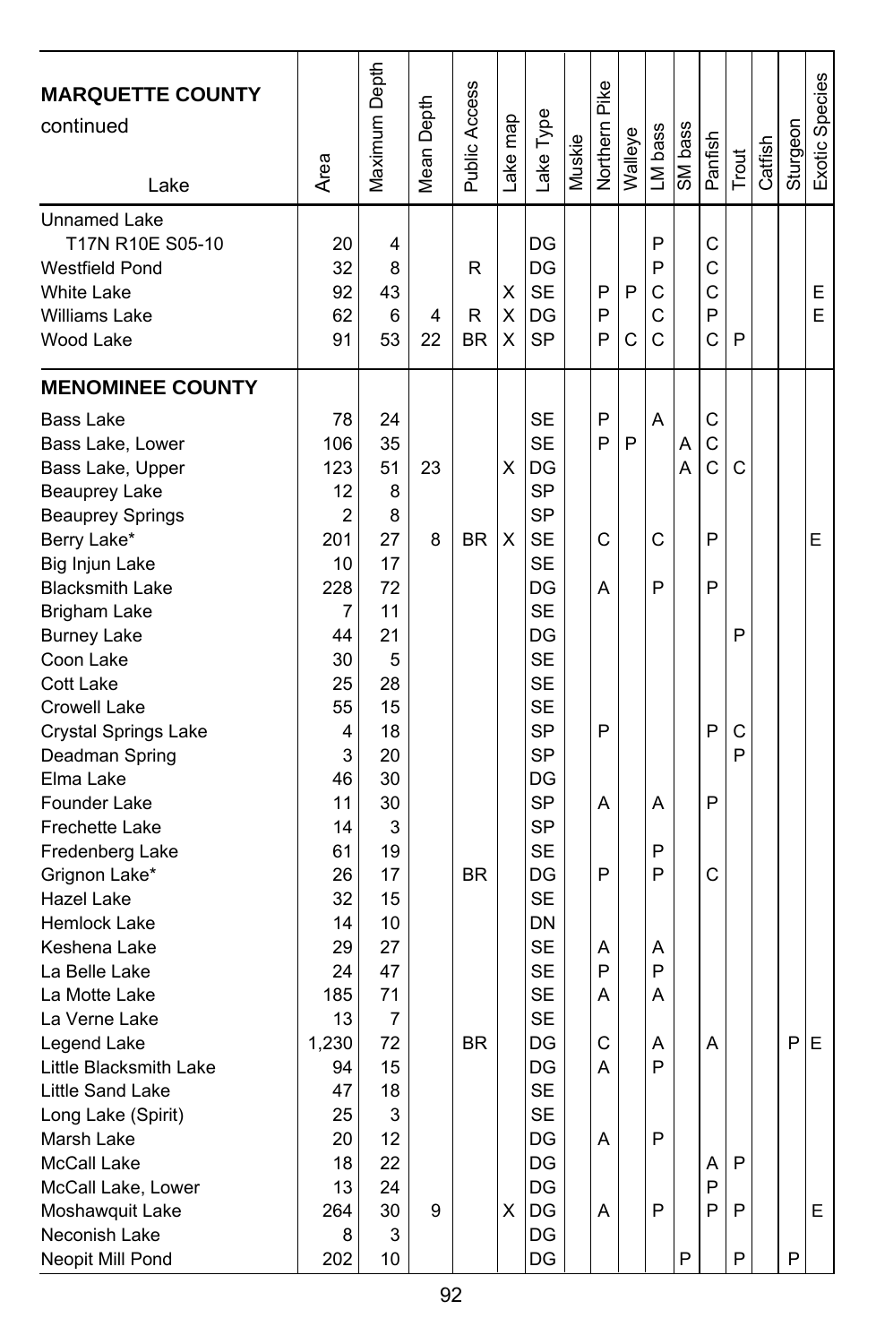| MARQUETTE COUNTY continued Lake | Area | Maximum Depth | Mean Depth | Public Access | Lake map | Lake Type | Muskie | Northern Pike | Walleye | LM bass | SM bass | Panfish | Trout | Catfish | Sturgeon | Exotic Species |
|---|---|---|---|---|---|---|---|---|---|---|---|---|---|---|---|---|
| Unnamed Lake T17N R10E S05-10 | 20 | 4 | | | | DG | | | | P | | C | | | | |
| Westfield Pond | 32 | 8 | | R | | DG | | | | P | | C | | | | |
| White Lake | 92 | 43 | | | X | SE | | P | P | C | | C | | | | E |
| Williams Lake | 62 | 6 | 4 | R | X | DG | | P | | C | | P | | | | E |
| Wood Lake | 91 | 53 | 22 | BR | X | SP | | P | C | C | | C | P | | | |
| **MENOMINEE COUNTY** | | | | | | | | | | | | | | | | |
| Bass Lake | 78 | 24 | | | | SE | | P | | A | | C | | | | |
| Bass Lake, Lower | 106 | 35 | | | | SE | | P | P | | A | C | | | | |
| Bass Lake, Upper | 123 | 51 | 23 | | X | DG | | | | | A | C | C | | | |
| Beauprey Lake | 12 | 8 | | | | SP | | | | | | | | | | |
| Beauprey Springs | 2 | 8 | | | | SP | | | | | | | | | | |
| Berry Lake* | 201 | 27 | 8 | BR | X | SE | | C | | C | | P | | | | E |
| Big Injun Lake | 10 | 17 | | | | SE | | | | | | | | | | |
| Blacksmith Lake | 228 | 72 | | | | DG | | A | | P | | P | | | | |
| Brigham Lake | 7 | 11 | | | | SE | | | | | | | | | | |
| Burney Lake | 44 | 21 | | | | DG | | | | | | | P | | | |
| Coon Lake | 30 | 5 | | | | SE | | | | | | | | | | |
| Cott Lake | 25 | 28 | | | | SE | | | | | | | | | | |
| Crowell Lake | 55 | 15 | | | | SE | | | | | | | | | | |
| Crystal Springs Lake | 4 | 18 | | | | SP | | P | | | | P | C | | | |
| Deadman Spring | 3 | 20 | | | | SP | | | | | | | P | | | |
| Elma Lake | 46 | 30 | | | | DG | | | | | | | | | | |
| Founder Lake | 11 | 30 | | | | SP | | A | | A | | P | | | | |
| Frechette Lake | 14 | 3 | | | | SP | | | | | | | | | | |
| Fredenberg Lake | 61 | 19 | | | | SE | | | | P | | | | | | |
| Grignon Lake* | 26 | 17 | | BR | | DG | | P | | P | | C | | | | |
| Hazel Lake | 32 | 15 | | | | SE | | | | | | | | | | |
| Hemlock Lake | 14 | 10 | | | | DN | | | | | | | | | | |
| Keshena Lake | 29 | 27 | | | | SE | | A | | A | | | | | | |
| La Belle Lake | 24 | 47 | | | | SE | | P | | P | | | | | | |
| La Motte Lake | 185 | 71 | | | | SE | | A | | A | | | | | | |
| La Verne Lake | 13 | 7 | | | | SE | | | | | | | | | | |
| Legend Lake | 1,230 | 72 | | BR | | DG | | C | | A | | A | | | P | E |
| Little Blacksmith Lake | 94 | 15 | | | | DG | | A | | P | | | | | | |
| Little Sand Lake | 47 | 18 | | | | SE | | | | | | | | | | |
| Long Lake (Spirit) | 25 | 3 | | | | SE | | | | | | | | | | |
| Marsh Lake | 20 | 12 | | | | DG | | A | | P | | | | | | |
| McCall Lake | 18 | 22 | | | | DG | | | | | | A | P | | | |
| McCall Lake, Lower | 13 | 24 | | | | DG | | | | | | P | | | | |
| Moshawquit Lake | 264 | 30 | 9 | | X | DG | | A | | P | | P | P | | | E |
| Neconish Lake | 8 | 3 | | | | DG | | | | | | | | | | |
| Neopit Mill Pond | 202 | 10 | | | | DG | | | | | P | | P | | P | |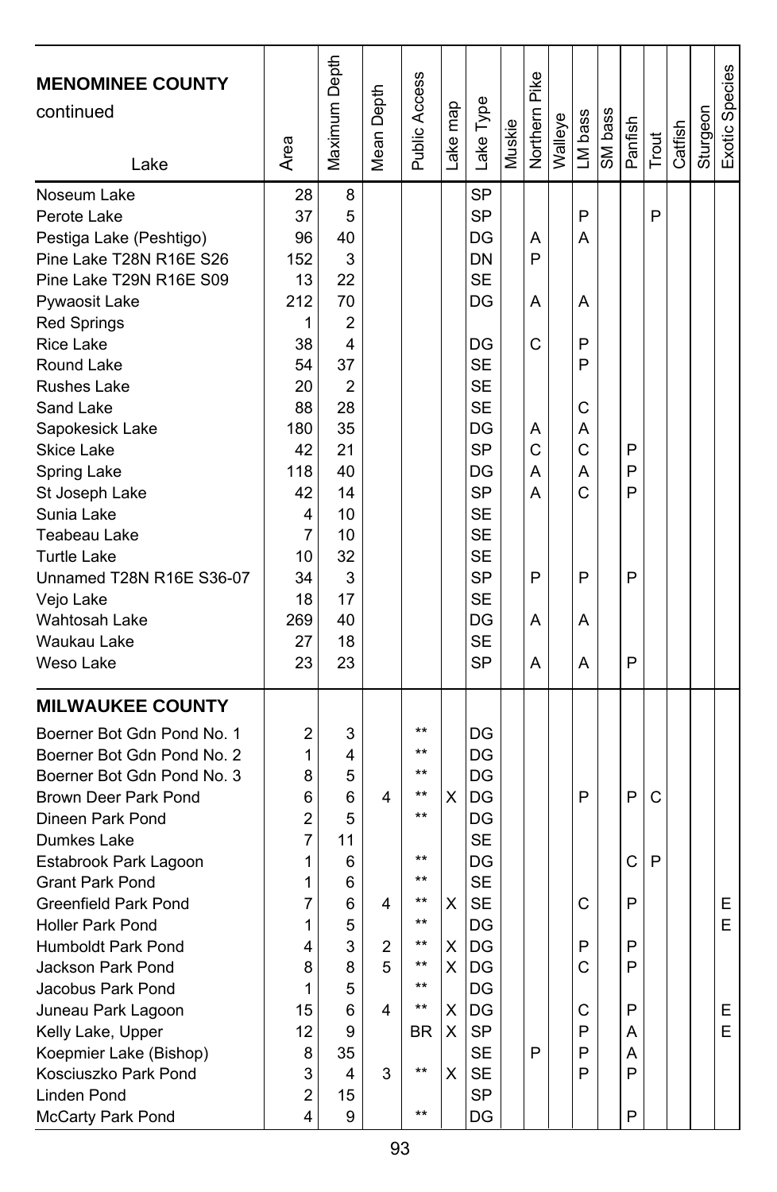| MENOMINEE COUNTY continued Lake | Area | Maximum Depth | Mean Depth | Public Access | Lake map | Lake Type | Muskie | Northern Pike | Walleye | LM bass | SM bass | Panfish | Trout | Catfish | Sturgeon | Exotic Species |
|---|---|---|---|---|---|---|---|---|---|---|---|---|---|---|---|---|
| Noseum Lake | 28 | 8 | | | | SP | | | | | | | | | | |
| Perote Lake | 37 | 5 | | | | SP | | | | P | | | P | | | |
| Pestiga Lake (Peshtigo) | 96 | 40 | | | | DG | | A | | A | | | | | | |
| Pine Lake T28N R16E S26 | 152 | 3 | | | | DN | | P | | | | | | | | |
| Pine Lake T29N R16E S09 | 13 | 22 | | | | SE | | | | | | | | | | |
| Pywaosit Lake | 212 | 70 | | | | DG | | A | | A | | | | | | |
| Red Springs | 1 | 2 | | | | | | | | | | | | | | |
| Rice Lake | 38 | 4 | | | | DG | | C | | P | | | | | | |
| Round Lake | 54 | 37 | | | | SE | | | | P | | | | | | |
| Rushes Lake | 20 | 2 | | | | SE | | | | | | | | | | |
| Sand Lake | 88 | 28 | | | | SE | | | | C | | | | | | |
| Sapokesick Lake | 180 | 35 | | | | DG | | A | | A | | | | | | |
| Skice Lake | 42 | 21 | | | | SP | | C | | C | | P | | | | |
| Spring Lake | 118 | 40 | | | | DG | | A | | A | | P | | | | |
| St Joseph Lake | 42 | 14 | | | | SP | | A | | C | | P | | | | |
| Sunia Lake | 4 | 10 | | | | SE | | | | | | | | | | |
| Teabeau Lake | 7 | 10 | | | | SE | | | | | | | | | | |
| Turtle Lake | 10 | 32 | | | | SE | | | | | | | | | | |
| Unnamed T28N R16E S36-07 | 34 | 3 | | | | SP | | P | | P | | P | | | | |
| Vejo Lake | 18 | 17 | | | | SE | | | | | | | | | | |
| Wahtosah Lake | 269 | 40 | | | | DG | | A | | A | | | | | | |
| Waukau Lake | 27 | 18 | | | | SE | | | | | | | | | | |
| Weso Lake | 23 | 23 | | | | SP | | A | | A | | P | | | | |
| **MILWAUKEE COUNTY** | | | | | | | | | | | | | | | | |
| Boerner Bot Gdn Pond No. 1 | 2 | 3 | | ** | | DG | | | | | | | | | | |
| Boerner Bot Gdn Pond No. 2 | 1 | 4 | | ** | | DG | | | | | | | | | | |
| Boerner Bot Gdn Pond No. 3 | 8 | 5 | | ** | | DG | | | | | | | | | | |
| Brown Deer Park Pond | 6 | 6 | 4 | ** | X | DG | | | | P | | P | C | | | |
| Dineen Park Pond | 2 | 5 | | ** | | DG | | | | | | | | | | |
| Dumkes Lake | 7 | 11 | | | | SE | | | | | | | | | | |
| Estabrook Park Lagoon | 1 | 6 | | ** | | DG | | | | | | C | P | | | |
| Grant Park Pond | 1 | 6 | | ** | | SE | | | | | | | | | | |
| Greenfield Park Pond | 7 | 6 | 4 | ** | X | SE | | | | C | | P | | | | E |
| Holler Park Pond | 1 | 5 | | ** | | DG | | | | | | | | | | E |
| Humboldt Park Pond | 4 | 3 | 2 | ** | X | DG | | | | P | | P | | | | |
| Jackson Park Pond | 8 | 8 | 5 | ** | X | DG | | | | C | | P | | | | |
| Jacobus Park Pond | 1 | 5 | | ** | | DG | | | | | | | | | | |
| Juneau Park Lagoon | 15 | 6 | 4 | ** | X | DG | | | | C | | P | | | | E |
| Kelly Lake, Upper | 12 | 9 | | BR | X | SP | | | | P | | A | | | | E |
| Koepmier Lake (Bishop) | 8 | 35 | | | | SE | | P | | P | | A | | | | |
| Kosciuszko Park Pond | 3 | 4 | 3 | ** | X | SE | | | | P | | P | | | | |
| Linden Pond | 2 | 15 | | | | SP | | | | | | | | | | |
| McCarty Park Pond | 4 | 9 | | ** | | DG | | | | | | P | | | | |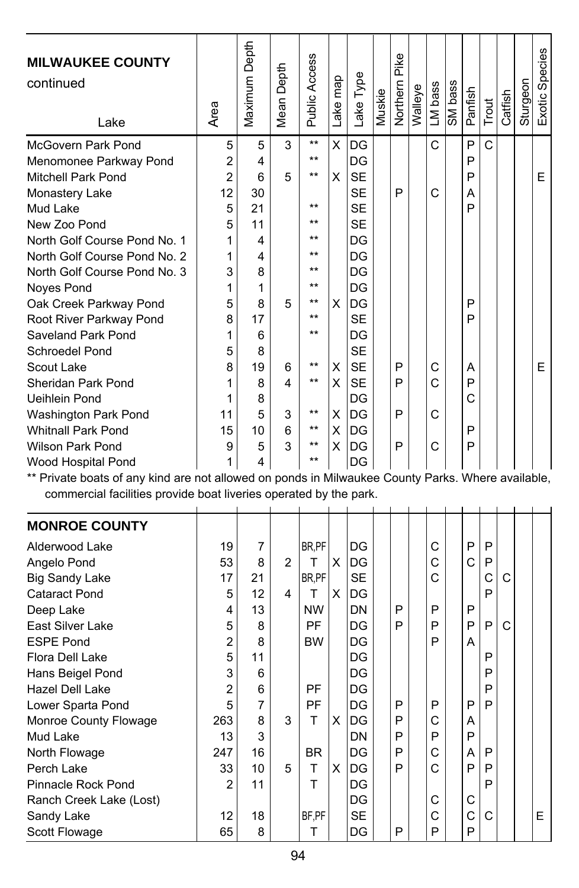| MILWAUKEE COUNTY continued Lake | Area | Maximum Depth | Mean Depth | Public Access | Lake map | Lake Type | Muskie | Northern Pike | Walleye | LM bass | SM bass | Panfish | Trout | Catfish | Sturgeon | Exotic Species |
|---|---|---|---|---|---|---|---|---|---|---|---|---|---|---|---|---|
| McGovern Park Pond | 5 | 5 | 3 | ** | X | DG | | | | C | | P | C | | | |
| Menomonee Parkway Pond | 2 | 4 | | ** | | DG | | | | | | P | | | | |
| Mitchell Park Pond | 2 | 6 | 5 | ** | X | SE | | | | | | P | | | | E |
| Monastery Lake | 12 | 30 | | | | SE | | P | | C | | A | | | | |
| Mud Lake | 5 | 21 | | ** | | SE | | | | | | P | | | | |
| New Zoo Pond | 5 | 11 | | ** | | SE | | | | | | | | | | |
| North Golf Course Pond No. 1 | 1 | 4 | | ** | | DG | | | | | | | | | | |
| North Golf Course Pond No. 2 | 1 | 4 | | ** | | DG | | | | | | | | | | |
| North Golf Course Pond No. 3 | 3 | 8 | | ** | | DG | | | | | | | | | | |
| Noyes Pond | 1 | 1 | | ** | | DG | | | | | | | | | | |
| Oak Creek Parkway Pond | 5 | 8 | 5 | ** | X | DG | | | | | | P | | | | |
| Root River Parkway Pond | 8 | 17 | | ** | | SE | | | | | | P | | | | |
| Saveland Park Pond | 1 | 6 | | ** | | DG | | | | | | | | | | |
| Schroedel Pond | 5 | 8 | | | | SE | | | | | | | | | | |
| Scout Lake | 8 | 19 | 6 | ** | X | SE | | P | | C | | A | | | | E |
| Sheridan Park Pond | 1 | 8 | 4 | ** | X | SE | | P | | C | | P | | | | |
| Ueihlein Pond | 1 | 8 | | | | DG | | | | | | C | | | | |
| Washington Park Pond | 11 | 5 | 3 | ** | X | DG | | P | | C | | | | | | |
| Whitnall Park Pond | 15 | 10 | 6 | ** | X | DG | | | | | | P | | | | |
| Wilson Park Pond | 9 | 5 | 3 | ** | X | DG | | P | | C | | P | | | | |
| Wood Hospital Pond | 1 | 4 | | ** | | DG | | | | | | | | | | |

** Private boats of any kind are not allowed on ponds in Milwaukee County Parks. Where available, commercial facilities provide boat liveries operated by the park.

| MONROE COUNTY | Area | Maximum Depth | Mean Depth | Public Access | Lake map | Lake Type | Muskie | Northern Pike | Walleye | LM bass | SM bass | Panfish | Trout | Catfish | Sturgeon | Exotic Species |
|---|---|---|---|---|---|---|---|---|---|---|---|---|---|---|---|---|
| Alderwood Lake | 19 | 7 | | BR,PF | | DG | | | | C | | P | P | | | |
| Angelo Pond | 53 | 8 | 2 | T | X | DG | | | | C | | C | P | | | |
| Big Sandy Lake | 17 | 21 | | BR,PF | | SE | | | | C | | | C | C | | |
| Cataract Pond | 5 | 12 | 4 | T | X | DG | | | | | | | P | | | |
| Deep Lake | 4 | 13 | | NW | | DN | | P | | P | | P | | | | |
| East Silver Lake | 5 | 8 | | PF | | DG | | P | | P | | P | P | C | | |
| ESPE Pond | 2 | 8 | | BW | | DG | | | | P | | A | | | | |
| Flora Dell Lake | 5 | 11 | | | | DG | | | | | | | P | | | |
| Hans Beigel Pond | 3 | 6 | | | | DG | | | | | | | P | | | |
| Hazel Dell Lake | 2 | 6 | | PF | | DG | | | | | | | P | | | |
| Lower Sparta Pond | 5 | 7 | | PF | | DG | | P | | P | | P | P | | | |
| Monroe County Flowage | 263 | 8 | 3 | T | X | DG | | P | | C | | A | | | | |
| Mud Lake | 13 | 3 | | | | DN | | P | | P | | P | | | | |
| North Flowage | 247 | 16 | | BR | | DG | | P | | C | | A | P | | | |
| Perch Lake | 33 | 10 | 5 | T | X | DG | | P | | C | | P | P | | | |
| Pinnacle Rock Pond | 2 | 11 | | T | | DG | | | | | | | P | | | |
| Ranch Creek Lake (Lost) | | | | | | DG | | | | C | | C | | | | |
| Sandy Lake | 12 | 18 | | BF,PF | | SE | | | | C | | C | C | | | E |
| Scott Flowage | 65 | 8 | | T | | DG | | P | | P | | P | | | | |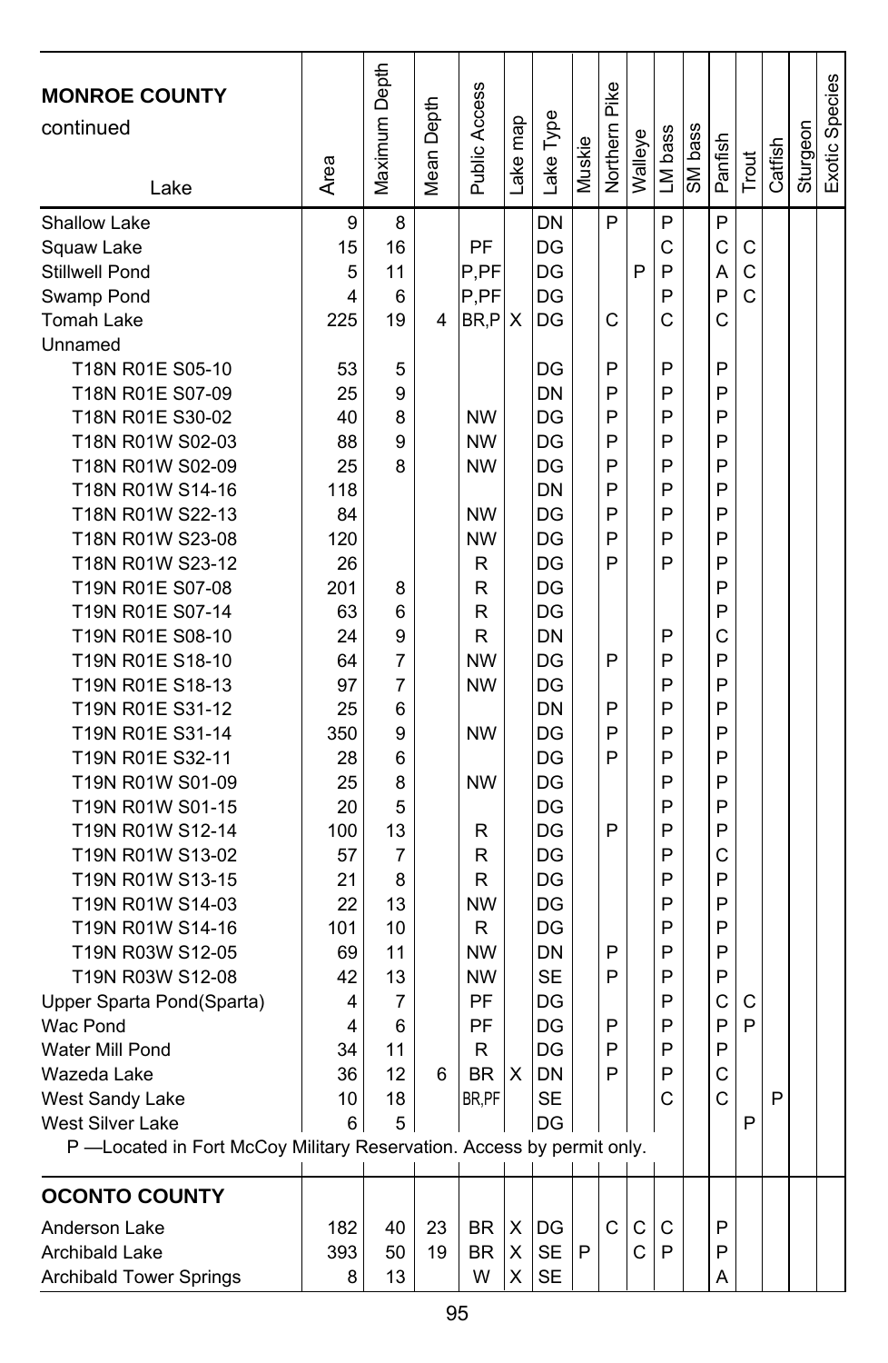| MONROE COUNTY continued<br>Lake | Area | Maximum Depth | Mean Depth | Public Access | Lake map | Lake Type | Muskie | Northern Pike | Walleye | LM bass | SM bass | Panfish | Trout | Catfish | Sturgeon | Exotic Species |
|---|---|---|---|---|---|---|---|---|---|---|---|---|---|---|---|---|
| Shallow Lake | 9 | 8 | | | | DN | | P | | P | | P | | | | |
| Squaw Lake | 15 | 16 | | PF | | DG | | | | C | | C | C | | | |
| Stillwell Pond | 5 | 11 | | P,PF | | DG | | | P | P | | A | C | | | |
| Swamp Pond | 4 | 6 | | P,PF | | DG | | | | P | | P | C | | | |
| Tomah Lake | 225 | 19 | 4 | BR,P | X | DG | | C | | C | | C | | | | |
| Unnamed | | | | | | | | | | | | | | | | |
| T18N R01E S05-10 | 53 | 5 | | | | DG | | P | | P | | P | | | | |
| T18N R01E S07-09 | 25 | 9 | | | | DN | | P | | P | | P | | | | |
| T18N R01E S30-02 | 40 | 8 | | NW | | DG | | P | | P | | P | | | | |
| T18N R01W S02-03 | 88 | 9 | | NW | | DG | | P | | P | | P | | | | |
| T18N R01W S02-09 | 25 | 8 | | NW | | DG | | P | | P | | P | | | | |
| T18N R01W S14-16 | 118 | | | | | DN | | P | | P | | P | | | | |
| T18N R01W S22-13 | 84 | | | NW | | DG | | P | | P | | P | | | | |
| T18N R01W S23-08 | 120 | | | NW | | DG | | P | | P | | P | | | | |
| T18N R01W S23-12 | 26 | | | R | | DG | | P | | P | | P | | | | |
| T19N R01E S07-08 | 201 | 8 | | R | | DG | | | | | | P | | | | |
| T19N R01E S07-14 | 63 | 6 | | R | | DG | | | | | | P | | | | |
| T19N R01E S08-10 | 24 | 9 | | R | | DN | | | | P | | C | | | | |
| T19N R01E S18-10 | 64 | 7 | | NW | | DG | | P | | P | | P | | | | |
| T19N R01E S18-13 | 97 | 7 | | NW | | DG | | | | P | | P | | | | |
| T19N R01E S31-12 | 25 | 6 | | | | DN | | P | | P | | P | | | | |
| T19N R01E S31-14 | 350 | 9 | | NW | | DG | | P | | P | | P | | | | |
| T19N R01E S32-11 | 28 | 6 | | | | DG | | P | | P | | P | | | | |
| T19N R01W S01-09 | 25 | 8 | | NW | | DG | | | | P | | P | | | | |
| T19N R01W S01-15 | 20 | 5 | | | | DG | | | | P | | P | | | | |
| T19N R01W S12-14 | 100 | 13 | | R | | DG | | P | | P | | P | | | | |
| T19N R01W S13-02 | 57 | 7 | | R | | DG | | | | P | | C | | | | |
| T19N R01W S13-15 | 21 | 8 | | R | | DG | | | | P | | P | | | | |
| T19N R01W S14-03 | 22 | 13 | | NW | | DG | | | | P | | P | | | | |
| T19N R01W S14-16 | 101 | 10 | | R | | DG | | | | P | | P | | | | |
| T19N R03W S12-05 | 69 | 11 | | NW | | DN | | P | | P | | P | | | | |
| T19N R03W S12-08 | 42 | 13 | | NW | | SE | | P | | P | | P | | | | |
| Upper Sparta Pond(Sparta) | 4 | 7 | | PF | | DG | | | | P | | C | C | | | |
| Wac Pond | 4 | 6 | | PF | | DG | | P | | P | | P | P | | | |
| Water Mill Pond | 34 | 11 | | R | | DG | | P | | P | | P | | | | |
| Wazeda Lake | 36 | 12 | 6 | BR | X | DN | | P | | P | | C | | | | |
| West Sandy Lake | 10 | 18 | | BR,PF | | SE | | | | C | | C | | P | | |
| West Silver Lake | 6 | 5 | | | | DG | | | | | | | P | | | |

P —Located in Fort McCoy Military Reservation. Access by permit only.

| OCONTO COUNTY | Area | Maximum Depth | Mean Depth | Public Access | Lake map | Lake Type | Muskie | Northern Pike | Walleye | LM bass | SM bass | Panfish | Trout | Catfish | Sturgeon | Exotic Species |
|---|---|---|---|---|---|---|---|---|---|---|---|---|---|---|---|---|
| Anderson Lake | 182 | 40 | 23 | BR | X | DG | | C | C | C | | P | | | | |
| Archibald Lake | 393 | 50 | 19 | BR | X | SE | P | | C | P | | P | | | | |
| Archibald Tower Springs | 8 | 13 | | W | X | SE | | | | | | A | | | | |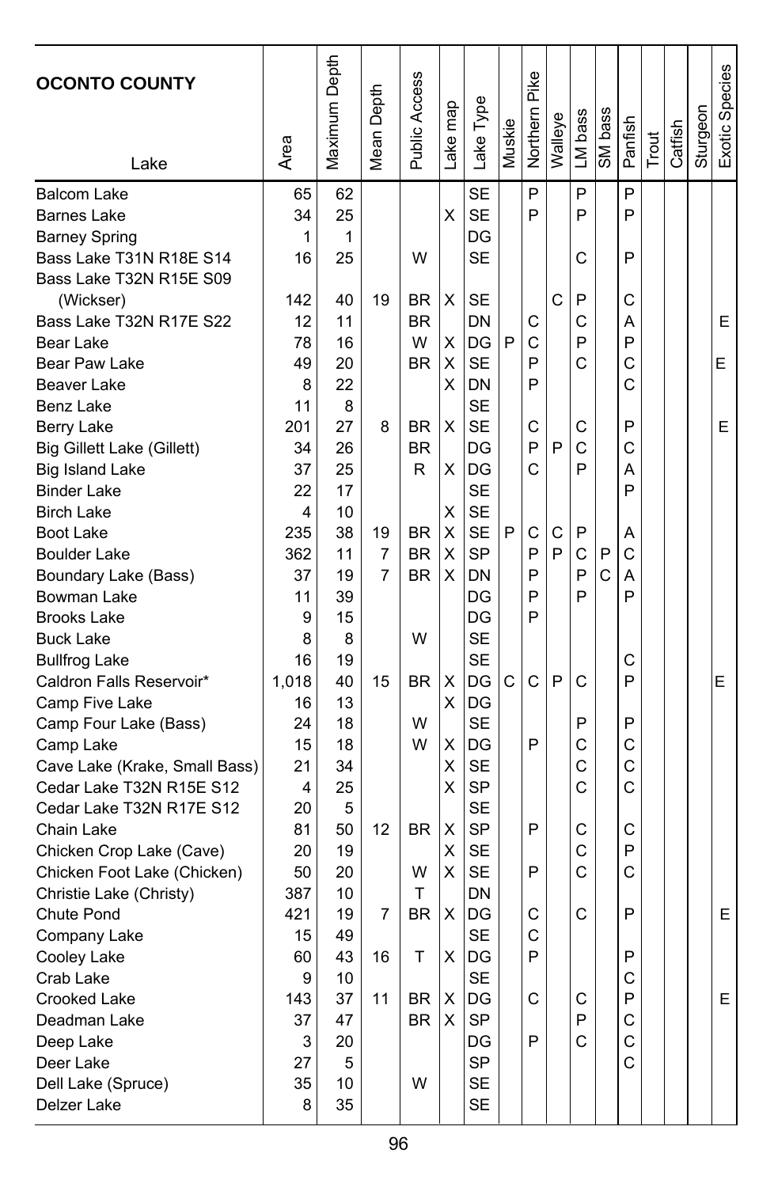| OCONTO COUNTY<br>Lake | Area | Maximum Depth | Mean Depth | Public Access | Lake map | Lake Type | Muskie | Northern Pike | Walleye | LM bass | SM bass | Panfish | Trout | Catfish | Sturgeon | Exotic Species |
|---|---|---|---|---|---|---|---|---|---|---|---|---|---|---|---|---|
| Balcom Lake | 65 | 62 | | | | SE | | P | | P | | P | | | | |
| Barnes Lake | 34 | 25 | | | X | SE | | P | | P | | P | | | | |
| Barney Spring | 1 | 1 | | | | DG | | | | | | | | | | |
| Bass Lake T31N R18E S14 | 16 | 25 | | W | | SE | | | | C | | P | | | | |
| Bass Lake T32N R15E S09 (Wickser) | 142 | 40 | 19 | BR | X | SE | | | C | P | | C | | | | |
| Bass Lake T32N R17E S22 | 12 | 11 | | BR | | DN | | C | | C | | A | | | | E |
| Bear Lake | 78 | 16 | | W | X | DG | P | C | | P | | P | | | | |
| Bear Paw Lake | 49 | 20 | | BR | X | SE | | P | | C | | C | | | | E |
| Beaver Lake | 8 | 22 | | | X | DN | | P | | | | C | | | | |
| Benz Lake | 11 | 8 | | | | SE | | | | | | | | | | |
| Berry Lake | 201 | 27 | 8 | BR | X | SE | | C | | C | | P | | | | E |
| Big Gillett Lake (Gillett) | 34 | 26 | | BR | | DG | | P | P | C | | C | | | | |
| Big Island Lake | 37 | 25 | | R | X | DG | | C | | P | | A | | | | |
| Binder Lake | 22 | 17 | | | | SE | | | | | | P | | | | |
| Birch Lake | 4 | 10 | | | X | SE | | | | | | | | | | |
| Boot Lake | 235 | 38 | 19 | BR | X | SE | P | C | C | P | | A | | | | |
| Boulder Lake | 362 | 11 | 7 | BR | X | SP | | P | P | C | P | C | | | | |
| Boundary Lake (Bass) | 37 | 19 | 7 | BR | X | DN | | P | | P | C | A | | | | |
| Bowman Lake | 11 | 39 | | | | DG | | P | | P | | P | | | | |
| Brooks Lake | 9 | 15 | | | | DG | | P | | | | | | | | |
| Buck Lake | 8 | 8 | | W | | SE | | | | | | | | | | |
| Bullfrog Lake | 16 | 19 | | | | SE | | | | | | C | | | | |
| Caldron Falls Reservoir* | 1,018 | 40 | 15 | BR | X | DG | C | C | P | C | | P | | | | E |
| Camp Five Lake | 16 | 13 | | | X | DG | | | | | | | | | | |
| Camp Four Lake (Bass) | 24 | 18 | | W | | SE | | | | P | | P | | | | |
| Camp Lake | 15 | 18 | | W | X | DG | | P | | C | | C | | | | |
| Cave Lake (Krake, Small Bass) | 21 | 34 | | | X | SE | | | | C | | C | | | | |
| Cedar Lake T32N R15E S12 | 4 | 25 | | | X | SP | | | | C | | C | | | | |
| Cedar Lake T32N R17E S12 | 20 | 5 | | | | SE | | | | | | | | | | |
| Chain Lake | 81 | 50 | 12 | BR | X | SP | | P | | C | | C | | | | |
| Chicken Crop Lake (Cave) | 20 | 19 | | | X | SE | | | | C | | P | | | | |
| Chicken Foot Lake (Chicken) | 50 | 20 | | W | X | SE | | P | | C | | C | | | | |
| Christie Lake (Christy) | 387 | 10 | | T | | DN | | | | | | | | | | |
| Chute Pond | 421 | 19 | 7 | BR | X | DG | | C | | C | | P | | | | E |
| Company Lake | 15 | 49 | | | | SE | | C | | | | | | | | |
| Cooley Lake | 60 | 43 | 16 | T | X | DG | | P | | | | P | | | | |
| Crab Lake | 9 | 10 | | | | SE | | | | | | C | | | | |
| Crooked Lake | 143 | 37 | 11 | BR | X | DG | | C | | C | | P | | | | E |
| Deadman Lake | 37 | 47 | | BR | X | SP | | | | P | | C | | | | |
| Deep Lake | 3 | 20 | | | | DG | | P | | C | | C | | | | |
| Deer Lake | 27 | 5 | | | | SP | | | | | | C | | | | |
| Dell Lake (Spruce) | 35 | 10 | | W | | SE | | | | | | | | | | |
| Delzer Lake | 8 | 35 | | | | SE | | | | | | | | | | |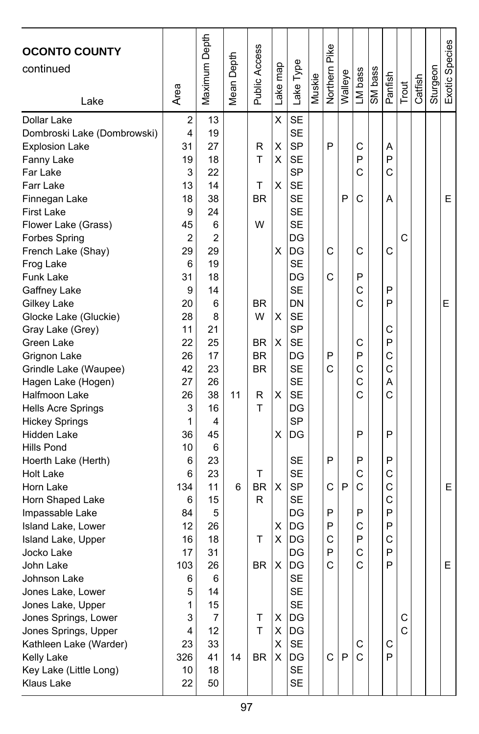| OCONTO COUNTY continued Lake | Area | Maximum Depth | Mean Depth | Public Access | Lake map | Lake Type | Muskie | Northern Pike | Walleye | LM bass | SM bass | Panfish | Trout | Catfish | Sturgeon | Exotic Species |
|---|---|---|---|---|---|---|---|---|---|---|---|---|---|---|---|---|
| Dollar Lake | 2 | 13 | | | X | SE | | | | | | | | | | |
| Dombroski Lake (Dombrowski) | 4 | 19 | | | | SE | | | | | | | | | | |
| Explosion Lake | 31 | 27 | | R | X | SP | | P | | C | | A | | | | |
| Fanny Lake | 19 | 18 | | T | X | SE | | | | P | | P | | | | |
| Far Lake | 3 | 22 | | | | SP | | | | C | | C | | | | |
| Farr Lake | 13 | 14 | | T | X | SE | | | | | | | | | | |
| Finnegan Lake | 18 | 38 | | BR | | SE | | | P | C | | A | | | | E |
| First Lake | 9 | 24 | | | | SE | | | | | | | | | | |
| Flower Lake (Grass) | 45 | 6 | | W | | SE | | | | | | | | | | |
| Forbes Spring | 2 | 2 | | | | DG | | | | | | | C | | | |
| French Lake (Shay) | 29 | 29 | | | X | DG | | C | | C | | C | | | | |
| Frog Lake | 6 | 19 | | | | SE | | | | | | | | | | |
| Funk Lake | 31 | 18 | | | | DG | | C | | P | | | | | | |
| Gaffney Lake | 9 | 14 | | | | SE | | | | C | | P | | | | |
| Gilkey Lake | 20 | 6 | | BR | | DN | | | | C | | P | | | | E |
| Glocke Lake (Gluckie) | 28 | 8 | | W | X | SE | | | | | | | | | | |
| Gray Lake (Grey) | 11 | 21 | | | | SP | | | | | | C | | | | |
| Green Lake | 22 | 25 | | BR | X | SE | | | | C | | P | | | | |
| Grignon Lake | 26 | 17 | | BR | | DG | | P | | P | | C | | | | |
| Grindle Lake (Waupee) | 42 | 23 | | BR | | SE | | C | | C | | C | | | | |
| Hagen Lake (Hogen) | 27 | 26 | | | | SE | | | | C | | A | | | | |
| Halfmoon Lake | 26 | 38 | 11 | R | X | SE | | | | C | | C | | | | |
| Hells Acre Springs | 3 | 16 | | T | | DG | | | | | | | | | | |
| Hickey Springs | 1 | 4 | | | | SP | | | | | | | | | | |
| Hidden Lake | 36 | 45 | | | X | DG | | | | P | | P | | | | |
| Hills Pond | 10 | 6 | | | | | | | | | | | | | | |
| Hoerth Lake (Herth) | 6 | 23 | | | | SE | | P | | P | | P | | | | |
| Holt Lake | 6 | 23 | | T | | SE | | | | C | | C | | | | |
| Horn Lake | 134 | 11 | 6 | BR | X | SP | | C | P | C | | C | | | | E |
| Horn Shaped Lake | 6 | 15 | | R | | SE | | | | | | C | | | | |
| Impassable Lake | 84 | 5 | | | | DG | | P | | P | | P | | | | |
| Island Lake, Lower | 12 | 26 | | | X | DG | | P | | C | | P | | | | |
| Island Lake, Upper | 16 | 18 | | T | X | DG | | C | | P | | C | | | | |
| Jocko Lake | 17 | 31 | | | | DG | | P | | C | | P | | | | |
| John Lake | 103 | 26 | | BR | X | DG | | C | | C | | P | | | | E |
| Johnson Lake | 6 | 6 | | | | SE | | | | | | | | | | |
| Jones Lake, Lower | 5 | 14 | | | | SE | | | | | | | | | | |
| Jones Lake, Upper | 1 | 15 | | | | SE | | | | | | | | | | |
| Jones Springs, Lower | 3 | 7 | | T | X | DG | | | | | | | C | | | |
| Jones Springs, Upper | 4 | 12 | | T | X | DG | | | | | | | C | | | |
| Kathleen Lake (Warder) | 23 | 33 | | | X | SE | | | | C | | C | | | | |
| Kelly Lake | 326 | 41 | 14 | BR | X | DG | | C | P | C | | P | | | | |
| Key Lake (Little Long) | 10 | 18 | | | | SE | | | | | | | | | | |
| Klaus Lake | 22 | 50 | | | | SE | | | | | | | | | | |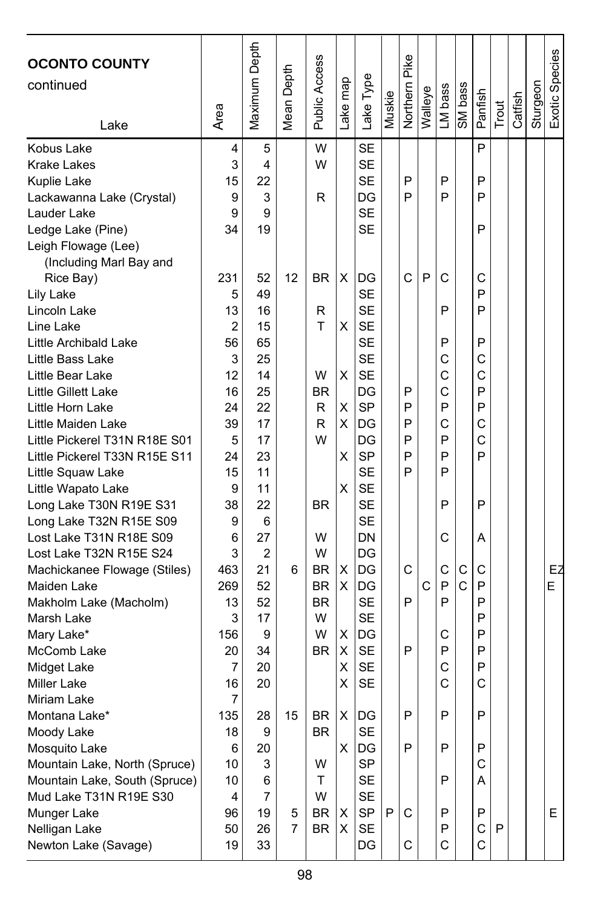| OCONTO COUNTY continued Lake | Area | Maximum Depth | Mean Depth | Public Access | Lake map | Lake Type | Muskie | Northern Pike | Walleye | LM bass | SM bass | Panfish | Trout | Catfish | Sturgeon | Exotic Species |
|---|---|---|---|---|---|---|---|---|---|---|---|---|---|---|---|---|
| Kobus Lake | 4 | 5 | | W | | SE | | | | | | P | | | | |
| Krake Lakes | 3 | 4 | | W | | SE | | | | | | | | | | |
| Kuplie Lake | 15 | 22 | | | | SE | | P | | P | | P | | | | |
| Lackawanna Lake (Crystal) | 9 | 3 | | R | | DG | | P | | P | | P | | | | |
| Lauder Lake | 9 | 9 | | | | SE | | | | | | | | | | |
| Ledge Lake (Pine) | 34 | 19 | | | | SE | | | | | | P | | | | |
| Leigh Flowage (Lee) (Including Marl Bay and Rice Bay) | 231 | 52 | 12 | BR | X | DG | | C | P | C | | C | | | | |
| Lily Lake | 5 | 49 | | | | SE | | | | | | P | | | | |
| Lincoln Lake | 13 | 16 | | R | | SE | | | | P | | P | | | | |
| Line Lake | 2 | 15 | | T | X | SE | | | | | | | | | | |
| Little Archibald Lake | 56 | 65 | | | | SE | | | | P | | P | | | | |
| Little Bass Lake | 3 | 25 | | | | SE | | | | C | | C | | | | |
| Little Bear Lake | 12 | 14 | | W | X | SE | | | | C | | C | | | | |
| Little Gillett Lake | 16 | 25 | | BR | | DG | | P | | C | | P | | | | |
| Little Horn Lake | 24 | 22 | | R | X | SP | | P | | P | | P | | | | |
| Little Maiden Lake | 39 | 17 | | R | X | DG | | P | | C | | C | | | | |
| Little Pickerel T31N R18E S01 | 5 | 17 | | W | | DG | | P | | P | | C | | | | |
| Little Pickerel T33N R15E S11 | 24 | 23 | | | X | SP | | P | | P | | P | | | | |
| Little Squaw Lake | 15 | 11 | | | | SE | | P | | P | | | | | | |
| Little Wapato Lake | 9 | 11 | | | X | SE | | | | | | | | | | |
| Long Lake T30N R19E S31 | 38 | 22 | | BR | | SE | | | | P | | P | | | | |
| Long Lake T32N R15E S09 | 9 | 6 | | | | SE | | | | | | | | | | |
| Lost Lake T31N R18E S09 | 6 | 27 | | W | | DN | | | | C | | A | | | | |
| Lost Lake T32N R15E S24 | 3 | 2 | | W | | DG | | | | | | | | | | |
| Machickanee Flowage (Stiles) | 463 | 21 | 6 | BR | X | DG | | C | | C | C | C | | | | EZ |
| Maiden Lake | 269 | 52 | | BR | X | DG | | | C | P | C | P | | | | E |
| Makholm Lake (Macholm) | 13 | 52 | | BR | | SE | | P | | P | | P | | | | |
| Marsh Lake | 3 | 17 | | W | | SE | | | | | | P | | | | |
| Mary Lake* | 156 | 9 | | W | X | DG | | | | C | | P | | | | |
| McComb Lake | 20 | 34 | | BR | X | SE | | P | | P | | P | | | | |
| Midget Lake | 7 | 20 | | | X | SE | | | | C | | P | | | | |
| Miller Lake | 16 | 20 | | | X | SE | | | | C | | C | | | | |
| Miriam Lake | 7 | | | | | | | | | | | | | | | |
| Montana Lake* | 135 | 28 | 15 | BR | X | DG | | P | | P | | P | | | | |
| Moody Lake | 18 | 9 | | BR | | SE | | | | | | | | | | |
| Mosquito Lake | 6 | 20 | | | X | DG | | P | | P | | P | | | | |
| Mountain Lake, North (Spruce) | 10 | 3 | | W | | SP | | | | | | C | | | | |
| Mountain Lake, South (Spruce) | 10 | 6 | | T | | SE | | | | P | | A | | | | |
| Mud Lake T31N R19E S30 | 4 | 7 | | W | | SE | | | | | | | | | | |
| Munger Lake | 96 | 19 | 5 | BR | X | SP | P | C | | P | | P | | | | E |
| Nelligan Lake | 50 | 26 | 7 | BR | X | SE | | | | P | | C | P | | | |
| Newton Lake (Savage) | 19 | 33 | | | | DG | | C | | C | | C | | | | |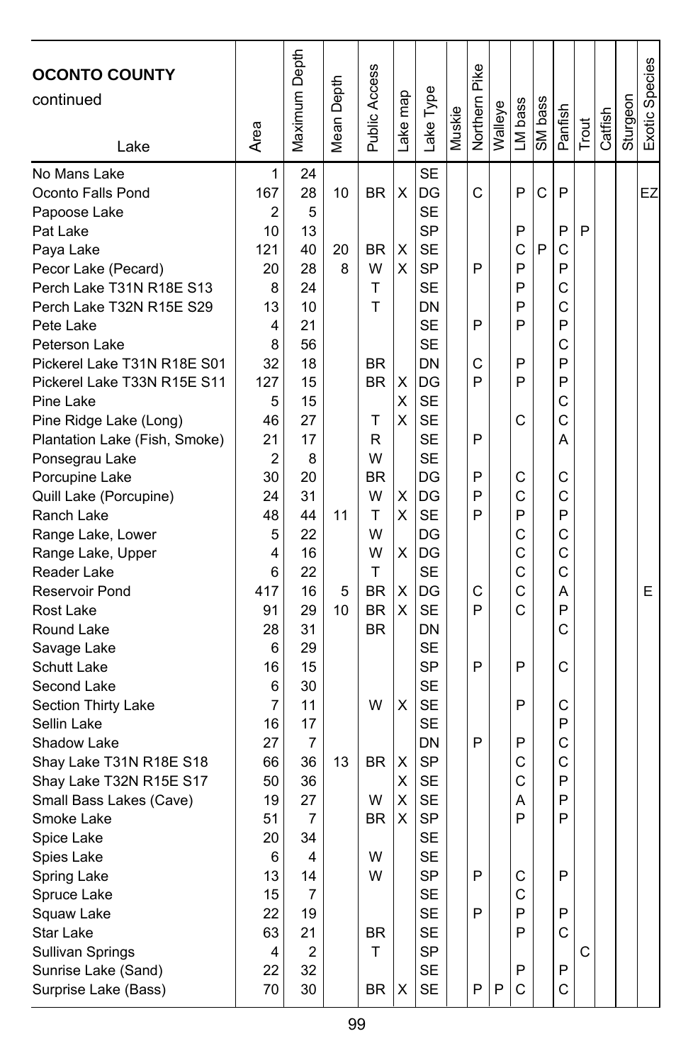| OCONTO COUNTY continued Lake | Area | Maximum Depth | Mean Depth | Public Access | Lake map | Lake Type | Muskie | Northern Pike | Walleye | LM bass | SM bass | Panfish | Trout | Catfish | Sturgeon | Exotic Species |
|---|---|---|---|---|---|---|---|---|---|---|---|---|---|---|---|---|
| No Mans Lake | 1 | 24 | | | | SE | | | | | | | | | | |
| Oconto Falls Pond | 167 | 28 | 10 | BR | X | DG | | C | | P | C | P | | | | EZ |
| Papoose Lake | 2 | 5 | | | | SE | | | | | | | | | | |
| Pat Lake | 10 | 13 | | | | SP | | | | P | | P | P | | | |
| Paya Lake | 121 | 40 | 20 | BR | X | SE | | | | C | P | C | | | | |
| Pecor Lake (Pecard) | 20 | 28 | 8 | W | X | SP | | P | | P | | P | | | | |
| Perch Lake T31N R18E S13 | 8 | 24 | | T | | SE | | | | P | | C | | | | |
| Perch Lake T32N R15E S29 | 13 | 10 | | T | | DN | | | | P | | C | | | | |
| Pete Lake | 4 | 21 | | | | SE | | P | | P | | P | | | | |
| Peterson Lake | 8 | 56 | | | | SE | | | | | | C | | | | |
| Pickerel Lake T31N R18E S01 | 32 | 18 | | BR | | DN | | C | | P | | P | | | | |
| Pickerel Lake T33N R15E S11 | 127 | 15 | | BR | X | DG | | P | | P | | P | | | | |
| Pine Lake | 5 | 15 | | | X | SE | | | | | | C | | | | |
| Pine Ridge Lake (Long) | 46 | 27 | | T | X | SE | | | | C | | C | | | | |
| Plantation Lake (Fish, Smoke) | 21 | 17 | | R | | SE | | P | | | | A | | | | |
| Ponsegrau Lake | 2 | 8 | | W | | SE | | | | | | | | | | |
| Porcupine Lake | 30 | 20 | | BR | | DG | | P | | C | | C | | | | |
| Quill Lake (Porcupine) | 24 | 31 | | W | X | DG | | P | | C | | C | | | | |
| Ranch Lake | 48 | 44 | 11 | T | X | SE | | P | | P | | P | | | | |
| Range Lake, Lower | 5 | 22 | | W | | DG | | | | C | | C | | | | |
| Range Lake, Upper | 4 | 16 | | W | X | DG | | | | C | | C | | | | |
| Reader Lake | 6 | 22 | | T | | SE | | | | C | | C | | | | |
| Reservoir Pond | 417 | 16 | 5 | BR | X | DG | | C | | C | | A | | | | E |
| Rost Lake | 91 | 29 | 10 | BR | X | SE | | P | | C | | P | | | | |
| Round Lake | 28 | 31 | | BR | | DN | | | | | | C | | | | |
| Savage Lake | 6 | 29 | | | | SE | | | | | | | | | | |
| Schutt Lake | 16 | 15 | | | | SP | | P | | P | | C | | | | |
| Second Lake | 6 | 30 | | | | SE | | | | | | | | | | |
| Section Thirty Lake | 7 | 11 | | W | X | SE | | | | P | | C | | | | |
| Sellin Lake | 16 | 17 | | | | SE | | | | | | P | | | | |
| Shadow Lake | 27 | 7 | | | | DN | | P | | P | | C | | | | |
| Shay Lake T31N R18E S18 | 66 | 36 | 13 | BR | X | SP | | | | C | | C | | | | |
| Shay Lake T32N R15E S17 | 50 | 36 | | | X | SE | | | | C | | P | | | | |
| Small Bass Lakes (Cave) | 19 | 27 | | W | X | SE | | | | A | | P | | | | |
| Smoke Lake | 51 | 7 | | BR | X | SP | | | | P | | P | | | | |
| Spice Lake | 20 | 34 | | | | SE | | | | | | | | | | |
| Spies Lake | 6 | 4 | | W | | SE | | | | | | | | | | |
| Spring Lake | 13 | 14 | | W | | SP | | P | | C | | P | | | | |
| Spruce Lake | 15 | 7 | | | | SE | | | | C | | | | | | |
| Squaw Lake | 22 | 19 | | | | SE | | P | | P | | P | | | | |
| Star Lake | 63 | 21 | | BR | | SE | | | | P | | C | | | | |
| Sullivan Springs | 4 | 2 | | T | | SP | | | | | | | C | | | |
| Sunrise Lake (Sand) | 22 | 32 | | | | SE | | | | P | | P | | | | |
| Surprise Lake (Bass) | 70 | 30 | | BR | X | SE | | P | P | C | | C | | | | |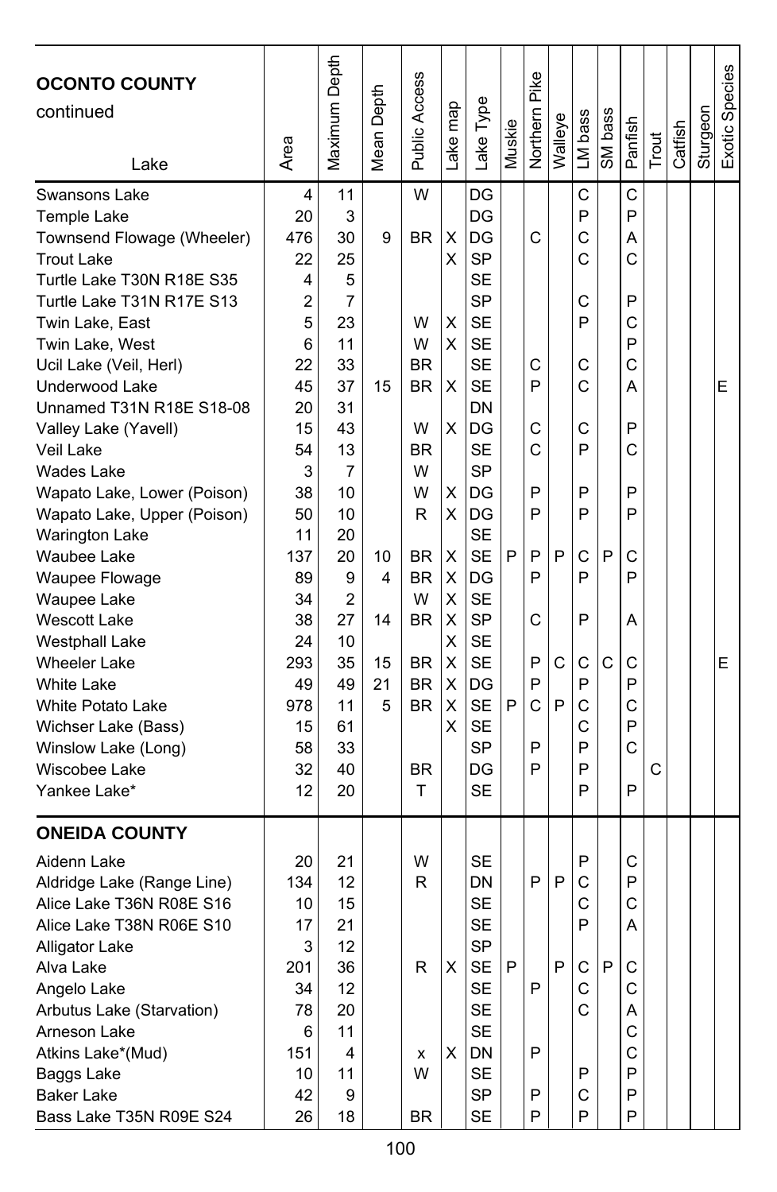| OCONTO COUNTY continued Lake | Area | Maximum Depth | Mean Depth | Public Access | Lake map | Lake Type | Muskie | Northern Pike | Walleye | LM bass | SM bass | Panfish | Trout | Catfish | Sturgeon | Exotic Species |
|---|---|---|---|---|---|---|---|---|---|---|---|---|---|---|---|---|
| Swansons Lake | 4 | 11 | | W | | DG | | | | C | | C | | | | |
| Temple Lake | 20 | 3 | | | | DG | | | | P | | P | | | | |
| Townsend Flowage (Wheeler) | 476 | 30 | 9 | BR | X | DG | | C | | C | | A | | | | |
| Trout Lake | 22 | 25 | | | X | SP | | | | C | | C | | | | |
| Turtle Lake T30N R18E S35 | 4 | 5 | | | | SE | | | | | | | | | | |
| Turtle Lake T31N R17E S13 | 2 | 7 | | | | SP | | | | C | | P | | | | |
| Twin Lake, East | 5 | 23 | | W | X | SE | | | | P | | C | | | | |
| Twin Lake, West | 6 | 11 | | W | X | SE | | | | | | P | | | | |
| Ucil Lake (Veil, Herl) | 22 | 33 | | BR | | SE | | C | | C | | C | | | | |
| Underwood Lake | 45 | 37 | 15 | BR | X | SE | | P | | C | | A | | | | E |
| Unnamed T31N R18E S18-08 | 20 | 31 | | | | DN | | | | | | | | | | |
| Valley Lake (Yavell) | 15 | 43 | | W | X | DG | | C | | C | | P | | | | |
| Veil Lake | 54 | 13 | | BR | | SE | | C | | P | | C | | | | |
| Wades Lake | 3 | 7 | | W | | SP | | | | | | | | | | |
| Wapato Lake, Lower (Poison) | 38 | 10 | | W | X | DG | | P | | P | | P | | | | |
| Wapato Lake, Upper (Poison) | 50 | 10 | | R | X | DG | | P | | P | | P | | | | |
| Warington Lake | 11 | 20 | | | | SE | | | | | | | | | | |
| Waubee Lake | 137 | 20 | 10 | BR | X | SE | P | P | P | C | P | C | | | | |
| Waupee Flowage | 89 | 9 | 4 | BR | X | DG | | P | | P | | P | | | | |
| Waupee Lake | 34 | 2 | | W | X | SE | | | | | | | | | | |
| Wescott Lake | 38 | 27 | 14 | BR | X | SP | | C | | P | | A | | | | |
| Westphall Lake | 24 | 10 | | | X | SE | | | | | | | | | | |
| Wheeler Lake | 293 | 35 | 15 | BR | X | SE | | P | C | C | C | C | | | | E |
| White Lake | 49 | 49 | 21 | BR | X | DG | | P | | P | | P | | | | |
| White Potato Lake | 978 | 11 | 5 | BR | X | SE | P | C | P | C | | C | | | | |
| Wichser Lake (Bass) | 15 | 61 | | | X | SE | | | | C | | P | | | | |
| Winslow Lake (Long) | 58 | 33 | | | | SP | | P | | P | | C | | | | |
| Wiscobee Lake | 32 | 40 | | BR | | DG | | P | | P | | | C | | | |
| Yankee Lake* | 12 | 20 | | T | | SE | | | | P | | P | | | | |
| **ONEIDA COUNTY** | | | | | | | | | | | | | | | | |
| Aidenn Lake | 20 | 21 | | W | | SE | | | | P | | C | | | | |
| Aldridge Lake (Range Line) | 134 | 12 | | R | | DN | | P | P | C | | P | | | | |
| Alice Lake T36N R08E S16 | 10 | 15 | | | | SE | | | | C | | C | | | | |
| Alice Lake T38N R06E S10 | 17 | 21 | | | | SE | | | | P | | A | | | | |
| Alligator Lake | 3 | 12 | | | | SP | | | | | | | | | | |
| Alva Lake | 201 | 36 | | R | X | SE | P | | P | C | P | C | | | | |
| Angelo Lake | 34 | 12 | | | | SE | | P | | C | | C | | | | |
| Arbutus Lake (Starvation) | 78 | 20 | | | | SE | | | | C | | A | | | | |
| Arneson Lake | 6 | 11 | | | | SE | | | | | | C | | | | |
| Atkins Lake*(Mud) | 151 | 4 | | x | X | DN | | P | | | | C | | | | |
| Baggs Lake | 10 | 11 | | W | | SE | | | | P | | P | | | | |
| Baker Lake | 42 | 9 | | | | SP | | P | | C | | P | | | | |
| Bass Lake T35N R09E S24 | 26 | 18 | | BR | | SE | | P | | P | | P | | | | |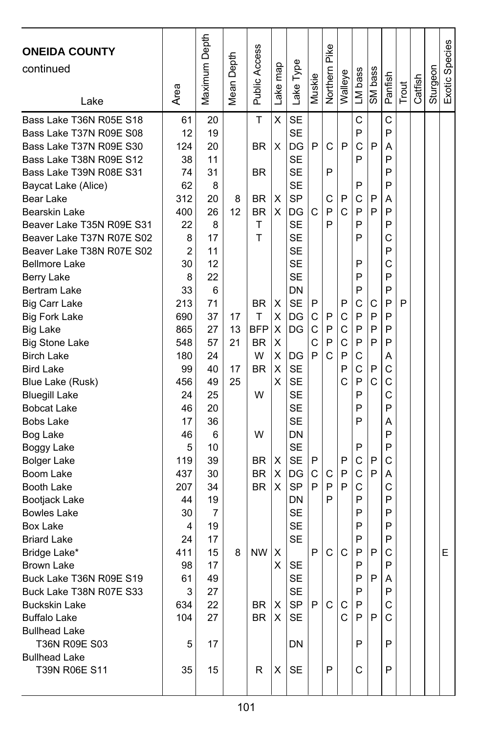| ONEIDA COUNTY continued Lake | Area | Maximum Depth | Mean Depth | Public Access | Lake map | Lake Type | Muskie | Northern Pike | Walleye | LM bass | SM bass | Panfish | Trout | Catfish | Sturgeon | Exotic Species |
|---|---|---|---|---|---|---|---|---|---|---|---|---|---|---|---|---|
| Bass Lake T36N R05E S18 | 61 | 20 | | T | X | SE | | | | C | | C | | | | |
| Bass Lake T37N R09E S08 | 12 | 19 | | | | SE | | | | P | | P | | | | |
| Bass Lake T37N R09E S30 | 124 | 20 | | BR | X | DG | P | C | P | C | P | A | | | | |
| Bass Lake T38N R09E S12 | 38 | 11 | | | | SE | | | | P | | P | | | | |
| Bass Lake T39N R08E S31 | 74 | 31 | | BR | | SE | | P | | | | P | | | | |
| Baycat Lake (Alice) | 62 | 8 | | | | SE | | | | P | | P | | | | |
| Bear Lake | 312 | 20 | 8 | BR | X | SP | | C | P | C | P | A | | | | |
| Bearskin Lake | 400 | 26 | 12 | BR | X | DG | C | P | C | P | P | P | | | | |
| Beaver Lake T35N R09E S31 | 22 | 8 | | T | | SE | | P | | P | | P | | | | |
| Beaver Lake T37N R07E S02 | 8 | 17 | | T | | SE | | | | P | | C | | | | |
| Beaver Lake T38N R07E S02 | 2 | 11 | | | | SE | | | | | | P | | | | |
| Bellmore Lake | 30 | 12 | | | | SE | | | | P | | C | | | | |
| Berry Lake | 8 | 22 | | | | SE | | | | P | | P | | | | |
| Bertram Lake | 33 | 6 | | | | DN | | | | P | | P | | | | |
| Big Carr Lake | 213 | 71 | | BR | X | SE | P | | P | C | C | P | P | | | |
| Big Fork Lake | 690 | 37 | 17 | T | X | DG | C | P | C | P | P | P | | | | |
| Big Lake | 865 | 27 | 13 | BFP | X | DG | C | P | C | P | P | P | | | | |
| Big Stone Lake | 548 | 57 | 21 | BR | X | | C | P | C | P | P | P | | | | |
| Birch Lake | 180 | 24 | | W | X | DG | P | C | P | C | | A | | | | |
| Bird Lake | 99 | 40 | 17 | BR | X | SE | | | P | C | P | C | | | | |
| Blue Lake (Rusk) | 456 | 49 | 25 | | X | SE | | | C | P | C | C | | | | |
| Bluegill Lake | 24 | 25 | | W | | SE | | | | P | | C | | | | |
| Bobcat Lake | 46 | 20 | | | | SE | | | | P | | P | | | | |
| Bobs Lake | 17 | 36 | | | | SE | | | | P | | A | | | | |
| Bog Lake | 46 | 6 | | W | | DN | | | | | | P | | | | |
| Boggy Lake | 5 | 10 | | | | SE | | | | P | | P | | | | |
| Bolger Lake | 119 | 39 | | BR | X | SE | P | | P | C | P | C | | | | |
| Boom Lake | 437 | 30 | | BR | X | DG | C | C | P | C | P | A | | | | |
| Booth Lake | 207 | 34 | | BR | X | SP | P | P | P | C | | C | | | | |
| Bootjack Lake | 44 | 19 | | | | DN | | P | | P | | P | | | | |
| Bowles Lake | 30 | 7 | | | | SE | | | | P | | P | | | | |
| Box Lake | 4 | 19 | | | | SE | | | | P | | P | | | | |
| Briard Lake | 24 | 17 | | | | SE | | | | P | | P | | | | |
| Bridge Lake* | 411 | 15 | 8 | NW | X | | P | C | C | P | P | C | | | | E |
| Brown Lake | 98 | 17 | | | X | SE | | | | P | | P | | | | |
| Buck Lake T36N R09E S19 | 61 | 49 | | | | SE | | | | P | P | A | | | | |
| Buck Lake T38N R07E S33 | 3 | 27 | | | | SE | | | | P | | P | | | | |
| Buckskin Lake | 634 | 22 | | BR | X | SP | P | C | C | P | | C | | | | |
| Buffalo Lake | 104 | 27 | | BR | X | SE | | | C | P | P | C | | | | |
| Bullhead Lake T36N R09E S03 | 5 | 17 | | | | DN | | | | P | | P | | | | |
| Bullhead Lake T39N R06E S11 | 35 | 15 | | R | X | SE | | P | | C | | P | | | | |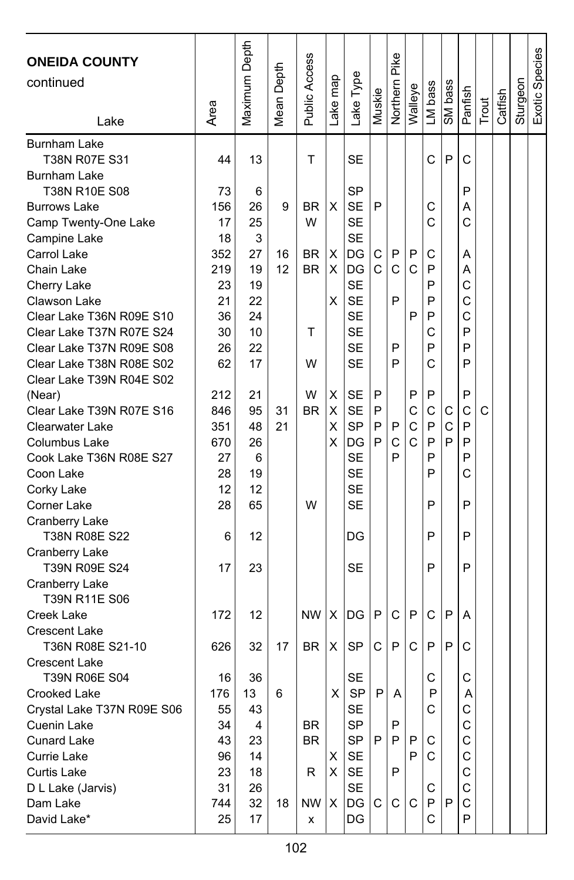| **ONEIDA COUNTY** continued Lake | Area | Maximum Depth | Mean Depth | Public Access | Lake map | Lake Type | Muskie | Northern Pike | Walleye | LM bass | SM bass | Panfish | Trout | Catfish | Sturgeon | Exotic Species |
|---|---|---|---|---|---|---|---|---|---|---|---|---|---|---|---|---|
| Burnham Lake T38N R07E S31 | 44 | 13 | | T | | SE | | | | C | P | C | | | | |
| Burnham Lake T38N R10E S08 | 73 | 6 | | | | SP | | | | | | P | | | | |
| Burrows Lake | 156 | 26 | 9 | BR | X | SE | P | | | C | | A | | | | |
| Camp Twenty-One Lake | 17 | 25 | | W | | SE | | | | C | | C | | | | |
| Campine Lake | 18 | 3 | | | | SE | | | | | | | | | | |
| Carrol Lake | 352 | 27 | 16 | BR | X | DG | C | P | P | C | | A | | | | |
| Chain Lake | 219 | 19 | 12 | BR | X | DG | C | C | C | P | | A | | | | |
| Cherry Lake | 23 | 19 | | | | SE | | | | P | | C | | | | |
| Clawson Lake | 21 | 22 | | | X | SE | | P | | P | | C | | | | |
| Clear Lake T36N R09E S10 | 36 | 24 | | | | SE | | | P | P | | C | | | | |
| Clear Lake T37N R07E S24 | 30 | 10 | | T | | SE | | | | C | | P | | | | |
| Clear Lake T37N R09E S08 | 26 | 22 | | | | SE | | P | | P | | P | | | | |
| Clear Lake T38N R08E S02 | 62 | 17 | | W | | SE | | P | | C | | P | | | | |
| Clear Lake T39N R04E S02 (Near) | 212 | 21 | | W | X | SE | P | | P | P | | P | | | | |
| Clear Lake T39N R07E S16 | 846 | 95 | 31 | BR | X | SE | P | | C | C | C | C | C | | | |
| Clearwater Lake | 351 | 48 | 21 | | X | SP | P | P | C | P | C | P | | | | |
| Columbus Lake | 670 | 26 | | | X | DG | P | C | C | P | P | P | | | | |
| Cook Lake T36N R08E S27 | 27 | 6 | | | | SE | | P | | P | | P | | | | |
| Coon Lake | 28 | 19 | | | | SE | | | | P | | C | | | | |
| Corky Lake | 12 | 12 | | | | SE | | | | | | | | | | |
| Corner Lake | 28 | 65 | | W | | SE | | | | P | | P | | | | |
| Cranberry Lake T38N R08E S22 | 6 | 12 | | | | DG | | | | P | | P | | | | |
| Cranberry Lake T39N R09E S24 | 17 | 23 | | | | SE | | | | P | | P | | | | |
| Cranberry Lake T39N R11E S06 | | | | | | | | | | | | | | | | |
| Creek Lake | 172 | 12 | | NW | X | DG | P | C | P | C | P | A | | | | |
| Crescent Lake T36N R08E S21-10 | 626 | 32 | 17 | BR | X | SP | C | P | C | P | P | C | | | | |
| Crescent Lake T39N R06E S04 | 16 | 36 | | | | SE | | | | C | | C | | | | |
| Crooked Lake | 176 | 13 | 6 | | X | SP | P | A | | P | | A | | | | |
| Crystal Lake T37N R09E S06 | 55 | 43 | | | | SE | | | | C | | C | | | | |
| Cuenin Lake | 34 | 4 | | BR | | SP | | P | | | | C | | | | |
| Cunard Lake | 43 | 23 | | BR | | SP | P | P | P | C | | C | | | | |
| Currie Lake | 96 | 14 | | | X | SE | | | P | C | | C | | | | |
| Curtis Lake | 23 | 18 | | R | X | SE | | P | | | | C | | | | |
| D L Lake (Jarvis) | 31 | 26 | | | | SE | | | | C | | C | | | | |
| Dam Lake | 744 | 32 | 18 | NW | X | DG | C | C | C | P | P | C | | | | |
| David Lake* | 25 | 17 | | x | | DG | | | | C | | P | | | | |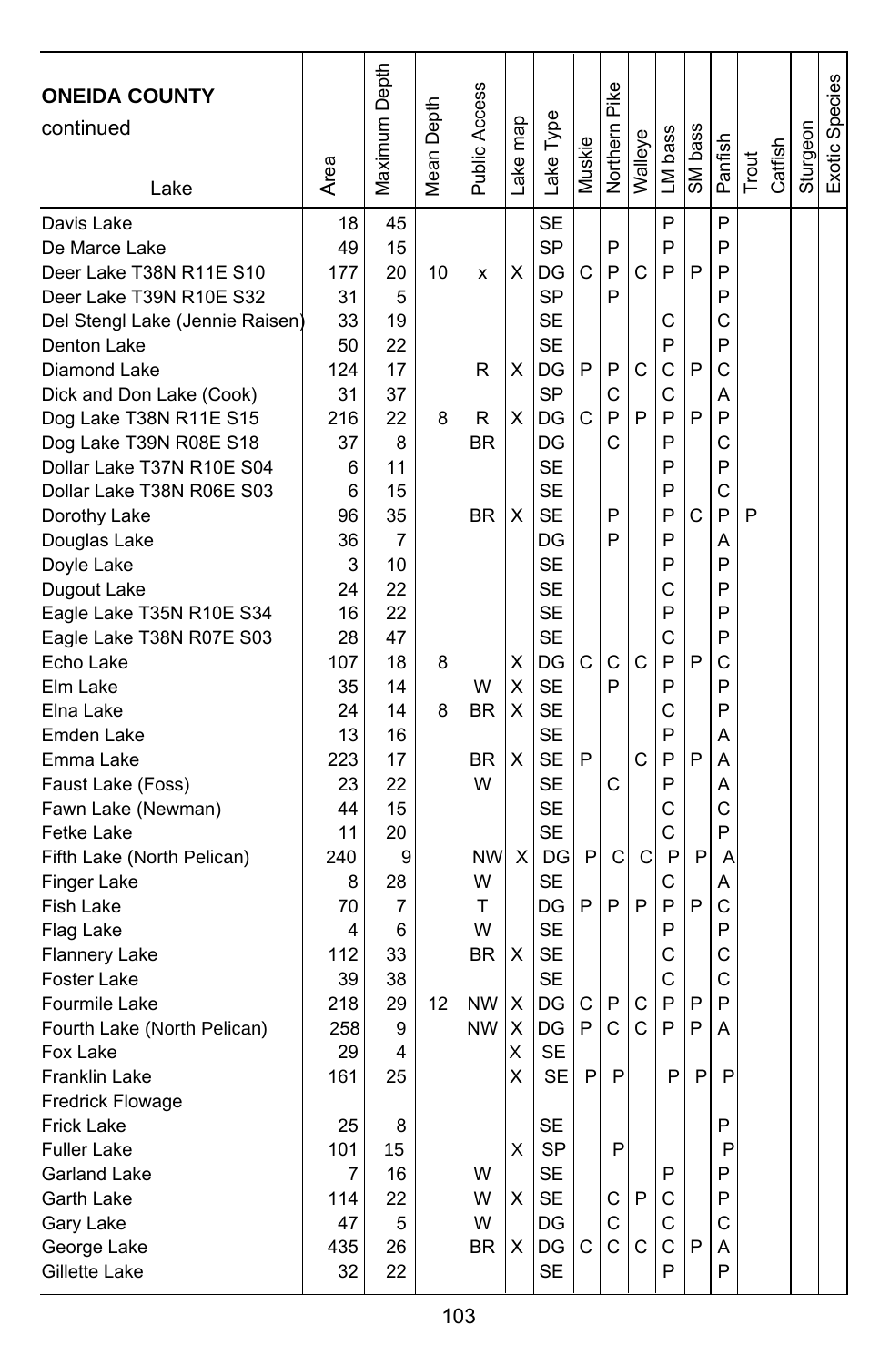**ONEIDA COUNTY**
continued

| Lake | Area | Maximum Depth | Mean Depth | Public Access | Lake map | Lake Type | Muskie | Northern Pike | Walleye | LM bass | SM bass | Panfish | Trout | Catfish | Sturgeon | Exotic Species |
|---|---|---|---|---|---|---|---|---|---|---|---|---|---|---|---|---|
| Davis Lake | 18 | 45 | | | | SE | | | | P | | P | | | | |
| De Marce Lake | 49 | 15 | | | | SP | | P | | P | | P | | | | |
| Deer Lake T38N R11E S10 | 177 | 20 | 10 | x | X | DG | C | P | C | P | P | P | | | | |
| Deer Lake T39N R10E S32 | 31 | 5 | | | | SP | | P | | | | P | | | | |
| Del Stengl Lake (Jennie Raisen) | 33 | 19 | | | | SE | | | | C | | C | | | | |
| Denton Lake | 50 | 22 | | | | SE | | | | P | | P | | | | |
| Diamond Lake | 124 | 17 | | R | X | DG | P | P | C | C | P | C | | | | |
| Dick and Don Lake (Cook) | 31 | 37 | | | | SP | | C | | C | | A | | | | |
| Dog Lake T38N R11E S15 | 216 | 22 | 8 | R | X | DG | C | P | P | P | P | P | | | | |
| Dog Lake T39N R08E S18 | 37 | 8 | | BR | | DG | | C | | P | | C | | | | |
| Dollar Lake T37N R10E S04 | 6 | 11 | | | | SE | | | | P | | P | | | | |
| Dollar Lake T38N R06E S03 | 6 | 15 | | | | SE | | | | P | | C | | | | |
| Dorothy Lake | 96 | 35 | | BR | X | SE | | P | | P | C | P | P | | | |
| Douglas Lake | 36 | 7 | | | | DG | | P | | P | | A | | | | |
| Doyle Lake | 3 | 10 | | | | SE | | | | P | | P | | | | |
| Dugout Lake | 24 | 22 | | | | SE | | | | C | | P | | | | |
| Eagle Lake T35N R10E S34 | 16 | 22 | | | | SE | | | | P | | P | | | | |
| Eagle Lake T38N R07E S03 | 28 | 47 | | | | SE | | | | C | | P | | | | |
| Echo Lake | 107 | 18 | 8 | | X | DG | C | C | C | P | P | C | | | | |
| Elm Lake | 35 | 14 | | W | X | SE | | P | | P | | P | | | | |
| Elna Lake | 24 | 14 | 8 | BR | X | SE | | | | C | | P | | | | |
| Emden Lake | 13 | 16 | | | | SE | | | | P | | A | | | | |
| Emma Lake | 223 | 17 | | BR | X | SE | P | | C | P | P | A | | | | |
| Faust Lake (Foss) | 23 | 22 | | W | | SE | | C | | P | | A | | | | |
| Fawn Lake (Newman) | 44 | 15 | | | | SE | | | | C | | C | | | | |
| Fetke Lake | 11 | 20 | | | | SE | | | | C | | P | | | | |
| Fifth Lake (North Pelican) | 240 | 9 | | NW | X | DG | P | C | C | P | P | A | | | | |
| Finger Lake | 8 | 28 | | W | | SE | | | | C | | A | | | | |
| Fish Lake | 70 | 7 | | T | | DG | P | P | P | P | P | C | | | | |
| Flag Lake | 4 | 6 | | W | | SE | | | | P | | P | | | | |
| Flannery Lake | 112 | 33 | | BR | X | SE | | | | C | | C | | | | |
| Foster Lake | 39 | 38 | | | | SE | | | | C | | C | | | | |
| Fourmile Lake | 218 | 29 | 12 | NW | X | DG | C | P | C | P | P | P | | | | |
| Fourth Lake (North Pelican) | 258 | 9 | | NW | X | DG | P | C | C | P | P | A | | | | |
| Fox Lake | 29 | 4 | | | X | SE | | | | | | | | | | |
| Franklin Lake | 161 | 25 | | | X | SE | P | P | | P | P | P | | | | |
| Fredrick Flowage | | | | | | | | | | | | | | | | |
| Frick Lake | 25 | 8 | | | | SE | | | | | | P | | | | |
| Fuller Lake | 101 | 15 | | | X | SP | | P | | | | P | | | | |
| Garland Lake | 7 | 16 | | W | | SE | | | | P | | P | | | | |
| Garth Lake | 114 | 22 | | W | X | SE | | C | P | C | | P | | | | |
| Gary Lake | 47 | 5 | | W | | DG | | C | | C | | C | | | | |
| George Lake | 435 | 26 | | BR | X | DG | C | C | C | C | P | A | | | | |
| Gillette Lake | 32 | 22 | | | | SE | | | | P | | P | | | | |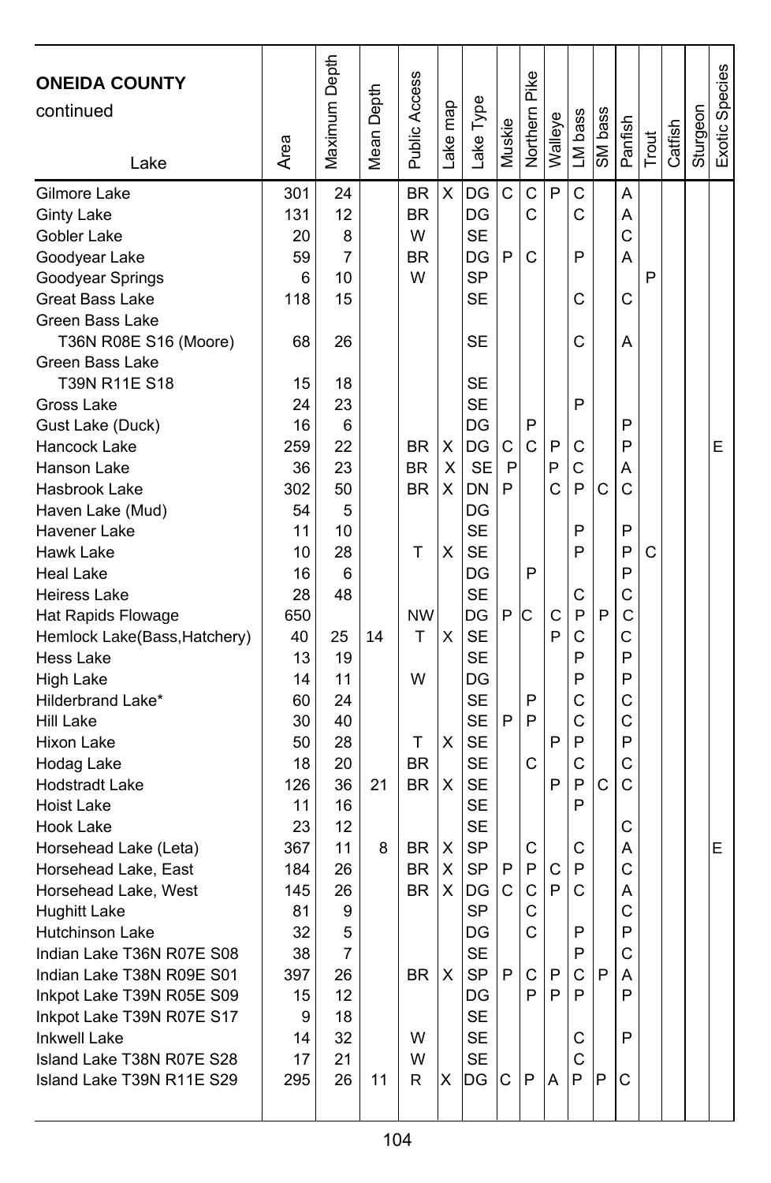| ONEIDA COUNTY continued Lake | Area | Maximum Depth | Mean Depth | Public Access | Lake map | Lake Type | Muskie | Northern Pike | Walleye | LM bass | SM bass | Panfish | Trout | Catfish | Sturgeon | Exotic Species |
|---|---|---|---|---|---|---|---|---|---|---|---|---|---|---|---|---|
| Gilmore Lake | 301 | 24 | | BR | X | DG | C | C | P | C | | A | | | | |
| Ginty Lake | 131 | 12 | | BR | | DG | | C | | C | | A | | | | |
| Gobler Lake | 20 | 8 | | W | | SE | | | | | | C | | | | |
| Goodyear Lake | 59 | 7 | | BR | | DG | P | C | | P | | A | | | | |
| Goodyear Springs | 6 | 10 | | W | | SP | | | | | | | P | | | |
| Great Bass Lake | 118 | 15 | | | | SE | | | | C | | C | | | | |
| Green Bass Lake T36N R08E S16 (Moore) | 68 | 26 | | | | SE | | | | C | | A | | | | |
| Green Bass Lake T39N R11E S18 | 15 | 18 | | | | SE | | | | | | | | | | |
| Gross Lake | 24 | 23 | | | | SE | | | | P | | | | | | |
| Gust Lake (Duck) | 16 | 6 | | | | DG | | P | | | | P | | | | |
| Hancock Lake | 259 | 22 | | BR | X | DG | C | C | P | C | | P | | | | E |
| Hanson Lake | 36 | 23 | | BR | X | SE | P | | P | C | | A | | | | |
| Hasbrook Lake | 302 | 50 | | BR | X | DN | P | | C | P | C | C | | | | |
| Haven Lake (Mud) | 54 | 5 | | | | DG | | | | | | | | | | |
| Havener Lake | 11 | 10 | | | | SE | | | | P | | P | | | | |
| Hawk Lake | 10 | 28 | | T | X | SE | | | | P | | P | C | | | |
| Heal Lake | 16 | 6 | | | | DG | | P | | | | P | | | | |
| Heiress Lake | 28 | 48 | | | | SE | | | | C | | C | | | | |
| Hat Rapids Flowage | 650 | | | NW | | DG | P | C | C | P | P | C | | | | |
| Hemlock Lake(Bass,Hatchery) | 40 | 25 | 14 | T | X | SE | | | P | C | | C | | | | |
| Hess Lake | 13 | 19 | | | | SE | | | | P | | P | | | | |
| High Lake | 14 | 11 | | W | | DG | | | | P | | P | | | | |
| Hilderbrand Lake* | 60 | 24 | | | | SE | | P | | C | | C | | | | |
| Hill Lake | 30 | 40 | | | | SE | P | P | | C | | C | | | | |
| Hixon Lake | 50 | 28 | | T | X | SE | | | P | P | | P | | | | |
| Hodag Lake | 18 | 20 | | BR | | SE | | C | | C | | C | | | | |
| Hodstradt Lake | 126 | 36 | 21 | BR | X | SE | | | P | P | C | C | | | | |
| Hoist Lake | 11 | 16 | | | | SE | | | | P | | | | | | |
| Hook Lake | 23 | 12 | | | | SE | | | | | | C | | | | |
| Horsehead Lake (Leta) | 367 | 11 | 8 | BR | X | SP | | C | | C | | A | | | | E |
| Horsehead Lake, East | 184 | 26 | | BR | X | SP | P | P | C | P | | C | | | | |
| Horsehead Lake, West | 145 | 26 | | BR | X | DG | C | C | P | C | | A | | | | |
| Hughitt Lake | 81 | 9 | | | | SP | | C | | | | C | | | | |
| Hutchinson Lake | 32 | 5 | | | | DG | | C | | P | | P | | | | |
| Indian Lake T36N R07E S08 | 38 | 7 | | | | SE | | | | P | | C | | | | |
| Indian Lake T38N R09E S01 | 397 | 26 | | BR | X | SP | P | C | P | C | P | A | | | | |
| Inkpot Lake T39N R05E S09 | 15 | 12 | | | | DG | | P | P | P | | P | | | | |
| Inkpot Lake T39N R07E S17 | 9 | 18 | | | | SE | | | | | | | | | | |
| Inkwell Lake | 14 | 32 | | W | | SE | | | | C | | P | | | | |
| Island Lake T38N R07E S28 | 17 | 21 | | W | | SE | | | | C | | | | | | |
| Island Lake T39N R11E S29 | 295 | 26 | 11 | R | X | DG | C | P | A | P | P | C | | | | |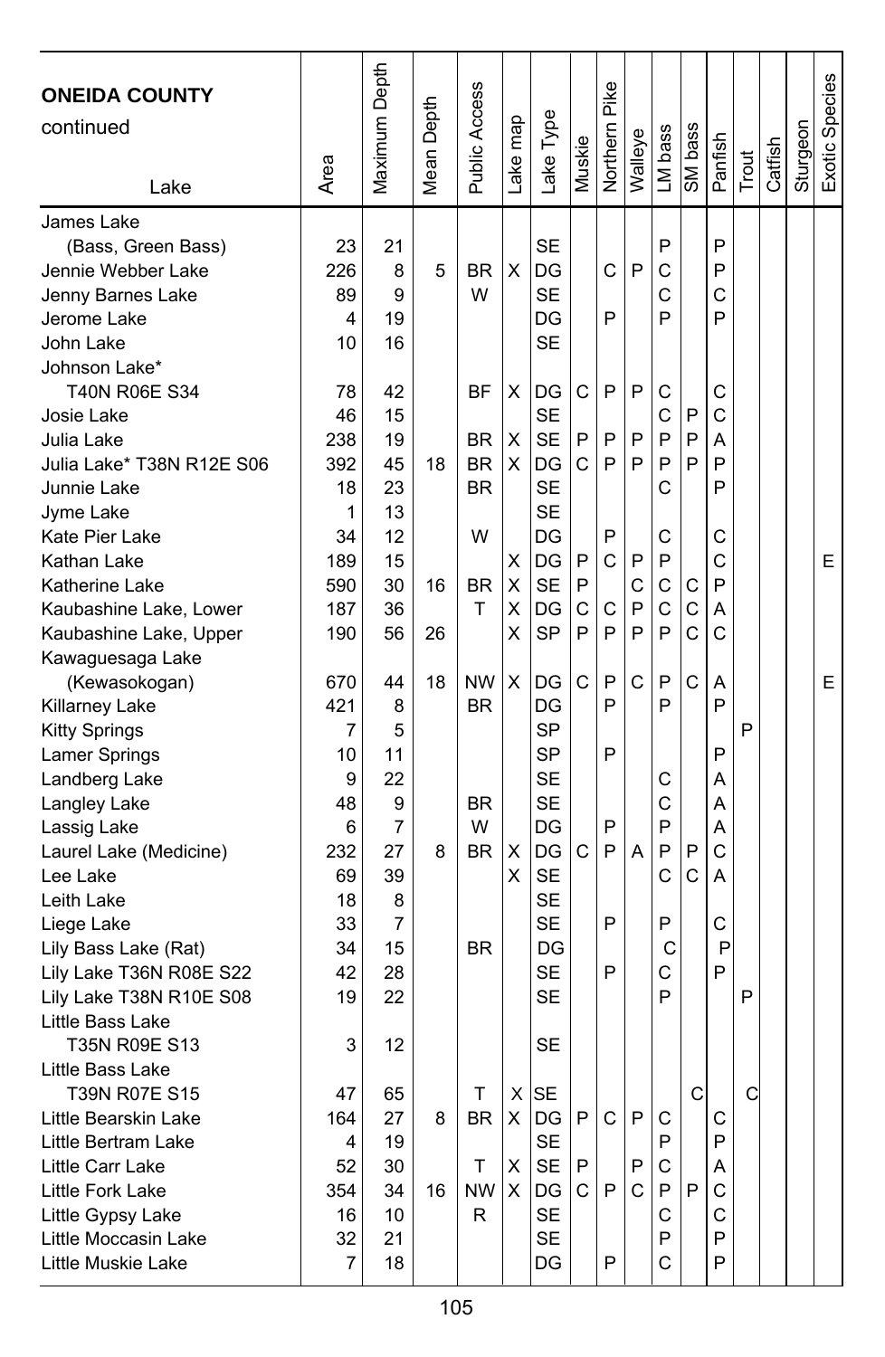**ONEIDA COUNTY**
continued

| Lake | Area | Maximum Depth | Mean Depth | Public Access | Lake map | Lake Type | Muskie | Northern Pike | Walleye | LM bass | SM bass | Panfish | Trout | Catfish | Sturgeon | Exotic Species |
|---|---|---|---|---|---|---|---|---|---|---|---|---|---|---|---|---|
| James Lake (Bass, Green Bass) | 23 | 21 | | | | SE | | | | P | | P | | | | |
| Jennie Webber Lake | 226 | 8 | 5 | BR | X | DG | | C | P | C | | P | | | | |
| Jenny Barnes Lake | 89 | 9 | | W | | SE | | | | C | | C | | | | |
| Jerome Lake | 4 | 19 | | | | DG | | P | | P | | P | | | | |
| John Lake | 10 | 16 | | | | SE | | | | | | | | | | |
| Johnson Lake* T40N R06E S34 | 78 | 42 | | BF | X | DG | C | P | P | C | | C | | | | |
| Josie Lake | 46 | 15 | | | | SE | | | | C | P | C | | | | |
| Julia Lake | 238 | 19 | | BR | X | SE | P | P | P | P | P | A | | | | |
| Julia Lake* T38N R12E S06 | 392 | 45 | 18 | BR | X | DG | C | P | P | P | P | P | | | | |
| Junnie Lake | 18 | 23 | | BR | | SE | | | | C | | P | | | | |
| Jyme Lake | 1 | 13 | | | | SE | | | | | | | | | | |
| Kate Pier Lake | 34 | 12 | | W | | DG | | P | | C | | C | | | | |
| Kathan Lake | 189 | 15 | | | X | DG | P | C | P | P | | C | | | | E |
| Katherine Lake | 590 | 30 | 16 | BR | X | SE | P | | C | C | C | P | | | | |
| Kaubashine Lake, Lower | 187 | 36 | | T | X | DG | C | C | P | C | C | A | | | | |
| Kaubashine Lake, Upper | 190 | 56 | 26 | | X | SP | P | P | P | P | C | C | | | | |
| Kawaguesaga Lake (Kewasokogan) | 670 | 44 | 18 | NW | X | DG | C | P | C | P | C | A | | | | E |
| Killarney Lake | 421 | 8 | | BR | | DG | | P | | P | | P | | | | |
| Kitty Springs | 7 | 5 | | | | SP | | | | | | | P | | | |
| Lamer Springs | 10 | 11 | | | | SP | | P | | | | P | | | | |
| Landberg Lake | 9 | 22 | | | | SE | | | | C | | A | | | | |
| Langley Lake | 48 | 9 | | BR | | SE | | | | C | | A | | | | |
| Lassig Lake | 6 | 7 | | W | | DG | | P | | P | | A | | | | |
| Laurel Lake (Medicine) | 232 | 27 | 8 | BR | X | DG | C | P | A | P | P | C | | | | |
| Lee Lake | 69 | 39 | | | X | SE | | | | C | C | A | | | | |
| Leith Lake | 18 | 8 | | | | SE | | | | | | | | | | |
| Liege Lake | 33 | 7 | | | | SE | | P | | P | | C | | | | |
| Lily Bass Lake (Rat) | 34 | 15 | | BR | | DG | | | | C | | P | | | | |
| Lily Lake T36N R08E S22 | 42 | 28 | | | | SE | | P | | C | | P | | | | |
| Lily Lake T38N R10E S08 | 19 | 22 | | | | SE | | | | P | | | P | | | |
| Little Bass Lake T35N R09E S13 | 3 | 12 | | | | SE | | | | | | | | | | |
| Little Bass Lake T39N R07E S15 | 47 | 65 | | T | X | SE | | | | | C | | C | | | |
| Little Bearskin Lake | 164 | 27 | 8 | BR | X | DG | P | C | P | C | | C | | | | |
| Little Bertram Lake | 4 | 19 | | | | SE | | | | P | | P | | | | |
| Little Carr Lake | 52 | 30 | | T | X | SE | P | | P | C | | A | | | | |
| Little Fork Lake | 354 | 34 | 16 | NW | X | DG | C | P | C | P | P | C | | | | |
| Little Gypsy Lake | 16 | 10 | | R | | SE | | | | C | | C | | | | |
| Little Moccasin Lake | 32 | 21 | | | | SE | | | | P | | P | | | | |
| Little Muskie Lake | 7 | 18 | | | | DG | | P | | C | | P | | | | |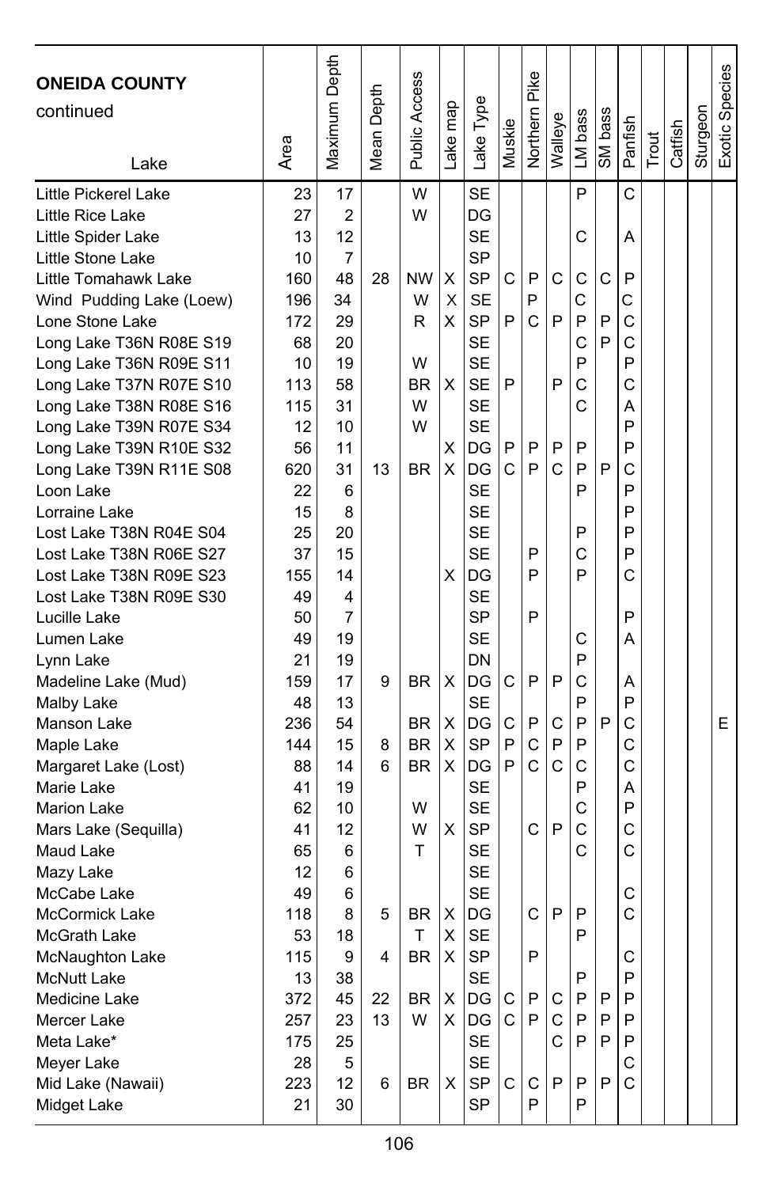| ONEIDA COUNTY continued Lake | Area | Maximum Depth | Mean Depth | Public Access | Lake map | Lake Type | Muskie | Northern Pike | Walleye | LM bass | SM bass | Panfish | Trout | Catfish | Sturgeon | Exotic Species |
|---|---|---|---|---|---|---|---|---|---|---|---|---|---|---|---|---|
| Little Pickerel Lake | 23 | 17 | | W | | SE | | | | P | | C | | | | |
| Little Rice Lake | 27 | 2 | | W | | DG | | | | | | | | | | |
| Little Spider Lake | 13 | 12 | | | | SE | | | | C | | A | | | | |
| Little Stone Lake | 10 | 7 | | | | SP | | | | | | | | | | |
| Little Tomahawk Lake | 160 | 48 | 28 | NW | X | SP | C | P | C | C | C | P | | | | |
| Wind Pudding Lake (Loew) | 196 | 34 | | W | X | SE | | P | | C | | C | | | | |
| Lone Stone Lake | 172 | 29 | | R | X | SP | P | C | P | P | P | C | | | | |
| Long Lake T36N R08E S19 | 68 | 20 | | | | SE | | | | C | P | C | | | | |
| Long Lake T36N R09E S11 | 10 | 19 | | W | | SE | | | | P | | P | | | | |
| Long Lake T37N R07E S10 | 113 | 58 | | BR | X | SE | P | | P | C | | C | | | | |
| Long Lake T38N R08E S16 | 115 | 31 | | W | | SE | | | | C | | A | | | | |
| Long Lake T39N R07E S34 | 12 | 10 | | W | | SE | | | | | | P | | | | |
| Long Lake T39N R10E S32 | 56 | 11 | | | X | DG | P | P | P | P | | P | | | | |
| Long Lake T39N R11E S08 | 620 | 31 | 13 | BR | X | DG | C | P | C | P | P | C | | | | |
| Loon Lake | 22 | 6 | | | | SE | | | | P | | P | | | | |
| Lorraine Lake | 15 | 8 | | | | SE | | | | | | P | | | | |
| Lost Lake T38N R04E S04 | 25 | 20 | | | | SE | | | | P | | P | | | | |
| Lost Lake T38N R06E S27 | 37 | 15 | | | | SE | | P | | C | | P | | | | |
| Lost Lake T38N R09E S23 | 155 | 14 | | | X | DG | | P | | P | | C | | | | |
| Lost Lake T38N R09E S30 | 49 | 4 | | | | SE | | | | | | | | | | |
| Lucille Lake | 50 | 7 | | | | SP | | P | | | | P | | | | |
| Lumen Lake | 49 | 19 | | | | SE | | | | C | | A | | | | |
| Lynn Lake | 21 | 19 | | | | DN | | | | P | | | | | | |
| Madeline Lake (Mud) | 159 | 17 | 9 | BR | X | DG | C | P | P | C | | A | | | | |
| Malby Lake | 48 | 13 | | | | SE | | | | P | | P | | | | |
| Manson Lake | 236 | 54 | | BR | X | DG | C | P | C | P | P | C | | | | E |
| Maple Lake | 144 | 15 | 8 | BR | X | SP | P | C | P | P | | C | | | | |
| Margaret Lake (Lost) | 88 | 14 | 6 | BR | X | DG | P | C | C | C | | C | | | | |
| Marie Lake | 41 | 19 | | | | SE | | | | P | | A | | | | |
| Marion Lake | 62 | 10 | | W | | SE | | | | C | | P | | | | |
| Mars Lake (Sequilla) | 41 | 12 | | W | X | SP | | C | P | C | | C | | | | |
| Maud Lake | 65 | 6 | | T | | SE | | | | C | | C | | | | |
| Mazy Lake | 12 | 6 | | | | SE | | | | | | | | | | |
| McCabe Lake | 49 | 6 | | | | SE | | | | | | C | | | | |
| McCormick Lake | 118 | 8 | 5 | BR | X | DG | | C | P | P | | C | | | | |
| McGrath Lake | 53 | 18 | | T | X | SE | | | | P | | | | | | |
| McNaughton Lake | 115 | 9 | 4 | BR | X | SP | | P | | | | C | | | | |
| McNutt Lake | 13 | 38 | | | | SE | | | | P | | P | | | | |
| Medicine Lake | 372 | 45 | 22 | BR | X | DG | C | P | C | P | P | P | | | | |
| Mercer Lake | 257 | 23 | 13 | W | X | DG | C | P | C | P | P | P | | | | |
| Meta Lake* | 175 | 25 | | | | SE | | | C | P | P | P | | | | |
| Meyer Lake | 28 | 5 | | | | SE | | | | | | C | | | | |
| Mid Lake (Nawaii) | 223 | 12 | 6 | BR | X | SP | C | C | P | P | P | C | | | | |
| Midget Lake | 21 | 30 | | | | SP | | P | | P | | | | | | |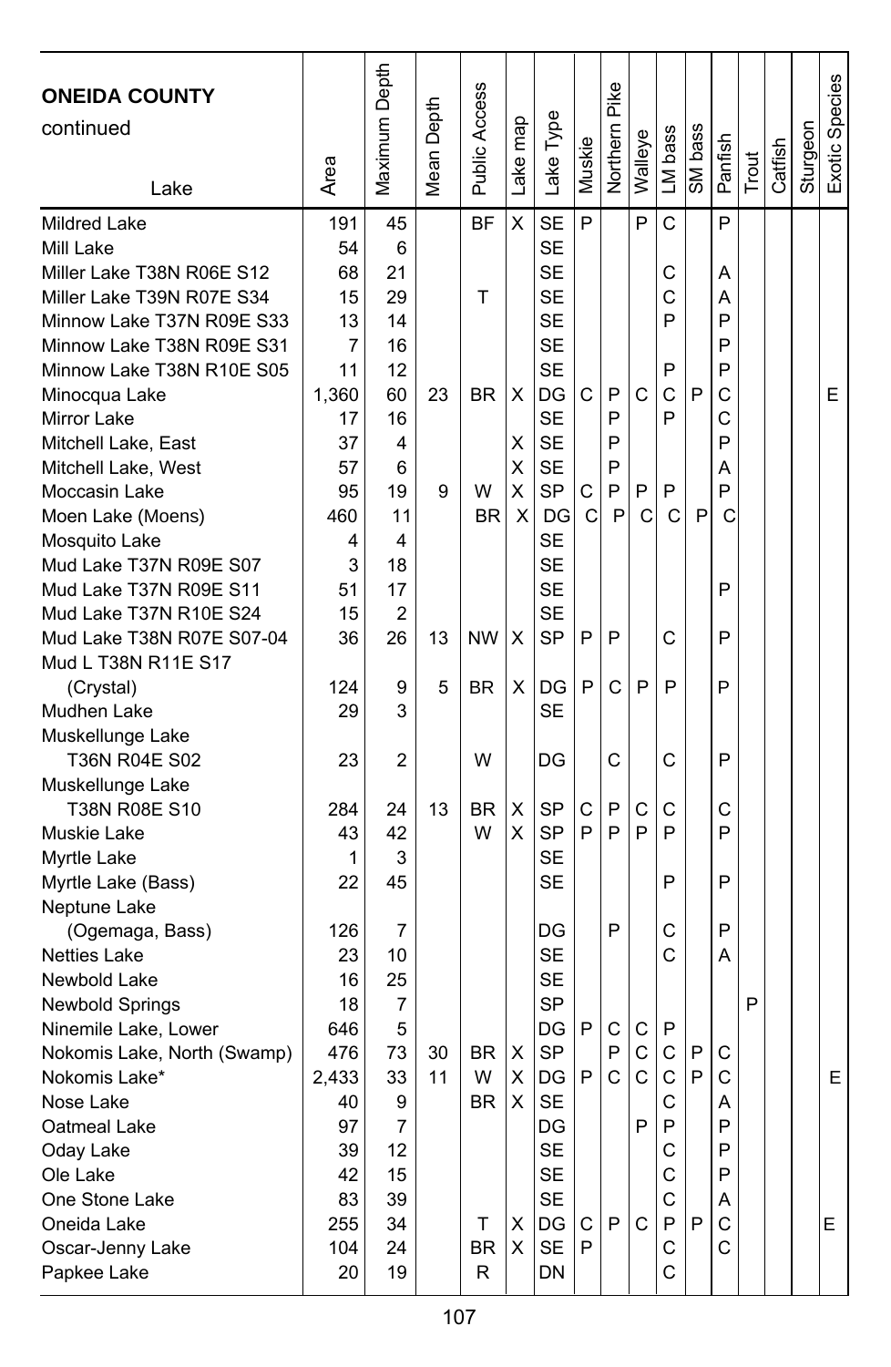| ONEIDA COUNTY continued Lake | Area | Maximum Depth | Mean Depth | Public Access | Lake map | Lake Type | Muskie | Northern Pike | Walleye | LM bass | SM bass | Panfish | Trout | Catfish | Sturgeon | Exotic Species |
|---|---|---|---|---|---|---|---|---|---|---|---|---|---|---|---|---|
| Mildred Lake | 191 | 45 | | BF | X | SE | P | | P | C | | P | | | | |
| Mill Lake | 54 | 6 | | | | SE | | | | | | | | | | |
| Miller Lake T38N R06E S12 | 68 | 21 | | | | SE | | | | C | | A | | | | |
| Miller Lake T39N R07E S34 | 15 | 29 | | T | | SE | | | | C | | A | | | | |
| Minnow Lake T37N R09E S33 | 13 | 14 | | | | SE | | | | P | | P | | | | |
| Minnow Lake T38N R09E S31 | 7 | 16 | | | | SE | | | | | | P | | | | |
| Minnow Lake T38N R10E S05 | 11 | 12 | | | | SE | | | | P | | P | | | | |
| Minocqua Lake | 1,360 | 60 | 23 | BR | X | DG | C | P | C | C | P | C | | | | E |
| Mirror Lake | 17 | 16 | | | | SE | | P | | P | | C | | | | |
| Mitchell Lake, East | 37 | 4 | | | X | SE | | P | | | | P | | | | |
| Mitchell Lake, West | 57 | 6 | | | X | SE | | P | | | | A | | | | |
| Moccasin Lake | 95 | 19 | 9 | W | X | SP | C | P | P | P | | P | | | | |
| Moen Lake (Moens) | 460 | 11 | | BR | X | DG | C | P | C | C | P | C | | | | |
| Mosquito Lake | 4 | 4 | | | | SE | | | | | | | | | | |
| Mud Lake T37N R09E S07 | 3 | 18 | | | | SE | | | | | | | | | | |
| Mud Lake T37N R09E S11 | 51 | 17 | | | | SE | | | | | | P | | | | |
| Mud Lake T37N R10E S24 | 15 | 2 | | | | SE | | | | | | | | | | |
| Mud Lake T38N R07E S07-04 | 36 | 26 | 13 | NW | X | SP | P | P | | C | | P | | | | |
| Mud L T38N R11E S17 (Crystal) | 124 | 9 | 5 | BR | X | DG | P | C | P | P | | P | | | | |
| Mudhen Lake | 29 | 3 | | | | SE | | | | | | | | | | |
| Muskellunge Lake T36N R04E S02 | 23 | 2 | | W | | DG | | C | | C | | P | | | | |
| Muskellunge Lake T38N R08E S10 | 284 | 24 | 13 | BR | X | SP | C | P | C | C | | C | | | | |
| Muskie Lake | 43 | 42 | | W | X | SP | P | P | P | P | | P | | | | |
| Myrtle Lake | 1 | 3 | | | | SE | | | | | | | | | | |
| Myrtle Lake (Bass) | 22 | 45 | | | | SE | | | | P | | P | | | | |
| Neptune Lake (Ogemaga, Bass) | 126 | 7 | | | | DG | | P | | C | | P | | | | |
| Netties Lake | 23 | 10 | | | | SE | | | | C | | A | | | | |
| Newbold Lake | 16 | 25 | | | | SE | | | | | | | | | | |
| Newbold Springs | 18 | 7 | | | | SP | | | | | | | P | | | |
| Ninemile Lake, Lower | 646 | 5 | | | | DG | P | C | C | P | | | | | | |
| Nokomis Lake, North (Swamp) | 476 | 73 | 30 | BR | X | SP | | P | C | C | P | C | | | | |
| Nokomis Lake* | 2,433 | 33 | 11 | W | X | DG | P | C | C | C | P | C | | | | E |
| Nose Lake | 40 | 9 | | BR | X | SE | | | | C | | A | | | | |
| Oatmeal Lake | 97 | 7 | | | | DG | | | P | P | | P | | | | |
| Oday Lake | 39 | 12 | | | | SE | | | | C | | P | | | | |
| Ole Lake | 42 | 15 | | | | SE | | | | C | | P | | | | |
| One Stone Lake | 83 | 39 | | | | SE | | | | C | | A | | | | |
| Oneida Lake | 255 | 34 | | T | X | DG | C | P | C | P | P | C | | | | E |
| Oscar-Jenny Lake | 104 | 24 | | BR | X | SE | P | | | C | | C | | | | |
| Papkee Lake | 20 | 19 | | R | | DN | | | | C | | | | | | |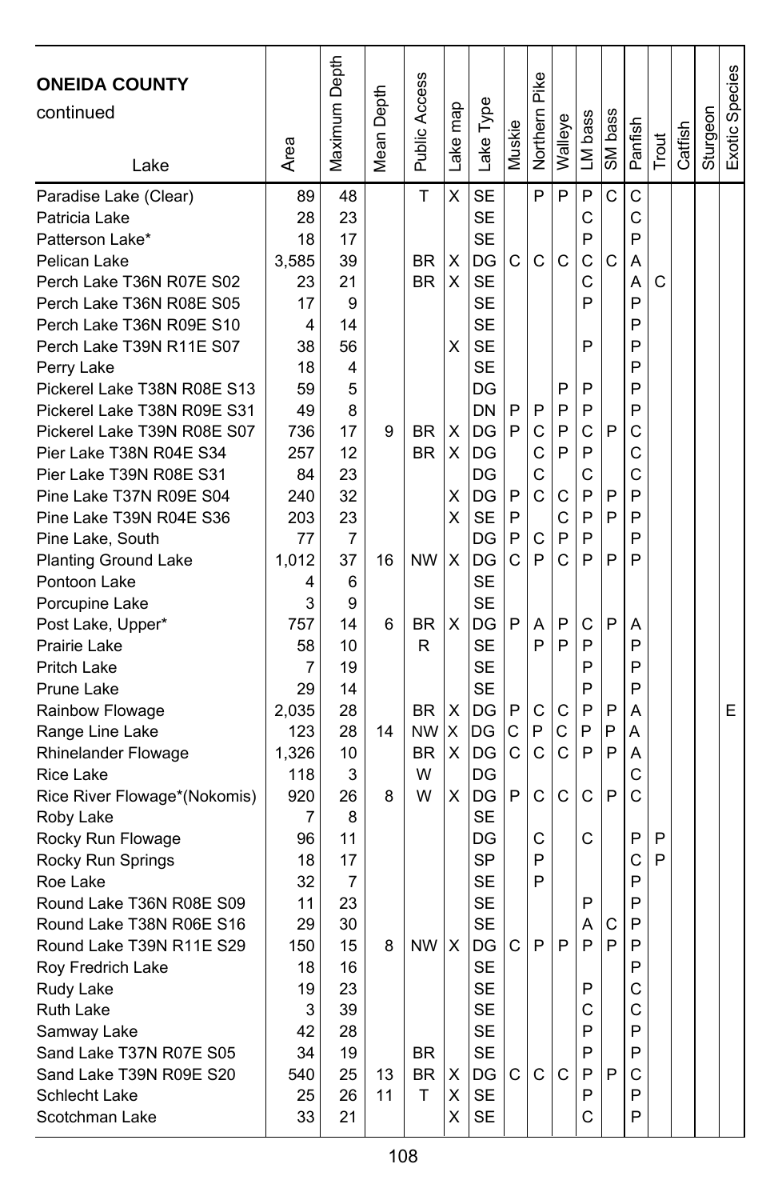| ONEIDA COUNTY continued Lake | Area | Maximum Depth | Mean Depth | Public Access | Lake map | Lake Type | Muskie | Northern Pike | Walleye | LM bass | SM bass | Panfish | Trout | Catfish | Sturgeon | Exotic Species |
|---|---|---|---|---|---|---|---|---|---|---|---|---|---|---|---|---|
| Paradise Lake (Clear) | 89 | 48 | | T | X | SE | | P | P | P | C | C | | | | |
| Patricia Lake | 28 | 23 | | | | SE | | | | C | | C | | | | |
| Patterson Lake* | 18 | 17 | | | | SE | | | | P | | P | | | | |
| Pelican Lake | 3,585 | 39 | | BR | X | DG | C | C | C | C | C | A | | | | |
| Perch Lake T36N R07E S02 | 23 | 21 | | BR | X | SE | | | | C | | A | C | | | |
| Perch Lake T36N R08E S05 | 17 | 9 | | | | SE | | | | P | | P | | | | |
| Perch Lake T36N R09E S10 | 4 | 14 | | | | SE | | | | | | P | | | | |
| Perch Lake T39N R11E S07 | 38 | 56 | | | X | SE | | | | P | | P | | | | |
| Perry Lake | 18 | 4 | | | | SE | | | | | | P | | | | |
| Pickerel Lake T38N R08E S13 | 59 | 5 | | | | DG | | | P | P | | P | | | | |
| Pickerel Lake T38N R09E S31 | 49 | 8 | | | | DN | P | P | P | P | | P | | | | |
| Pickerel Lake T39N R08E S07 | 736 | 17 | 9 | BR | X | DG | P | C | P | C | P | C | | | | |
| Pier Lake T38N R04E S34 | 257 | 12 | | BR | X | DG | | C | P | P | | C | | | | |
| Pier Lake T39N R08E S31 | 84 | 23 | | | | DG | | C | | C | | C | | | | |
| Pine Lake T37N R09E S04 | 240 | 32 | | | X | DG | P | C | C | P | P | P | | | | |
| Pine Lake T39N R04E S36 | 203 | 23 | | | X | SE | P | | C | P | P | P | | | | |
| Pine Lake, South | 77 | 7 | | | | DG | P | C | P | P | | P | | | | |
| Planting Ground Lake | 1,012 | 37 | 16 | NW | X | DG | C | P | C | P | P | P | | | | |
| Pontoon Lake | 4 | 6 | | | | SE | | | | | | | | | | |
| Porcupine Lake | 3 | 9 | | | | SE | | | | | | | | | | |
| Post Lake, Upper* | 757 | 14 | 6 | BR | X | DG | P | A | P | C | P | A | | | | |
| Prairie Lake | 58 | 10 | | R | | SE | | P | P | P | | P | | | | |
| Pritch Lake | 7 | 19 | | | | SE | | | | P | | P | | | | |
| Prune Lake | 29 | 14 | | | | SE | | | | P | | P | | | | |
| Rainbow Flowage | 2,035 | 28 | | BR | X | DG | P | C | C | P | P | A | | | | E |
| Range Line Lake | 123 | 28 | 14 | NW | X | DG | C | P | C | P | P | A | | | | |
| Rhinelander Flowage | 1,326 | 10 | | BR | X | DG | C | C | C | P | P | A | | | | |
| Rice Lake | 118 | 3 | | W | | DG | | | | | | C | | | | |
| Rice River Flowage*(Nokomis) | 920 | 26 | 8 | W | X | DG | P | C | C | C | P | C | | | | |
| Roby Lake | 7 | 8 | | | | SE | | | | | | | | | | |
| Rocky Run Flowage | 96 | 11 | | | | DG | | C | | C | | P | P | | | |
| Rocky Run Springs | 18 | 17 | | | | SP | | P | | | | C | P | | | |
| Roe Lake | 32 | 7 | | | | SE | | P | | | | P | | | | |
| Round Lake T36N R08E S09 | 11 | 23 | | | | SE | | | | P | | P | | | | |
| Round Lake T38N R06E S16 | 29 | 30 | | | | SE | | | | A | C | P | | | | |
| Round Lake T39N R11E S29 | 150 | 15 | 8 | NW | X | DG | C | P | P | P | P | P | | | | |
| Roy Fredrich Lake | 18 | 16 | | | | SE | | | | | | P | | | | |
| Rudy Lake | 19 | 23 | | | | SE | | | | P | | C | | | | |
| Ruth Lake | 3 | 39 | | | | SE | | | | C | | C | | | | |
| Samway Lake | 42 | 28 | | | | SE | | | | P | | P | | | | |
| Sand Lake T37N R07E S05 | 34 | 19 | | BR | | SE | | | | P | | P | | | | |
| Sand Lake T39N R09E S20 | 540 | 25 | 13 | BR | X | DG | C | C | C | P | P | C | | | | |
| Schlecht Lake | 25 | 26 | 11 | T | X | SE | | | | P | | P | | | | |
| Scotchman Lake | 33 | 21 | | | X | SE | | | | C | | P | | | | |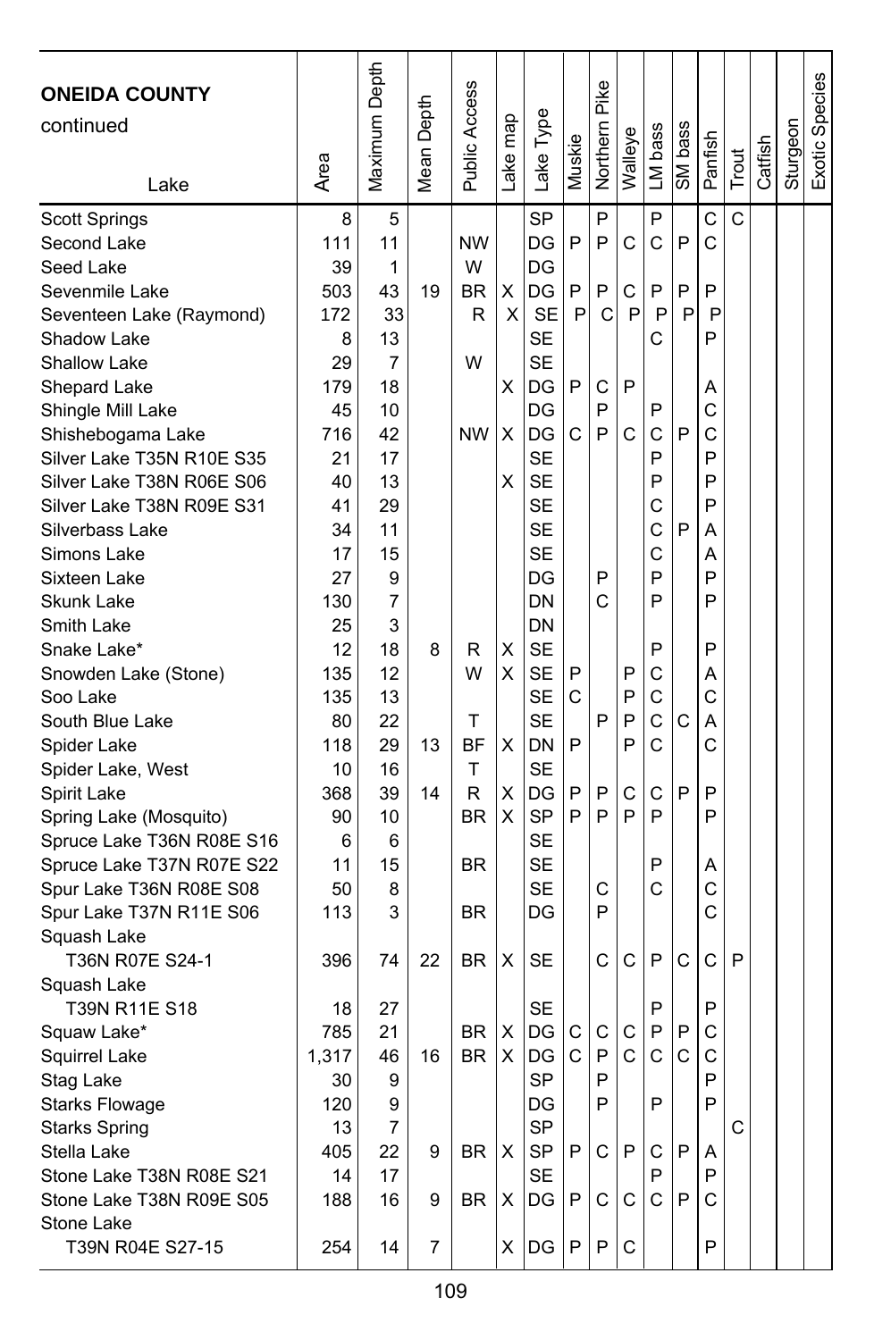| **ONEIDA COUNTY** continued Lake | Area | Maximum Depth | Mean Depth | Public Access | Lake map | Lake Type | Muskie | Northern Pike | Walleye | LM bass | SM bass | Panfish | Trout | Catfish | Sturgeon | Exotic Species |
|---|---|---|---|---|---|---|---|---|---|---|---|---|---|---|---|---|
| Scott Springs | 8 | 5 | | | | SP | | P | | P | | C | C | | | |
| Second Lake | 111 | 11 | | NW | | DG | P | P | C | C | P | C | | | | |
| Seed Lake | 39 | 1 | | W | | DG | | | | | | | | | | |
| Sevenmile Lake | 503 | 43 | 19 | BR | X | DG | P | P | C | P | P | P | | | | |
| Seventeen Lake (Raymond) | 172 | 33 | | R | X | SE | P | C | P | P | P | P | | | | |
| Shadow Lake | 8 | 13 | | | | SE | | | | C | | P | | | | |
| Shallow Lake | 29 | 7 | | W | | SE | | | | | | | | | | |
| Shepard Lake | 179 | 18 | | | X | DG | P | C | P | | | A | | | | |
| Shingle Mill Lake | 45 | 10 | | | | DG | | P | | P | | C | | | | |
| Shishebogama Lake | 716 | 42 | | NW | X | DG | C | P | C | C | P | C | | | | |
| Silver Lake T35N R10E S35 | 21 | 17 | | | | SE | | | | P | | P | | | | |
| Silver Lake T38N R06E S06 | 40 | 13 | | | X | SE | | | | P | | P | | | | |
| Silver Lake T38N R09E S31 | 41 | 29 | | | | SE | | | | C | | P | | | | |
| Silverbass Lake | 34 | 11 | | | | SE | | | | C | P | A | | | | |
| Simons Lake | 17 | 15 | | | | SE | | | | C | | A | | | | |
| Sixteen Lake | 27 | 9 | | | | DG | | P | | P | | P | | | | |
| Skunk Lake | 130 | 7 | | | | DN | | C | | P | | P | | | | |
| Smith Lake | 25 | 3 | | | | DN | | | | | | | | | | |
| Snake Lake* | 12 | 18 | 8 | R | X | SE | | | | P | | P | | | | |
| Snowden Lake (Stone) | 135 | 12 | | W | X | SE | P | | P | C | | A | | | | |
| Soo Lake | 135 | 13 | | | | SE | C | | P | C | | C | | | | |
| South Blue Lake | 80 | 22 | | T | | SE | | P | P | C | C | A | | | | |
| Spider Lake | 118 | 29 | 13 | BF | X | DN | P | | P | C | | C | | | | |
| Spider Lake, West | 10 | 16 | | T | | SE | | | | | | | | | | |
| Spirit Lake | 368 | 39 | 14 | R | X | DG | P | P | C | C | P | P | | | | |
| Spring Lake (Mosquito) | 90 | 10 | | BR | X | SP | P | P | P | P | | P | | | | |
| Spruce Lake T36N R08E S16 | 6 | 6 | | | | SE | | | | | | | | | | |
| Spruce Lake T37N R07E S22 | 11 | 15 | | BR | | SE | | | | P | | A | | | | |
| Spur Lake T36N R08E S08 | 50 | 8 | | | | SE | | C | | C | | C | | | | |
| Spur Lake T37N R11E S06 | 113 | 3 | | BR | | DG | | P | | | | C | | | | |
| Squash Lake T36N R07E S24-1 | 396 | 74 | 22 | BR | X | SE | | C | C | P | C | C | P | | | |
| Squash Lake T39N R11E S18 | 18 | 27 | | | | SE | | | | P | | P | | | | |
| Squaw Lake* | 785 | 21 | | BR | X | DG | C | C | C | P | P | C | | | | |
| Squirrel Lake | 1,317 | 46 | 16 | BR | X | DG | C | P | C | C | C | C | | | | |
| Stag Lake | 30 | 9 | | | | SP | | P | | | | P | | | | |
| Starks Flowage | 120 | 9 | | | | DG | | P | | P | | P | | | | |
| Starks Spring | 13 | 7 | | | | SP | | | | | | | C | | | |
| Stella Lake | 405 | 22 | 9 | BR | X | SP | P | C | P | C | P | A | | | | |
| Stone Lake T38N R08E S21 | 14 | 17 | | | | SE | | | | P | | P | | | | |
| Stone Lake T38N R09E S05 | 188 | 16 | 9 | BR | X | DG | P | C | C | C | P | C | | | | |
| Stone Lake T39N R04E S27-15 | 254 | 14 | 7 | | X | DG | P | P | C | | | P | | | | |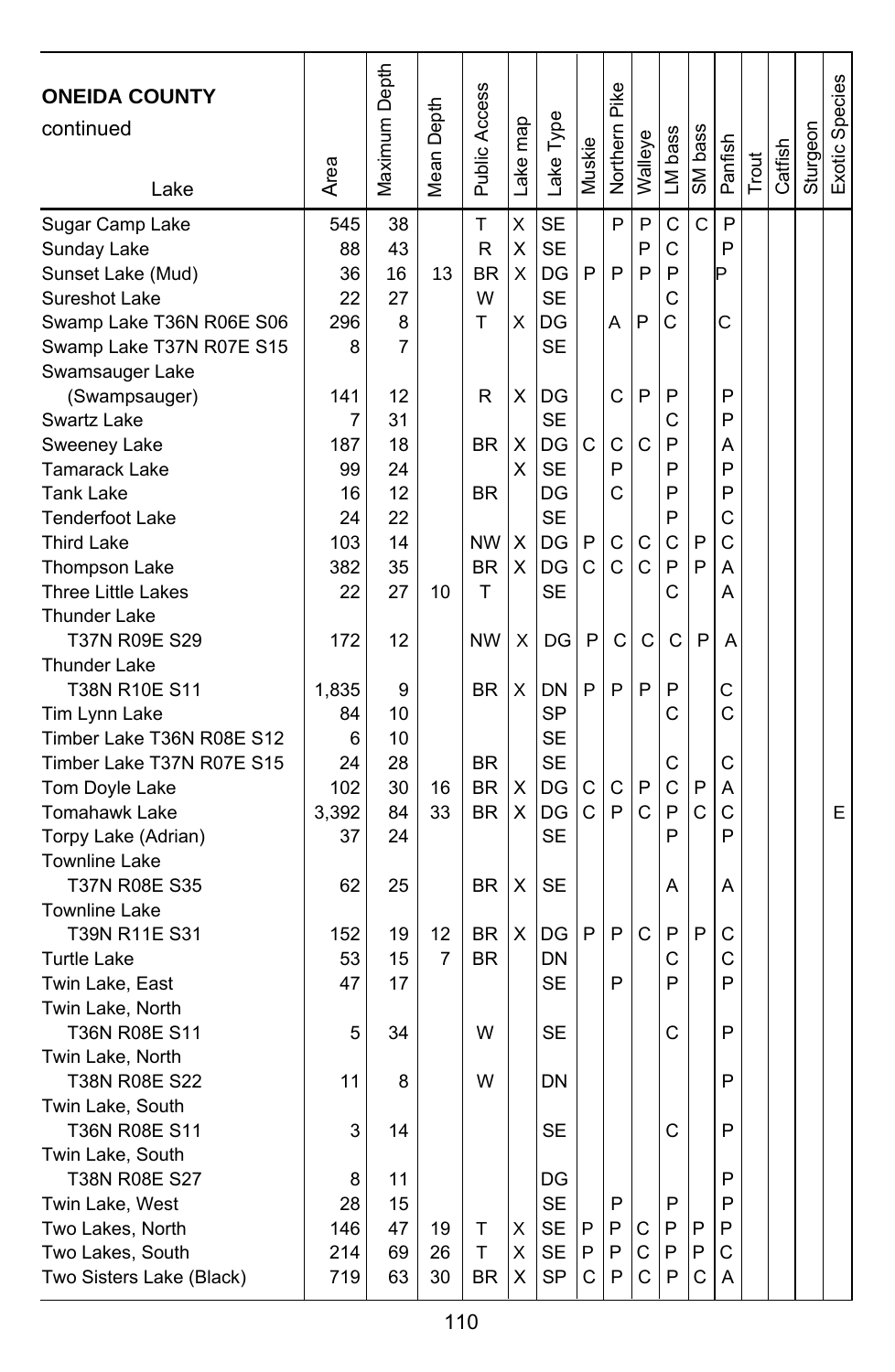| ONEIDA COUNTY continued Lake | Area | Maximum Depth | Mean Depth | Public Access | Lake map | Lake Type | Muskie | Northern Pike | Walleye | LM bass | SM bass | Panfish | Trout | Catfish | Sturgeon | Exotic Species |
|---|---|---|---|---|---|---|---|---|---|---|---|---|---|---|---|---|
| Sugar Camp Lake | 545 | 38 | | T | X | SE | | P | P | C | C | P | | | | |
| Sunday Lake | 88 | 43 | | R | X | SE | | | P | C | | P | | | | |
| Sunset Lake (Mud) | 36 | 16 | 13 | BR | X | DG | P | P | P | P | | P | | | | |
| Sureshot Lake | 22 | 27 | | W | | SE | | | | C | | | | | | |
| Swamp Lake T36N R06E S06 | 296 | 8 | | T | X | DG | | A | P | C | | C | | | | |
| Swamp Lake T37N R07E S15 | 8 | 7 | | | | SE | | | | | | | | | | |
| Swamsauger Lake (Swampsauger) | 141 | 12 | | R | X | DG | | C | P | P | | P | | | | |
| Swartz Lake | 7 | 31 | | | | SE | | | | C | | P | | | | |
| Sweeney Lake | 187 | 18 | | BR | X | DG | C | C | C | P | | A | | | | |
| Tamarack Lake | 99 | 24 | | | X | SE | | P | | P | | P | | | | |
| Tank Lake | 16 | 12 | | BR | | DG | | C | | P | | P | | | | |
| Tenderfoot Lake | 24 | 22 | | | | SE | | | | P | | C | | | | |
| Third Lake | 103 | 14 | | NW | X | DG | P | C | C | C | P | C | | | | |
| Thompson Lake | 382 | 35 | | BR | X | DG | C | C | C | P | P | A | | | | |
| Three Little Lakes | 22 | 27 | 10 | T | | SE | | | | C | | A | | | | |
| Thunder Lake T37N R09E S29 | 172 | 12 | | NW | X | DG | P | C | C | C | P | A | | | | |
| Thunder Lake T38N R10E S11 | 1,835 | 9 | | BR | X | DN | P | P | P | P | | C | | | | |
| Tim Lynn Lake | 84 | 10 | | | | SP | | | | C | | C | | | | |
| Timber Lake T36N R08E S12 | 6 | 10 | | | | SE | | | | | | | | | | |
| Timber Lake T37N R07E S15 | 24 | 28 | | BR | | SE | | | | C | | C | | | | |
| Tom Doyle Lake | 102 | 30 | 16 | BR | X | DG | C | C | P | C | P | A | | | | |
| Tomahawk Lake | 3,392 | 84 | 33 | BR | X | DG | C | P | C | P | C | C | | | | E |
| Torpy Lake (Adrian) | 37 | 24 | | | | SE | | | | P | | P | | | | |
| Townline Lake T37N R08E S35 | 62 | 25 | | BR | X | SE | | | | A | | A | | | | |
| Townline Lake T39N R11E S31 | 152 | 19 | 12 | BR | X | DG | P | P | C | P | P | C | | | | |
| Turtle Lake | 53 | 15 | 7 | BR | | DN | | | | C | | C | | | | |
| Twin Lake, East | 47 | 17 | | | | SE | | P | | P | | P | | | | |
| Twin Lake, North T36N R08E S11 | 5 | 34 | | W | | SE | | | | C | | P | | | | |
| Twin Lake, North T38N R08E S22 | 11 | 8 | | W | | DN | | | | | | P | | | | |
| Twin Lake, South T36N R08E S11 | 3 | 14 | | | | SE | | | | C | | P | | | | |
| Twin Lake, South T38N R08E S27 | 8 | 11 | | | | DG | | | | | | P | | | | |
| Twin Lake, West | 28 | 15 | | | | SE | | P | | P | | P | | | | |
| Two Lakes, North | 146 | 47 | 19 | T | X | SE | P | P | C | P | P | P | | | | |
| Two Lakes, South | 214 | 69 | 26 | T | X | SE | P | P | C | P | P | C | | | | |
| Two Sisters Lake (Black) | 719 | 63 | 30 | BR | X | SP | C | P | C | P | C | A | | | | |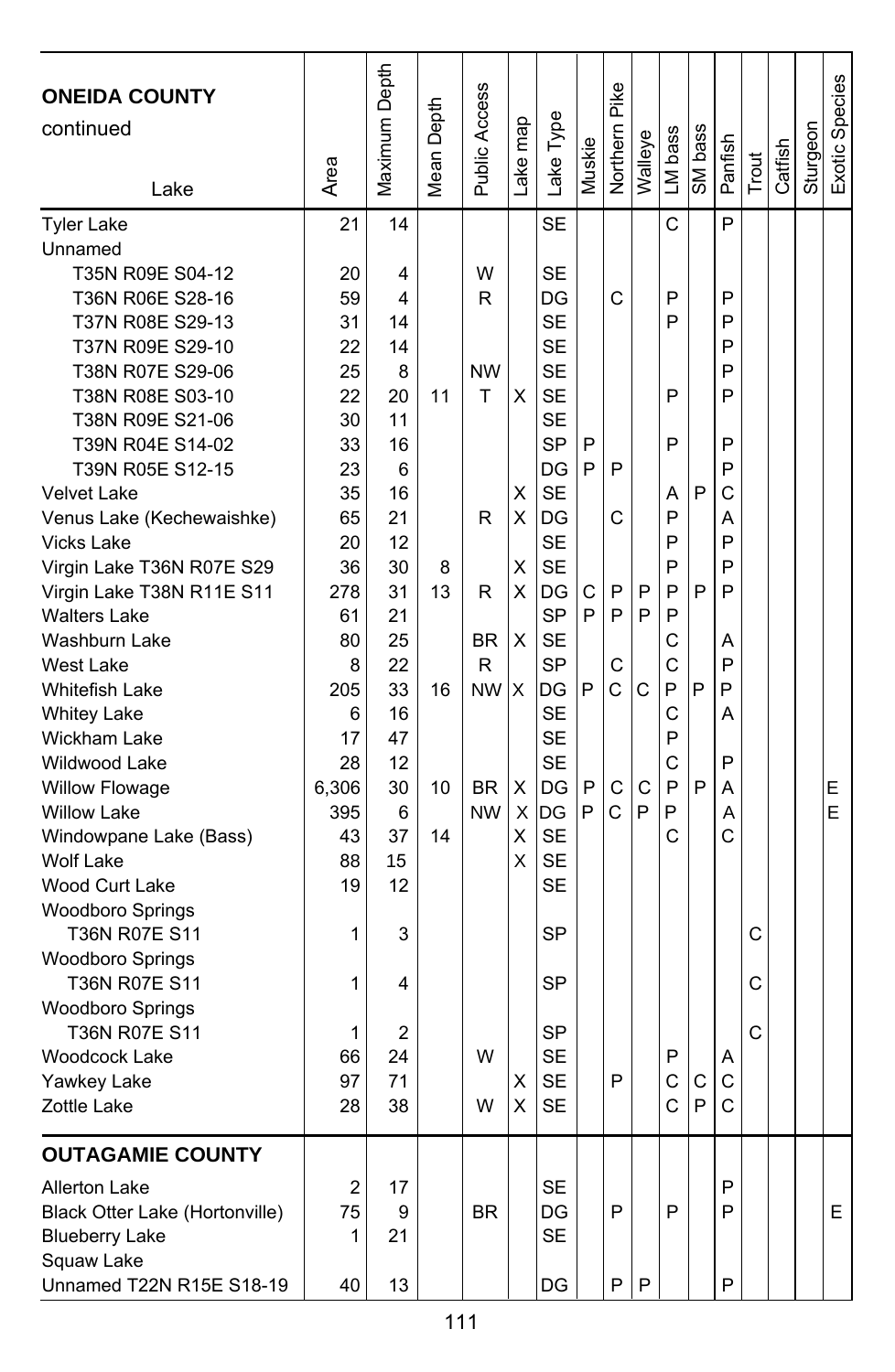| ONEIDA COUNTY continued Lake | Area | Maximum Depth | Mean Depth | Public Access | Lake map | Lake Type | Muskie | Northern Pike | Walleye | LM bass | SM bass | Panfish | Trout | Catfish | Sturgeon | Exotic Species |
|---|---|---|---|---|---|---|---|---|---|---|---|---|---|---|---|---|
| Tyler Lake | 21 | 14 | | | | SE | | | | C | | P | | | | |
| Unnamed | | | | | | | | | | | | | | | | |
| T35N R09E S04-12 | 20 | 4 | | W | | SE | | | | | | | | | | |
| T36N R06E S28-16 | 59 | 4 | | R | | DG | | C | | P | | P | | | | |
| T37N R08E S29-13 | 31 | 14 | | | | SE | | | | P | | P | | | | |
| T37N R09E S29-10 | 22 | 14 | | | | SE | | | | | | P | | | | |
| T38N R07E S29-06 | 25 | 8 | | NW | | SE | | | | | | P | | | | |
| T38N R08E S03-10 | 22 | 20 | 11 | T | X | SE | | | | P | | P | | | | |
| T38N R09E S21-06 | 30 | 11 | | | | SE | | | | | | | | | | |
| T39N R04E S14-02 | 33 | 16 | | | | SP | P | | | P | | P | | | | |
| T39N R05E S12-15 | 23 | 6 | | | | DG | P | P | | | | P | | | | |
| Velvet Lake | 35 | 16 | | | X | SE | | | | A | P | C | | | | |
| Venus Lake (Kechewaishke) | 65 | 21 | | R | X | DG | | C | | P | | A | | | | |
| Vicks Lake | 20 | 12 | | | | SE | | | | P | | P | | | | |
| Virgin Lake T36N R07E S29 | 36 | 30 | 8 | | X | SE | | | | P | | P | | | | |
| Virgin Lake T38N R11E S11 | 278 | 31 | 13 | R | X | DG | C | P | P | P | P | P | | | | |
| Walters Lake | 61 | 21 | | | | SP | P | P | P | P | | | | | | |
| Washburn Lake | 80 | 25 | | BR | X | SE | | | | C | | A | | | | |
| West Lake | 8 | 22 | | R | | SP | | C | | C | | P | | | | |
| Whitefish Lake | 205 | 33 | 16 | NW | X | DG | P | C | C | P | P | P | | | | |
| Whitey Lake | 6 | 16 | | | | SE | | | | C | | A | | | | |
| Wickham Lake | 17 | 47 | | | | SE | | | | P | | | | | | |
| Wildwood Lake | 28 | 12 | | | | SE | | | | C | | P | | | | |
| Willow Flowage | 6,306 | 30 | 10 | BR | X | DG | P | C | C | P | P | A | | | | E |
| Willow Lake | 395 | 6 | | NW | X | DG | P | C | P | P | | A | | | | E |
| Windowpane Lake (Bass) | 43 | 37 | 14 | | X | SE | | | | C | | C | | | | |
| Wolf Lake | 88 | 15 | | | X | SE | | | | | | | | | | |
| Wood Curt Lake | 19 | 12 | | | | SE | | | | | | | | | | |
| Woodboro Springs T36N R07E S11 | 1 | 3 | | | | SP | | | | | | | C | | | |
| Woodboro Springs T36N R07E S11 | 1 | 4 | | | | SP | | | | | | | C | | | |
| Woodboro Springs T36N R07E S11 | 1 | 2 | | | | SP | | | | | | | C | | | |
| Woodcock Lake | 66 | 24 | | W | | SE | | | | P | | A | | | | |
| Yawkey Lake | 97 | 71 | | | X | SE | | P | | C | C | C | | | | |
| Zottle Lake | 28 | 38 | | W | X | SE | | | | C | P | C | | | | |
| **OUTAGAMIE COUNTY** | | | | | | | | | | | | | | | | |
| Allerton Lake | 2 | 17 | | | | SE | | | | | | P | | | | |
| Black Otter Lake (Hortonville) | 75 | 9 | | BR | | DG | | P | | P | | P | | | | E |
| Blueberry Lake | 1 | 21 | | | | SE | | | | | | | | | | |
| Squaw Lake | | | | | | | | | | | | | | | | |
| Unnamed T22N R15E S18-19 | 40 | 13 | | | | DG | | P | P | | | P | | | | |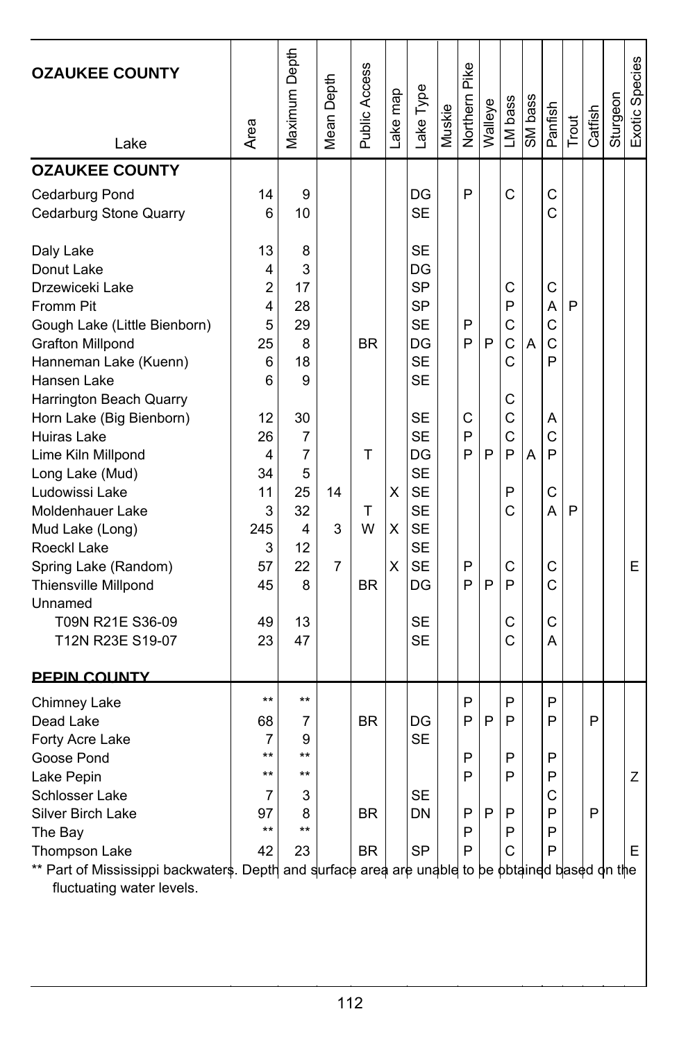| OZAUKEE COUNTY<br>Lake | Area | Maximum Depth | Mean Depth | Public Access | Lake map | Lake Type | Muskie | Northern Pike | Walleye | LM bass | SM bass | Panfish | Trout | Catfish | Sturgeon | Exotic Species |
|---|---|---|---|---|---|---|---|---|---|---|---|---|---|---|---|---|
| **OZAUKEE COUNTY** | | | | | | | | | | | | | | | | |
| Cedarburg Pond | 14 | 9 | | | | DG | | P | | C | | C | | | | |
| Cedarburg Stone Quarry | 6 | 10 | | | | SE | | | | | | C | | | | |
| Daly Lake | 13 | 8 | | | | SE | | | | | | | | | | |
| Donut Lake | 4 | 3 | | | | DG | | | | | | | | | | |
| Drzewiceki Lake | 2 | 17 | | | | SP | | | | C | | C | | | | |
| Fromm Pit | 4 | 28 | | | | SP | | | | P | | A | P | | | |
| Gough Lake (Little Bienborn) | 5 | 29 | | | | SE | | P | | C | | C | | | | |
| Grafton Millpond | 25 | 8 | | BR | | DG | | P | P | C | A | C | | | | |
| Hanneman Lake (Kuenn) | 6 | 18 | | | | SE | | | | C | | P | | | | |
| Hansen Lake | 6 | 9 | | | | SE | | | | | | | | | | |
| Harrington Beach Quarry | | | | | | | | | | C | | | | | | |
| Horn Lake (Big Bienborn) | 12 | 30 | | | | SE | | C | | C | | A | | | | |
| Huiras Lake | 26 | 7 | | | | SE | | P | | C | | C | | | | |
| Lime Kiln Millpond | 4 | 7 | | T | | DG | | P | P | P | A | P | | | | |
| Long Lake (Mud) | 34 | 5 | | | | SE | | | | | | | | | | |
| Ludowissi Lake | 11 | 25 | 14 | | X | SE | | | | P | | C | | | | |
| Moldenhauer Lake | 3 | 32 | | T | | SE | | | | C | | A | P | | | |
| Mud Lake (Long) | 245 | 4 | 3 | W | X | SE | | | | | | | | | | |
| Roeckl Lake | 3 | 12 | | | | SE | | | | | | | | | | |
| Spring Lake (Random) | 57 | 22 | 7 | | X | SE | | P | | C | | C | | | | E |
| Thiensville Millpond | 45 | 8 | | BR | | DG | | P | P | P | | C | | | | |
| Unnamed | | | | | | | | | | | | | | | | |
| T09N R21E S36-09 | 49 | 13 | | | | SE | | | | C | | C | | | | |
| T12N R23E S19-07 | 23 | 47 | | | | SE | | | | C | | A | | | | |
| **PEPIN COUNTY** | | | | | | | | | | | | | | | | |
| Chimney Lake | ** | ** | | | | | | P | | P | | P | | | | |
| Dead Lake | 68 | 7 | | BR | | DG | | P | P | P | | P | | P | | |
| Forty Acre Lake | 7 | 9 | | | | SE | | | | | | | | | | |
| Goose Pond | ** | ** | | | | | | P | | P | | P | | | | |
| Lake Pepin | ** | ** | | | | | | P | | P | | P | | | | Z |
| Schlosser Lake | 7 | 3 | | | | SE | | | | | | C | | | | |
| Silver Birch Lake | 97 | 8 | | BR | | DN | | P | P | P | | P | | P | | |
| The Bay | ** | ** | | | | | | P | | P | | P | | | | |
| Thompson Lake | 42 | 23 | | BR | | SP | | P | | C | | P | | | | E |

** Part of Mississippi backwaters. Depth and surface area are unable to be obtained based on the fluctuating water levels.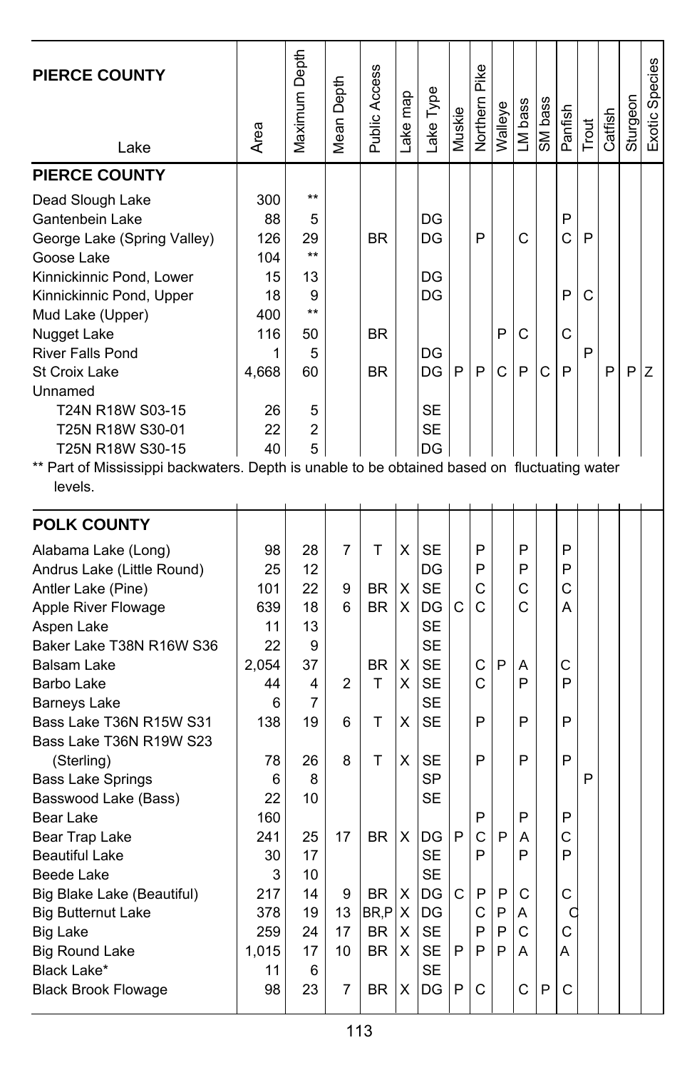| Lake | Area | Maximum Depth | Mean Depth | Public Access | Lake map | Lake Type | Muskie | Northern Pike | Walleye | LM bass | SM bass | Panfish | Trout | Catfish | Sturgeon | Exotic Species |
|---|---|---|---|---|---|---|---|---|---|---|---|---|---|---|---|---|
| **PIERCE COUNTY** | | | | | | | | | | | | | | | | |
| Dead Slough Lake | 300 | ** | | | | | | | | | | | | | | |
| Gantenbein Lake | 88 | 5 | | | | DG | | | | | | P | | | | |
| George Lake (Spring Valley) | 126 | 29 | | BR | | DG | | P | | C | | C | P | | | |
| Goose Lake | 104 | ** | | | | | | | | | | | | | | |
| Kinnickinnic Pond, Lower | 15 | 13 | | | | DG | | | | | | | | | | |
| Kinnickinnic Pond, Upper | 18 | 9 | | | | DG | | | | | | P | C | | | |
| Mud Lake (Upper) | 400 | ** | | | | | | | | | | | | | | |
| Nugget Lake | 116 | 50 | | BR | | | | | P | C | | C | | | | |
| River Falls Pond | 1 | 5 | | | | DG | | | | | | | P | | | |
| St Croix Lake | 4,668 | 60 | | BR | | DG | P | P | C | P | C | P | | P | P | Z |
| Unnamed | | | | | | | | | | | | | | | | |
| T24N R18W S03-15 | 26 | 5 | | | | SE | | | | | | | | | | |
| T25N R18W S30-01 | 22 | 2 | | | | SE | | | | | | | | | | |
| T25N R18W S30-15 | 40 | 5 | | | | DG | | | | | | | | | | |

** Part of Mississippi backwaters. Depth is unable to be obtained based on fluctuating water levels.

| Lake | Area | Maximum Depth | Mean Depth | Public Access | Lake map | Lake Type | Muskie | Northern Pike | Walleye | LM bass | SM bass | Panfish | Trout | Catfish | Sturgeon | Exotic Species |
|---|---|---|---|---|---|---|---|---|---|---|---|---|---|---|---|---|
| **POLK COUNTY** | | | | | | | | | | | | | | | | |
| Alabama Lake (Long) | 98 | 28 | 7 | T | X | SE | | P | | P | | P | | | | |
| Andrus Lake (Little Round) | 25 | 12 | | | | DG | | P | | P | | P | | | | |
| Antler Lake (Pine) | 101 | 22 | 9 | BR | X | SE | | C | | C | | C | | | | |
| Apple River Flowage | 639 | 18 | 6 | BR | X | DG | C | C | | C | | A | | | | |
| Aspen Lake | 11 | 13 | | | | SE | | | | | | | | | | |
| Baker Lake T38N R16W S36 | 22 | 9 | | | | SE | | | | | | | | | | |
| Balsam Lake | 2,054 | 37 | | BR | X | SE | | C | P | A | | C | | | | |
| Barbo Lake | 44 | 4 | 2 | T | X | SE | | C | | P | | P | | | | |
| Barneys Lake | 6 | 7 | | | | SE | | | | | | | | | | |
| Bass Lake T36N R15W S31 | 138 | 19 | 6 | T | X | SE | | P | | P | | P | | | | |
| Bass Lake T36N R19W S23 (Sterling) | 78 | 26 | 8 | T | X | SE | | P | | P | | P | | | | |
| Bass Lake Springs | 6 | 8 | | | | SP | | | | | | | P | | | |
| Basswood Lake (Bass) | 22 | 10 | | | | SE | | | | | | | | | | |
| Bear Lake | 160 | | | | | | | P | | P | | P | | | | |
| Bear Trap Lake | 241 | 25 | 17 | BR | X | DG | P | C | P | A | | C | | | | |
| Beautiful Lake | 30 | 17 | | | | SE | | P | | P | | P | | | | |
| Beede Lake | 3 | 10 | | | | SE | | | | | | | | | | |
| Big Blake Lake (Beautiful) | 217 | 14 | 9 | BR | X | DG | C | P | P | C | | C | | | | |
| Big Butternut Lake | 378 | 19 | 13 | BR,P | X | DG | | C | P | A | | C | | | | |
| Big Lake | 259 | 24 | 17 | BR | X | SE | | P | P | C | | C | | | | |
| Big Round Lake | 1,015 | 17 | 10 | BR | X | SE | P | P | P | A | | A | | | | |
| Black Lake* | 11 | 6 | | | | SE | | | | | | | | | | |
| Black Brook Flowage | 98 | 23 | 7 | BR | X | DG | P | C | | C | P | C | | | | |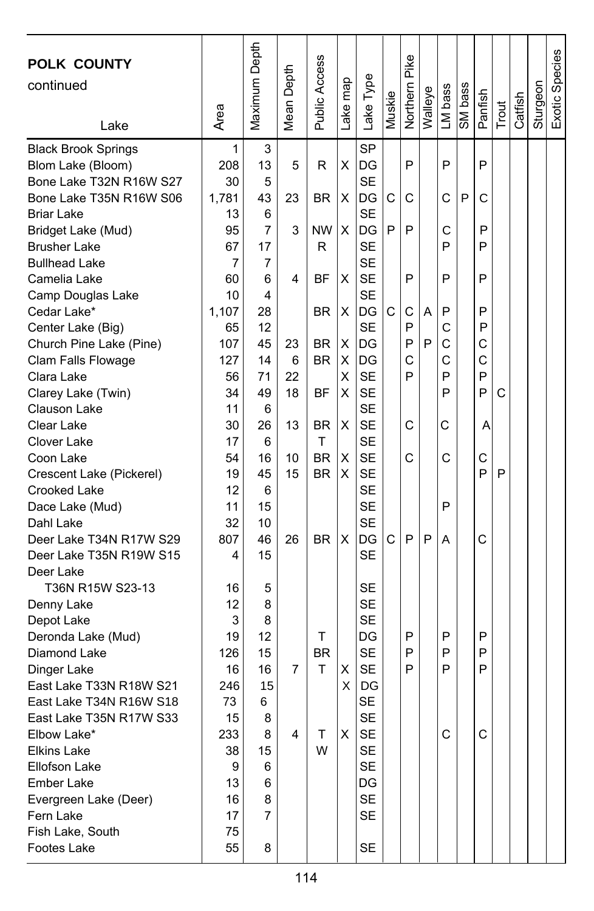| POLK COUNTY continued Lake | Area | Maximum Depth | Mean Depth | Public Access | Lake map | Lake Type | Muskie | Northern Pike | Walleye | LM bass | SM bass | Panfish | Trout | Catfish | Sturgeon | Exotic Species |
|---|---|---|---|---|---|---|---|---|---|---|---|---|---|---|---|---|
| Black Brook Springs | 1 | 3 | | | | SP | | | | | | | | | | |
| Blom Lake (Bloom) | 208 | 13 | 5 | R | X | DG | | P | | P | | P | | | | |
| Bone Lake T32N R16W S27 | 30 | 5 | | | | SE | | | | | | | | | | |
| Bone Lake T35N R16W S06 | 1,781 | 43 | 23 | BR | X | DG | C | C | | C | P | C | | | | |
| Briar Lake | 13 | 6 | | | | SE | | | | | | | | | | |
| Bridget Lake (Mud) | 95 | 7 | 3 | NW | X | DG | P | P | | C | | P | | | | |
| Brusher Lake | 67 | 17 | | R | | SE | | | | P | | P | | | | |
| Bullhead Lake | 7 | 7 | | | | SE | | | | | | | | | | |
| Camelia Lake | 60 | 6 | 4 | BF | X | SE | | P | | P | | P | | | | |
| Camp Douglas Lake | 10 | 4 | | | | SE | | | | | | | | | | |
| Cedar Lake* | 1,107 | 28 | | BR | X | DG | C | C | A | P | | P | | | | |
| Center Lake (Big) | 65 | 12 | | | | SE | | P | | C | | P | | | | |
| Church Pine Lake (Pine) | 107 | 45 | 23 | BR | X | DG | | P | P | C | | C | | | | |
| Clam Falls Flowage | 127 | 14 | 6 | BR | X | DG | | C | | C | | C | | | | |
| Clara Lake | 56 | 71 | 22 | | X | SE | | P | | P | | P | | | | |
| Clarey Lake (Twin) | 34 | 49 | 18 | BF | X | SE | | | | P | | P | C | | | |
| Clauson Lake | 11 | 6 | | | | SE | | | | | | | | | | |
| Clear Lake | 30 | 26 | 13 | BR | X | SE | | C | | C | | A | | | | |
| Clover Lake | 17 | 6 | | T | | SE | | | | | | | | | | |
| Coon Lake | 54 | 16 | 10 | BR | X | SE | | C | | C | | C | | | | |
| Crescent Lake (Pickerel) | 19 | 45 | 15 | BR | X | SE | | | | | | P | P | | | |
| Crooked Lake | 12 | 6 | | | | SE | | | | | | | | | | |
| Dace Lake (Mud) | 11 | 15 | | | | SE | | | | P | | | | | | |
| Dahl Lake | 32 | 10 | | | | SE | | | | | | | | | | |
| Deer Lake T34N R17W S29 | 807 | 46 | 26 | BR | X | DG | C | P | P | A | | C | | | | |
| Deer Lake T35N R19W S15 | 4 | 15 | | | | SE | | | | | | | | | | |
| Deer Lake T36N R15W S23-13 | 16 | 5 | | | | SE | | | | | | | | | | |
| Denny Lake | 12 | 8 | | | | SE | | | | | | | | | | |
| Depot Lake | 3 | 8 | | | | SE | | | | | | | | | | |
| Deronda Lake (Mud) | 19 | 12 | | T | | DG | | P | | P | | P | | | | |
| Diamond Lake | 126 | 15 | | BR | | SE | | P | | P | | P | | | | |
| Dinger Lake | 16 | 16 | 7 | T | X | SE | | P | | P | | P | | | | |
| East Lake T33N R18W S21 | 246 | 15 | | | X | DG | | | | | | | | | | |
| East Lake T34N R16W S18 | 73 | 6 | | | | SE | | | | | | | | | | |
| East Lake T35N R17W S33 | 15 | 8 | | | | SE | | | | | | | | | | |
| Elbow Lake* | 233 | 8 | 4 | T | X | SE | | | | C | | C | | | | |
| Elkins Lake | 38 | 15 | | W | | SE | | | | | | | | | | |
| Ellofson Lake | 9 | 6 | | | | SE | | | | | | | | | | |
| Ember Lake | 13 | 6 | | | | DG | | | | | | | | | | |
| Evergreen Lake (Deer) | 16 | 8 | | | | SE | | | | | | | | | | |
| Fern Lake | 17 | 7 | | | | SE | | | | | | | | | | |
| Fish Lake, South | 75 | | | | | | | | | | | | | | | |
| Footes Lake | 55 | 8 | | | | SE | | | | | | | | | | |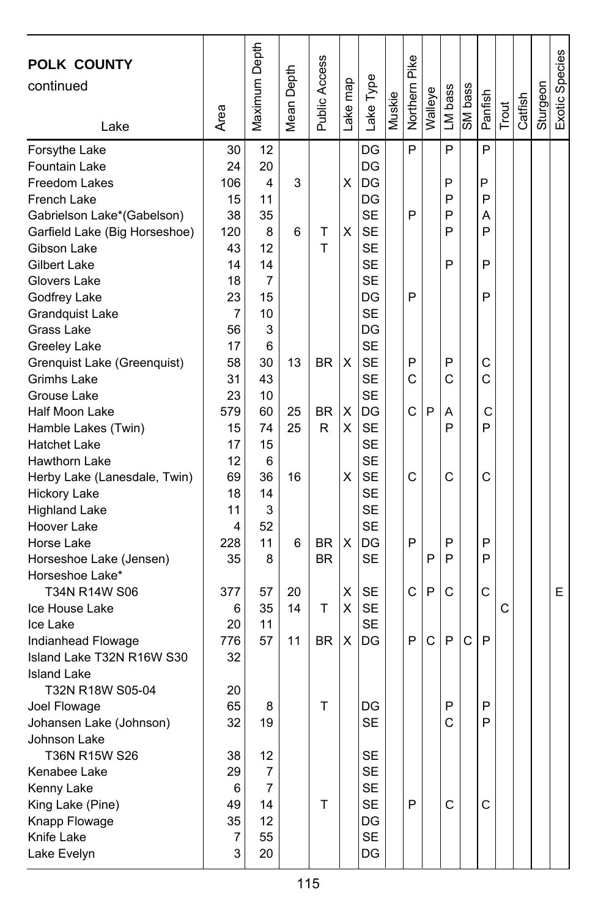| POLK COUNTY continued Lake | Area | Maximum Depth | Mean Depth | Public Access | Lake map | Lake Type | Muskie | Northern Pike | Walleye | LM bass | SM bass | Panfish | Trout | Catfish | Sturgeon | Exotic Species |
|---|---|---|---|---|---|---|---|---|---|---|---|---|---|---|---|---|
| Forsythe Lake | 30 | 12 | | | | DG | | P | | P | | P | | | | |
| Fountain Lake | 24 | 20 | | | | DG | | | | | | | | | | |
| Freedom Lakes | 106 | 4 | 3 | | X | DG | | | | P | | P | | | | |
| French Lake | 15 | 11 | | | | DG | | | | P | | P | | | | |
| Gabrielson Lake*(Gabelson) | 38 | 35 | | | | SE | | P | | P | | A | | | | |
| Garfield Lake (Big Horseshoe) | 120 | 8 | 6 | T | X | SE | | | | P | | P | | | | |
| Gibson Lake | 43 | 12 | | T | | SE | | | | | | | | | | |
| Gilbert Lake | 14 | 14 | | | | SE | | | | P | | P | | | | |
| Glovers Lake | 18 | 7 | | | | SE | | | | | | | | | | |
| Godfrey Lake | 23 | 15 | | | | DG | | P | | | | P | | | | |
| Grandquist Lake | 7 | 10 | | | | SE | | | | | | | | | | |
| Grass Lake | 56 | 3 | | | | DG | | | | | | | | | | |
| Greeley Lake | 17 | 6 | | | | SE | | | | | | | | | | |
| Grenquist Lake (Greenquist) | 58 | 30 | 13 | BR | X | SE | | P | | P | | C | | | | |
| Grimhs Lake | 31 | 43 | | | | SE | | C | | C | | C | | | | |
| Grouse Lake | 23 | 10 | | | | SE | | | | | | | | | | |
| Half Moon Lake | 579 | 60 | 25 | BR | X | DG | | C | P | A | | C | | | | |
| Hamble Lakes (Twin) | 15 | 74 | 25 | R | X | SE | | | | P | | P | | | | |
| Hatchet Lake | 17 | 15 | | | | SE | | | | | | | | | | |
| Hawthorn Lake | 12 | 6 | | | | SE | | | | | | | | | | |
| Herby Lake (Lanesdale, Twin) | 69 | 36 | 16 | | X | SE | | C | | C | | C | | | | |
| Hickory Lake | 18 | 14 | | | | SE | | | | | | | | | | |
| Highland Lake | 11 | 3 | | | | SE | | | | | | | | | | |
| Hoover Lake | 4 | 52 | | | | SE | | | | | | | | | | |
| Horse Lake | 228 | 11 | 6 | BR | X | DG | | P | | P | | P | | | | |
| Horseshoe Lake (Jensen) | 35 | 8 | | BR | | SE | | | P | P | | P | | | | |
| Horseshoe Lake* T34N R14W S06 | 377 | 57 | 20 | | X | SE | | C | P | C | | C | | | | E |
| Ice House Lake | 6 | 35 | 14 | T | X | SE | | | | | | | C | | | |
| Ice Lake | 20 | 11 | | | | SE | | | | | | | | | | |
| Indianhead Flowage | 776 | 57 | 11 | BR | X | DG | | P | C | P | C | P | | | | |
| Island Lake T32N R16W S30 | 32 | | | | | | | | | | | | | | | |
| Island Lake T32N R18W S05-04 | 20 | | | | | | | | | | | | | | | |
| Joel Flowage | 65 | 8 | | T | | DG | | | | P | | P | | | | |
| Johansen Lake (Johnson) | 32 | 19 | | | | SE | | | | C | | P | | | | |
| Johnson Lake T36N R15W S26 | 38 | 12 | | | | SE | | | | | | | | | | |
| Kenabee Lake | 29 | 7 | | | | SE | | | | | | | | | | |
| Kenny Lake | 6 | 7 | | | | SE | | | | | | | | | | |
| King Lake (Pine) | 49 | 14 | | T | | SE | | P | | C | | C | | | | |
| Knapp Flowage | 35 | 12 | | | | DG | | | | | | | | | | |
| Knife Lake | 7 | 55 | | | | SE | | | | | | | | | | |
| Lake Evelyn | 3 | 20 | | | | DG | | | | | | | | | | |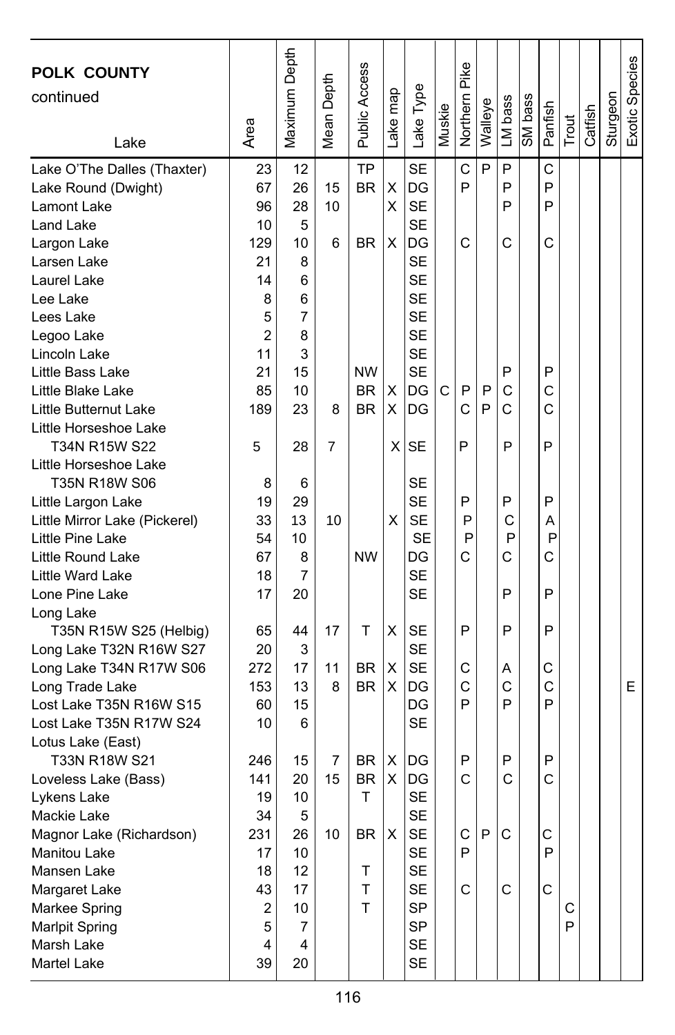| POLK COUNTY continued Lake | Area | Maximum Depth | Mean Depth | Public Access | Lake map | Lake Type | Muskie | Northern Pike | Walleye | LM bass | SM bass | Panfish | Trout | Catfish | Sturgeon | Exotic Species |
|---|---|---|---|---|---|---|---|---|---|---|---|---|---|---|---|---|
| Lake O'The Dalles (Thaxter) | 23 | 12 | | TP | | SE | | C | P | P | | C | | | | |
| Lake Round (Dwight) | 67 | 26 | 15 | BR | X | DG | | P | | P | | P | | | | |
| Lamont Lake | 96 | 28 | 10 | | X | SE | | | | P | | P | | | | |
| Land Lake | 10 | 5 | | | | SE | | | | | | | | | | |
| Largon Lake | 129 | 10 | 6 | BR | X | DG | | C | | C | | C | | | | |
| Larsen Lake | 21 | 8 | | | | SE | | | | | | | | | | |
| Laurel Lake | 14 | 6 | | | | SE | | | | | | | | | | |
| Lee Lake | 8 | 6 | | | | SE | | | | | | | | | | |
| Lees Lake | 5 | 7 | | | | SE | | | | | | | | | | |
| Legoo Lake | 2 | 8 | | | | SE | | | | | | | | | | |
| Lincoln Lake | 11 | 3 | | | | SE | | | | | | | | | | |
| Little Bass Lake | 21 | 15 | | NW | | SE | | | | P | | P | | | | |
| Little Blake Lake | 85 | 10 | | BR | X | DG | C | P | P | C | | C | | | | |
| Little Butternut Lake | 189 | 23 | 8 | BR | X | DG | | C | P | C | | C | | | | |
| Little Horseshoe Lake T34N R15W S22 | 5 | 28 | 7 | | X | SE | | P | | P | | P | | | | |
| Little Horseshoe Lake T35N R18W S06 | 8 | 6 | | | | SE | | | | | | | | | | |
| Little Largon Lake | 19 | 29 | | | | SE | | P | | P | | P | | | | |
| Little Mirror Lake (Pickerel) | 33 | 13 | 10 | | X | SE | | P | | C | | A | | | | |
| Little Pine Lake | 54 | 10 | | | | SE | | P | | P | | P | | | | |
| Little Round Lake | 67 | 8 | | NW | | DG | | C | | C | | C | | | | |
| Little Ward Lake | 18 | 7 | | | | SE | | | | | | | | | | |
| Lone Pine Lake | 17 | 20 | | | | SE | | | | P | | P | | | | |
| Long Lake T35N R15W S25 (Helbig) | 65 | 44 | 17 | T | X | SE | | P | | P | | P | | | | |
| Long Lake T32N R16W S27 | 20 | 3 | | | | SE | | | | | | | | | | |
| Long Lake T34N R17W S06 | 272 | 17 | 11 | BR | X | SE | | C | | A | | C | | | | |
| Long Trade Lake | 153 | 13 | 8 | BR | X | DG | | C | | C | | C | | | | E |
| Lost Lake T35N R16W S15 | 60 | 15 | | | | DG | | P | | P | | P | | | | |
| Lost Lake T35N R17W S24 | 10 | 6 | | | | SE | | | | | | | | | | |
| Lotus Lake (East) T33N R18W S21 | 246 | 15 | 7 | BR | X | DG | | P | | P | | P | | | | |
| Loveless Lake (Bass) | 141 | 20 | 15 | BR | X | DG | | C | | C | | C | | | | |
| Lykens Lake | 19 | 10 | | T | | SE | | | | | | | | | | |
| Mackie Lake | 34 | 5 | | | | SE | | | | | | | | | | |
| Magnor Lake (Richardson) | 231 | 26 | 10 | BR | X | SE | | C | P | C | | C | | | | |
| Manitou Lake | 17 | 10 | | | | SE | | P | | | | P | | | | |
| Mansen Lake | 18 | 12 | | T | | SE | | | | | | | | | | |
| Margaret Lake | 43 | 17 | | T | | SE | | C | | C | | C | | | | |
| Markee Spring | 2 | 10 | | T | | SP | | | | | | | C | | | |
| Marlpit Spring | 5 | 7 | | | | SP | | | | | | | P | | | |
| Marsh Lake | 4 | 4 | | | | SE | | | | | | | | | | |
| Martel Lake | 39 | 20 | | | | SE | | | | | | | | | | |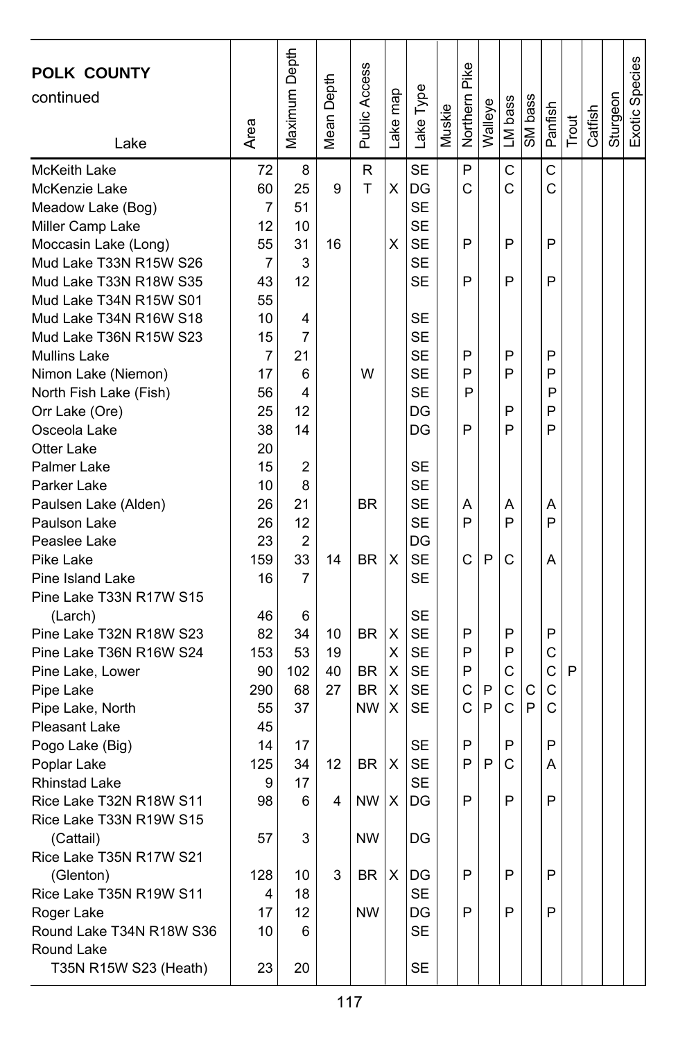| POLK COUNTY continued<br>Lake | Area | Maximum Depth | Mean Depth | Public Access | Lake map | Lake Type | Muskie | Northern Pike | Walleye | LM bass | SM bass | Panfish | Trout | Catfish | Sturgeon | Exotic Species |
|---|---|---|---|---|---|---|---|---|---|---|---|---|---|---|---|---|
| McKeith Lake | 72 | 8 | | R | | SE | | P | | C | | C | | | | |
| McKenzie Lake | 60 | 25 | 9 | T | X | DG | | C | | C | | C | | | | |
| Meadow Lake (Bog) | 7 | 51 | | | | SE | | | | | | | | | | |
| Miller Camp Lake | 12 | 10 | | | | SE | | | | | | | | | | |
| Moccasin Lake (Long) | 55 | 31 | 16 | | X | SE | | P | | P | | P | | | | |
| Mud Lake T33N R15W S26 | 7 | 3 | | | | SE | | | | | | | | | | |
| Mud Lake T33N R18W S35 | 43 | 12 | | | | SE | | P | | P | | P | | | | |
| Mud Lake T34N R15W S01 | 55 | | | | | | | | | | | | | | | |
| Mud Lake T34N R16W S18 | 10 | 4 | | | | SE | | | | | | | | | | |
| Mud Lake T36N R15W S23 | 15 | 7 | | | | SE | | | | | | | | | | |
| Mullins Lake | 7 | 21 | | | | SE | | P | | P | | P | | | | |
| Nimon Lake (Niemon) | 17 | 6 | | W | | SE | | P | | P | | P | | | | |
| North Fish Lake (Fish) | 56 | 4 | | | | SE | | P | | | | P | | | | |
| Orr Lake (Ore) | 25 | 12 | | | | DG | | | | P | | P | | | | |
| Osceola Lake | 38 | 14 | | | | DG | | P | | P | | P | | | | |
| Otter Lake | 20 | | | | | | | | | | | | | | | |
| Palmer Lake | 15 | 2 | | | | SE | | | | | | | | | | |
| Parker Lake | 10 | 8 | | | | SE | | | | | | | | | | |
| Paulsen Lake (Alden) | 26 | 21 | | BR | | SE | | A | | A | | A | | | | |
| Paulson Lake | 26 | 12 | | | | SE | | P | | P | | P | | | | |
| Peaslee Lake | 23 | 2 | | | | DG | | | | | | | | | | |
| Pike Lake | 159 | 33 | 14 | BR | X | SE | | C | P | C | | A | | | | |
| Pine Island Lake | 16 | 7 | | | | SE | | | | | | | | | | |
| Pine Lake T33N R17W S15 (Larch) | 46 | 6 | | | | SE | | | | | | | | | | |
| Pine Lake T32N R18W S23 | 82 | 34 | 10 | BR | X | SE | | P | | P | | P | | | | |
| Pine Lake T36N R16W S24 | 153 | 53 | 19 | | X | SE | | P | | P | | C | | | | |
| Pine Lake, Lower | 90 | 102 | 40 | BR | X | SE | | P | | C | | C | P | | | |
| Pipe Lake | 290 | 68 | 27 | BR | X | SE | | C | P | C | C | C | | | | |
| Pipe Lake, North | 55 | 37 | | NW | X | SE | | C | P | C | P | C | | | | |
| Pleasant Lake | 45 | | | | | | | | | | | | | | | |
| Pogo Lake (Big) | 14 | 17 | | | | SE | | P | | P | | P | | | | |
| Poplar Lake | 125 | 34 | 12 | BR | X | SE | | P | P | C | | A | | | | |
| Rhinstad Lake | 9 | 17 | | | | SE | | | | | | | | | | |
| Rice Lake T32N R18W S11 | 98 | 6 | 4 | NW | X | DG | | P | | P | | P | | | | |
| Rice Lake T33N R19W S15 (Cattail) | 57 | 3 | | NW | | DG | | | | | | | | | | |
| Rice Lake T35N R17W S21 (Glenton) | 128 | 10 | 3 | BR | X | DG | | P | | P | | P | | | | |
| Rice Lake T35N R19W S11 | 4 | 18 | | | | SE | | | | | | | | | | |
| Roger Lake | 17 | 12 | | NW | | DG | | P | | P | | P | | | | |
| Round Lake T34N R18W S36 | 10 | 6 | | | | SE | | | | | | | | | | |
| Round Lake T35N R15W S23 (Heath) | 23 | 20 | | | | SE | | | | | | | | | | |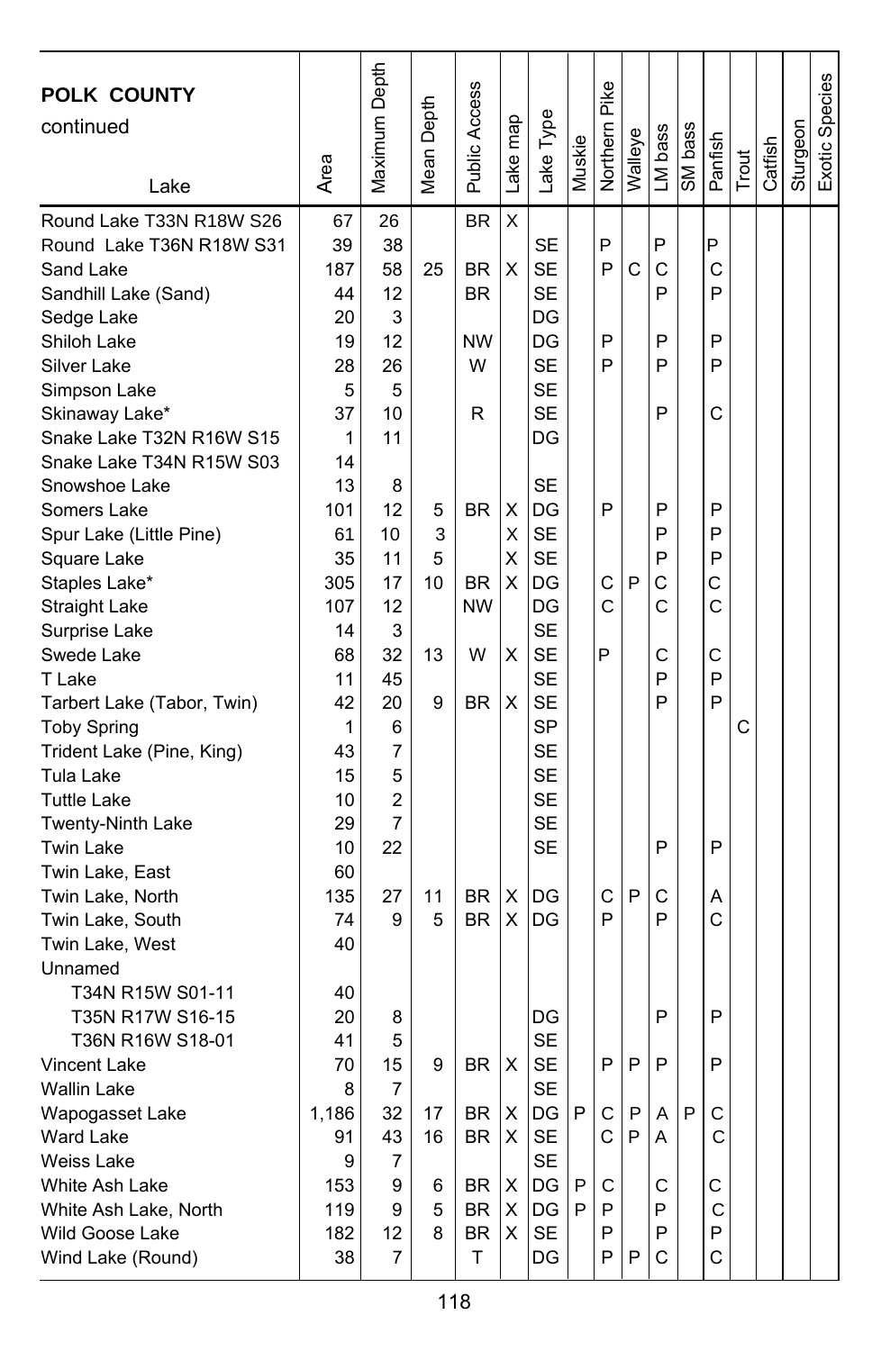| POLK COUNTY continued Lake | Area | Maximum Depth | Mean Depth | Public Access | Lake map | Lake Type | Muskie | Northern Pike | Walleye | LM bass | SM bass | Panfish | Trout | Catfish | Sturgeon | Exotic Species |
|---|---|---|---|---|---|---|---|---|---|---|---|---|---|---|---|---|
| Round Lake T33N R18W S26 | 67 | 26 | | BR | X | | | | | | | | | | | |
| Round Lake T36N R18W S31 | 39 | 38 | | | | SE | | P | | P | | P | | | | |
| Sand Lake | 187 | 58 | 25 | BR | X | SE | | P | C | C | | C | | | | |
| Sandhill Lake (Sand) | 44 | 12 | | BR | | SE | | | | P | | P | | | | |
| Sedge Lake | 20 | 3 | | | | DG | | | | | | | | | | |
| Shiloh Lake | 19 | 12 | | NW | | DG | | P | | P | | P | | | | |
| Silver Lake | 28 | 26 | | W | | SE | | P | | P | | P | | | | |
| Simpson Lake | 5 | 5 | | | | SE | | | | | | | | | | |
| Skinaway Lake* | 37 | 10 | | R | | SE | | | | P | | C | | | | |
| Snake Lake T32N R16W S15 | 1 | 11 | | | | DG | | | | | | | | | | |
| Snake Lake T34N R15W S03 | 14 | | | | | | | | | | | | | | | |
| Snowshoe Lake | 13 | 8 | | | | SE | | | | | | | | | | |
| Somers Lake | 101 | 12 | 5 | BR | X | DG | | P | | P | | P | | | | |
| Spur Lake (Little Pine) | 61 | 10 | 3 | | X | SE | | | | P | | P | | | | |
| Square Lake | 35 | 11 | 5 | | X | SE | | | | P | | P | | | | |
| Staples Lake* | 305 | 17 | 10 | BR | X | DG | | C | P | C | | C | | | | |
| Straight Lake | 107 | 12 | | NW | | DG | | C | | C | | C | | | | |
| Surprise Lake | 14 | 3 | | | | SE | | | | | | | | | | |
| Swede Lake | 68 | 32 | 13 | W | X | SE | | P | | C | | C | | | | |
| T Lake | 11 | 45 | | | | SE | | | | P | | P | | | | |
| Tarbert Lake (Tabor, Twin) | 42 | 20 | 9 | BR | X | SE | | | | P | | P | | | | |
| Toby Spring | 1 | 6 | | | | SP | | | | | | | C | | | |
| Trident Lake (Pine, King) | 43 | 7 | | | | SE | | | | | | | | | | |
| Tula Lake | 15 | 5 | | | | SE | | | | | | | | | | |
| Tuttle Lake | 10 | 2 | | | | SE | | | | | | | | | | |
| Twenty-Ninth Lake | 29 | 7 | | | | SE | | | | | | | | | | |
| Twin Lake | 10 | 22 | | | | SE | | | | P | | P | | | | |
| Twin Lake, East | 60 | | | | | | | | | | | | | | | |
| Twin Lake, North | 135 | 27 | 11 | BR | X | DG | | C | P | C | | A | | | | |
| Twin Lake, South | 74 | 9 | 5 | BR | X | DG | | P | | P | | C | | | | |
| Twin Lake, West | 40 | | | | | | | | | | | | | | | |
| Unnamed | | | | | | | | | | | | | | | | |
| T34N R15W S01-11 | 40 | | | | | | | | | | | | | | | |
| T35N R17W S16-15 | 20 | 8 | | | | DG | | | | P | | P | | | | |
| T36N R16W S18-01 | 41 | 5 | | | | SE | | | | | | | | | | |
| Vincent Lake | 70 | 15 | 9 | BR | X | SE | | P | P | P | | P | | | | |
| Wallin Lake | 8 | 7 | | | | SE | | | | | | | | | | |
| Wapogasset Lake | 1,186 | 32 | 17 | BR | X | DG | P | C | P | A | P | C | | | | |
| Ward Lake | 91 | 43 | 16 | BR | X | SE | | C | P | A | | C | | | | |
| Weiss Lake | 9 | 7 | | | | SE | | | | | | | | | | |
| White Ash Lake | 153 | 9 | 6 | BR | X | DG | P | C | | C | | C | | | | |
| White Ash Lake, North | 119 | 9 | 5 | BR | X | DG | P | P | | P | | C | | | | |
| Wild Goose Lake | 182 | 12 | 8 | BR | X | SE | | P | | P | | P | | | | |
| Wind Lake (Round) | 38 | 7 | | T | | DG | | P | P | C | | C | | | | |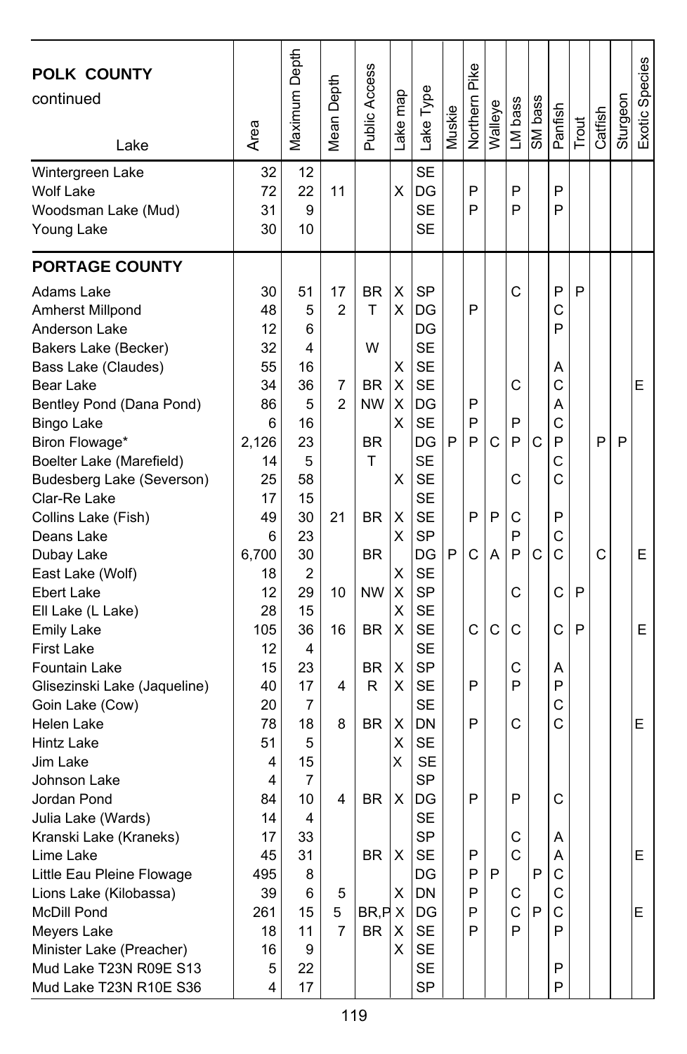| POLK COUNTY continued Lake | Area | Maximum Depth | Mean Depth | Public Access | Lake map | Lake Type | Muskie | Northern Pike | Walleye | LM bass | SM bass | Panfish | Trout | Catfish | Sturgeon | Exotic Species |
|---|---|---|---|---|---|---|---|---|---|---|---|---|---|---|---|---|
| Wintergreen Lake | 32 | 12 | | | | SE | | | | | | | | | | |
| Wolf Lake | 72 | 22 | 11 | | X | DG | | P | | P | | P | | | | |
| Woodsman Lake (Mud) | 31 | 9 | | | | SE | | P | | P | | P | | | | |
| Young Lake | 30 | 10 | | | | SE | | | | | | | | | | |
| **PORTAGE COUNTY** | | | | | | | | | | | | | | | | |
| Adams Lake | 30 | 51 | 17 | BR | X | SP | | | | C | | P | P | | | |
| Amherst Millpond | 48 | 5 | 2 | T | X | DG | | P | | | | C | | | | |
| Anderson Lake | 12 | 6 | | | | DG | | | | | | P | | | | |
| Bakers Lake (Becker) | 32 | 4 | | W | | SE | | | | | | | | | | |
| Bass Lake (Claudes) | 55 | 16 | | | X | SE | | | | | | A | | | | |
| Bear Lake | 34 | 36 | 7 | BR | X | SE | | | | C | | C | | | | E |
| Bentley Pond (Dana Pond) | 86 | 5 | 2 | NW | X | DG | | P | | | | A | | | | |
| Bingo Lake | 6 | 16 | | | X | SE | | P | | P | | C | | | | |
| Biron Flowage* | 2,126 | 23 | | BR | | DG | P | P | C | P | C | P | | P | P | |
| Boelter Lake (Marefield) | 14 | 5 | | T | | SE | | | | | | C | | | | |
| Budesberg Lake (Severson) | 25 | 58 | | | X | SE | | | | C | | C | | | | |
| Clar-Re Lake | 17 | 15 | | | | SE | | | | | | | | | | |
| Collins Lake (Fish) | 49 | 30 | 21 | BR | X | SE | | P | P | C | | P | | | | |
| Deans Lake | 6 | 23 | | | X | SP | | | | P | | C | | | | |
| Dubay Lake | 6,700 | 30 | | BR | | DG | P | C | A | P | C | C | | C | | E |
| East Lake (Wolf) | 18 | 2 | | | X | SE | | | | | | | | | | |
| Ebert Lake | 12 | 29 | 10 | NW | X | SP | | | | C | | C | P | | | |
| Ell Lake (L Lake) | 28 | 15 | | | X | SE | | | | | | | | | | |
| Emily Lake | 105 | 36 | 16 | BR | X | SE | | C | C | C | | C | P | | | E |
| First Lake | 12 | 4 | | | | SE | | | | | | | | | | |
| Fountain Lake | 15 | 23 | | BR | X | SP | | | | C | | A | | | | |
| Glisezinski Lake (Jaqueline) | 40 | 17 | 4 | R | X | SE | | P | | P | | P | | | | |
| Goin Lake (Cow) | 20 | 7 | | | | SE | | | | | | C | | | | |
| Helen Lake | 78 | 18 | 8 | BR | X | DN | | P | | C | | C | | | | E |
| Hintz Lake | 51 | 5 | | | X | SE | | | | | | | | | | |
| Jim Lake | 4 | 15 | | | X | SE | | | | | | | | | | |
| Johnson Lake | 4 | 7 | | | | SP | | | | | | | | | | |
| Jordan Pond | 84 | 10 | 4 | BR | X | DG | | P | | P | | C | | | | |
| Julia Lake (Wards) | 14 | 4 | | | | SE | | | | | | | | | | |
| Kranski Lake (Kraneks) | 17 | 33 | | | | SP | | | | C | | A | | | | |
| Lime Lake | 45 | 31 | | BR | X | SE | | P | | C | | A | | | | E |
| Little Eau Pleine Flowage | 495 | 8 | | | | DG | | P | P | | P | C | | | | |
| Lions Lake (Kilobassa) | 39 | 6 | 5 | | X | DN | | P | | C | | C | | | | |
| McDill Pond | 261 | 15 | 5 | BR,P | X | DG | | P | | C | P | C | | | | E |
| Meyers Lake | 18 | 11 | 7 | BR | X | SE | | P | | P | | P | | | | |
| Minister Lake (Preacher) | 16 | 9 | | | X | SE | | | | | | | | | | |
| Mud Lake T23N R09E S13 | 5 | 22 | | | | SE | | | | | | P | | | | |
| Mud Lake T23N R10E S36 | 4 | 17 | | | | SP | | | | | | P | | | | |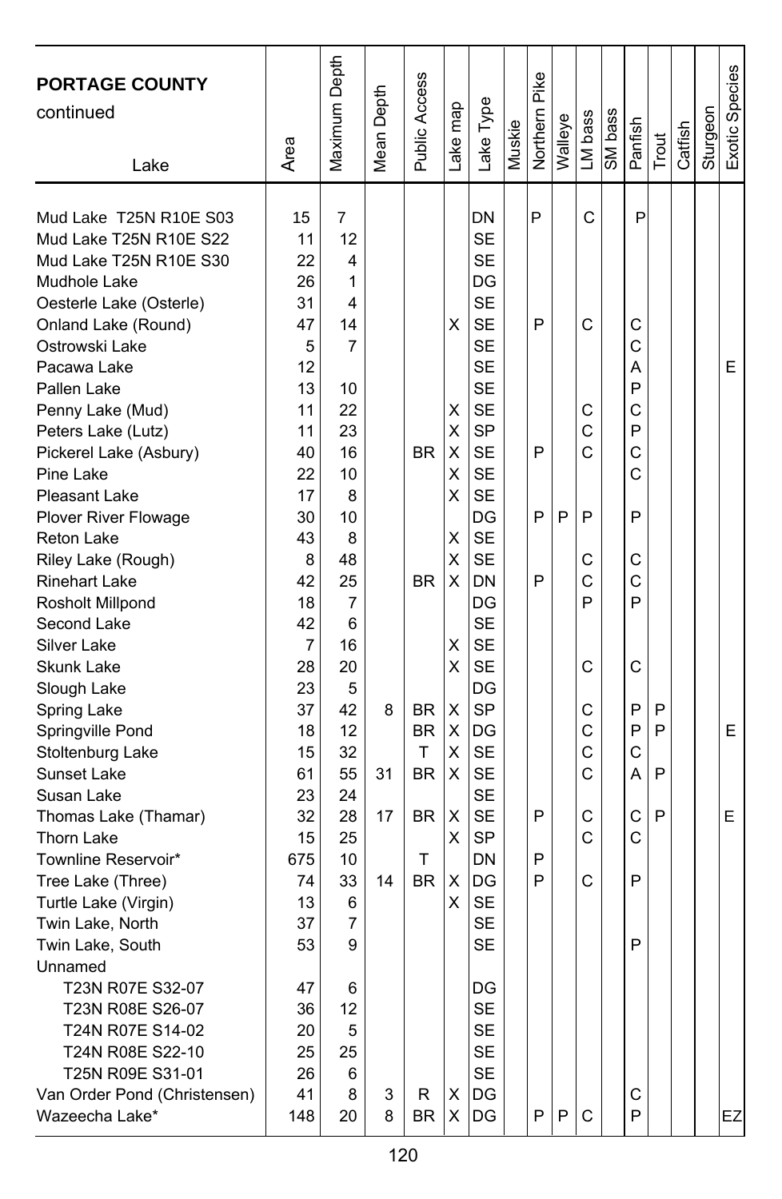| PORTAGE COUNTY continued<br>Lake | Area | Maximum Depth | Mean Depth | Public Access | Lake map | Lake Type | Muskie | Northern Pike | Walleye | LM bass | SM bass | Panfish | Trout | Catfish | Sturgeon | Exotic Species |
|---|---|---|---|---|---|---|---|---|---|---|---|---|---|---|---|---|
| Mud Lake T25N R10E S03 | 15 | 7 | | | | DN | | P | | C | | P | | | | |
| Mud Lake T25N R10E S22 | 11 | 12 | | | | SE | | | | | | | | | | |
| Mud Lake T25N R10E S30 | 22 | 4 | | | | SE | | | | | | | | | | |
| Mudhole Lake | 26 | 1 | | | | DG | | | | | | | | | | |
| Oesterle Lake (Osterle) | 31 | 4 | | | | SE | | | | | | | | | | |
| Onland Lake (Round) | 47 | 14 | | | X | SE | | P | | C | | C | | | | |
| Ostrowski Lake | 5 | 7 | | | | SE | | | | | | C | | | | |
| Pacawa Lake | 12 | | | | | SE | | | | | | A | | | | E |
| Pallen Lake | 13 | 10 | | | | SE | | | | | | P | | | | |
| Penny Lake (Mud) | 11 | 22 | | | X | SE | | | | C | | C | | | | |
| Peters Lake (Lutz) | 11 | 23 | | | X | SP | | | | C | | P | | | | |
| Pickerel Lake (Asbury) | 40 | 16 | | BR | X | SE | | P | | C | | C | | | | |
| Pine Lake | 22 | 10 | | | X | SE | | | | | | C | | | | |
| Pleasant Lake | 17 | 8 | | | X | SE | | | | | | | | | | |
| Plover River Flowage | 30 | 10 | | | | DG | | P | P | P | | P | | | | |
| Reton Lake | 43 | 8 | | | X | SE | | | | | | | | | | |
| Riley Lake (Rough) | 8 | 48 | | | X | SE | | | | C | | C | | | | |
| Rinehart Lake | 42 | 25 | | BR | X | DN | | P | | C | | C | | | | |
| Rosholt Millpond | 18 | 7 | | | | DG | | | | P | | P | | | | |
| Second Lake | 42 | 6 | | | | SE | | | | | | | | | | |
| Silver Lake | 7 | 16 | | | X | SE | | | | | | | | | | |
| Skunk Lake | 28 | 20 | | | X | SE | | | | C | | C | | | | |
| Slough Lake | 23 | 5 | | | | DG | | | | | | | | | | |
| Spring Lake | 37 | 42 | 8 | BR | X | SP | | | | C | | P | P | | | |
| Springville Pond | 18 | 12 | | BR | X | DG | | | | C | | P | P | | | E |
| Stoltenburg Lake | 15 | 32 | | T | X | SE | | | | C | | C | | | | |
| Sunset Lake | 61 | 55 | 31 | BR | X | SE | | | | C | | A | P | | | |
| Susan Lake | 23 | 24 | | | | SE | | | | | | | | | | |
| Thomas Lake (Thamar) | 32 | 28 | 17 | BR | X | SE | | P | | C | | C | P | | | E |
| Thorn Lake | 15 | 25 | | | X | SP | | | | C | | C | | | | |
| Townline Reservoir* | 675 | 10 | | T | | DN | | P | | | | | | | | |
| Tree Lake (Three) | 74 | 33 | 14 | BR | X | DG | | P | | C | | P | | | | |
| Turtle Lake (Virgin) | 13 | 6 | | | X | SE | | | | | | | | | | |
| Twin Lake, North | 37 | 7 | | | | SE | | | | | | | | | | |
| Twin Lake, South | 53 | 9 | | | | SE | | | | | | P | | | | |
| Unnamed | | | | | | | | | | | | | | | | |
| T23N R07E S32-07 | 47 | 6 | | | | DG | | | | | | | | | | |
| T23N R08E S26-07 | 36 | 12 | | | | SE | | | | | | | | | | |
| T24N R07E S14-02 | 20 | 5 | | | | SE | | | | | | | | | | |
| T24N R08E S22-10 | 25 | 25 | | | | SE | | | | | | | | | | |
| T25N R09E S31-01 | 26 | 6 | | | | SE | | | | | | | | | | |
| Van Order Pond (Christensen) | 41 | 8 | 3 | R | X | DG | | | | | | C | | | | |
| Wazeecha Lake* | 148 | 20 | 8 | BR | X | DG | | P | P | C | | P | | | | EZ |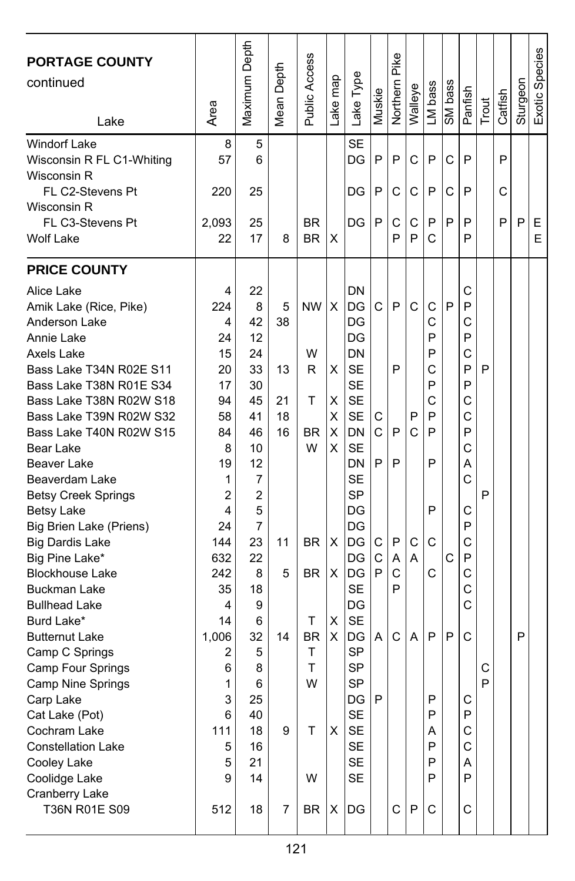| PORTAGE COUNTY continued Lake | Area | Maximum Depth | Mean Depth | Public Access | Lake map | Lake Type | Muskie | Northern Pike | Walleye | LM bass | SM bass | Panfish | Trout | Catfish | Sturgeon | Exotic Species |
|---|---|---|---|---|---|---|---|---|---|---|---|---|---|---|---|---|
| Windorf Lake | 8 | 5 | | | | SE | | | | | | | | | | |
| Wisconsin R FL C1-Whiting | 57 | 6 | | | | DG | P | P | C | P | C | P | | P | | |
| Wisconsin R FL C2-Stevens Pt | 220 | 25 | | | | DG | P | C | C | P | C | P | | C | | |
| Wisconsin R FL C3-Stevens Pt | 2,093 | 25 | | BR | | DG | P | C | C | P | P | P | | P | P | E |
| Wolf Lake | 22 | 17 | 8 | BR | X | | | P | P | C | | P | | | | E |
| **PRICE COUNTY** | | | | | | | | | | | | | | | | |
| Alice Lake | 4 | 22 | | | | DN | | | | | | C | | | | |
| Amik Lake (Rice, Pike) | 224 | 8 | 5 | NW | X | DG | C | P | C | C | P | P | | | | |
| Anderson Lake | 4 | 42 | 38 | | | DG | | | | C | | C | | | | |
| Annie Lake | 24 | 12 | | | | DG | | | | P | | P | | | | |
| Axels Lake | 15 | 24 | | W | | DN | | | | P | | C | | | | |
| Bass Lake T34N R02E S11 | 20 | 33 | 13 | R | X | SE | | P | | C | | P | P | | | |
| Bass Lake T38N R01E S34 | 17 | 30 | | | | SE | | | | P | | P | | | | |
| Bass Lake T38N R02W S18 | 94 | 45 | 21 | T | X | SE | | | | C | | C | | | | |
| Bass Lake T39N R02W S32 | 58 | 41 | 18 | | X | SE | C | | P | P | | C | | | | |
| Bass Lake T40N R02W S15 | 84 | 46 | 16 | BR | X | DN | C | P | C | P | | P | | | | |
| Bear Lake | 8 | 10 | | W | X | SE | | | | | | C | | | | |
| Beaver Lake | 19 | 12 | | | | DN | P | P | | P | | A | | | | |
| Beaverdam Lake | 1 | 7 | | | | SE | | | | | | C | | | | |
| Betsy Creek Springs | 2 | 2 | | | | SP | | | | | | | P | | | |
| Betsy Lake | 4 | 5 | | | | DG | | | | P | | C | | | | |
| Big Brien Lake (Priens) | 24 | 7 | | | | DG | | | | | | P | | | | |
| Big Dardis Lake | 144 | 23 | 11 | BR | X | DG | C | P | C | C | | C | | | | |
| Big Pine Lake* | 632 | 22 | | | | DG | C | A | A | | C | P | | | | |
| Blockhouse Lake | 242 | 8 | 5 | BR | X | DG | P | C | | C | | C | | | | |
| Buckman Lake | 35 | 18 | | | | SE | | P | | | | C | | | | |
| Bullhead Lake | 4 | 9 | | | | DG | | | | | | C | | | | |
| Burd Lake* | 14 | 6 | | T | X | SE | | | | | | | | | | |
| Butternut Lake | 1,006 | 32 | 14 | BR | X | DG | A | C | A | P | P | C | | | P | |
| Camp C Springs | 2 | 5 | | T | | SP | | | | | | | | | | |
| Camp Four Springs | 6 | 8 | | T | | SP | | | | | | | C | | | |
| Camp Nine Springs | 1 | 6 | | W | | SP | | | | | | | P | | | |
| Carp Lake | 3 | 25 | | | | DG | P | | | P | | C | | | | |
| Cat Lake (Pot) | 6 | 40 | | | | SE | | | | P | | P | | | | |
| Cochram Lake | 111 | 18 | 9 | T | X | SE | | | | A | | C | | | | |
| Constellation Lake | 5 | 16 | | | | SE | | | | P | | C | | | | |
| Cooley Lake | 5 | 21 | | | | SE | | | | P | | A | | | | |
| Coolidge Lake | 9 | 14 | | W | | SE | | | | P | | P | | | | |
| Cranberry Lake T36N R01E S09 | 512 | 18 | 7 | BR | X | DG | | C | P | C | | C | | | | |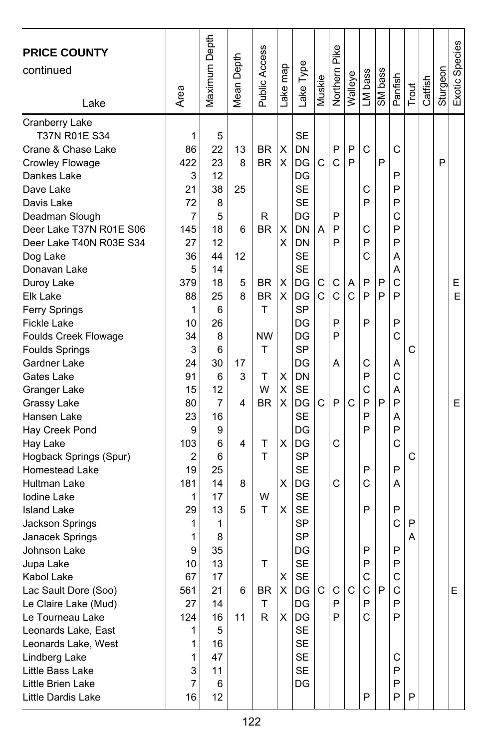| **PRICE COUNTY** continued Lake | Area | Maximum Depth | Mean Depth | Public Access | Lake map | Lake Type | Muskie | Northern Pike | Walleye | LM bass | SM bass | Panfish | Trout | Catfish | Sturgeon | Exotic Species |
|---|---|---|---|---|---|---|---|---|---|---|---|---|---|---|---|---|
| Cranberry Lake T37N R01E S34 | 1 | 5 | | | | SE | | | | | | | | | | |
| Crane & Chase Lake | 86 | 22 | 13 | BR | X | DN | | P | P | C | | C | | | | |
| Crowley Flowage | 422 | 23 | 8 | BR | X | DG | C | C | P | | P | | | | P | |
| Dankes Lake | 3 | 12 | | | | DG | | | | | | P | | | | |
| Dave Lake | 21 | 38 | 25 | | | SE | | | | C | | P | | | | |
| Davis Lake | 72 | 8 | | | | SE | | | | P | | P | | | | |
| Deadman Slough | 7 | 5 | | R | | DG | | P | | | | C | | | | |
| Deer Lake T37N R01E S06 | 145 | 18 | 6 | BR | X | DN | A | P | | C | | P | | | | |
| Deer Lake T40N R03E S34 | 27 | 12 | | | X | DN | | P | | P | | P | | | | |
| Dog Lake | 36 | 44 | 12 | | | SE | | | | C | | A | | | | |
| Donavan Lake | 5 | 14 | | | | SE | | | | | | A | | | | |
| Duroy Lake | 379 | 18 | 5 | BR | X | DG | C | C | A | P | P | C | | | | E |
| Elk Lake | 88 | 25 | 8 | BR | X | DG | C | C | C | P | P | P | | | | E |
| Ferry Springs | 1 | 6 | | T | | SP | | | | | | | | | | |
| Fickle Lake | 10 | 26 | | | | DG | | P | | P | | P | | | | |
| Foulds Creek Flowage | 34 | 8 | | NW | | DG | | P | | | | C | | | | |
| Foulds Springs | 3 | 6 | | T | | SP | | | | | | | C | | | |
| Gardner Lake | 24 | 30 | 17 | | | DG | | A | | C | | A | | | | |
| Gates Lake | 91 | 6 | 3 | T | X | DN | | | | P | | C | | | | |
| Granger Lake | 15 | 12 | | W | X | SE | | | | C | | A | | | | |
| Grassy Lake | 80 | 7 | 4 | BR | X | DG | C | P | C | P | P | P | | | | E |
| Hansen Lake | 23 | 16 | | | | SE | | | | P | | A | | | | |
| Hay Creek Pond | 9 | 9 | | | | DG | | | | P | | P | | | | |
| Hay Lake | 103 | 6 | 4 | T | X | DG | | C | | | | C | | | | |
| Hogback Springs (Spur) | 2 | 6 | | T | | SP | | | | | | | C | | | |
| Homestead Lake | 19 | 25 | | | | SE | | | | P | | P | | | | |
| Hultman Lake | 181 | 14 | 8 | | X | DG | | C | | C | | A | | | | |
| Iodine Lake | 1 | 17 | | W | | SE | | | | | | | | | | |
| Island Lake | 29 | 13 | 5 | T | X | SE | | | | P | | P | | | | |
| Jackson Springs | 1 | 1 | | | | SP | | | | | | C | P | | | |
| Janacek Springs | 1 | 8 | | | | SP | | | | | | | A | | | |
| Johnson Lake | 9 | 35 | | | | DG | | | | P | | P | | | | |
| Jupa Lake | 10 | 13 | | T | | SE | | | | P | | P | | | | |
| Kabol Lake | 67 | 17 | | | X | SE | | | | C | | C | | | | |
| Lac Sault Dore (Soo) | 561 | 21 | 6 | BR | X | DG | C | C | C | C | P | C | | | | E |
| Le Claire Lake (Mud) | 27 | 14 | | T | | DG | | P | | P | | P | | | | |
| Le Tourneau Lake | 124 | 16 | 11 | R | X | DG | | P | | C | | P | | | | |
| Leonards Lake, East | 1 | 5 | | | | SE | | | | | | | | | | |
| Leonards Lake, West | 1 | 16 | | | | SE | | | | | | | | | | |
| Lindberg Lake | 1 | 47 | | | | SE | | | | | | C | | | | |
| Little Bass Lake | 3 | 11 | | | | SE | | | | | | P | | | | |
| Little Brien Lake | 7 | 6 | | | | DG | | | | | | P | | | | |
| Little Dardis Lake | 16 | 12 | | | | | | | | P | | P | P | | | |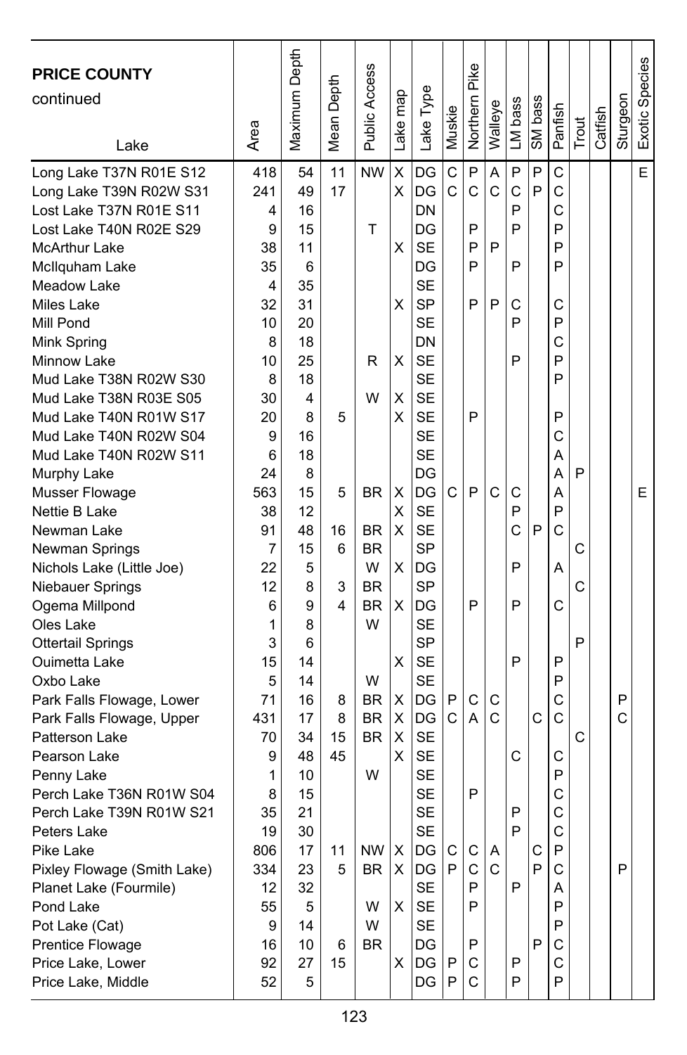**PRICE COUNTY** continued

| Lake | Area | Maximum Depth | Mean Depth | Public Access | Lake map | Lake Type | Muskie | Northern Pike | Walleye | LM bass | SM bass | Panfish | Trout | Catfish | Sturgeon | Exotic Species |
|---|---|---|---|---|---|---|---|---|---|---|---|---|---|---|---|---|
| Long Lake T37N R01E S12 | 418 | 54 | 11 | NW | X | DG | C | P | A | P | P | C | | | | E |
| Long Lake T39N R02W S31 | 241 | 49 | 17 | | X | DG | C | C | C | C | P | C | | | | |
| Lost Lake T37N R01E S11 | 4 | 16 | | | | DN | | | | P | | C | | | | |
| Lost Lake T40N R02E S29 | 9 | 15 | | T | | DG | | P | | P | | P | | | | |
| McArthur Lake | 38 | 11 | | | X | SE | | P | P | | | P | | | | |
| McIlquham Lake | 35 | 6 | | | | DG | | P | | P | | P | | | | |
| Meadow Lake | 4 | 35 | | | | SE | | | | | | | | | | |
| Miles Lake | 32 | 31 | | | X | SP | | P | P | C | | C | | | | |
| Mill Pond | 10 | 20 | | | | SE | | | | P | | P | | | | |
| Mink Spring | 8 | 18 | | | | DN | | | | | | C | | | | |
| Minnow Lake | 10 | 25 | | R | X | SE | | | | P | | P | | | | |
| Mud Lake T38N R02W S30 | 8 | 18 | | | | SE | | | | | | P | | | | |
| Mud Lake T38N R03E S05 | 30 | 4 | | W | X | SE | | | | | | | | | | |
| Mud Lake T40N R01W S17 | 20 | 8 | 5 | | X | SE | | P | | | | P | | | | |
| Mud Lake T40N R02W S04 | 9 | 16 | | | | SE | | | | | | C | | | | |
| Mud Lake T40N R02W S11 | 6 | 18 | | | | SE | | | | | | A | | | | |
| Murphy Lake | 24 | 8 | | | | DG | | | | | | A | P | | | |
| Musser Flowage | 563 | 15 | 5 | BR | X | DG | C | P | C | C | | A | | | | E |
| Nettie B Lake | 38 | 12 | | | X | SE | | | | P | | P | | | | |
| Newman Lake | 91 | 48 | 16 | BR | X | SE | | | | C | P | C | | | | |
| Newman Springs | 7 | 15 | 6 | BR | | SP | | | | | | | C | | | |
| Nichols Lake (Little Joe) | 22 | 5 | | W | X | DG | | | | P | | A | | | | |
| Niebauer Springs | 12 | 8 | 3 | BR | | SP | | | | | | | C | | | |
| Ogema Millpond | 6 | 9 | 4 | BR | X | DG | | P | | P | | C | | | | |
| Oles Lake | 1 | 8 | | W | | SE | | | | | | | | | | |
| Ottertail Springs | 3 | 6 | | | | SP | | | | | | | P | | | |
| Ouimetta Lake | 15 | 14 | | | X | SE | | | | P | | P | | | | |
| Oxbo Lake | 5 | 14 | | W | | SE | | | | | | P | | | | |
| Park Falls Flowage, Lower | 71 | 16 | 8 | BR | X | DG | P | C | C | | | C | | | P | |
| Park Falls Flowage, Upper | 431 | 17 | 8 | BR | X | DG | C | A | C | | C | C | | | C | |
| Patterson Lake | 70 | 34 | 15 | BR | X | SE | | | | | | | C | | | |
| Pearson Lake | 9 | 48 | 45 | | X | SE | | | | C | | C | | | | |
| Penny Lake | 1 | 10 | | W | | SE | | | | | | P | | | | |
| Perch Lake T36N R01W S04 | 8 | 15 | | | | SE | | P | | | | C | | | | |
| Perch Lake T39N R01W S21 | 35 | 21 | | | | SE | | | | P | | C | | | | |
| Peters Lake | 19 | 30 | | | | SE | | | | P | | C | | | | |
| Pike Lake | 806 | 17 | 11 | NW | X | DG | C | C | A | | C | P | | | | |
| Pixley Flowage (Smith Lake) | 334 | 23 | 5 | BR | X | DG | P | C | C | | P | C | | | P | |
| Planet Lake (Fourmile) | 12 | 32 | | | | SE | | P | | P | | A | | | | |
| Pond Lake | 55 | 5 | | W | X | SE | | P | | | | P | | | | |
| Pot Lake (Cat) | 9 | 14 | | W | | SE | | | | | | P | | | | |
| Prentice Flowage | 16 | 10 | 6 | BR | | DG | | P | | | P | C | | | | |
| Price Lake, Lower | 92 | 27 | 15 | | X | DG | P | C | | P | | C | | | | |
| Price Lake, Middle | 52 | 5 | | | | DG | P | C | | P | | P | | | | |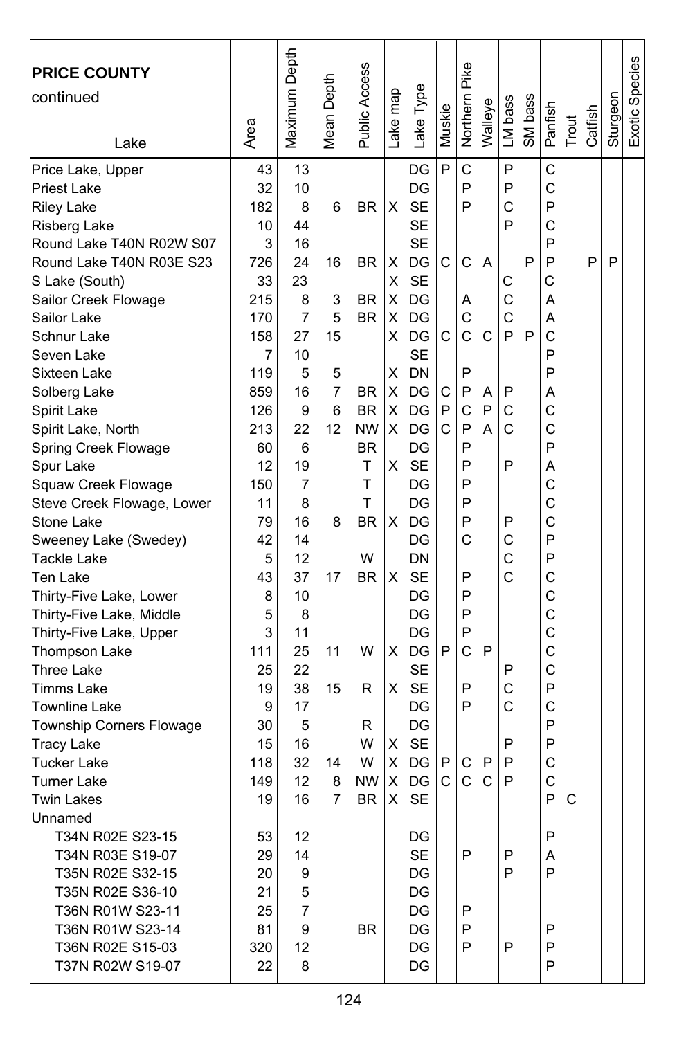| PRICE COUNTY continued Lake | Area | Maximum Depth | Mean Depth | Public Access | Lake map | Lake Type | Muskie | Northern Pike | Walleye | LM bass | SM bass | Panfish | Trout | Catfish | Sturgeon | Exotic Species |
|---|---|---|---|---|---|---|---|---|---|---|---|---|---|---|---|---|
| Price Lake, Upper | 43 | 13 | | | | DG | P | C | | P | | C | | | | |
| Priest Lake | 32 | 10 | | | | DG | | P | | P | | C | | | | |
| Riley Lake | 182 | 8 | 6 | BR | X | SE | | P | | C | | P | | | | |
| Risberg Lake | 10 | 44 | | | | SE | | | | P | | C | | | | |
| Round Lake T40N R02W S07 | 3 | 16 | | | | SE | | | | | | P | | | | |
| Round Lake T40N R03E S23 | 726 | 24 | 16 | BR | X | DG | C | C | A | | P | P | | P | P | |
| S Lake (South) | 33 | 23 | | | X | SE | | | | C | | C | | | | |
| Sailor Creek Flowage | 215 | 8 | 3 | BR | X | DG | | A | | C | | A | | | | |
| Sailor Lake | 170 | 7 | 5 | BR | X | DG | | C | | C | | A | | | | |
| Schnur Lake | 158 | 27 | 15 | | X | DG | C | C | C | P | P | C | | | | |
| Seven Lake | 7 | 10 | | | | SE | | | | | | P | | | | |
| Sixteen Lake | 119 | 5 | 5 | | X | DN | | P | | | | P | | | | |
| Solberg Lake | 859 | 16 | 7 | BR | X | DG | C | P | A | P | | A | | | | |
| Spirit Lake | 126 | 9 | 6 | BR | X | DG | P | C | P | C | | C | | | | |
| Spirit Lake, North | 213 | 22 | 12 | NW | X | DG | C | P | A | C | | C | | | | |
| Spring Creek Flowage | 60 | 6 | | BR | | DG | | P | | | | P | | | | |
| Spur Lake | 12 | 19 | | T | X | SE | | P | | P | | A | | | | |
| Squaw Creek Flowage | 150 | 7 | | T | | DG | | P | | | | C | | | | |
| Steve Creek Flowage, Lower | 11 | 8 | | T | | DG | | P | | | | C | | | | |
| Stone Lake | 79 | 16 | 8 | BR | X | DG | | P | | P | | C | | | | |
| Sweeney Lake (Swedey) | 42 | 14 | | | | DG | | C | | C | | P | | | | |
| Tackle Lake | 5 | 12 | | W | | DN | | | | C | | P | | | | |
| Ten Lake | 43 | 37 | 17 | BR | X | SE | | P | | C | | C | | | | |
| Thirty-Five Lake, Lower | 8 | 10 | | | | DG | | P | | | | C | | | | |
| Thirty-Five Lake, Middle | 5 | 8 | | | | DG | | P | | | | C | | | | |
| Thirty-Five Lake, Upper | 3 | 11 | | | | DG | | P | | | | C | | | | |
| Thompson Lake | 111 | 25 | 11 | W | X | DG | P | C | P | | | C | | | | |
| Three Lake | 25 | 22 | | | | SE | | | | P | | C | | | | |
| Timms Lake | 19 | 38 | 15 | R | X | SE | | P | | C | | P | | | | |
| Townline Lake | 9 | 17 | | | | DG | | P | | C | | C | | | | |
| Township Corners Flowage | 30 | 5 | | R | | DG | | | | | | P | | | | |
| Tracy Lake | 15 | 16 | | W | X | SE | | | | P | | P | | | | |
| Tucker Lake | 118 | 32 | 14 | W | X | DG | P | C | P | P | | C | | | | |
| Turner Lake | 149 | 12 | 8 | NW | X | DG | C | C | C | P | | C | | | | |
| Twin Lakes | 19 | 16 | 7 | BR | X | SE | | | | | | P | C | | | |
| Unnamed | | | | | | | | | | | | | | | | |
| T34N R02E S23-15 | 53 | 12 | | | | DG | | | | | | P | | | | |
| T34N R03E S19-07 | 29 | 14 | | | | SE | | P | | P | | A | | | | |
| T35N R02E S32-15 | 20 | 9 | | | | DG | | | | P | | P | | | | |
| T35N R02E S36-10 | 21 | 5 | | | | DG | | | | | | | | | | |
| T36N R01W S23-11 | 25 | 7 | | | | DG | | P | | | | | | | | |
| T36N R01W S23-14 | 81 | 9 | | BR | | DG | | P | | | | P | | | | |
| T36N R02E S15-03 | 320 | 12 | | | | DG | | P | | P | | P | | | | |
| T37N R02W S19-07 | 22 | 8 | | | | DG | | | | | | P | | | | |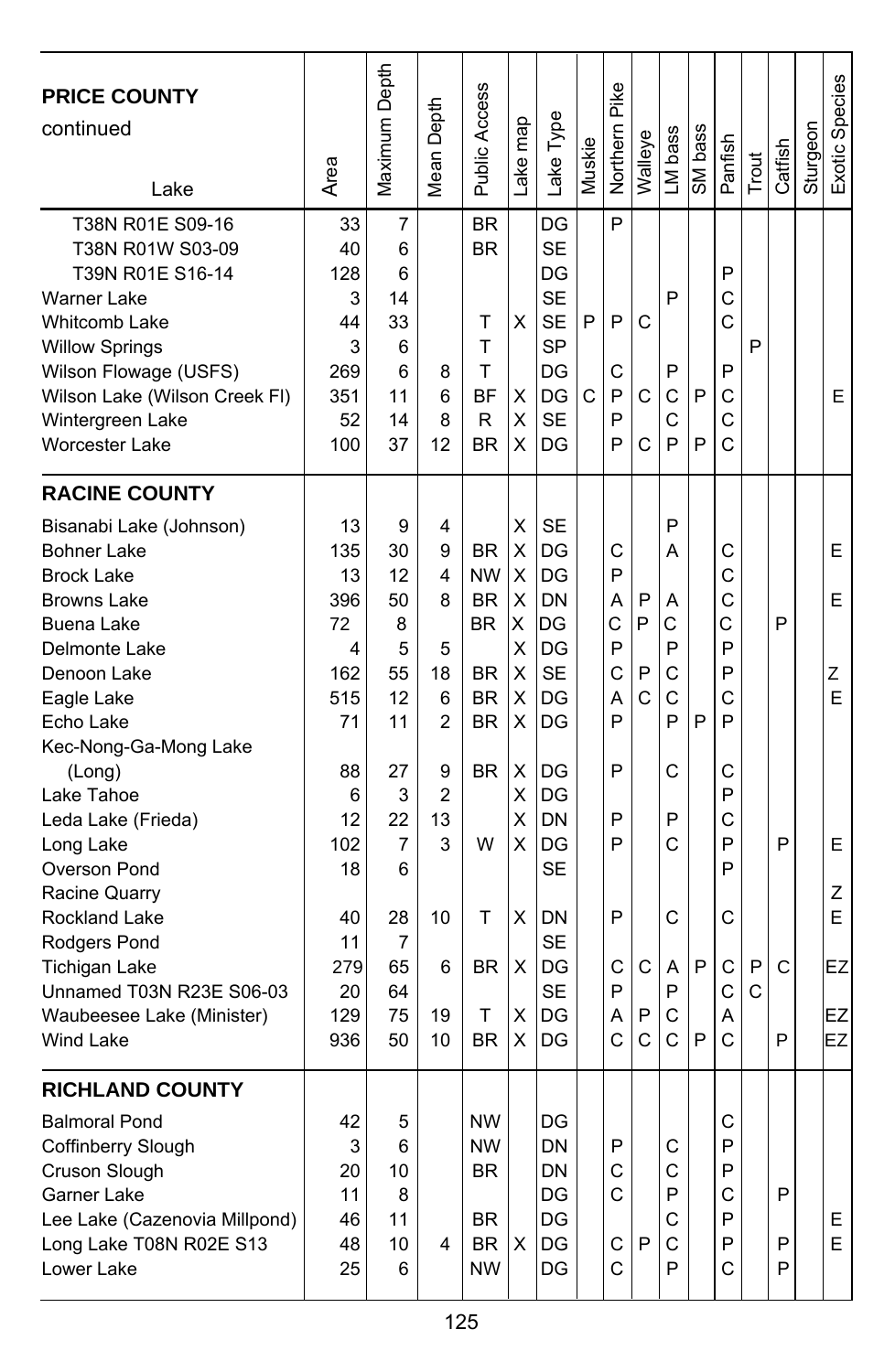| **PRICE COUNTY** continued<br>Lake | Area | Maximum Depth | Mean Depth | Public Access | Lake map | Lake Type | Muskie | Northern Pike | Walleye | LM bass | SM bass | Panfish | Trout | Catfish | Sturgeon | Exotic Species |
|---|---|---|---|---|---|---|---|---|---|---|---|---|---|---|---|---|
| T38N R01E S09-16 | 33 | 7 | | BR | | DG | | P | | | | | | | | |
| T38N R01W S03-09 | 40 | 6 | | BR | | SE | | | | | | | | | | |
| T39N R01E S16-14 | 128 | 6 | | | | DG | | | | | | P | | | | |
| Warner Lake | 3 | 14 | | | | SE | | | | P | | C | | | | |
| Whitcomb Lake | 44 | 33 | | T | X | SE | P | P | C | | | C | | | | |
| Willow Springs | 3 | 6 | | T | | SP | | | | | | | P | | | |
| Wilson Flowage (USFS) | 269 | 6 | 8 | T | | DG | | C | | P | | P | | | | |
| Wilson Lake (Wilson Creek Fl) | 351 | 11 | 6 | BF | X | DG | C | P | C | C | P | C | | | | E |
| Wintergreen Lake | 52 | 14 | 8 | R | X | SE | | P | | C | | C | | | | |
| Worcester Lake | 100 | 37 | 12 | BR | X | DG | | P | C | P | P | C | | | | |
| **RACINE COUNTY** | | | | | | | | | | | | | | | | |
| Bisanabi Lake (Johnson) | 13 | 9 | 4 | | X | SE | | | | P | | | | | | |
| Bohner Lake | 135 | 30 | 9 | BR | X | DG | | C | | A | | C | | | | E |
| Brock Lake | 13 | 12 | 4 | NW | X | DG | | P | | | | C | | | | |
| Browns Lake | 396 | 50 | 8 | BR | X | DN | | A | P | A | | C | | | | E |
| Buena Lake | 72 | 8 | | BR | X | DG | | C | P | C | | C | | P | | |
| Delmonte Lake | 4 | 5 | 5 | | X | DG | | P | | P | | P | | | | |
| Denoon Lake | 162 | 55 | 18 | BR | X | SE | | C | P | C | | P | | | | Z |
| Eagle Lake | 515 | 12 | 6 | BR | X | DG | | A | C | C | | C | | | | E |
| Echo Lake | 71 | 11 | 2 | BR | X | DG | | P | | P | P | P | | | | |
| Kec-Nong-Ga-Mong Lake (Long) | 88 | 27 | 9 | BR | X | DG | | P | | C | | C | | | | |
| Lake Tahoe | 6 | 3 | 2 | | X | DG | | | | | | P | | | | |
| Leda Lake (Frieda) | 12 | 22 | 13 | | X | DN | | P | | P | | C | | | | |
| Long Lake | 102 | 7 | 3 | W | X | DG | | P | | C | | P | | P | | E |
| Overson Pond | 18 | 6 | | | | SE | | | | | | P | | | | |
| Racine Quarry | | | | | | | | | | | | | | | | Z |
| Rockland Lake | 40 | 28 | 10 | T | X | DN | | P | | C | | C | | | | E |
| Rodgers Pond | 11 | 7 | | | | SE | | | | | | | | | | |
| Tichigan Lake | 279 | 65 | 6 | BR | X | DG | | C | C | A | P | C | P | C | | EZ |
| Unnamed T03N R23E S06-03 | 20 | 64 | | | | SE | | P | | P | | C | C | | | |
| Waubeesee Lake (Minister) | 129 | 75 | 19 | T | X | DG | | A | P | C | | A | | | | EZ |
| Wind Lake | 936 | 50 | 10 | BR | X | DG | | C | C | C | P | C | | P | | EZ |
| **RICHLAND COUNTY** | | | | | | | | | | | | | | | | |
| Balmoral Pond | 42 | 5 | | NW | | DG | | | | | | C | | | | |
| Coffinberry Slough | 3 | 6 | | NW | | DN | | P | | C | | P | | | | |
| Cruson Slough | 20 | 10 | | BR | | DN | | C | | C | | P | | | | |
| Garner Lake | 11 | 8 | | | | DG | | C | | P | | C | | P | | |
| Lee Lake (Cazenovia Millpond) | 46 | 11 | | BR | | DG | | | | C | | P | | | | E |
| Long Lake T08N R02E S13 | 48 | 10 | 4 | BR | X | DG | | C | P | C | | P | | P | | E |
| Lower Lake | 25 | 6 | | NW | | DG | | C | | P | | C | | P | | |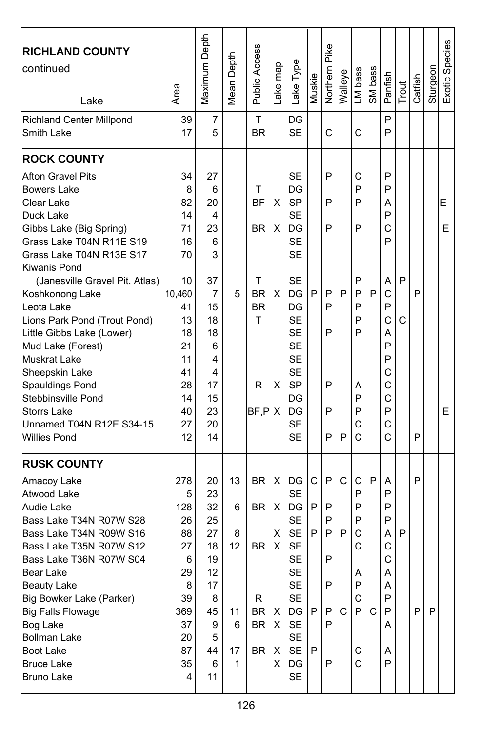| RICHLAND COUNTY continued<br>Lake | Area | Maximum Depth | Mean Depth | Public Access | Lake map | Lake Type | Muskie | Northern Pike | Walleye | LM bass | SM bass | Panfish | Trout | Catfish | Sturgeon | Exotic Species |
|---|---|---|---|---|---|---|---|---|---|---|---|---|---|---|---|---|
| Richland Center Millpond | 39 | 7 | | T | | DG | | | | | | P | | | | |
| Smith Lake | 17 | 5 | | BR | | SE | | C | | C | | P | | | | |
| **ROCK COUNTY** | | | | | | | | | | | | | | | | |
| Afton Gravel Pits | 34 | 27 | | | | SE | | P | | C | | P | | | | |
| Bowers Lake | 8 | 6 | | T | | DG | | | | P | | P | | | | |
| Clear Lake | 82 | 20 | | BF | X | SP | | P | | P | | A | | | | E |
| Duck Lake | 14 | 4 | | | | SE | | | | | | P | | | | |
| Gibbs Lake (Big Spring) | 71 | 23 | | BR | X | DG | | P | | P | | C | | | | E |
| Grass Lake T04N R11E S19 | 16 | 6 | | | | SE | | | | | | P | | | | |
| Grass Lake T04N R13E S17 | 70 | 3 | | | | SE | | | | | | | | | | |
| Kiwanis Pond (Janesville Gravel Pit, Atlas) | 10 | 37 | | T | | SE | | | | P | | A | P | | | |
| Koshkonong Lake | 10,460 | 7 | 5 | BR | X | DG | P | P | P | P | P | C | | P | | |
| Leota Lake | 41 | 15 | | BR | | DG | | P | | P | | P | | | | |
| Lions Park Pond (Trout Pond) | 13 | 18 | | T | | SE | | | | P | | C | C | | | |
| Little Gibbs Lake (Lower) | 18 | 18 | | | | SE | | P | | P | | A | | | | |
| Mud Lake (Forest) | 21 | 6 | | | | SE | | | | | | P | | | | |
| Muskrat Lake | 11 | 4 | | | | SE | | | | | | P | | | | |
| Sheepskin Lake | 41 | 4 | | | | SE | | | | | | C | | | | |
| Spauldings Pond | 28 | 17 | | R | X | SP | | P | | A | | C | | | | |
| Stebbinsville Pond | 14 | 15 | | | | DG | | | | P | | C | | | | |
| Storrs Lake | 40 | 23 | | BF,P | X | DG | | P | | P | | P | | | | E |
| Unnamed T04N R12E S34-15 | 27 | 20 | | | | SE | | | | C | | C | | | | |
| Willies Pond | 12 | 14 | | | | SE | | P | P | C | | C | | P | | |
| **RUSK COUNTY** | | | | | | | | | | | | | | | | |
| Amacoy Lake | 278 | 20 | 13 | BR | X | DG | C | P | C | C | P | A | | P | | |
| Atwood Lake | 5 | 23 | | | | SE | | | | P | | P | | | | |
| Audie Lake | 128 | 32 | 6 | BR | X | DG | P | P | | P | | P | | | | |
| Bass Lake T34N R07W S28 | 26 | 25 | | | | SE | | P | | P | | P | | | | |
| Bass Lake T34N R09W S16 | 88 | 27 | 8 | | X | SE | P | P | P | C | | A | P | | | |
| Bass Lake T35N R07W S12 | 27 | 18 | 12 | BR | X | SE | | | | C | | C | | | | |
| Bass Lake T36N R07W S04 | 6 | 19 | | | | SE | | P | | | | C | | | | |
| Bear Lake | 29 | 12 | | | | SE | | | | A | | A | | | | |
| Beauty Lake | 8 | 17 | | | | SE | | P | | P | | A | | | | |
| Big Bowker Lake (Parker) | 39 | 8 | | R | | SE | | | | C | | P | | | | |
| Big Falls Flowage | 369 | 45 | 11 | BR | X | DG | P | P | C | P | C | P | | P | P | |
| Bog Lake | 37 | 9 | 6 | BR | X | SE | | P | | | | A | | | | |
| Bollman Lake | 20 | 5 | | | | SE | | | | | | | | | | |
| Boot Lake | 87 | 44 | 17 | BR | X | SE | P | | | C | | A | | | | |
| Bruce Lake | 35 | 6 | 1 | | X | DG | | P | | C | | P | | | | |
| Bruno Lake | 4 | 11 | | | | SE | | | | | | | | | | |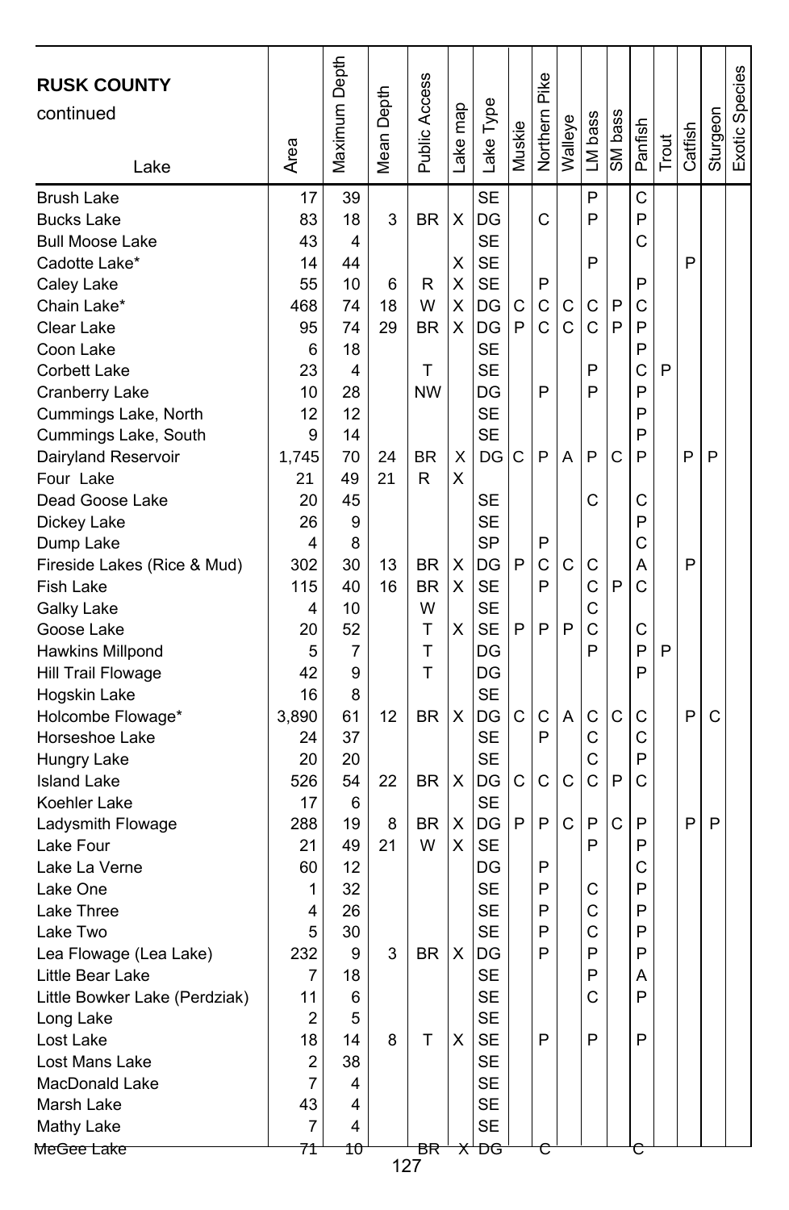**RUSK COUNTY**
continued

| Lake | Area | Maximum Depth | Mean Depth | Public Access | Lake map | Lake Type | Muskie | Northern Pike | Walleye | LM bass | SM bass | Panfish | Trout | Catfish | Sturgeon | Exotic Species |
|---|---|---|---|---|---|---|---|---|---|---|---|---|---|---|---|---|
| Brush Lake | 17 | 39 | | | | SE | | | | P | | C | | | | |
| Bucks Lake | 83 | 18 | 3 | BR | X | DG | | C | | P | | P | | | | |
| Bull Moose Lake | 43 | 4 | | | | SE | | | | | | C | | | | |
| Cadotte Lake* | 14 | 44 | | | X | SE | | | | P | | | | P | | |
| Caley Lake | 55 | 10 | 6 | R | X | SE | | P | | | | P | | | | |
| Chain Lake* | 468 | 74 | 18 | W | X | DG | C | C | C | C | P | C | | | | |
| Clear Lake | 95 | 74 | 29 | BR | X | DG | P | C | C | C | P | P | | | | |
| Coon Lake | 6 | 18 | | | | SE | | | | | | P | | | | |
| Corbett Lake | 23 | 4 | | T | | SE | | | | P | | C | P | | | |
| Cranberry Lake | 10 | 28 | | NW | | DG | | P | | P | | P | | | | |
| Cummings Lake, North | 12 | 12 | | | | SE | | | | | | P | | | | |
| Cummings Lake, South | 9 | 14 | | | | SE | | | | | | P | | | | |
| Dairyland Reservoir | 1,745 | 70 | 24 | BR | X | DG | C | P | A | P | C | P | | P | P | |
| Four Lake | 21 | 49 | 21 | R | X | | | | | | | | | | | |
| Dead Goose Lake | 20 | 45 | | | | SE | | | | C | | C | | | | |
| Dickey Lake | 26 | 9 | | | | SE | | | | | | P | | | | |
| Dump Lake | 4 | 8 | | | | SP | | P | | | | C | | | | |
| Fireside Lakes (Rice & Mud) | 302 | 30 | 13 | BR | X | DG | P | C | C | C | | A | | P | | |
| Fish Lake | 115 | 40 | 16 | BR | X | SE | | P | | C | P | C | | | | |
| Galky Lake | 4 | 10 | | W | | SE | | | | C | | | | | | |
| Goose Lake | 20 | 52 | | T | X | SE | P | P | P | C | | C | | | | |
| Hawkins Millpond | 5 | 7 | | T | | DG | | | | P | | P | P | | | |
| Hill Trail Flowage | 42 | 9 | | T | | DG | | | | | | P | | | | |
| Hogskin Lake | 16 | 8 | | | | SE | | | | | | | | | | |
| Holcombe Flowage* | 3,890 | 61 | 12 | BR | X | DG | C | C | A | C | C | C | | P | C | |
| Horseshoe Lake | 24 | 37 | | | | SE | | P | | C | | C | | | | |
| Hungry Lake | 20 | 20 | | | | SE | | | | C | | P | | | | |
| Island Lake | 526 | 54 | 22 | BR | X | DG | C | C | C | C | P | C | | | | |
| Koehler Lake | 17 | 6 | | | | SE | | | | | | | | | | |
| Ladysmith Flowage | 288 | 19 | 8 | BR | X | DG | P | P | C | P | C | P | | P | P | |
| Lake Four | 21 | 49 | 21 | W | X | SE | | | | P | | P | | | | |
| Lake La Verne | 60 | 12 | | | | DG | | P | | | | C | | | | |
| Lake One | 1 | 32 | | | | SE | | P | | C | | P | | | | |
| Lake Three | 4 | 26 | | | | SE | | P | | C | | P | | | | |
| Lake Two | 5 | 30 | | | | SE | | P | | C | | P | | | | |
| Lea Flowage (Lea Lake) | 232 | 9 | 3 | BR | X | DG | | P | | P | | P | | | | |
| Little Bear Lake | 7 | 18 | | | | SE | | | | P | | A | | | | |
| Little Bowker Lake (Perdziak) | 11 | 6 | | | | SE | | | | C | | P | | | | |
| Long Lake | 2 | 5 | | | | SE | | | | | | | | | | |
| Lost Lake | 18 | 14 | 8 | T | X | SE | | P | | P | | P | | | | |
| Lost Mans Lake | 2 | 38 | | | | SE | | | | | | | | | | |
| MacDonald Lake | 7 | 4 | | | | SE | | | | | | | | | | |
| Marsh Lake | 43 | 4 | | | | SE | | | | | | | | | | |
| Mathy Lake | 7 | 4 | | | | SE | | | | | | | | | | |
| MeGee Lake | 71 | 10 | | BR | X | DG | | C | | | | C | | | | |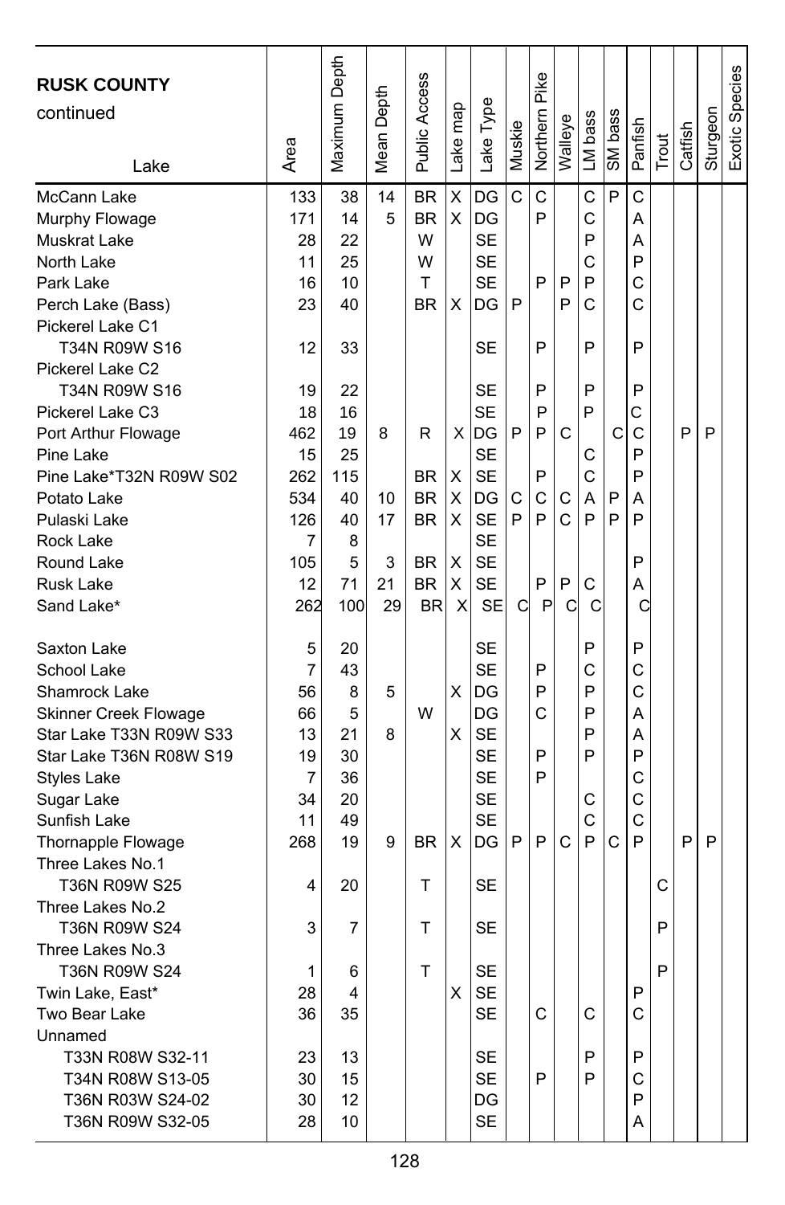**RUSK COUNTY** continued

| Lake | Area | Maximum Depth | Mean Depth | Public Access | Lake map | Lake Type | Muskie | Northern Pike | Walleye | LM bass | SM bass | Panfish | Trout | Catfish | Sturgeon | Exotic Species |
|---|---|---|---|---|---|---|---|---|---|---|---|---|---|---|---|---|
| McCann Lake | 133 | 38 | 14 | BR | X | DG | C | C | | C | P | C | | | | |
| Murphy Flowage | 171 | 14 | 5 | BR | X | DG | | P | | C | | A | | | | |
| Muskrat Lake | 28 | 22 | | W | | SE | | | | P | | A | | | | |
| North Lake | 11 | 25 | | W | | SE | | | | C | | P | | | | |
| Park Lake | 16 | 10 | | T | | SE | | P | P | P | | C | | | | |
| Perch Lake (Bass) | 23 | 40 | | BR | X | DG | P | | P | C | | C | | | | |
| Pickerel Lake C1 T34N R09W S16 | 12 | 33 | | | | SE | | P | | P | | P | | | | |
| Pickerel Lake C2 T34N R09W S16 | 19 | 22 | | | | SE | | P | | P | | P | | | | |
| Pickerel Lake C3 | 18 | 16 | | | | SE | | P | | P | | C | | | | |
| Port Arthur Flowage | 462 | 19 | 8 | R | X | DG | P | P | C | | C | C | | P | P | |
| Pine Lake | 15 | 25 | | | | SE | | | | C | | P | | | | |
| Pine Lake*T32N R09W S02 | 262 | 115 | | BR | X | SE | | P | | C | | P | | | | |
| Potato Lake | 534 | 40 | 10 | BR | X | DG | C | C | C | A | P | A | | | | |
| Pulaski Lake | 126 | 40 | 17 | BR | X | SE | P | P | C | P | P | P | | | | |
| Rock Lake | 7 | 8 | | | | SE | | | | | | | | | | |
| Round Lake | 105 | 5 | 3 | BR | X | SE | | | | | | P | | | | |
| Rusk Lake | 12 | 71 | 21 | BR | X | SE | | P | P | C | | A | | | | |
| Sand Lake* | 262 | 100 | 29 | BR | X | SE | C | P | C | C | | C | | | | |
| Saxton Lake | 5 | 20 | | | | SE | | | | P | | P | | | | |
| School Lake | 7 | 43 | | | | SE | | P | | C | | C | | | | |
| Shamrock Lake | 56 | 8 | 5 | | X | DG | | P | | P | | C | | | | |
| Skinner Creek Flowage | 66 | 5 | | W | | DG | | C | | P | | A | | | | |
| Star Lake T33N R09W S33 | 13 | 21 | 8 | | X | SE | | | | P | | A | | | | |
| Star Lake T36N R08W S19 | 19 | 30 | | | | SE | | P | | P | | P | | | | |
| Styles Lake | 7 | 36 | | | | SE | | P | | | | C | | | | |
| Sugar Lake | 34 | 20 | | | | SE | | | | C | | C | | | | |
| Sunfish Lake | 11 | 49 | | | | SE | | | | C | | C | | | | |
| Thornapple Flowage | 268 | 19 | 9 | BR | X | DG | P | P | C | P | C | P | | P | P | |
| Three Lakes No.1 T36N R09W S25 | 4 | 20 | | T | | SE | | | | | | | C | | | |
| Three Lakes No.2 T36N R09W S24 | 3 | 7 | | T | | SE | | | | | | | P | | | |
| Three Lakes No.3 T36N R09W S24 | 1 | 6 | | T | | SE | | | | | | | P | | | |
| Twin Lake, East* | 28 | 4 | | | X | SE | | | | | | P | | | | |
| Two Bear Lake | 36 | 35 | | | | SE | | C | | C | | C | | | | |
| Unnamed T33N R08W S32-11 | 23 | 13 | | | | SE | | | | P | | P | | | | |
| Unnamed T34N R08W S13-05 | 30 | 15 | | | | SE | | P | | P | | C | | | | |
| Unnamed T36N R03W S24-02 | 30 | 12 | | | | DG | | | | | | P | | | | |
| Unnamed T36N R09W S32-05 | 28 | 10 | | | | SE | | | | | | A | | | | |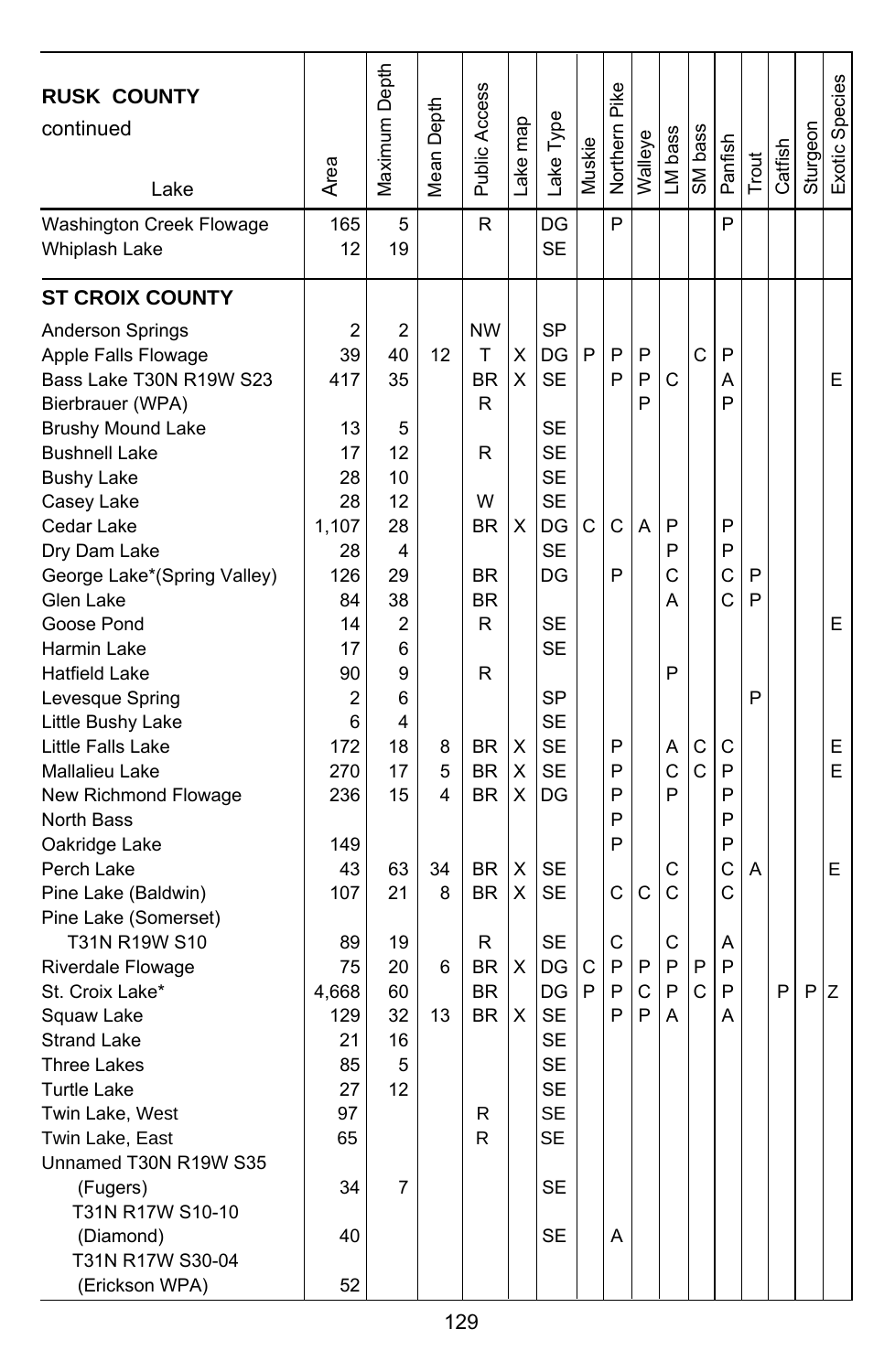## RUSK COUNTY continued

| Lake | Area | Maximum Depth | Mean Depth | Public Access | Lake map | Lake Type | Muskie | Northern Pike | Walleye | LM bass | SM bass | Panfish | Trout | Catfish | Sturgeon | Exotic Species |
|---|---|---|---|---|---|---|---|---|---|---|---|---|---|---|---|---|
| Washington Creek Flowage | 165 | 5 | | R | | DG | | P | | | | P | | | | |
| Whiplash Lake | 12 | 19 | | | | SE | | | | | | | | | | |

## ST CROIX COUNTY

| Lake | Area | Maximum Depth | Mean Depth | Public Access | Lake map | Lake Type | Muskie | Northern Pike | Walleye | LM bass | SM bass | Panfish | Trout | Catfish | Sturgeon | Exotic Species |
|---|---|---|---|---|---|---|---|---|---|---|---|---|---|---|---|---|
| Anderson Springs | 2 | 2 | | NW | | SP | | | | | | | | | | |
| Apple Falls Flowage | 39 | 40 | 12 | T | X | DG | P | P | P | | C | P | | | | |
| Bass Lake T30N R19W S23 | 417 | 35 | | BR | X | SE | | P | P | C | | A | | | | E |
| Bierbrauer (WPA) | | | | R | | | | | P | | | P | | | | |
| Brushy Mound Lake | 13 | 5 | | | | SE | | | | | | | | | | |
| Bushnell Lake | 17 | 12 | | R | | SE | | | | | | | | | | |
| Bushy Lake | 28 | 10 | | | | SE | | | | | | | | | | |
| Casey Lake | 28 | 12 | | W | | SE | | | | | | | | | | |
| Cedar Lake | 1,107 | 28 | | BR | X | DG | C | C | A | P | | P | | | | |
| Dry Dam Lake | 28 | 4 | | | | SE | | | | P | | P | | | | |
| George Lake*(Spring Valley) | 126 | 29 | | BR | | DG | | P | | C | | C | P | | | |
| Glen Lake | 84 | 38 | | BR | | | | | | A | | C | P | | | |
| Goose Pond | 14 | 2 | | R | | SE | | | | | | | | | | E |
| Harmin Lake | 17 | 6 | | | | SE | | | | | | | | | | |
| Hatfield Lake | 90 | 9 | | R | | | | | | P | | | | | | |
| Levesque Spring | 2 | 6 | | | | SP | | | | | | | P | | | |
| Little Bushy Lake | 6 | 4 | | | | SE | | | | | | | | | | |
| Little Falls Lake | 172 | 18 | 8 | BR | X | SE | | P | | A | C | C | | | | E |
| Mallalieu Lake | 270 | 17 | 5 | BR | X | SE | | P | | C | C | P | | | | E |
| New Richmond Flowage | 236 | 15 | 4 | BR | X | DG | | P | | P | | P | | | | |
| North Bass | | | | | | | | P | | | | P | | | | |
| Oakridge Lake | 149 | | | | | | | P | | | | P | | | | |
| Perch Lake | 43 | 63 | 34 | BR | X | SE | | | | C | | C | A | | | E |
| Pine Lake (Baldwin) | 107 | 21 | 8 | BR | X | SE | | C | C | C | | C | | | | |
| Pine Lake (Somerset) T31N R19W S10 | 89 | 19 | | R | | SE | | C | | C | | A | | | | |
| Riverdale Flowage | 75 | 20 | 6 | BR | X | DG | C | P | P | P | P | P | | | | |
| St. Croix Lake* | 4,668 | 60 | | BR | | DG | P | P | C | P | C | P | | P | P | Z |
| Squaw Lake | 129 | 32 | 13 | BR | X | SE | | P | P | A | | A | | | | |
| Strand Lake | 21 | 16 | | | | SE | | | | | | | | | | |
| Three Lakes | 85 | 5 | | | | SE | | | | | | | | | | |
| Turtle Lake | 27 | 12 | | | | SE | | | | | | | | | | |
| Twin Lake, West | 97 | | | R | | SE | | | | | | | | | | |
| Twin Lake, East | 65 | | | R | | SE | | | | | | | | | | |
| Unnamed T30N R19W S35 (Fugers) | 34 | 7 | | | | SE | | | | | | | | | | |
| T31N R17W S10-10 (Diamond) | 40 | | | | | SE | | A | | | | | | | | |
| T31N R17W S30-04 (Erickson WPA) | 52 | | | | | | | | | | | | | | | |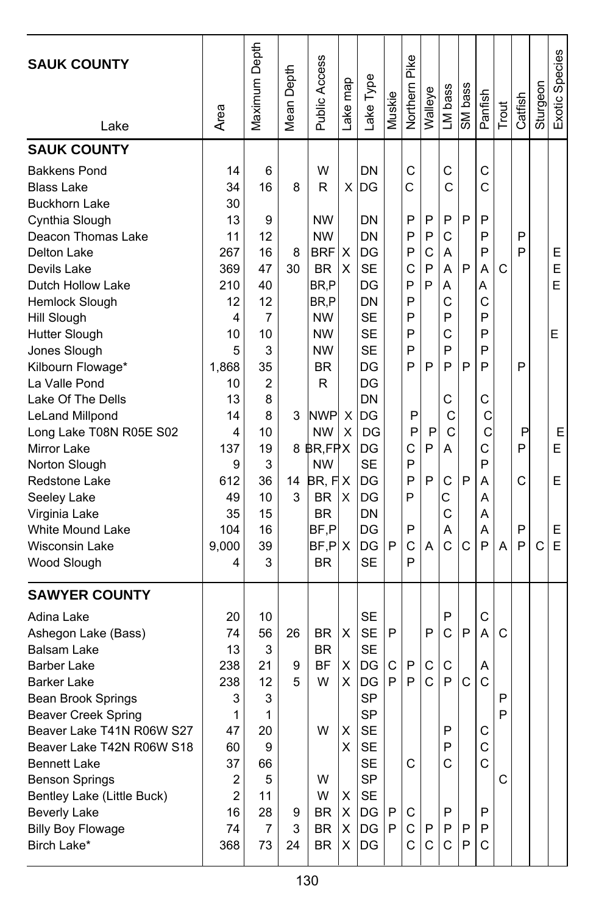| SAUK COUNTY Lake | Area | Maximum Depth | Mean Depth | Public Access | Lake map | Lake Type | Muskie | Northern Pike | Walleye | LM bass | SM bass | Panfish | Trout | Catfish | Sturgeon | Exotic Species |
|---|---|---|---|---|---|---|---|---|---|---|---|---|---|---|---|---|
| **SAUK COUNTY** | | | | | | | | | | | | | | | | |
| Bakkens Pond | 14 | 6 | | W | | DN | | C | | C | | C | | | | |
| Blass Lake | 34 | 16 | 8 | R | X | DG | | C | | C | | C | | | | |
| Buckhorn Lake | 30 | | | | | | | | | | | | | | | |
| Cynthia Slough | 13 | 9 | | NW | | DN | | P | P | P | P | P | | | | |
| Deacon Thomas Lake | 11 | 12 | | NW | | DN | | P | P | C | | P | | P | | |
| Delton Lake | 267 | 16 | 8 | BRF | X | DG | | P | C | A | | P | | P | | E |
| Devils Lake | 369 | 47 | 30 | BR | X | SE | | C | P | A | P | A | C | | | E |
| Dutch Hollow Lake | 210 | 40 | | BR,P | | DG | | P | P | A | | A | | | | E |
| Hemlock Slough | 12 | 12 | | BR,P | | DN | | P | | C | | C | | | | |
| Hill Slough | 4 | 7 | | NW | | SE | | P | | P | | P | | | | |
| Hutter Slough | 10 | 10 | | NW | | SE | | P | | C | | P | | | | E |
| Jones Slough | 5 | 3 | | NW | | SE | | P | | P | | P | | | | |
| Kilbourn Flowage* | 1,868 | 35 | | BR | | DG | | P | P | P | P | P | | P | | |
| La Valle Pond | 10 | 2 | | R | | DG | | | | | | | | | | |
| Lake Of The Dells | 13 | 8 | | | | DN | | | | C | | C | | | | |
| LeLand Millpond | 14 | 8 | 3 | NWP | X | DG | | P | | C | | C | | | | |
| Long Lake T08N R05E S02 | 4 | 10 | | NW | X | DG | | P | P | C | | C | | P | | E |
| Mirror Lake | 137 | 19 | 8 | BR,FP | X | DG | | C | P | A | | C | | P | | E |
| Norton Slough | 9 | 3 | | NW | | SE | | P | | | | P | | | | |
| Redstone Lake | 612 | 36 | 14 | BR, F | X | DG | | P | P | C | P | A | | C | | E |
| Seeley Lake | 49 | 10 | 3 | BR | X | DG | | P | | C | | A | | | | |
| Virginia Lake | 35 | 15 | | BR | | DN | | | | C | | A | | | | |
| White Mound Lake | 104 | 16 | | BF,P | | DG | | P | | A | | A | | P | | E |
| Wisconsin Lake | 9,000 | 39 | | BF,P | X | DG | P | C | A | C | C | P | A | P | C | E |
| Wood Slough | 4 | 3 | | BR | | SE | | P | | | | | | | | |
| **SAWYER COUNTY** | | | | | | | | | | | | | | | | |
| Adina Lake | 20 | 10 | | | | SE | | | | P | | C | | | | |
| Ashegon Lake (Bass) | 74 | 56 | 26 | BR | X | SE | P | | P | C | P | A | C | | | |
| Balsam Lake | 13 | 3 | | BR | | SE | | | | | | | | | | |
| Barber Lake | 238 | 21 | 9 | BF | X | DG | C | P | C | C | | A | | | | |
| Barker Lake | 238 | 12 | 5 | W | X | DG | P | P | C | P | C | C | | | | |
| Bean Brook Springs | 3 | 3 | | | | SP | | | | | | | P | | | |
| Beaver Creek Spring | 1 | 1 | | | | SP | | | | | | | P | | | |
| Beaver Lake T41N R06W S27 | 47 | 20 | | W | X | SE | | | | P | | C | | | | |
| Beaver Lake T42N R06W S18 | 60 | 9 | | | X | SE | | | | P | | C | | | | |
| Bennett Lake | 37 | 66 | | | | SE | | C | | C | | C | | | | |
| Benson Springs | 2 | 5 | | W | | SP | | | | | | | C | | | |
| Bentley Lake (Little Buck) | 2 | 11 | | W | X | SE | | | | | | | | | | |
| Beverly Lake | 16 | 28 | 9 | BR | X | DG | P | C | | P | | P | | | | |
| Billy Boy Flowage | 74 | 7 | 3 | BR | X | DG | P | C | P | P | P | P | | | | |
| Birch Lake* | 368 | 73 | 24 | BR | X | DG | | C | C | C | P | C | | | | |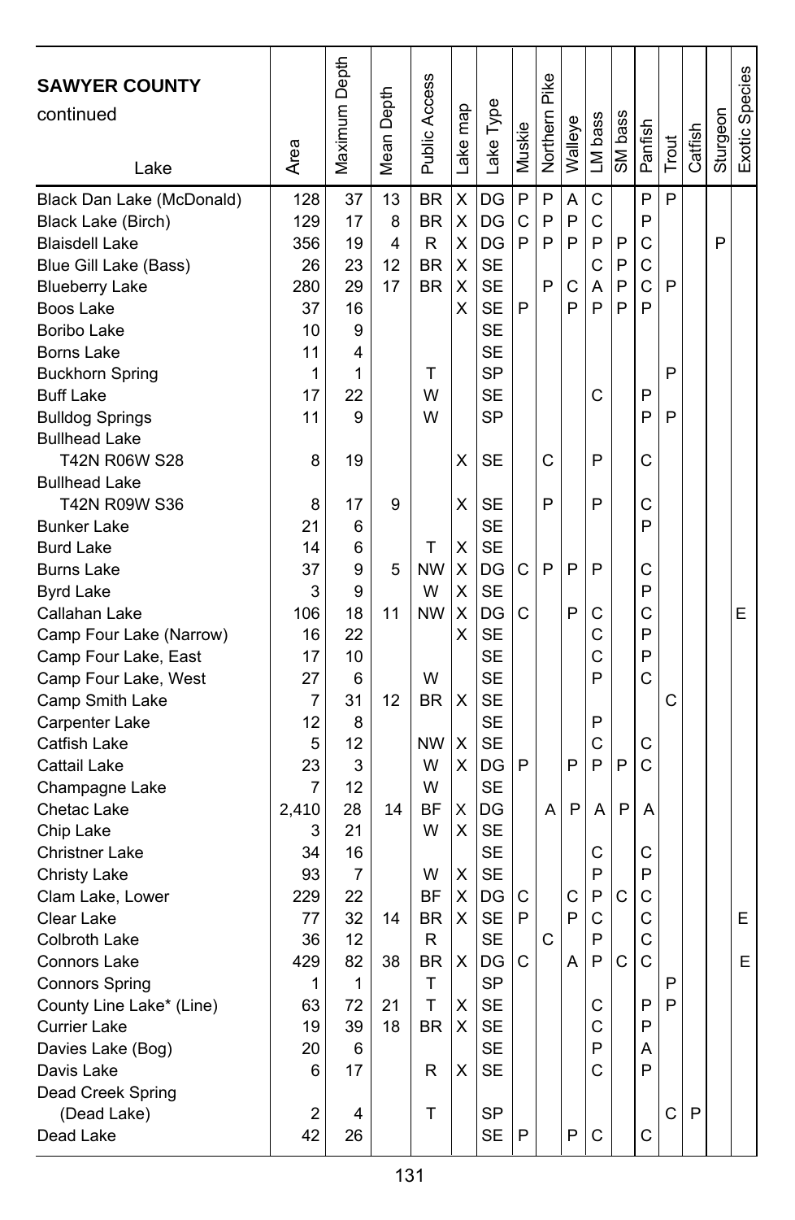## SAWYER COUNTY continued

| Lake | Area | Maximum Depth | Mean Depth | Public Access | Lake map | Lake Type | Muskie | Northern Pike | Walleye | LM bass | SM bass | Panfish | Trout | Catfish | Sturgeon | Exotic Species |
|---|---|---|---|---|---|---|---|---|---|---|---|---|---|---|---|---|
| Black Dan Lake (McDonald) | 128 | 37 | 13 | BR | X | DG | P | P | A | C | | P | P | | | |
| Black Lake (Birch) | 129 | 17 | 8 | BR | X | DG | C | P | P | C | | P | | | | |
| Blaisdell Lake | 356 | 19 | 4 | R | X | DG | P | P | P | P | P | C | | | P | |
| Blue Gill Lake (Bass) | 26 | 23 | 12 | BR | X | SE | | | | C | P | C | | | | |
| Blueberry Lake | 280 | 29 | 17 | BR | X | SE | | P | C | A | P | C | P | | | |
| Boos Lake | 37 | 16 | | | X | SE | P | | P | P | P | P | | | | |
| Boribo Lake | 10 | 9 | | | | SE | | | | | | | | | | |
| Borns Lake | 11 | 4 | | | | SE | | | | | | | | | | |
| Buckhorn Spring | 1 | 1 | | T | | SP | | | | | | | P | | | |
| Buff Lake | 17 | 22 | | W | | SE | | | | C | | P | | | | |
| Bulldog Springs | 11 | 9 | | W | | SP | | | | | | P | P | | | |
| Bullhead Lake T42N R06W S28 | 8 | 19 | | | X | SE | | C | | P | | C | | | | |
| Bullhead Lake T42N R09W S36 | 8 | 17 | 9 | | X | SE | | P | | P | | C | | | | |
| Bunker Lake | 21 | 6 | | | | SE | | | | | | P | | | | |
| Burd Lake | 14 | 6 | | T | X | SE | | | | | | | | | | |
| Burns Lake | 37 | 9 | 5 | NW | X | DG | C | P | P | P | | C | | | | |
| Byrd Lake | 3 | 9 | | W | X | SE | | | | | | P | | | | |
| Callahan Lake | 106 | 18 | 11 | NW | X | DG | C | | P | C | | C | | | | E |
| Camp Four Lake (Narrow) | 16 | 22 | | | X | SE | | | | C | | P | | | | |
| Camp Four Lake, East | 17 | 10 | | | | SE | | | | C | | P | | | | |
| Camp Four Lake, West | 27 | 6 | | W | | SE | | | | P | | C | | | | |
| Camp Smith Lake | 7 | 31 | 12 | BR | X | SE | | | | | | | C | | | |
| Carpenter Lake | 12 | 8 | | | | SE | | | | P | | | | | | |
| Catfish Lake | 5 | 12 | | NW | X | SE | | | | C | | C | | | | |
| Cattail Lake | 23 | 3 | | W | X | DG | P | | P | P | P | C | | | | |
| Champagne Lake | 7 | 12 | | W | | SE | | | | | | | | | | |
| Chetac Lake | 2,410 | 28 | 14 | BF | X | DG | | A | P | A | P | A | | | | |
| Chip Lake | 3 | 21 | | W | X | SE | | | | | | | | | | |
| Christner Lake | 34 | 16 | | | | SE | | | | C | | C | | | | |
| Christy Lake | 93 | 7 | | W | X | SE | | | | P | | P | | | | |
| Clam Lake, Lower | 229 | 22 | | BF | X | DG | C | | C | P | C | C | | | | |
| Clear Lake | 77 | 32 | 14 | BR | X | SE | P | | P | C | | C | | | | E |
| Colbroth Lake | 36 | 12 | | R | | SE | | C | | P | | C | | | | |
| Connors Lake | 429 | 82 | 38 | BR | X | DG | C | | A | P | C | C | | | | E |
| Connors Spring | 1 | 1 | | T | | SP | | | | | | | P | | | |
| County Line Lake* (Line) | 63 | 72 | 21 | T | X | SE | | | | C | | P | P | | | |
| Currier Lake | 19 | 39 | 18 | BR | X | SE | | | | C | | P | | | | |
| Davies Lake (Bog) | 20 | 6 | | | | SE | | | | P | | A | | | | |
| Davis Lake | 6 | 17 | | R | X | SE | | | | C | | P | | | | |
| Dead Creek Spring (Dead Lake) | 2 | 4 | | T | | SP | | | | | | | C | P | | |
| Dead Lake | 42 | 26 | | | | SE | P | | P | C | | C | | | | |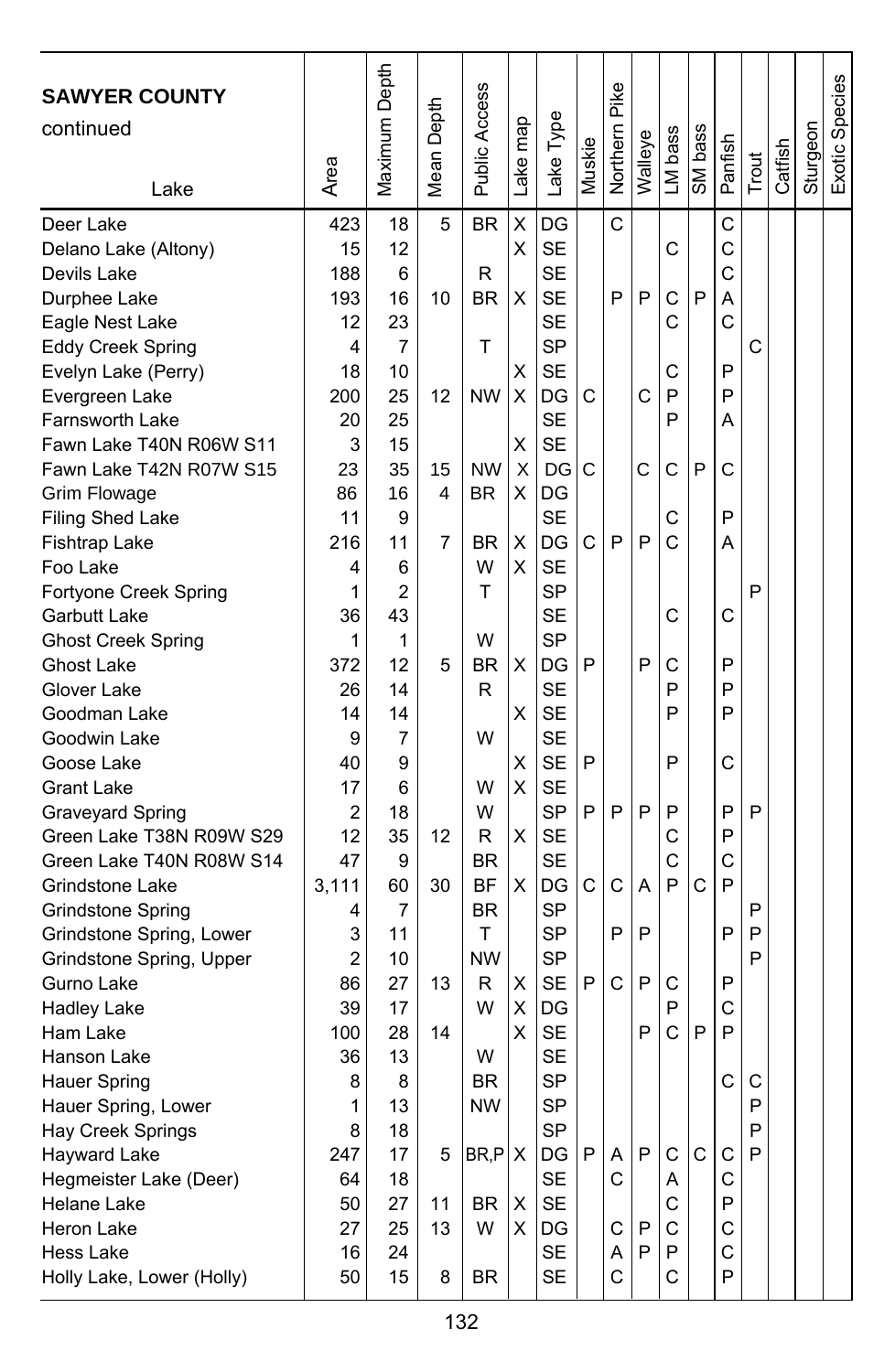| **SAWYER COUNTY** continued Lake | Area | Maximum Depth | Mean Depth | Public Access | Lake map | Lake Type | Muskie | Northern Pike | Walleye | LM bass | SM bass | Panfish | Trout | Catfish | Sturgeon | Exotic Species |
|---|---|---|---|---|---|---|---|---|---|---|---|---|---|---|---|---|
| Deer Lake | 423 | 18 | 5 | BR | X | DG | | C | | | | C | | | | |
| Delano Lake (Altony) | 15 | 12 | | | X | SE | | | | C | | C | | | | |
| Devils Lake | 188 | 6 | | R | | SE | | | | | | C | | | | |
| Durphee Lake | 193 | 16 | 10 | BR | X | SE | | P | P | C | P | A | | | | |
| Eagle Nest Lake | 12 | 23 | | | | SE | | | | C | | C | | | | |
| Eddy Creek Spring | 4 | 7 | | T | | SP | | | | | | | C | | | |
| Evelyn Lake (Perry) | 18 | 10 | | | X | SE | | | | C | | P | | | | |
| Evergreen Lake | 200 | 25 | 12 | NW | X | DG | C | | C | P | | P | | | | |
| Farnsworth Lake | 20 | 25 | | | | SE | | | | P | | A | | | | |
| Fawn Lake T40N R06W S11 | 3 | 15 | | | X | SE | | | | | | | | | | |
| Fawn Lake T42N R07W S15 | 23 | 35 | 15 | NW | X | DG | C | | C | C | P | C | | | | |
| Grim Flowage | 86 | 16 | 4 | BR | X | DG | | | | | | | | | | |
| Filing Shed Lake | 11 | 9 | | | | SE | | | | C | | P | | | | |
| Fishtrap Lake | 216 | 11 | 7 | BR | X | DG | C | P | P | C | | A | | | | |
| Foo Lake | 4 | 6 | | W | X | SE | | | | | | | | | | |
| Fortyone Creek Spring | 1 | 2 | | T | | SP | | | | | | | P | | | |
| Garbutt Lake | 36 | 43 | | | | SE | | | | C | | C | | | | |
| Ghost Creek Spring | 1 | 1 | | W | | SP | | | | | | | | | | |
| Ghost Lake | 372 | 12 | 5 | BR | X | DG | P | | P | C | | P | | | | |
| Glover Lake | 26 | 14 | | R | | SE | | | | P | | P | | | | |
| Goodman Lake | 14 | 14 | | | X | SE | | | | P | | P | | | | |
| Goodwin Lake | 9 | 7 | | W | | SE | | | | | | | | | | |
| Goose Lake | 40 | 9 | | | X | SE | P | | | P | | C | | | | |
| Grant Lake | 17 | 6 | | W | X | SE | | | | | | | | | | |
| Graveyard Spring | 2 | 18 | | W | | SP | P | P | P | P | | P | P | | | |
| Green Lake T38N R09W S29 | 12 | 35 | 12 | R | X | SE | | | | C | | P | | | | |
| Green Lake T40N R08W S14 | 47 | 9 | | BR | | SE | | | | C | | C | | | | |
| Grindstone Lake | 3,111 | 60 | 30 | BF | X | DG | C | C | A | P | C | P | | | | |
| Grindstone Spring | 4 | 7 | | BR | | SP | | | | | | | P | | | |
| Grindstone Spring, Lower | 3 | 11 | | T | | SP | | P | P | | | P | P | | | |
| Grindstone Spring, Upper | 2 | 10 | | NW | | SP | | | | | | | P | | | |
| Gurno Lake | 86 | 27 | 13 | R | X | SE | P | C | P | C | | P | | | | |
| Hadley Lake | 39 | 17 | | W | X | DG | | | | P | | C | | | | |
| Ham Lake | 100 | 28 | 14 | | X | SE | | | P | C | P | P | | | | |
| Hanson Lake | 36 | 13 | | W | | SE | | | | | | | | | | |
| Hauer Spring | 8 | 8 | | BR | | SP | | | | | | C | C | | | |
| Hauer Spring, Lower | 1 | 13 | | NW | | SP | | | | | | | P | | | |
| Hay Creek Springs | 8 | 18 | | | | SP | | | | | | | P | | | |
| Hayward Lake | 247 | 17 | 5 | BR,P | X | DG | P | A | P | C | C | C | P | | | |
| Hegmeister Lake (Deer) | 64 | 18 | | | | SE | | C | | A | | C | | | | |
| Helane Lake | 50 | 27 | 11 | BR | X | SE | | | | C | | P | | | | |
| Heron Lake | 27 | 25 | 13 | W | X | DG | | C | P | C | | C | | | | |
| Hess Lake | 16 | 24 | | | | SE | | A | P | P | | C | | | | |
| Holly Lake, Lower (Holly) | 50 | 15 | 8 | BR | | SE | | C | | C | | P | | | | |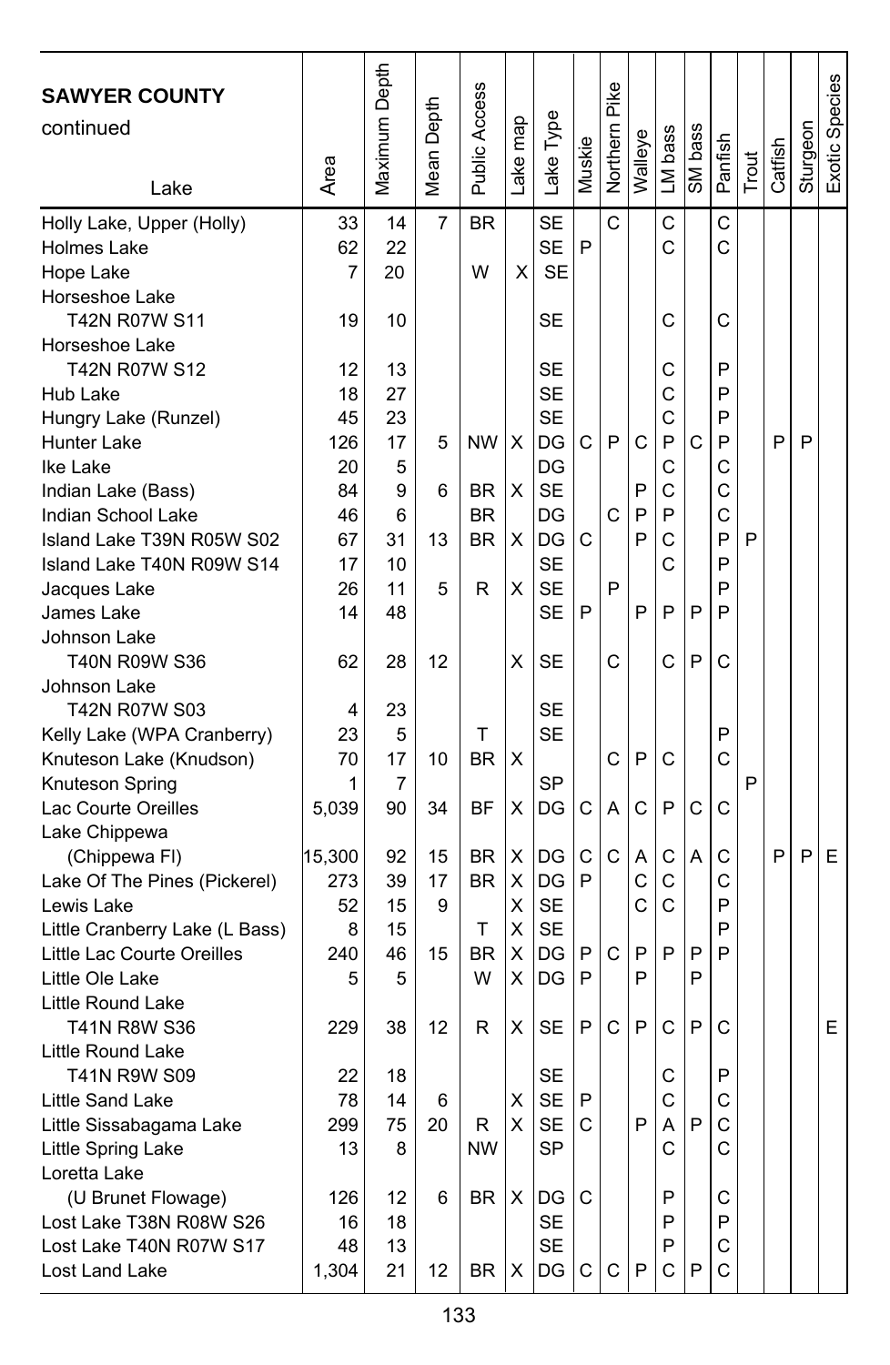| SAWYER COUNTY continued Lake | Area | Maximum Depth | Mean Depth | Public Access | Lake map | Lake Type | Muskie | Northern Pike | Walleye | LM bass | SM bass | Panfish | Trout | Catfish | Sturgeon | Exotic Species |
|---|---|---|---|---|---|---|---|---|---|---|---|---|---|---|---|---|
| Holly Lake, Upper (Holly) | 33 | 14 | 7 | BR | | SE | | C | | C | | C | | | | |
| Holmes Lake | 62 | 22 | | | | SE | P | | | C | | C | | | | |
| Hope Lake | 7 | 20 | | W | X | SE | | | | | | | | | | |
| Horseshoe Lake T42N R07W S11 | 19 | 10 | | | | SE | | | | C | | C | | | | |
| Horseshoe Lake T42N R07W S12 | 12 | 13 | | | | SE | | | | C | | P | | | | |
| Hub Lake | 18 | 27 | | | | SE | | | | C | | P | | | | |
| Hungry Lake (Runzel) | 45 | 23 | | | | SE | | | | C | | P | | | | |
| Hunter Lake | 126 | 17 | 5 | NW | X | DG | C | P | C | P | C | P | | P | P | |
| Ike Lake | 20 | 5 | | | | DG | | | | C | | C | | | | |
| Indian Lake (Bass) | 84 | 9 | 6 | BR | X | SE | | | P | C | | C | | | | |
| Indian School Lake | 46 | 6 | | BR | | DG | | C | P | P | | C | | | | |
| Island Lake T39N R05W S02 | 67 | 31 | 13 | BR | X | DG | C | | P | C | | P | P | | | |
| Island Lake T40N R09W S14 | 17 | 10 | | | | SE | | | | C | | P | | | | |
| Jacques Lake | 26 | 11 | 5 | R | X | SE | | P | | | | P | | | | |
| James Lake | 14 | 48 | | | | SE | P | | P | P | P | P | | | | |
| Johnson Lake T40N R09W S36 | 62 | 28 | 12 | | X | SE | | C | | C | P | C | | | | |
| Johnson Lake T42N R07W S03 | 4 | 23 | | | | SE | | | | | | | | | | |
| Kelly Lake (WPA Cranberry) | 23 | 5 | | T | | SE | | | | | | P | | | | |
| Knuteson Lake (Knudson) | 70 | 17 | 10 | BR | X | | | C | P | C | | C | | | | |
| Knuteson Spring | 1 | 7 | | | | SP | | | | | | | P | | | |
| Lac Courte Oreilles | 5,039 | 90 | 34 | BF | X | DG | C | A | C | P | C | C | | | | |
| Lake Chippewa (Chippewa Fl) | 15,300 | 92 | 15 | BR | X | DG | C | C | A | C | A | C | | P | P | E |
| Lake Of The Pines (Pickerel) | 273 | 39 | 17 | BR | X | DG | P | | C | C | | C | | | | |
| Lewis Lake | 52 | 15 | 9 | | X | SE | | | C | C | | P | | | | |
| Little Cranberry Lake (L Bass) | 8 | 15 | | T | X | SE | | | | | | P | | | | |
| Little Lac Courte Oreilles | 240 | 46 | 15 | BR | X | DG | P | C | P | P | P | P | | | | |
| Little Ole Lake | 5 | 5 | | W | X | DG | P | | P | | P | | | | | |
| Little Round Lake T41N R8W S36 | 229 | 38 | 12 | R | X | SE | P | C | P | C | P | C | | | | E |
| Little Round Lake T41N R9W S09 | 22 | 18 | | | | SE | | | | C | | P | | | | |
| Little Sand Lake | 78 | 14 | 6 | | X | SE | P | | | C | | C | | | | |
| Little Sissabagama Lake | 299 | 75 | 20 | R | X | SE | C | | P | A | P | C | | | | |
| Little Spring Lake | 13 | 8 | | NW | | SP | | | | C | | C | | | | |
| Loretta Lake (U Brunet Flowage) | 126 | 12 | 6 | BR | X | DG | C | | | P | | C | | | | |
| Lost Lake T38N R08W S26 | 16 | 18 | | | | SE | | | | P | | P | | | | |
| Lost Lake T40N R07W S17 | 48 | 13 | | | | SE | | | | P | | C | | | | |
| Lost Land Lake | 1,304 | 21 | 12 | BR | X | DG | C | C | P | C | P | C | | | | |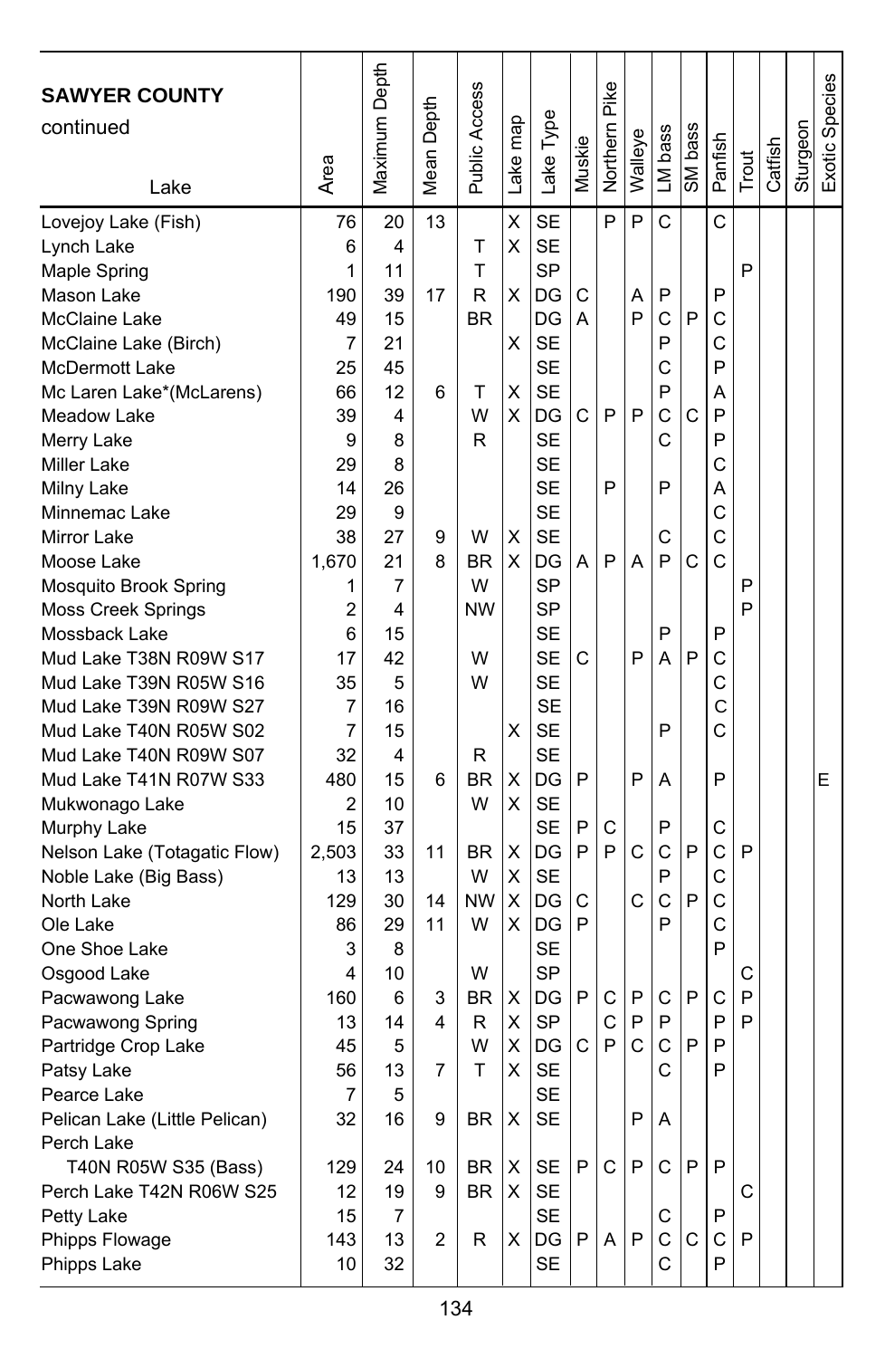| SAWYER COUNTY continued Lake | Area | Maximum Depth | Mean Depth | Public Access | Lake map | Lake Type | Muskie | Northern Pike | Walleye | LM bass | SM bass | Panfish | Trout | Catfish | Sturgeon | Exotic Species |
|---|---|---|---|---|---|---|---|---|---|---|---|---|---|---|---|---|
| Lovejoy Lake (Fish) | 76 | 20 | 13 | | X | SE | | P | P | C | | C | | | | |
| Lynch Lake | 6 | 4 | | T | X | SE | | | | | | | | | | |
| Maple Spring | 1 | 11 | | T | | SP | | | | | | | P | | | |
| Mason Lake | 190 | 39 | 17 | R | X | DG | C | | A | P | | P | | | | |
| McClaine Lake | 49 | 15 | | BR | | DG | A | | P | C | P | C | | | | |
| McClaine Lake (Birch) | 7 | 21 | | | X | SE | | | | P | | C | | | | |
| McDermott Lake | 25 | 45 | | | | SE | | | | C | | P | | | | |
| Mc Laren Lake*(McLarens) | 66 | 12 | 6 | T | X | SE | | | | P | | A | | | | |
| Meadow Lake | 39 | 4 | | W | X | DG | C | P | P | C | C | P | | | | |
| Merry Lake | 9 | 8 | | R | | SE | | | | C | | P | | | | |
| Miller Lake | 29 | 8 | | | | SE | | | | | | C | | | | |
| Milny Lake | 14 | 26 | | | | SE | | P | | P | | A | | | | |
| Minnemac Lake | 29 | 9 | | | | SE | | | | | | C | | | | |
| Mirror Lake | 38 | 27 | 9 | W | X | SE | | | | C | | C | | | | |
| Moose Lake | 1,670 | 21 | 8 | BR | X | DG | A | P | A | P | C | C | | | | |
| Mosquito Brook Spring | 1 | 7 | | W | | SP | | | | | | | P | | | |
| Moss Creek Springs | 2 | 4 | | NW | | SP | | | | | | | P | | | |
| Mossback Lake | 6 | 15 | | | | SE | | | | P | | P | | | | |
| Mud Lake T38N R09W S17 | 17 | 42 | | W | | SE | C | | P | A | P | C | | | | |
| Mud Lake T39N R05W S16 | 35 | 5 | | W | | SE | | | | | | C | | | | |
| Mud Lake T39N R09W S27 | 7 | 16 | | | | SE | | | | | | C | | | | |
| Mud Lake T40N R05W S02 | 7 | 15 | | | X | SE | | | | P | | C | | | | |
| Mud Lake T40N R09W S07 | 32 | 4 | | R | | SE | | | | | | | | | | |
| Mud Lake T41N R07W S33 | 480 | 15 | 6 | BR | X | DG | P | | P | A | | P | | | | E |
| Mukwonago Lake | 2 | 10 | | W | X | SE | | | | | | | | | | |
| Murphy Lake | 15 | 37 | | | | SE | P | C | | P | | C | | | | |
| Nelson Lake (Totagatic Flow) | 2,503 | 33 | 11 | BR | X | DG | P | P | C | C | P | C | P | | | |
| Noble Lake (Big Bass) | 13 | 13 | | W | X | SE | | | | P | | C | | | | |
| North Lake | 129 | 30 | 14 | NW | X | DG | C | | C | C | P | C | | | | |
| Ole Lake | 86 | 29 | 11 | W | X | DG | P | | | P | | C | | | | |
| One Shoe Lake | 3 | 8 | | | | SE | | | | | | P | | | | |
| Osgood Lake | 4 | 10 | | W | | SP | | | | | | | C | | | |
| Pacwawong Lake | 160 | 6 | 3 | BR | X | DG | P | C | P | C | P | C | P | | | |
| Pacwawong Spring | 13 | 14 | 4 | R | X | SP | | C | P | P | | P | P | | | |
| Partridge Crop Lake | 45 | 5 | | W | X | DG | C | P | C | C | P | P | | | | |
| Patsy Lake | 56 | 13 | 7 | T | X | SE | | | | C | | P | | | | |
| Pearce Lake | 7 | 5 | | | | SE | | | | | | | | | | |
| Pelican Lake (Little Pelican) | 32 | 16 | 9 | BR | X | SE | | | P | A | | | | | | |
| Perch Lake T40N R05W S35 (Bass) | 129 | 24 | 10 | BR | X | SE | P | C | P | C | P | P | | | | |
| Perch Lake T42N R06W S25 | 12 | 19 | 9 | BR | X | SE | | | | | | | C | | | |
| Petty Lake | 15 | 7 | | | | SE | | | | C | | P | | | | |
| Phipps Flowage | 143 | 13 | 2 | R | X | DG | P | A | P | C | C | C | P | | | |
| Phipps Lake | 10 | 32 | | | | SE | | | | C | | P | | | | |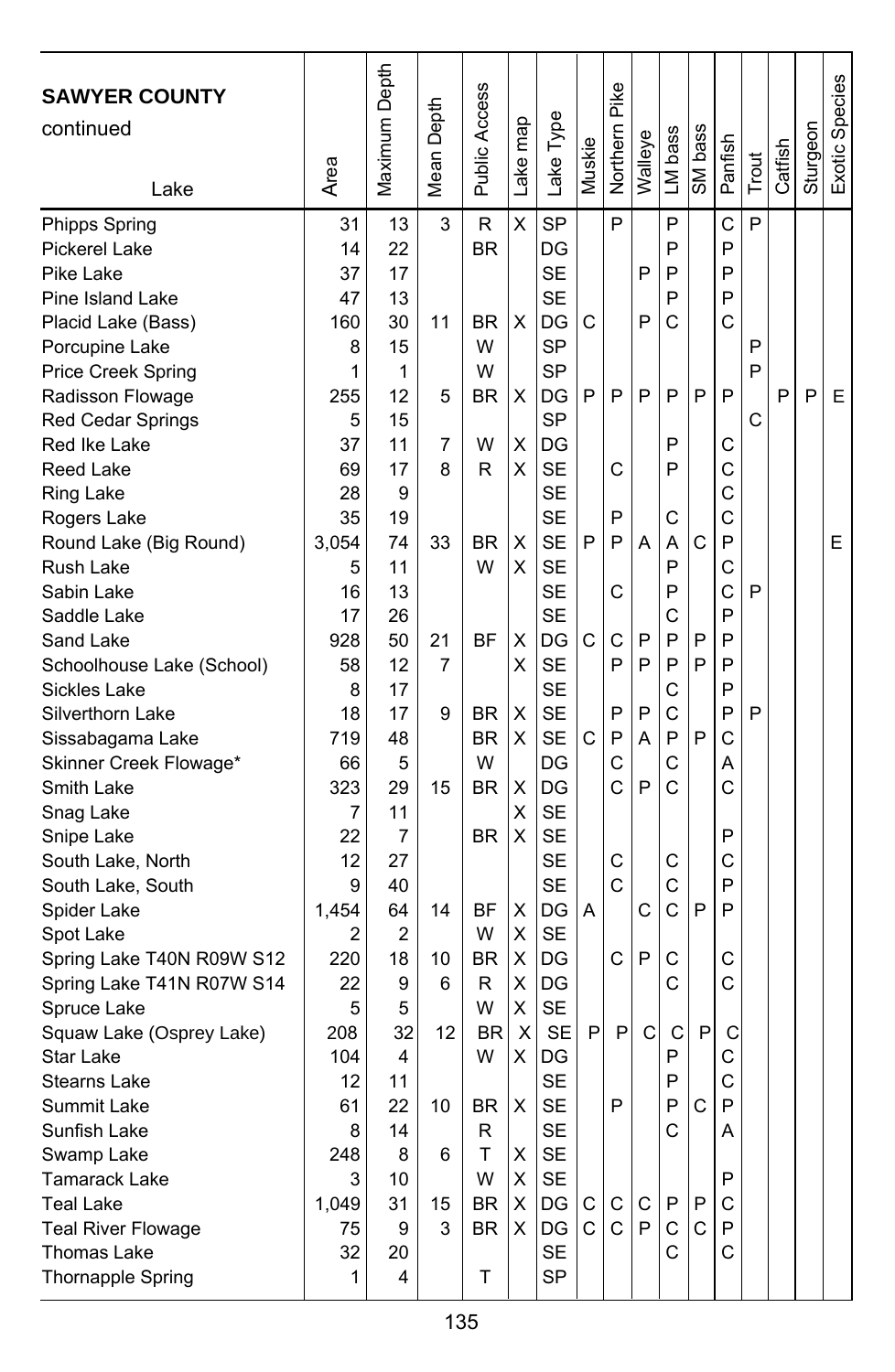| **SAWYER COUNTY** continued Lake | Area | Maximum Depth | Mean Depth | Public Access | Lake map | Lake Type | Muskie | Northern Pike | Walleye | LM bass | SM bass | Panfish | Trout | Catfish | Sturgeon | Exotic Species |
|---|---|---|---|---|---|---|---|---|---|---|---|---|---|---|---|---|
| Phipps Spring | 31 | 13 | 3 | R | X | SP | | P | | P | | C | P | | | |
| Pickerel Lake | 14 | 22 | | BR | | DG | | | | P | | P | | | | |
| Pike Lake | 37 | 17 | | | | SE | | | P | P | | P | | | | |
| Pine Island Lake | 47 | 13 | | | | SE | | | | P | | P | | | | |
| Placid Lake (Bass) | 160 | 30 | 11 | BR | X | DG | C | | P | C | | C | | | | |
| Porcupine Lake | 8 | 15 | | W | | SP | | | | | | | P | | | |
| Price Creek Spring | 1 | 1 | | W | | SP | | | | | | | P | | | |
| Radisson Flowage | 255 | 12 | 5 | BR | X | DG | P | P | P | P | P | P | | P | P | E |
| Red Cedar Springs | 5 | 15 | | | | SP | | | | | | | C | | | |
| Red Ike Lake | 37 | 11 | 7 | W | X | DG | | | | P | | C | | | | |
| Reed Lake | 69 | 17 | 8 | R | X | SE | | C | | P | | C | | | | |
| Ring Lake | 28 | 9 | | | | SE | | | | | | C | | | | |
| Rogers Lake | 35 | 19 | | | | SE | | P | | C | | C | | | | |
| Round Lake (Big Round) | 3,054 | 74 | 33 | BR | X | SE | P | P | A | A | C | P | | | | E |
| Rush Lake | 5 | 11 | | W | X | SE | | | | P | | C | | | | |
| Sabin Lake | 16 | 13 | | | | SE | | C | | P | | C | P | | | |
| Saddle Lake | 17 | 26 | | | | SE | | | | C | | P | | | | |
| Sand Lake | 928 | 50 | 21 | BF | X | DG | C | C | P | P | P | P | | | | |
| Schoolhouse Lake (School) | 58 | 12 | 7 | | X | SE | | P | P | P | P | P | | | | |
| Sickles Lake | 8 | 17 | | | | SE | | | | C | | P | | | | |
| Silverthorn Lake | 18 | 17 | 9 | BR | X | SE | | P | P | C | | P | P | | | |
| Sissabagama Lake | 719 | 48 | | BR | X | SE | C | P | A | P | P | C | | | | |
| Skinner Creek Flowage* | 66 | 5 | | W | | DG | | C | | C | | A | | | | |
| Smith Lake | 323 | 29 | 15 | BR | X | DG | | C | P | C | | C | | | | |
| Snag Lake | 7 | 11 | | | X | SE | | | | | | | | | | |
| Snipe Lake | 22 | 7 | | BR | X | SE | | | | | | P | | | | |
| South Lake, North | 12 | 27 | | | | SE | | C | | C | | C | | | | |
| South Lake, South | 9 | 40 | | | | SE | | C | | C | | P | | | | |
| Spider Lake | 1,454 | 64 | 14 | BF | X | DG | A | | C | C | P | P | | | | |
| Spot Lake | 2 | 2 | | W | X | SE | | | | | | | | | | |
| Spring Lake T40N R09W S12 | 220 | 18 | 10 | BR | X | DG | | C | P | C | | C | | | | |
| Spring Lake T41N R07W S14 | 22 | 9 | 6 | R | X | DG | | | | C | | C | | | | |
| Spruce Lake | 5 | 5 | | W | X | SE | | | | | | | | | | |
| Squaw Lake (Osprey Lake) | 208 | 32 | 12 | BR | X | SE | P | P | C | C | P | C | | | | |
| Star Lake | 104 | 4 | | W | X | DG | | | | P | | C | | | | |
| Stearns Lake | 12 | 11 | | | | SE | | | | P | | C | | | | |
| Summit Lake | 61 | 22 | 10 | BR | X | SE | | P | | P | C | P | | | | |
| Sunfish Lake | 8 | 14 | | R | | SE | | | | C | | A | | | | |
| Swamp Lake | 248 | 8 | 6 | T | X | SE | | | | | | | | | | |
| Tamarack Lake | 3 | 10 | | W | X | SE | | | | | | P | | | | |
| Teal Lake | 1,049 | 31 | 15 | BR | X | DG | C | C | C | P | P | C | | | | |
| Teal River Flowage | 75 | 9 | 3 | BR | X | DG | C | C | P | C | C | P | | | | |
| Thomas Lake | 32 | 20 | | | | SE | | | | C | | C | | | | |
| Thornapple Spring | 1 | 4 | | T | | SP | | | | | | | | | | |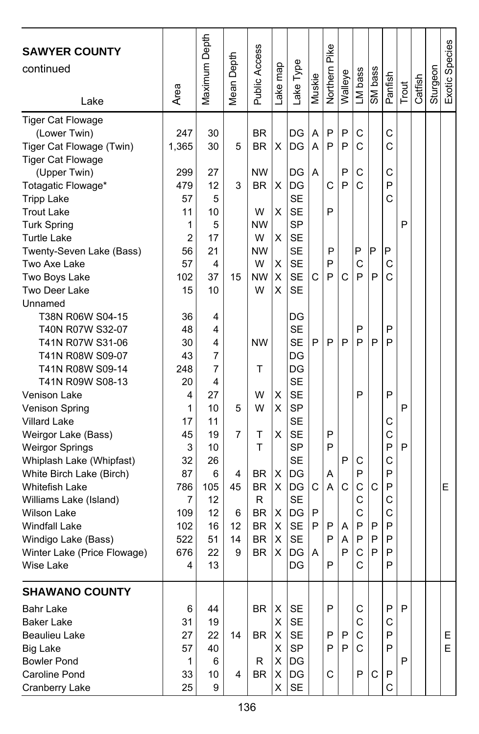| SAWYER COUNTY continued Lake | Area | Maximum Depth | Mean Depth | Public Access | Lake map | Lake Type | Muskie | Northern Pike | Walleye | LM bass | SM bass | Panfish | Trout | Catfish | Sturgeon | Exotic Species |
|---|---|---|---|---|---|---|---|---|---|---|---|---|---|---|---|---|
| Tiger Cat Flowage (Lower Twin) | 247 | 30 | | BR | | DG | A | P | P | C | | C | | | | |
| Tiger Cat Flowage (Twin) | 1,365 | 30 | 5 | BR | X | DG | A | P | P | C | | C | | | | |
| Tiger Cat Flowage (Upper Twin) | 299 | 27 | | NW | | DG | A | | P | C | | C | | | | |
| Totagatic Flowage* | 479 | 12 | 3 | BR | X | DG | | C | P | C | | P | | | | |
| Tripp Lake | 57 | 5 | | | | SE | | | | | | C | | | | |
| Trout Lake | 11 | 10 | | W | X | SE | | P | | | | | | | | |
| Turk Spring | 1 | 5 | | NW | | SP | | | | | | | P | | | |
| Turtle Lake | 2 | 17 | | W | X | SE | | | | | | | | | | |
| Twenty-Seven Lake (Bass) | 56 | 21 | | NW | | SE | | P | | P | P | P | | | | |
| Two Axe Lake | 57 | 4 | | W | X | SE | | P | | C | | C | | | | |
| Two Boys Lake | 102 | 37 | 15 | NW | X | SE | C | P | C | P | P | C | | | | |
| Two Deer Lake | 15 | 10 | | W | X | SE | | | | | | | | | | |
| Unnamed | | | | | | | | | | | | | | | | |
| T38N R06W S04-15 | 36 | 4 | | | | DG | | | | | | | | | | |
| T40N R07W S32-07 | 48 | 4 | | | | SE | | | | P | | P | | | | |
| T41N R07W S31-06 | 30 | 4 | | NW | | SE | P | P | P | P | P | P | | | | |
| T41N R08W S09-07 | 43 | 7 | | | | DG | | | | | | | | | | |
| T41N R08W S09-14 | 248 | 7 | | T | | DG | | | | | | | | | | |
| T41N R09W S08-13 | 20 | 4 | | | | SE | | | | | | | | | | |
| Venison Lake | 4 | 27 | | W | X | SE | | | | P | | P | | | | |
| Venison Spring | 1 | 10 | 5 | W | X | SP | | | | | | | P | | | |
| Villard Lake | 17 | 11 | | | | SE | | | | | | C | | | | |
| Weirgor Lake (Bass) | 45 | 19 | 7 | T | X | SE | | P | | | | C | | | | |
| Weirgor Springs | 3 | 10 | | T | | SP | | P | | | | P | P | | | |
| Whiplash Lake (Whipfast) | 32 | 26 | | | | SE | | | P | C | | C | | | | |
| White Birch Lake (Birch) | 87 | 6 | 4 | BR | X | DG | | A | | P | | P | | | | |
| Whitefish Lake | 786 | 105 | 45 | BR | X | DG | C | A | C | C | C | P | | | | E |
| Williams Lake (Island) | 7 | 12 | | R | | SE | | | | C | | C | | | | |
| Wilson Lake | 109 | 12 | 6 | BR | X | DG | P | | | C | | C | | | | |
| Windfall Lake | 102 | 16 | 12 | BR | X | SE | P | P | A | P | P | P | | | | |
| Windigo Lake (Bass) | 522 | 51 | 14 | BR | X | SE | | P | A | P | P | P | | | | |
| Winter Lake (Price Flowage) | 676 | 22 | 9 | BR | X | DG | A | | P | C | P | P | | | | |
| Wise Lake | 4 | 13 | | | | DG | | P | | C | | P | | | | |
| **SHAWANO COUNTY** | | | | | | | | | | | | | | | | |
| Bahr Lake | 6 | 44 | | BR | X | SE | | P | | C | | P | P | | | |
| Baker Lake | 31 | 19 | | | X | SE | | | | C | | C | | | | |
| Beaulieu Lake | 27 | 22 | 14 | BR | X | SE | | P | P | C | | P | | | | E |
| Big Lake | 57 | 40 | | | X | SP | | P | P | C | | P | | | | E |
| Bowler Pond | 1 | 6 | | R | X | DG | | | | | | | P | | | |
| Caroline Pond | 33 | 10 | 4 | BR | X | DG | | C | | P | C | P | | | | |
| Cranberry Lake | 25 | 9 | | | X | SE | | | | | | C | | | | |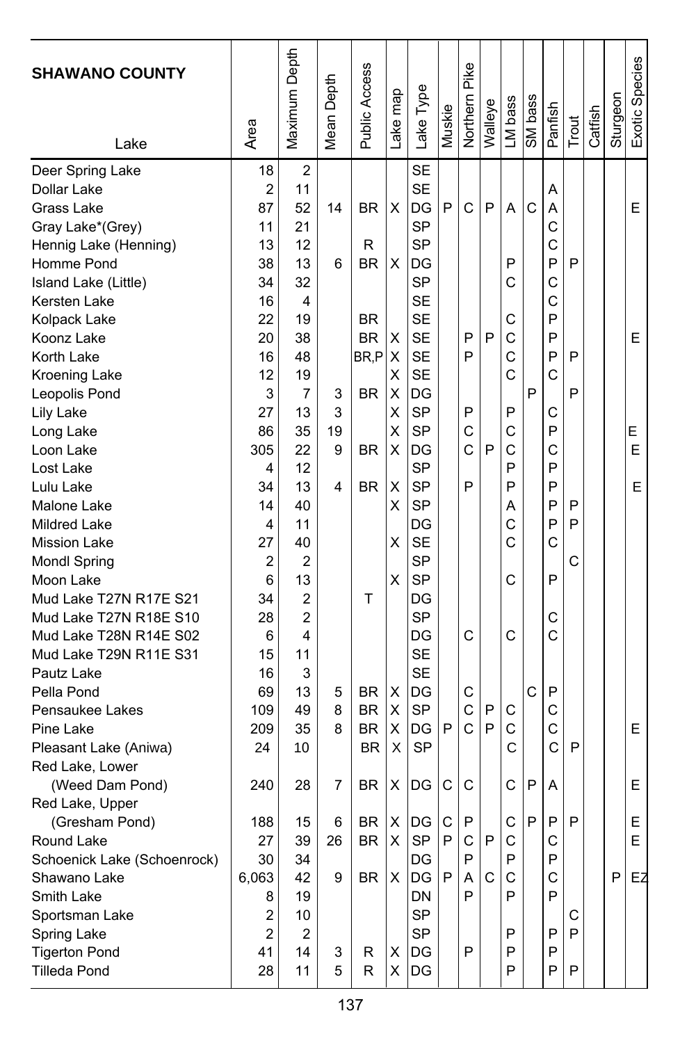| SHAWANO COUNTY Lake | Area | Maximum Depth | Mean Depth | Public Access | Lake map | Lake Type | Muskie | Northern Pike | Walleye | LM bass | SM bass | Panfish | Trout | Catfish | Sturgeon | Exotic Species |
|---|---|---|---|---|---|---|---|---|---|---|---|---|---|---|---|---|
| Deer Spring Lake | 18 | 2 | | | | SE | | | | | | | | | | |
| Dollar Lake | 2 | 11 | | | | SE | | | | | | A | | | | |
| Grass Lake | 87 | 52 | 14 | BR | X | DG | P | C | P | A | C | A | | | | E |
| Gray Lake*(Grey) | 11 | 21 | | | | SP | | | | | | C | | | | |
| Hennig Lake (Henning) | 13 | 12 | | R | | SP | | | | | | C | | | | |
| Homme Pond | 38 | 13 | 6 | BR | X | DG | | | | P | | P | P | | | |
| Island Lake (Little) | 34 | 32 | | | | SP | | | | C | | C | | | | |
| Kersten Lake | 16 | 4 | | | | SE | | | | | | C | | | | |
| Kolpack Lake | 22 | 19 | | BR | | SE | | | | C | | P | | | | |
| Koonz Lake | 20 | 38 | | BR | X | SE | | P | P | C | | P | | | | E |
| Korth Lake | 16 | 48 | | BR,P | X | SE | | P | | C | | P | P | | | |
| Kroening Lake | 12 | 19 | | | X | SE | | | | C | | C | | | | |
| Leopolis Pond | 3 | 7 | 3 | BR | X | DG | | | | | P | | P | | | |
| Lily Lake | 27 | 13 | 3 | | X | SP | | P | | P | | C | | | | |
| Long Lake | 86 | 35 | 19 | | X | SP | | C | | C | | P | | | | E |
| Loon Lake | 305 | 22 | 9 | BR | X | DG | | C | P | C | | C | | | | E |
| Lost Lake | 4 | 12 | | | | SP | | | | P | | P | | | | |
| Lulu Lake | 34 | 13 | 4 | BR | X | SP | | P | | P | | P | | | | E |
| Malone Lake | 14 | 40 | | | X | SP | | | | A | | P | P | | | |
| Mildred Lake | 4 | 11 | | | | DG | | | | C | | P | P | | | |
| Mission Lake | 27 | 40 | | | X | SE | | | | C | | C | | | | |
| Mondl Spring | 2 | 2 | | | | SP | | | | | | | C | | | |
| Moon Lake | 6 | 13 | | | X | SP | | | | C | | P | | | | |
| Mud Lake T27N R17E S21 | 34 | 2 | | T | | DG | | | | | | | | | | |
| Mud Lake T27N R18E S10 | 28 | 2 | | | | SP | | | | | | C | | | | |
| Mud Lake T28N R14E S02 | 6 | 4 | | | | DG | | C | | C | | C | | | | |
| Mud Lake T29N R11E S31 | 15 | 11 | | | | SE | | | | | | | | | | |
| Pautz Lake | 16 | 3 | | | | SE | | | | | | | | | | |
| Pella Pond | 69 | 13 | 5 | BR | X | DG | | C | | | C | P | | | | |
| Pensaukee Lakes | 109 | 49 | 8 | BR | X | SP | | C | P | C | | C | | | | |
| Pine Lake | 209 | 35 | 8 | BR | X | DG | P | C | P | C | | C | | | | E |
| Pleasant Lake (Aniwa) | 24 | 10 | | BR | X | SP | | | | C | | C | P | | | |
| Red Lake, Lower (Weed Dam Pond) | 240 | 28 | 7 | BR | X | DG | C | C | | C | P | A | | | | E |
| Red Lake, Upper (Gresham Pond) | 188 | 15 | 6 | BR | X | DG | C | P | | C | P | P | P | | | E |
| Round Lake | 27 | 39 | 26 | BR | X | SP | P | C | P | C | | C | | | | E |
| Schoenick Lake (Schoenrock) | 30 | 34 | | | | DG | | P | | P | | P | | | | |
| Shawano Lake | 6,063 | 42 | 9 | BR | X | DG | P | A | C | C | | C | | | P | EZ |
| Smith Lake | 8 | 19 | | | | DN | | P | | P | | P | | | | |
| Sportsman Lake | 2 | 10 | | | | SP | | | | | | | C | | | |
| Spring Lake | 2 | 2 | | | | SP | | | | P | | P | P | | | |
| Tigerton Pond | 41 | 14 | 3 | R | X | DG | | P | | P | | P | | | | |
| Tilleda Pond | 28 | 11 | 5 | R | X | DG | | | | P | | P | P | | | |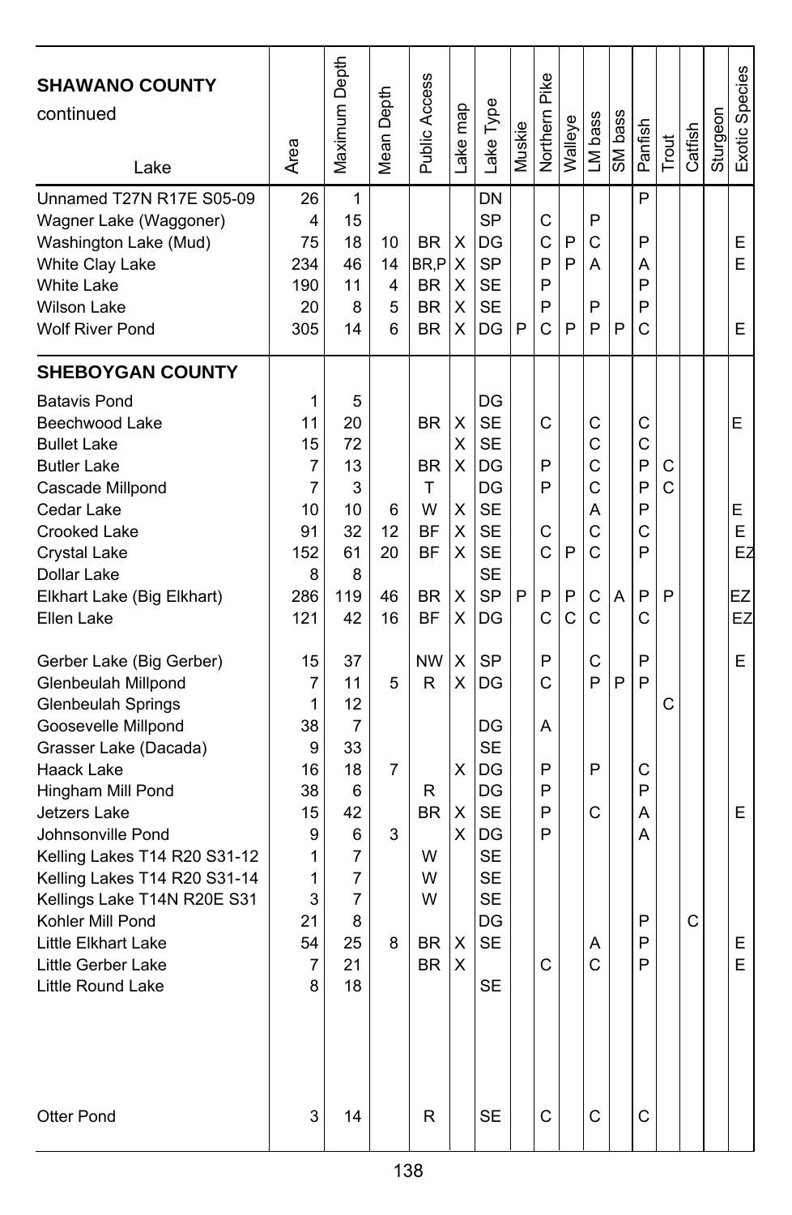| SHAWANO COUNTY continued<br>Lake | Area | Maximum Depth | Mean Depth | Public Access | Lake map | Lake Type | Muskie | Northern Pike | Walleye | LM bass | SM bass | Panfish | Trout | Catfish | Sturgeon | Exotic Species |
|---|---|---|---|---|---|---|---|---|---|---|---|---|---|---|---|---|
| Unnamed T27N R17E S05-09 | 26 | 1 | | | | DN | | | | | | P | | | | |
| Wagner Lake (Waggoner) | 4 | 15 | | | | SP | | C | | P | | | | | | |
| Washington Lake (Mud) | 75 | 18 | 10 | BR | X | DG | | C | P | C | | P | | | | E |
| White Clay Lake | 234 | 46 | 14 | BR,P | X | SP | | P | P | A | | A | | | | E |
| White Lake | 190 | 11 | 4 | BR | X | SE | | P | | | | P | | | | |
| Wilson Lake | 20 | 8 | 5 | BR | X | SE | | P | | P | | P | | | | |
| Wolf River Pond | 305 | 14 | 6 | BR | X | DG | P | C | P | P | P | C | | | | E |
| **SHEBOYGAN COUNTY** | | | | | | | | | | | | | | | | |
| Batavis Pond | 1 | 5 | | | | DG | | | | | | | | | | |
| Beechwood Lake | 11 | 20 | | BR | X | SE | | C | | C | | C | | | | E |
| Bullet Lake | 15 | 72 | | | X | SE | | | | C | | C | | | | |
| Butler Lake | 7 | 13 | | BR | X | DG | | P | | C | | P | C | | | |
| Cascade Millpond | 7 | 3 | | T | | DG | | P | | C | | P | C | | | |
| Cedar Lake | 10 | 10 | 6 | W | X | SE | | | | A | | P | | | | E |
| Crooked Lake | 91 | 32 | 12 | BF | X | SE | | C | | C | | C | | | | E |
| Crystal Lake | 152 | 61 | 20 | BF | X | SE | | C | P | C | | P | | | | EZ |
| Dollar Lake | 8 | 8 | | | | SE | | | | | | | | | | |
| Elkhart Lake (Big Elkhart) | 286 | 119 | 46 | BR | X | SP | P | P | P | C | A | P | P | | | EZ |
| Ellen Lake | 121 | 42 | 16 | BF | X | DG | | C | C | C | | C | | | | EZ |
| Gerber Lake (Big Gerber) | 15 | 37 | | NW | X | SP | | P | | C | | P | | | | E |
| Glenbeulah Millpond | 7 | 11 | 5 | R | X | DG | | C | | P | P | P | | | | |
| Glenbeulah Springs | 1 | 12 | | | | | | | | | | | C | | | |
| Goosevelle Millpond | 38 | 7 | | | | DG | | A | | | | | | | | |
| Grasser Lake (Dacada) | 9 | 33 | | | | SE | | | | | | | | | | |
| Haack Lake | 16 | 18 | 7 | | X | DG | | P | | P | | C | | | | |
| Hingham Mill Pond | 38 | 6 | | R | | DG | | P | | | | P | | | | |
| Jetzers Lake | 15 | 42 | | BR | X | SE | | P | | C | | A | | | | E |
| Johnsonville Pond | 9 | 6 | 3 | | X | DG | | P | | | | A | | | | |
| Kelling Lakes T14 R20 S31-12 | 1 | 7 | | W | | SE | | | | | | | | | | |
| Kelling Lakes T14 R20 S31-14 | 1 | 7 | | W | | SE | | | | | | | | | | |
| Kellings Lake T14N R20E S31 | 3 | 7 | | W | | SE | | | | | | | | | | |
| Kohler Mill Pond | 21 | 8 | | | | DG | | | | | | P | | C | | |
| Little Elkhart Lake | 54 | 25 | 8 | BR | X | SE | | | | A | | P | | | | E |
| Little Gerber Lake | 7 | 21 | | BR | X | | | C | | C | | P | | | | E |
| Little Round Lake | 8 | 18 | | | | SE | | | | | | | | | | |
| Otter Pond | 3 | 14 | | R | | SE | | C | | C | | C | | | | |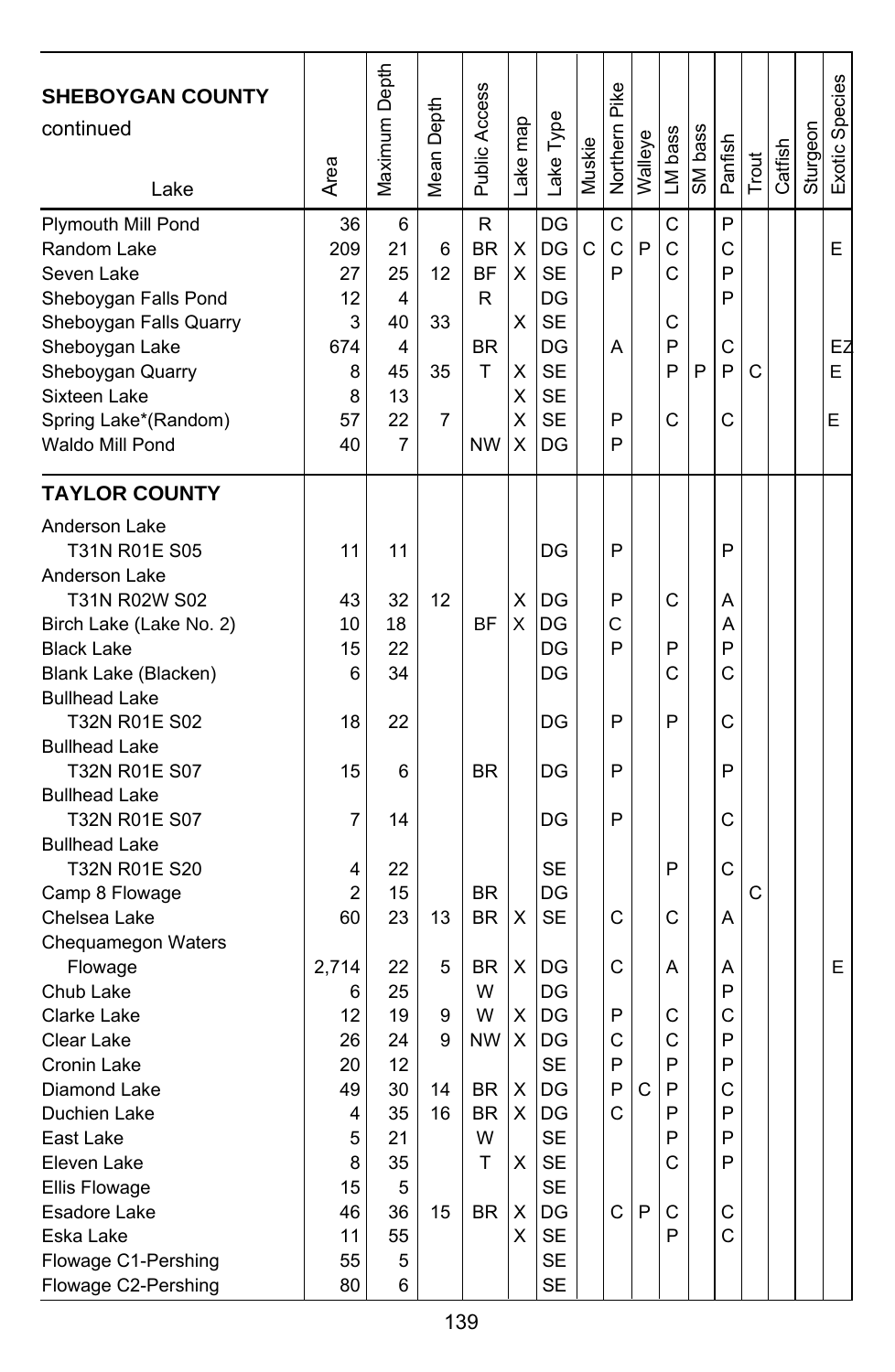| Lake | Area | Maximum Depth | Mean Depth | Public Access | Lake map | Lake Type | Muskie | Northern Pike | Walleye | LM bass | SM bass | Panfish | Trout | Catfish | Sturgeon | Exotic Species |
|---|---|---|---|---|---|---|---|---|---|---|---|---|---|---|---|---|
| **SHEBOYGAN COUNTY continued** | | | | | | | | | | | | | | | | |
| Plymouth Mill Pond | 36 | 6 | | R | | DG | | C | | C | | P | | | | |
| Random Lake | 209 | 21 | 6 | BR | X | DG | C | C | P | C | | C | | | | E |
| Seven Lake | 27 | 25 | 12 | BF | X | SE | | P | | C | | P | | | | |
| Sheboygan Falls Pond | 12 | 4 | | R | | DG | | | | | | P | | | | |
| Sheboygan Falls Quarry | 3 | 40 | 33 | | X | SE | | | | C | | | | | | |
| Sheboygan Lake | 674 | 4 | | BR | | DG | | A | | P | | C | | | | EZ |
| Sheboygan Quarry | 8 | 45 | 35 | T | X | SE | | | | P | P | P | C | | | E |
| Sixteen Lake | 8 | 13 | | | X | SE | | | | | | | | | | |
| Spring Lake*(Random) | 57 | 22 | 7 | | X | SE | | P | | C | | C | | | | E |
| Waldo Mill Pond | 40 | 7 | | NW | X | DG | | P | | | | | | | | |
| **TAYLOR COUNTY** | | | | | | | | | | | | | | | | |
| Anderson Lake T31N R01E S05 | 11 | 11 | | | | DG | | P | | | | P | | | | |
| Anderson Lake T31N R02W S02 | 43 | 32 | 12 | | X | DG | | P | | C | | A | | | | |
| Birch Lake (Lake No. 2) | 10 | 18 | | BF | X | DG | | C | | | | A | | | | |
| Black Lake | 15 | 22 | | | | DG | | P | | P | | P | | | | |
| Blank Lake (Blacken) | 6 | 34 | | | | DG | | | | C | | C | | | | |
| Bullhead Lake T32N R01E S02 | 18 | 22 | | | | DG | | P | | P | | C | | | | |
| Bullhead Lake T32N R01E S07 | 15 | 6 | | BR | | DG | | P | | | | P | | | | |
| Bullhead Lake T32N R01E S07 | 7 | 14 | | | | DG | | P | | | | C | | | | |
| Bullhead Lake T32N R01E S20 | 4 | 22 | | | | SE | | | | P | | C | | | | |
| Camp 8 Flowage | 2 | 15 | | BR | | DG | | | | | | | C | | | |
| Chelsea Lake | 60 | 23 | 13 | BR | X | SE | | C | | C | | A | | | | |
| Chequamegon Waters Flowage | 2,714 | 22 | 5 | BR | X | DG | | C | | A | | A | | | | E |
| Chub Lake | 6 | 25 | | W | | DG | | | | | | P | | | | |
| Clarke Lake | 12 | 19 | 9 | W | X | DG | | P | | C | | C | | | | |
| Clear Lake | 26 | 24 | 9 | NW | X | DG | | C | | C | | P | | | | |
| Cronin Lake | 20 | 12 | | | | SE | | P | | P | | P | | | | |
| Diamond Lake | 49 | 30 | 14 | BR | X | DG | | P | C | P | | C | | | | |
| Duchien Lake | 4 | 35 | 16 | BR | X | DG | | C | | P | | P | | | | |
| East Lake | 5 | 21 | | W | | SE | | | | P | | P | | | | |
| Eleven Lake | 8 | 35 | | T | X | SE | | | | C | | P | | | | |
| Ellis Flowage | 15 | 5 | | | | SE | | | | | | | | | | |
| Esadore Lake | 46 | 36 | 15 | BR | X | DG | | C | P | C | | C | | | | |
| Eska Lake | 11 | 55 | | | X | SE | | | | P | | C | | | | |
| Flowage C1-Pershing | 55 | 5 | | | | SE | | | | | | | | | | |
| Flowage C2-Pershing | 80 | 6 | | | | SE | | | | | | | | | | |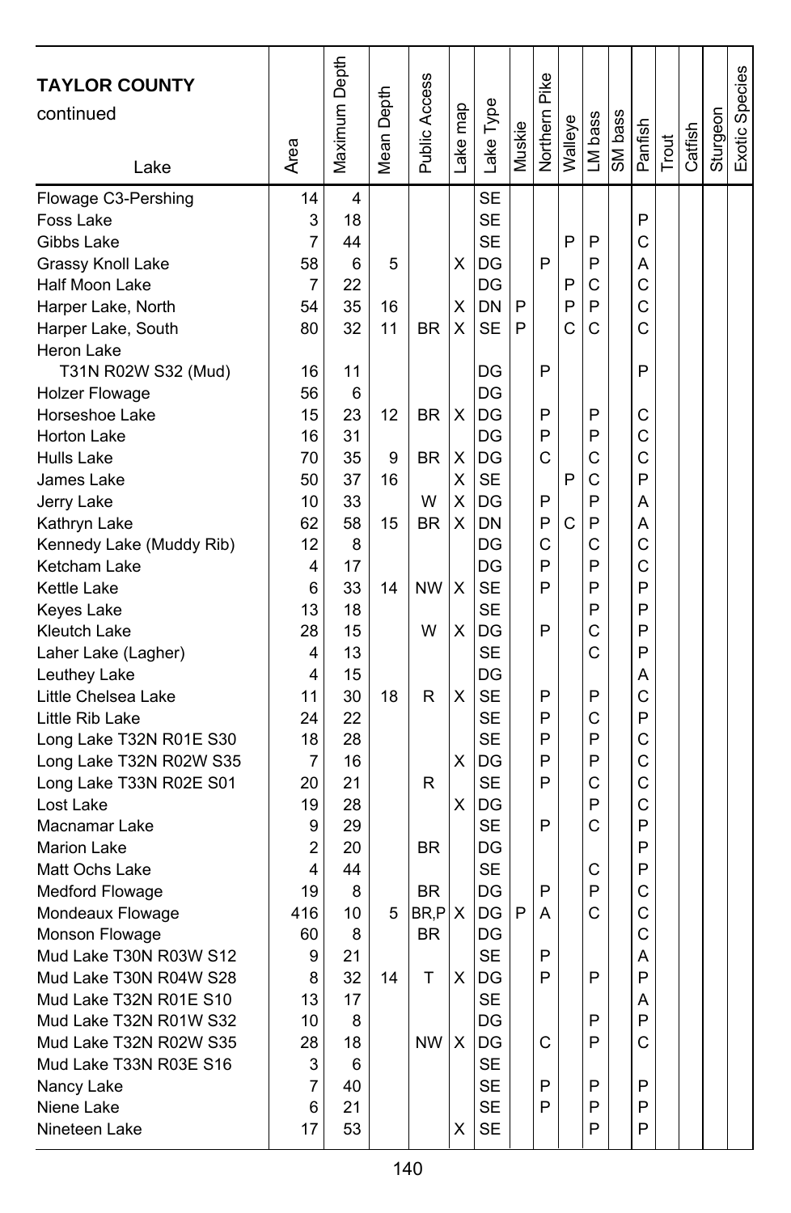| **TAYLOR COUNTY** continued<br>Lake | Area | Maximum Depth | Mean Depth | Public Access | Lake map | Lake Type | Muskie | Northern Pike | Walleye | LM bass | SM bass | Panfish | Trout | Catfish | Sturgeon | Exotic Species |
|---|---|---|---|---|---|---|---|---|---|---|---|---|---|---|---|---|
| Flowage C3-Pershing | 14 | 4 | | | | SE | | | | | | | | | | |
| Foss Lake | 3 | 18 | | | | SE | | | | | | P | | | | |
| Gibbs Lake | 7 | 44 | | | | SE | | | P | P | | C | | | | |
| Grassy Knoll Lake | 58 | 6 | 5 | | X | DG | | P | | P | | A | | | | |
| Half Moon Lake | 7 | 22 | | | | DG | | | P | C | | C | | | | |
| Harper Lake, North | 54 | 35 | 16 | | X | DN | P | | P | P | | C | | | | |
| Harper Lake, South | 80 | 32 | 11 | BR | X | SE | P | | C | C | | C | | | | |
| Heron Lake | | | | | | | | | | | | | | | | |
| T31N R02W S32 (Mud) | 16 | 11 | | | | DG | | P | | | | P | | | | |
| Holzer Flowage | 56 | 6 | | | | DG | | | | | | | | | | |
| Horseshoe Lake | 15 | 23 | 12 | BR | X | DG | | P | | P | | C | | | | |
| Horton Lake | 16 | 31 | | | | DG | | P | | P | | C | | | | |
| Hulls Lake | 70 | 35 | 9 | BR | X | DG | | C | | C | | C | | | | |
| James Lake | 50 | 37 | 16 | | X | SE | | | P | C | | P | | | | |
| Jerry Lake | 10 | 33 | | W | X | DG | | P | | P | | A | | | | |
| Kathryn Lake | 62 | 58 | 15 | BR | X | DN | | P | C | P | | A | | | | |
| Kennedy Lake (Muddy Rib) | 12 | 8 | | | | DG | | C | | C | | C | | | | |
| Ketcham Lake | 4 | 17 | | | | DG | | P | | P | | C | | | | |
| Kettle Lake | 6 | 33 | 14 | NW | X | SE | | P | | P | | P | | | | |
| Keyes Lake | 13 | 18 | | | | SE | | | | P | | P | | | | |
| Kleutch Lake | 28 | 15 | | W | X | DG | | P | | C | | P | | | | |
| Laher Lake (Lagher) | 4 | 13 | | | | SE | | | | C | | P | | | | |
| Leuthey Lake | 4 | 15 | | | | DG | | | | | | A | | | | |
| Little Chelsea Lake | 11 | 30 | 18 | R | X | SE | | P | | P | | C | | | | |
| Little Rib Lake | 24 | 22 | | | | SE | | P | | C | | P | | | | |
| Long Lake T32N R01E S30 | 18 | 28 | | | | SE | | P | | P | | C | | | | |
| Long Lake T32N R02W S35 | 7 | 16 | | | X | DG | | P | | P | | C | | | | |
| Long Lake T33N R02E S01 | 20 | 21 | | R | | SE | | P | | C | | C | | | | |
| Lost Lake | 19 | 28 | | | X | DG | | | | P | | C | | | | |
| Macnamar Lake | 9 | 29 | | | | SE | | P | | C | | P | | | | |
| Marion Lake | 2 | 20 | | BR | | DG | | | | | | P | | | | |
| Matt Ochs Lake | 4 | 44 | | | | SE | | | | C | | P | | | | |
| Medford Flowage | 19 | 8 | | BR | | DG | | P | | P | | C | | | | |
| Mondeaux Flowage | 416 | 10 | 5 | BR,P | X | DG | P | A | | C | | C | | | | |
| Monson Flowage | 60 | 8 | | BR | | DG | | | | | | C | | | | |
| Mud Lake T30N R03W S12 | 9 | 21 | | | | SE | | P | | | | A | | | | |
| Mud Lake T30N R04W S28 | 8 | 32 | 14 | T | X | DG | | P | | P | | P | | | | |
| Mud Lake T32N R01E S10 | 13 | 17 | | | | SE | | | | | | A | | | | |
| Mud Lake T32N R01W S32 | 10 | 8 | | | | DG | | | | P | | P | | | | |
| Mud Lake T32N R02W S35 | 28 | 18 | | NW | X | DG | | C | | P | | C | | | | |
| Mud Lake T33N R03E S16 | 3 | 6 | | | | SE | | | | | | | | | | |
| Nancy Lake | 7 | 40 | | | | SE | | P | | P | | P | | | | |
| Niene Lake | 6 | 21 | | | | SE | | P | | P | | P | | | | |
| Nineteen Lake | 17 | 53 | | | X | SE | | | | P | | P | | | | |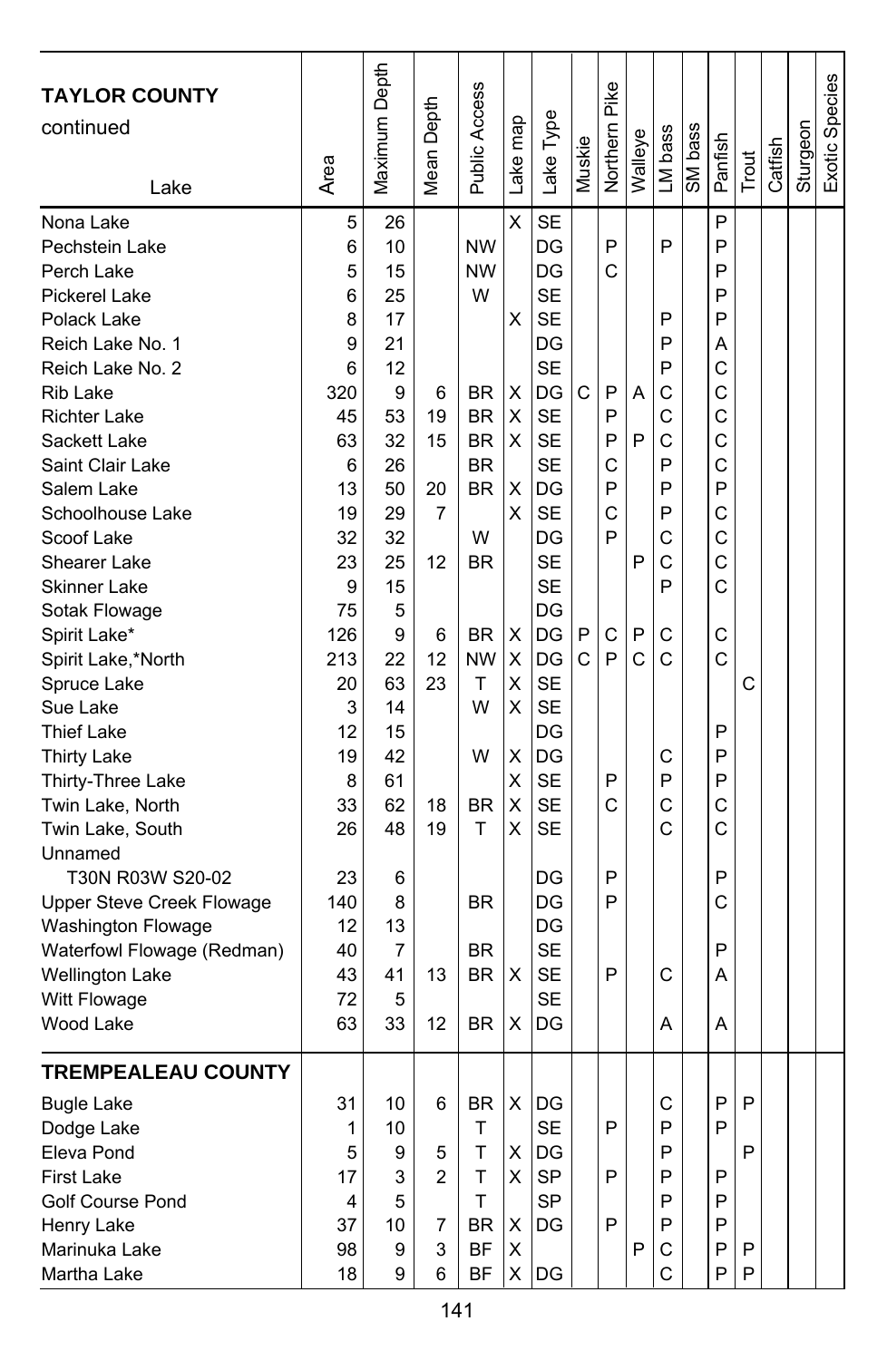| TAYLOR COUNTY continued<br>Lake | Area | Maximum Depth | Mean Depth | Public Access | Lake map | Lake Type | Muskie | Northern Pike | Walleye | LM bass | SM bass | Panfish | Trout | Catfish | Sturgeon | Exotic Species |
|---|---|---|---|---|---|---|---|---|---|---|---|---|---|---|---|---|
| Nona Lake | 5 | 26 | | | X | SE | | | | | | P | | | | |
| Pechstein Lake | 6 | 10 | | NW | | DG | | P | | P | | P | | | | |
| Perch Lake | 5 | 15 | | NW | | DG | | C | | | | P | | | | |
| Pickerel Lake | 6 | 25 | | W | | SE | | | | | | P | | | | |
| Polack Lake | 8 | 17 | | | X | SE | | | | P | | P | | | | |
| Reich Lake No. 1 | 9 | 21 | | | | DG | | | | P | | A | | | | |
| Reich Lake No. 2 | 6 | 12 | | | | SE | | | | P | | C | | | | |
| Rib Lake | 320 | 9 | 6 | BR | X | DG | C | P | A | C | | C | | | | |
| Richter Lake | 45 | 53 | 19 | BR | X | SE | | P | | C | | C | | | | |
| Sackett Lake | 63 | 32 | 15 | BR | X | SE | | P | P | C | | C | | | | |
| Saint Clair Lake | 6 | 26 | | BR | | SE | | C | | P | | C | | | | |
| Salem Lake | 13 | 50 | 20 | BR | X | DG | | P | | P | | P | | | | |
| Schoolhouse Lake | 19 | 29 | 7 | | X | SE | | C | | P | | C | | | | |
| Scoof Lake | 32 | 32 | | W | | DG | | P | | C | | C | | | | |
| Shearer Lake | 23 | 25 | 12 | BR | | SE | | | P | C | | C | | | | |
| Skinner Lake | 9 | 15 | | | | SE | | | | P | | C | | | | |
| Sotak Flowage | 75 | 5 | | | | DG | | | | | | | | | | |
| Spirit Lake* | 126 | 9 | 6 | BR | X | DG | P | C | P | C | | C | | | | |
| Spirit Lake,*North | 213 | 22 | 12 | NW | X | DG | C | P | C | C | | C | | | | |
| Spruce Lake | 20 | 63 | 23 | T | X | SE | | | | | | | C | | | |
| Sue Lake | 3 | 14 | | W | X | SE | | | | | | | | | | |
| Thief Lake | 12 | 15 | | | | DG | | | | | | P | | | | |
| Thirty Lake | 19 | 42 | | W | X | DG | | | | C | | P | | | | |
| Thirty-Three Lake | 8 | 61 | | | X | SE | | P | | P | | P | | | | |
| Twin Lake, North | 33 | 62 | 18 | BR | X | SE | | C | | C | | C | | | | |
| Twin Lake, South | 26 | 48 | 19 | T | X | SE | | | | C | | C | | | | |
| Unnamed T30N R03W S20-02 | 23 | 6 | | | | DG | | P | | | | P | | | | |
| Upper Steve Creek Flowage | 140 | 8 | | BR | | DG | | P | | | | C | | | | |
| Washington Flowage | 12 | 13 | | | | DG | | | | | | | | | | |
| Waterfowl Flowage (Redman) | 40 | 7 | | BR | | SE | | | | | | P | | | | |
| Wellington Lake | 43 | 41 | 13 | BR | X | SE | | P | | C | | A | | | | |
| Witt Flowage | 72 | 5 | | | | SE | | | | | | | | | | |
| Wood Lake | 63 | 33 | 12 | BR | X | DG | | | | A | | A | | | | |
| **TREMPEALEAU COUNTY** | | | | | | | | | | | | | | | | |
| Bugle Lake | 31 | 10 | 6 | BR | X | DG | | | | C | | P | P | | | |
| Dodge Lake | 1 | 10 | | T | | SE | | P | | P | | P | | | | |
| Eleva Pond | 5 | 9 | 5 | T | X | DG | | | | P | | | P | | | |
| First Lake | 17 | 3 | 2 | T | X | SP | | P | | P | | P | | | | |
| Golf Course Pond | 4 | 5 | | T | | SP | | | | P | | P | | | | |
| Henry Lake | 37 | 10 | 7 | BR | X | DG | | P | | P | | P | | | | |
| Marinuka Lake | 98 | 9 | 3 | BF | X | | | | P | C | | P | P | | | |
| Martha Lake | 18 | 9 | 6 | BF | X | DG | | | | C | | P | P | | | |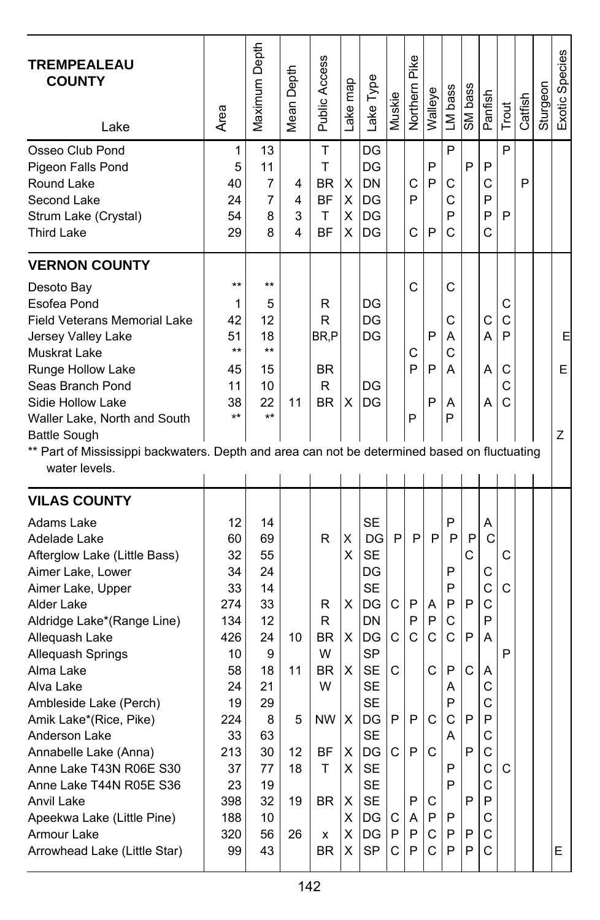| **TREMPEALEAU COUNTY** Lake | Area | Maximum Depth | Mean Depth | Public Access | Lake map | Lake Type | Muskie | Northern Pike | Walleye | LM bass | SM bass | Panfish | Trout | Catfish | Sturgeon | Exotic Species |
|---|---|---|---|---|---|---|---|---|---|---|---|---|---|---|---|---|
| Osseo Club Pond | 1 | 13 | | T | | DG | | | | P | | | P | | | |
| Pigeon Falls Pond | 5 | 11 | | T | | DG | | | P | | P | P | | | | |
| Round Lake | 40 | 7 | 4 | BR | X | DN | | C | P | C | | C | | P | | |
| Second Lake | 24 | 7 | 4 | BF | X | DG | | P | | C | | P | | | | |
| Strum Lake (Crystal) | 54 | 8 | 3 | T | X | DG | | | | P | | P | P | | | |
| Third Lake | 29 | 8 | 4 | BF | X | DG | | C | P | C | | C | | | | |
| **VERNON COUNTY** | | | | | | | | | | | | | | | | |
| Desoto Bay | ** | ** | | | | | | C | | C | | | | | | |
| Esofea Pond | 1 | 5 | | R | | DG | | | | | | | C | | | |
| Field Veterans Memorial Lake | 42 | 12 | | R | | DG | | | | C | | C | C | | | |
| Jersey Valley Lake | 51 | 18 | | BR,P | | DG | | | P | A | | A | P | | | E |
| Muskrat Lake | ** | ** | | | | | | C | | C | | | | | | |
| Runge Hollow Lake | 45 | 15 | | BR | | | | P | P | A | | A | C | | | E |
| Seas Branch Pond | 11 | 10 | | R | | DG | | | | | | | C | | | |
| Sidie Hollow Lake | 38 | 22 | 11 | BR | X | DG | | | P | A | | A | C | | | |
| Waller Lake, North and South | ** | ** | | | | | | P | | P | | | | | | |
| Battle Sough | | | | | | | | | | | | | | | | Z |
| **VILAS COUNTY** | | | | | | | | | | | | | | | | |
| Adams Lake | 12 | 14 | | | | SE | | | | P | | A | | | | |
| Adelade Lake | 60 | 69 | | R | X | DG | P | P | P | P | P | C | | | | |
| Afterglow Lake (Little Bass) | 32 | 55 | | | X | SE | | | | | C | | C | | | |
| Aimer Lake, Lower | 34 | 24 | | | | DG | | | | P | | C | | | | |
| Aimer Lake, Upper | 33 | 14 | | | | SE | | | | P | | C | C | | | |
| Alder Lake | 274 | 33 | | R | X | DG | C | P | A | P | P | C | | | | |
| Aldridge Lake*(Range Line) | 134 | 12 | | R | | DN | | P | P | C | | P | | | | |
| Allequash Lake | 426 | 24 | 10 | BR | X | DG | C | C | C | C | P | A | | | | |
| Allequash Springs | 10 | 9 | | W | | SP | | | | | | | P | | | |
| Alma Lake | 58 | 18 | 11 | BR | X | SE | C | | C | P | C | A | | | | |
| Alva Lake | 24 | 21 | | W | | SE | | | | A | | C | | | | |
| Ambleside Lake (Perch) | 19 | 29 | | | | SE | | | | P | | C | | | | |
| Amik Lake*(Rice, Pike) | 224 | 8 | 5 | NW | X | DG | P | P | C | C | P | P | | | | |
| Anderson Lake | 33 | 63 | | | | SE | | | | A | | C | | | | |
| Annabelle Lake (Anna) | 213 | 30 | 12 | BF | X | DG | C | P | C | | P | C | | | | |
| Anne Lake T43N R06E S30 | 37 | 77 | 18 | T | X | SE | | | | P | | C | C | | | |
| Anne Lake T44N R05E S36 | 23 | 19 | | | | SE | | | | P | | C | | | | |
| Anvil Lake | 398 | 32 | 19 | BR | X | SE | | P | C | | P | P | | | | |
| Apeekwa Lake (Little Pine) | 188 | 10 | | | X | DG | C | A | P | P | | C | | | | |
| Armour Lake | 320 | 56 | 26 | x | X | DG | P | P | C | P | P | C | | | | |
| Arrowhead Lake (Little Star) | 99 | 43 | | BR | X | SP | C | P | C | P | P | C | | | | E |

** Part of Mississippi backwaters. Depth and area can not be determined based on fluctuating water levels.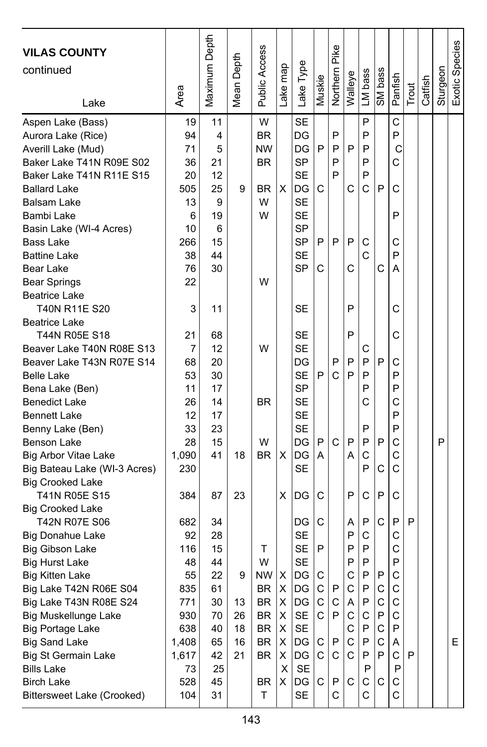| **VILAS COUNTY** continued Lake | Area | Maximum Depth | Mean Depth | Public Access | Lake map | Lake Type | Muskie | Northern Pike | Walleye | LM bass | SM bass | Panfish | Trout | Catfish | Sturgeon | Exotic Species |
|---|---|---|---|---|---|---|---|---|---|---|---|---|---|---|---|---|
| Aspen Lake (Bass) | 19 | 11 | | W | | SE | | | | P | | C | | | | |
| Aurora Lake (Rice) | 94 | 4 | | BR | | DG | | P | | P | | P | | | | |
| Averill Lake (Mud) | 71 | 5 | | NW | | DG | P | P | P | P | | C | | | | |
| Baker Lake T41N R09E S02 | 36 | 21 | | BR | | SP | | P | | P | | C | | | | |
| Baker Lake T41N R11E S15 | 20 | 12 | | | | SE | | P | | P | | | | | | |
| Ballard Lake | 505 | 25 | 9 | BR | X | DG | C | | C | C | P | C | | | | |
| Balsam Lake | 13 | 9 | | W | | SE | | | | | | | | | | |
| Bambi Lake | 6 | 19 | | W | | SE | | | | | | P | | | | |
| Basin Lake (WI-4 Acres) | 10 | 6 | | | | SP | | | | | | | | | | |
| Bass Lake | 266 | 15 | | | | SP | P | P | P | C | | C | | | | |
| Battine Lake | 38 | 44 | | | | SE | | | | C | | P | | | | |
| Bear Lake | 76 | 30 | | | | SP | C | | C | | C | A | | | | |
| Bear Springs | 22 | | | W | | | | | | | | | | | | |
| Beatrice Lake T40N R11E S20 | 3 | 11 | | | | SE | | | P | | | C | | | | |
| Beatrice Lake T44N R05E S18 | 21 | 68 | | | | SE | | | P | | | C | | | | |
| Beaver Lake T40N R08E S13 | 7 | 12 | | W | | SE | | | | C | | | | | | |
| Beaver Lake T43N R07E S14 | 68 | 20 | | | | DG | | P | P | P | P | C | | | | |
| Belle Lake | 53 | 30 | | | | SE | P | C | P | P | | P | | | | |
| Bena Lake (Ben) | 11 | 17 | | | | SP | | | | P | | P | | | | |
| Benedict Lake | 26 | 14 | | BR | | SE | | | | C | | C | | | | |
| Bennett Lake | 12 | 17 | | | | SE | | | | | | P | | | | |
| Benny Lake (Ben) | 33 | 23 | | | | SE | | | | P | | P | | | | |
| Benson Lake | 28 | 15 | | W | | DG | P | C | P | P | P | C | | | P | |
| Big Arbor Vitae Lake | 1,090 | 41 | 18 | BR | X | DG | A | | A | C | | C | | | | |
| Big Bateau Lake (WI-3 Acres) | 230 | | | | | SE | | | | P | C | C | | | | |
| Big Crooked Lake T41N R05E S15 | 384 | 87 | 23 | | X | DG | C | | P | C | P | C | | | | |
| Big Crooked Lake T42N R07E S06 | 682 | 34 | | | | DG | C | | A | P | C | P | P | | | |
| Big Donahue Lake | 92 | 28 | | | | SE | | | P | C | | C | | | | |
| Big Gibson Lake | 116 | 15 | | T | | SE | P | | P | P | | C | | | | |
| Big Hurst Lake | 48 | 44 | | W | | SE | | | P | P | | P | | | | |
| Big Kitten Lake | 55 | 22 | 9 | NW | X | DG | C | | C | P | P | C | | | | |
| Big Lake T42N R06E S04 | 835 | 61 | | BR | X | DG | C | P | C | P | C | C | | | | |
| Big Lake T43N R08E S24 | 771 | 30 | 13 | BR | X | DG | C | C | A | P | C | C | | | | |
| Big Muskellunge Lake | 930 | 70 | 26 | BR | X | SE | C | P | C | C | P | C | | | | |
| Big Portage Lake | 638 | 40 | 18 | BR | X | SE | | | C | P | C | P | | | | |
| Big Sand Lake | 1,408 | 65 | 16 | BR | X | DG | C | P | C | P | C | A | | | | E |
| Big St Germain Lake | 1,617 | 42 | 21 | BR | X | DG | C | C | C | P | P | C | P | | | |
| Bills Lake | 73 | 25 | | | X | SE | | | | P | | P | | | | |
| Birch Lake | 528 | 45 | | BR | X | DG | C | P | C | C | C | C | | | | |
| Bittersweet Lake (Crooked) | 104 | 31 | | T | | SE | | C | | C | | C | | | | |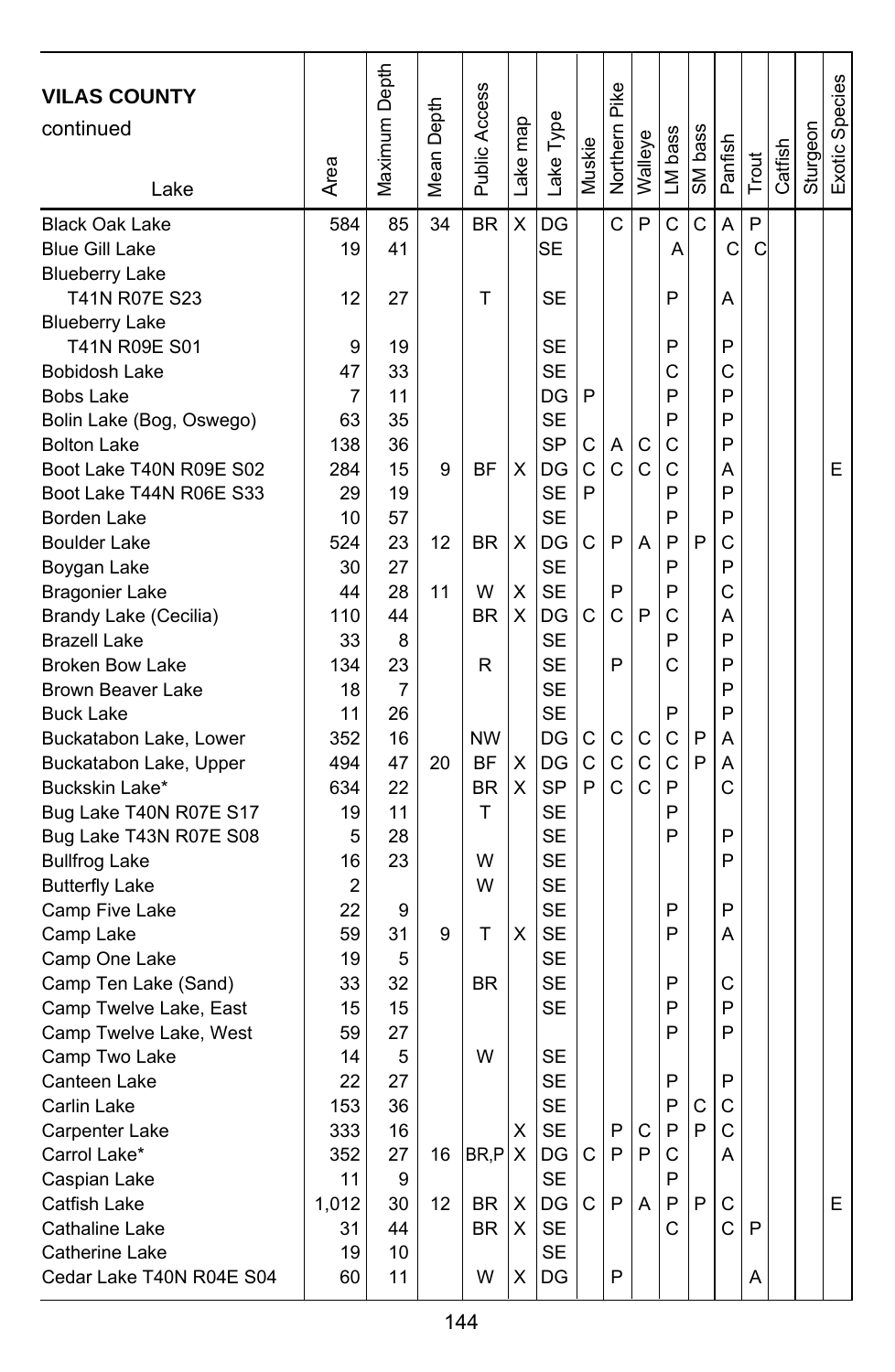# VILAS COUNTY continued

| Lake | Area | Maximum Depth | Mean Depth | Public Access | Lake map | Lake Type | Muskie | Northern Pike | Walleye | LM bass | SM bass | Panfish | Trout | Catfish | Sturgeon | Exotic Species |
|---|---|---|---|---|---|---|---|---|---|---|---|---|---|---|---|---|
| Black Oak Lake | 584 | 85 | 34 | BR | X | DG | | C | P | C | C | A | P | | | |
| Blue Gill Lake | 19 | 41 | | | | SE | | | | A | | C | C | | | |
| Blueberry Lake T41N R07E S23 | 12 | 27 | | T | | SE | | | | P | | A | | | | |
| Blueberry Lake T41N R09E S01 | 9 | 19 | | | | SE | | | | P | | P | | | | |
| Bobidosh Lake | 47 | 33 | | | | SE | | | | C | | C | | | | |
| Bobs Lake | 7 | 11 | | | | DG | P | | | P | | P | | | | |
| Bolin Lake (Bog, Oswego) | 63 | 35 | | | | SE | | | | P | | P | | | | |
| Bolton Lake | 138 | 36 | | | | SP | C | A | C | C | | P | | | | |
| Boot Lake T40N R09E S02 | 284 | 15 | 9 | BF | X | DG | C | C | C | C | | A | | | | E |
| Boot Lake T44N R06E S33 | 29 | 19 | | | | SE | P | | | P | | P | | | | |
| Borden Lake | 10 | 57 | | | | SE | | | | P | | P | | | | |
| Boulder Lake | 524 | 23 | 12 | BR | X | DG | C | P | A | P | P | C | | | | |
| Boygan Lake | 30 | 27 | | | | SE | | | | P | | P | | | | |
| Bragonier Lake | 44 | 28 | 11 | W | X | SE | | P | | P | | C | | | | |
| Brandy Lake (Cecilia) | 110 | 44 | | BR | X | DG | C | C | P | C | | A | | | | |
| Brazell Lake | 33 | 8 | | | | SE | | | | P | | P | | | | |
| Broken Bow Lake | 134 | 23 | | R | | SE | | P | | C | | P | | | | |
| Brown Beaver Lake | 18 | 7 | | | | SE | | | | | | P | | | | |
| Buck Lake | 11 | 26 | | | | SE | | | | P | | P | | | | |
| Buckatabon Lake, Lower | 352 | 16 | | NW | | DG | C | C | C | C | P | A | | | | |
| Buckatabon Lake, Upper | 494 | 47 | 20 | BF | X | DG | C | C | C | C | P | A | | | | |
| Buckskin Lake* | 634 | 22 | | BR | X | SP | P | C | C | P | | C | | | | |
| Bug Lake T40N R07E S17 | 19 | 11 | | T | | SE | | | | P | | | | | | |
| Bug Lake T43N R07E S08 | 5 | 28 | | | | SE | | | | P | | P | | | | |
| Bullfrog Lake | 16 | 23 | | W | | SE | | | | | | P | | | | |
| Butterfly Lake | 2 | | | W | | SE | | | | | | | | | | |
| Camp Five Lake | 22 | 9 | | | | SE | | | | P | | P | | | | |
| Camp Lake | 59 | 31 | 9 | T | X | SE | | | | P | | A | | | | |
| Camp One Lake | 19 | 5 | | | | SE | | | | | | | | | | |
| Camp Ten Lake (Sand) | 33 | 32 | | BR | | SE | | | | P | | C | | | | |
| Camp Twelve Lake, East | 15 | 15 | | | | SE | | | | P | | P | | | | |
| Camp Twelve Lake, West | 59 | 27 | | | | | | | | P | | P | | | | |
| Camp Two Lake | 14 | 5 | | W | | SE | | | | | | | | | | |
| Canteen Lake | 22 | 27 | | | | SE | | | | P | | P | | | | |
| Carlin Lake | 153 | 36 | | | | SE | | | | P | C | C | | | | |
| Carpenter Lake | 333 | 16 | | | X | SE | | P | C | P | P | C | | | | |
| Carrol Lake* | 352 | 27 | 16 | BR,P | X | DG | C | P | P | C | | A | | | | |
| Caspian Lake | 11 | 9 | | | | SE | | | | P | | | | | | |
| Catfish Lake | 1,012 | 30 | 12 | BR | X | DG | C | P | A | P | P | C | | | | E |
| Cathaline Lake | 31 | 44 | | BR | X | SE | | | | C | | C | P | | | |
| Catherine Lake | 19 | 10 | | | | SE | | | | | | | | | | |
| Cedar Lake T40N R04E S04 | 60 | 11 | | W | X | DG | | P | | | | | A | | | |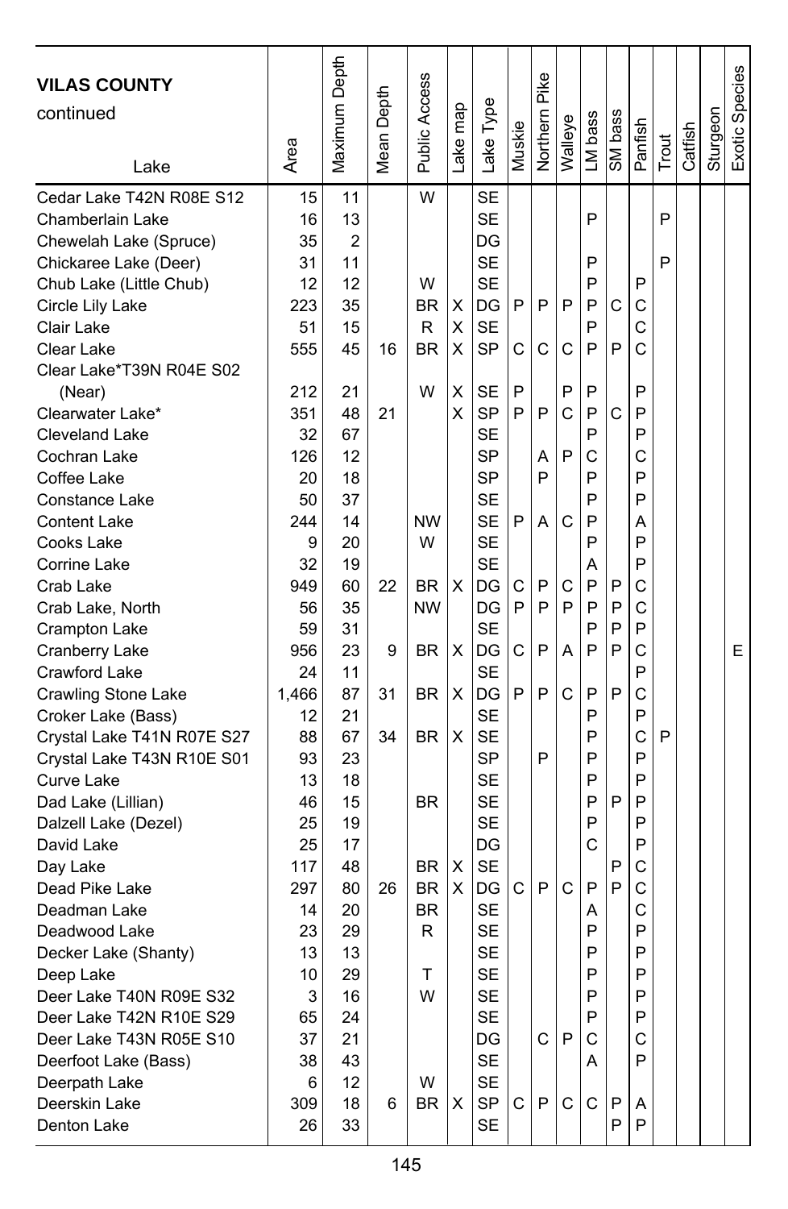| VILAS COUNTY continued Lake | Area | Maximum Depth | Mean Depth | Public Access | Lake map | Lake Type | Muskie | Northern Pike | Walleye | LM bass | SM bass | Panfish | Trout | Catfish | Sturgeon | Exotic Species |
|---|---|---|---|---|---|---|---|---|---|---|---|---|---|---|---|---|
| Cedar Lake T42N R08E S12 | 15 | 11 | | W | | SE | | | | | | | | | | |
| Chamberlain Lake | 16 | 13 | | | | SE | | | | P | | | P | | | |
| Chewelah Lake (Spruce) | 35 | 2 | | | | DG | | | | | | | | | | |
| Chickaree Lake (Deer) | 31 | 11 | | | | SE | | | | P | | | P | | | |
| Chub Lake (Little Chub) | 12 | 12 | | W | | SE | | | | P | | P | | | | |
| Circle Lily Lake | 223 | 35 | | BR | X | DG | P | P | P | P | C | C | | | | |
| Clair Lake | 51 | 15 | | R | X | SE | | | | P | | C | | | | |
| Clear Lake | 555 | 45 | 16 | BR | X | SP | C | C | C | P | P | C | | | | |
| Clear Lake*T39N R04E S02 (Near) | 212 | 21 | | W | X | SE | P | | P | P | | P | | | | |
| Clearwater Lake* | 351 | 48 | 21 | | X | SP | P | P | C | P | C | P | | | | |
| Cleveland Lake | 32 | 67 | | | | SE | | | | P | | P | | | | |
| Cochran Lake | 126 | 12 | | | | SP | | A | P | C | | C | | | | |
| Coffee Lake | 20 | 18 | | | | SP | | P | | P | | P | | | | |
| Constance Lake | 50 | 37 | | | | SE | | | | P | | P | | | | |
| Content Lake | 244 | 14 | | NW | | SE | P | A | C | P | | A | | | | |
| Cooks Lake | 9 | 20 | | W | | SE | | | | P | | P | | | | |
| Corrine Lake | 32 | 19 | | | | SE | | | | A | | P | | | | |
| Crab Lake | 949 | 60 | 22 | BR | X | DG | C | P | C | P | P | C | | | | |
| Crab Lake, North | 56 | 35 | | NW | | DG | P | P | P | P | P | C | | | | |
| Crampton Lake | 59 | 31 | | | | SE | | | | P | P | P | | | | |
| Cranberry Lake | 956 | 23 | 9 | BR | X | DG | C | P | A | P | P | C | | | | E |
| Crawford Lake | 24 | 11 | | | | SE | | | | | | P | | | | |
| Crawling Stone Lake | 1,466 | 87 | 31 | BR | X | DG | P | P | C | P | P | C | | | | |
| Croker Lake (Bass) | 12 | 21 | | | | SE | | | | P | | P | | | | |
| Crystal Lake T41N R07E S27 | 88 | 67 | 34 | BR | X | SE | | | | P | | C | P | | | |
| Crystal Lake T43N R10E S01 | 93 | 23 | | | | SP | | P | | P | | P | | | | |
| Curve Lake | 13 | 18 | | | | SE | | | | P | | P | | | | |
| Dad Lake (Lillian) | 46 | 15 | | BR | | SE | | | | P | P | P | | | | |
| Dalzell Lake (Dezel) | 25 | 19 | | | | SE | | | | P | | P | | | | |
| David Lake | 25 | 17 | | | | DG | | | | C | | P | | | | |
| Day Lake | 117 | 48 | | BR | X | SE | | | | | P | C | | | | |
| Dead Pike Lake | 297 | 80 | 26 | BR | X | DG | C | P | C | P | P | C | | | | |
| Deadman Lake | 14 | 20 | | BR | | SE | | | | A | | C | | | | |
| Deadwood Lake | 23 | 29 | | R | | SE | | | | P | | P | | | | |
| Decker Lake (Shanty) | 13 | 13 | | | | SE | | | | P | | P | | | | |
| Deep Lake | 10 | 29 | | T | | SE | | | | P | | P | | | | |
| Deer Lake T40N R09E S32 | 3 | 16 | | W | | SE | | | | P | | P | | | | |
| Deer Lake T42N R10E S29 | 65 | 24 | | | | SE | | | | P | | P | | | | |
| Deer Lake T43N R05E S10 | 37 | 21 | | | | DG | | C | P | C | | C | | | | |
| Deerfoot Lake (Bass) | 38 | 43 | | | | SE | | | | A | | P | | | | |
| Deerpath Lake | 6 | 12 | | W | | SE | | | | | | | | | | |
| Deerskin Lake | 309 | 18 | 6 | BR | X | SP | C | P | C | C | P | A | | | | |
| Denton Lake | 26 | 33 | | | | SE | | | | | P | P | | | | |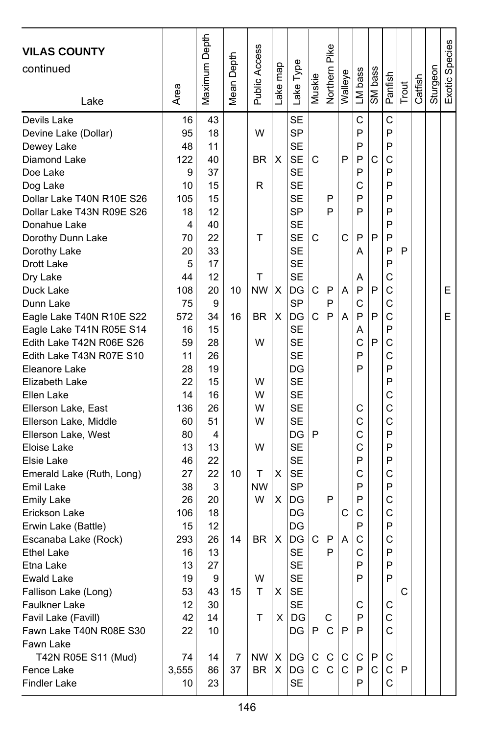| VILAS COUNTY continued<br>Lake | Area | Maximum Depth | Mean Depth | Public Access | Lake map | Lake Type | Muskie | Northern Pike | Walleye | LM bass | SM bass | Panfish | Trout | Catfish | Sturgeon | Exotic Species |
|---|---|---|---|---|---|---|---|---|---|---|---|---|---|---|---|---|
| Devils Lake | 16 | 43 | | | | SE | | | | C | | C | | | | |
| Devine Lake (Dollar) | 95 | 18 | | W | | SP | | | | P | | P | | | | |
| Dewey Lake | 48 | 11 | | | | SE | | | | P | | P | | | | |
| Diamond Lake | 122 | 40 | | BR | X | SE | C | | P | P | C | C | | | | |
| Doe Lake | 9 | 37 | | | | SE | | | | P | | P | | | | |
| Dog Lake | 10 | 15 | | R | | SE | | | | C | | P | | | | |
| Dollar Lake T40N R10E S26 | 105 | 15 | | | | SE | | P | | P | | P | | | | |
| Dollar Lake T43N R09E S26 | 18 | 12 | | | | SP | | P | | P | | P | | | | |
| Donahue Lake | 4 | 40 | | | | SE | | | | | | P | | | | |
| Dorothy Dunn Lake | 70 | 22 | | T | | SE | C | | C | P | P | P | | | | |
| Dorothy Lake | 20 | 33 | | | | SE | | | | A | | P | P | | | |
| Drott Lake | 5 | 17 | | | | SE | | | | | | P | | | | |
| Dry Lake | 44 | 12 | | T | | SE | | | | A | | C | | | | |
| Duck Lake | 108 | 20 | 10 | NW | X | DG | C | P | A | P | P | C | | | | E |
| Dunn Lake | 75 | 9 | | | | SP | | P | | C | | C | | | | |
| Eagle Lake T40N R10E S22 | 572 | 34 | 16 | BR | X | DG | C | P | A | P | P | C | | | | E |
| Eagle Lake T41N R05E S14 | 16 | 15 | | | | SE | | | | A | | P | | | | |
| Edith Lake T42N R06E S26 | 59 | 28 | | W | | SE | | | | C | P | C | | | | |
| Edith Lake T43N R07E S10 | 11 | 26 | | | | SE | | | | P | | C | | | | |
| Eleanore Lake | 28 | 19 | | | | DG | | | | P | | P | | | | |
| Elizabeth Lake | 22 | 15 | | W | | SE | | | | | | P | | | | |
| Ellen Lake | 14 | 16 | | W | | SE | | | | | | C | | | | |
| Ellerson Lake, East | 136 | 26 | | W | | SE | | | | C | | C | | | | |
| Ellerson Lake, Middle | 60 | 51 | | W | | SE | | | | C | | C | | | | |
| Ellerson Lake, West | 80 | 4 | | | | DG | P | | | C | | P | | | | |
| Eloise Lake | 13 | 13 | | W | | SE | | | | C | | P | | | | |
| Elsie Lake | 46 | 22 | | | | SE | | | | P | | P | | | | |
| Emerald Lake (Ruth, Long) | 27 | 22 | 10 | T | X | SE | | | | C | | C | | | | |
| Emil Lake | 38 | 3 | | NW | | SP | | | | P | | P | | | | |
| Emily Lake | 26 | 20 | | W | X | DG | | P | | P | | C | | | | |
| Erickson Lake | 106 | 18 | | | | DG | | | C | C | | C | | | | |
| Erwin Lake (Battle) | 15 | 12 | | | | DG | | | | P | | P | | | | |
| Escanaba Lake (Rock) | 293 | 26 | 14 | BR | X | DG | C | P | A | C | | C | | | | |
| Ethel Lake | 16 | 13 | | | | SE | | P | | C | | P | | | | |
| Etna Lake | 13 | 27 | | | | SE | | | | P | | P | | | | |
| Ewald Lake | 19 | 9 | | W | | SE | | | | P | | P | | | | |
| Fallison Lake (Long) | 53 | 43 | 15 | T | X | SE | | | | | | | C | | | |
| Faulkner Lake | 12 | 30 | | | | SE | | | | C | | C | | | | |
| Favil Lake (Favill) | 42 | 14 | | T | X | DG | | C | | P | | C | | | | |
| Fawn Lake T40N R08E S30 | 22 | 10 | | | | DG | P | C | P | P | | C | | | | |
| Fawn Lake T42N R05E S11 (Mud) | 74 | 14 | 7 | NW | X | DG | C | C | C | C | P | C | | | | |
| Fence Lake | 3,555 | 86 | 37 | BR | X | DG | C | C | C | P | C | C | P | | | |
| Findler Lake | 10 | 23 | | | | SE | | | | P | | C | | | | |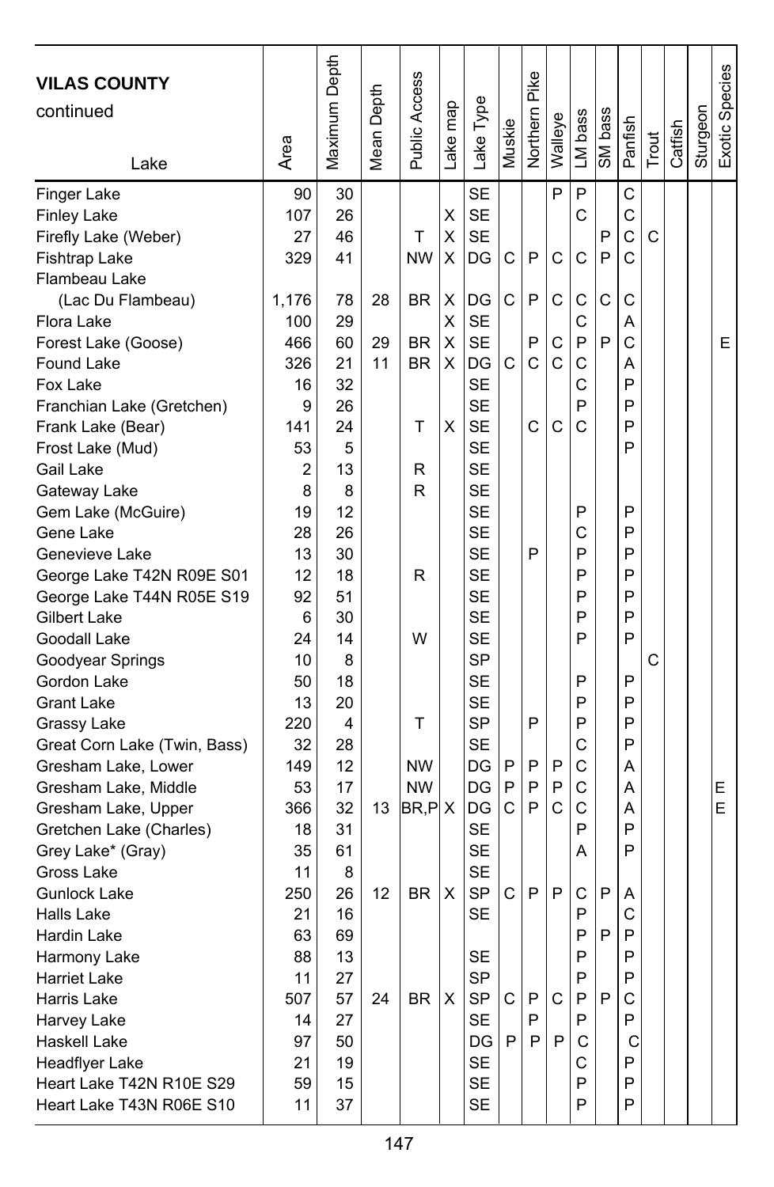| VILAS COUNTY continued Lake | Area | Maximum Depth | Mean Depth | Public Access | Lake map | Lake Type | Muskie | Northern Pike | Walleye | LM bass | SM bass | Panfish | Trout | Catfish | Sturgeon | Exotic Species |
|---|---|---|---|---|---|---|---|---|---|---|---|---|---|---|---|---|
| Finger Lake | 90 | 30 | | | | SE | | | P | P | | C | | | | |
| Finley Lake | 107 | 26 | | | X | SE | | | | C | | C | | | | |
| Firefly Lake (Weber) | 27 | 46 | | T | X | SE | | | | | P | C | C | | | |
| Fishtrap Lake | 329 | 41 | | NW | X | DG | C | P | C | C | P | C | | | | |
| Flambeau Lake (Lac Du Flambeau) | 1,176 | 78 | 28 | BR | X | DG | C | P | C | C | C | C | | | | |
| Flora Lake | 100 | 29 | | | X | SE | | | | C | | A | | | | |
| Forest Lake (Goose) | 466 | 60 | 29 | BR | X | SE | | P | C | P | P | C | | | | E |
| Found Lake | 326 | 21 | 11 | BR | X | DG | C | C | C | C | | A | | | | |
| Fox Lake | 16 | 32 | | | | SE | | | | C | | P | | | | |
| Franchian Lake (Gretchen) | 9 | 26 | | | | SE | | | | P | | P | | | | |
| Frank Lake (Bear) | 141 | 24 | | T | X | SE | | C | C | C | | P | | | | |
| Frost Lake (Mud) | 53 | 5 | | | | SE | | | | | | P | | | | |
| Gail Lake | 2 | 13 | | R | | SE | | | | | | | | | | |
| Gateway Lake | 8 | 8 | | R | | SE | | | | | | | | | | |
| Gem Lake (McGuire) | 19 | 12 | | | | SE | | | | P | | P | | | | |
| Gene Lake | 28 | 26 | | | | SE | | | | C | | P | | | | |
| Genevieve Lake | 13 | 30 | | | | SE | | P | | P | | P | | | | |
| George Lake T42N R09E S01 | 12 | 18 | | R | | SE | | | | P | | P | | | | |
| George Lake T44N R05E S19 | 92 | 51 | | | | SE | | | | P | | P | | | | |
| Gilbert Lake | 6 | 30 | | | | SE | | | | P | | P | | | | |
| Goodall Lake | 24 | 14 | | W | | SE | | | | P | | P | | | | |
| Goodyear Springs | 10 | 8 | | | | SP | | | | | | | C | | | |
| Gordon Lake | 50 | 18 | | | | SE | | | | P | | P | | | | |
| Grant Lake | 13 | 20 | | | | SE | | | | P | | P | | | | |
| Grassy Lake | 220 | 4 | | T | | SP | | P | | P | | P | | | | |
| Great Corn Lake (Twin, Bass) | 32 | 28 | | | | SE | | | | C | | P | | | | |
| Gresham Lake, Lower | 149 | 12 | | NW | | DG | P | P | P | C | | A | | | | |
| Gresham Lake, Middle | 53 | 17 | | NW | | DG | P | P | P | C | | A | | | | E |
| Gresham Lake, Upper | 366 | 32 | 13 | BR,P | X | DG | C | P | C | C | | A | | | | E |
| Gretchen Lake (Charles) | 18 | 31 | | | | SE | | | | P | | P | | | | |
| Grey Lake* (Gray) | 35 | 61 | | | | SE | | | | A | | P | | | | |
| Gross Lake | 11 | 8 | | | | SE | | | | | | | | | | |
| Gunlock Lake | 250 | 26 | 12 | BR | X | SP | C | P | P | C | P | A | | | | |
| Halls Lake | 21 | 16 | | | | SE | | | | P | | C | | | | |
| Hardin Lake | 63 | 69 | | | | | | | | P | P | P | | | | |
| Harmony Lake | 88 | 13 | | | | SE | | | | P | | P | | | | |
| Harriet Lake | 11 | 27 | | | | SP | | | | P | | P | | | | |
| Harris Lake | 507 | 57 | 24 | BR | X | SP | C | P | C | P | P | C | | | | |
| Harvey Lake | 14 | 27 | | | | SE | | P | | P | | P | | | | |
| Haskell Lake | 97 | 50 | | | | DG | P | P | P | C | | C | | | | |
| Headflyer Lake | 21 | 19 | | | | SE | | | | C | | P | | | | |
| Heart Lake T42N R10E S29 | 59 | 15 | | | | SE | | | | P | | P | | | | |
| Heart Lake T43N R06E S10 | 11 | 37 | | | | SE | | | | P | | P | | | | |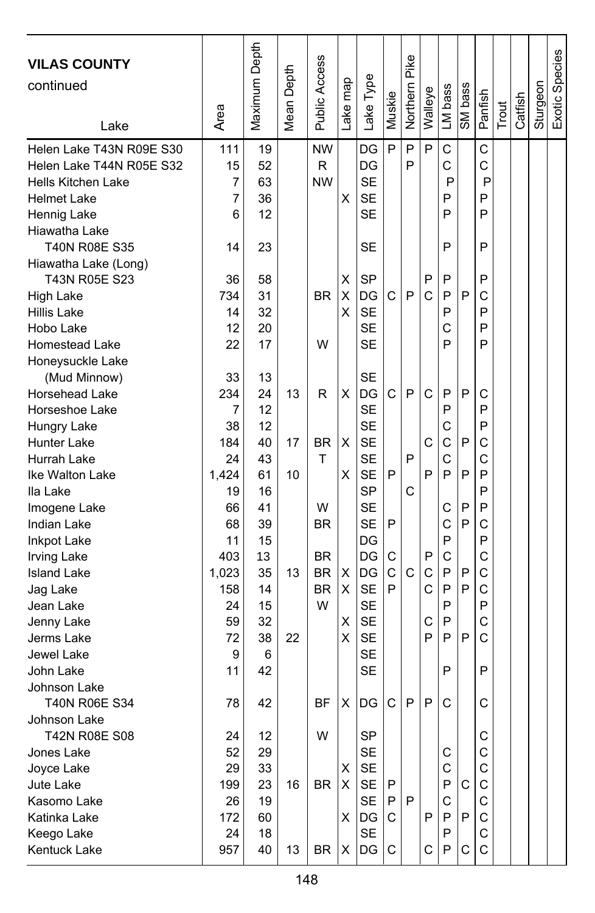| VILAS COUNTY continued Lake | Area | Maximum Depth | Mean Depth | Public Access | Lake map | Lake Type | Muskie | Northern Pike | Walleye | LM bass | SM bass | Panfish | Trout | Catfish | Sturgeon | Exotic Species |
|---|---|---|---|---|---|---|---|---|---|---|---|---|---|---|---|---|
| Helen Lake T43N R09E S30 | 111 | 19 | | NW | | DG | P | P | P | C | | C | | | | |
| Helen Lake T44N R05E S32 | 15 | 52 | | R | | DG | | P | | C | | C | | | | |
| Hells Kitchen Lake | 7 | 63 | | NW | | SE | | | | P | | P | | | | |
| Helmet Lake | 7 | 36 | | | X | SE | | | | P | | P | | | | |
| Hennig Lake | 6 | 12 | | | | SE | | | | P | | P | | | | |
| Hiawatha Lake T40N R08E S35 | 14 | 23 | | | | SE | | | | P | | P | | | | |
| Hiawatha Lake (Long) T43N R05E S23 | 36 | 58 | | | X | SP | | | P | P | | P | | | | |
| High Lake | 734 | 31 | | BR | X | DG | C | P | C | P | P | C | | | | |
| Hillis Lake | 14 | 32 | | | X | SE | | | | P | | P | | | | |
| Hobo Lake | 12 | 20 | | | | SE | | | | C | | P | | | | |
| Homestead Lake | 22 | 17 | | W | | SE | | | | P | | P | | | | |
| Honeysuckle Lake (Mud Minnow) | 33 | 13 | | | | SE | | | | | | | | | | |
| Horsehead Lake | 234 | 24 | 13 | R | X | DG | C | P | C | P | P | C | | | | |
| Horseshoe Lake | 7 | 12 | | | | SE | | | | P | | P | | | | |
| Hungry Lake | 38 | 12 | | | | SE | | | | C | | P | | | | |
| Hunter Lake | 184 | 40 | 17 | BR | X | SE | | | C | C | P | C | | | | |
| Hurrah Lake | 24 | 43 | | T | | SE | | P | | C | | C | | | | |
| Ike Walton Lake | 1,424 | 61 | 10 | | X | SE | P | | P | P | P | P | | | | |
| Ila Lake | 19 | 16 | | | | SP | | C | | | | P | | | | |
| Imogene Lake | 66 | 41 | | W | | SE | | | | C | P | P | | | | |
| Indian Lake | 68 | 39 | | BR | | SE | P | | | C | P | C | | | | |
| Inkpot Lake | 11 | 15 | | | | DG | | | | P | | P | | | | |
| Irving Lake | 403 | 13 | | BR | | DG | C | | P | C | | C | | | | |
| Island Lake | 1,023 | 35 | 13 | BR | X | DG | C | C | C | P | P | C | | | | |
| Jag Lake | 158 | 14 | | BR | X | SE | P | | C | P | P | C | | | | |
| Jean Lake | 24 | 15 | | W | | SE | | | | P | | P | | | | |
| Jenny Lake | 59 | 32 | | | X | SE | | | C | P | | C | | | | |
| Jerms Lake | 72 | 38 | 22 | | X | SE | | | P | P | P | C | | | | |
| Jewel Lake | 9 | 6 | | | | SE | | | | | | | | | | |
| John Lake | 11 | 42 | | | | SE | | | | P | | P | | | | |
| Johnson Lake T40N R06E S34 | 78 | 42 | | BF | X | DG | C | P | P | C | | C | | | | |
| Johnson Lake T42N R08E S08 | 24 | 12 | | W | | SP | | | | | | C | | | | |
| Jones Lake | 52 | 29 | | | | SE | | | | C | | C | | | | |
| Joyce Lake | 29 | 33 | | | X | SE | | | | C | | C | | | | |
| Jute Lake | 199 | 23 | 16 | BR | X | SE | P | | | P | C | C | | | | |
| Kasomo Lake | 26 | 19 | | | | SE | P | P | | C | | C | | | | |
| Katinka Lake | 172 | 60 | | | X | DG | C | | P | P | P | C | | | | |
| Keego Lake | 24 | 18 | | | | SE | | | | P | | C | | | | |
| Kentuck Lake | 957 | 40 | 13 | BR | X | DG | C | | C | P | C | C | | | | |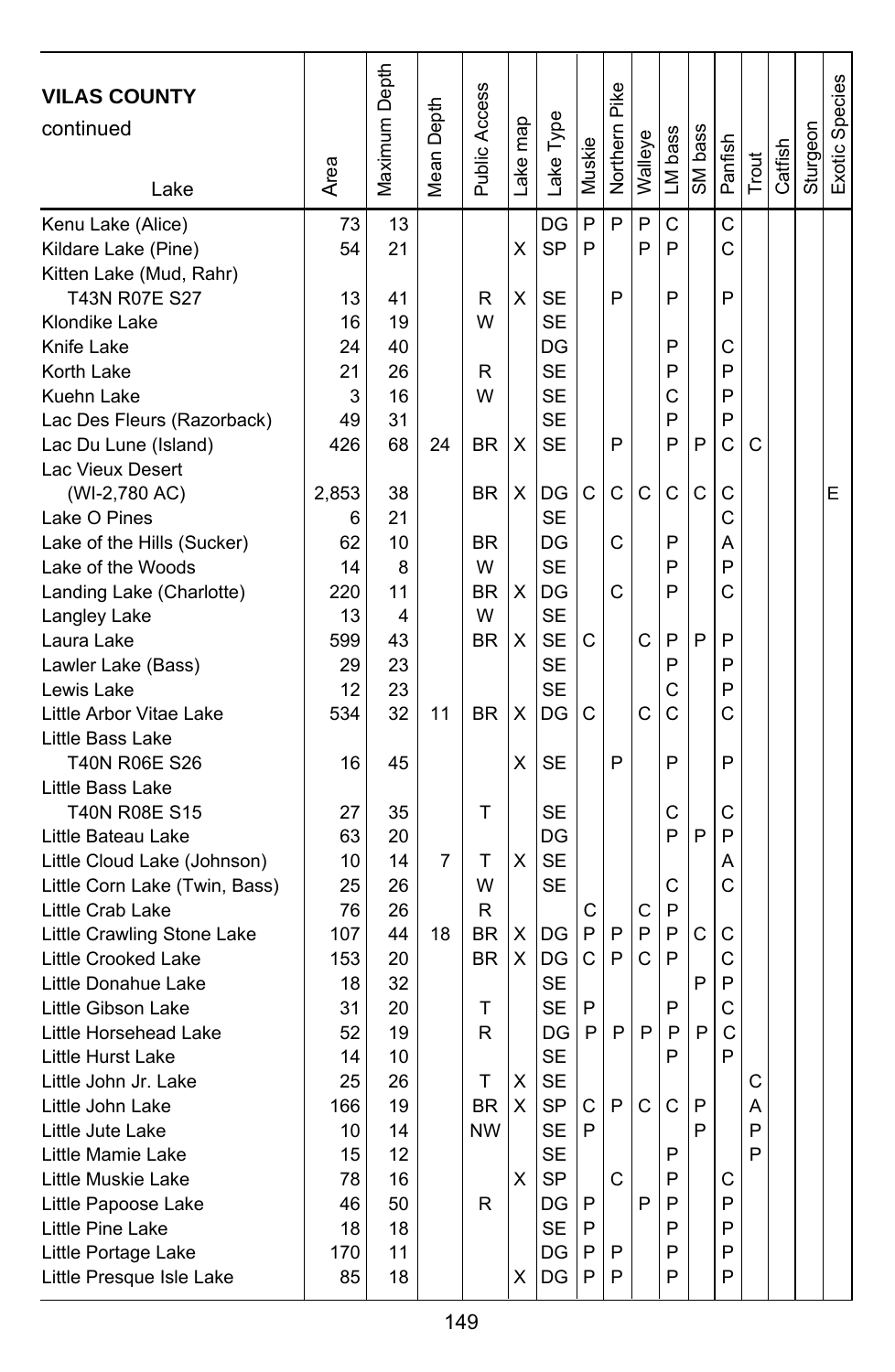## VILAS COUNTY continued

| Lake | Area | Maximum Depth | Mean Depth | Public Access | Lake map | Lake Type | Muskie | Northern Pike | Walleye | LM bass | SM bass | Panfish | Trout | Catfish | Sturgeon | Exotic Species |
|---|---|---|---|---|---|---|---|---|---|---|---|---|---|---|---|---|
| Kenu Lake (Alice) | 73 | 13 | | | | DG | P | P | P | C | | C | | | | |
| Kildare Lake (Pine) | 54 | 21 | | | X | SP | P | | P | P | | C | | | | |
| Kitten Lake (Mud, Rahr) T43N R07E S27 | 13 | 41 | | R | X | SE | | P | | P | | P | | | | |
| Klondike Lake | 16 | 19 | | W | | SE | | | | | | | | | | |
| Knife Lake | 24 | 40 | | | | DG | | | | P | | C | | | | |
| Korth Lake | 21 | 26 | | R | | SE | | | | P | | P | | | | |
| Kuehn Lake | 3 | 16 | | W | | SE | | | | C | | P | | | | |
| Lac Des Fleurs (Razorback) | 49 | 31 | | | | SE | | | | P | | P | | | | |
| Lac Du Lune (Island) | 426 | 68 | 24 | BR | X | SE | | P | | P | P | C | C | | | |
| Lac Vieux Desert (WI-2,780 AC) | 2,853 | 38 | | BR | X | DG | C | C | C | C | C | C | | | | E |
| Lake O Pines | 6 | 21 | | | | SE | | | | | | C | | | | |
| Lake of the Hills (Sucker) | 62 | 10 | | BR | | DG | | C | | P | | A | | | | |
| Lake of the Woods | 14 | 8 | | W | | SE | | | | P | | P | | | | |
| Landing Lake (Charlotte) | 220 | 11 | | BR | X | DG | | C | | P | | C | | | | |
| Langley Lake | 13 | 4 | | W | | SE | | | | | | | | | | |
| Laura Lake | 599 | 43 | | BR | X | SE | C | | C | P | P | P | | | | |
| Lawler Lake (Bass) | 29 | 23 | | | | SE | | | | P | | P | | | | |
| Lewis Lake | 12 | 23 | | | | SE | | | | C | | P | | | | |
| Little Arbor Vitae Lake | 534 | 32 | 11 | BR | X | DG | C | | C | C | | C | | | | |
| Little Bass Lake T40N R06E S26 | 16 | 45 | | | X | SE | | P | | P | | P | | | | |
| Little Bass Lake T40N R08E S15 | 27 | 35 | | T | | SE | | | | C | | C | | | | |
| Little Bateau Lake | 63 | 20 | | | | DG | | | | P | P | P | | | | |
| Little Cloud Lake (Johnson) | 10 | 14 | 7 | T | X | SE | | | | | | A | | | | |
| Little Corn Lake (Twin, Bass) | 25 | 26 | | W | | SE | | | | C | | C | | | | |
| Little Crab Lake | 76 | 26 | | R | | | C | | C | P | | | | | | |
| Little Crawling Stone Lake | 107 | 44 | 18 | BR | X | DG | P | P | P | P | C | C | | | | |
| Little Crooked Lake | 153 | 20 | | BR | X | DG | C | P | C | P | | C | | | | |
| Little Donahue Lake | 18 | 32 | | | | SE | | | | | P | P | | | | |
| Little Gibson Lake | 31 | 20 | | T | | SE | P | | | P | | C | | | | |
| Little Horsehead Lake | 52 | 19 | | R | | DG | P | P | P | P | P | C | | | | |
| Little Hurst Lake | 14 | 10 | | | | SE | | | | P | | P | | | | |
| Little John Jr. Lake | 25 | 26 | | T | X | SE | | | | | | | C | | | |
| Little John Lake | 166 | 19 | | BR | X | SP | C | P | C | C | P | | A | | | |
| Little Jute Lake | 10 | 14 | | NW | | SE | P | | | | P | | P | | | |
| Little Mamie Lake | 15 | 12 | | | | SE | | | | P | | | P | | | |
| Little Muskie Lake | 78 | 16 | | | X | SP | | C | | P | | C | | | | |
| Little Papoose Lake | 46 | 50 | | R | | DG | P | | P | P | | P | | | | |
| Little Pine Lake | 18 | 18 | | | | SE | P | | | P | | P | | | | |
| Little Portage Lake | 170 | 11 | | | | DG | P | P | | P | | P | | | | |
| Little Presque Isle Lake | 85 | 18 | | | X | DG | P | P | | P | | P | | | | |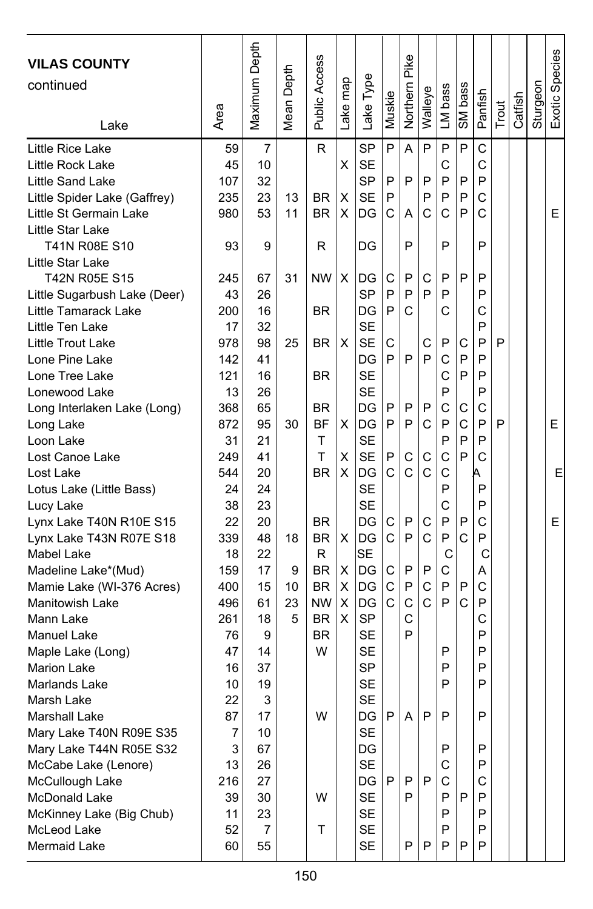| VILAS COUNTY continued Lake | Area | Maximum Depth | Mean Depth | Public Access | Lake map | Lake Type | Muskie | Northern Pike | Walleye | LM bass | SM bass | Panfish | Trout | Catfish | Sturgeon | Exotic Species |
|---|---|---|---|---|---|---|---|---|---|---|---|---|---|---|---|---|
| Little Rice Lake | 59 | 7 | | R | | SP | P | A | P | P | P | C | | | | |
| Little Rock Lake | 45 | 10 | | | X | SE | | | | C | | C | | | | |
| Little Sand Lake | 107 | 32 | | | | SP | P | P | P | P | P | P | | | | |
| Little Spider Lake (Gaffrey) | 235 | 23 | 13 | BR | X | SE | P | | P | P | P | C | | | | |
| Little St Germain Lake | 980 | 53 | 11 | BR | X | DG | C | A | C | C | P | C | | | | E |
| Little Star Lake T41N R08E S10 | 93 | 9 | | R | | DG | | P | | P | | P | | | | |
| Little Star Lake T42N R05E S15 | 245 | 67 | 31 | NW | X | DG | C | P | C | P | P | P | | | | |
| Little Sugarbush Lake (Deer) | 43 | 26 | | | | SP | P | P | P | P | | P | | | | |
| Little Tamarack Lake | 200 | 16 | | BR | | DG | P | C | | C | | C | | | | |
| Little Ten Lake | 17 | 32 | | | | SE | | | | | | P | | | | |
| Little Trout Lake | 978 | 98 | 25 | BR | X | SE | C | | C | P | C | P | P | | | |
| Lone Pine Lake | 142 | 41 | | | | DG | P | P | P | C | P | P | | | | |
| Lone Tree Lake | 121 | 16 | | BR | | SE | | | | C | P | P | | | | |
| Lonewood Lake | 13 | 26 | | | | SE | | | | P | | P | | | | |
| Long Interlaken Lake (Long) | 368 | 65 | | BR | | DG | P | P | P | C | C | C | | | | |
| Long Lake | 872 | 95 | 30 | BF | X | DG | P | P | C | P | C | P | P | | | E |
| Loon Lake | 31 | 21 | | T | | SE | | | | P | P | P | | | | |
| Lost Canoe Lake | 249 | 41 | | T | X | SE | P | C | C | C | P | C | | | | |
| Lost Lake | 544 | 20 | | BR | X | DG | C | C | C | C | | A | | | | E |
| Lotus Lake (Little Bass) | 24 | 24 | | | | SE | | | | P | | P | | | | |
| Lucy Lake | 38 | 23 | | | | SE | | | | C | | P | | | | |
| Lynx Lake T40N R10E S15 | 22 | 20 | | BR | | DG | C | P | C | P | P | C | | | | E |
| Lynx Lake T43N R07E S18 | 339 | 48 | 18 | BR | X | DG | C | P | C | P | C | P | | | | |
| Mabel Lake | 18 | 22 | | R | | SE | | | | C | | C | | | | |
| Madeline Lake*(Mud) | 159 | 17 | 9 | BR | X | DG | C | P | P | C | | A | | | | |
| Mamie Lake (WI-376 Acres) | 400 | 15 | 10 | BR | X | DG | C | P | C | P | P | C | | | | |
| Manitowish Lake | 496 | 61 | 23 | NW | X | DG | C | C | C | P | C | P | | | | |
| Mann Lake | 261 | 18 | 5 | BR | X | SP | | C | | | | C | | | | |
| Manuel Lake | 76 | 9 | | BR | | SE | | P | | | | P | | | | |
| Maple Lake (Long) | 47 | 14 | | W | | SE | | | | P | | P | | | | |
| Marion Lake | 16 | 37 | | | | SP | | | | P | | P | | | | |
| Marlands Lake | 10 | 19 | | | | SE | | | | P | | P | | | | |
| Marsh Lake | 22 | 3 | | | | SE | | | | | | | | | | |
| Marshall Lake | 87 | 17 | | W | | DG | P | A | P | P | | P | | | | |
| Mary Lake T40N R09E S35 | 7 | 10 | | | | SE | | | | | | | | | | |
| Mary Lake T44N R05E S32 | 3 | 67 | | | | DG | | | | P | | P | | | | |
| McCabe Lake (Lenore) | 13 | 26 | | | | SE | | | | C | | P | | | | |
| McCullough Lake | 216 | 27 | | | | DG | P | P | P | C | | C | | | | |
| McDonald Lake | 39 | 30 | | W | | SE | | P | | P | P | P | | | | |
| McKinney Lake (Big Chub) | 11 | 23 | | | | SE | | | | P | | P | | | | |
| McLeod Lake | 52 | 7 | | T | | SE | | | | P | | P | | | | |
| Mermaid Lake | 60 | 55 | | | | SE | | P | P | P | P | P | | | | |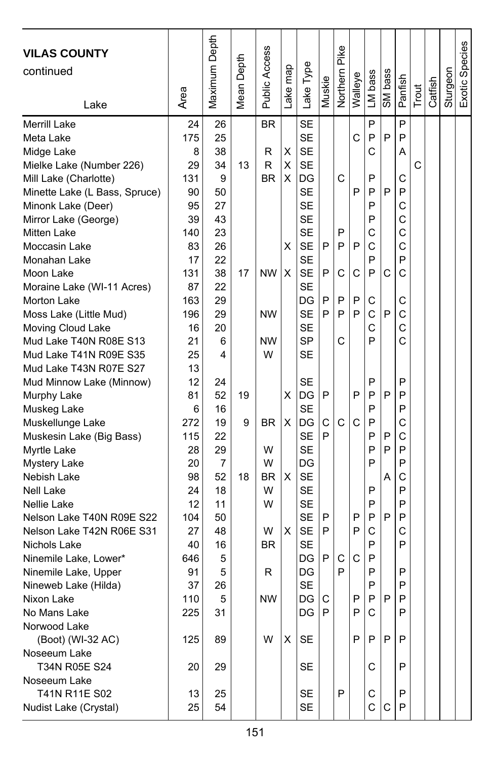| VILAS COUNTY continued Lake | Area | Maximum Depth | Mean Depth | Public Access | Lake map | Lake Type | Muskie | Northern Pike | Walleye | LM bass | SM bass | Panfish | Trout | Catfish | Sturgeon | Exotic Species |
|---|---|---|---|---|---|---|---|---|---|---|---|---|---|---|---|---|
| Merrill Lake | 24 | 26 | | BR | | SE | | | | P | | P | | | | |
| Meta Lake | 175 | 25 | | | | SE | | | C | P | P | P | | | | |
| Midge Lake | 8 | 38 | | R | X | SE | | | | C | | A | | | | |
| Mielke Lake (Number 226) | 29 | 34 | 13 | R | X | SE | | | | | | | C | | | |
| Mill Lake (Charlotte) | 131 | 9 | | BR | X | DG | | C | | P | | C | | | | |
| Minette Lake (L Bass, Spruce) | 90 | 50 | | | | SE | | | P | P | P | P | | | | |
| Minonk Lake (Deer) | 95 | 27 | | | | SE | | | | P | | C | | | | |
| Mirror Lake (George) | 39 | 43 | | | | SE | | | | P | | C | | | | |
| Mitten Lake | 140 | 23 | | | | SE | | P | | C | | C | | | | |
| Moccasin Lake | 83 | 26 | | | X | SE | P | P | P | C | | C | | | | |
| Monahan Lake | 17 | 22 | | | | SE | | | | P | | P | | | | |
| Moon Lake | 131 | 38 | 17 | NW | X | SE | P | C | C | P | C | C | | | | |
| Moraine Lake (WI-11 Acres) | 87 | 22 | | | | SE | | | | | | | | | | |
| Morton Lake | 163 | 29 | | | | DG | P | P | P | C | | C | | | | |
| Moss Lake (Little Mud) | 196 | 29 | | NW | | SE | P | P | P | C | P | C | | | | |
| Moving Cloud Lake | 16 | 20 | | | | SE | | | | C | | C | | | | |
| Mud Lake T40N R08E S13 | 21 | 6 | | NW | | SP | | C | | P | | C | | | | |
| Mud Lake T41N R09E S35 | 25 | 4 | | W | | SE | | | | | | | | | | |
| Mud Lake T43N R07E S27 | 13 | | | | | | | | | | | | | | | |
| Mud Minnow Lake (Minnow) | 12 | 24 | | | | SE | | | | P | | P | | | | |
| Murphy Lake | 81 | 52 | 19 | | X | DG | P | | P | P | P | P | | | | |
| Muskeg Lake | 6 | 16 | | | | SE | | | | P | | P | | | | |
| Muskellunge Lake | 272 | 19 | 9 | BR | X | DG | C | C | C | P | | C | | | | |
| Muskesin Lake (Big Bass) | 115 | 22 | | | | SE | P | | | P | P | C | | | | |
| Myrtle Lake | 28 | 29 | | W | | SE | | | | P | P | P | | | | |
| Mystery Lake | 20 | 7 | | W | | DG | | | | P | | P | | | | |
| Nebish Lake | 98 | 52 | 18 | BR | X | SE | | | | | A | C | | | | |
| Nell Lake | 24 | 18 | | W | | SE | | | | P | | P | | | | |
| Nellie Lake | 12 | 11 | | W | | SE | | | | P | | P | | | | |
| Nelson Lake T40N R09E S22 | 104 | 50 | | | | SE | P | | P | P | P | P | | | | |
| Nelson Lake T42N R06E S31 | 27 | 48 | | W | X | SE | P | | P | C | | C | | | | |
| Nichols Lake | 40 | 16 | | BR | | SE | | | | P | | P | | | | |
| Ninemile Lake, Lower* | 646 | 5 | | | | DG | P | C | C | P | | | | | | |
| Ninemile Lake, Upper | 91 | 5 | | R | | DG | | P | | P | | P | | | | |
| Nineweb Lake (Hilda) | 37 | 26 | | | | SE | | | | P | | P | | | | |
| Nixon Lake | 110 | 5 | | NW | | DG | C | | P | P | P | P | | | | |
| No Mans Lake | 225 | 31 | | | | DG | P | | P | C | | P | | | | |
| Norwood Lake (Boot) (WI-32 AC) | 125 | 89 | | W | X | SE | | | P | P | P | P | | | | |
| Noseeum Lake T34N R05E S24 | 20 | 29 | | | | SE | | | | C | | P | | | | |
| Noseeum Lake T41N R11E S02 | 13 | 25 | | | | SE | | P | | C | | P | | | | |
| Nudist Lake (Crystal) | 25 | 54 | | | | SE | | | | C | C | P | | | | |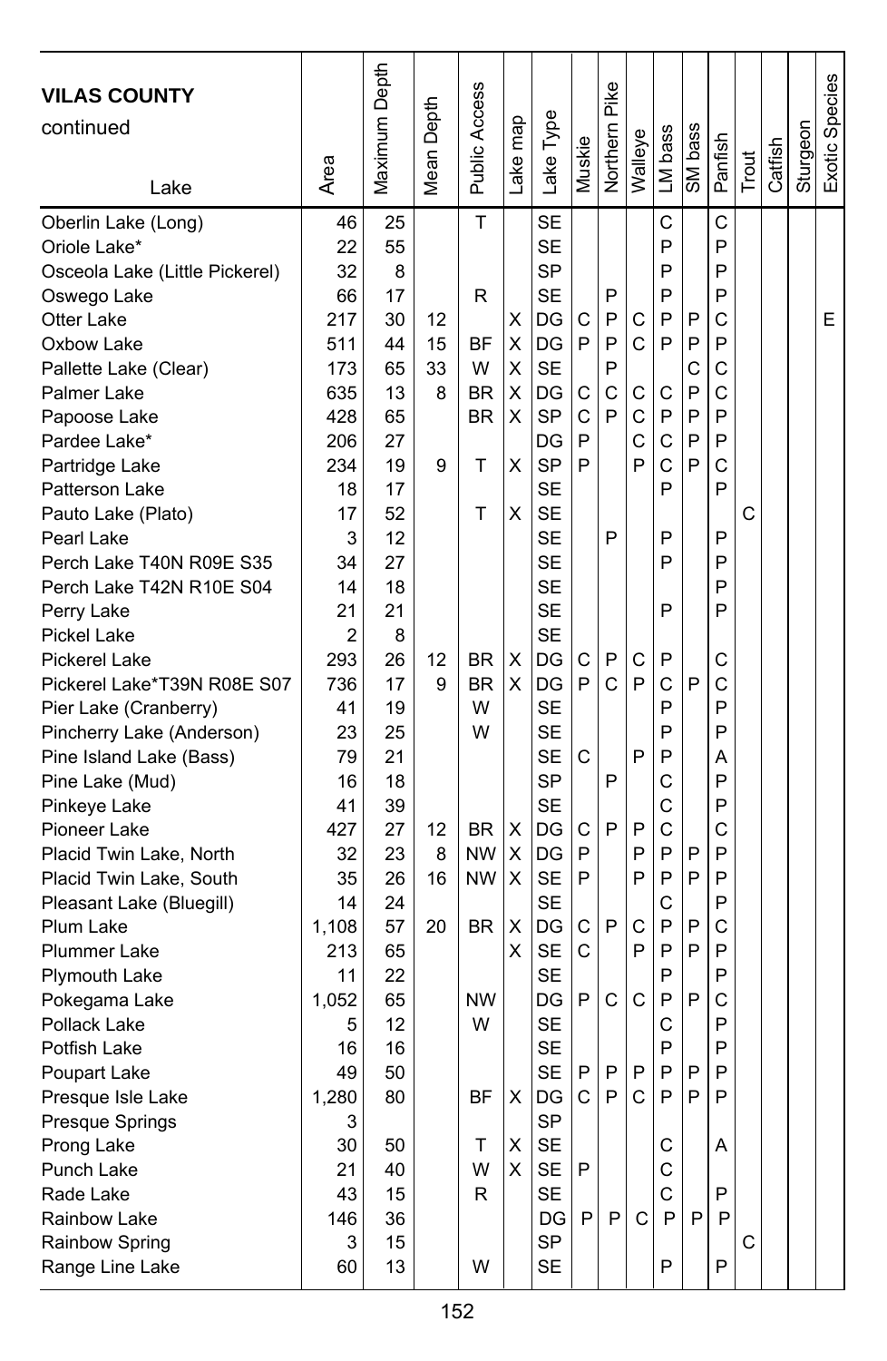| VILAS COUNTY continued Lake | Area | Maximum Depth | Mean Depth | Public Access | Lake map | Lake Type | Muskie | Northern Pike | Walleye | LM bass | SM bass | Panfish | Trout | Catfish | Sturgeon | Exotic Species |
|---|---|---|---|---|---|---|---|---|---|---|---|---|---|---|---|---|
| Oberlin Lake (Long) | 46 | 25 | | T | | SE | | | | C | | C | | | | |
| Oriole Lake* | 22 | 55 | | | | SE | | | | P | | P | | | | |
| Osceola Lake (Little Pickerel) | 32 | 8 | | | | SP | | | | P | | P | | | | |
| Oswego Lake | 66 | 17 | | R | | SE | | P | | P | | P | | | | |
| Otter Lake | 217 | 30 | 12 | | X | DG | C | P | C | P | P | C | | | | E |
| Oxbow Lake | 511 | 44 | 15 | BF | X | DG | P | P | C | P | P | P | | | | |
| Pallette Lake (Clear) | 173 | 65 | 33 | W | X | SE | | P | | | C | C | | | | |
| Palmer Lake | 635 | 13 | 8 | BR | X | DG | C | C | C | C | P | C | | | | |
| Papoose Lake | 428 | 65 | | BR | X | SP | C | P | C | P | P | P | | | | |
| Pardee Lake* | 206 | 27 | | | | DG | P | | C | C | P | P | | | | |
| Partridge Lake | 234 | 19 | 9 | T | X | SP | P | | P | C | P | C | | | | |
| Patterson Lake | 18 | 17 | | | | SE | | | | P | | P | | | | |
| Pauto Lake (Plato) | 17 | 52 | | T | X | SE | | | | | | | C | | | |
| Pearl Lake | 3 | 12 | | | | SE | | P | | P | | P | | | | |
| Perch Lake T40N R09E S35 | 34 | 27 | | | | SE | | | | P | | P | | | | |
| Perch Lake T42N R10E S04 | 14 | 18 | | | | SE | | | | | | P | | | | |
| Perry Lake | 21 | 21 | | | | SE | | | | P | | P | | | | |
| Pickel Lake | 2 | 8 | | | | SE | | | | | | | | | | |
| Pickerel Lake | 293 | 26 | 12 | BR | X | DG | C | P | C | P | | C | | | | |
| Pickerel Lake*T39N R08E S07 | 736 | 17 | 9 | BR | X | DG | P | C | P | C | P | C | | | | |
| Pier Lake (Cranberry) | 41 | 19 | | W | | SE | | | | P | | P | | | | |
| Pincherry Lake (Anderson) | 23 | 25 | | W | | SE | | | | P | | P | | | | |
| Pine Island Lake (Bass) | 79 | 21 | | | | SE | C | | P | P | | A | | | | |
| Pine Lake (Mud) | 16 | 18 | | | | SP | | P | | C | | P | | | | |
| Pinkeye Lake | 41 | 39 | | | | SE | | | | C | | P | | | | |
| Pioneer Lake | 427 | 27 | 12 | BR | X | DG | C | P | P | C | | C | | | | |
| Placid Twin Lake, North | 32 | 23 | 8 | NW | X | DG | P | | P | P | P | P | | | | |
| Placid Twin Lake, South | 35 | 26 | 16 | NW | X | SE | P | | P | P | P | P | | | | |
| Pleasant Lake (Bluegill) | 14 | 24 | | | | SE | | | | C | | P | | | | |
| Plum Lake | 1,108 | 57 | 20 | BR | X | DG | C | P | C | P | P | C | | | | |
| Plummer Lake | 213 | 65 | | | X | SE | C | | P | P | P | P | | | | |
| Plymouth Lake | 11 | 22 | | | | SE | | | | P | | P | | | | |
| Pokegama Lake | 1,052 | 65 | | NW | | DG | P | C | C | P | P | C | | | | |
| Pollack Lake | 5 | 12 | | W | | SE | | | | C | | P | | | | |
| Potfish Lake | 16 | 16 | | | | SE | | | | P | | P | | | | |
| Poupart Lake | 49 | 50 | | | | SE | P | P | P | P | P | P | | | | |
| Presque Isle Lake | 1,280 | 80 | | BF | X | DG | C | P | C | P | P | P | | | | |
| Presque Springs | 3 | | | | | SP | | | | | | | | | | |
| Prong Lake | 30 | 50 | | T | X | SE | | | | C | | A | | | | |
| Punch Lake | 21 | 40 | | W | X | SE | P | | | C | | | | | | |
| Rade Lake | 43 | 15 | | R | | SE | | | | C | | P | | | | |
| Rainbow Lake | 146 | 36 | | | | DG | P | P | C | P | P | P | | | | |
| Rainbow Spring | 3 | 15 | | | | SP | | | | | | | C | | | |
| Range Line Lake | 60 | 13 | | W | | SE | | | | P | | P | | | | |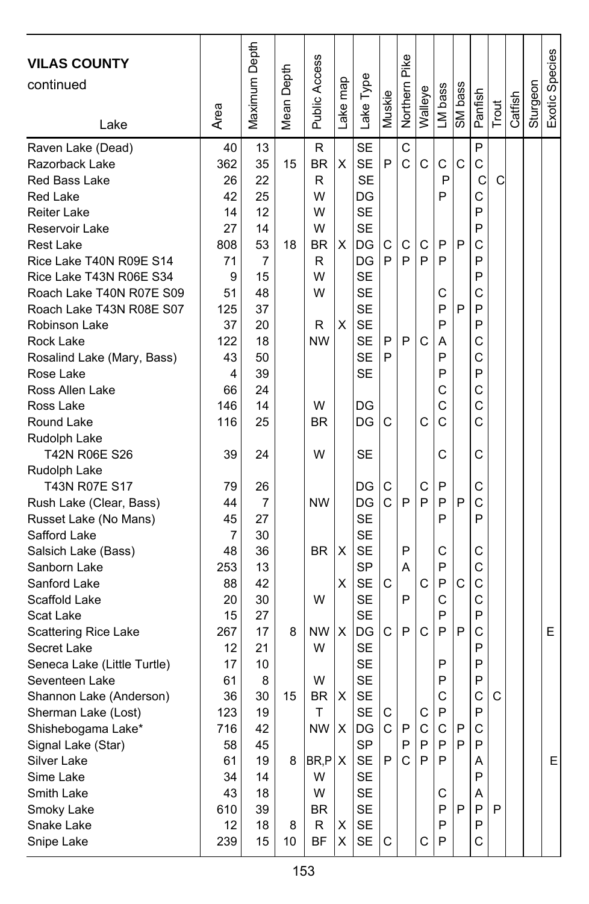| VILAS COUNTY continued Lake | Area | Maximum Depth | Mean Depth | Public Access | Lake map | Lake Type | Muskie | Northern Pike | Walleye | LM bass | SM bass | Panfish | Trout | Catfish | Sturgeon | Exotic Species |
|---|---|---|---|---|---|---|---|---|---|---|---|---|---|---|---|---|
| Raven Lake (Dead) | 40 | 13 | | R | | SE | | C | | | | P | | | | |
| Razorback Lake | 362 | 35 | 15 | BR | X | SE | P | C | C | C | C | C | | | | |
| Red Bass Lake | 26 | 22 | | R | | SE | | | | P | | C | C | | | |
| Red Lake | 42 | 25 | | W | | DG | | | | P | | C | | | | |
| Reiter Lake | 14 | 12 | | W | | SE | | | | | | P | | | | |
| Reservoir Lake | 27 | 14 | | W | | SE | | | | | | P | | | | |
| Rest Lake | 808 | 53 | 18 | BR | X | DG | C | C | C | P | P | C | | | | |
| Rice Lake T40N R09E S14 | 71 | 7 | | R | | DG | P | P | P | P | | P | | | | |
| Rice Lake T43N R06E S34 | 9 | 15 | | W | | SE | | | | | | P | | | | |
| Roach Lake T40N R07E S09 | 51 | 48 | | W | | SE | | | | C | | C | | | | |
| Roach Lake T43N R08E S07 | 125 | 37 | | | | SE | | | | P | P | P | | | | |
| Robinson Lake | 37 | 20 | | R | X | SE | | | | P | | P | | | | |
| Rock Lake | 122 | 18 | | NW | | SE | P | P | C | A | | C | | | | |
| Rosalind Lake (Mary, Bass) | 43 | 50 | | | | SE | P | | | P | | C | | | | |
| Rose Lake | 4 | 39 | | | | SE | | | | P | | P | | | | |
| Ross Allen Lake | 66 | 24 | | | | | | | | C | | C | | | | |
| Ross Lake | 146 | 14 | | W | | DG | | | | C | | C | | | | |
| Round Lake | 116 | 25 | | BR | | DG | C | | C | C | | C | | | | |
| Rudolph Lake T42N R06E S26 | 39 | 24 | | W | | SE | | | | C | | C | | | | |
| Rudolph Lake T43N R07E S17 | 79 | 26 | | | | DG | C | | C | P | | C | | | | |
| Rush Lake (Clear, Bass) | 44 | 7 | | NW | | DG | C | P | P | P | P | C | | | | |
| Russet Lake (No Mans) | 45 | 27 | | | | SE | | | | P | | P | | | | |
| Safford Lake | 7 | 30 | | | | SE | | | | | | | | | | |
| Salsich Lake (Bass) | 48 | 36 | | BR | X | SE | | P | | C | | C | | | | |
| Sanborn Lake | 253 | 13 | | | | SP | | A | | P | | C | | | | |
| Sanford Lake | 88 | 42 | | | X | SE | C | | C | P | C | C | | | | |
| Scaffold Lake | 20 | 30 | | W | | SE | | P | | C | | C | | | | |
| Scat Lake | 15 | 27 | | | | SE | | | | P | | P | | | | |
| Scattering Rice Lake | 267 | 17 | 8 | NW | X | DG | C | P | C | P | P | C | | | | E |
| Secret Lake | 12 | 21 | | W | | SE | | | | | | P | | | | |
| Seneca Lake (Little Turtle) | 17 | 10 | | | | SE | | | | P | | P | | | | |
| Seventeen Lake | 61 | 8 | | W | | SE | | | | P | | P | | | | |
| Shannon Lake (Anderson) | 36 | 30 | 15 | BR | X | SE | | | | C | | C | C | | | |
| Sherman Lake (Lost) | 123 | 19 | | T | | SE | C | | C | P | | P | | | | |
| Shishebogama Lake* | 716 | 42 | | NW | X | DG | C | P | C | C | P | C | | | | |
| Signal Lake (Star) | 58 | 45 | | | | SP | | P | P | P | P | P | | | | |
| Silver Lake | 61 | 19 | 8 | BR,P | X | SE | P | C | P | P | | A | | | | E |
| Sime Lake | 34 | 14 | | W | | SE | | | | | | P | | | | |
| Smith Lake | 43 | 18 | | W | | SE | | | | C | | A | | | | |
| Smoky Lake | 610 | 39 | | BR | | SE | | | | P | P | P | P | | | |
| Snake Lake | 12 | 18 | 8 | R | X | SE | | | | P | | P | | | | |
| Snipe Lake | 239 | 15 | 10 | BF | X | SE | C | | C | P | | C | | | | |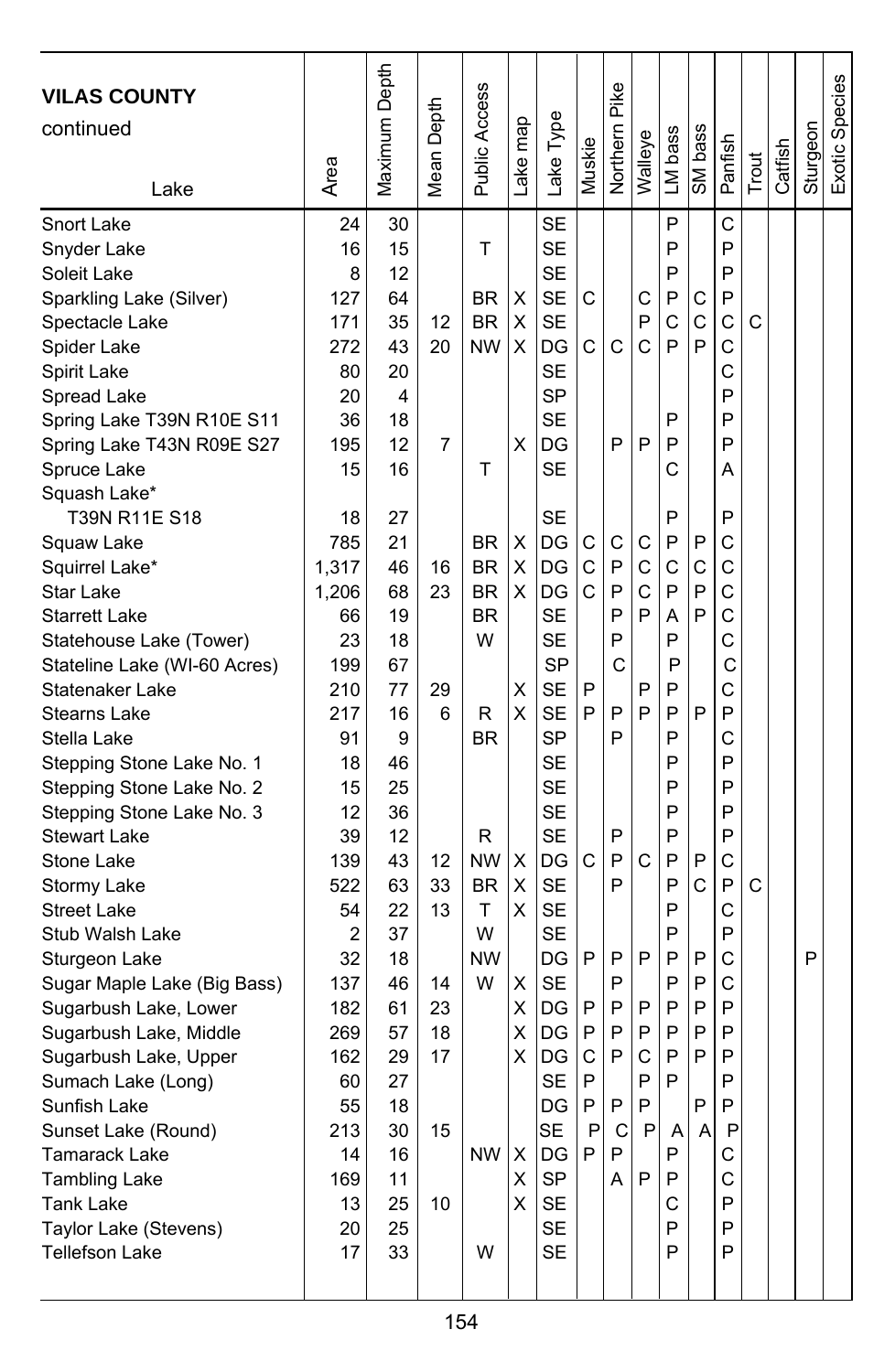| VILAS COUNTY continued Lake | Area | Maximum Depth | Mean Depth | Public Access | Lake map | Lake Type | Muskie | Northern Pike | Walleye | LM bass | SM bass | Panfish | Trout | Catfish | Sturgeon | Exotic Species |
|---|---|---|---|---|---|---|---|---|---|---|---|---|---|---|---|---|
| Snort Lake | 24 | 30 | | | | SE | | | | P | | C | | | | |
| Snyder Lake | 16 | 15 | | T | | SE | | | | P | | P | | | | |
| Soleit Lake | 8 | 12 | | | | SE | | | | P | | P | | | | |
| Sparkling Lake (Silver) | 127 | 64 | | BR | X | SE | C | | C | P | C | P | | | | |
| Spectacle Lake | 171 | 35 | 12 | BR | X | SE | | | P | C | C | C | C | | | |
| Spider Lake | 272 | 43 | 20 | NW | X | DG | C | C | C | P | P | C | | | | |
| Spirit Lake | 80 | 20 | | | | SE | | | | | | C | | | | |
| Spread Lake | 20 | 4 | | | | SP | | | | | | P | | | | |
| Spring Lake T39N R10E S11 | 36 | 18 | | | | SE | | | | P | | P | | | | |
| Spring Lake T43N R09E S27 | 195 | 12 | 7 | | X | DG | | P | P | P | | P | | | | |
| Spruce Lake | 15 | 16 | | T | | SE | | | | C | | A | | | | |
| Squash Lake* | | | | | | | | | | | | | | | | |
| T39N R11E S18 | 18 | 27 | | | | SE | | | | P | | P | | | | |
| Squaw Lake | 785 | 21 | | BR | X | DG | C | C | C | P | P | C | | | | |
| Squirrel Lake* | 1,317 | 46 | 16 | BR | X | DG | C | P | C | C | C | C | | | | |
| Star Lake | 1,206 | 68 | 23 | BR | X | DG | C | P | C | P | P | C | | | | |
| Starrett Lake | 66 | 19 | | BR | | SE | | P | P | A | P | C | | | | |
| Statehouse Lake (Tower) | 23 | 18 | | W | | SE | | P | | P | | C | | | | |
| Stateline Lake (WI-60 Acres) | 199 | 67 | | | | SP | | C | | P | | C | | | | |
| Statenaker Lake | 210 | 77 | 29 | | X | SE | P | | P | P | | C | | | | |
| Stearns Lake | 217 | 16 | 6 | R | X | SE | P | P | P | P | P | P | | | | |
| Stella Lake | 91 | 9 | | BR | | SP | | P | | P | | C | | | | |
| Stepping Stone Lake No. 1 | 18 | 46 | | | | SE | | | | P | | P | | | | |
| Stepping Stone Lake No. 2 | 15 | 25 | | | | SE | | | | P | | P | | | | |
| Stepping Stone Lake No. 3 | 12 | 36 | | | | SE | | | | P | | P | | | | |
| Stewart Lake | 39 | 12 | | R | | SE | | P | | P | | P | | | | |
| Stone Lake | 139 | 43 | 12 | NW | X | DG | C | P | C | P | P | C | | | | |
| Stormy Lake | 522 | 63 | 33 | BR | X | SE | | P | | P | C | P | C | | | |
| Street Lake | 54 | 22 | 13 | T | X | SE | | | | P | | C | | | | |
| Stub Walsh Lake | 2 | 37 | | W | | SE | | | | P | | P | | | | |
| Sturgeon Lake | 32 | 18 | | NW | | DG | P | P | P | P | P | C | | | P | |
| Sugar Maple Lake (Big Bass) | 137 | 46 | 14 | W | X | SE | | P | | P | P | C | | | | |
| Sugarbush Lake, Lower | 182 | 61 | 23 | | X | DG | P | P | P | P | P | P | | | | |
| Sugarbush Lake, Middle | 269 | 57 | 18 | | X | DG | P | P | P | P | P | P | | | | |
| Sugarbush Lake, Upper | 162 | 29 | 17 | | X | DG | C | P | C | P | P | P | | | | |
| Sumach Lake (Long) | 60 | 27 | | | | SE | P | | P | P | | P | | | | |
| Sunfish Lake | 55 | 18 | | | | DG | P | P | P | | P | P | | | | |
| Sunset Lake (Round) | 213 | 30 | 15 | | | SE | P | C | P | A | A | P | | | | |
| Tamarack Lake | 14 | 16 | | NW | X | DG | P | P | | P | | C | | | | |
| Tambling Lake | 169 | 11 | | | X | SP | | A | P | P | | C | | | | |
| Tank Lake | 13 | 25 | 10 | | X | SE | | | | C | | P | | | | |
| Taylor Lake (Stevens) | 20 | 25 | | | | SE | | | | P | | P | | | | |
| Tellefson Lake | 17 | 33 | | W | | SE | | | | P | | P | | | | |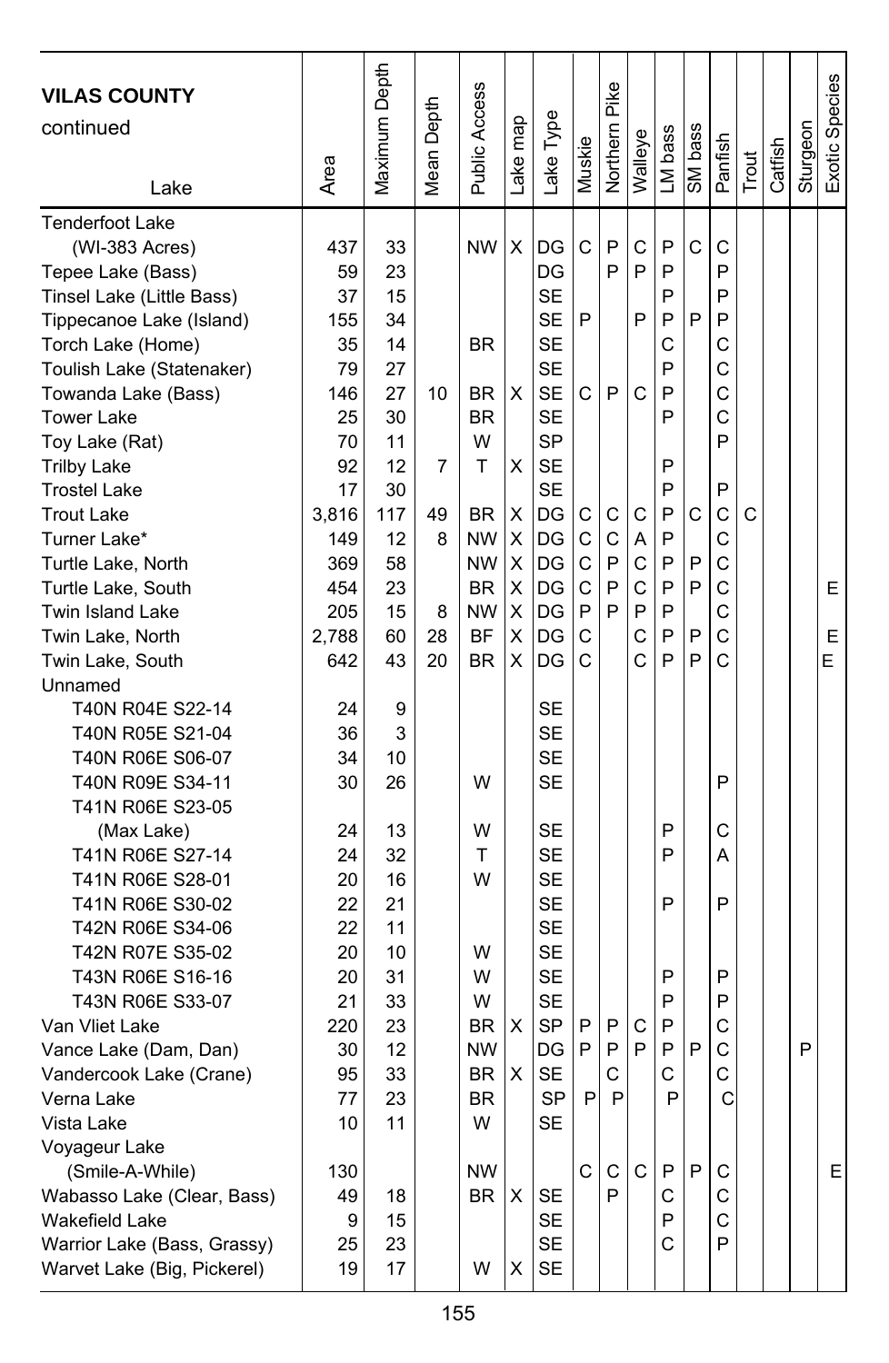**VILAS COUNTY**
continued

| Lake | Area | Maximum Depth | Mean Depth | Public Access | Lake map | Lake Type | Muskie | Northern Pike | Walleye | LM bass | SM bass | Panfish | Trout | Catfish | Sturgeon | Exotic Species |
|---|---|---|---|---|---|---|---|---|---|---|---|---|---|---|---|---|
| Tenderfoot Lake (WI-383 Acres) | 437 | 33 | | NW | X | DG | C | P | C | P | C | C | | | | |
| Tepee Lake (Bass) | 59 | 23 | | | | DG | | P | P | P | | P | | | | |
| Tinsel Lake (Little Bass) | 37 | 15 | | | | SE | | | | P | | P | | | | |
| Tippecanoe Lake (Island) | 155 | 34 | | | | SE | P | | P | P | P | P | | | | |
| Torch Lake (Home) | 35 | 14 | | BR | | SE | | | | C | | C | | | | |
| Toulish Lake (Statenaker) | 79 | 27 | | | | SE | | | | P | | C | | | | |
| Towanda Lake (Bass) | 146 | 27 | 10 | BR | X | SE | C | P | C | P | | C | | | | |
| Tower Lake | 25 | 30 | | BR | | SE | | | | P | | C | | | | |
| Toy Lake (Rat) | 70 | 11 | | W | | SP | | | | | | P | | | | |
| Trilby Lake | 92 | 12 | 7 | T | X | SE | | | | P | | | | | | |
| Trostel Lake | 17 | 30 | | | | SE | | | | P | | P | | | | |
| Trout Lake | 3,816 | 117 | 49 | BR | X | DG | C | C | C | P | C | C | C | | | |
| Turner Lake* | 149 | 12 | 8 | NW | X | DG | C | C | A | P | | C | | | | |
| Turtle Lake, North | 369 | 58 | | NW | X | DG | C | P | C | P | P | C | | | | |
| Turtle Lake, South | 454 | 23 | | BR | X | DG | C | P | C | P | P | C | | | | E |
| Twin Island Lake | 205 | 15 | 8 | NW | X | DG | P | P | P | P | | C | | | | |
| Twin Lake, North | 2,788 | 60 | 28 | BF | X | DG | C | | C | P | P | C | | | | E |
| Twin Lake, South | 642 | 43 | 20 | BR | X | DG | C | | C | P | P | C | | | | E |
| Unnamed | | | | | | | | | | | | | | | | |
| T40N R04E S22-14 | 24 | 9 | | | | SE | | | | | | | | | | |
| T40N R05E S21-04 | 36 | 3 | | | | SE | | | | | | | | | | |
| T40N R06E S06-07 | 34 | 10 | | | | SE | | | | | | | | | | |
| T40N R09E S34-11 | 30 | 26 | | W | | SE | | | | | | P | | | | |
| T41N R06E S23-05 (Max Lake) | 24 | 13 | | W | | SE | | | | P | | C | | | | |
| T41N R06E S27-14 | 24 | 32 | | T | | SE | | | | P | | A | | | | |
| T41N R06E S28-01 | 20 | 16 | | W | | SE | | | | | | | | | | |
| T41N R06E S30-02 | 22 | 21 | | | | SE | | | | P | | P | | | | |
| T42N R06E S34-06 | 22 | 11 | | | | SE | | | | | | | | | | |
| T42N R07E S35-02 | 20 | 10 | | W | | SE | | | | | | | | | | |
| T43N R06E S16-16 | 20 | 31 | | W | | SE | | | | P | | P | | | | |
| T43N R06E S33-07 | 21 | 33 | | W | | SE | | | | P | | P | | | | |
| Van Vliet Lake | 220 | 23 | | BR | X | SP | P | P | C | P | | C | | | | |
| Vance Lake (Dam, Dan) | 30 | 12 | | NW | | DG | P | P | P | P | P | C | | | P | |
| Vandercook Lake (Crane) | 95 | 33 | | BR | X | SE | | C | | C | | C | | | | |
| Verna Lake | 77 | 23 | | BR | | SP | P | P | | P | | C | | | | |
| Vista Lake | 10 | 11 | | W | | SE | | | | | | | | | | |
| Voyageur Lake (Smile-A-While) | 130 | | | NW | | | C | C | C | P | P | C | | | | E |
| Wabasso Lake (Clear, Bass) | 49 | 18 | | BR | X | SE | | P | | C | | C | | | | |
| Wakefield Lake | 9 | 15 | | | | SE | | | | P | | C | | | | |
| Warrior Lake (Bass, Grassy) | 25 | 23 | | | | SE | | | | C | | P | | | | |
| Warvet Lake (Big, Pickerel) | 19 | 17 | | W | X | SE | | | | | | | | | | |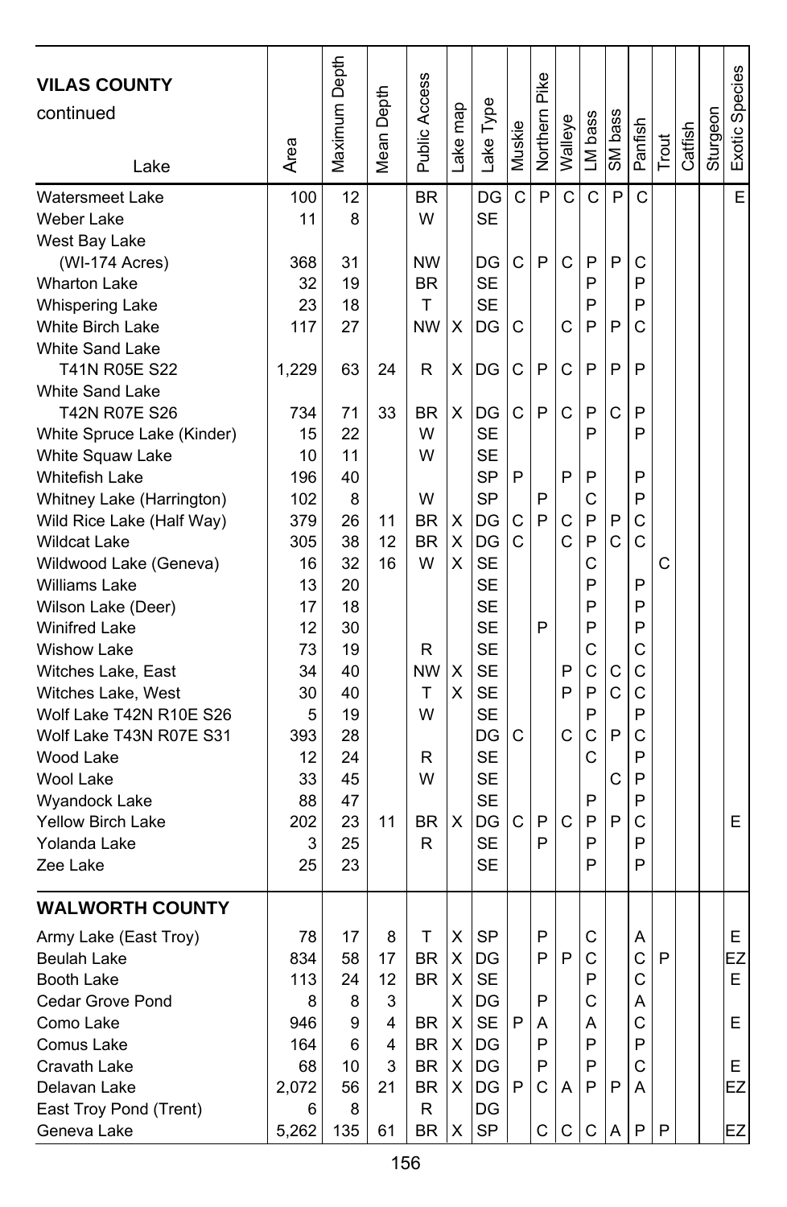| VILAS COUNTY continued Lake | Area | Maximum Depth | Mean Depth | Public Access | Lake map | Lake Type | Muskie | Northern Pike | Walleye | LM bass | SM bass | Panfish | Trout | Catfish | Sturgeon | Exotic Species |
|---|---|---|---|---|---|---|---|---|---|---|---|---|---|---|---|---|
| Watersmeet Lake | 100 | 12 | | BR | | DG | C | P | C | C | P | C | | | | E |
| Weber Lake | 11 | 8 | | W | | SE | | | | | | | | | | |
| West Bay Lake (WI-174 Acres) | 368 | 31 | | NW | | DG | C | P | C | P | P | C | | | | |
| Wharton Lake | 32 | 19 | | BR | | SE | | | | P | | P | | | | |
| Whispering Lake | 23 | 18 | | T | | SE | | | | P | | P | | | | |
| White Birch Lake | 117 | 27 | | NW | X | DG | C | | C | P | P | C | | | | |
| White Sand Lake T41N R05E S22 | 1,229 | 63 | 24 | R | X | DG | C | P | C | P | P | P | | | | |
| White Sand Lake T42N R07E S26 | 734 | 71 | 33 | BR | X | DG | C | P | C | P | C | P | | | | |
| White Spruce Lake (Kinder) | 15 | 22 | | W | | SE | | | | P | | P | | | | |
| White Squaw Lake | 10 | 11 | | W | | SE | | | | | | | | | | |
| Whitefish Lake | 196 | 40 | | | | SP | P | | P | P | | P | | | | |
| Whitney Lake (Harrington) | 102 | 8 | | W | | SP | | P | | C | | P | | | | |
| Wild Rice Lake (Half Way) | 379 | 26 | 11 | BR | X | DG | C | P | C | P | P | C | | | | |
| Wildcat Lake | 305 | 38 | 12 | BR | X | DG | C | | C | P | C | C | | | | |
| Wildwood Lake (Geneva) | 16 | 32 | 16 | W | X | SE | | | | C | | | C | | | |
| Williams Lake | 13 | 20 | | | | SE | | | | P | | P | | | | |
| Wilson Lake (Deer) | 17 | 18 | | | | SE | | | | P | | P | | | | |
| Winifred Lake | 12 | 30 | | | | SE | | P | | P | | P | | | | |
| Wishow Lake | 73 | 19 | | R | | SE | | | | C | | C | | | | |
| Witches Lake, East | 34 | 40 | | NW | X | SE | | | P | C | C | C | | | | |
| Witches Lake, West | 30 | 40 | | T | X | SE | | | P | P | C | C | | | | |
| Wolf Lake T42N R10E S26 | 5 | 19 | | W | | SE | | | | P | | P | | | | |
| Wolf Lake T43N R07E S31 | 393 | 28 | | | | DG | C | | C | C | P | C | | | | |
| Wood Lake | 12 | 24 | | R | | SE | | | | C | | P | | | | |
| Wool Lake | 33 | 45 | | W | | SE | | | | | C | P | | | | |
| Wyandock Lake | 88 | 47 | | | | SE | | | | P | | P | | | | |
| Yellow Birch Lake | 202 | 23 | 11 | BR | X | DG | C | P | C | P | P | C | | | | E |
| Yolanda Lake | 3 | 25 | | R | | SE | | P | | P | | P | | | | |
| Zee Lake | 25 | 23 | | | | SE | | | | P | | P | | | | |
| **WALWORTH COUNTY** | | | | | | | | | | | | | | | | |
| Army Lake (East Troy) | 78 | 17 | 8 | T | X | SP | | P | | C | | A | | | | E |
| Beulah Lake | 834 | 58 | 17 | BR | X | DG | | P | P | C | | C | P | | | EZ |
| Booth Lake | 113 | 24 | 12 | BR | X | SE | | | | P | | C | | | | E |
| Cedar Grove Pond | 8 | 8 | 3 | | X | DG | | P | | C | | A | | | | |
| Como Lake | 946 | 9 | 4 | BR | X | SE | P | A | | A | | C | | | | E |
| Comus Lake | 164 | 6 | 4 | BR | X | DG | | P | | P | | P | | | | |
| Cravath Lake | 68 | 10 | 3 | BR | X | DG | | P | | P | | C | | | | E |
| Delavan Lake | 2,072 | 56 | 21 | BR | X | DG | P | C | A | P | P | A | | | | EZ |
| East Troy Pond (Trent) | 6 | 8 | | R | | DG | | | | | | | | | | |
| Geneva Lake | 5,262 | 135 | 61 | BR | X | SP | | C | C | C | A | P | P | | | EZ |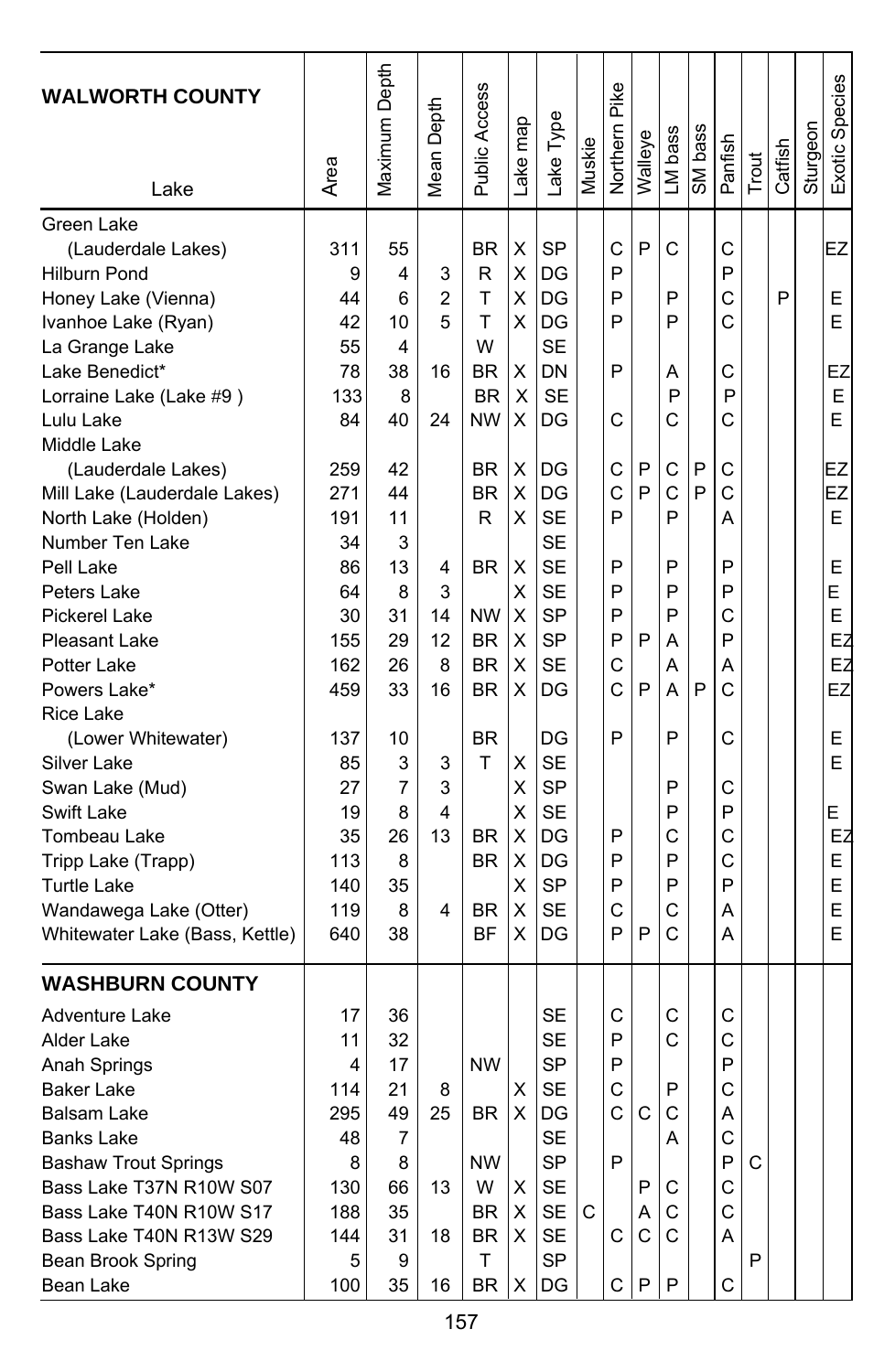| WALWORTH COUNTY Lake | Area | Maximum Depth | Mean Depth | Public Access | Lake map | Lake Type | Muskie | Northern Pike | Walleye | LM bass | SM bass | Panfish | Trout | Catfish | Sturgeon | Exotic Species |
|---|---|---|---|---|---|---|---|---|---|---|---|---|---|---|---|---|
| Green Lake (Lauderdale Lakes) | 311 | 55 | | BR | X | SP | | C | P | C | | C | | | | EZ |
| Hilburn Pond | 9 | 4 | 3 | R | X | DG | | P | | | | P | | | | |
| Honey Lake (Vienna) | 44 | 6 | 2 | T | X | DG | | P | | P | | C | | P | | E |
| Ivanhoe Lake (Ryan) | 42 | 10 | 5 | T | X | DG | | P | | P | | C | | | | E |
| La Grange Lake | 55 | 4 | | W | | SE | | | | | | | | | | |
| Lake Benedict* | 78 | 38 | 16 | BR | X | DN | | P | | A | | C | | | | EZ |
| Lorraine Lake (Lake #9 ) | 133 | 8 | | BR | X | SE | | | | P | | P | | | | E |
| Lulu Lake | 84 | 40 | 24 | NW | X | DG | | C | | C | | C | | | | E |
| Middle Lake (Lauderdale Lakes) | 259 | 42 | | BR | X | DG | | C | P | C | P | C | | | | EZ |
| Mill Lake (Lauderdale Lakes) | 271 | 44 | | BR | X | DG | | C | P | C | P | C | | | | EZ |
| North Lake (Holden) | 191 | 11 | | R | X | SE | | P | | P | | A | | | | E |
| Number Ten Lake | 34 | 3 | | | | SE | | | | | | | | | | |
| Pell Lake | 86 | 13 | 4 | BR | X | SE | | P | | P | | P | | | | E |
| Peters Lake | 64 | 8 | 3 | | X | SE | | P | | P | | P | | | | E |
| Pickerel Lake | 30 | 31 | 14 | NW | X | SP | | P | | P | | C | | | | E |
| Pleasant Lake | 155 | 29 | 12 | BR | X | SP | | P | P | A | | P | | | | EZ |
| Potter Lake | 162 | 26 | 8 | BR | X | SE | | C | | A | | A | | | | EZ |
| Powers Lake* | 459 | 33 | 16 | BR | X | DG | | C | P | A | P | C | | | | EZ |
| Rice Lake (Lower Whitewater) | 137 | 10 | | BR | | DG | | P | | P | | C | | | | E |
| Silver Lake | 85 | 3 | 3 | T | X | SE | | | | | | | | | | E |
| Swan Lake (Mud) | 27 | 7 | 3 | | X | SP | | | | P | | C | | | | |
| Swift Lake | 19 | 8 | 4 | | X | SE | | | | P | | P | | | | E |
| Tombeau Lake | 35 | 26 | 13 | BR | X | DG | | P | | C | | C | | | | EZ |
| Tripp Lake (Trapp) | 113 | 8 | | BR | X | DG | | P | | P | | C | | | | E |
| Turtle Lake | 140 | 35 | | | X | SP | | P | | P | | P | | | | E |
| Wandawega Lake (Otter) | 119 | 8 | 4 | BR | X | SE | | C | | C | | A | | | | E |
| Whitewater Lake (Bass, Kettle) | 640 | 38 | | BF | X | DG | | P | P | C | | A | | | | E |
| **WASHBURN COUNTY** | | | | | | | | | | | | | | | | |
| Adventure Lake | 17 | 36 | | | | SE | | C | | C | | C | | | | |
| Alder Lake | 11 | 32 | | | | SE | | P | | C | | C | | | | |
| Anah Springs | 4 | 17 | | NW | | SP | | P | | | | P | | | | |
| Baker Lake | 114 | 21 | 8 | | X | SE | | C | | P | | C | | | | |
| Balsam Lake | 295 | 49 | 25 | BR | X | DG | | C | C | C | | A | | | | |
| Banks Lake | 48 | 7 | | | | SE | | | | A | | C | | | | |
| Bashaw Trout Springs | 8 | 8 | | NW | | SP | | P | | | | P | C | | | |
| Bass Lake T37N R10W S07 | 130 | 66 | 13 | W | X | SE | | | P | C | | C | | | | |
| Bass Lake T40N R10W S17 | 188 | 35 | | BR | X | SE | C | | A | C | | C | | | | |
| Bass Lake T40N R13W S29 | 144 | 31 | 18 | BR | X | SE | | C | C | C | | A | | | | |
| Bean Brook Spring | 5 | 9 | | T | | SP | | | | | | | P | | | |
| Bean Lake | 100 | 35 | 16 | BR | X | DG | | C | P | P | | C | | | | |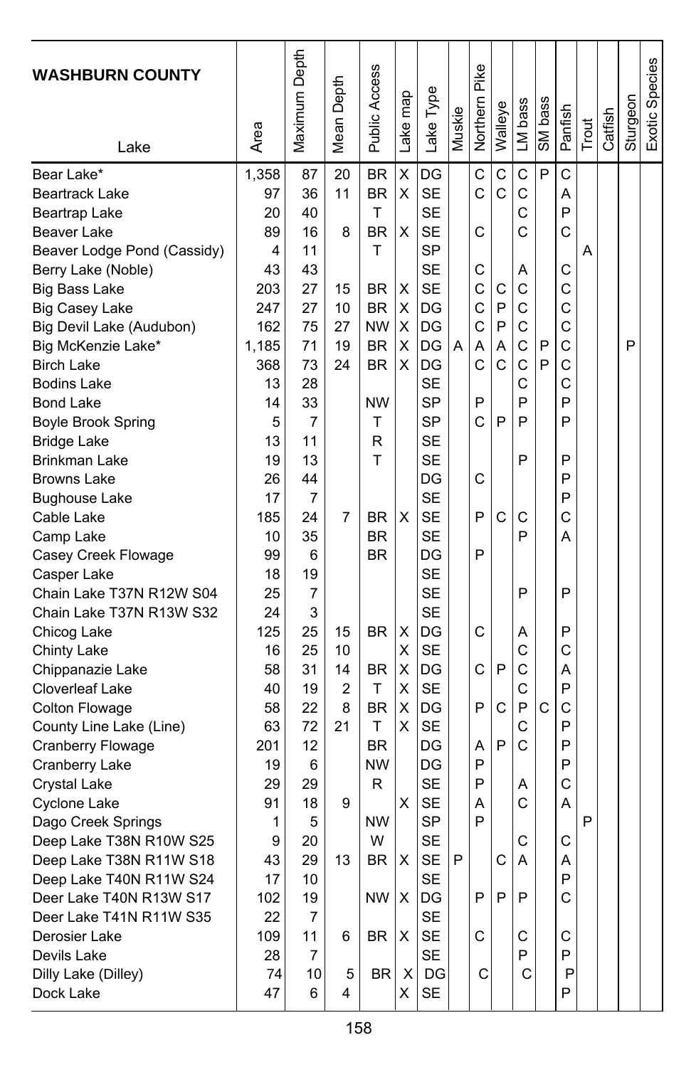## WASHBURN COUNTY

| Lake | Area | Maximum Depth | Mean Depth | Public Access | Lake map | Lake Type | Muskie | Northern Pike | Walleye | LM bass | SM bass | Panfish | Trout | Catfish | Sturgeon | Exotic Species |
|---|---|---|---|---|---|---|---|---|---|---|---|---|---|---|---|---|
| Bear Lake* | 1,358 | 87 | 20 | BR | X | DG | | C | C | C | P | C | | | | |
| Beartrack Lake | 97 | 36 | 11 | BR | X | SE | | C | C | C | | A | | | | |
| Beartrap Lake | 20 | 40 | | T | | SE | | | | C | | P | | | | |
| Beaver Lake | 89 | 16 | 8 | BR | X | SE | | C | | C | | C | | | | |
| Beaver Lodge Pond (Cassidy) | 4 | 11 | | T | | SP | | | | | | | A | | | |
| Berry Lake (Noble) | 43 | 43 | | | | SE | | C | | A | | C | | | | |
| Big Bass Lake | 203 | 27 | 15 | BR | X | SE | | C | C | C | | C | | | | |
| Big Casey Lake | 247 | 27 | 10 | BR | X | DG | | C | P | C | | C | | | | |
| Big Devil Lake (Audubon) | 162 | 75 | 27 | NW | X | DG | | C | P | C | | C | | | | |
| Big McKenzie Lake* | 1,185 | 71 | 19 | BR | X | DG | A | A | A | C | P | C | | | P | |
| Birch Lake | 368 | 73 | 24 | BR | X | DG | | C | C | C | P | C | | | | |
| Bodins Lake | 13 | 28 | | | | SE | | | | C | | C | | | | |
| Bond Lake | 14 | 33 | | NW | | SP | | P | | P | | P | | | | |
| Boyle Brook Spring | 5 | 7 | | T | | SP | | C | P | P | | P | | | | |
| Bridge Lake | 13 | 11 | | R | | SE | | | | | | | | | | |
| Brinkman Lake | 19 | 13 | | T | | SE | | | | P | | P | | | | |
| Browns Lake | 26 | 44 | | | | DG | | C | | | | P | | | | |
| Bughouse Lake | 17 | 7 | | | | SE | | | | | | P | | | | |
| Cable Lake | 185 | 24 | 7 | BR | X | SE | | P | C | C | | C | | | | |
| Camp Lake | 10 | 35 | | BR | | SE | | | | P | | A | | | | |
| Casey Creek Flowage | 99 | 6 | | BR | | DG | | P | | | | | | | | |
| Casper Lake | 18 | 19 | | | | SE | | | | | | | | | | |
| Chain Lake T37N R12W S04 | 25 | 7 | | | | SE | | | | P | | P | | | | |
| Chain Lake T37N R13W S32 | 24 | 3 | | | | SE | | | | | | | | | | |
| Chicog Lake | 125 | 25 | 15 | BR | X | DG | | C | | A | | P | | | | |
| Chinty Lake | 16 | 25 | 10 | | X | SE | | | | C | | C | | | | |
| Chippanazie Lake | 58 | 31 | 14 | BR | X | DG | | C | P | C | | A | | | | |
| Cloverleaf Lake | 40 | 19 | 2 | T | X | SE | | | | C | | P | | | | |
| Colton Flowage | 58 | 22 | 8 | BR | X | DG | | P | C | P | C | C | | | | |
| County Line Lake (Line) | 63 | 72 | 21 | T | X | SE | | | | C | | P | | | | |
| Cranberry Flowage | 201 | 12 | | BR | | DG | | A | P | C | | P | | | | |
| Cranberry Lake | 19 | 6 | | NW | | DG | | P | | | | P | | | | |
| Crystal Lake | 29 | 29 | | R | | SE | | P | | A | | C | | | | |
| Cyclone Lake | 91 | 18 | 9 | | X | SE | | A | | C | | A | | | | |
| Dago Creek Springs | 1 | 5 | | NW | | SP | | P | | | | | P | | | |
| Deep Lake T38N R10W S25 | 9 | 20 | | W | | SE | | | | C | | C | | | | |
| Deep Lake T38N R11W S18 | 43 | 29 | 13 | BR | X | SE | P | | C | A | | A | | | | |
| Deep Lake T40N R11W S24 | 17 | 10 | | | | SE | | | | | | P | | | | |
| Deer Lake T40N R13W S17 | 102 | 19 | | NW | X | DG | | P | P | P | | C | | | | |
| Deer Lake T41N R11W S35 | 22 | 7 | | | | SE | | | | | | | | | | |
| Derosier Lake | 109 | 11 | 6 | BR | X | SE | | C | | C | | C | | | | |
| Devils Lake | 28 | 7 | | | | SE | | | | P | | P | | | | |
| Dilly Lake (Dilley) | 74 | 10 | 5 | BR | X | DG | | C | | C | | P | | | | |
| Dock Lake | 47 | 6 | 4 | | X | SE | | | | | | P | | | | |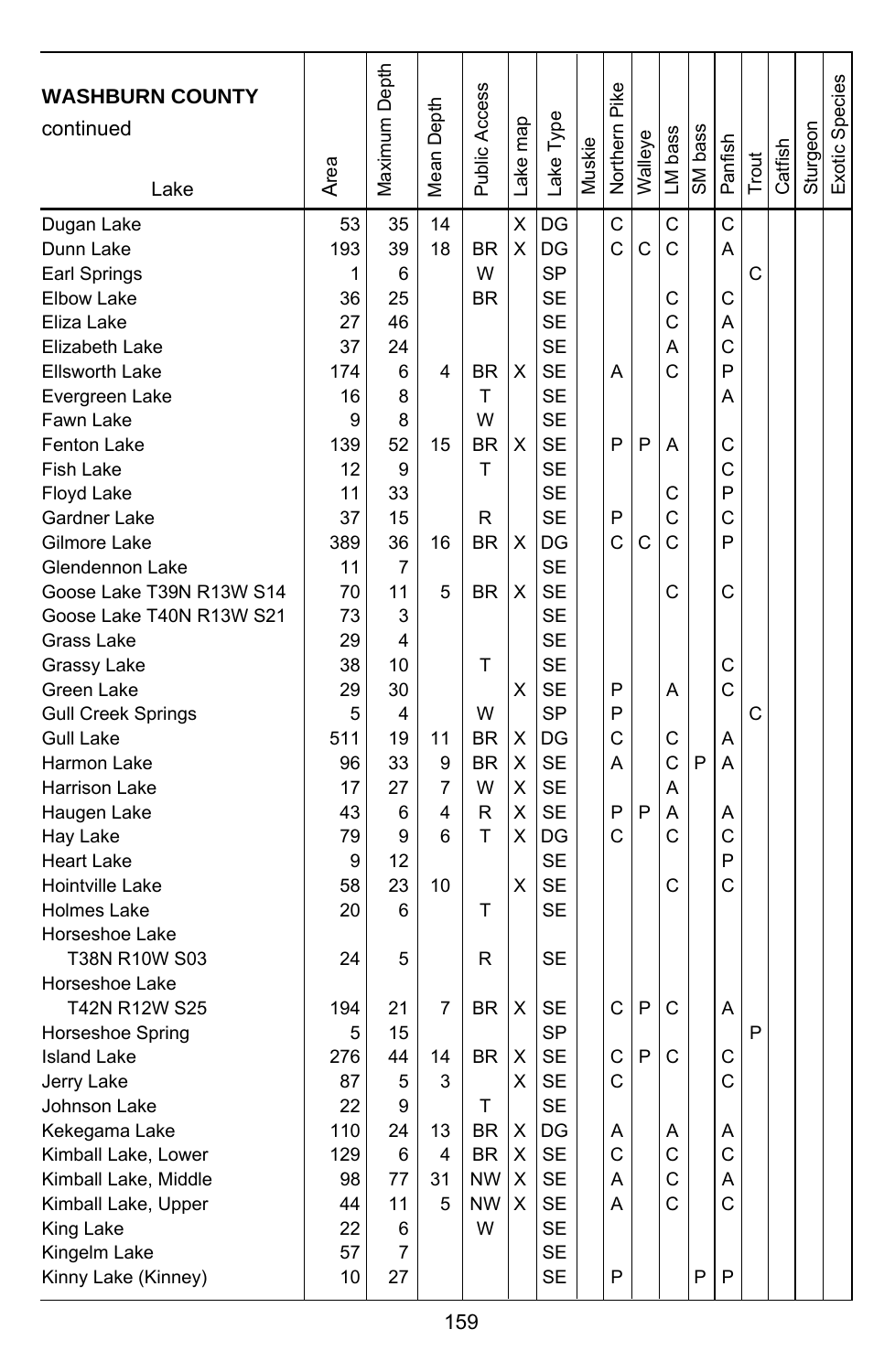| WASHBURN COUNTY continued Lake | Area | Maximum Depth | Mean Depth | Public Access | Lake map | Lake Type | Muskie | Northern Pike | Walleye | LM bass | SM bass | Panfish | Trout | Catfish | Sturgeon | Exotic Species |
|---|---|---|---|---|---|---|---|---|---|---|---|---|---|---|---|---|
| Dugan Lake | 53 | 35 | 14 | | X | DG | | C | | C | | C | | | | |
| Dunn Lake | 193 | 39 | 18 | BR | X | DG | | C | C | C | | A | | | | |
| Earl Springs | 1 | 6 | | W | | SP | | | | | | | C | | | |
| Elbow Lake | 36 | 25 | | BR | | SE | | | | C | | C | | | | |
| Eliza Lake | 27 | 46 | | | | SE | | | | C | | A | | | | |
| Elizabeth Lake | 37 | 24 | | | | SE | | | | A | | C | | | | |
| Ellsworth Lake | 174 | 6 | 4 | BR | X | SE | | A | | C | | P | | | | |
| Evergreen Lake | 16 | 8 | | T | | SE | | | | | | A | | | | |
| Fawn Lake | 9 | 8 | | W | | SE | | | | | | | | | | |
| Fenton Lake | 139 | 52 | 15 | BR | X | SE | | P | P | A | | C | | | | |
| Fish Lake | 12 | 9 | | T | | SE | | | | | | C | | | | |
| Floyd Lake | 11 | 33 | | | | SE | | | | C | | P | | | | |
| Gardner Lake | 37 | 15 | | R | | SE | | P | | C | | C | | | | |
| Gilmore Lake | 389 | 36 | 16 | BR | X | DG | | C | C | C | | P | | | | |
| Glendennon Lake | 11 | 7 | | | | SE | | | | | | | | | | |
| Goose Lake T39N R13W S14 | 70 | 11 | 5 | BR | X | SE | | | | C | | C | | | | |
| Goose Lake T40N R13W S21 | 73 | 3 | | | | SE | | | | | | | | | | |
| Grass Lake | 29 | 4 | | | | SE | | | | | | | | | | |
| Grassy Lake | 38 | 10 | | T | | SE | | | | | | C | | | | |
| Green Lake | 29 | 30 | | | X | SE | | P | | A | | C | | | | |
| Gull Creek Springs | 5 | 4 | | W | | SP | | P | | | | | C | | | |
| Gull Lake | 511 | 19 | 11 | BR | X | DG | | C | | C | | A | | | | |
| Harmon Lake | 96 | 33 | 9 | BR | X | SE | | A | | C | P | A | | | | |
| Harrison Lake | 17 | 27 | 7 | W | X | SE | | | | A | | | | | | |
| Haugen Lake | 43 | 6 | 4 | R | X | SE | | P | P | A | | A | | | | |
| Hay Lake | 79 | 9 | 6 | T | X | DG | | C | | C | | C | | | | |
| Heart Lake | 9 | 12 | | | | SE | | | | | | P | | | | |
| Hointville Lake | 58 | 23 | 10 | | X | SE | | | | C | | C | | | | |
| Holmes Lake | 20 | 6 | | T | | SE | | | | | | | | | | |
| Horseshoe Lake T38N R10W S03 | 24 | 5 | | R | | SE | | | | | | | | | | |
| Horseshoe Lake T42N R12W S25 | 194 | 21 | 7 | BR | X | SE | | C | P | C | | A | | | | |
| Horseshoe Spring | 5 | 15 | | | | SP | | | | | | | P | | | |
| Island Lake | 276 | 44 | 14 | BR | X | SE | | C | P | C | | C | | | | |
| Jerry Lake | 87 | 5 | 3 | | X | SE | | C | | | | C | | | | |
| Johnson Lake | 22 | 9 | | T | | SE | | | | | | | | | | |
| Kekegama Lake | 110 | 24 | 13 | BR | X | DG | | A | | A | | A | | | | |
| Kimball Lake, Lower | 129 | 6 | 4 | BR | X | SE | | C | | C | | C | | | | |
| Kimball Lake, Middle | 98 | 77 | 31 | NW | X | SE | | A | | C | | A | | | | |
| Kimball Lake, Upper | 44 | 11 | 5 | NW | X | SE | | A | | C | | C | | | | |
| King Lake | 22 | 6 | | W | | SE | | | | | | | | | | |
| Kingelm Lake | 57 | 7 | | | | SE | | | | | | | | | | |
| Kinny Lake (Kinney) | 10 | 27 | | | | SE | | P | | | P | P | | | | |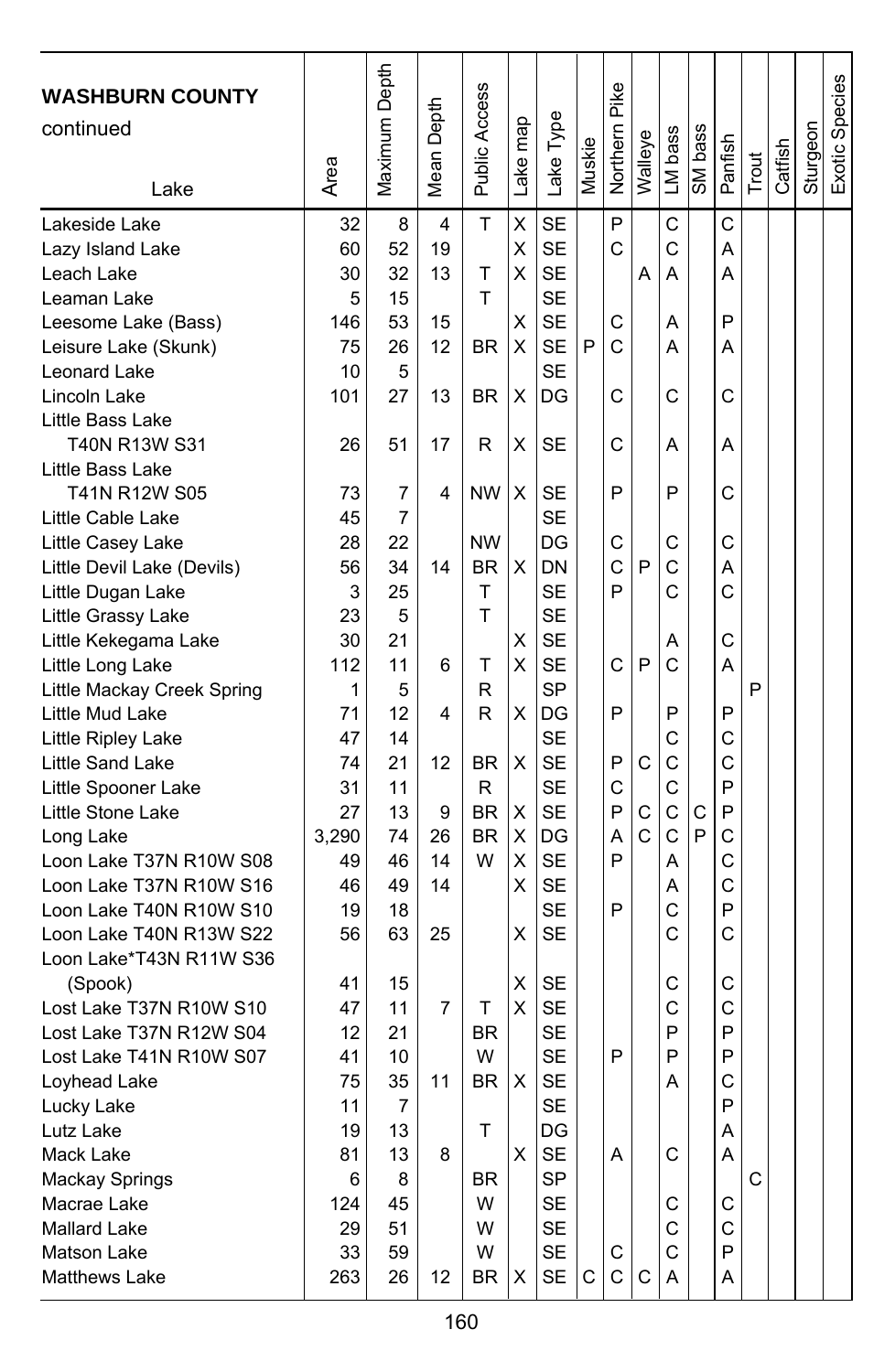| **WASHBURN COUNTY** continued Lake | Area | Maximum Depth | Mean Depth | Public Access | Lake map | Lake Type | Muskie | Northern Pike | Walleye | LM bass | SM bass | Panfish | Trout | Catfish | Sturgeon | Exotic Species |
|---|---|---|---|---|---|---|---|---|---|---|---|---|---|---|---|---|
| Lakeside Lake | 32 | 8 | 4 | T | X | SE | | P | | C | | C | | | | |
| Lazy Island Lake | 60 | 52 | 19 | | X | SE | | C | | C | | A | | | | |
| Leach Lake | 30 | 32 | 13 | T | X | SE | | | A | A | | A | | | | |
| Leaman Lake | 5 | 15 | | T | | SE | | | | | | | | | | |
| Leesome Lake (Bass) | 146 | 53 | 15 | | X | SE | | C | | A | | P | | | | |
| Leisure Lake (Skunk) | 75 | 26 | 12 | BR | X | SE | P | C | | A | | A | | | | |
| Leonard Lake | 10 | 5 | | | | SE | | | | | | | | | | |
| Lincoln Lake | 101 | 27 | 13 | BR | X | DG | | C | | C | | C | | | | |
| Little Bass Lake T40N R13W S31 | 26 | 51 | 17 | R | X | SE | | C | | A | | A | | | | |
| Little Bass Lake T41N R12W S05 | 73 | 7 | 4 | NW | X | SE | | P | | P | | C | | | | |
| Little Cable Lake | 45 | 7 | | | | SE | | | | | | | | | | |
| Little Casey Lake | 28 | 22 | | NW | | DG | | C | | C | | C | | | | |
| Little Devil Lake (Devils) | 56 | 34 | 14 | BR | X | DN | | C | P | C | | A | | | | |
| Little Dugan Lake | 3 | 25 | | T | | SE | | P | | C | | C | | | | |
| Little Grassy Lake | 23 | 5 | | T | | SE | | | | | | | | | | |
| Little Kekegama Lake | 30 | 21 | | | X | SE | | | | A | | C | | | | |
| Little Long Lake | 112 | 11 | 6 | T | X | SE | | C | P | C | | A | | | | |
| Little Mackay Creek Spring | 1 | 5 | | R | | SP | | | | | | | P | | | |
| Little Mud Lake | 71 | 12 | 4 | R | X | DG | | P | | P | | P | | | | |
| Little Ripley Lake | 47 | 14 | | | | SE | | | | C | | C | | | | |
| Little Sand Lake | 74 | 21 | 12 | BR | X | SE | | P | C | C | | C | | | | |
| Little Spooner Lake | 31 | 11 | | R | | SE | | C | | C | | P | | | | |
| Little Stone Lake | 27 | 13 | 9 | BR | X | SE | | P | C | C | C | P | | | | |
| Long Lake | 3,290 | 74 | 26 | BR | X | DG | | A | C | C | P | C | | | | |
| Loon Lake T37N R10W S08 | 49 | 46 | 14 | W | X | SE | | P | | A | | C | | | | |
| Loon Lake T37N R10W S16 | 46 | 49 | 14 | | X | SE | | | | A | | C | | | | |
| Loon Lake T40N R10W S10 | 19 | 18 | | | | SE | | P | | C | | P | | | | |
| Loon Lake T40N R13W S22 | 56 | 63 | 25 | | X | SE | | | | C | | C | | | | |
| Loon Lake*T43N R11W S36 (Spook) | 41 | 15 | | | X | SE | | | | C | | C | | | | |
| Lost Lake T37N R10W S10 | 47 | 11 | 7 | T | X | SE | | | | C | | C | | | | |
| Lost Lake T37N R12W S04 | 12 | 21 | | BR | | SE | | | | P | | P | | | | |
| Lost Lake T41N R10W S07 | 41 | 10 | | W | | SE | | P | | P | | P | | | | |
| Loyhead Lake | 75 | 35 | 11 | BR | X | SE | | | | A | | C | | | | |
| Lucky Lake | 11 | 7 | | | | SE | | | | | | P | | | | |
| Lutz Lake | 19 | 13 | | T | | DG | | | | | | A | | | | |
| Mack Lake | 81 | 13 | 8 | | X | SE | | A | | C | | A | | | | |
| Mackay Springs | 6 | 8 | | BR | | SP | | | | | | | C | | | |
| Macrae Lake | 124 | 45 | | W | | SE | | | | C | | C | | | | |
| Mallard Lake | 29 | 51 | | W | | SE | | | | C | | C | | | | |
| Matson Lake | 33 | 59 | | W | | SE | | C | | C | | P | | | | |
| Matthews Lake | 263 | 26 | 12 | BR | X | SE | C | C | C | A | | A | | | | |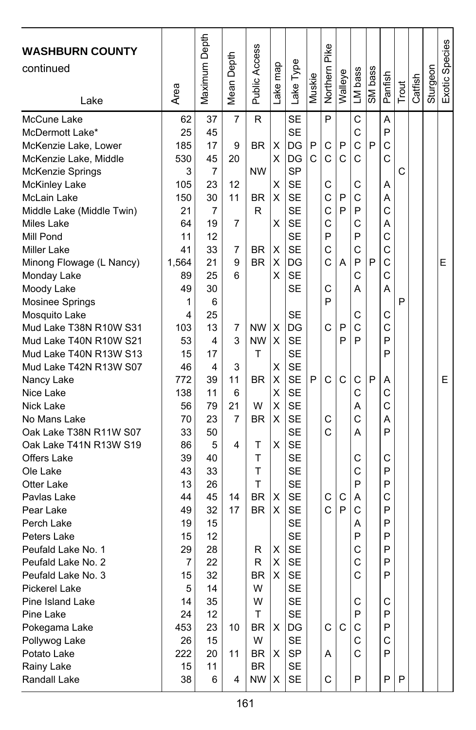| WASHBURN COUNTY continued Lake | Area | Maximum Depth | Mean Depth | Public Access | Lake map | Lake Type | Muskie | Northern Pike | Walleye | LM bass | SM bass | Panfish | Trout | Catfish | Sturgeon | Exotic Species |
|---|---|---|---|---|---|---|---|---|---|---|---|---|---|---|---|---|
| McCune Lake | 62 | 37 | 7 | R | | SE | | P | | C | | A | | | | |
| McDermott Lake* | 25 | 45 | | | | SE | | | | C | | P | | | | |
| McKenzie Lake, Lower | 185 | 17 | 9 | BR | X | DG | P | C | P | C | P | C | | | | |
| McKenzie Lake, Middle | 530 | 45 | 20 | | X | DG | C | C | C | C | | C | | | | |
| McKenzie Springs | 3 | 7 | | NW | | SP | | | | | | | C | | | |
| McKinley Lake | 105 | 23 | 12 | | X | SE | | C | | C | | A | | | | |
| McLain Lake | 150 | 30 | 11 | BR | X | SE | | C | P | C | | A | | | | |
| Middle Lake (Middle Twin) | 21 | 7 | | R | | SE | | C | P | P | | C | | | | |
| Miles Lake | 64 | 19 | 7 | | X | SE | | C | | C | | A | | | | |
| Mill Pond | 11 | 12 | | | | SE | | P | | P | | C | | | | |
| Miller Lake | 41 | 33 | 7 | BR | X | SE | | C | | C | | C | | | | |
| Minong Flowage (L Nancy) | 1,564 | 21 | 9 | BR | X | DG | | C | A | P | P | C | | | | E |
| Monday Lake | 89 | 25 | 6 | | X | SE | | | | C | | C | | | | |
| Moody Lake | 49 | 30 | | | | SE | | C | | A | | A | | | | |
| Mosinee Springs | 1 | 6 | | | | | | P | | | | | P | | | |
| Mosquito Lake | 4 | 25 | | | | SE | | | | C | | C | | | | |
| Mud Lake T38N R10W S31 | 103 | 13 | 7 | NW | X | DG | | C | P | C | | C | | | | |
| Mud Lake T40N R10W S21 | 53 | 4 | 3 | NW | X | SE | | | P | P | | P | | | | |
| Mud Lake T40N R13W S13 | 15 | 17 | | T | | SE | | | | | | P | | | | |
| Mud Lake T42N R13W S07 | 46 | 4 | 3 | | X | SE | | | | | | | | | | |
| Nancy Lake | 772 | 39 | 11 | BR | X | SE | P | C | C | C | P | A | | | | E |
| Nice Lake | 138 | 11 | 6 | | X | SE | | | | C | | C | | | | |
| Nick Lake | 56 | 79 | 21 | W | X | SE | | | | A | | C | | | | |
| No Mans Lake | 70 | 23 | 7 | BR | X | SE | | C | | C | | A | | | | |
| Oak Lake T38N R11W S07 | 33 | 50 | | | | SE | | C | | A | | P | | | | |
| Oak Lake T41N R13W S19 | 86 | 5 | 4 | T | X | SE | | | | | | | | | | |
| Offers Lake | 39 | 40 | | T | | SE | | | | C | | C | | | | |
| Ole Lake | 43 | 33 | | T | | SE | | | | C | | P | | | | |
| Otter Lake | 13 | 26 | | T | | SE | | | | P | | P | | | | |
| Pavlas Lake | 44 | 45 | 14 | BR | X | SE | | C | C | A | | C | | | | |
| Pear Lake | 49 | 32 | 17 | BR | X | SE | | C | P | C | | P | | | | |
| Perch Lake | 19 | 15 | | | | SE | | | | A | | P | | | | |
| Peters Lake | 15 | 12 | | | | SE | | | | P | | P | | | | |
| Peufald Lake No. 1 | 29 | 28 | | R | X | SE | | | | C | | P | | | | |
| Peufald Lake No. 2 | 7 | 22 | | R | X | SE | | | | C | | P | | | | |
| Peufald Lake No. 3 | 15 | 32 | | BR | X | SE | | | | C | | P | | | | |
| Pickerel Lake | 5 | 14 | | W | | SE | | | | | | | | | | |
| Pine Island Lake | 14 | 35 | | W | | SE | | | | C | | C | | | | |
| Pine Lake | 24 | 12 | | T | | SE | | | | P | | P | | | | |
| Pokegama Lake | 453 | 23 | 10 | BR | X | DG | | C | C | C | | P | | | | |
| Pollywog Lake | 26 | 15 | | W | | SE | | | | C | | C | | | | |
| Potato Lake | 222 | 20 | 11 | BR | X | SP | | A | | C | | P | | | | |
| Rainy Lake | 15 | 11 | | BR | | SE | | | | | | | | | | |
| Randall Lake | 38 | 6 | 4 | NW | X | SE | | C | | P | | P | P | | | |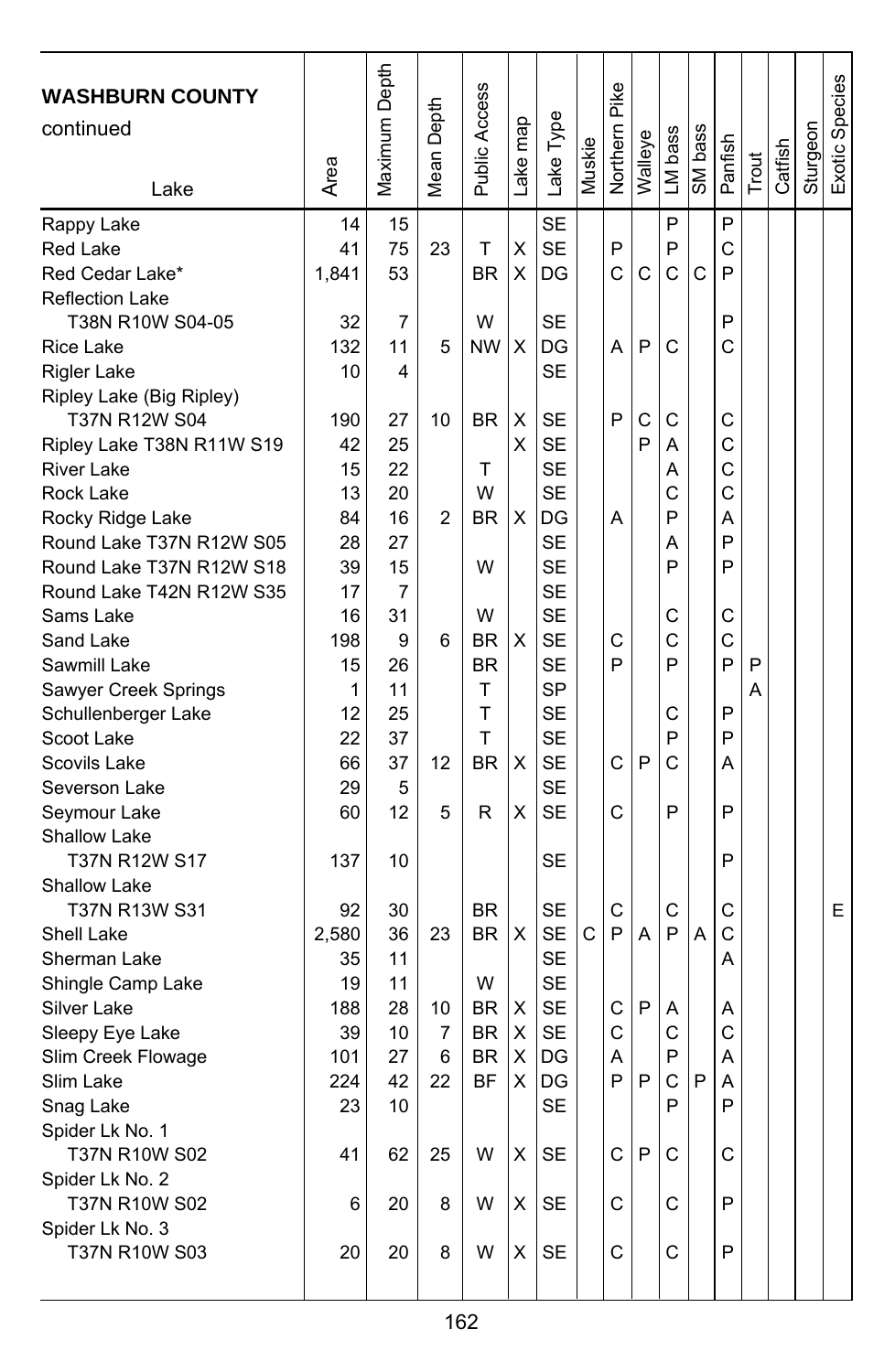| WASHBURN COUNTY continued Lake | Area | Maximum Depth | Mean Depth | Public Access | Lake map | Lake Type | Muskie | Northern Pike | Walleye | LM bass | SM bass | Panfish | Trout | Catfish | Sturgeon | Exotic Species |
|---|---|---|---|---|---|---|---|---|---|---|---|---|---|---|---|---|
| Rappy Lake | 14 | 15 | | | | SE | | | | P | | P | | | | |
| Red Lake | 41 | 75 | 23 | T | X | SE | | P | | P | | C | | | | |
| Red Cedar Lake* | 1,841 | 53 | | BR | X | DG | | C | C | C | C | P | | | | |
| Reflection Lake T38N R10W S04-05 | 32 | 7 | | W | | SE | | | | | | P | | | | |
| Rice Lake | 132 | 11 | 5 | NW | X | DG | | A | P | C | | C | | | | |
| Rigler Lake | 10 | 4 | | | | SE | | | | | | | | | | |
| Ripley Lake (Big Ripley) T37N R12W S04 | 190 | 27 | 10 | BR | X | SE | | P | C | C | | C | | | | |
| Ripley Lake T38N R11W S19 | 42 | 25 | | | X | SE | | | P | A | | C | | | | |
| River Lake | 15 | 22 | | T | | SE | | | | A | | C | | | | |
| Rock Lake | 13 | 20 | | W | | SE | | | | C | | C | | | | |
| Rocky Ridge Lake | 84 | 16 | 2 | BR | X | DG | | A | | P | | A | | | | |
| Round Lake T37N R12W S05 | 28 | 27 | | | | SE | | | | A | | P | | | | |
| Round Lake T37N R12W S18 | 39 | 15 | | W | | SE | | | | P | | P | | | | |
| Round Lake T42N R12W S35 | 17 | 7 | | | | SE | | | | | | | | | | |
| Sams Lake | 16 | 31 | | W | | SE | | | | C | | C | | | | |
| Sand Lake | 198 | 9 | 6 | BR | X | SE | | C | | C | | C | | | | |
| Sawmill Lake | 15 | 26 | | BR | | SE | | P | | P | | P | P | | | |
| Sawyer Creek Springs | 1 | 11 | | T | | SP | | | | | | | A | | | |
| Schullenberger Lake | 12 | 25 | | T | | SE | | | | C | | P | | | | |
| Scoot Lake | 22 | 37 | | T | | SE | | | | P | | P | | | | |
| Scovils Lake | 66 | 37 | 12 | BR | X | SE | | C | P | C | | A | | | | |
| Severson Lake | 29 | 5 | | | | SE | | | | | | | | | | |
| Seymour Lake | 60 | 12 | 5 | R | X | SE | | C | | P | | P | | | | |
| Shallow Lake T37N R12W S17 | 137 | 10 | | | | SE | | | | | | P | | | | |
| Shallow Lake T37N R13W S31 | 92 | 30 | | BR | | SE | | C | | C | | C | | | | E |
| Shell Lake | 2,580 | 36 | 23 | BR | X | SE | C | P | A | P | A | C | | | | |
| Sherman Lake | 35 | 11 | | | | SE | | | | | | A | | | | |
| Shingle Camp Lake | 19 | 11 | | W | | SE | | | | | | | | | | |
| Silver Lake | 188 | 28 | 10 | BR | X | SE | | C | P | A | | A | | | | |
| Sleepy Eye Lake | 39 | 10 | 7 | BR | X | SE | | C | | C | | C | | | | |
| Slim Creek Flowage | 101 | 27 | 6 | BR | X | DG | | A | | P | | A | | | | |
| Slim Lake | 224 | 42 | 22 | BF | X | DG | | P | P | C | P | A | | | | |
| Snag Lake | 23 | 10 | | | | SE | | | | P | | P | | | | |
| Spider Lk No. 1 T37N R10W S02 | 41 | 62 | 25 | W | X | SE | | C | P | C | | C | | | | |
| Spider Lk No. 2 T37N R10W S02 | 6 | 20 | 8 | W | X | SE | | C | | C | | P | | | | |
| Spider Lk No. 3 T37N R10W S03 | 20 | 20 | 8 | W | X | SE | | C | | C | | P | | | | |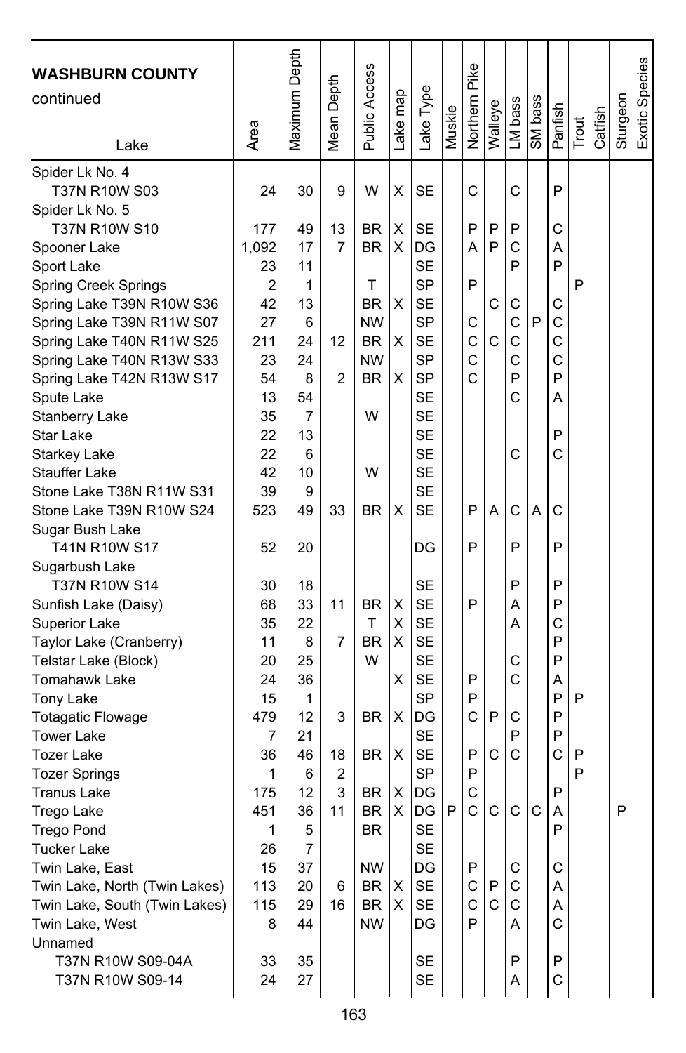| WASHBURN COUNTY continued<br>Lake | Area | Maximum Depth | Mean Depth | Public Access | Lake map | Lake Type | Muskie | Northern Pike | Walleye | LM bass | SM bass | Panfish | Trout | Catfish | Sturgeon | Exotic Species |
|---|---|---|---|---|---|---|---|---|---|---|---|---|---|---|---|---|
| Spider Lk No. 4<br>T37N R10W S03 | 24 | 30 | 9 | W | X | SE | | C | | C | | P | | | | |
| Spider Lk No. 5<br>T37N R10W S10 | 177 | 49 | 13 | BR | X | SE | | P | P | P | | C | | | | |
| Spooner Lake | 1,092 | 17 | 7 | BR | X | DG | | A | P | C | | A | | | | |
| Sport Lake | 23 | 11 | | | | SE | | | | P | | P | | | | |
| Spring Creek Springs | 2 | 1 | | T | | SP | | P | | | | | P | | | |
| Spring Lake T39N R10W S36 | 42 | 13 | | BR | X | SE | | | C | C | | C | | | | |
| Spring Lake T39N R11W S07 | 27 | 6 | | NW | | SP | | C | | C | P | C | | | | |
| Spring Lake T40N R11W S25 | 211 | 24 | 12 | BR | X | SE | | C | C | C | | C | | | | |
| Spring Lake T40N R13W S33 | 23 | 24 | | NW | | SP | | C | | C | | C | | | | |
| Spring Lake T42N R13W S17 | 54 | 8 | 2 | BR | X | SP | | C | | P | | P | | | | |
| Spute Lake | 13 | 54 | | | | SE | | | | C | | A | | | | |
| Stanberry Lake | 35 | 7 | | W | | SE | | | | | | | | | | |
| Star Lake | 22 | 13 | | | | SE | | | | | | P | | | | |
| Starkey Lake | 22 | 6 | | | | SE | | | | C | | C | | | | |
| Stauffer Lake | 42 | 10 | | W | | SE | | | | | | | | | | |
| Stone Lake T38N R11W S31 | 39 | 9 | | | | SE | | | | | | | | | | |
| Stone Lake T39N R10W S24 | 523 | 49 | 33 | BR | X | SE | | P | A | C | A | C | | | | |
| Sugar Bush Lake<br>T41N R10W S17 | 52 | 20 | | | | DG | | P | | P | | P | | | | |
| Sugarbush Lake<br>T37N R10W S14 | 30 | 18 | | | | SE | | | | P | | P | | | | |
| Sunfish Lake (Daisy) | 68 | 33 | 11 | BR | X | SE | | P | | A | | P | | | | |
| Superior Lake | 35 | 22 | | T | X | SE | | | | A | | C | | | | |
| Taylor Lake (Cranberry) | 11 | 8 | 7 | BR | X | SE | | | | | | P | | | | |
| Telstar Lake (Block) | 20 | 25 | | W | | SE | | | | C | | P | | | | |
| Tomahawk Lake | 24 | 36 | | | X | SE | | P | | C | | A | | | | |
| Tony Lake | 15 | 1 | | | | SP | | P | | | | P | P | | | |
| Totagatic Flowage | 479 | 12 | 3 | BR | X | DG | | C | P | C | | P | | | | |
| Tower Lake | 7 | 21 | | | | SE | | | | P | | P | | | | |
| Tozer Lake | 36 | 46 | 18 | BR | X | SE | | P | C | C | | C | P | | | |
| Tozer Springs | 1 | 6 | 2 | | | SP | | P | | | | | P | | | |
| Tranus Lake | 175 | 12 | 3 | BR | X | DG | | C | | | | P | | | | |
| Trego Lake | 451 | 36 | 11 | BR | X | DG | P | C | C | C | C | A | | | P | |
| Trego Pond | 1 | 5 | | BR | | SE | | | | | | P | | | | |
| Tucker Lake | 26 | 7 | | | | SE | | | | | | | | | | |
| Twin Lake, East | 15 | 37 | | NW | | DG | | P | | C | | C | | | | |
| Twin Lake, North (Twin Lakes) | 113 | 20 | 6 | BR | X | SE | | C | P | C | | A | | | | |
| Twin Lake, South (Twin Lakes) | 115 | 29 | 16 | BR | X | SE | | C | C | C | | A | | | | |
| Twin Lake, West | 8 | 44 | | NW | | DG | | P | | A | | C | | | | |
| Unnamed<br>T37N R10W S09-04A | 33 | 35 | | | | SE | | | | P | | P | | | | |
| T37N R10W S09-14 | 24 | 27 | | | | SE | | | | A | | C | | | | |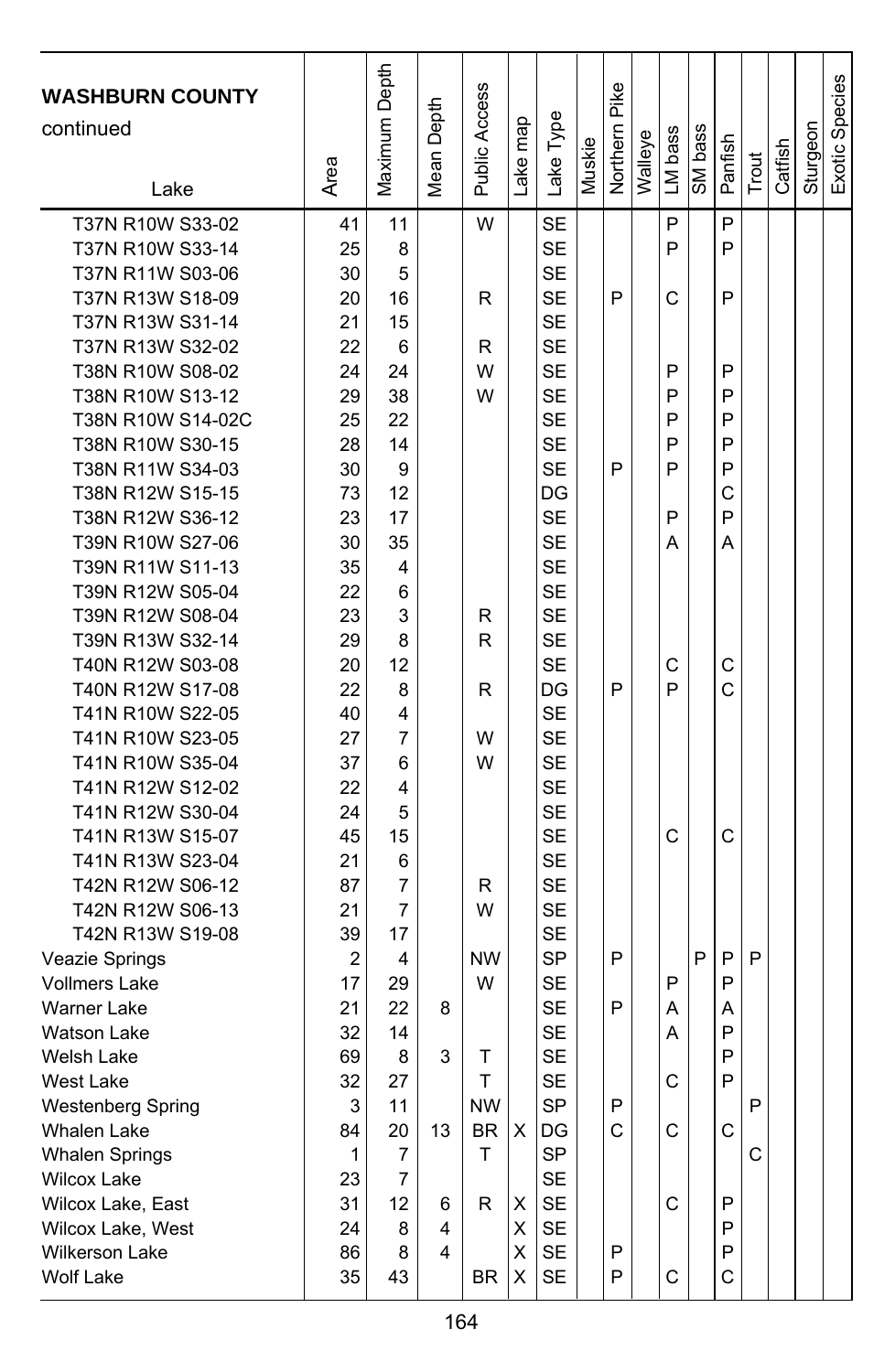| WASHBURN COUNTY continued Lake | Area | Maximum Depth | Mean Depth | Public Access | Lake map | Lake Type | Muskie | Northern Pike | Walleye | LM bass | SM bass | Panfish | Trout | Catfish | Sturgeon | Exotic Species |
|---|---|---|---|---|---|---|---|---|---|---|---|---|---|---|---|---|
| T37N R10W S33-02 | 41 | 11 | | W | | SE | | | | P | | P | | | | |
| T37N R10W S33-14 | 25 | 8 | | | | SE | | | | P | | P | | | | |
| T37N R11W S03-06 | 30 | 5 | | | | SE | | | | | | | | | | |
| T37N R13W S18-09 | 20 | 16 | | R | | SE | | P | | C | | P | | | | |
| T37N R13W S31-14 | 21 | 15 | | | | SE | | | | | | | | | | |
| T37N R13W S32-02 | 22 | 6 | | R | | SE | | | | | | | | | | |
| T38N R10W S08-02 | 24 | 24 | | W | | SE | | | | P | | P | | | | |
| T38N R10W S13-12 | 29 | 38 | | W | | SE | | | | P | | P | | | | |
| T38N R10W S14-02C | 25 | 22 | | | | SE | | | | P | | P | | | | |
| T38N R10W S30-15 | 28 | 14 | | | | SE | | | | P | | P | | | | |
| T38N R11W S34-03 | 30 | 9 | | | | SE | | P | | P | | P | | | | |
| T38N R12W S15-15 | 73 | 12 | | | | DG | | | | | | C | | | | |
| T38N R12W S36-12 | 23 | 17 | | | | SE | | | | P | | P | | | | |
| T39N R10W S27-06 | 30 | 35 | | | | SE | | | | A | | A | | | | |
| T39N R11W S11-13 | 35 | 4 | | | | SE | | | | | | | | | | |
| T39N R12W S05-04 | 22 | 6 | | | | SE | | | | | | | | | | |
| T39N R12W S08-04 | 23 | 3 | | R | | SE | | | | | | | | | | |
| T39N R13W S32-14 | 29 | 8 | | R | | SE | | | | | | | | | | |
| T40N R12W S03-08 | 20 | 12 | | | | SE | | | | C | | C | | | | |
| T40N R12W S17-08 | 22 | 8 | | R | | DG | | P | | P | | C | | | | |
| T41N R10W S22-05 | 40 | 4 | | | | SE | | | | | | | | | | |
| T41N R10W S23-05 | 27 | 7 | | W | | SE | | | | | | | | | | |
| T41N R10W S35-04 | 37 | 6 | | W | | SE | | | | | | | | | | |
| T41N R12W S12-02 | 22 | 4 | | | | SE | | | | | | | | | | |
| T41N R12W S30-04 | 24 | 5 | | | | SE | | | | | | | | | | |
| T41N R13W S15-07 | 45 | 15 | | | | SE | | | | C | | C | | | | |
| T41N R13W S23-04 | 21 | 6 | | | | SE | | | | | | | | | | |
| T42N R12W S06-12 | 87 | 7 | | R | | SE | | | | | | | | | | |
| T42N R12W S06-13 | 21 | 7 | | W | | SE | | | | | | | | | | |
| T42N R13W S19-08 | 39 | 17 | | | | SE | | | | | | | | | | |
| Veazie Springs | 2 | 4 | | NW | | SP | | P | | | P | P | P | | | |
| Vollmers Lake | 17 | 29 | | W | | SE | | | | P | | P | | | | |
| Warner Lake | 21 | 22 | 8 | | | SE | | P | | A | | A | | | | |
| Watson Lake | 32 | 14 | | | | SE | | | | A | | P | | | | |
| Welsh Lake | 69 | 8 | 3 | T | | SE | | | | | | P | | | | |
| West Lake | 32 | 27 | | T | | SE | | | | C | | P | | | | |
| Westenberg Spring | 3 | 11 | | NW | | SP | | P | | | | | P | | | |
| Whalen Lake | 84 | 20 | 13 | BR | X | DG | | C | | C | | C | | | | |
| Whalen Springs | 1 | 7 | | T | | SP | | | | | | | C | | | |
| Wilcox Lake | 23 | 7 | | | | SE | | | | | | | | | | |
| Wilcox Lake, East | 31 | 12 | 6 | R | X | SE | | | | C | | P | | | | |
| Wilcox Lake, West | 24 | 8 | 4 | | X | SE | | | | | | P | | | | |
| Wilkerson Lake | 86 | 8 | 4 | | X | SE | | P | | | | P | | | | |
| Wolf Lake | 35 | 43 | | BR | X | SE | | P | | C | | C | | | | |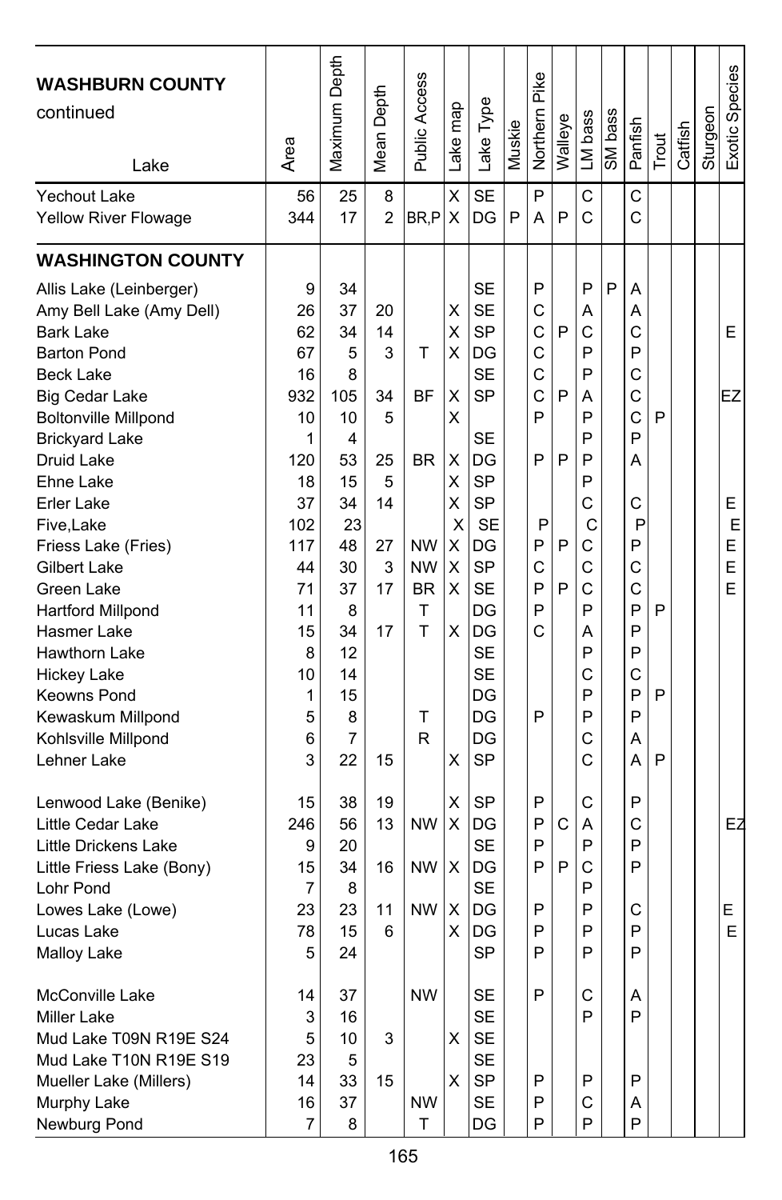| WASHBURN COUNTY continued<br>Lake | Area | Maximum Depth | Mean Depth | Public Access | Lake map | Lake Type | Muskie | Northern Pike | Walleye | LM bass | SM bass | Panfish | Trout | Catfish | Sturgeon | Exotic Species |
|---|---|---|---|---|---|---|---|---|---|---|---|---|---|---|---|---|
| Yechout Lake | 56 | 25 | 8 | | X | SE | | P | | C | | C | | | | |
| Yellow River Flowage | 344 | 17 | 2 | BR,P | X | DG | P | A | P | C | | C | | | | |
| **WASHINGTON COUNTY** | | | | | | | | | | | | | | | | |
| Allis Lake (Leinberger) | 9 | 34 | | | | SE | | P | | P | P | A | | | | |
| Amy Bell Lake (Amy Dell) | 26 | 37 | 20 | | X | SE | | C | | A | | A | | | | |
| Bark Lake | 62 | 34 | 14 | | X | SP | | C | P | C | | C | | | | E |
| Barton Pond | 67 | 5 | 3 | T | X | DG | | C | | P | | P | | | | |
| Beck Lake | 16 | 8 | | | | SE | | C | | P | | C | | | | |
| Big Cedar Lake | 932 | 105 | 34 | BF | X | SP | | C | P | A | | C | | | | EZ |
| Boltonville Millpond | 10 | 10 | 5 | | X | | | P | | P | | C | P | | | |
| Brickyard Lake | 1 | 4 | | | | SE | | | | P | | P | | | | |
| Druid Lake | 120 | 53 | 25 | BR | X | DG | | P | P | P | | A | | | | |
| Ehne Lake | 18 | 15 | 5 | | X | SP | | | | P | | | | | | |
| Erler Lake | 37 | 34 | 14 | | X | SP | | | | C | | C | | | | E |
| Five,Lake | 102 | 23 | | | X | SE | | P | | C | | P | | | | E |
| Friess Lake (Fries) | 117 | 48 | 27 | NW | X | DG | | P | P | C | | P | | | | E |
| Gilbert Lake | 44 | 30 | 3 | NW | X | SP | | C | | C | | C | | | | E |
| Green Lake | 71 | 37 | 17 | BR | X | SE | | P | P | C | | C | | | | E |
| Hartford Millpond | 11 | 8 | | T | | DG | | P | | P | | P | P | | | |
| Hasmer Lake | 15 | 34 | 17 | T | X | DG | | C | | A | | P | | | | |
| Hawthorn Lake | 8 | 12 | | | | SE | | | | P | | P | | | | |
| Hickey Lake | 10 | 14 | | | | SE | | | | C | | C | | | | |
| Keowns Pond | 1 | 15 | | | | DG | | | | P | | P | P | | | |
| Kewaskum Millpond | 5 | 8 | | T | | DG | | P | | P | | P | | | | |
| Kohlsville Millpond | 6 | 7 | | R | | DG | | | | C | | A | | | | |
| Lehner Lake | 3 | 22 | 15 | | X | SP | | | | C | | A | P | | | |
| Lenwood Lake (Benike) | 15 | 38 | 19 | | X | SP | | P | | C | | P | | | | |
| Little Cedar Lake | 246 | 56 | 13 | NW | X | DG | | P | C | A | | C | | | | EZ |
| Little Drickens Lake | 9 | 20 | | | | SE | | P | | P | | P | | | | |
| Little Friess Lake (Bony) | 15 | 34 | 16 | NW | X | DG | | P | P | C | | P | | | | |
| Lohr Pond | 7 | 8 | | | | SE | | | | P | | | | | | |
| Lowes Lake (Lowe) | 23 | 23 | 11 | NW | X | DG | | P | | P | | C | | | | E |
| Lucas Lake | 78 | 15 | 6 | | X | DG | | P | | P | | P | | | | E |
| Malloy Lake | 5 | 24 | | | | SP | | P | | P | | P | | | | |
| McConville Lake | 14 | 37 | | NW | | SE | | P | | C | | A | | | | |
| Miller Lake | 3 | 16 | | | | SE | | | | P | | P | | | | |
| Mud Lake T09N R19E S24 | 5 | 10 | 3 | | X | SE | | | | | | | | | | |
| Mud Lake T10N R19E S19 | 23 | 5 | | | | SE | | | | | | | | | | |
| Mueller Lake (Millers) | 14 | 33 | 15 | | X | SP | | P | | P | | P | | | | |
| Murphy Lake | 16 | 37 | | NW | | SE | | P | | C | | A | | | | |
| Newburg Pond | 7 | 8 | | T | | DG | | P | | P | | P | | | | |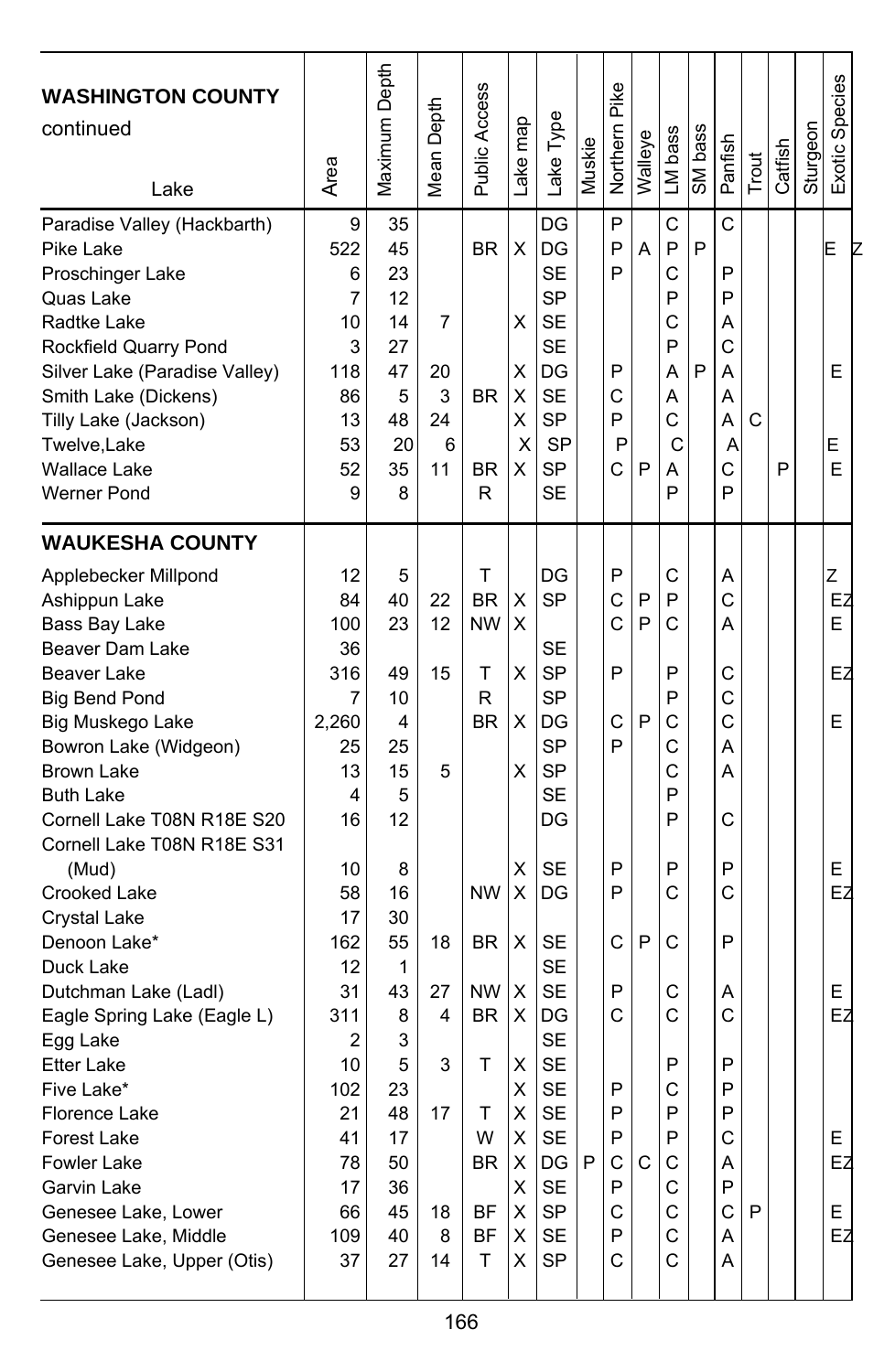| WASHINGTON COUNTY continued<br>Lake | Area | Maximum Depth | Mean Depth | Public Access | Lake map | Lake Type | Muskie | Northern Pike | Walleye | LM bass | SM bass | Panfish | Trout | Catfish | Sturgeon | Exotic Species |
|---|---|---|---|---|---|---|---|---|---|---|---|---|---|---|---|---|
| Paradise Valley (Hackbarth) | 9 | 35 | | | | DG | | P | | C | | C | | | | |
| Pike Lake | 522 | 45 | | BR | X | DG | | P | A | P | P | | | | | E Z |
| Proschinger Lake | 6 | 23 | | | | SE | | P | | C | | P | | | | |
| Quas Lake | 7 | 12 | | | | SP | | | | P | | P | | | | |
| Radtke Lake | 10 | 14 | 7 | | X | SE | | | | C | | A | | | | |
| Rockfield Quarry Pond | 3 | 27 | | | | SE | | | | P | | C | | | | |
| Silver Lake (Paradise Valley) | 118 | 47 | 20 | | X | DG | | P | | A | P | A | | | | E |
| Smith Lake (Dickens) | 86 | 5 | 3 | BR | X | SE | | C | | A | | A | | | | |
| Tilly Lake (Jackson) | 13 | 48 | 24 | | X | SP | | P | | C | | A | C | | | |
| Twelve,Lake | 53 | 20 | 6 | | X | SP | | P | | C | | A | | | | E |
| Wallace Lake | 52 | 35 | 11 | BR | X | SP | | C | P | A | | C | | P | | E |
| Werner Pond | 9 | 8 | | R | | SE | | | | P | | P | | | | |
| **WAUKESHA COUNTY** | | | | | | | | | | | | | | | | |
| Applebecker Millpond | 12 | 5 | | T | | DG | | P | | C | | A | | | | Z |
| Ashippun Lake | 84 | 40 | 22 | BR | X | SP | | C | P | P | | C | | | | EZ |
| Bass Bay Lake | 100 | 23 | 12 | NW | X | | | C | P | C | | A | | | | E |
| Beaver Dam Lake | 36 | | | | | SE | | | | | | | | | | |
| Beaver Lake | 316 | 49 | 15 | T | X | SP | | P | | P | | C | | | | EZ |
| Big Bend Pond | 7 | 10 | | R | | SP | | | | P | | C | | | | |
| Big Muskego Lake | 2,260 | 4 | | BR | X | DG | | C | P | C | | C | | | | E |
| Bowron Lake (Widgeon) | 25 | 25 | | | | SP | | P | | C | | A | | | | |
| Brown Lake | 13 | 15 | 5 | | X | SP | | | | C | | A | | | | |
| Buth Lake | 4 | 5 | | | | SE | | | | P | | | | | | |
| Cornell Lake T08N R18E S20 | 16 | 12 | | | | DG | | | | P | | C | | | | |
| Cornell Lake T08N R18E S31 (Mud) | 10 | 8 | | | X | SE | | P | | P | | P | | | | E |
| Crooked Lake | 58 | 16 | | NW | X | DG | | P | | C | | C | | | | EZ |
| Crystal Lake | 17 | 30 | | | | | | | | | | | | | | |
| Denoon Lake* | 162 | 55 | 18 | BR | X | SE | | C | P | C | | P | | | | |
| Duck Lake | 12 | 1 | | | | SE | | | | | | | | | | |
| Dutchman Lake (Ladl) | 31 | 43 | 27 | NW | X | SE | | P | | C | | A | | | | E |
| Eagle Spring Lake (Eagle L) | 311 | 8 | 4 | BR | X | DG | | C | | C | | C | | | | EZ |
| Egg Lake | 2 | 3 | | | | SE | | | | | | | | | | |
| Etter Lake | 10 | 5 | 3 | T | X | SE | | | | P | | P | | | | |
| Five Lake* | 102 | 23 | | | X | SE | | P | | C | | P | | | | |
| Florence Lake | 21 | 48 | 17 | T | X | SE | | P | | P | | P | | | | |
| Forest Lake | 41 | 17 | | W | X | SE | | P | | P | | C | | | | E |
| Fowler Lake | 78 | 50 | | BR | X | DG | P | C | C | C | | A | | | | EZ |
| Garvin Lake | 17 | 36 | | | X | SE | | P | | C | | P | | | | |
| Genesee Lake, Lower | 66 | 45 | 18 | BF | X | SP | | C | | C | | C | P | | | E |
| Genesee Lake, Middle | 109 | 40 | 8 | BF | X | SE | | P | | C | | A | | | | EZ |
| Genesee Lake, Upper (Otis) | 37 | 27 | 14 | T | X | SP | | C | | C | | A | | | | |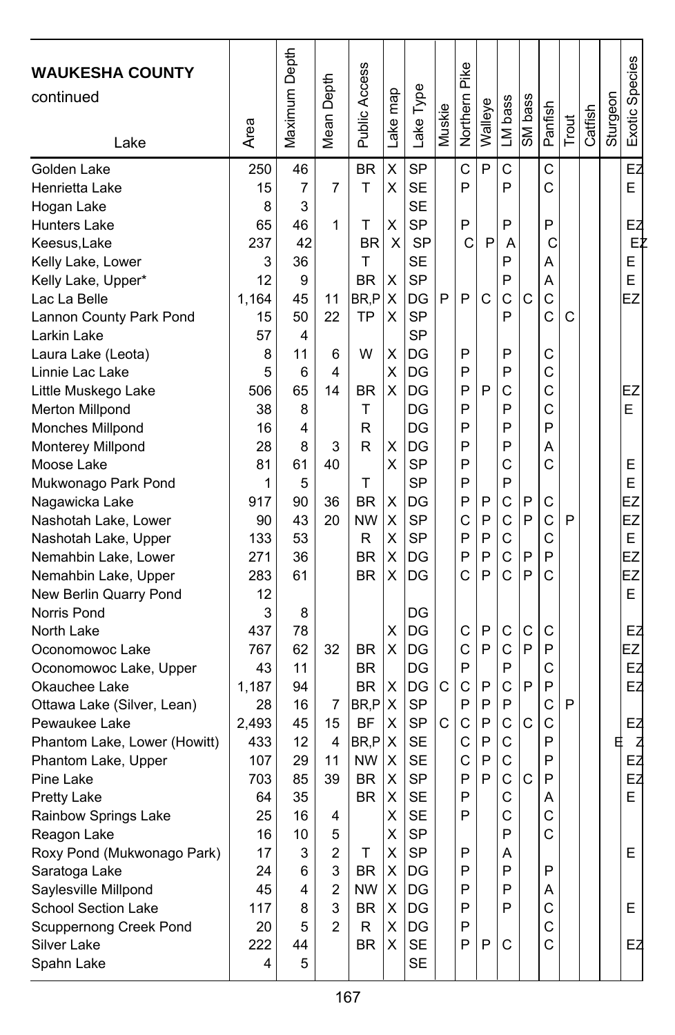| WAUKESHA COUNTY continued Lake | Area | Maximum Depth | Mean Depth | Public Access | Lake map | Lake Type | Muskie | Northern Pike | Walleye | LM bass | SM bass | Panfish | Trout | Catfish | Sturgeon | Exotic Species |
|---|---|---|---|---|---|---|---|---|---|---|---|---|---|---|---|---|
| Golden Lake | 250 | 46 | | BR | X | SP | | C | P | C | | C | | | | EZ |
| Henrietta Lake | 15 | 7 | 7 | T | X | SE | | P | | P | | C | | | | E |
| Hogan Lake | 8 | 3 | | | | SE | | | | | | | | | | |
| Hunters Lake | 65 | 46 | 1 | T | X | SP | | P | | P | | P | | | | EZ |
| Keesus,Lake | 237 | 42 | | BR | X | SP | | C | P | A | | C | | | | EZ |
| Kelly Lake, Lower | 3 | 36 | | T | | SE | | | | P | | A | | | | E |
| Kelly Lake, Upper* | 12 | 9 | | BR | X | SP | | | | P | | A | | | | E |
| Lac La Belle | 1,164 | 45 | 11 | BR,P | X | DG | P | P | C | C | C | C | | | | EZ |
| Lannon County Park Pond | 15 | 50 | 22 | TP | X | SP | | | | P | | C | C | | | |
| Larkin Lake | 57 | 4 | | | | SP | | | | | | | | | | |
| Laura Lake (Leota) | 8 | 11 | 6 | W | X | DG | | P | | P | | C | | | | |
| Linnie Lac Lake | 5 | 6 | 4 | | X | DG | | P | | P | | C | | | | |
| Little Muskego Lake | 506 | 65 | 14 | BR | X | DG | | P | P | C | | C | | | | EZ |
| Merton Millpond | 38 | 8 | | T | | DG | | P | | P | | C | | | | E |
| Monches Millpond | 16 | 4 | | R | | DG | | P | | P | | P | | | | |
| Monterey Millpond | 28 | 8 | 3 | R | X | DG | | P | | P | | A | | | | |
| Moose Lake | 81 | 61 | 40 | | X | SP | | P | | C | | C | | | | E |
| Mukwonago Park Pond | 1 | 5 | | T | | SP | | P | | P | | | | | | E |
| Nagawicka Lake | 917 | 90 | 36 | BR | X | DG | | P | P | C | P | C | | | | EZ |
| Nashotah Lake, Lower | 90 | 43 | 20 | NW | X | SP | | C | P | C | P | C | P | | | EZ |
| Nashotah Lake, Upper | 133 | 53 | | R | X | SP | | P | P | C | | C | | | | E |
| Nemahbin Lake, Lower | 271 | 36 | | BR | X | DG | | P | P | C | P | P | | | | EZ |
| Nemahbin Lake, Upper | 283 | 61 | | BR | X | DG | | C | P | C | P | C | | | | EZ |
| New Berlin Quarry Pond | 12 | | | | | | | | | | | | | | | E |
| Norris Pond | 3 | 8 | | | | DG | | | | | | | | | | |
| North Lake | 437 | 78 | | | X | DG | | C | P | C | C | C | | | | EZ |
| Oconomowoc Lake | 767 | 62 | 32 | BR | X | DG | | C | P | C | P | P | | | | EZ |
| Oconomowoc Lake, Upper | 43 | 11 | | BR | | DG | | P | | P | | C | | | | EZ |
| Okauchee Lake | 1,187 | 94 | | BR | X | DG | C | C | P | C | P | P | | | | EZ |
| Ottawa Lake (Silver, Lean) | 28 | 16 | 7 | BR,P | X | SP | | P | P | P | | C | P | | | |
| Pewaukee Lake | 2,493 | 45 | 15 | BF | X | SP | C | C | P | C | C | C | | | | EZ |
| Phantom Lake, Lower (Howitt) | 433 | 12 | 4 | BR,P | X | SE | | C | P | C | | P | | | | EZ |
| Phantom Lake, Upper | 107 | 29 | 11 | NW | X | SE | | C | P | C | | P | | | | EZ |
| Pine Lake | 703 | 85 | 39 | BR | X | SP | | P | P | C | C | P | | | | EZ |
| Pretty Lake | 64 | 35 | | BR | X | SE | | P | | C | | A | | | | E |
| Rainbow Springs Lake | 25 | 16 | 4 | | X | SE | | P | | C | | C | | | | |
| Reagon Lake | 16 | 10 | 5 | | X | SP | | | | P | | C | | | | |
| Roxy Pond (Mukwonago Park) | 17 | 3 | 2 | T | X | SP | | P | | A | | | | | | E |
| Saratoga Lake | 24 | 6 | 3 | BR | X | DG | | P | | P | | P | | | | |
| Saylesville Millpond | 45 | 4 | 2 | NW | X | DG | | P | | P | | A | | | | |
| School Section Lake | 117 | 8 | 3 | BR | X | DG | | P | | P | | C | | | | E |
| Scuppernong Creek Pond | 20 | 5 | 2 | R | X | DG | | P | | | | C | | | | |
| Silver Lake | 222 | 44 | | BR | X | SE | | P | P | C | | C | | | | EZ |
| Spahn Lake | 4 | 5 | | | | SE | | | | | | | | | | |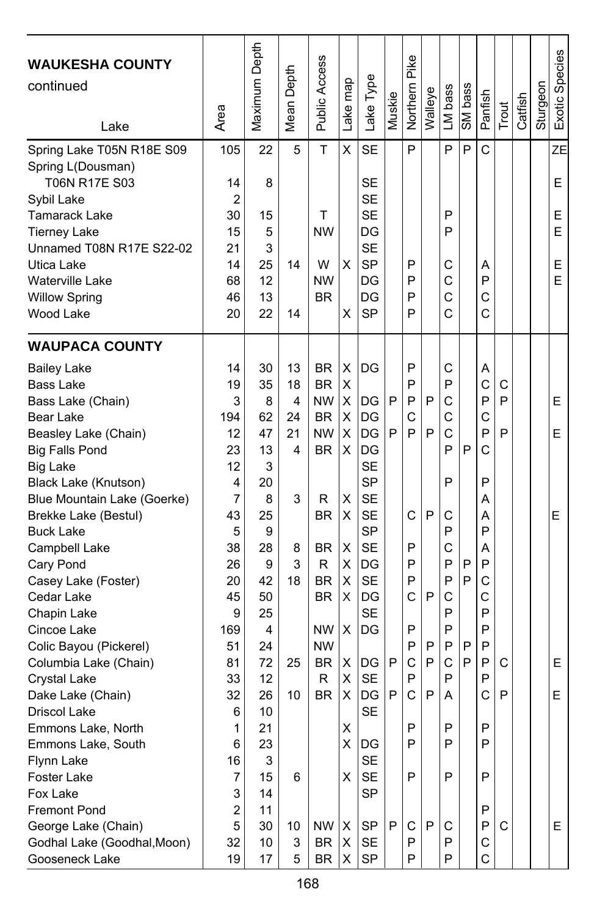| WAUKESHA COUNTY continued Lake | Area | Maximum Depth | Mean Depth | Public Access | Lake map | Lake Type | Muskie | Northern Pike | Walleye | LM bass | SM bass | Panfish | Trout | Catfish | Sturgeon | Exotic Species |
|---|---|---|---|---|---|---|---|---|---|---|---|---|---|---|---|---|
| Spring Lake T05N R18E S09 | 105 | 22 | 5 | T | X | SE | | P | | P | P | C | | | | ZE |
| Spring L(Dousman) T06N R17E S03 | 14 | 8 | | | | SE | | | | | | | | | | E |
| Sybil Lake | 2 | | | | | SE | | | | | | | | | | |
| Tamarack Lake | 30 | 15 | | T | | SE | | | | P | | | | | | E |
| Tierney Lake | 15 | 5 | | NW | | DG | | | | P | | | | | | E |
| Unnamed T08N R17E S22-02 | 21 | 3 | | | | SE | | | | | | | | | | |
| Utica Lake | 14 | 25 | 14 | W | X | SP | | P | | C | | A | | | | E |
| Waterville Lake | 68 | 12 | | NW | | DG | | P | | C | | P | | | | E |
| Willow Spring | 46 | 13 | | BR | | DG | | P | | C | | C | | | | |
| Wood Lake | 20 | 22 | 14 | | X | SP | | P | | C | | C | | | | |
| **WAUPACA COUNTY** | | | | | | | | | | | | | | | | |
| Bailey Lake | 14 | 30 | 13 | BR | X | DG | | P | | C | | A | | | | |
| Bass Lake | 19 | 35 | 18 | BR | X | | | P | | P | | C | C | | | |
| Bass Lake (Chain) | 3 | 8 | 4 | NW | X | DG | P | P | P | C | | P | P | | | E |
| Bear Lake | 194 | 62 | 24 | BR | X | DG | | C | | C | | C | | | | |
| Beasley Lake (Chain) | 12 | 47 | 21 | NW | X | DG | P | P | P | C | | P | P | | | E |
| Big Falls Pond | 23 | 13 | 4 | BR | X | DG | | | | P | P | C | | | | |
| Big Lake | 12 | 3 | | | | SE | | | | | | | | | | |
| Black Lake (Knutson) | 4 | 20 | | | | SP | | | | P | | P | | | | |
| Blue Mountain Lake (Goerke) | 7 | 8 | 3 | R | X | SE | | | | | | A | | | | |
| Brekke Lake (Bestul) | 43 | 25 | | BR | X | SE | | C | P | C | | A | | | | E |
| Buck Lake | 5 | 9 | | | | SP | | | | P | | P | | | | |
| Campbell Lake | 38 | 28 | 8 | BR | X | SE | | P | | C | | A | | | | |
| Cary Pond | 26 | 9 | 3 | R | X | DG | | P | | P | P | P | | | | |
| Casey Lake (Foster) | 20 | 42 | 18 | BR | X | SE | | P | | P | P | C | | | | |
| Cedar Lake | 45 | 50 | | BR | X | DG | | C | P | C | | C | | | | |
| Chapin Lake | 9 | 25 | | | | SE | | | | P | | P | | | | |
| Cincoe Lake | 169 | 4 | | NW | X | DG | | P | | P | | P | | | | |
| Colic Bayou (Pickerel) | 51 | 24 | | NW | | | | P | P | P | P | P | | | | |
| Columbia Lake (Chain) | 81 | 72 | 25 | BR | X | DG | P | C | P | C | P | P | C | | | E |
| Crystal Lake | 33 | 12 | | R | X | SE | | P | | P | | P | | | | |
| Dake Lake (Chain) | 32 | 26 | 10 | BR | X | DG | P | C | P | A | | C | P | | | E |
| Driscol Lake | 6 | 10 | | | | SE | | | | | | | | | | |
| Emmons Lake, North | 1 | 21 | | | X | | | P | | P | | P | | | | |
| Emmons Lake, South | 6 | 23 | | | X | DG | | P | | P | | P | | | | |
| Flynn Lake | 16 | 3 | | | | SE | | | | | | | | | | |
| Foster Lake | 7 | 15 | 6 | | X | SE | | P | | P | | P | | | | |
| Fox Lake | 3 | 14 | | | | SP | | | | | | | | | | |
| Fremont Pond | 2 | 11 | | | | | | | | | | P | | | | |
| George Lake (Chain) | 5 | 30 | 10 | NW | X | SP | P | C | P | C | | P | C | | | E |
| Godhal Lake (Goodhal,Moon) | 32 | 10 | 3 | BR | X | SE | | P | | P | | C | | | | |
| Gooseneck Lake | 19 | 17 | 5 | BR | X | SP | | P | | P | | C | | | | |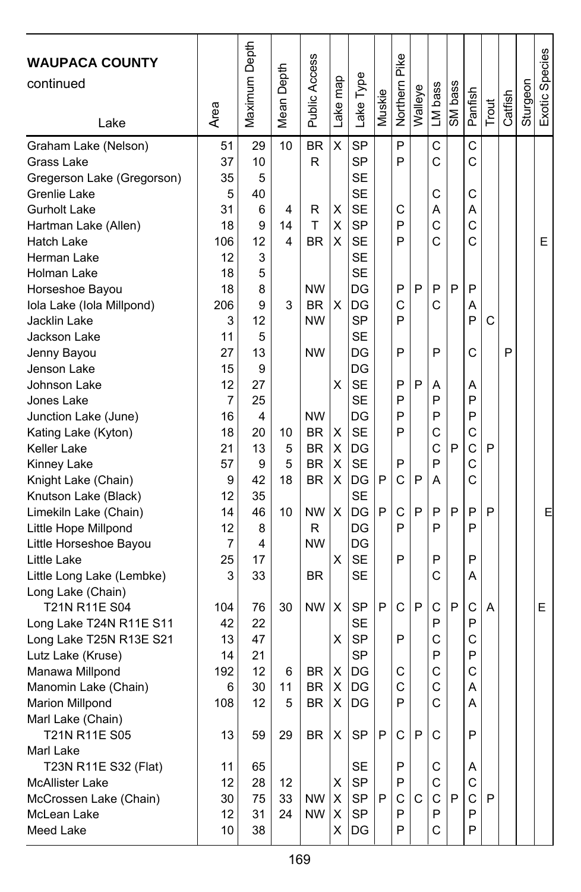| WAUPACA COUNTY continued<br>Lake | Area | Maximum Depth | Mean Depth | Public Access | Lake map | Lake Type | Muskie | Northern Pike | Walleye | LM bass | SM bass | Panfish | Trout | Catfish | Sturgeon | Exotic Species |
|---|---|---|---|---|---|---|---|---|---|---|---|---|---|---|---|---|
| Graham Lake (Nelson) | 51 | 29 | 10 | BR | X | SP | | P | | C | | C | | | | |
| Grass Lake | 37 | 10 | | R | | SP | | P | | C | | C | | | | |
| Gregerson Lake (Gregorson) | 35 | 5 | | | | SE | | | | | | | | | | |
| Grenlie Lake | 5 | 40 | | | | SE | | | | C | | C | | | | |
| Gurholt Lake | 31 | 6 | 4 | R | X | SE | | C | | A | | A | | | | |
| Hartman Lake (Allen) | 18 | 9 | 14 | T | X | SP | | P | | C | | C | | | | |
| Hatch Lake | 106 | 12 | 4 | BR | X | SE | | P | | C | | C | | | | E |
| Herman Lake | 12 | 3 | | | | SE | | | | | | | | | | |
| Holman Lake | 18 | 5 | | | | SE | | | | | | | | | | |
| Horseshoe Bayou | 18 | 8 | | NW | | DG | | P | P | P | P | P | | | | |
| Iola Lake (Iola Millpond) | 206 | 9 | 3 | BR | X | DG | | C | | C | | A | | | | |
| Jacklin Lake | 3 | 12 | | NW | | SP | | P | | | | P | C | | | |
| Jackson Lake | 11 | 5 | | | | SE | | | | | | | | | | |
| Jenny Bayou | 27 | 13 | | NW | | DG | | P | | P | | C | | P | | |
| Jenson Lake | 15 | 9 | | | | DG | | | | | | | | | | |
| Johnson Lake | 12 | 27 | | | X | SE | | P | P | A | | A | | | | |
| Jones Lake | 7 | 25 | | | | SE | | P | | P | | P | | | | |
| Junction Lake (June) | 16 | 4 | | NW | | DG | | P | | P | | P | | | | |
| Kating Lake (Kyton) | 18 | 20 | 10 | BR | X | SE | | P | | C | | C | | | | |
| Keller Lake | 21 | 13 | 5 | BR | X | DG | | | | C | P | C | P | | | |
| Kinney Lake | 57 | 9 | 5 | BR | X | SE | | P | | P | | C | | | | |
| Knight Lake (Chain) | 9 | 42 | 18 | BR | X | DG | P | C | P | A | | C | | | | |
| Knutson Lake (Black) | 12 | 35 | | | | SE | | | | | | | | | | |
| Limekiln Lake (Chain) | 14 | 46 | 10 | NW | X | DG | P | C | P | P | P | P | P | | | E |
| Little Hope Millpond | 12 | 8 | | R | | DG | | P | | P | | P | | | | |
| Little Horseshoe Bayou | 7 | 4 | | NW | | DG | | | | | | | | | | |
| Little Lake | 25 | 17 | | | X | SE | | P | | P | | P | | | | |
| Little Long Lake (Lembke) | 3 | 33 | | BR | | SE | | | | C | | A | | | | |
| Long Lake (Chain) T21N R11E S04 | 104 | 76 | 30 | NW | X | SP | P | C | P | C | P | C | A | | | E |
| Long Lake T24N R11E S11 | 42 | 22 | | | | SE | | | | P | | P | | | | |
| Long Lake T25N R13E S21 | 13 | 47 | | | X | SP | | P | | C | | C | | | | |
| Lutz Lake (Kruse) | 14 | 21 | | | | SP | | | | P | | P | | | | |
| Manawa Millpond | 192 | 12 | 6 | BR | X | DG | | C | | C | | C | | | | |
| Manomin Lake (Chain) | 6 | 30 | 11 | BR | X | DG | | C | | C | | A | | | | |
| Marion Millpond | 108 | 12 | 5 | BR | X | DG | | P | | C | | A | | | | |
| Marl Lake (Chain) T21N R11E S05 | 13 | 59 | 29 | BR | X | SP | P | C | P | C | | P | | | | |
| Marl Lake T23N R11E S32 (Flat) | 11 | 65 | | | | SE | | P | | C | | A | | | | |
| McAllister Lake | 12 | 28 | 12 | | X | SP | | P | | C | | C | | | | |
| McCrossen Lake (Chain) | 30 | 75 | 33 | NW | X | SP | P | C | C | C | P | C | P | | | |
| McLean Lake | 12 | 31 | 24 | NW | X | SP | | P | | P | | P | | | | |
| Meed Lake | 10 | 38 | | | X | DG | | P | | C | | P | | | | |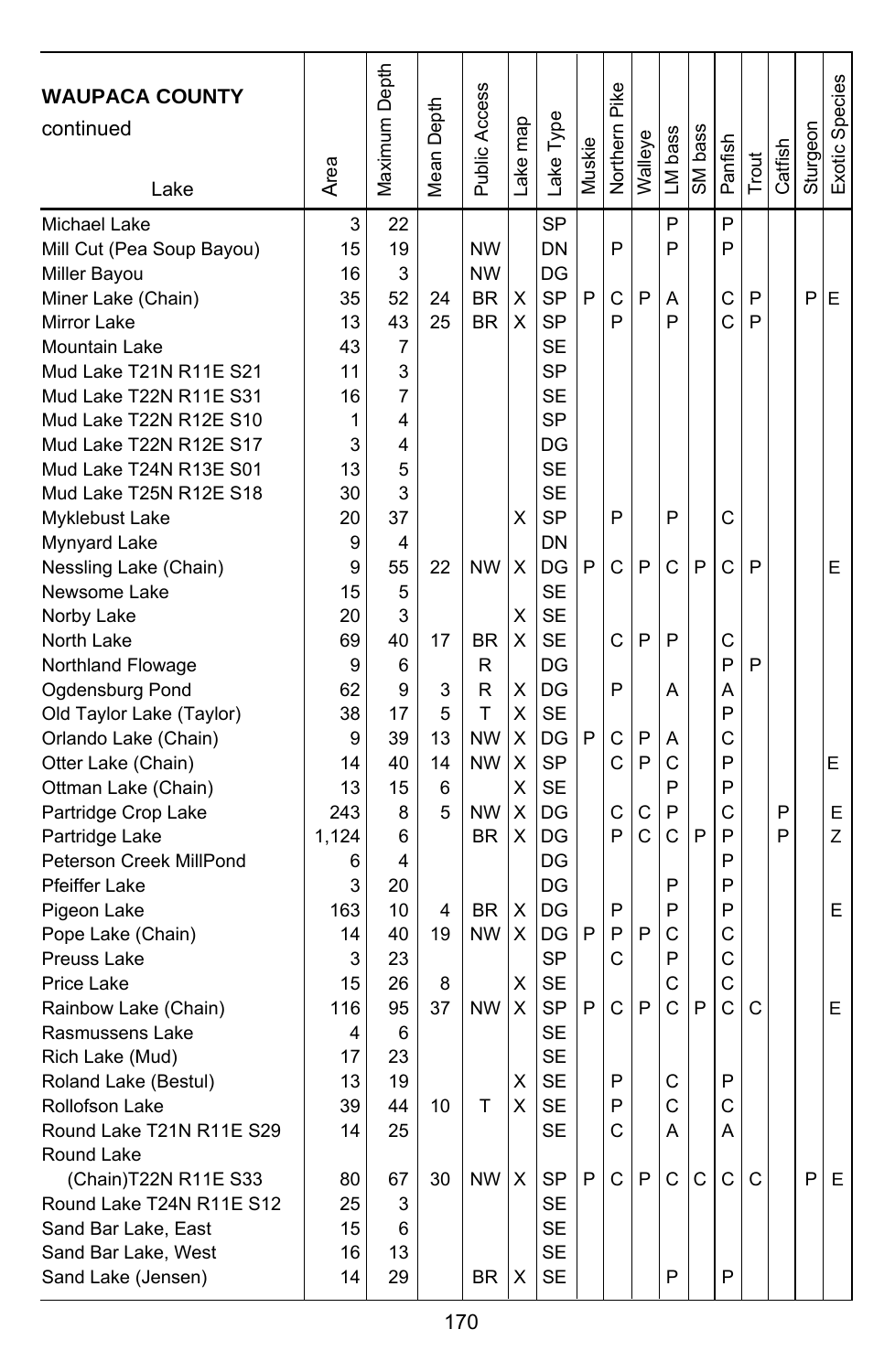**WAUPACA COUNTY** continued

| Lake | Area | Maximum Depth | Mean Depth | Public Access | Lake map | Lake Type | Muskie | Northern Pike | Walleye | LM bass | SM bass | Panfish | Trout | Catfish | Sturgeon | Exotic Species |
|---|---|---|---|---|---|---|---|---|---|---|---|---|---|---|---|---|
| Michael Lake | 3 | 22 | | | | SP | | | | P | | P | | | | |
| Mill Cut (Pea Soup Bayou) | 15 | 19 | | NW | | DN | | P | | P | | P | | | | |
| Miller Bayou | 16 | 3 | | NW | | DG | | | | | | | | | | |
| Miner Lake (Chain) | 35 | 52 | 24 | BR | X | SP | P | C | P | A | | C | P | | P | E |
| Mirror Lake | 13 | 43 | 25 | BR | X | SP | | P | | P | | C | P | | | |
| Mountain Lake | 43 | 7 | | | | SE | | | | | | | | | | |
| Mud Lake T21N R11E S21 | 11 | 3 | | | | SP | | | | | | | | | | |
| Mud Lake T22N R11E S31 | 16 | 7 | | | | SE | | | | | | | | | | |
| Mud Lake T22N R12E S10 | 1 | 4 | | | | SP | | | | | | | | | | |
| Mud Lake T22N R12E S17 | 3 | 4 | | | | DG | | | | | | | | | | |
| Mud Lake T24N R13E S01 | 13 | 5 | | | | SE | | | | | | | | | | |
| Mud Lake T25N R12E S18 | 30 | 3 | | | | SE | | | | | | | | | | |
| Myklebust Lake | 20 | 37 | | | X | SP | | P | | P | | C | | | | |
| Mynyard Lake | 9 | 4 | | | | DN | | | | | | | | | | |
| Nessling Lake (Chain) | 9 | 55 | 22 | NW | X | DG | P | C | P | C | P | C | P | | | E |
| Newsome Lake | 15 | 5 | | | | SE | | | | | | | | | | |
| Norby Lake | 20 | 3 | | | X | SE | | | | | | | | | | |
| North Lake | 69 | 40 | 17 | BR | X | SE | | C | P | P | | C | | | | |
| Northland Flowage | 9 | 6 | | R | | DG | | | | | | P | P | | | |
| Ogdensburg Pond | 62 | 9 | 3 | R | X | DG | | P | | A | | A | | | | |
| Old Taylor Lake (Taylor) | 38 | 17 | 5 | T | X | SE | | | | | | P | | | | |
| Orlando Lake (Chain) | 9 | 39 | 13 | NW | X | DG | P | C | P | A | | C | | | | |
| Otter Lake (Chain) | 14 | 40 | 14 | NW | X | SP | | C | P | C | | P | | | | E |
| Ottman Lake (Chain) | 13 | 15 | 6 | | X | SE | | | | P | | P | | | | |
| Partridge Crop Lake | 243 | 8 | 5 | NW | X | DG | | C | C | P | | C | | P | | E |
| Partridge Lake | 1,124 | 6 | | BR | X | DG | | P | C | C | P | P | | P | | Z |
| Peterson Creek MillPond | 6 | 4 | | | | DG | | | | | | P | | | | |
| Pfeiffer Lake | 3 | 20 | | | | DG | | | | P | | P | | | | |
| Pigeon Lake | 163 | 10 | 4 | BR | X | DG | | P | | P | | P | | | | E |
| Pope Lake (Chain) | 14 | 40 | 19 | NW | X | DG | P | P | P | C | | C | | | | |
| Preuss Lake | 3 | 23 | | | | SP | | C | | P | | C | | | | |
| Price Lake | 15 | 26 | 8 | | X | SE | | | | C | | C | | | | |
| Rainbow Lake (Chain) | 116 | 95 | 37 | NW | X | SP | P | C | P | C | P | C | C | | | E |
| Rasmussens Lake | 4 | 6 | | | | SE | | | | | | | | | | |
| Rich Lake (Mud) | 17 | 23 | | | | SE | | | | | | | | | | |
| Roland Lake (Bestul) | 13 | 19 | | | X | SE | | P | | C | | P | | | | |
| Rollofson Lake | 39 | 44 | 10 | T | X | SE | | P | | C | | C | | | | |
| Round Lake T21N R11E S29 | 14 | 25 | | | | SE | | C | | A | | A | | | | |
| Round Lake (Chain)T22N R11E S33 | 80 | 67 | 30 | NW | X | SP | P | C | P | C | C | C | C | | P | E |
| Round Lake T24N R11E S12 | 25 | 3 | | | | SE | | | | | | | | | | |
| Sand Bar Lake, East | 15 | 6 | | | | SE | | | | | | | | | | |
| Sand Bar Lake, West | 16 | 13 | | | | SE | | | | | | | | | | |
| Sand Lake (Jensen) | 14 | 29 | | BR | X | SE | | | | P | | P | | | | |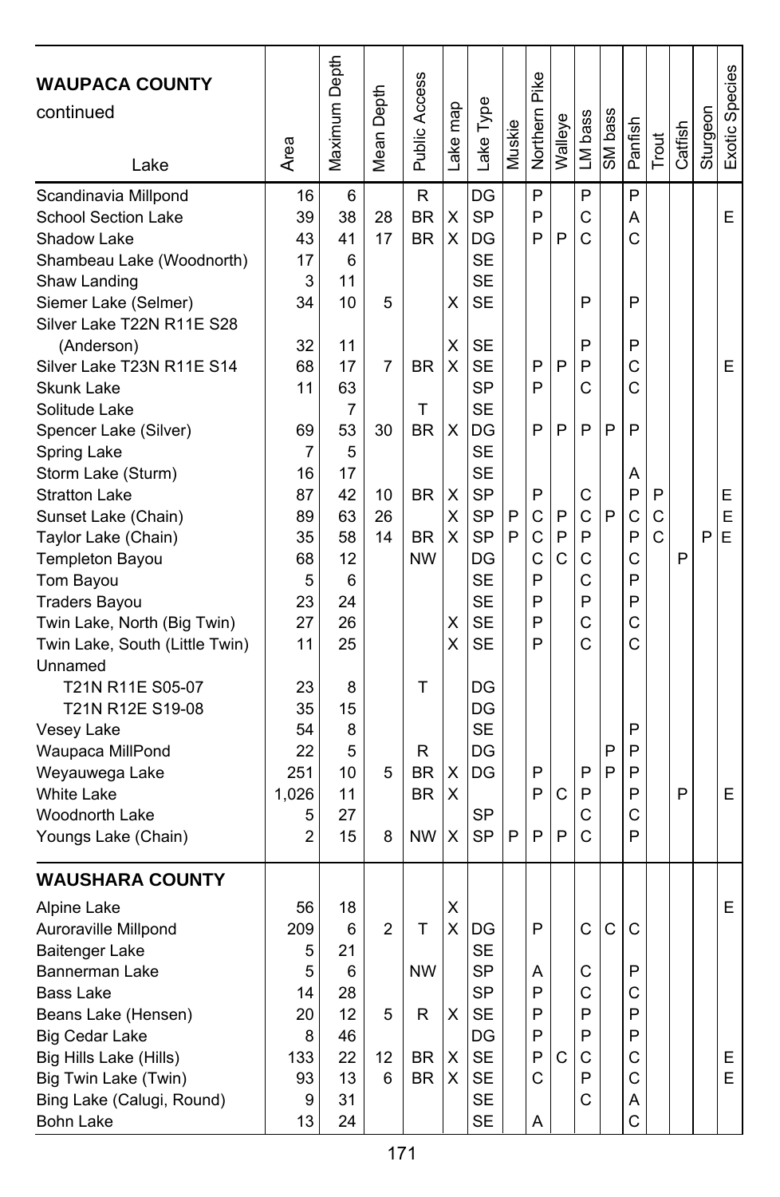| WAUPACA COUNTY continued<br>Lake | Area | Maximum Depth | Mean Depth | Public Access | Lake map | Lake Type | Muskie | Northern Pike | Walleye | LM bass | SM bass | Panfish | Trout | Catfish | Sturgeon | Exotic Species |
|---|---|---|---|---|---|---|---|---|---|---|---|---|---|---|---|---|
| Scandinavia Millpond | 16 | 6 | | R | | DG | | P | | P | | P | | | | |
| School Section Lake | 39 | 38 | 28 | BR | X | SP | | P | | C | | A | | | | E |
| Shadow Lake | 43 | 41 | 17 | BR | X | DG | | P | P | C | | C | | | | |
| Shambeau Lake (Woodnorth) | 17 | 6 | | | | SE | | | | | | | | | | |
| Shaw Landing | 3 | 11 | | | | SE | | | | | | | | | | |
| Siemer Lake (Selmer) | 34 | 10 | 5 | | X | SE | | | | P | | P | | | | |
| Silver Lake T22N R11E S28 (Anderson) | 32 | 11 | | | X | SE | | | | P | | P | | | | |
| Silver Lake T23N R11E S14 | 68 | 17 | 7 | BR | X | SE | | P | P | P | | C | | | | E |
| Skunk Lake | 11 | 63 | | | | SP | | P | | C | | C | | | | |
| Solitude Lake | | 7 | | T | | SE | | | | | | | | | | |
| Spencer Lake (Silver) | 69 | 53 | 30 | BR | X | DG | | P | P | P | P | P | | | | |
| Spring Lake | 7 | 5 | | | | SE | | | | | | | | | | |
| Storm Lake (Sturm) | 16 | 17 | | | | SE | | | | | | A | | | | |
| Stratton Lake | 87 | 42 | 10 | BR | X | SP | | P | | C | | P | P | | | E |
| Sunset Lake (Chain) | 89 | 63 | 26 | | X | SP | P | C | P | C | P | C | C | | | E |
| Taylor Lake (Chain) | 35 | 58 | 14 | BR | X | SP | P | C | P | P | | P | C | | P | E |
| Templeton Bayou | 68 | 12 | | NW | | DG | | C | C | C | | C | | P | | |
| Tom Bayou | 5 | 6 | | | | SE | | P | | C | | P | | | | |
| Traders Bayou | 23 | 24 | | | | SE | | P | | P | | P | | | | |
| Twin Lake, North (Big Twin) | 27 | 26 | | | X | SE | | P | | C | | C | | | | |
| Twin Lake, South (Little Twin) | 11 | 25 | | | X | SE | | P | | C | | C | | | | |
| Unnamed | | | | | | | | | | | | | | | | |
| T21N R11E S05-07 | 23 | 8 | | T | | DG | | | | | | | | | | |
| T21N R12E S19-08 | 35 | 15 | | | | DG | | | | | | | | | | |
| Vesey Lake | 54 | 8 | | | | SE | | | | | | P | | | | |
| Waupaca MillPond | 22 | 5 | | R | | DG | | | | | P | P | | | | |
| Weyauwega Lake | 251 | 10 | 5 | BR | X | DG | | P | | P | P | P | | | | |
| White Lake | 1,026 | 11 | | BR | X | | | P | C | P | | P | | P | | E |
| Woodnorth Lake | 5 | 27 | | | | SP | | | | C | | C | | | | |
| Youngs Lake (Chain) | 2 | 15 | 8 | NW | X | SP | P | P | P | C | | P | | | | |
| **WAUSHARA COUNTY** | | | | | | | | | | | | | | | | |
| Alpine Lake | 56 | 18 | | | X | | | | | | | | | | | E |
| Auroraville Millpond | 209 | 6 | 2 | T | X | DG | | P | | C | C | C | | | | |
| Baitenger Lake | 5 | 21 | | | | SE | | | | | | | | | | |
| Bannerman Lake | 5 | 6 | | NW | | SP | | A | | C | | P | | | | |
| Bass Lake | 14 | 28 | | | | SP | | P | | C | | C | | | | |
| Beans Lake (Hensen) | 20 | 12 | 5 | R | X | SE | | P | | P | | P | | | | |
| Big Cedar Lake | 8 | 46 | | | | DG | | P | | P | | P | | | | |
| Big Hills Lake (Hills) | 133 | 22 | 12 | BR | X | SE | | P | C | C | | C | | | | E |
| Big Twin Lake (Twin) | 93 | 13 | 6 | BR | X | SE | | C | | P | | C | | | | E |
| Bing Lake (Calugi, Round) | 9 | 31 | | | | SE | | | | C | | A | | | | |
| Bohn Lake | 13 | 24 | | | | SE | | A | | | | C | | | | |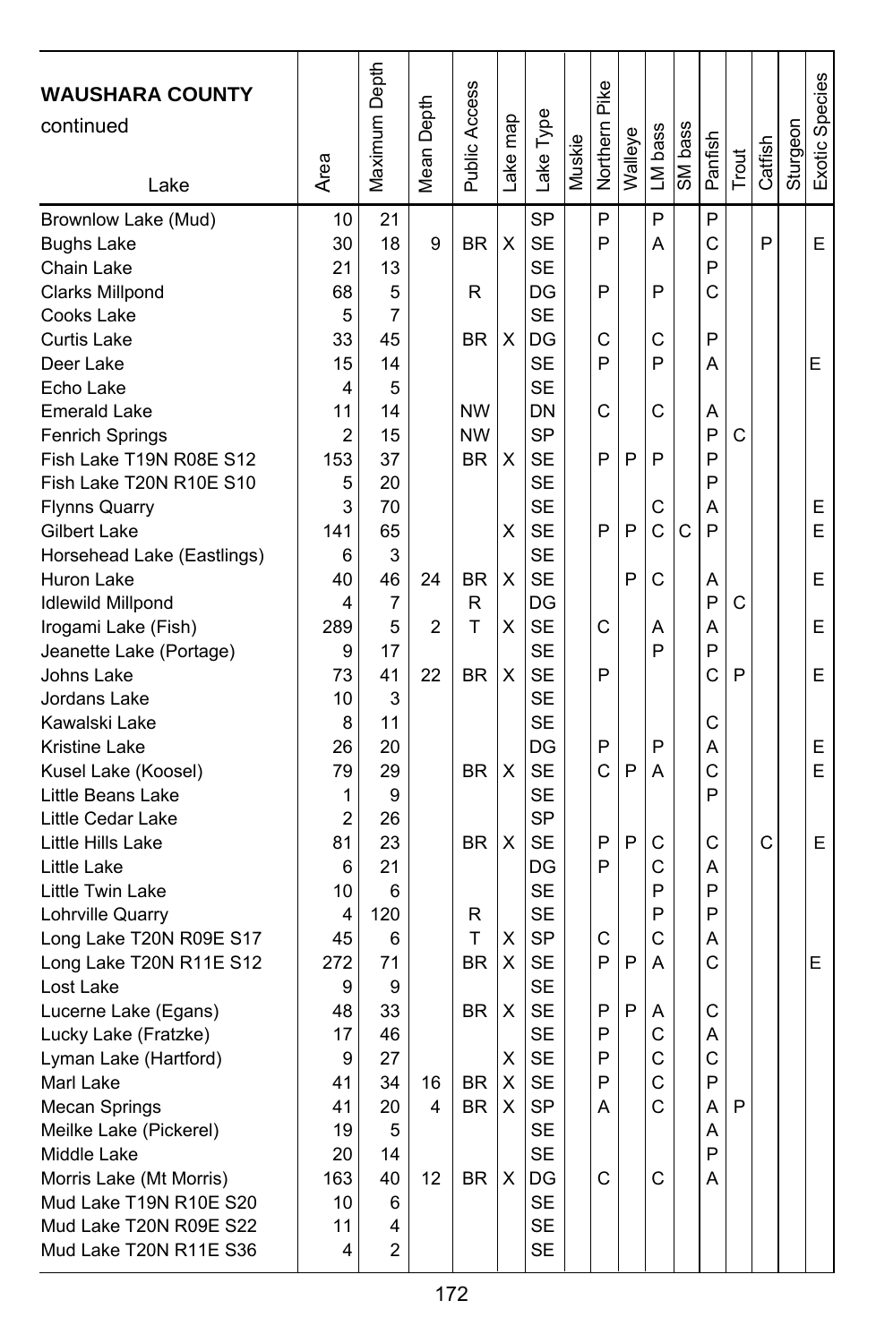## WAUSHARA COUNTY continued

| Lake | Area | Maximum Depth | Mean Depth | Public Access | Lake map | Lake Type | Muskie | Northern Pike | Walleye | LM bass | SM bass | Panfish | Trout | Catfish | Sturgeon | Exotic Species |
|---|---|---|---|---|---|---|---|---|---|---|---|---|---|---|---|---|
| Brownlow Lake (Mud) | 10 | 21 | | | | SP | | P | | P | | P | | | | |
| Bughs Lake | 30 | 18 | 9 | BR | X | SE | | P | | A | | C | | P | | E |
| Chain Lake | 21 | 13 | | | | SE | | | | | | P | | | | |
| Clarks Millpond | 68 | 5 | | R | | DG | | P | | P | | C | | | | |
| Cooks Lake | 5 | 7 | | | | SE | | | | | | | | | | |
| Curtis Lake | 33 | 45 | | BR | X | DG | | C | | C | | P | | | | |
| Deer Lake | 15 | 14 | | | | SE | | P | | P | | A | | | | E |
| Echo Lake | 4 | 5 | | | | SE | | | | | | | | | | |
| Emerald Lake | 11 | 14 | | NW | | DN | | C | | C | | A | | | | |
| Fenrich Springs | 2 | 15 | | NW | | SP | | | | | | P | C | | | |
| Fish Lake T19N R08E S12 | 153 | 37 | | BR | X | SE | | P | P | P | | P | | | | |
| Fish Lake T20N R10E S10 | 5 | 20 | | | | SE | | | | | | P | | | | |
| Flynns Quarry | 3 | 70 | | | | SE | | | | C | | A | | | | E |
| Gilbert Lake | 141 | 65 | | | X | SE | | P | P | C | C | P | | | | E |
| Horsehead Lake (Eastlings) | 6 | 3 | | | | SE | | | | | | | | | | |
| Huron Lake | 40 | 46 | 24 | BR | X | SE | | | P | C | | A | | | | E |
| Idlewild Millpond | 4 | 7 | | R | | DG | | | | | | P | C | | | |
| Irogami Lake (Fish) | 289 | 5 | 2 | T | X | SE | | C | | A | | A | | | | E |
| Jeanette Lake (Portage) | 9 | 17 | | | | SE | | | | P | | P | | | | |
| Johns Lake | 73 | 41 | 22 | BR | X | SE | | P | | | | C | P | | | E |
| Jordans Lake | 10 | 3 | | | | SE | | | | | | | | | | |
| Kawalski Lake | 8 | 11 | | | | SE | | | | | | C | | | | |
| Kristine Lake | 26 | 20 | | | | DG | | P | | P | | A | | | | E |
| Kusel Lake (Koosel) | 79 | 29 | | BR | X | SE | | C | P | A | | C | | | | E |
| Little Beans Lake | 1 | 9 | | | | SE | | | | | | P | | | | |
| Little Cedar Lake | 2 | 26 | | | | SP | | | | | | | | | | |
| Little Hills Lake | 81 | 23 | | BR | X | SE | | P | P | C | | C | | C | | E |
| Little Lake | 6 | 21 | | | | DG | | P | | C | | A | | | | |
| Little Twin Lake | 10 | 6 | | | | SE | | | | P | | P | | | | |
| Lohrville Quarry | 4 | 120 | | R | | SE | | | | P | | P | | | | |
| Long Lake T20N R09E S17 | 45 | 6 | | T | X | SP | | C | | C | | A | | | | |
| Long Lake T20N R11E S12 | 272 | 71 | | BR | X | SE | | P | P | A | | C | | | | E |
| Lost Lake | 9 | 9 | | | | SE | | | | | | | | | | |
| Lucerne Lake (Egans) | 48 | 33 | | BR | X | SE | | P | P | A | | C | | | | |
| Lucky Lake (Fratzke) | 17 | 46 | | | | SE | | P | | C | | A | | | | |
| Lyman Lake (Hartford) | 9 | 27 | | | X | SE | | P | | C | | C | | | | |
| Marl Lake | 41 | 34 | 16 | BR | X | SE | | P | | C | | P | | | | |
| Mecan Springs | 41 | 20 | 4 | BR | X | SP | | A | | C | | A | P | | | |
| Meilke Lake (Pickerel) | 19 | 5 | | | | SE | | | | | | A | | | | |
| Middle Lake | 20 | 14 | | | | SE | | | | | | P | | | | |
| Morris Lake (Mt Morris) | 163 | 40 | 12 | BR | X | DG | | C | | C | | A | | | | |
| Mud Lake T19N R10E S20 | 10 | 6 | | | | SE | | | | | | | | | | |
| Mud Lake T20N R09E S22 | 11 | 4 | | | | SE | | | | | | | | | | |
| Mud Lake T20N R11E S36 | 4 | 2 | | | | SE | | | | | | | | | | |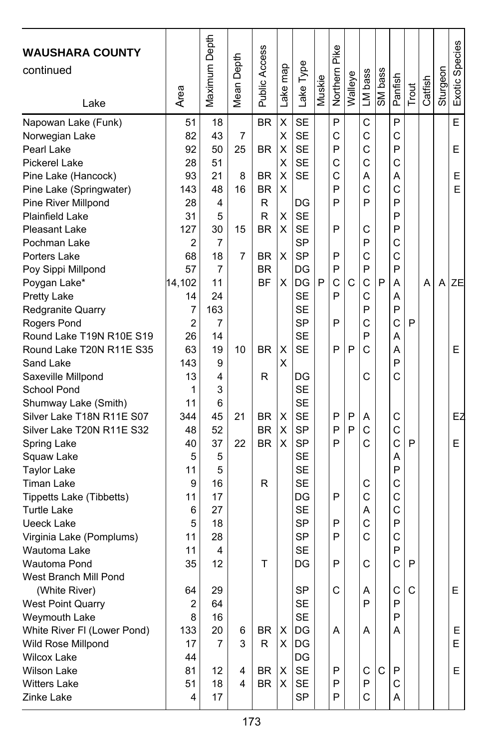| **WAUSHARA COUNTY** continued Lake | Area | Maximum Depth | Mean Depth | Public Access | Lake map | Lake Type | Muskie | Northern Pike | Walleye | LM bass | SM bass | Panfish | Trout | Catfish | Sturgeon | Exotic Species |
|---|---|---|---|---|---|---|---|---|---|---|---|---|---|---|---|---|
| Napowan Lake (Funk) | 51 | 18 | | BR | X | SE | | P | | C | | P | | | | E |
| Norwegian Lake | 82 | 43 | 7 | | X | SE | | C | | C | | C | | | | |
| Pearl Lake | 92 | 50 | 25 | BR | X | SE | | P | | C | | P | | | | E |
| Pickerel Lake | 28 | 51 | | | X | SE | | C | | C | | C | | | | |
| Pine Lake (Hancock) | 93 | 21 | 8 | BR | X | SE | | C | | A | | A | | | | E |
| Pine Lake (Springwater) | 143 | 48 | 16 | BR | X | | | P | | C | | C | | | | E |
| Pine River Millpond | 28 | 4 | | R | | DG | | P | | P | | P | | | | |
| Plainfield Lake | 31 | 5 | | R | X | SE | | | | | | P | | | | |
| Pleasant Lake | 127 | 30 | 15 | BR | X | SE | | P | | C | | P | | | | |
| Pochman Lake | 2 | 7 | | | | SP | | | | P | | C | | | | |
| Porters Lake | 68 | 18 | 7 | BR | X | SP | | P | | C | | C | | | | |
| Poy Sippi Millpond | 57 | 7 | | BR | | DG | | P | | P | | P | | | | |
| Poygan Lake* | 14,102 | 11 | | BF | X | DG | P | C | C | C | P | A | | A | A | ZE |
| Pretty Lake | 14 | 24 | | | | SE | | P | | C | | A | | | | |
| Redgranite Quarry | 7 | 163 | | | | SE | | | | P | | P | | | | |
| Rogers Pond | 2 | 7 | | | | SP | | P | | C | | C | P | | | |
| Round Lake T19N R10E S19 | 26 | 14 | | | | SE | | | | P | | A | | | | |
| Round Lake T20N R11E S35 | 63 | 19 | 10 | BR | X | SE | | P | P | C | | A | | | | E |
| Sand Lake | 143 | 9 | | | X | | | | | | | P | | | | |
| Saxeville Millpond | 13 | 4 | | R | | DG | | | | C | | C | | | | |
| School Pond | 1 | 3 | | | | SE | | | | | | | | | | |
| Shumway Lake (Smith) | 11 | 6 | | | | SE | | | | | | | | | | |
| Silver Lake T18N R11E S07 | 344 | 45 | 21 | BR | X | SE | | P | P | A | | C | | | | EZ |
| Silver Lake T20N R11E S32 | 48 | 52 | | BR | X | SP | | P | P | C | | C | | | | |
| Spring Lake | 40 | 37 | 22 | BR | X | SP | | P | | C | | C | P | | | E |
| Squaw Lake | 5 | 5 | | | | SE | | | | | | A | | | | |
| Taylor Lake | 11 | 5 | | | | SE | | | | | | P | | | | |
| Timan Lake | 9 | 16 | | R | | SE | | | | C | | C | | | | |
| Tippetts Lake (Tibbetts) | 11 | 17 | | | | DG | | P | | C | | C | | | | |
| Turtle Lake | 6 | 27 | | | | SE | | | | A | | C | | | | |
| Ueeck Lake | 5 | 18 | | | | SP | | P | | C | | P | | | | |
| Virginia Lake (Pomplums) | 11 | 28 | | | | SP | | P | | C | | C | | | | |
| Wautoma Lake | 11 | 4 | | | | SE | | | | | | P | | | | |
| Wautoma Pond | 35 | 12 | | T | | DG | | P | | C | | C | P | | | |
| West Branch Mill Pond (White River) | 64 | 29 | | | | SP | | C | | A | | C | C | | | E |
| West Point Quarry | 2 | 64 | | | | SE | | | | P | | P | | | | |
| Weymouth Lake | 8 | 16 | | | | SE | | | | | | P | | | | |
| White River Fl (Lower Pond) | 133 | 20 | 6 | BR | X | DG | | A | | A | | A | | | | E |
| Wild Rose Millpond | 17 | 7 | 3 | R | X | DG | | | | | | | | | | E |
| Wilcox Lake | 44 | | | | | DG | | | | | | | | | | |
| Wilson Lake | 81 | 12 | 4 | BR | X | SE | | P | | C | C | P | | | | E |
| Witters Lake | 51 | 18 | 4 | BR | X | SE | | P | | P | | C | | | | |
| Zinke Lake | 4 | 17 | | | | SP | | P | | C | | A | | | | |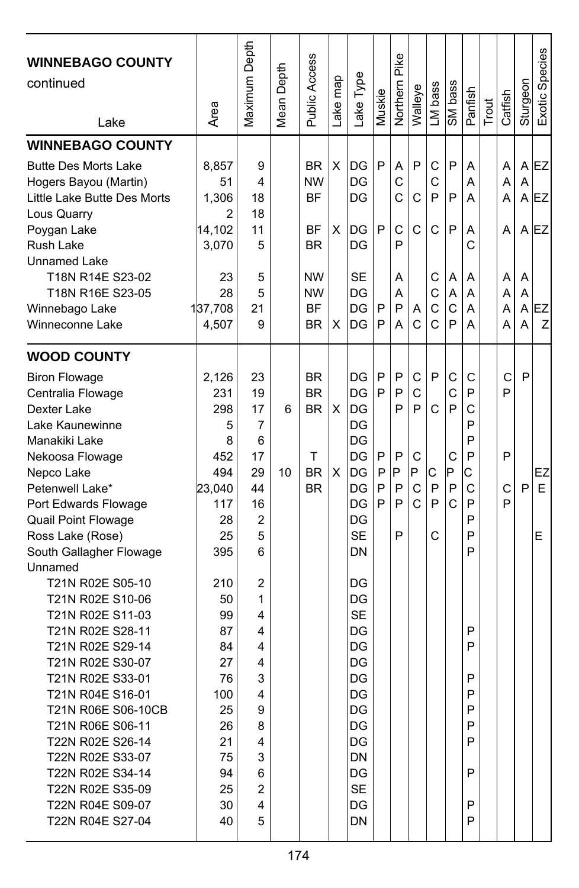| Lake | Area | Maximum Depth | Mean Depth | Public Access | Lake map | Lake Type | Muskie | Northern Pike | Walleye | LM bass | SM bass | Panfish | Trout | Catfish | Sturgeon | Exotic Species |
|---|---|---|---|---|---|---|---|---|---|---|---|---|---|---|---|---|
| **WINNEBAGO COUNTY continued** | | | | | | | | | | | | | | | | |
| **WINNEBAGO COUNTY** | | | | | | | | | | | | | | | | |
| Butte Des Morts Lake | 8,857 | 9 | | BR | X | DG | P | A | P | C | P | A | | A | A | EZ |
| Hogers Bayou (Martin) | 51 | 4 | | NW | | DG | | C | | C | | A | | A | A | |
| Little Lake Butte Des Morts | 1,306 | 18 | | BF | | DG | | C | C | P | P | A | | A | A | EZ |
| Lous Quarry | 2 | 18 | | | | | | | | | | | | | | |
| Poygan Lake | 14,102 | 11 | | BF | X | DG | P | C | C | C | P | A | | A | A | EZ |
| Rush Lake | 3,070 | 5 | | BR | | DG | | P | | | | C | | | | |
| Unnamed Lake | | | | | | | | | | | | | | | | |
| T18N R14E S23-02 | 23 | 5 | | NW | | SE | | A | | C | A | A | | A | A | |
| T18N R16E S23-05 | 28 | 5 | | NW | | DG | | A | | C | A | A | | A | A | |
| Winnebago Lake | 137,708 | 21 | | BF | | DG | P | P | A | C | C | A | | A | A | EZ |
| Winneconne Lake | 4,507 | 9 | | BR | X | DG | P | A | C | C | P | A | | A | A | Z |
| **WOOD COUNTY** | | | | | | | | | | | | | | | | |
| Biron Flowage | 2,126 | 23 | | BR | | DG | P | P | C | P | C | C | | C | P | |
| Centralia Flowage | 231 | 19 | | BR | | DG | P | P | C | | C | P | | P | | |
| Dexter Lake | 298 | 17 | 6 | BR | X | DG | | P | P | C | P | C | | | | |
| Lake Kaunewinne | 5 | 7 | | | | DG | | | | | | P | | | | |
| Manakiki Lake | 8 | 6 | | | | DG | | | | | | P | | | | |
| Nekoosa Flowage | 452 | 17 | | T | | DG | P | P | C | | C | P | | P | | |
| Nepco Lake | 494 | 29 | 10 | BR | X | DG | P | P | P | C | P | C | | | | EZ |
| Petenwell Lake* | 23,040 | 44 | | BR | | DG | P | P | C | P | P | C | | C | P | E |
| Port Edwards Flowage | 117 | 16 | | | | DG | P | P | C | P | C | P | | P | | |
| Quail Point Flowage | 28 | 2 | | | | DG | | | | | | P | | | | |
| Ross Lake (Rose) | 25 | 5 | | | | SE | | P | | C | | P | | | | E |
| South Gallagher Flowage | 395 | 6 | | | | DN | | | | | | P | | | | |
| Unnamed | | | | | | | | | | | | | | | | |
| T21N R02E S05-10 | 210 | 2 | | | | DG | | | | | | | | | | |
| T21N R02E S10-06 | 50 | 1 | | | | DG | | | | | | | | | | |
| T21N R02E S11-03 | 99 | 4 | | | | SE | | | | | | | | | | |
| T21N R02E S28-11 | 87 | 4 | | | | DG | | | | | | P | | | | |
| T21N R02E S29-14 | 84 | 4 | | | | DG | | | | | | P | | | | |
| T21N R02E S30-07 | 27 | 4 | | | | DG | | | | | | | | | | |
| T21N R02E S33-01 | 76 | 3 | | | | DG | | | | | | P | | | | |
| T21N R04E S16-01 | 100 | 4 | | | | DG | | | | | | P | | | | |
| T21N R06E S06-10CB | 25 | 9 | | | | DG | | | | | | P | | | | |
| T21N R06E S06-11 | 26 | 8 | | | | DG | | | | | | P | | | | |
| T22N R02E S26-14 | 21 | 4 | | | | DG | | | | | | P | | | | |
| T22N R02E S33-07 | 75 | 3 | | | | DN | | | | | | | | | | |
| T22N R02E S34-14 | 94 | 6 | | | | DG | | | | | | P | | | | |
| T22N R02E S35-09 | 25 | 2 | | | | SE | | | | | | | | | | |
| T22N R04E S09-07 | 30 | 4 | | | | DG | | | | | | P | | | | |
| T22N R04E S27-04 | 40 | 5 | | | | DN | | | | | | P | | | | |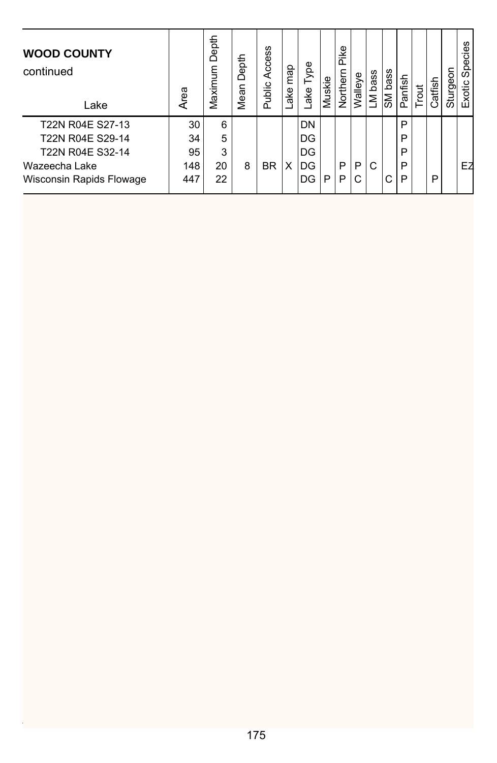| **WOOD COUNTY** continued<br>Lake | Area | Maximum Depth | Mean Depth | Public Access | Lake map | Lake Type | Muskie | Northern Pike | Walleye | LM bass | SM bass | Panfish | Trout | Catfish | Sturgeon | Exotic Species |
|---|---|---|---|---|---|---|---|---|---|---|---|---|---|---|---|---|
| T22N R04E S27-13 | 30 | 6 | | | | DN | | | | | | P | | | | |
| T22N R04E S29-14 | 34 | 5 | | | | DG | | | | | | P | | | | |
| T22N R04E S32-14 | 95 | 3 | | | | DG | | | | | | P | | | | |
| Wazeecha Lake | 148 | 20 | 8 | BR | X | DG | | P | P | C | | P | | | | EZ |
| Wisconsin Rapids Flowage | 447 | 22 | | | | DG | P | P | C | | C | P | | P | | |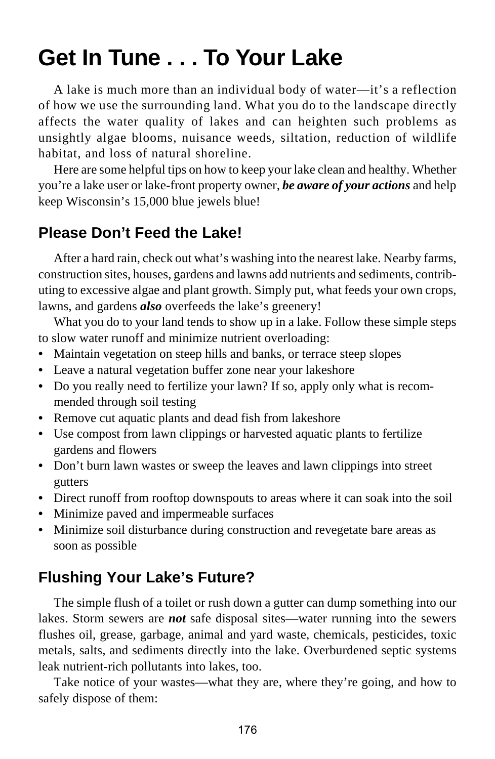# Get In Tune . . . To Your Lake

A lake is much more than an individual body of water—it's a reflection of how we use the surrounding land. What you do to the landscape directly affects the water quality of lakes and can heighten such problems as unsightly algae blooms, nuisance weeds, siltation, reduction of wildlife habitat, and loss of natural shoreline.

Here are some helpful tips on how to keep your lake clean and healthy. Whether you're a lake user or lake-front property owner, ***be aware of your actions*** and help keep Wisconsin's 15,000 blue jewels blue!

## Please Don't Feed the Lake!

After a hard rain, check out what's washing into the nearest lake. Nearby farms, construction sites, houses, gardens and lawns add nutrients and sediments, contributing to excessive algae and plant growth. Simply put, what feeds your own crops, lawns, and gardens ***also*** overfeeds the lake's greenery!

What you do to your land tends to show up in a lake. Follow these simple steps to slow water runoff and minimize nutrient overloading:

- Maintain vegetation on steep hills and banks, or terrace steep slopes
- Leave a natural vegetation buffer zone near your lakeshore
- Do you really need to fertilize your lawn? If so, apply only what is recommended through soil testing
- Remove cut aquatic plants and dead fish from lakeshore
- Use compost from lawn clippings or harvested aquatic plants to fertilize gardens and flowers
- Don't burn lawn wastes or sweep the leaves and lawn clippings into street gutters
- Direct runoff from rooftop downspouts to areas where it can soak into the soil
- Minimize paved and impermeable surfaces
- Minimize soil disturbance during construction and revegetate bare areas as soon as possible

## Flushing Your Lake's Future?

The simple flush of a toilet or rush down a gutter can dump something into our lakes. Storm sewers are ***not*** safe disposal sites—water running into the sewers flushes oil, grease, garbage, animal and yard waste, chemicals, pesticides, toxic metals, salts, and sediments directly into the lake. Overburdened septic systems leak nutrient-rich pollutants into lakes, too.

Take notice of your wastes—what they are, where they're going, and how to safely dispose of them: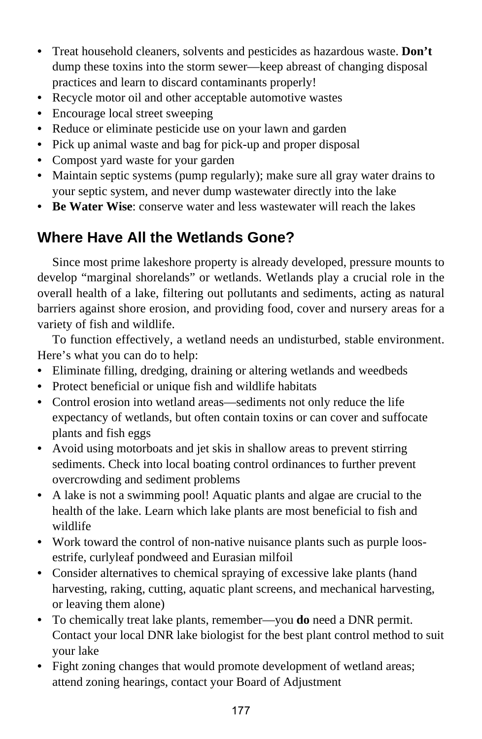- Treat household cleaners, solvents and pesticides as hazardous waste. **Don't** dump these toxins into the storm sewer—keep abreast of changing disposal practices and learn to discard contaminants properly!
- Recycle motor oil and other acceptable automotive wastes
- Encourage local street sweeping
- Reduce or eliminate pesticide use on your lawn and garden
- Pick up animal waste and bag for pick-up and proper disposal
- Compost yard waste for your garden
- Maintain septic systems (pump regularly); make sure all gray water drains to your septic system, and never dump wastewater directly into the lake
- **Be Water Wise**: conserve water and less wastewater will reach the lakes

## Where Have All the Wetlands Gone?

Since most prime lakeshore property is already developed, pressure mounts to develop "marginal shorelands" or wetlands. Wetlands play a crucial role in the overall health of a lake, filtering out pollutants and sediments, acting as natural barriers against shore erosion, and providing food, cover and nursery areas for a variety of fish and wildlife.

To function effectively, a wetland needs an undisturbed, stable environment. Here's what you can do to help:

- Eliminate filling, dredging, draining or altering wetlands and weedbeds
- Protect beneficial or unique fish and wildlife habitats
- Control erosion into wetland areas—sediments not only reduce the life expectancy of wetlands, but often contain toxins or can cover and suffocate plants and fish eggs
- Avoid using motorboats and jet skis in shallow areas to prevent stirring sediments. Check into local boating control ordinances to further prevent overcrowding and sediment problems
- A lake is not a swimming pool! Aquatic plants and algae are crucial to the health of the lake. Learn which lake plants are most beneficial to fish and wildlife
- Work toward the control of non-native nuisance plants such as purple loosestrife, curlyleaf pondweed and Eurasian milfoil
- Consider alternatives to chemical spraying of excessive lake plants (hand harvesting, raking, cutting, aquatic plant screens, and mechanical harvesting, or leaving them alone)
- To chemically treat lake plants, remember—you **do** need a DNR permit. Contact your local DNR lake biologist for the best plant control method to suit your lake
- Fight zoning changes that would promote development of wetland areas; attend zoning hearings, contact your Board of Adjustment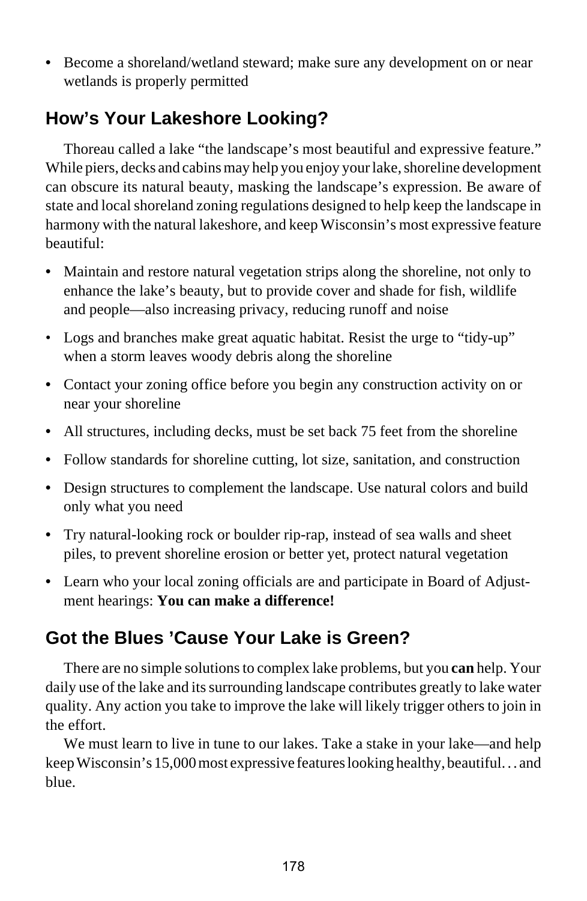- Become a shoreland/wetland steward; make sure any development on or near wetlands is properly permitted

## How's Your Lakeshore Looking?

Thoreau called a lake "the landscape's most beautiful and expressive feature." While piers, decks and cabins may help you enjoy your lake, shoreline development can obscure its natural beauty, masking the landscape's expression. Be aware of state and local shoreland zoning regulations designed to help keep the landscape in harmony with the natural lakeshore, and keep Wisconsin's most expressive feature beautiful:

- Maintain and restore natural vegetation strips along the shoreline, not only to enhance the lake's beauty, but to provide cover and shade for fish, wildlife and people—also increasing privacy, reducing runoff and noise
- Logs and branches make great aquatic habitat. Resist the urge to "tidy-up" when a storm leaves woody debris along the shoreline
- Contact your zoning office before you begin any construction activity on or near your shoreline
- All structures, including decks, must be set back 75 feet from the shoreline
- Follow standards for shoreline cutting, lot size, sanitation, and construction
- Design structures to complement the landscape. Use natural colors and build only what you need
- Try natural-looking rock or boulder rip-rap, instead of sea walls and sheet piles, to prevent shoreline erosion or better yet, protect natural vegetation
- Learn who your local zoning officials are and participate in Board of Adjustment hearings: **You can make a difference!**

## Got the Blues 'Cause Your Lake is Green?

There are no simple solutions to complex lake problems, but you **can** help. Your daily use of the lake and its surrounding landscape contributes greatly to lake water quality. Any action you take to improve the lake will likely trigger others to join in the effort.

We must learn to live in tune to our lakes. Take a stake in your lake—and help keep Wisconsin's 15,000 most expressive features looking healthy, beautiful… and blue.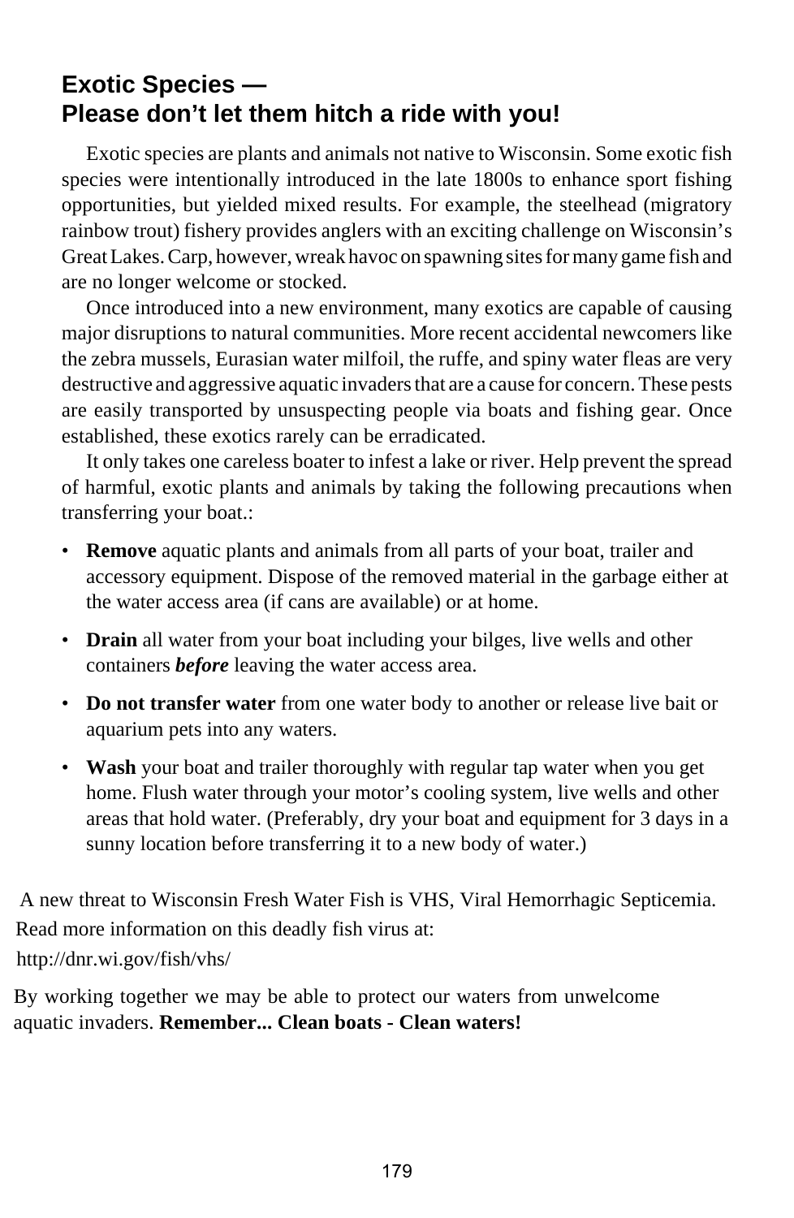## Exotic Species — Please don't let them hitch a ride with you!

Exotic species are plants and animals not native to Wisconsin. Some exotic fish species were intentionally introduced in the late 1800s to enhance sport fishing opportunities, but yielded mixed results. For example, the steelhead (migratory rainbow trout) fishery provides anglers with an exciting challenge on Wisconsin's Great Lakes. Carp, however, wreak havoc on spawning sites for many game fish and are no longer welcome or stocked.

Once introduced into a new environment, many exotics are capable of causing major disruptions to natural communities. More recent accidental newcomers like the zebra mussels, Eurasian water milfoil, the ruffe, and spiny water fleas are very destructive and aggressive aquatic invaders that are a cause for concern. These pests are easily transported by unsuspecting people via boats and fishing gear. Once established, these exotics rarely can be erradicated.

It only takes one careless boater to infest a lake or river. Help prevent the spread of harmful, exotic plants and animals by taking the following precautions when transferring your boat.:

- **Remove** aquatic plants and animals from all parts of your boat, trailer and accessory equipment. Dispose of the removed material in the garbage either at the water access area (if cans are available) or at home.
- **Drain** all water from your boat including your bilges, live wells and other containers ***before*** leaving the water access area.
- **Do not transfer water** from one water body to another or release live bait or aquarium pets into any waters.
- **Wash** your boat and trailer thoroughly with regular tap water when you get home. Flush water through your motor's cooling system, live wells and other areas that hold water. (Preferably, dry your boat and equipment for 3 days in a sunny location before transferring it to a new body of water.)

A new threat to Wisconsin Fresh Water Fish is VHS, Viral Hemorrhagic Septicemia. Read more information on this deadly fish virus at:
http://dnr.wi.gov/fish/vhs/

By working together we may be able to protect our waters from unwelcome aquatic invaders. **Remember... Clean boats - Clean waters!**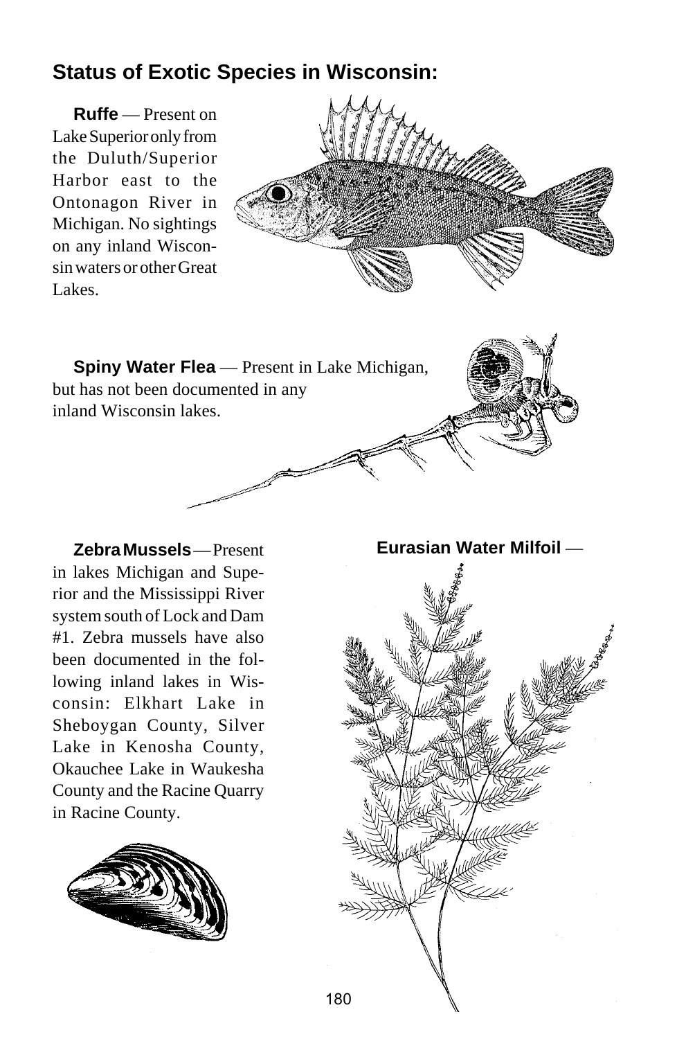## Status of Exotic Species in Wisconsin:

**Ruffe** — Present on Lake Superior only from the Duluth/Superior Harbor east to the Ontonagon River in Michigan. No sightings on any inland Wisconsin waters or other Great Lakes.

**Spiny Water Flea** — Present in Lake Michigan, but has not been documented in any inland Wisconsin lakes.

**Zebra Mussels** — Present in lakes Michigan and Superior and the Mississippi River system south of Lock and Dam #1. Zebra mussels have also been documented in the following inland lakes in Wisconsin: Elkhart Lake in Sheboygan County, Silver Lake in Kenosha County, Okauchee Lake in Waukesha County and the Racine Quarry in Racine County.

**Eurasian Water Milfoil** —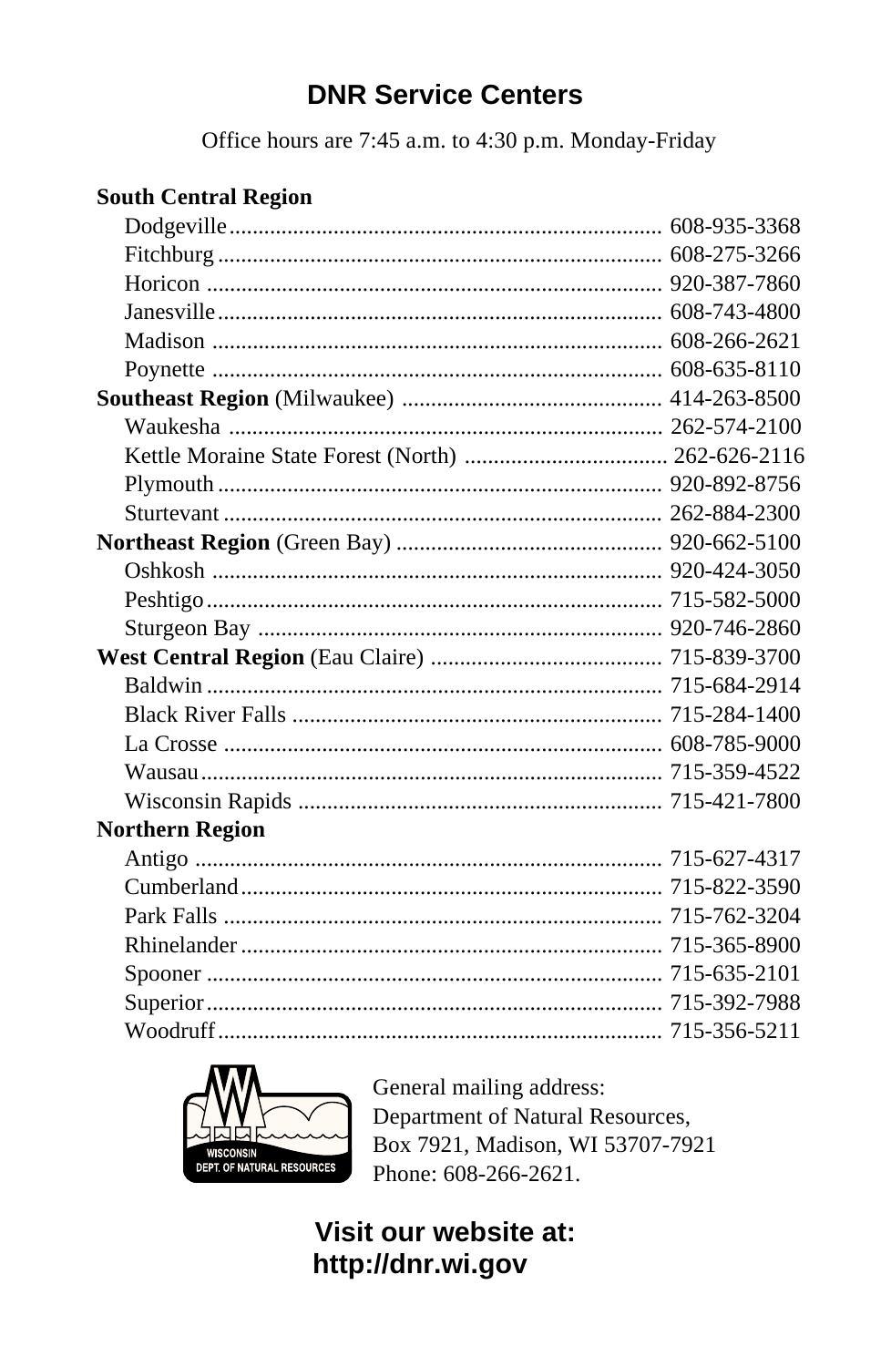## DNR Service Centers

Office hours are 7:45 a.m. to 4:30 p.m. Monday-Friday

**South Central Region**

- Dodgeville ........ 608-935-3368
- Fitchburg ........ 608-275-3266
- Horicon ........ 920-387-7860
- Janesville ........ 608-743-4800
- Madison ........ 608-266-2621
- Poynette ........ 608-635-8110

**Southeast Region** (Milwaukee) ........ 414-263-8500

- Waukesha ........ 262-574-2100
- Kettle Moraine State Forest (North) ........ 262-626-2116
- Plymouth ........ 920-892-8756
- Sturtevant ........ 262-884-2300

**Northeast Region** (Green Bay) ........ 920-662-5100

- Oshkosh ........ 920-424-3050
- Peshtigo ........ 715-582-5000
- Sturgeon Bay ........ 920-746-2860

**West Central Region** (Eau Claire) ........ 715-839-3700

- Baldwin ........ 715-684-2914
- Black River Falls ........ 715-284-1400
- La Crosse ........ 608-785-9000
- Wausau ........ 715-359-4522
- Wisconsin Rapids ........ 715-421-7800

**Northern Region**

- Antigo ........ 715-627-4317
- Cumberland ........ 715-822-3590
- Park Falls ........ 715-762-3204
- Rhinelander ........ 715-365-8900
- Spooner ........ 715-635-2101
- Superior ........ 715-392-7988
- Woodruff ........ 715-356-5211

WISCONSIN DEPT. OF NATURAL RESOURCES

General mailing address:
Department of Natural Resources,
Box 7921, Madison, WI 53707-7921
Phone: 608-266-2621.

**Visit our website at:**
**http://dnr.wi.gov**